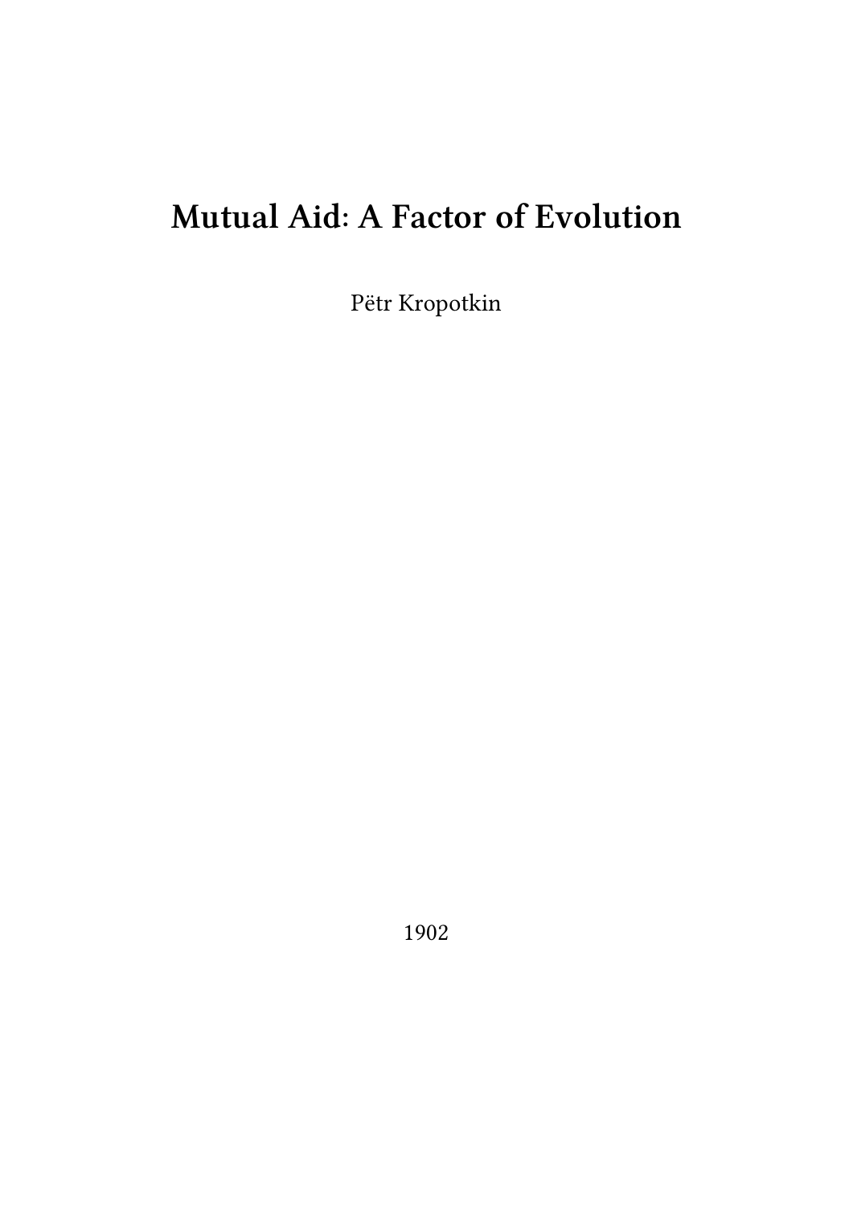# Mutual Aid: A Factor of Evolution

Pëtr Kropotkin

1902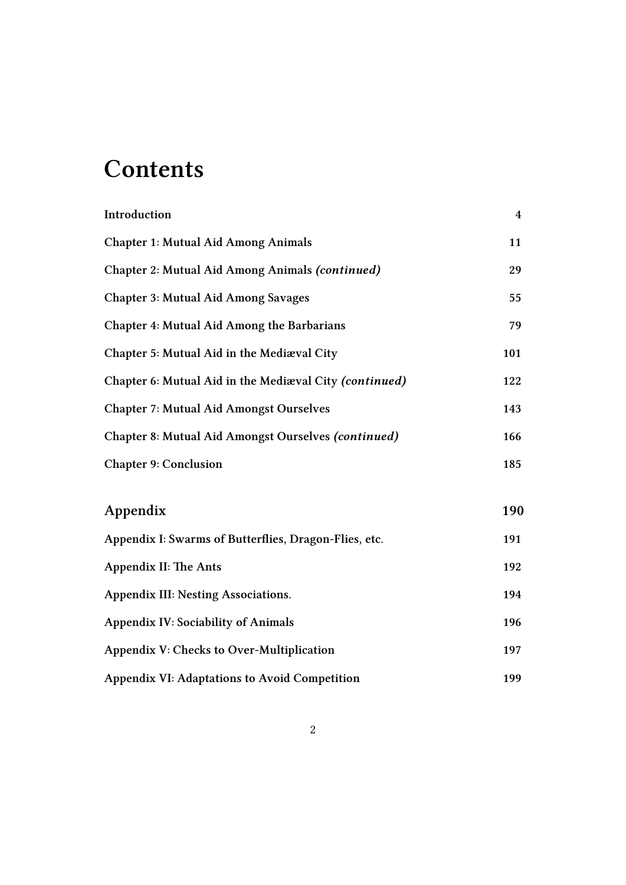# Contents

| | |
|---|---|
| **Introduction** | **4** |
| **Chapter 1: Mutual Aid Among Animals** | **11** |
| **Chapter 2: Mutual Aid Among Animals *(continued)*** | **29** |
| **Chapter 3: Mutual Aid Among Savages** | **55** |
| **Chapter 4: Mutual Aid Among the Barbarians** | **79** |
| **Chapter 5: Mutual Aid in the Mediæval City** | **101** |
| **Chapter 6: Mutual Aid in the Mediæval City *(continued)*** | **122** |
| **Chapter 7: Mutual Aid Amongst Ourselves** | **143** |
| **Chapter 8: Mutual Aid Amongst Ourselves *(continued)*** | **166** |
| **Chapter 9: Conclusion** | **185** |
| **Appendix** | **190** |
| **Appendix I: Swarms of Butterflies, Dragon-Flies, etc.** | **191** |
| **Appendix II: The Ants** | **192** |
| **Appendix III: Nesting Associations.** | **194** |
| **Appendix IV: Sociability of Animals** | **196** |
| **Appendix V: Checks to Over-Multiplication** | **197** |
| **Appendix VI: Adaptations to Avoid Competition** | **199** |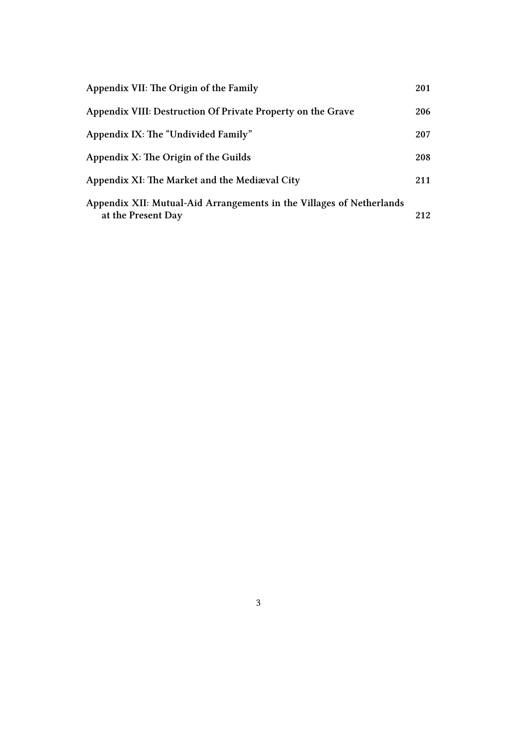**Appendix VII: The Origin of the Family** 201

**Appendix VIII: Destruction Of Private Property on the Grave** 206

**Appendix IX: The "Undivided Family"** 207

**Appendix X: The Origin of the Guilds** 208

**Appendix XI: The Market and the Mediæval City** 211

**Appendix XII: Mutual-Aid Arrangements in the Villages of Netherlands at the Present Day** 212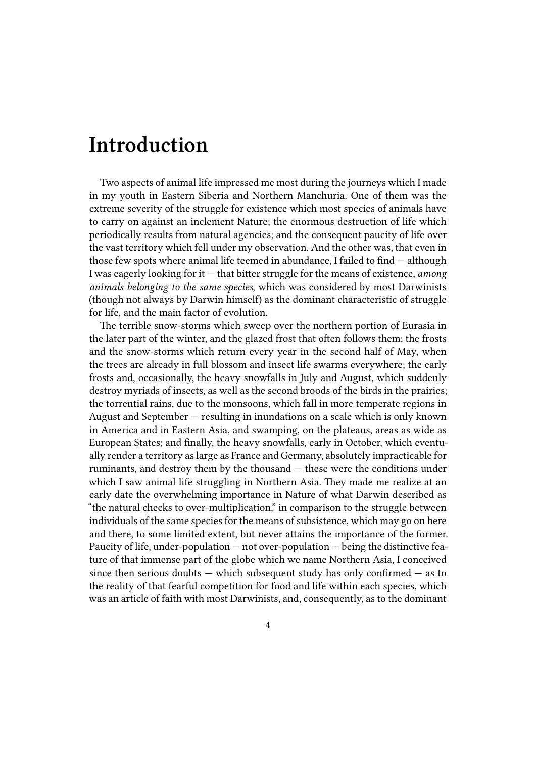# Introduction

Two aspects of animal life impressed me most during the journeys which I made in my youth in Eastern Siberia and Northern Manchuria. One of them was the extreme severity of the struggle for existence which most species of animals have to carry on against an inclement Nature; the enormous destruction of life which periodically results from natural agencies; and the consequent paucity of life over the vast territory which fell under my observation. And the other was, that even in those few spots where animal life teemed in abundance, I failed to find — although I was eagerly looking for it — that bitter struggle for the means of existence, *among animals belonging to the same species*, which was considered by most Darwinists (though not always by Darwin himself) as the dominant characteristic of struggle for life, and the main factor of evolution.

The terrible snow-storms which sweep over the northern portion of Eurasia in the later part of the winter, and the glazed frost that often follows them; the frosts and the snow-storms which return every year in the second half of May, when the trees are already in full blossom and insect life swarms everywhere; the early frosts and, occasionally, the heavy snowfalls in July and August, which suddenly destroy myriads of insects, as well as the second broods of the birds in the prairies; the torrential rains, due to the monsoons, which fall in more temperate regions in August and September — resulting in inundations on a scale which is only known in America and in Eastern Asia, and swamping, on the plateaus, areas as wide as European States; and finally, the heavy snowfalls, early in October, which eventually render a territory as large as France and Germany, absolutely impracticable for ruminants, and destroy them by the thousand — these were the conditions under which I saw animal life struggling in Northern Asia. They made me realize at an early date the overwhelming importance in Nature of what Darwin described as "the natural checks to over-multiplication," in comparison to the struggle between individuals of the same species for the means of subsistence, which may go on here and there, to some limited extent, but never attains the importance of the former. Paucity of life, under-population — not over-population — being the distinctive feature of that immense part of the globe which we name Northern Asia, I conceived since then serious doubts — which subsequent study has only confirmed — as to the reality of that fearful competition for food and life within each species, which was an article of faith with most Darwinists, and, consequently, as to the dominant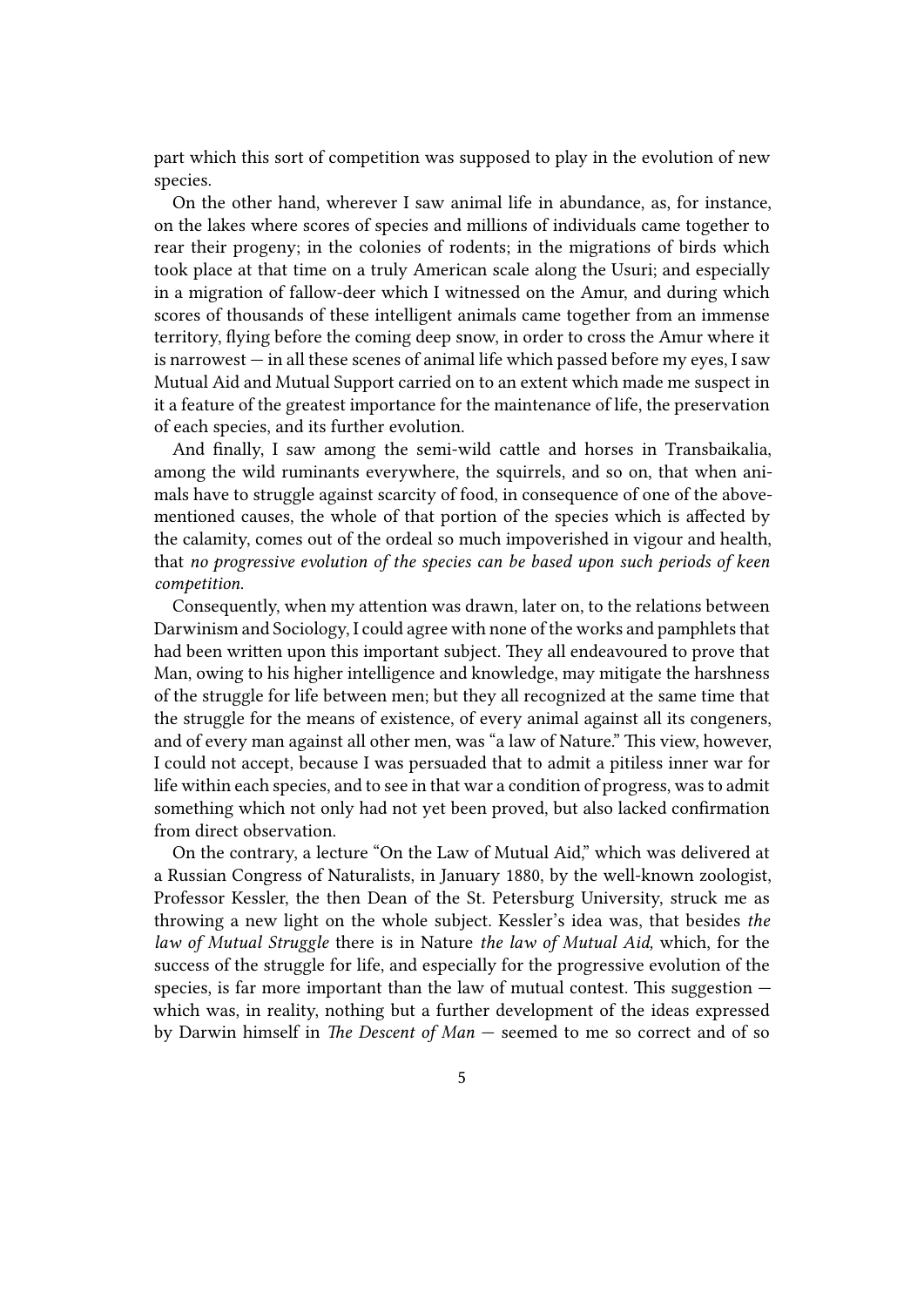part which this sort of competition was supposed to play in the evolution of new species.

On the other hand, wherever I saw animal life in abundance, as, for instance, on the lakes where scores of species and millions of individuals came together to rear their progeny; in the colonies of rodents; in the migrations of birds which took place at that time on a truly American scale along the Usuri; and especially in a migration of fallow-deer which I witnessed on the Amur, and during which scores of thousands of these intelligent animals came together from an immense territory, flying before the coming deep snow, in order to cross the Amur where it is narrowest — in all these scenes of animal life which passed before my eyes, I saw Mutual Aid and Mutual Support carried on to an extent which made me suspect in it a feature of the greatest importance for the maintenance of life, the preservation of each species, and its further evolution.

And finally, I saw among the semi-wild cattle and horses in Transbaikalia, among the wild ruminants everywhere, the squirrels, and so on, that when animals have to struggle against scarcity of food, in consequence of one of the above-mentioned causes, the whole of that portion of the species which is affected by the calamity, comes out of the ordeal so much impoverished in vigour and health, that *no progressive evolution of the species can be based upon such periods of keen competition.*

Consequently, when my attention was drawn, later on, to the relations between Darwinism and Sociology, I could agree with none of the works and pamphlets that had been written upon this important subject. They all endeavoured to prove that Man, owing to his higher intelligence and knowledge, may mitigate the harshness of the struggle for life between men; but they all recognized at the same time that the struggle for the means of existence, of every animal against all its congeners, and of every man against all other men, was "a law of Nature." This view, however, I could not accept, because I was persuaded that to admit a pitiless inner war for life within each species, and to see in that war a condition of progress, was to admit something which not only had not yet been proved, but also lacked confirmation from direct observation.

On the contrary, a lecture "On the Law of Mutual Aid," which was delivered at a Russian Congress of Naturalists, in January 1880, by the well-known zoologist, Professor Kessler, the then Dean of the St. Petersburg University, struck me as throwing a new light on the whole subject. Kessler's idea was, that besides *the law of Mutual Struggle* there is in Nature *the law of Mutual Aid,* which, for the success of the struggle for life, and especially for the progressive evolution of the species, is far more important than the law of mutual contest. This suggestion — which was, in reality, nothing but a further development of the ideas expressed by Darwin himself in *The Descent of Man* — seemed to me so correct and of so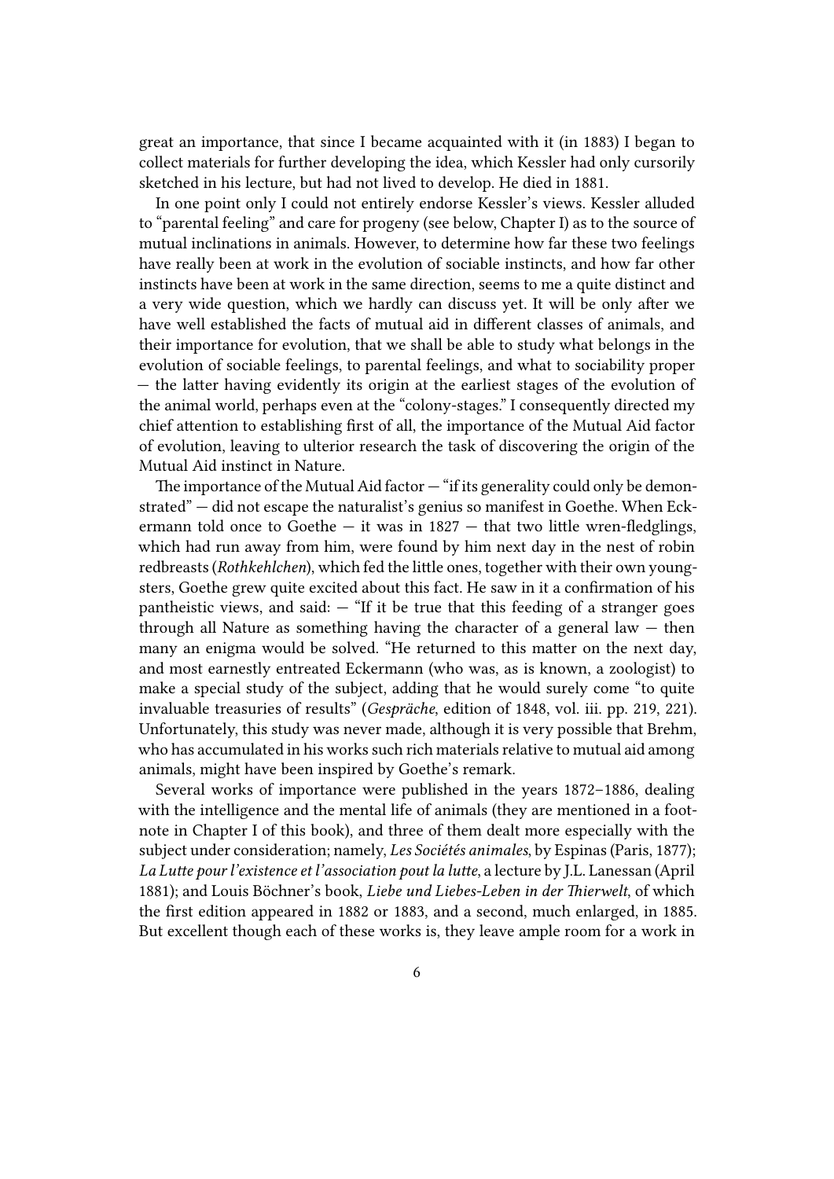great an importance, that since I became acquainted with it (in 1883) I began to collect materials for further developing the idea, which Kessler had only cursorily sketched in his lecture, but had not lived to develop. He died in 1881.

In one point only I could not entirely endorse Kessler's views. Kessler alluded to "parental feeling" and care for progeny (see below, Chapter I) as to the source of mutual inclinations in animals. However, to determine how far these two feelings have really been at work in the evolution of sociable instincts, and how far other instincts have been at work in the same direction, seems to me a quite distinct and a very wide question, which we hardly can discuss yet. It will be only after we have well established the facts of mutual aid in different classes of animals, and their importance for evolution, that we shall be able to study what belongs in the evolution of sociable feelings, to parental feelings, and what to sociability proper — the latter having evidently its origin at the earliest stages of the evolution of the animal world, perhaps even at the "colony-stages." I consequently directed my chief attention to establishing first of all, the importance of the Mutual Aid factor of evolution, leaving to ulterior research the task of discovering the origin of the Mutual Aid instinct in Nature.

The importance of the Mutual Aid factor — "if its generality could only be demonstrated" — did not escape the naturalist's genius so manifest in Goethe. When Eckermann told once to Goethe — it was in 1827 — that two little wren-fledglings, which had run away from him, were found by him next day in the nest of robin redbreasts (*Rothkehlchen*), which fed the little ones, together with their own youngsters, Goethe grew quite excited about this fact. He saw in it a confirmation of his pantheistic views, and said: — "If it be true that this feeding of a stranger goes through all Nature as something having the character of a general law — then many an enigma would be solved. "He returned to this matter on the next day, and most earnestly entreated Eckermann (who was, as is known, a zoologist) to make a special study of the subject, adding that he would surely come "to quite invaluable treasuries of results" (*Gespräche*, edition of 1848, vol. iii. pp. 219, 221). Unfortunately, this study was never made, although it is very possible that Brehm, who has accumulated in his works such rich materials relative to mutual aid among animals, might have been inspired by Goethe's remark.

Several works of importance were published in the years 1872–1886, dealing with the intelligence and the mental life of animals (they are mentioned in a footnote in Chapter I of this book), and three of them dealt more especially with the subject under consideration; namely, *Les Sociétés animales*, by Espinas (Paris, 1877); *La Lutte pour l'existence et l'association pout la lutte*, a lecture by J.L. Lanessan (April 1881); and Louis Böchner's book, *Liebe und Liebes-Leben in der Thierwelt*, of which the first edition appeared in 1882 or 1883, and a second, much enlarged, in 1885. But excellent though each of these works is, they leave ample room for a work in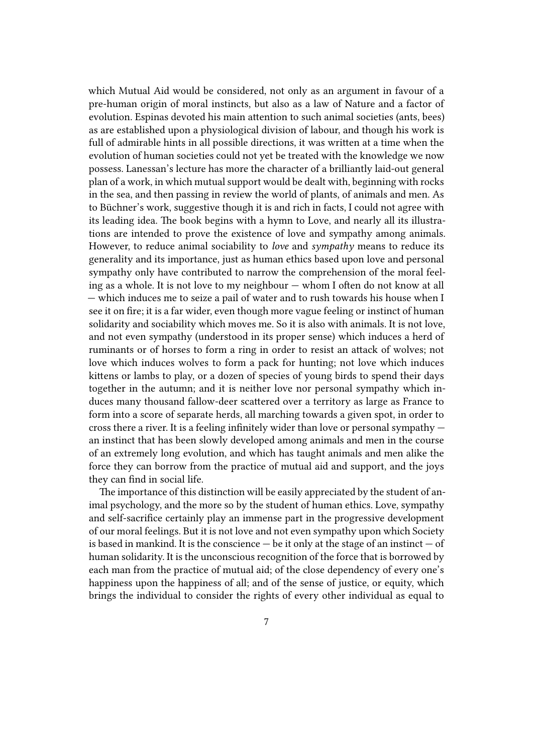which Mutual Aid would be considered, not only as an argument in favour of a pre-human origin of moral instincts, but also as a law of Nature and a factor of evolution. Espinas devoted his main attention to such animal societies (ants, bees) as are established upon a physiological division of labour, and though his work is full of admirable hints in all possible directions, it was written at a time when the evolution of human societies could not yet be treated with the knowledge we now possess. Lanessan's lecture has more the character of a brilliantly laid-out general plan of a work, in which mutual support would be dealt with, beginning with rocks in the sea, and then passing in review the world of plants, of animals and men. As to Büchner's work, suggestive though it is and rich in facts, I could not agree with its leading idea. The book begins with a hymn to Love, and nearly all its illustrations are intended to prove the existence of love and sympathy among animals. However, to reduce animal sociability to *love* and *sympathy* means to reduce its generality and its importance, just as human ethics based upon love and personal sympathy only have contributed to narrow the comprehension of the moral feeling as a whole. It is not love to my neighbour — whom I often do not know at all — which induces me to seize a pail of water and to rush towards his house when I see it on fire; it is a far wider, even though more vague feeling or instinct of human solidarity and sociability which moves me. So it is also with animals. It is not love, and not even sympathy (understood in its proper sense) which induces a herd of ruminants or of horses to form a ring in order to resist an attack of wolves; not love which induces wolves to form a pack for hunting; not love which induces kittens or lambs to play, or a dozen of species of young birds to spend their days together in the autumn; and it is neither love nor personal sympathy which induces many thousand fallow-deer scattered over a territory as large as France to form into a score of separate herds, all marching towards a given spot, in order to cross there a river. It is a feeling infinitely wider than love or personal sympathy — an instinct that has been slowly developed among animals and men in the course of an extremely long evolution, and which has taught animals and men alike the force they can borrow from the practice of mutual aid and support, and the joys they can find in social life.

The importance of this distinction will be easily appreciated by the student of animal psychology, and the more so by the student of human ethics. Love, sympathy and self-sacrifice certainly play an immense part in the progressive development of our moral feelings. But it is not love and not even sympathy upon which Society is based in mankind. It is the conscience — be it only at the stage of an instinct — of human solidarity. It is the unconscious recognition of the force that is borrowed by each man from the practice of mutual aid; of the close dependency of every one's happiness upon the happiness of all; and of the sense of justice, or equity, which brings the individual to consider the rights of every other individual as equal to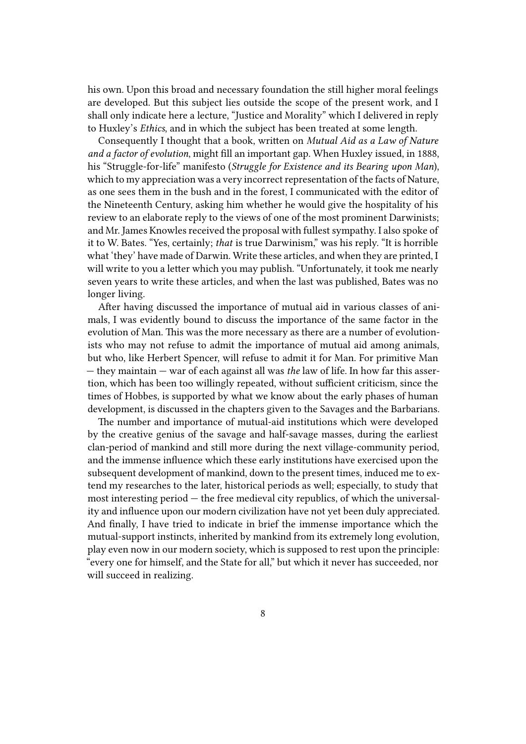his own. Upon this broad and necessary foundation the still higher moral feelings are developed. But this subject lies outside the scope of the present work, and I shall only indicate here a lecture, "Justice and Morality" which I delivered in reply to Huxley's *Ethics*, and in which the subject has been treated at some length.

Consequently I thought that a book, written on *Mutual Aid as a Law of Nature and a factor of evolution*, might fill an important gap. When Huxley issued, in 1888, his "Struggle-for-life" manifesto (*Struggle for Existence and its Bearing upon Man*), which to my appreciation was a very incorrect representation of the facts of Nature, as one sees them in the bush and in the forest, I communicated with the editor of the Nineteenth Century, asking him whether he would give the hospitality of his review to an elaborate reply to the views of one of the most prominent Darwinists; and Mr. James Knowles received the proposal with fullest sympathy. I also spoke of it to W. Bates. "Yes, certainly; *that* is true Darwinism," was his reply. "It is horrible what 'they' have made of Darwin. Write these articles, and when they are printed, I will write to you a letter which you may publish. "Unfortunately, it took me nearly seven years to write these articles, and when the last was published, Bates was no longer living.

After having discussed the importance of mutual aid in various classes of animals, I was evidently bound to discuss the importance of the same factor in the evolution of Man. This was the more necessary as there are a number of evolutionists who may not refuse to admit the importance of mutual aid among animals, but who, like Herbert Spencer, will refuse to admit it for Man. For primitive Man — they maintain — war of each against all was *the* law of life. In how far this assertion, which has been too willingly repeated, without sufficient criticism, since the times of Hobbes, is supported by what we know about the early phases of human development, is discussed in the chapters given to the Savages and the Barbarians.

The number and importance of mutual-aid institutions which were developed by the creative genius of the savage and half-savage masses, during the earliest clan-period of mankind and still more during the next village-community period, and the immense influence which these early institutions have exercised upon the subsequent development of mankind, down to the present times, induced me to extend my researches to the later, historical periods as well; especially, to study that most interesting period — the free medieval city republics, of which the universality and influence upon our modern civilization have not yet been duly appreciated. And finally, I have tried to indicate in brief the immense importance which the mutual-support instincts, inherited by mankind from its extremely long evolution, play even now in our modern society, which is supposed to rest upon the principle: "every one for himself, and the State for all," but which it never has succeeded, nor will succeed in realizing.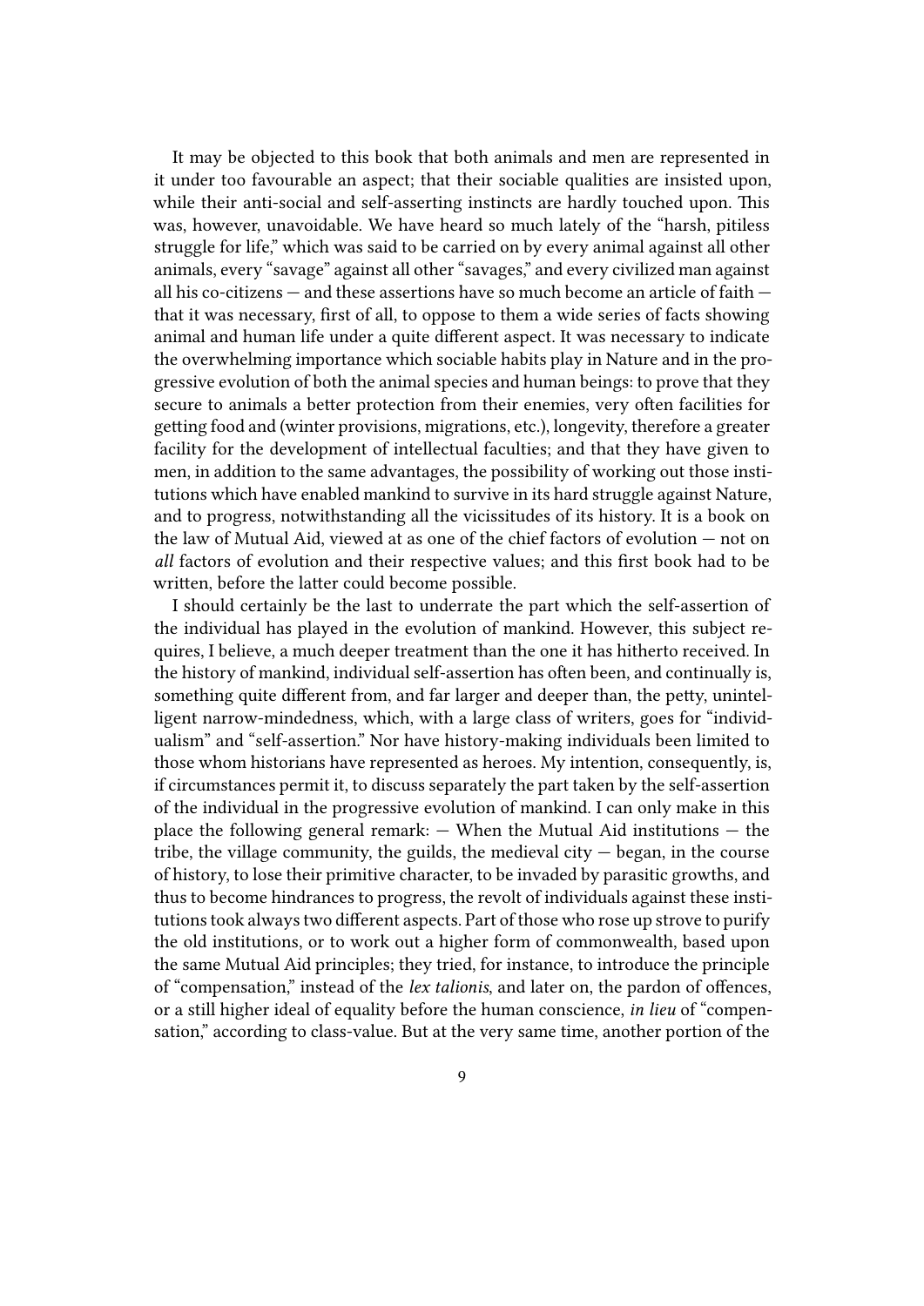It may be objected to this book that both animals and men are represented in it under too favourable an aspect; that their sociable qualities are insisted upon, while their anti-social and self-asserting instincts are hardly touched upon. This was, however, unavoidable. We have heard so much lately of the "harsh, pitiless struggle for life," which was said to be carried on by every animal against all other animals, every "savage" against all other "savages," and every civilized man against all his co-citizens — and these assertions have so much become an article of faith — that it was necessary, first of all, to oppose to them a wide series of facts showing animal and human life under a quite different aspect. It was necessary to indicate the overwhelming importance which sociable habits play in Nature and in the progressive evolution of both the animal species and human beings: to prove that they secure to animals a better protection from their enemies, very often facilities for getting food and (winter provisions, migrations, etc.), longevity, therefore a greater facility for the development of intellectual faculties; and that they have given to men, in addition to the same advantages, the possibility of working out those institutions which have enabled mankind to survive in its hard struggle against Nature, and to progress, notwithstanding all the vicissitudes of its history. It is a book on the law of Mutual Aid, viewed at as one of the chief factors of evolution — not on *all* factors of evolution and their respective values; and this first book had to be written, before the latter could become possible.

I should certainly be the last to underrate the part which the self-assertion of the individual has played in the evolution of mankind. However, this subject requires, I believe, a much deeper treatment than the one it has hitherto received. In the history of mankind, individual self-assertion has often been, and continually is, something quite different from, and far larger and deeper than, the petty, unintelligent narrow-mindedness, which, with a large class of writers, goes for "individualism" and "self-assertion." Nor have history-making individuals been limited to those whom historians have represented as heroes. My intention, consequently, is, if circumstances permit it, to discuss separately the part taken by the self-assertion of the individual in the progressive evolution of mankind. I can only make in this place the following general remark: — When the Mutual Aid institutions — the tribe, the village community, the guilds, the medieval city — began, in the course of history, to lose their primitive character, to be invaded by parasitic growths, and thus to become hindrances to progress, the revolt of individuals against these institutions took always two different aspects. Part of those who rose up strove to purify the old institutions, or to work out a higher form of commonwealth, based upon the same Mutual Aid principles; they tried, for instance, to introduce the principle of "compensation," instead of the *lex talionis*, and later on, the pardon of offences, or a still higher ideal of equality before the human conscience, *in lieu* of "compensation," according to class-value. But at the very same time, another portion of the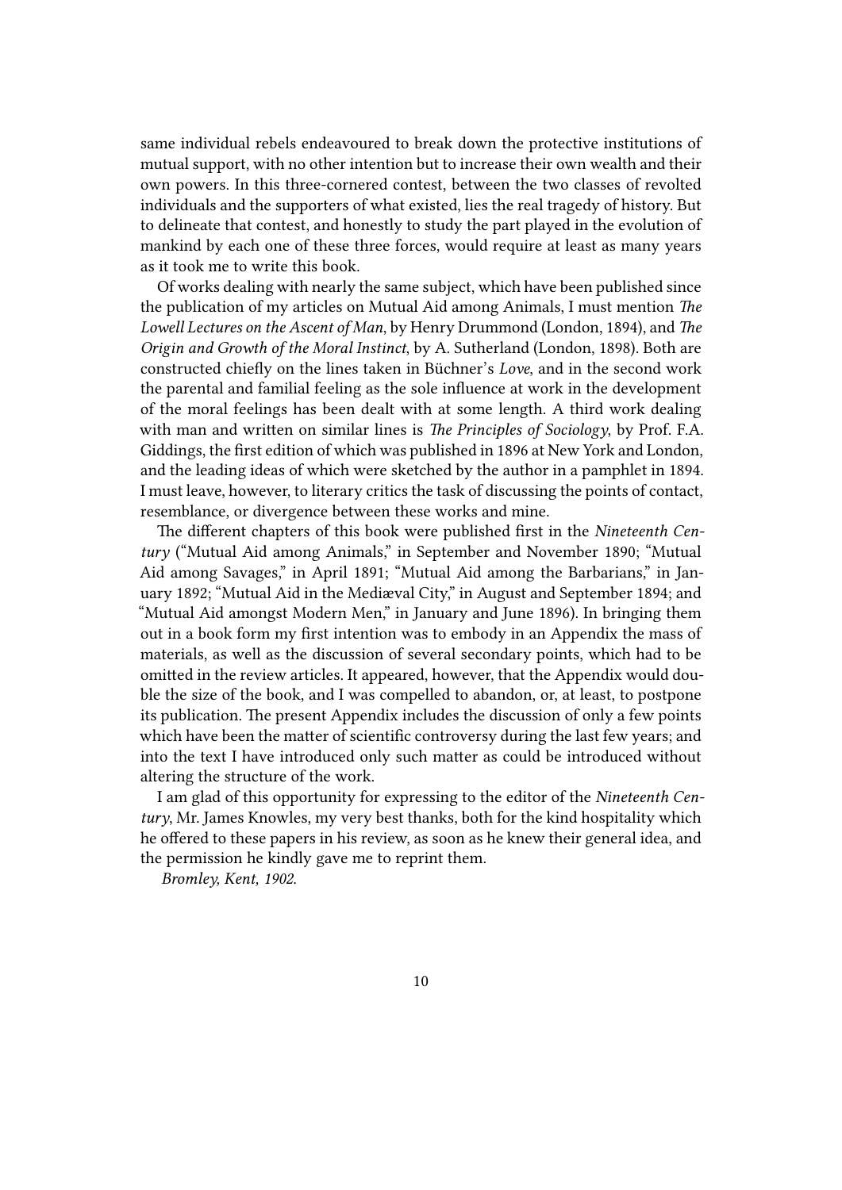same individual rebels endeavoured to break down the protective institutions of mutual support, with no other intention but to increase their own wealth and their own powers. In this three-cornered contest, between the two classes of revolted individuals and the supporters of what existed, lies the real tragedy of history. But to delineate that contest, and honestly to study the part played in the evolution of mankind by each one of these three forces, would require at least as many years as it took me to write this book.

Of works dealing with nearly the same subject, which have been published since the publication of my articles on Mutual Aid among Animals, I must mention *The Lowell Lectures on the Ascent of Man*, by Henry Drummond (London, 1894), and *The Origin and Growth of the Moral Instinct*, by A. Sutherland (London, 1898). Both are constructed chiefly on the lines taken in Büchner's *Love*, and in the second work the parental and familial feeling as the sole influence at work in the development of the moral feelings has been dealt with at some length. A third work dealing with man and written on similar lines is *The Principles of Sociology*, by Prof. F.A. Giddings, the first edition of which was published in 1896 at New York and London, and the leading ideas of which were sketched by the author in a pamphlet in 1894. I must leave, however, to literary critics the task of discussing the points of contact, resemblance, or divergence between these works and mine.

The different chapters of this book were published first in the *Nineteenth Century* ("Mutual Aid among Animals," in September and November 1890; "Mutual Aid among Savages," in April 1891; "Mutual Aid among the Barbarians," in January 1892; "Mutual Aid in the Mediæval City," in August and September 1894; and "Mutual Aid amongst Modern Men," in January and June 1896). In bringing them out in a book form my first intention was to embody in an Appendix the mass of materials, as well as the discussion of several secondary points, which had to be omitted in the review articles. It appeared, however, that the Appendix would double the size of the book, and I was compelled to abandon, or, at least, to postpone its publication. The present Appendix includes the discussion of only a few points which have been the matter of scientific controversy during the last few years; and into the text I have introduced only such matter as could be introduced without altering the structure of the work.

I am glad of this opportunity for expressing to the editor of the *Nineteenth Century*, Mr. James Knowles, my very best thanks, both for the kind hospitality which he offered to these papers in his review, as soon as he knew their general idea, and the permission he kindly gave me to reprint them.

*Bromley, Kent, 1902.*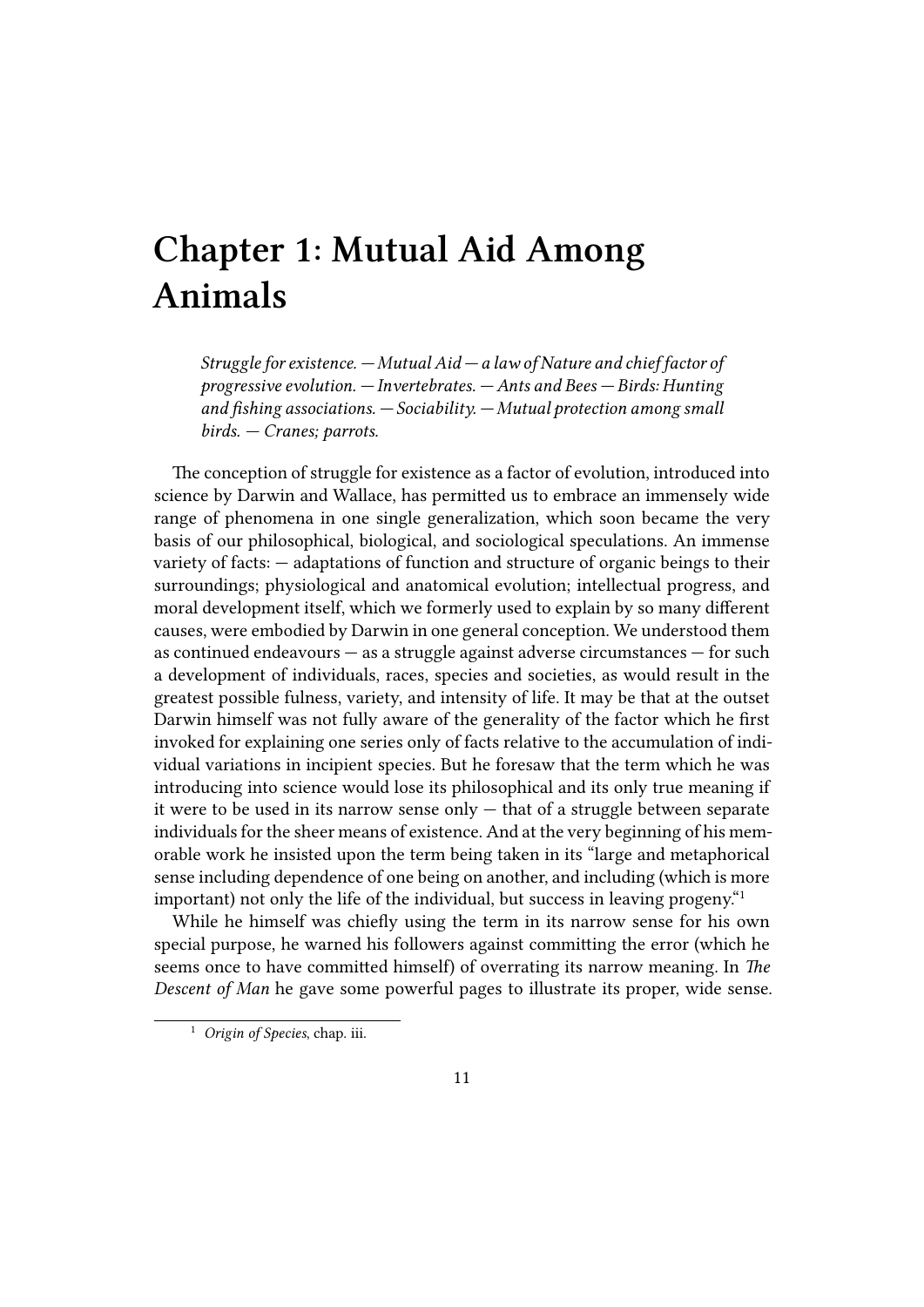# Chapter 1: Mutual Aid Among Animals

> *Struggle for existence. — Mutual Aid — a law of Nature and chief factor of progressive evolution. — Invertebrates. — Ants and Bees — Birds: Hunting and fishing associations. — Sociability. — Mutual protection among small birds. — Cranes; parrots.*

The conception of struggle for existence as a factor of evolution, introduced into science by Darwin and Wallace, has permitted us to embrace an immensely wide range of phenomena in one single generalization, which soon became the very basis of our philosophical, biological, and sociological speculations. An immense variety of facts: — adaptations of function and structure of organic beings to their surroundings; physiological and anatomical evolution; intellectual progress, and moral development itself, which we formerly used to explain by so many different causes, were embodied by Darwin in one general conception. We understood them as continued endeavours — as a struggle against adverse circumstances — for such a development of individuals, races, species and societies, as would result in the greatest possible fulness, variety, and intensity of life. It may be that at the outset Darwin himself was not fully aware of the generality of the factor which he first invoked for explaining one series only of facts relative to the accumulation of individual variations in incipient species. But he foresaw that the term which he was introducing into science would lose its philosophical and its only true meaning if it were to be used in its narrow sense only — that of a struggle between separate individuals for the sheer means of existence. And at the very beginning of his memorable work he insisted upon the term being taken in its "large and metaphorical sense including dependence of one being on another, and including (which is more important) not only the life of the individual, but success in leaving progeny."[1]

While he himself was chiefly using the term in its narrow sense for his own special purpose, he warned his followers against committing the error (which he seems once to have committed himself) of overrating its narrow meaning. In *The Descent of Man* he gave some powerful pages to illustrate its proper, wide sense.

[1] *Origin of Species*, chap. iii.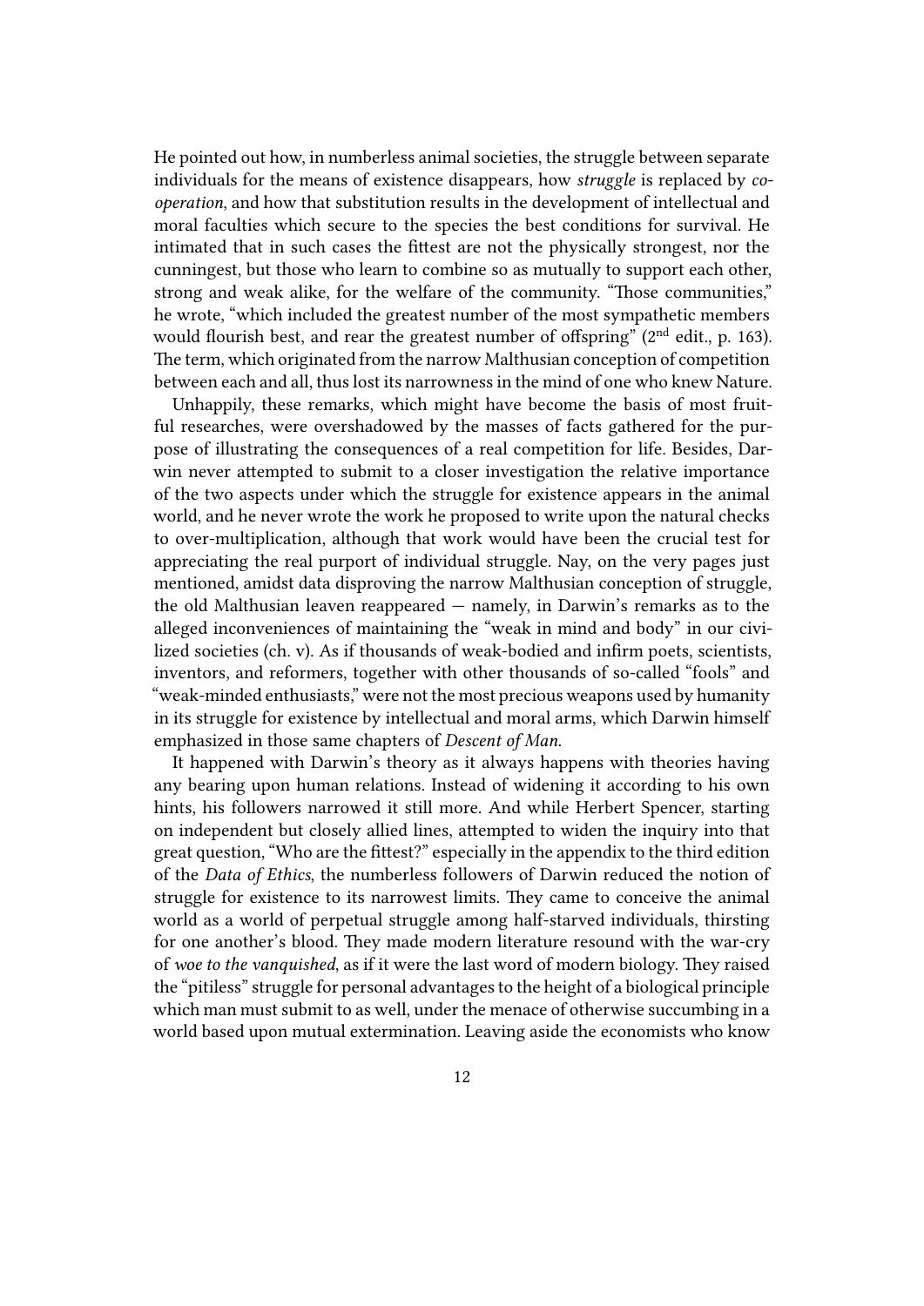He pointed out how, in numberless animal societies, the struggle between separate individuals for the means of existence disappears, how *struggle* is replaced by *co-operation*, and how that substitution results in the development of intellectual and moral faculties which secure to the species the best conditions for survival. He intimated that in such cases the fittest are not the physically strongest, nor the cunningest, but those who learn to combine so as mutually to support each other, strong and weak alike, for the welfare of the community. "Those communities," he wrote, "which included the greatest number of the most sympathetic members would flourish best, and rear the greatest number of offspring" (2nd edit., p. 163). The term, which originated from the narrow Malthusian conception of competition between each and all, thus lost its narrowness in the mind of one who knew Nature.

Unhappily, these remarks, which might have become the basis of most fruitful researches, were overshadowed by the masses of facts gathered for the purpose of illustrating the consequences of a real competition for life. Besides, Darwin never attempted to submit to a closer investigation the relative importance of the two aspects under which the struggle for existence appears in the animal world, and he never wrote the work he proposed to write upon the natural checks to over-multiplication, although that work would have been the crucial test for appreciating the real purport of individual struggle. Nay, on the very pages just mentioned, amidst data disproving the narrow Malthusian conception of struggle, the old Malthusian leaven reappeared — namely, in Darwin's remarks as to the alleged inconveniences of maintaining the "weak in mind and body" in our civilized societies (ch. v). As if thousands of weak-bodied and infirm poets, scientists, inventors, and reformers, together with other thousands of so-called "fools" and "weak-minded enthusiasts," were not the most precious weapons used by humanity in its struggle for existence by intellectual and moral arms, which Darwin himself emphasized in those same chapters of *Descent of Man*.

It happened with Darwin's theory as it always happens with theories having any bearing upon human relations. Instead of widening it according to his own hints, his followers narrowed it still more. And while Herbert Spencer, starting on independent but closely allied lines, attempted to widen the inquiry into that great question, "Who are the fittest?" especially in the appendix to the third edition of the *Data of Ethics*, the numberless followers of Darwin reduced the notion of struggle for existence to its narrowest limits. They came to conceive the animal world as a world of perpetual struggle among half-starved individuals, thirsting for one another's blood. They made modern literature resound with the war-cry of *woe to the vanquished*, as if it were the last word of modern biology. They raised the "pitiless" struggle for personal advantages to the height of a biological principle which man must submit to as well, under the menace of otherwise succumbing in a world based upon mutual extermination. Leaving aside the economists who know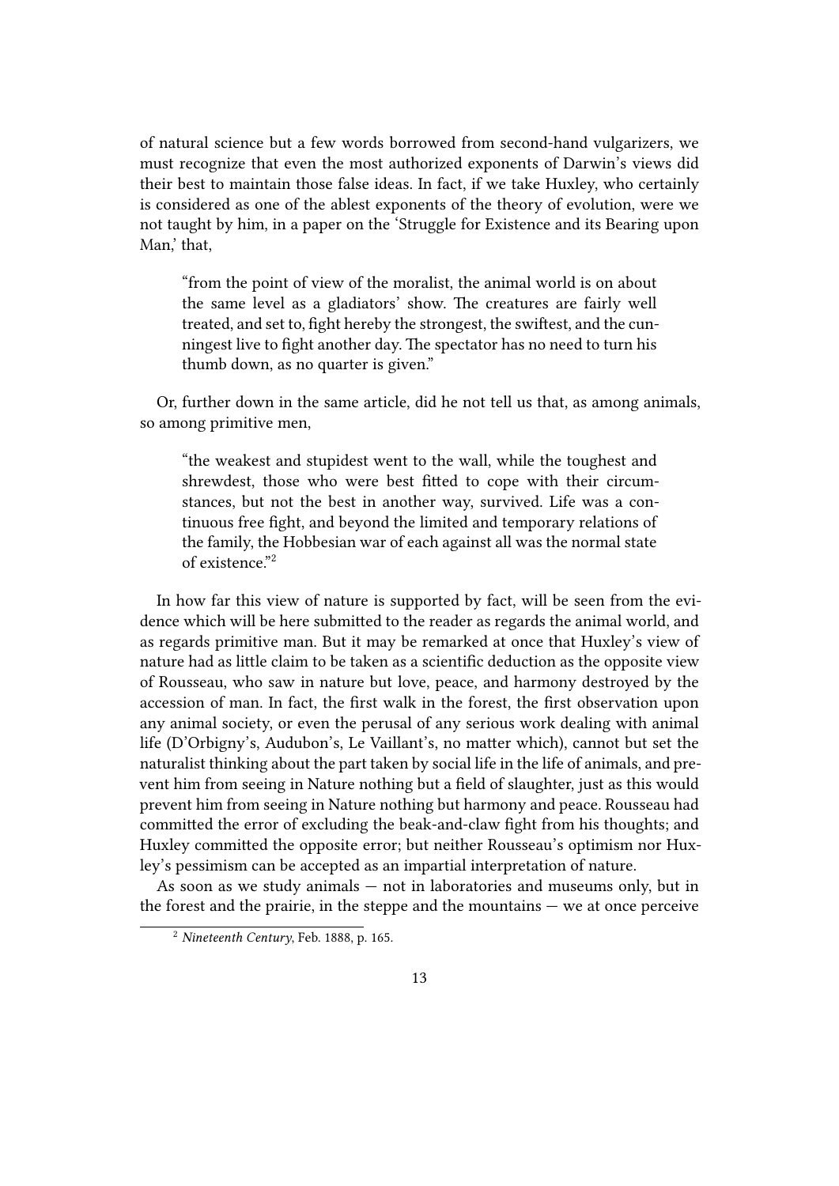of natural science but a few words borrowed from second-hand vulgarizers, we must recognize that even the most authorized exponents of Darwin's views did their best to maintain those false ideas. In fact, if we take Huxley, who certainly is considered as one of the ablest exponents of the theory of evolution, were we not taught by him, in a paper on the 'Struggle for Existence and its Bearing upon Man,' that,

> "from the point of view of the moralist, the animal world is on about the same level as a gladiators' show. The creatures are fairly well treated, and set to, fight hereby the strongest, the swiftest, and the cunningest live to fight another day. The spectator has no need to turn his thumb down, as no quarter is given."

Or, further down in the same article, did he not tell us that, as among animals, so among primitive men,

> "the weakest and stupidest went to the wall, while the toughest and shrewdest, those who were best fitted to cope with their circumstances, but not the best in another way, survived. Life was a continuous free fight, and beyond the limited and temporary relations of the family, the Hobbesian war of each against all was the normal state of existence."[2]

In how far this view of nature is supported by fact, will be seen from the evidence which will be here submitted to the reader as regards the animal world, and as regards primitive man. But it may be remarked at once that Huxley's view of nature had as little claim to be taken as a scientific deduction as the opposite view of Rousseau, who saw in nature but love, peace, and harmony destroyed by the accession of man. In fact, the first walk in the forest, the first observation upon any animal society, or even the perusal of any serious work dealing with animal life (D'Orbigny's, Audubon's, Le Vaillant's, no matter which), cannot but set the naturalist thinking about the part taken by social life in the life of animals, and prevent him from seeing in Nature nothing but a field of slaughter, just as this would prevent him from seeing in Nature nothing but harmony and peace. Rousseau had committed the error of excluding the beak-and-claw fight from his thoughts; and Huxley committed the opposite error; but neither Rousseau's optimism nor Huxley's pessimism can be accepted as an impartial interpretation of nature.

As soon as we study animals — not in laboratories and museums only, but in the forest and the prairie, in the steppe and the mountains — we at once perceive

---

[2] *Nineteenth Century*, Feb. 1888, p. 165.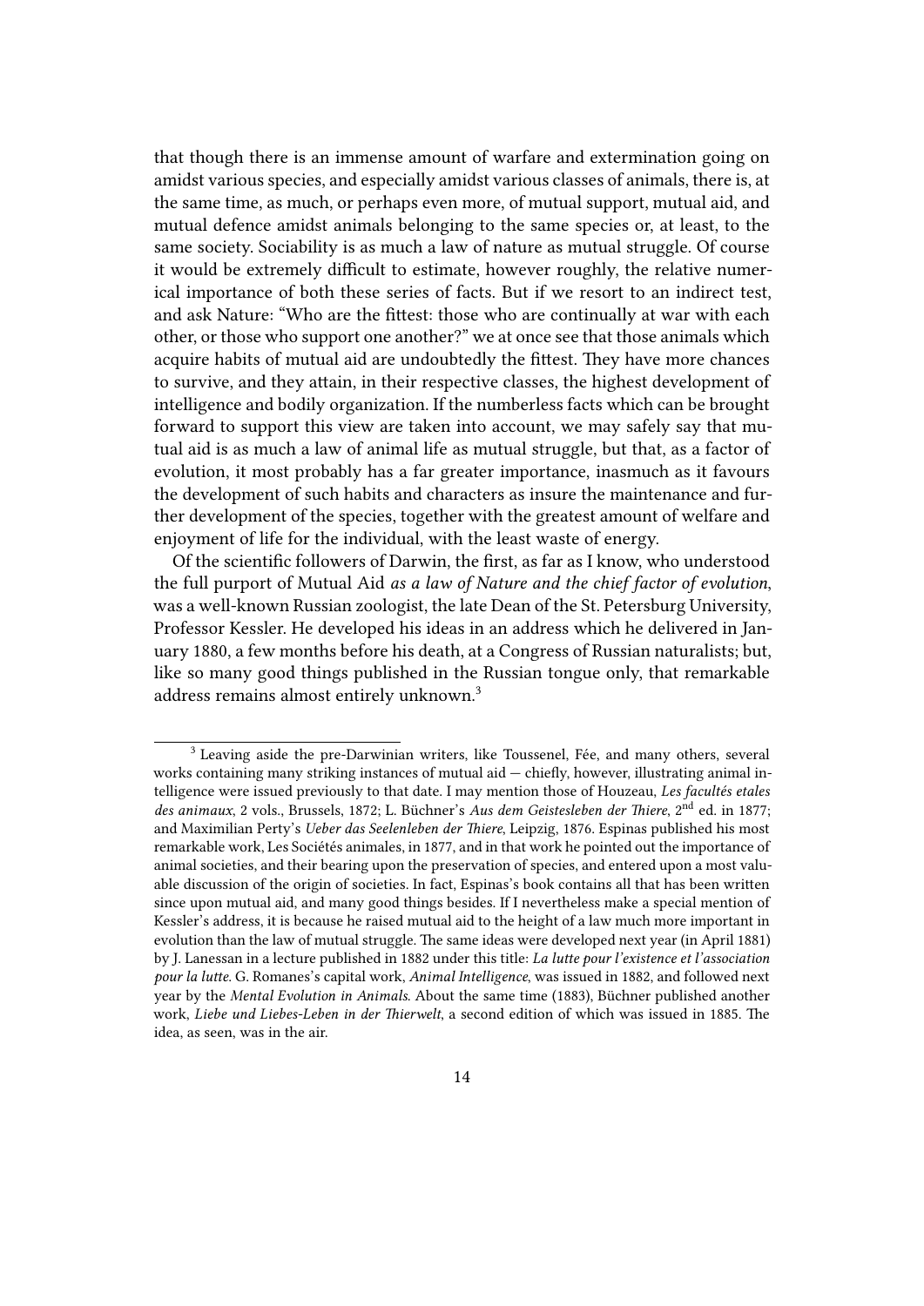that though there is an immense amount of warfare and extermination going on amidst various species, and especially amidst various classes of animals, there is, at the same time, as much, or perhaps even more, of mutual support, mutual aid, and mutual defence amidst animals belonging to the same species or, at least, to the same society. Sociability is as much a law of nature as mutual struggle. Of course it would be extremely difficult to estimate, however roughly, the relative numerical importance of both these series of facts. But if we resort to an indirect test, and ask Nature: "Who are the fittest: those who are continually at war with each other, or those who support one another?" we at once see that those animals which acquire habits of mutual aid are undoubtedly the fittest. They have more chances to survive, and they attain, in their respective classes, the highest development of intelligence and bodily organization. If the numberless facts which can be brought forward to support this view are taken into account, we may safely say that mutual aid is as much a law of animal life as mutual struggle, but that, as a factor of evolution, it most probably has a far greater importance, inasmuch as it favours the development of such habits and characters as insure the maintenance and further development of the species, together with the greatest amount of welfare and enjoyment of life for the individual, with the least waste of energy.

Of the scientific followers of Darwin, the first, as far as I know, who understood the full purport of Mutual Aid *as a law of Nature and the chief factor of evolution*, was a well-known Russian zoologist, the late Dean of the St. Petersburg University, Professor Kessler. He developed his ideas in an address which he delivered in January 1880, a few months before his death, at a Congress of Russian naturalists; but, like so many good things published in the Russian tongue only, that remarkable address remains almost entirely unknown.[3]

---

[3] Leaving aside the pre-Darwinian writers, like Toussenel, Fée, and many others, several works containing many striking instances of mutual aid — chiefly, however, illustrating animal intelligence were issued previously to that date. I may mention those of Houzeau, *Les facultés etales des animaux*, 2 vols., Brussels, 1872; L. Büchner's *Aus dem Geistesleben der Thiere*, 2nd ed. in 1877; and Maximilian Perty's *Ueber das Seelenleben der Thiere*, Leipzig, 1876. Espinas published his most remarkable work, Les Sociétés animales, in 1877, and in that work he pointed out the importance of animal societies, and their bearing upon the preservation of species, and entered upon a most valuable discussion of the origin of societies. In fact, Espinas's book contains all that has been written since upon mutual aid, and many good things besides. If I nevertheless make a special mention of Kessler's address, it is because he raised mutual aid to the height of a law much more important in evolution than the law of mutual struggle. The same ideas were developed next year (in April 1881) by J. Lanessan in a lecture published in 1882 under this title: *La lutte pour l'existence et l'association pour la lutte*. G. Romanes's capital work, *Animal Intelligence*, was issued in 1882, and followed next year by the *Mental Evolution in Animals*. About the same time (1883), Büchner published another work, *Liebe und Liebes-Leben in der Thierwelt*, a second edition of which was issued in 1885. The idea, as seen, was in the air.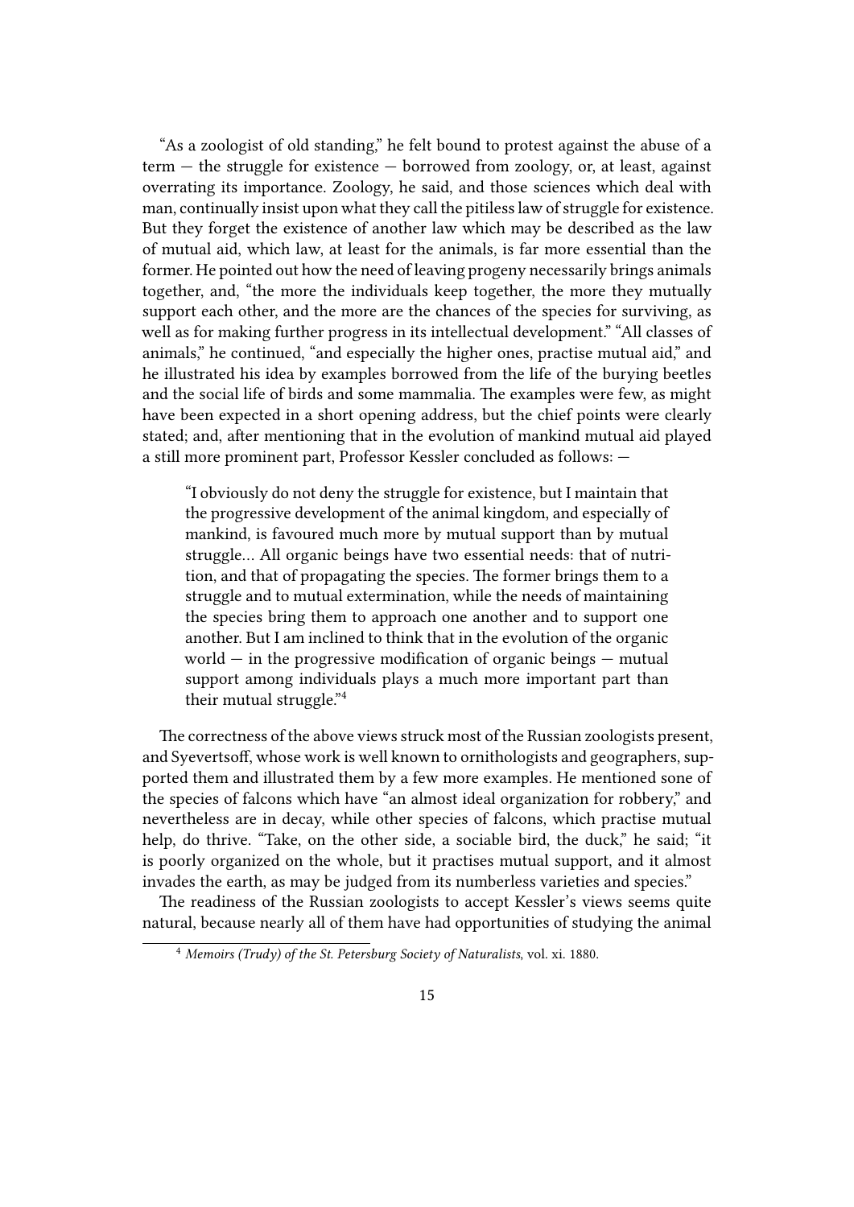"As a zoologist of old standing," he felt bound to protest against the abuse of a term — the struggle for existence — borrowed from zoology, or, at least, against overrating its importance. Zoology, he said, and those sciences which deal with man, continually insist upon what they call the pitiless law of struggle for existence. But they forget the existence of another law which may be described as the law of mutual aid, which law, at least for the animals, is far more essential than the former. He pointed out how the need of leaving progeny necessarily brings animals together, and, "the more the individuals keep together, the more they mutually support each other, and the more are the chances of the species for surviving, as well as for making further progress in its intellectual development." "All classes of animals," he continued, "and especially the higher ones, practise mutual aid," and he illustrated his idea by examples borrowed from the life of the burying beetles and the social life of birds and some mammalia. The examples were few, as might have been expected in a short opening address, but the chief points were clearly stated; and, after mentioning that in the evolution of mankind mutual aid played a still more prominent part, Professor Kessler concluded as follows: —

> "I obviously do not deny the struggle for existence, but I maintain that the progressive development of the animal kingdom, and especially of mankind, is favoured much more by mutual support than by mutual struggle… All organic beings have two essential needs: that of nutrition, and that of propagating the species. The former brings them to a struggle and to mutual extermination, while the needs of maintaining the species bring them to approach one another and to support one another. But I am inclined to think that in the evolution of the organic world — in the progressive modification of organic beings — mutual support among individuals plays a much more important part than their mutual struggle."[4]

The correctness of the above views struck most of the Russian zoologists present, and Syevertsoff, whose work is well known to ornithologists and geographers, supported them and illustrated them by a few more examples. He mentioned sone of the species of falcons which have "an almost ideal organization for robbery," and nevertheless are in decay, while other species of falcons, which practise mutual help, do thrive. "Take, on the other side, a sociable bird, the duck," he said; "it is poorly organized on the whole, but it practises mutual support, and it almost invades the earth, as may be judged from its numberless varieties and species."

The readiness of the Russian zoologists to accept Kessler's views seems quite natural, because nearly all of them have had opportunities of studying the animal

[4] *Memoirs (Trudy) of the St. Petersburg Society of Naturalists*, vol. xi. 1880.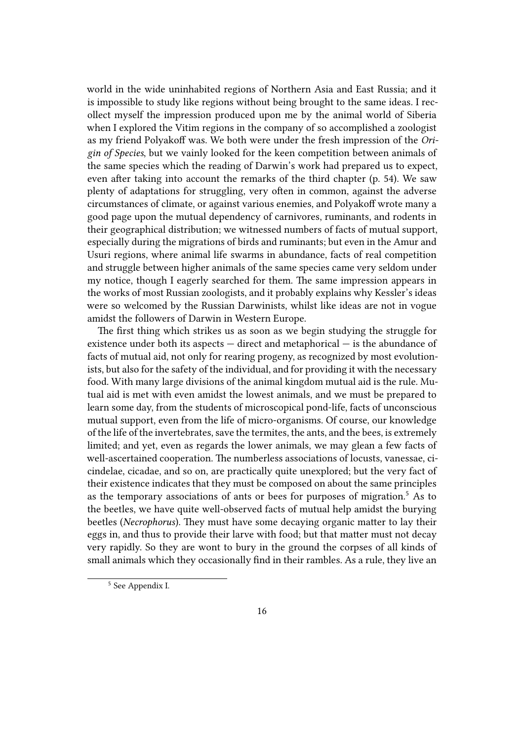world in the wide uninhabited regions of Northern Asia and East Russia; and it is impossible to study like regions without being brought to the same ideas. I recollect myself the impression produced upon me by the animal world of Siberia when I explored the Vitim regions in the company of so accomplished a zoologist as my friend Polyakoff was. We both were under the fresh impression of the *Origin of Species*, but we vainly looked for the keen competition between animals of the same species which the reading of Darwin's work had prepared us to expect, even after taking into account the remarks of the third chapter (p. 54). We saw plenty of adaptations for struggling, very often in common, against the adverse circumstances of climate, or against various enemies, and Polyakoff wrote many a good page upon the mutual dependency of carnivores, ruminants, and rodents in their geographical distribution; we witnessed numbers of facts of mutual support, especially during the migrations of birds and ruminants; but even in the Amur and Usuri regions, where animal life swarms in abundance, facts of real competition and struggle between higher animals of the same species came very seldom under my notice, though I eagerly searched for them. The same impression appears in the works of most Russian zoologists, and it probably explains why Kessler's ideas were so welcomed by the Russian Darwinists, whilst like ideas are not in vogue amidst the followers of Darwin in Western Europe.

The first thing which strikes us as soon as we begin studying the struggle for existence under both its aspects — direct and metaphorical — is the abundance of facts of mutual aid, not only for rearing progeny, as recognized by most evolutionists, but also for the safety of the individual, and for providing it with the necessary food. With many large divisions of the animal kingdom mutual aid is the rule. Mutual aid is met with even amidst the lowest animals, and we must be prepared to learn some day, from the students of microscopical pond-life, facts of unconscious mutual support, even from the life of micro-organisms. Of course, our knowledge of the life of the invertebrates, save the termites, the ants, and the bees, is extremely limited; and yet, even as regards the lower animals, we may glean a few facts of well-ascertained cooperation. The numberless associations of locusts, vanessae, cicindelae, cicadae, and so on, are practically quite unexplored; but the very fact of their existence indicates that they must be composed on about the same principles as the temporary associations of ants or bees for purposes of migration.[5] As to the beetles, we have quite well-observed facts of mutual help amidst the burying beetles (*Necrophorus*). They must have some decaying organic matter to lay their eggs in, and thus to provide their larve with food; but that matter must not decay very rapidly. So they are wont to bury in the ground the corpses of all kinds of small animals which they occasionally find in their rambles. As a rule, they live an

[5] See Appendix I.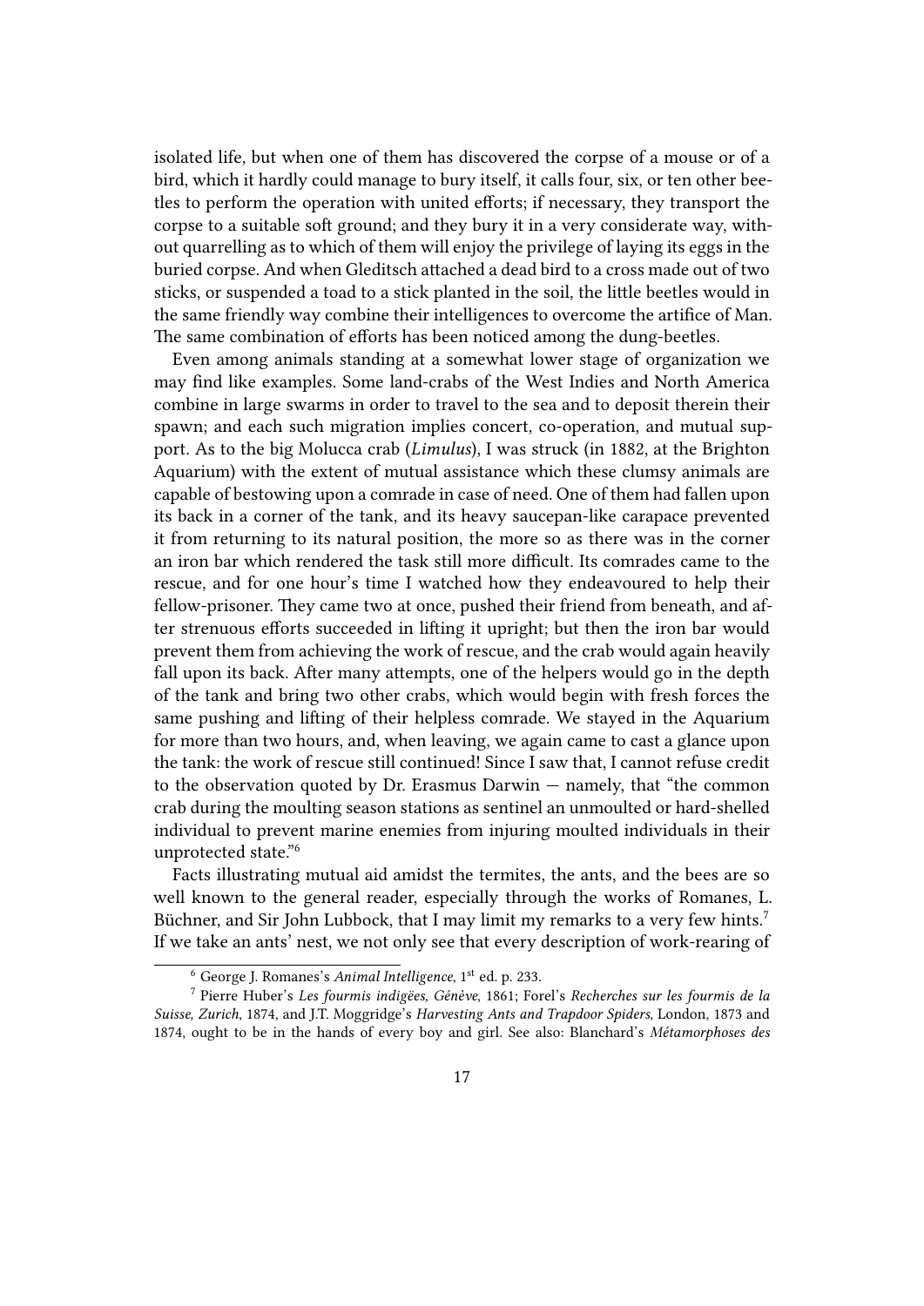isolated life, but when one of them has discovered the corpse of a mouse or of a bird, which it hardly could manage to bury itself, it calls four, six, or ten other beetles to perform the operation with united efforts; if necessary, they transport the corpse to a suitable soft ground; and they bury it in a very considerate way, without quarrelling as to which of them will enjoy the privilege of laying its eggs in the buried corpse. And when Gleditsch attached a dead bird to a cross made out of two sticks, or suspended a toad to a stick planted in the soil, the little beetles would in the same friendly way combine their intelligences to overcome the artifice of Man. The same combination of efforts has been noticed among the dung-beetles.

Even among animals standing at a somewhat lower stage of organization we may find like examples. Some land-crabs of the West Indies and North America combine in large swarms in order to travel to the sea and to deposit therein their spawn; and each such migration implies concert, co-operation, and mutual support. As to the big Molucca crab (*Limulus*), I was struck (in 1882, at the Brighton Aquarium) with the extent of mutual assistance which these clumsy animals are capable of bestowing upon a comrade in case of need. One of them had fallen upon its back in a corner of the tank, and its heavy saucepan-like carapace prevented it from returning to its natural position, the more so as there was in the corner an iron bar which rendered the task still more difficult. Its comrades came to the rescue, and for one hour's time I watched how they endeavoured to help their fellow-prisoner. They came two at once, pushed their friend from beneath, and after strenuous efforts succeeded in lifting it upright; but then the iron bar would prevent them from achieving the work of rescue, and the crab would again heavily fall upon its back. After many attempts, one of the helpers would go in the depth of the tank and bring two other crabs, which would begin with fresh forces the same pushing and lifting of their helpless comrade. We stayed in the Aquarium for more than two hours, and, when leaving, we again came to cast a glance upon the tank: the work of rescue still continued! Since I saw that, I cannot refuse credit to the observation quoted by Dr. Erasmus Darwin — namely, that "the common crab during the moulting season stations as sentinel an unmoulted or hard-shelled individual to prevent marine enemies from injuring moulted individuals in their unprotected state."[6]

Facts illustrating mutual aid amidst the termites, the ants, and the bees are so well known to the general reader, especially through the works of Romanes, L. Büchner, and Sir John Lubbock, that I may limit my remarks to a very few hints.[7] If we take an ants' nest, we not only see that every description of work-rearing of

---

[6] George J. Romanes's *Animal Intelligence*, 1st ed. p. 233.

[7] Pierre Huber's *Les fourmis indigëes, Génève*, 1861; Forel's *Recherches sur les fourmis de la Suisse, Zurich*, 1874, and J.T. Moggridge's *Harvesting Ants and Trapdoor Spiders*, London, 1873 and 1874, ought to be in the hands of every boy and girl. See also: Blanchard's *Métamorphoses des*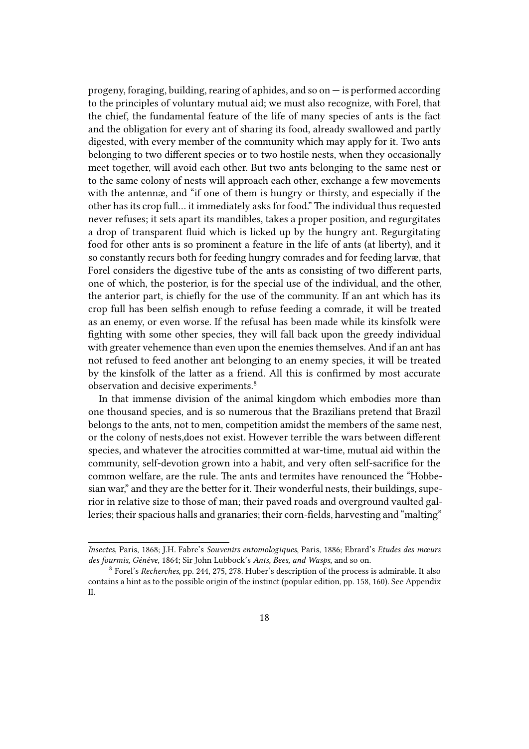progeny, foraging, building, rearing of aphides, and so on — is performed according to the principles of voluntary mutual aid; we must also recognize, with Forel, that the chief, the fundamental feature of the life of many species of ants is the fact and the obligation for every ant of sharing its food, already swallowed and partly digested, with every member of the community which may apply for it. Two ants belonging to two different species or to two hostile nests, when they occasionally meet together, will avoid each other. But two ants belonging to the same nest or to the same colony of nests will approach each other, exchange a few movements with the antennæ, and "if one of them is hungry or thirsty, and especially if the other has its crop full… it immediately asks for food." The individual thus requested never refuses; it sets apart its mandibles, takes a proper position, and regurgitates a drop of transparent fluid which is licked up by the hungry ant. Regurgitating food for other ants is so prominent a feature in the life of ants (at liberty), and it so constantly recurs both for feeding hungry comrades and for feeding larvæ, that Forel considers the digestive tube of the ants as consisting of two different parts, one of which, the posterior, is for the special use of the individual, and the other, the anterior part, is chiefly for the use of the community. If an ant which has its crop full has been selfish enough to refuse feeding a comrade, it will be treated as an enemy, or even worse. If the refusal has been made while its kinsfolk were fighting with some other species, they will fall back upon the greedy individual with greater vehemence than even upon the enemies themselves. And if an ant has not refused to feed another ant belonging to an enemy species, it will be treated by the kinsfolk of the latter as a friend. All this is confirmed by most accurate observation and decisive experiments.[8]

In that immense division of the animal kingdom which embodies more than one thousand species, and is so numerous that the Brazilians pretend that Brazil belongs to the ants, not to men, competition amidst the members of the same nest, or the colony of nests,does not exist. However terrible the wars between different species, and whatever the atrocities committed at war-time, mutual aid within the community, self-devotion grown into a habit, and very often self-sacrifice for the common welfare, are the rule. The ants and termites have renounced the "Hobbesian war," and they are the better for it. Their wonderful nests, their buildings, superior in relative size to those of man; their paved roads and overground vaulted galleries; their spacious halls and granaries; their corn-fields, harvesting and "malting"

---

*Insectes*, Paris, 1868; J.H. Fabre's *Souvenirs entomologiques*, Paris, 1886; Ebrard's *Etudes des mœurs des fourmis, Génève*, 1864; Sir John Lubbock's *Ants, Bees, and Wasps*, and so on.

[8] Forel's *Recherches*, pp. 244, 275, 278. Huber's description of the process is admirable. It also contains a hint as to the possible origin of the instinct (popular edition, pp. 158, 160). See Appendix II.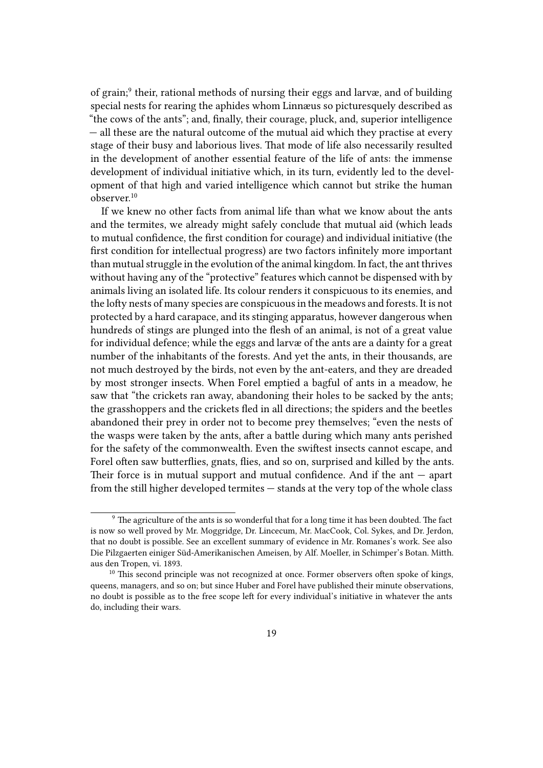of grain;[9] their, rational methods of nursing their eggs and larvæ, and of building special nests for rearing the aphides whom Linnæus so picturesquely described as "the cows of the ants"; and, finally, their courage, pluck, and, superior intelligence — all these are the natural outcome of the mutual aid which they practise at every stage of their busy and laborious lives. That mode of life also necessarily resulted in the development of another essential feature of the life of ants: the immense development of individual initiative which, in its turn, evidently led to the development of that high and varied intelligence which cannot but strike the human observer.[10]

If we knew no other facts from animal life than what we know about the ants and the termites, we already might safely conclude that mutual aid (which leads to mutual confidence, the first condition for courage) and individual initiative (the first condition for intellectual progress) are two factors infinitely more important than mutual struggle in the evolution of the animal kingdom. In fact, the ant thrives without having any of the "protective" features which cannot be dispensed with by animals living an isolated life. Its colour renders it conspicuous to its enemies, and the lofty nests of many species are conspicuous in the meadows and forests. It is not protected by a hard carapace, and its stinging apparatus, however dangerous when hundreds of stings are plunged into the flesh of an animal, is not of a great value for individual defence; while the eggs and larvæ of the ants are a dainty for a great number of the inhabitants of the forests. And yet the ants, in their thousands, are not much destroyed by the birds, not even by the ant-eaters, and they are dreaded by most stronger insects. When Forel emptied a bagful of ants in a meadow, he saw that "the crickets ran away, abandoning their holes to be sacked by the ants; the grasshoppers and the crickets fled in all directions; the spiders and the beetles abandoned their prey in order not to become prey themselves; "even the nests of the wasps were taken by the ants, after a battle during which many ants perished for the safety of the commonwealth. Even the swiftest insects cannot escape, and Forel often saw butterflies, gnats, flies, and so on, surprised and killed by the ants. Their force is in mutual support and mutual confidence. And if the ant — apart from the still higher developed termites — stands at the very top of the whole class

---

[9] The agriculture of the ants is so wonderful that for a long time it has been doubted. The fact is now so well proved by Mr. Moggridge, Dr. Lincecum, Mr. MacCook, Col. Sykes, and Dr. Jerdon, that no doubt is possible. See an excellent summary of evidence in Mr. Romanes's work. See also Die Pilzgaerten einiger Süd-Amerikanischen Ameisen, by Alf. Moeller, in Schimper's Botan. Mitth. aus den Tropen, vi. 1893.

[10] This second principle was not recognized at once. Former observers often spoke of kings, queens, managers, and so on; but since Huber and Forel have published their minute observations, no doubt is possible as to the free scope left for every individual's initiative in whatever the ants do, including their wars.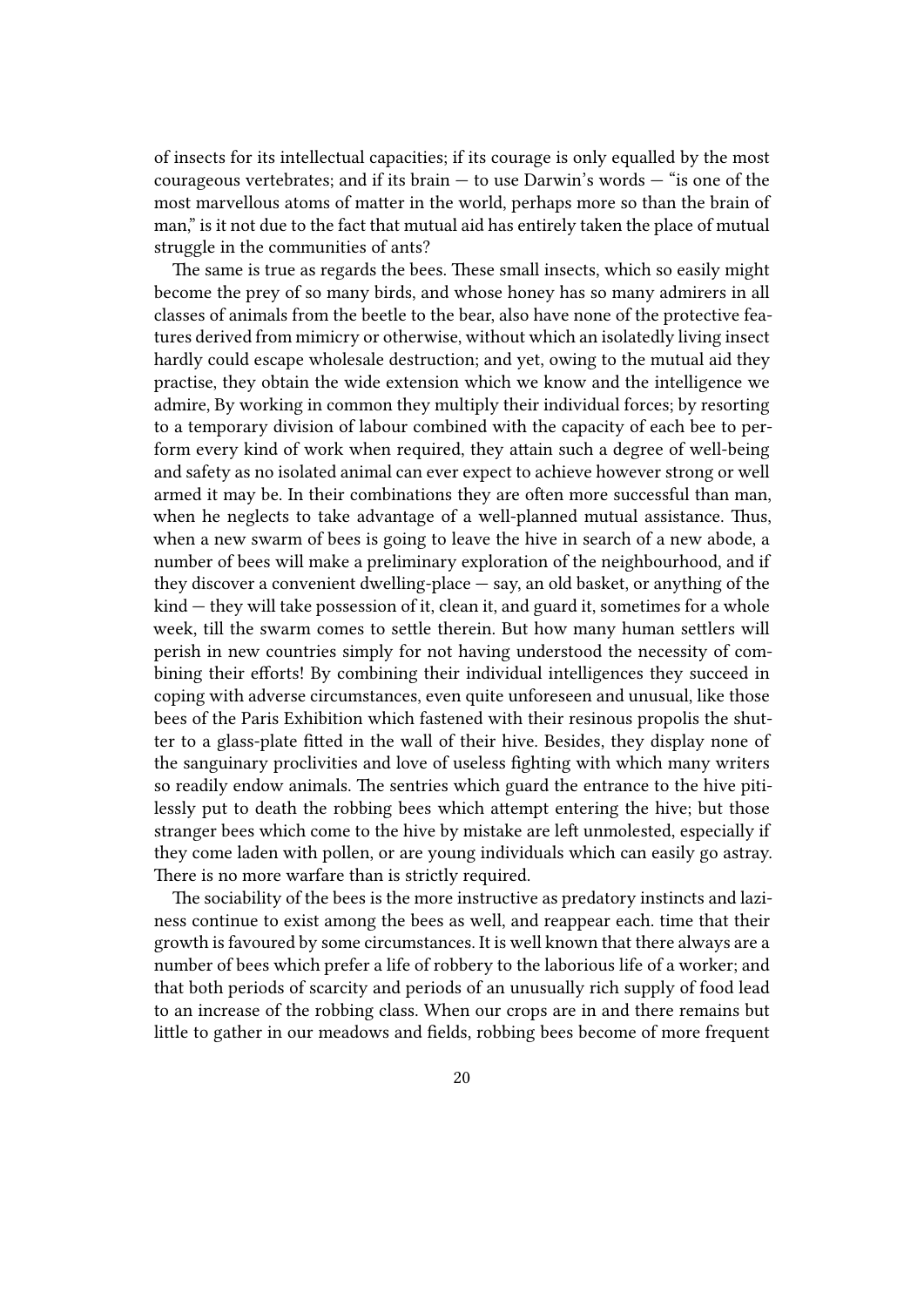of insects for its intellectual capacities; if its courage is only equalled by the most courageous vertebrates; and if its brain — to use Darwin's words — "is one of the most marvellous atoms of matter in the world, perhaps more so than the brain of man," is it not due to the fact that mutual aid has entirely taken the place of mutual struggle in the communities of ants?

The same is true as regards the bees. These small insects, which so easily might become the prey of so many birds, and whose honey has so many admirers in all classes of animals from the beetle to the bear, also have none of the protective features derived from mimicry or otherwise, without which an isolatedly living insect hardly could escape wholesale destruction; and yet, owing to the mutual aid they practise, they obtain the wide extension which we know and the intelligence we admire, By working in common they multiply their individual forces; by resorting to a temporary division of labour combined with the capacity of each bee to perform every kind of work when required, they attain such a degree of well-being and safety as no isolated animal can ever expect to achieve however strong or well armed it may be. In their combinations they are often more successful than man, when he neglects to take advantage of a well-planned mutual assistance. Thus, when a new swarm of bees is going to leave the hive in search of a new abode, a number of bees will make a preliminary exploration of the neighbourhood, and if they discover a convenient dwelling-place — say, an old basket, or anything of the kind — they will take possession of it, clean it, and guard it, sometimes for a whole week, till the swarm comes to settle therein. But how many human settlers will perish in new countries simply for not having understood the necessity of combining their efforts! By combining their individual intelligences they succeed in coping with adverse circumstances, even quite unforeseen and unusual, like those bees of the Paris Exhibition which fastened with their resinous propolis the shutter to a glass-plate fitted in the wall of their hive. Besides, they display none of the sanguinary proclivities and love of useless fighting with which many writers so readily endow animals. The sentries which guard the entrance to the hive pitilessly put to death the robbing bees which attempt entering the hive; but those stranger bees which come to the hive by mistake are left unmolested, especially if they come laden with pollen, or are young individuals which can easily go astray. There is no more warfare than is strictly required.

The sociability of the bees is the more instructive as predatory instincts and laziness continue to exist among the bees as well, and reappear each. time that their growth is favoured by some circumstances. It is well known that there always are a number of bees which prefer a life of robbery to the laborious life of a worker; and that both periods of scarcity and periods of an unusually rich supply of food lead to an increase of the robbing class. When our crops are in and there remains but little to gather in our meadows and fields, robbing bees become of more frequent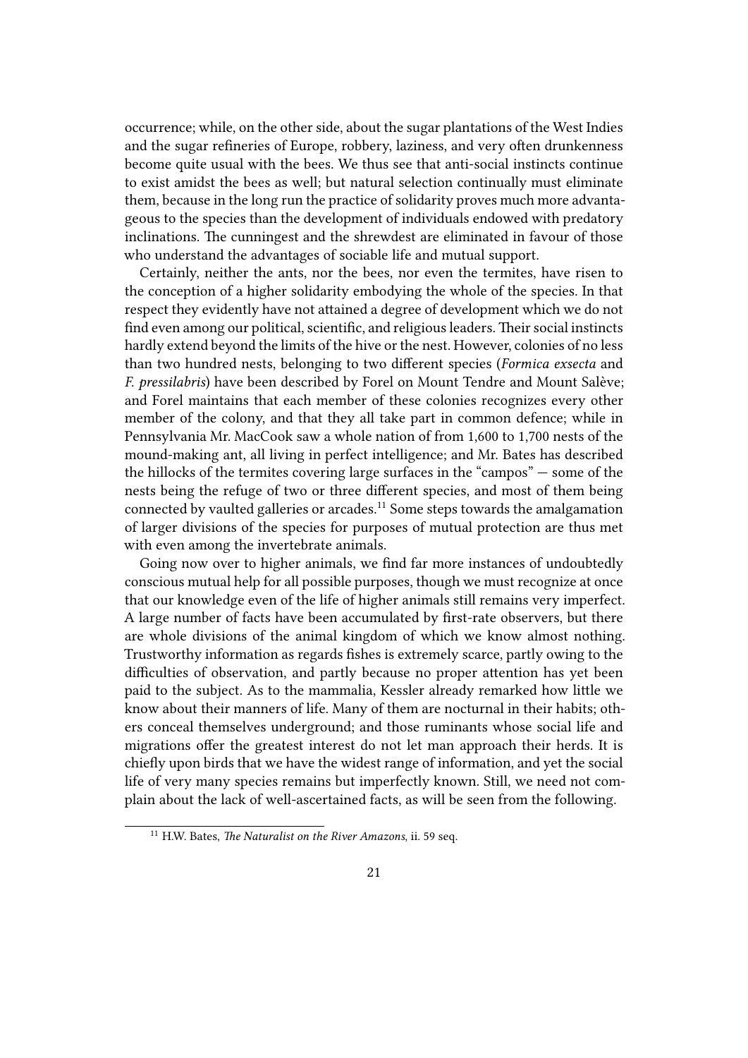occurrence; while, on the other side, about the sugar plantations of the West Indies and the sugar refineries of Europe, robbery, laziness, and very often drunkenness become quite usual with the bees. We thus see that anti-social instincts continue to exist amidst the bees as well; but natural selection continually must eliminate them, because in the long run the practice of solidarity proves much more advantageous to the species than the development of individuals endowed with predatory inclinations. The cunningest and the shrewdest are eliminated in favour of those who understand the advantages of sociable life and mutual support.

Certainly, neither the ants, nor the bees, nor even the termites, have risen to the conception of a higher solidarity embodying the whole of the species. In that respect they evidently have not attained a degree of development which we do not find even among our political, scientific, and religious leaders. Their social instincts hardly extend beyond the limits of the hive or the nest. However, colonies of no less than two hundred nests, belonging to two different species (*Formica exsecta* and *F. pressilabris*) have been described by Forel on Mount Tendre and Mount Salève; and Forel maintains that each member of these colonies recognizes every other member of the colony, and that they all take part in common defence; while in Pennsylvania Mr. MacCook saw a whole nation of from 1,600 to 1,700 nests of the mound-making ant, all living in perfect intelligence; and Mr. Bates has described the hillocks of the termites covering large surfaces in the "campos" — some of the nests being the refuge of two or three different species, and most of them being connected by vaulted galleries or arcades.[11] Some steps towards the amalgamation of larger divisions of the species for purposes of mutual protection are thus met with even among the invertebrate animals.

Going now over to higher animals, we find far more instances of undoubtedly conscious mutual help for all possible purposes, though we must recognize at once that our knowledge even of the life of higher animals still remains very imperfect. A large number of facts have been accumulated by first-rate observers, but there are whole divisions of the animal kingdom of which we know almost nothing. Trustworthy information as regards fishes is extremely scarce, partly owing to the difficulties of observation, and partly because no proper attention has yet been paid to the subject. As to the mammalia, Kessler already remarked how little we know about their manners of life. Many of them are nocturnal in their habits; others conceal themselves underground; and those ruminants whose social life and migrations offer the greatest interest do not let man approach their herds. It is chiefly upon birds that we have the widest range of information, and yet the social life of very many species remains but imperfectly known. Still, we need not complain about the lack of well-ascertained facts, as will be seen from the following.

[11] H.W. Bates, *The Naturalist on the River Amazons*, ii. 59 seq.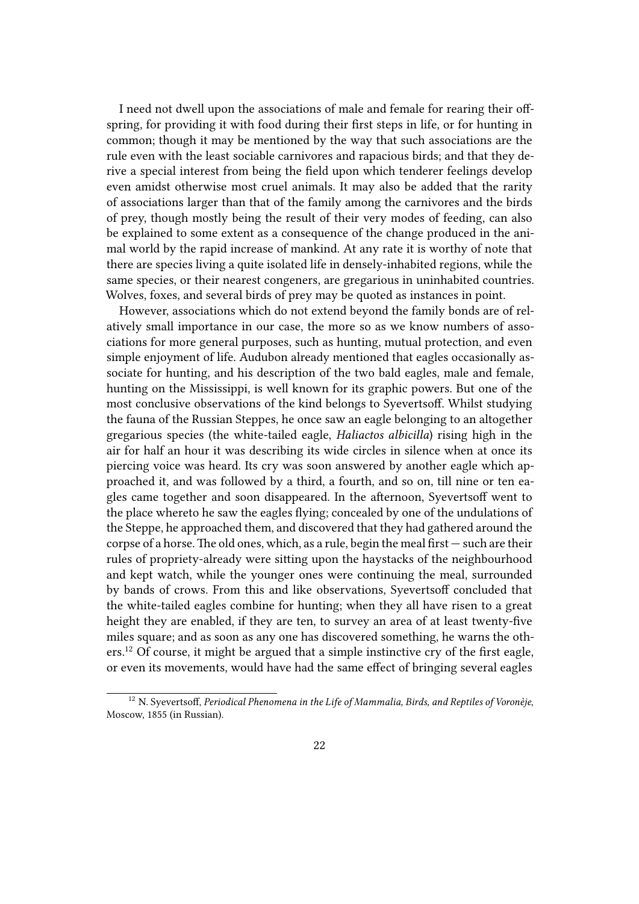I need not dwell upon the associations of male and female for rearing their offspring, for providing it with food during their first steps in life, or for hunting in common; though it may be mentioned by the way that such associations are the rule even with the least sociable carnivores and rapacious birds; and that they derive a special interest from being the field upon which tenderer feelings develop even amidst otherwise most cruel animals. It may also be added that the rarity of associations larger than that of the family among the carnivores and the birds of prey, though mostly being the result of their very modes of feeding, can also be explained to some extent as a consequence of the change produced in the animal world by the rapid increase of mankind. At any rate it is worthy of note that there are species living a quite isolated life in densely-inhabited regions, while the same species, or their nearest congeners, are gregarious in uninhabited countries. Wolves, foxes, and several birds of prey may be quoted as instances in point.

However, associations which do not extend beyond the family bonds are of relatively small importance in our case, the more so as we know numbers of associations for more general purposes, such as hunting, mutual protection, and even simple enjoyment of life. Audubon already mentioned that eagles occasionally associate for hunting, and his description of the two bald eagles, male and female, hunting on the Mississippi, is well known for its graphic powers. But one of the most conclusive observations of the kind belongs to Syevertsoff. Whilst studying the fauna of the Russian Steppes, he once saw an eagle belonging to an altogether gregarious species (the white-tailed eagle, *Haliactos albicilla*) rising high in the air for half an hour it was describing its wide circles in silence when at once its piercing voice was heard. Its cry was soon answered by another eagle which approached it, and was followed by a third, a fourth, and so on, till nine or ten eagles came together and soon disappeared. In the afternoon, Syevertsoff went to the place whereto he saw the eagles flying; concealed by one of the undulations of the Steppe, he approached them, and discovered that they had gathered around the corpse of a horse. The old ones, which, as a rule, begin the meal first — such are their rules of propriety-already were sitting upon the haystacks of the neighbourhood and kept watch, while the younger ones were continuing the meal, surrounded by bands of crows. From this and like observations, Syevertsoff concluded that the white-tailed eagles combine for hunting; when they all have risen to a great height they are enabled, if they are ten, to survey an area of at least twenty-five miles square; and as soon as any one has discovered something, he warns the others.[12] Of course, it might be argued that a simple instinctive cry of the first eagle, or even its movements, would have had the same effect of bringing several eagles

[12] N. Syevertsoff, *Periodical Phenomena in the Life of Mammalia, Birds, and Reptiles of Voronèje*, Moscow, 1855 (in Russian).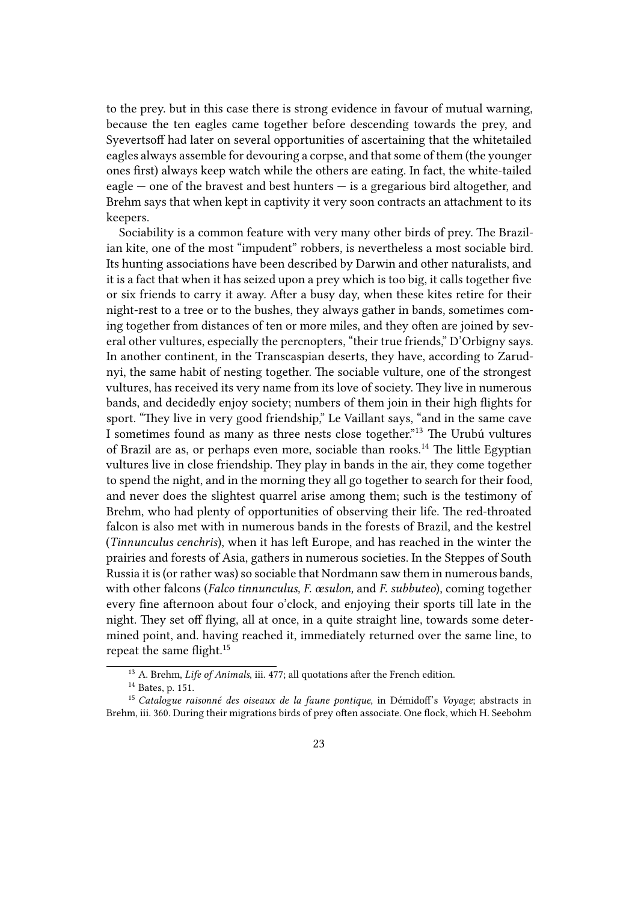to the prey. but in this case there is strong evidence in favour of mutual warning, because the ten eagles came together before descending towards the prey, and Syevertsoff had later on several opportunities of ascertaining that the whitetailed eagles always assemble for devouring a corpse, and that some of them (the younger ones first) always keep watch while the others are eating. In fact, the white-tailed eagle — one of the bravest and best hunters — is a gregarious bird altogether, and Brehm says that when kept in captivity it very soon contracts an attachment to its keepers.

Sociability is a common feature with very many other birds of prey. The Brazilian kite, one of the most "impudent" robbers, is nevertheless a most sociable bird. Its hunting associations have been described by Darwin and other naturalists, and it is a fact that when it has seized upon a prey which is too big, it calls together five or six friends to carry it away. After a busy day, when these kites retire for their night-rest to a tree or to the bushes, they always gather in bands, sometimes coming together from distances of ten or more miles, and they often are joined by several other vultures, especially the percnopters, "their true friends," D'Orbigny says. In another continent, in the Transcaspian deserts, they have, according to Zarudnyi, the same habit of nesting together. The sociable vulture, one of the strongest vultures, has received its very name from its love of society. They live in numerous bands, and decidedly enjoy society; numbers of them join in their high flights for sport. "They live in very good friendship," Le Vaillant says, "and in the same cave I sometimes found as many as three nests close together."[13] The Urubú vultures of Brazil are as, or perhaps even more, sociable than rooks.[14] The little Egyptian vultures live in close friendship. They play in bands in the air, they come together to spend the night, and in the morning they all go together to search for their food, and never does the slightest quarrel arise among them; such is the testimony of Brehm, who had plenty of opportunities of observing their life. The red-throated falcon is also met with in numerous bands in the forests of Brazil, and the kestrel (*Tinnunculus cenchris*), when it has left Europe, and has reached in the winter the prairies and forests of Asia, gathers in numerous societies. In the Steppes of South Russia it is (or rather was) so sociable that Nordmann saw them in numerous bands, with other falcons (*Falco tinnunculus, F. œsulon,* and *F. subbuteo*), coming together every fine afternoon about four o'clock, and enjoying their sports till late in the night. They set off flying, all at once, in a quite straight line, towards some determined point, and. having reached it, immediately returned over the same line, to repeat the same flight.[15]

[13] A. Brehm, *Life of Animals*, iii. 477; all quotations after the French edition.

[14] Bates, p. 151.

[15] *Catalogue raisonné des oiseaux de la faune pontique*, in Démidoff's *Voyage*; abstracts in Brehm, iii. 360. During their migrations birds of prey often associate. One flock, which H. Seebohm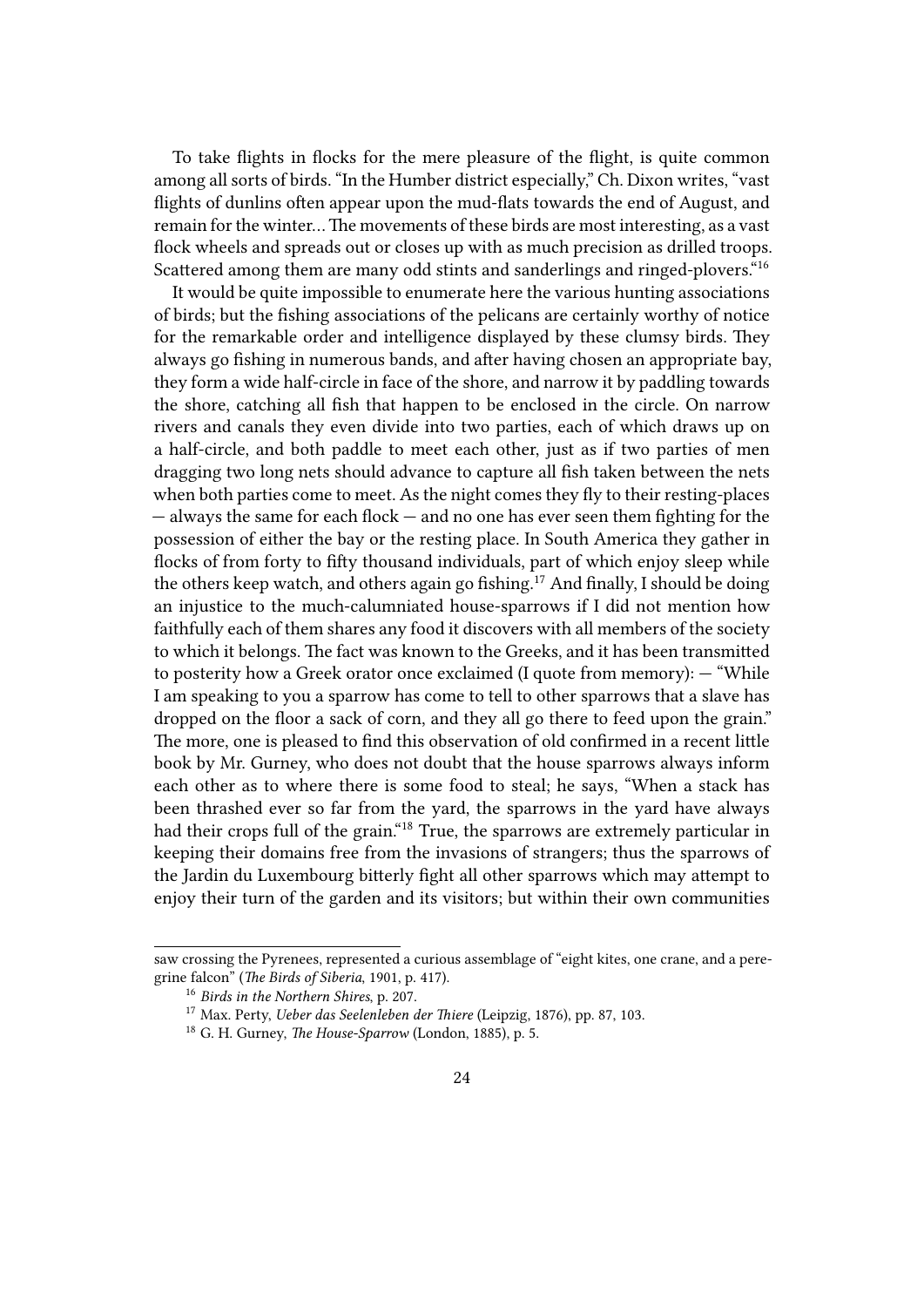To take flights in flocks for the mere pleasure of the flight, is quite common among all sorts of birds. "In the Humber district especially," Ch. Dixon writes, "vast flights of dunlins often appear upon the mud-flats towards the end of August, and remain for the winter… The movements of these birds are most interesting, as a vast flock wheels and spreads out or closes up with as much precision as drilled troops. Scattered among them are many odd stints and sanderlings and ringed-plovers."[16]

It would be quite impossible to enumerate here the various hunting associations of birds; but the fishing associations of the pelicans are certainly worthy of notice for the remarkable order and intelligence displayed by these clumsy birds. They always go fishing in numerous bands, and after having chosen an appropriate bay, they form a wide half-circle in face of the shore, and narrow it by paddling towards the shore, catching all fish that happen to be enclosed in the circle. On narrow rivers and canals they even divide into two parties, each of which draws up on a half-circle, and both paddle to meet each other, just as if two parties of men dragging two long nets should advance to capture all fish taken between the nets when both parties come to meet. As the night comes they fly to their resting-places — always the same for each flock — and no one has ever seen them fighting for the possession of either the bay or the resting place. In South America they gather in flocks of from forty to fifty thousand individuals, part of which enjoy sleep while the others keep watch, and others again go fishing.[17] And finally, I should be doing an injustice to the much-calumniated house-sparrows if I did not mention how faithfully each of them shares any food it discovers with all members of the society to which it belongs. The fact was known to the Greeks, and it has been transmitted to posterity how a Greek orator once exclaimed (I quote from memory): — "While I am speaking to you a sparrow has come to tell to other sparrows that a slave has dropped on the floor a sack of corn, and they all go there to feed upon the grain." The more, one is pleased to find this observation of old confirmed in a recent little book by Mr. Gurney, who does not doubt that the house sparrows always inform each other as to where there is some food to steal; he says, "When a stack has been thrashed ever so far from the yard, the sparrows in the yard have always had their crops full of the grain."[18] True, the sparrows are extremely particular in keeping their domains free from the invasions of strangers; thus the sparrows of the Jardin du Luxembourg bitterly fight all other sparrows which may attempt to enjoy their turn of the garden and its visitors; but within their own communities

---

saw crossing the Pyrenees, represented a curious assemblage of "eight kites, one crane, and a peregrine falcon" (*The Birds of Siberia*, 1901, p. 417).

[16] *Birds in the Northern Shires*, p. 207.

[17] Max. Perty, *Ueber das Seelenleben der Thiere* (Leipzig, 1876), pp. 87, 103.

[18] G. H. Gurney, *The House-Sparrow* (London, 1885), p. 5.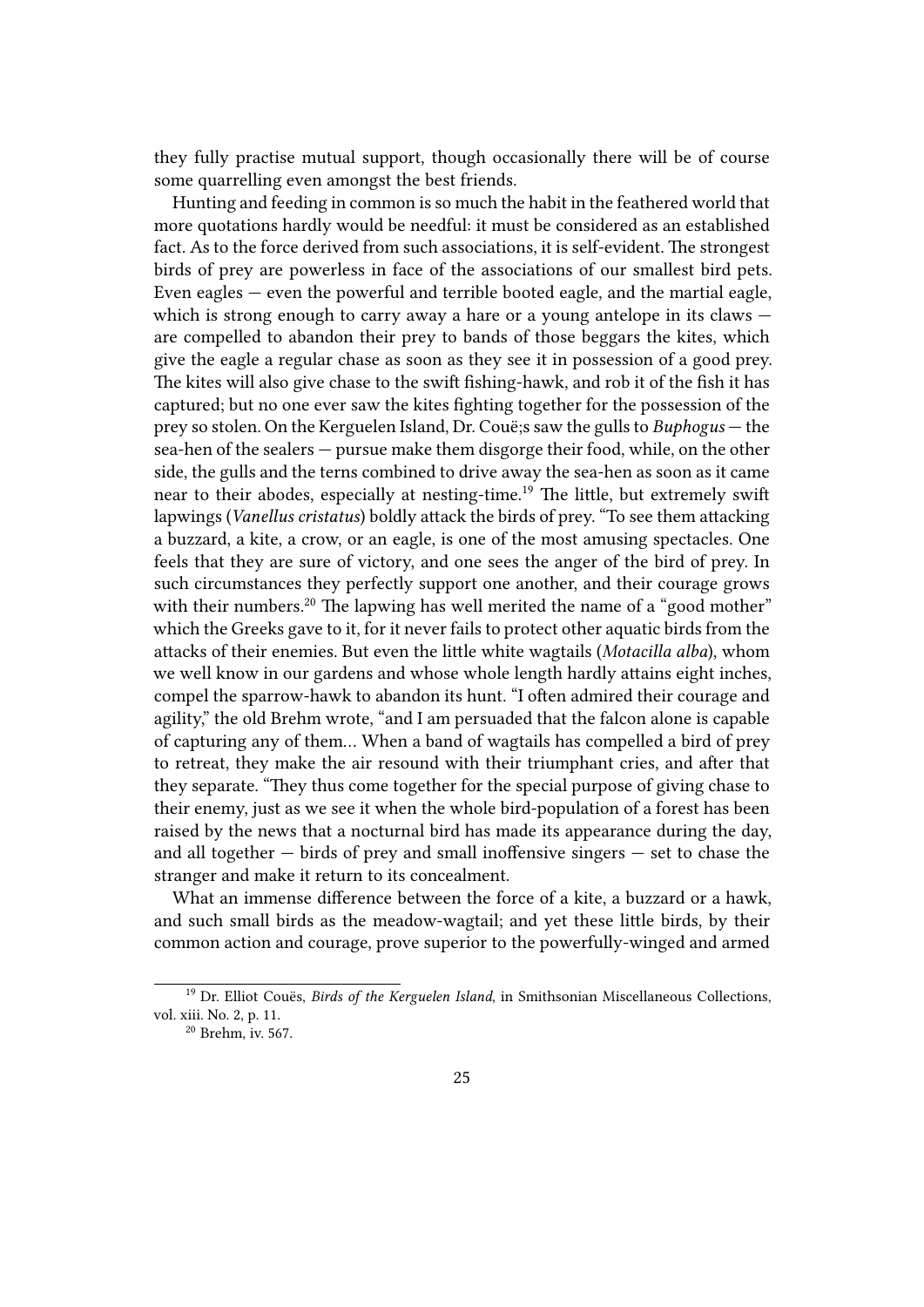they fully practise mutual support, though occasionally there will be of course some quarrelling even amongst the best friends.

Hunting and feeding in common is so much the habit in the feathered world that more quotations hardly would be needful: it must be considered as an established fact. As to the force derived from such associations, it is self-evident. The strongest birds of prey are powerless in face of the associations of our smallest bird pets. Even eagles — even the powerful and terrible booted eagle, and the martial eagle, which is strong enough to carry away a hare or a young antelope in its claws — are compelled to abandon their prey to bands of those beggars the kites, which give the eagle a regular chase as soon as they see it in possession of a good prey. The kites will also give chase to the swift fishing-hawk, and rob it of the fish it has captured; but no one ever saw the kites fighting together for the possession of the prey so stolen. On the Kerguelen Island, Dr. Couë;s saw the gulls to *Buphogus* — the sea-hen of the sealers — pursue make them disgorge their food, while, on the other side, the gulls and the terns combined to drive away the sea-hen as soon as it came near to their abodes, especially at nesting-time.[19] The little, but extremely swift lapwings (*Vanellus cristatus*) boldly attack the birds of prey. "To see them attacking a buzzard, a kite, a crow, or an eagle, is one of the most amusing spectacles. One feels that they are sure of victory, and one sees the anger of the bird of prey. In such circumstances they perfectly support one another, and their courage grows with their numbers.[20] The lapwing has well merited the name of a "good mother" which the Greeks gave to it, for it never fails to protect other aquatic birds from the attacks of their enemies. But even the little white wagtails (*Motacilla alba*), whom we well know in our gardens and whose whole length hardly attains eight inches, compel the sparrow-hawk to abandon its hunt. "I often admired their courage and agility," the old Brehm wrote, "and I am persuaded that the falcon alone is capable of capturing any of them… When a band of wagtails has compelled a bird of prey to retreat, they make the air resound with their triumphant cries, and after that they separate. "They thus come together for the special purpose of giving chase to their enemy, just as we see it when the whole bird-population of a forest has been raised by the news that a nocturnal bird has made its appearance during the day, and all together — birds of prey and small inoffensive singers — set to chase the stranger and make it return to its concealment.

What an immense difference between the force of a kite, a buzzard or a hawk, and such small birds as the meadow-wagtail; and yet these little birds, by their common action and courage, prove superior to the powerfully-winged and armed

---

[19] Dr. Elliot Couës, *Birds of the Kerguelen Island*, in Smithsonian Miscellaneous Collections, vol. xiii. No. 2, p. 11.

[20] Brehm, iv. 567.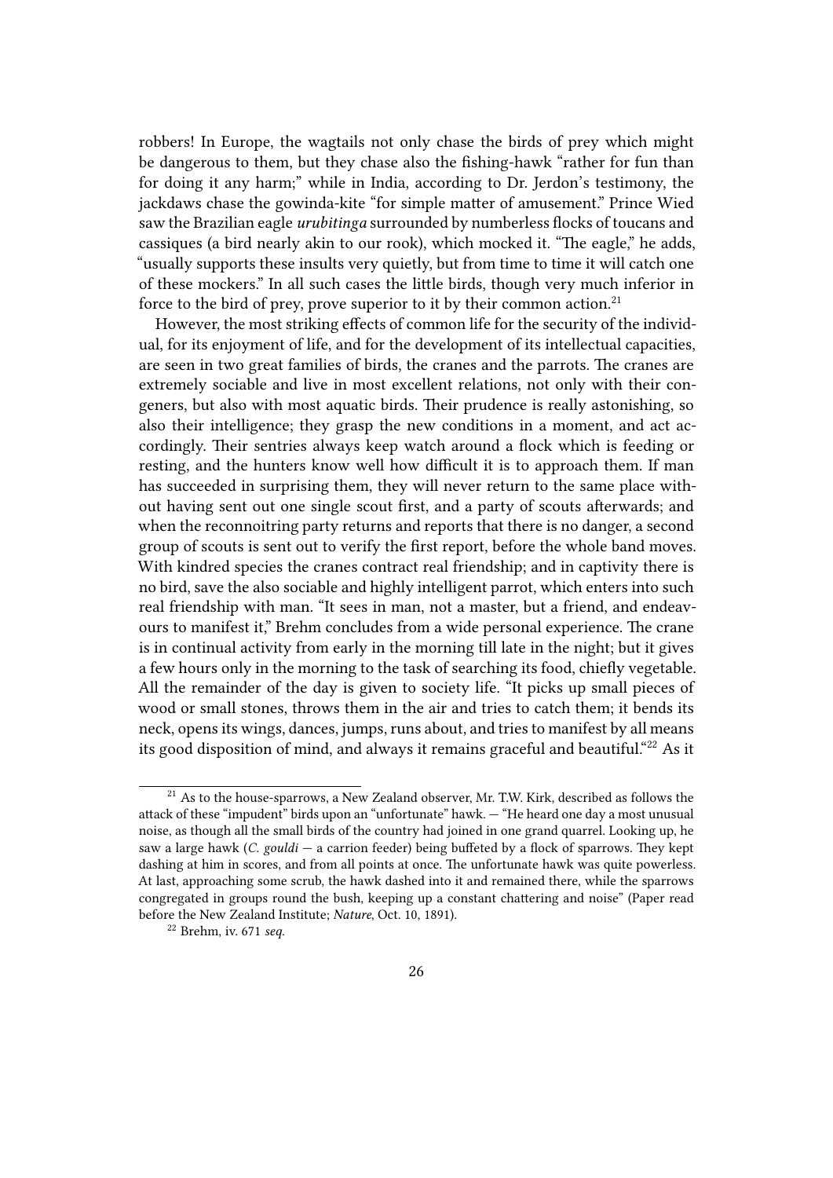robbers! In Europe, the wagtails not only chase the birds of prey which might be dangerous to them, but they chase also the fishing-hawk "rather for fun than for doing it any harm;" while in India, according to Dr. Jerdon's testimony, the jackdaws chase the gowinda-kite "for simple matter of amusement." Prince Wied saw the Brazilian eagle *urubitinga* surrounded by numberless flocks of toucans and cassiques (a bird nearly akin to our rook), which mocked it. "The eagle," he adds, "usually supports these insults very quietly, but from time to time it will catch one of these mockers." In all such cases the little birds, though very much inferior in force to the bird of prey, prove superior to it by their common action.[21]

However, the most striking effects of common life for the security of the individual, for its enjoyment of life, and for the development of its intellectual capacities, are seen in two great families of birds, the cranes and the parrots. The cranes are extremely sociable and live in most excellent relations, not only with their congeners, but also with most aquatic birds. Their prudence is really astonishing, so also their intelligence; they grasp the new conditions in a moment, and act accordingly. Their sentries always keep watch around a flock which is feeding or resting, and the hunters know well how difficult it is to approach them. If man has succeeded in surprising them, they will never return to the same place without having sent out one single scout first, and a party of scouts afterwards; and when the reconnoitring party returns and reports that there is no danger, a second group of scouts is sent out to verify the first report, before the whole band moves. With kindred species the cranes contract real friendship; and in captivity there is no bird, save the also sociable and highly intelligent parrot, which enters into such real friendship with man. "It sees in man, not a master, but a friend, and endeavours to manifest it," Brehm concludes from a wide personal experience. The crane is in continual activity from early in the morning till late in the night; but it gives a few hours only in the morning to the task of searching its food, chiefly vegetable. All the remainder of the day is given to society life. "It picks up small pieces of wood or small stones, throws them in the air and tries to catch them; it bends its neck, opens its wings, dances, jumps, runs about, and tries to manifest by all means its good disposition of mind, and always it remains graceful and beautiful."[22] As it

---

[21] As to the house-sparrows, a New Zealand observer, Mr. T.W. Kirk, described as follows the attack of these "impudent" birds upon an "unfortunate" hawk. — "He heard one day a most unusual noise, as though all the small birds of the country had joined in one grand quarrel. Looking up, he saw a large hawk (*C. gouldi* — a carrion feeder) being buffeted by a flock of sparrows. They kept dashing at him in scores, and from all points at once. The unfortunate hawk was quite powerless. At last, approaching some scrub, the hawk dashed into it and remained there, while the sparrows congregated in groups round the bush, keeping up a constant chattering and noise" (Paper read before the New Zealand Institute; *Nature*, Oct. 10, 1891).

[22] Brehm, iv. 671 *seq.*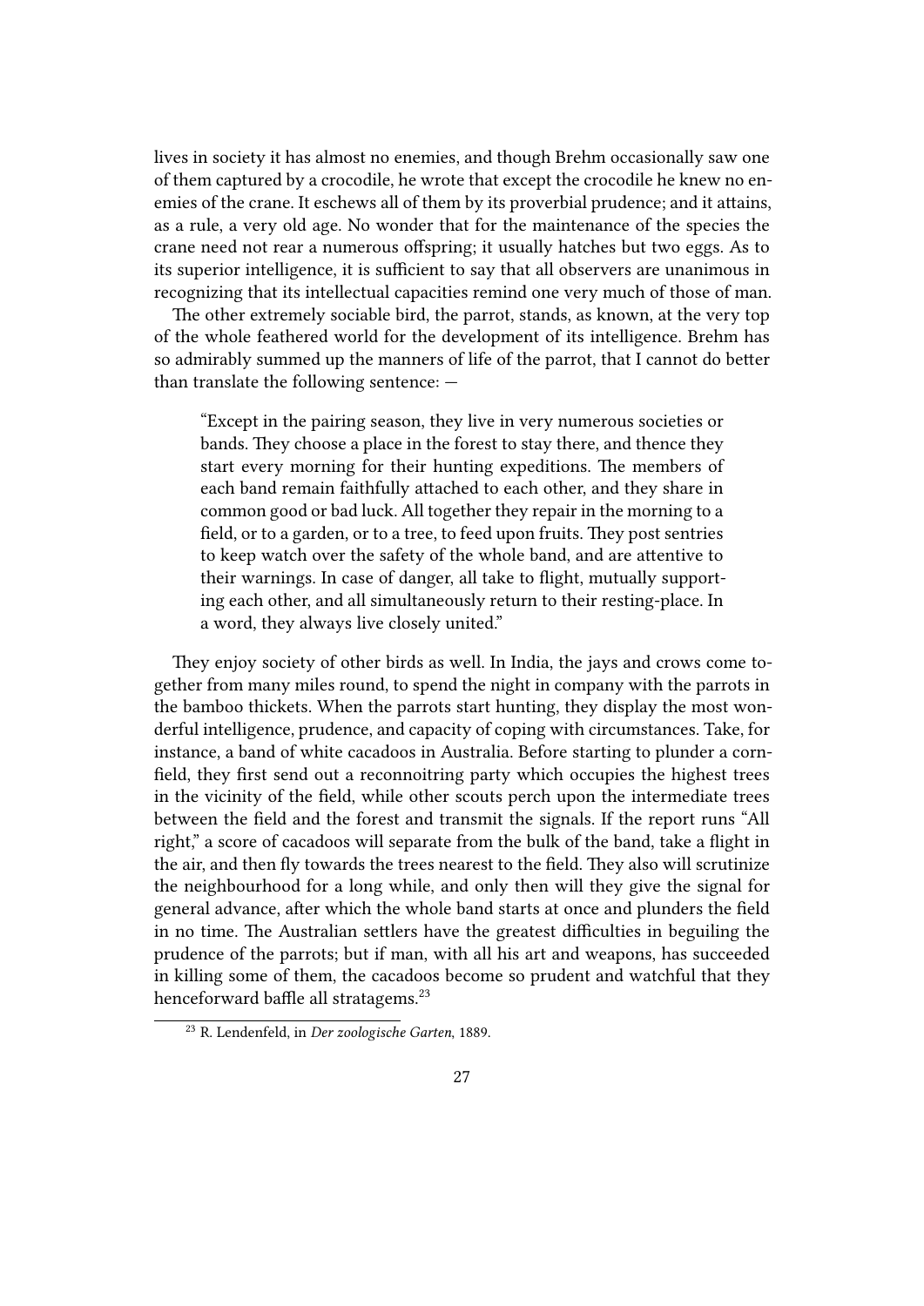lives in society it has almost no enemies, and though Brehm occasionally saw one of them captured by a crocodile, he wrote that except the crocodile he knew no enemies of the crane. It eschews all of them by its proverbial prudence; and it attains, as a rule, a very old age. No wonder that for the maintenance of the species the crane need not rear a numerous offspring; it usually hatches but two eggs. As to its superior intelligence, it is sufficient to say that all observers are unanimous in recognizing that its intellectual capacities remind one very much of those of man.

The other extremely sociable bird, the parrot, stands, as known, at the very top of the whole feathered world for the development of its intelligence. Brehm has so admirably summed up the manners of life of the parrot, that I cannot do better than translate the following sentence: —

> "Except in the pairing season, they live in very numerous societies or bands. They choose a place in the forest to stay there, and thence they start every morning for their hunting expeditions. The members of each band remain faithfully attached to each other, and they share in common good or bad luck. All together they repair in the morning to a field, or to a garden, or to a tree, to feed upon fruits. They post sentries to keep watch over the safety of the whole band, and are attentive to their warnings. In case of danger, all take to flight, mutually supporting each other, and all simultaneously return to their resting-place. In a word, they always live closely united."

They enjoy society of other birds as well. In India, the jays and crows come together from many miles round, to spend the night in company with the parrots in the bamboo thickets. When the parrots start hunting, they display the most wonderful intelligence, prudence, and capacity of coping with circumstances. Take, for instance, a band of white cacadoos in Australia. Before starting to plunder a cornfield, they first send out a reconnoitring party which occupies the highest trees in the vicinity of the field, while other scouts perch upon the intermediate trees between the field and the forest and transmit the signals. If the report runs "All right," a score of cacadoos will separate from the bulk of the band, take a flight in the air, and then fly towards the trees nearest to the field. They also will scrutinize the neighbourhood for a long while, and only then will they give the signal for general advance, after which the whole band starts at once and plunders the field in no time. The Australian settlers have the greatest difficulties in beguiling the prudence of the parrots; but if man, with all his art and weapons, has succeeded in killing some of them, the cacadoos become so prudent and watchful that they henceforward baffle all stratagems.[23]

[23] R. Lendenfeld, in *Der zoologische Garten*, 1889.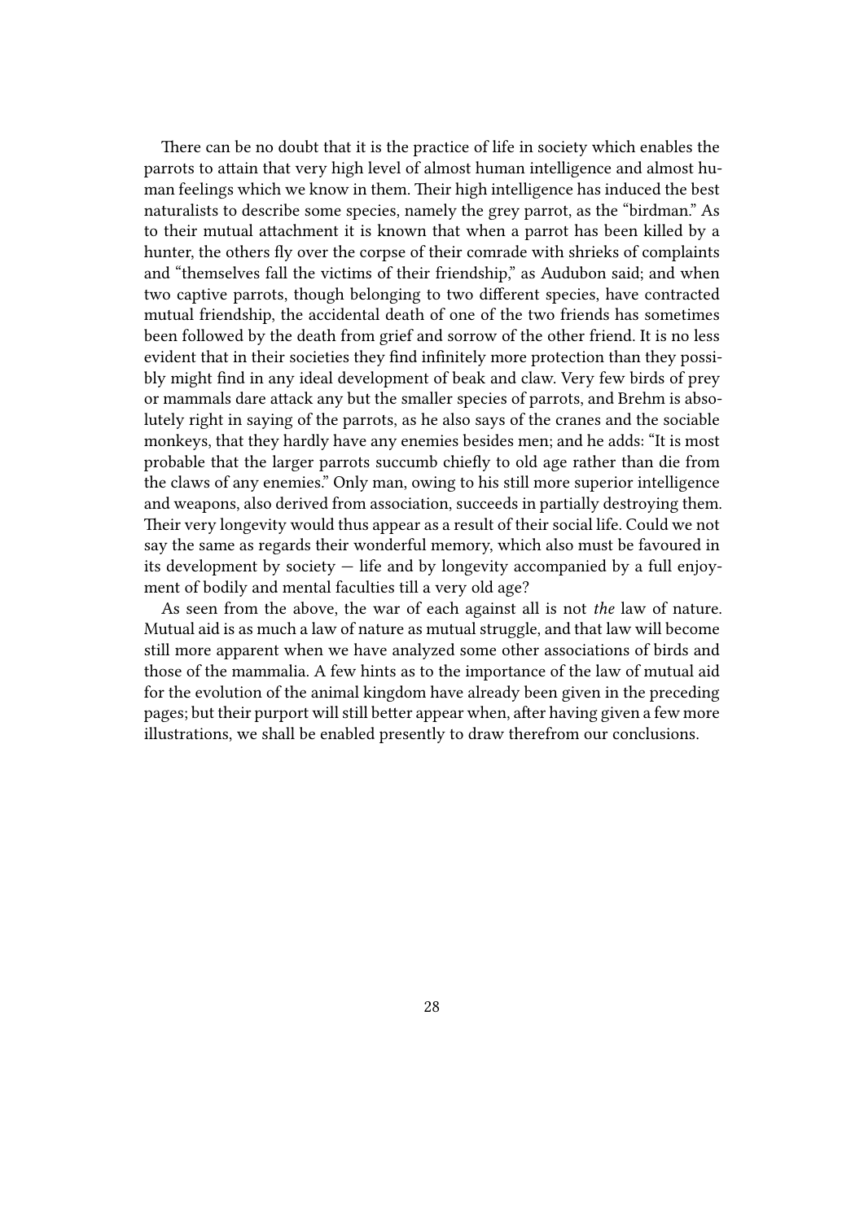There can be no doubt that it is the practice of life in society which enables the parrots to attain that very high level of almost human intelligence and almost human feelings which we know in them. Their high intelligence has induced the best naturalists to describe some species, namely the grey parrot, as the "birdman." As to their mutual attachment it is known that when a parrot has been killed by a hunter, the others fly over the corpse of their comrade with shrieks of complaints and "themselves fall the victims of their friendship," as Audubon said; and when two captive parrots, though belonging to two different species, have contracted mutual friendship, the accidental death of one of the two friends has sometimes been followed by the death from grief and sorrow of the other friend. It is no less evident that in their societies they find infinitely more protection than they possibly might find in any ideal development of beak and claw. Very few birds of prey or mammals dare attack any but the smaller species of parrots, and Brehm is absolutely right in saying of the parrots, as he also says of the cranes and the sociable monkeys, that they hardly have any enemies besides men; and he adds: "It is most probable that the larger parrots succumb chiefly to old age rather than die from the claws of any enemies." Only man, owing to his still more superior intelligence and weapons, also derived from association, succeeds in partially destroying them. Their very longevity would thus appear as a result of their social life. Could we not say the same as regards their wonderful memory, which also must be favoured in its development by society — life and by longevity accompanied by a full enjoyment of bodily and mental faculties till a very old age?

As seen from the above, the war of each against all is not *the* law of nature. Mutual aid is as much a law of nature as mutual struggle, and that law will become still more apparent when we have analyzed some other associations of birds and those of the mammalia. A few hints as to the importance of the law of mutual aid for the evolution of the animal kingdom have already been given in the preceding pages; but their purport will still better appear when, after having given a few more illustrations, we shall be enabled presently to draw therefrom our conclusions.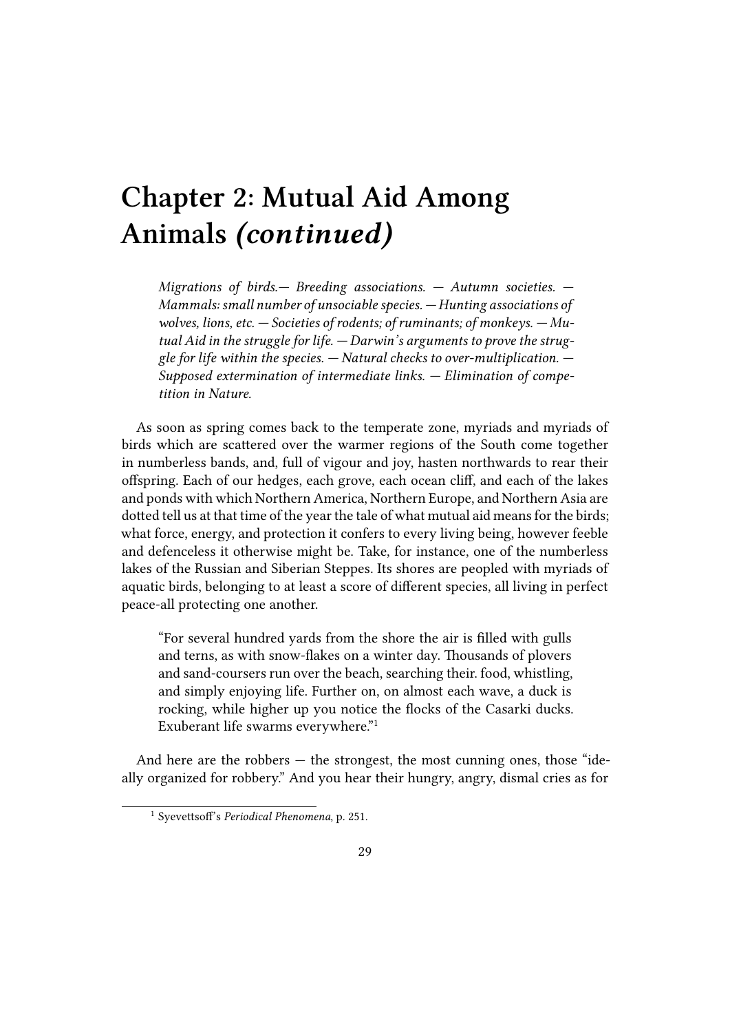# Chapter 2: Mutual Aid Among Animals *(continued)*

> *Migrations of birds.— Breeding associations. — Autumn societies. — Mammals: small number of unsociable species. — Hunting associations of wolves, lions, etc. — Societies of rodents; of ruminants; of monkeys. — Mutual Aid in the struggle for life. — Darwin's arguments to prove the struggle for life within the species. — Natural checks to over-multiplication. — Supposed extermination of intermediate links. — Elimination of competition in Nature.*

As soon as spring comes back to the temperate zone, myriads and myriads of birds which are scattered over the warmer regions of the South come together in numberless bands, and, full of vigour and joy, hasten northwards to rear their offspring. Each of our hedges, each grove, each ocean cliff, and each of the lakes and ponds with which Northern America, Northern Europe, and Northern Asia are dotted tell us at that time of the year the tale of what mutual aid means for the birds; what force, energy, and protection it confers to every living being, however feeble and defenceless it otherwise might be. Take, for instance, one of the numberless lakes of the Russian and Siberian Steppes. Its shores are peopled with myriads of aquatic birds, belonging to at least a score of different species, all living in perfect peace-all protecting one another.

> "For several hundred yards from the shore the air is filled with gulls and terns, as with snow-flakes on a winter day. Thousands of plovers and sand-coursers run over the beach, searching their. food, whistling, and simply enjoying life. Further on, on almost each wave, a duck is rocking, while higher up you notice the flocks of the Casarki ducks. Exuberant life swarms everywhere."[1]

And here are the robbers — the strongest, the most cunning ones, those "ideally organized for robbery." And you hear their hungry, angry, dismal cries as for

[1] Syevettsoff's *Periodical Phenomena*, p. 251.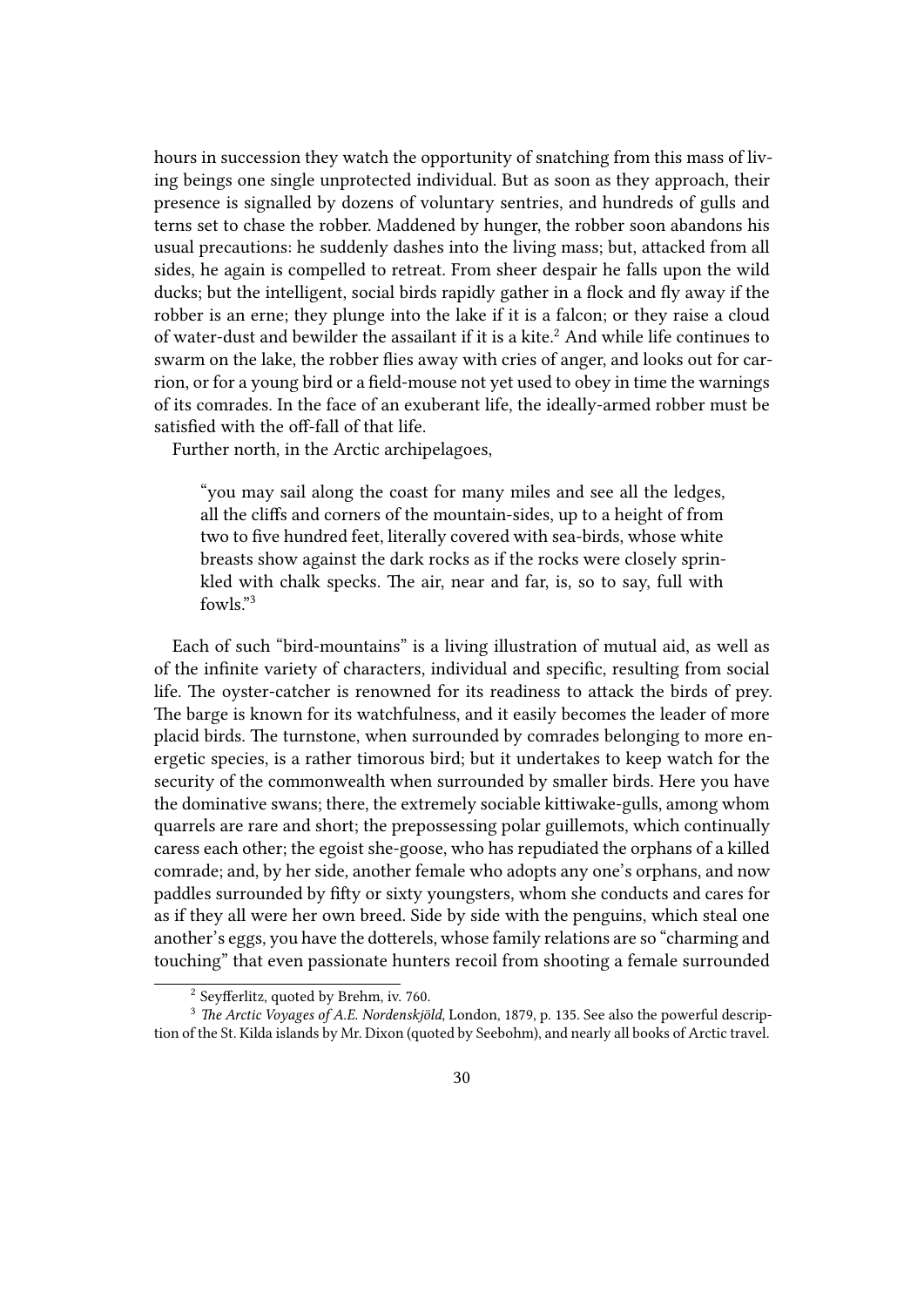hours in succession they watch the opportunity of snatching from this mass of living beings one single unprotected individual. But as soon as they approach, their presence is signalled by dozens of voluntary sentries, and hundreds of gulls and terns set to chase the robber. Maddened by hunger, the robber soon abandons his usual precautions: he suddenly dashes into the living mass; but, attacked from all sides, he again is compelled to retreat. From sheer despair he falls upon the wild ducks; but the intelligent, social birds rapidly gather in a flock and fly away if the robber is an erne; they plunge into the lake if it is a falcon; or they raise a cloud of water-dust and bewilder the assailant if it is a kite.[2] And while life continues to swarm on the lake, the robber flies away with cries of anger, and looks out for carrion, or for a young bird or a field-mouse not yet used to obey in time the warnings of its comrades. In the face of an exuberant life, the ideally-armed robber must be satisfied with the off-fall of that life.

Further north, in the Arctic archipelagoes,

> "you may sail along the coast for many miles and see all the ledges, all the cliffs and corners of the mountain-sides, up to a height of from two to five hundred feet, literally covered with sea-birds, whose white breasts show against the dark rocks as if the rocks were closely sprinkled with chalk specks. The air, near and far, is, so to say, full with fowls."[3]

Each of such "bird-mountains" is a living illustration of mutual aid, as well as of the infinite variety of characters, individual and specific, resulting from social life. The oyster-catcher is renowned for its readiness to attack the birds of prey. The barge is known for its watchfulness, and it easily becomes the leader of more placid birds. The turnstone, when surrounded by comrades belonging to more energetic species, is a rather timorous bird; but it undertakes to keep watch for the security of the commonwealth when surrounded by smaller birds. Here you have the dominative swans; there, the extremely sociable kittiwake-gulls, among whom quarrels are rare and short; the prepossessing polar guillemots, which continually caress each other; the egoist she-goose, who has repudiated the orphans of a killed comrade; and, by her side, another female who adopts any one's orphans, and now paddles surrounded by fifty or sixty youngsters, whom she conducts and cares for as if they all were her own breed. Side by side with the penguins, which steal one another's eggs, you have the dotterels, whose family relations are so "charming and touching" that even passionate hunters recoil from shooting a female surrounded

---

[2] Seyfferlitz, quoted by Brehm, iv. 760.

[3] *The Arctic Voyages of A.E. Nordenskjöld*, London, 1879, p. 135. See also the powerful description of the St. Kilda islands by Mr. Dixon (quoted by Seebohm), and nearly all books of Arctic travel.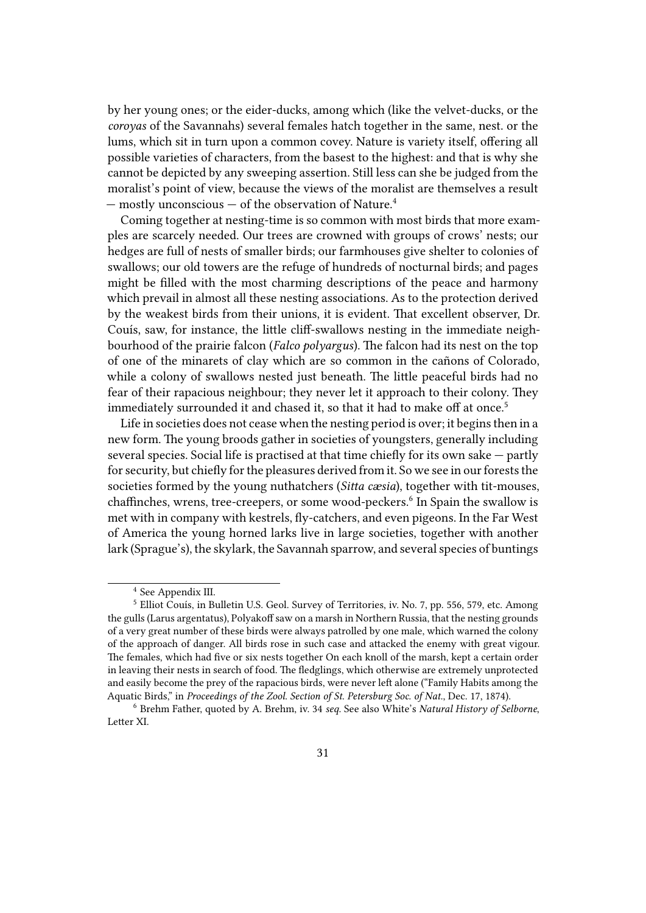by her young ones; or the eider-ducks, among which (like the velvet-ducks, or the *coroyas* of the Savannahs) several females hatch together in the same, nest. or the lums, which sit in turn upon a common covey. Nature is variety itself, offering all possible varieties of characters, from the basest to the highest: and that is why she cannot be depicted by any sweeping assertion. Still less can she be judged from the moralist's point of view, because the views of the moralist are themselves a result — mostly unconscious — of the observation of Nature.[4]

Coming together at nesting-time is so common with most birds that more examples are scarcely needed. Our trees are crowned with groups of crows' nests; our hedges are full of nests of smaller birds; our farmhouses give shelter to colonies of swallows; our old towers are the refuge of hundreds of nocturnal birds; and pages might be filled with the most charming descriptions of the peace and harmony which prevail in almost all these nesting associations. As to the protection derived by the weakest birds from their unions, it is evident. That excellent observer, Dr. Couís, saw, for instance, the little cliff-swallows nesting in the immediate neighbourhood of the prairie falcon (*Falco polyargus*). The falcon had its nest on the top of one of the minarets of clay which are so common in the cañons of Colorado, while a colony of swallows nested just beneath. The little peaceful birds had no fear of their rapacious neighbour; they never let it approach to their colony. They immediately surrounded it and chased it, so that it had to make off at once.[5]

Life in societies does not cease when the nesting period is over; it begins then in a new form. The young broods gather in societies of youngsters, generally including several species. Social life is practised at that time chiefly for its own sake — partly for security, but chiefly for the pleasures derived from it. So we see in our forests the societies formed by the young nuthatchers (*Sitta cæsia*), together with tit-mouses, chaffinches, wrens, tree-creepers, or some wood-peckers.[6] In Spain the swallow is met with in company with kestrels, fly-catchers, and even pigeons. In the Far West of America the young horned larks live in large societies, together with another lark (Sprague's), the skylark, the Savannah sparrow, and several species of buntings

---

[4] See Appendix III.

[5] Elliot Couís, in Bulletin U.S. Geol. Survey of Territories, iv. No. 7, pp. 556, 579, etc. Among the gulls (Larus argentatus), Polyakoff saw on a marsh in Northern Russia, that the nesting grounds of a very great number of these birds were always patrolled by one male, which warned the colony of the approach of danger. All birds rose in such case and attacked the enemy with great vigour. The females, which had five or six nests together On each knoll of the marsh, kept a certain order in leaving their nests in search of food. The fledglings, which otherwise are extremely unprotected and easily become the prey of the rapacious birds, were never left alone ("Family Habits among the Aquatic Birds," in *Proceedings of the Zool. Section of St. Petersburg Soc. of Nat.*, Dec. 17, 1874).

[6] Brehm Father, quoted by A. Brehm, iv. 34 *seq.* See also White's *Natural History of Selborne*, Letter XI.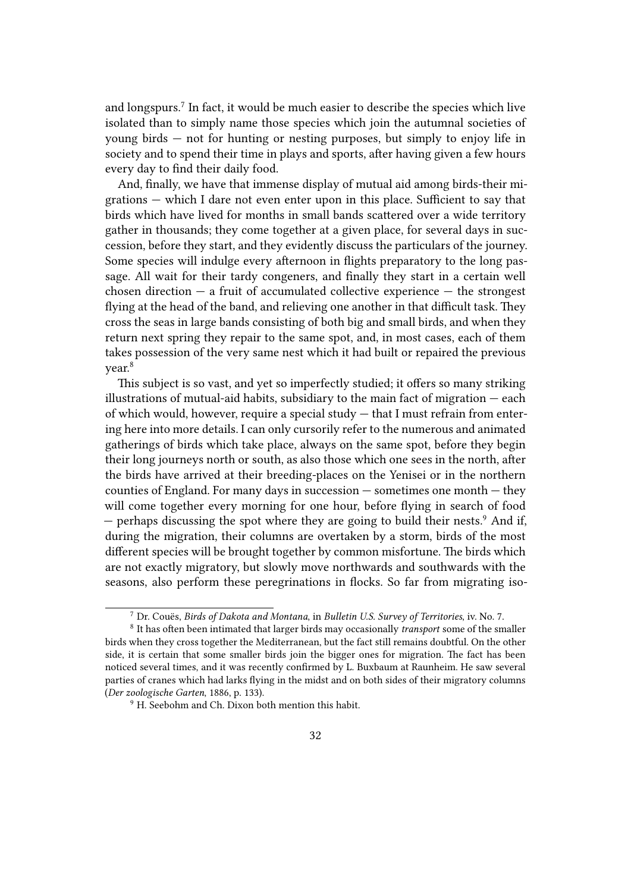and longspurs.[7] In fact, it would be much easier to describe the species which live isolated than to simply name those species which join the autumnal societies of young birds — not for hunting or nesting purposes, but simply to enjoy life in society and to spend their time in plays and sports, after having given a few hours every day to find their daily food.

And, finally, we have that immense display of mutual aid among birds-their migrations — which I dare not even enter upon in this place. Sufficient to say that birds which have lived for months in small bands scattered over a wide territory gather in thousands; they come together at a given place, for several days in succession, before they start, and they evidently discuss the particulars of the journey. Some species will indulge every afternoon in flights preparatory to the long passage. All wait for their tardy congeners, and finally they start in a certain well chosen direction — a fruit of accumulated collective experience — the strongest flying at the head of the band, and relieving one another in that difficult task. They cross the seas in large bands consisting of both big and small birds, and when they return next spring they repair to the same spot, and, in most cases, each of them takes possession of the very same nest which it had built or repaired the previous year.[8]

This subject is so vast, and yet so imperfectly studied; it offers so many striking illustrations of mutual-aid habits, subsidiary to the main fact of migration — each of which would, however, require a special study — that I must refrain from entering here into more details. I can only cursorily refer to the numerous and animated gatherings of birds which take place, always on the same spot, before they begin their long journeys north or south, as also those which one sees in the north, after the birds have arrived at their breeding-places on the Yenisei or in the northern counties of England. For many days in succession — sometimes one month — they will come together every morning for one hour, before flying in search of food — perhaps discussing the spot where they are going to build their nests.[9] And if, during the migration, their columns are overtaken by a storm, birds of the most different species will be brought together by common misfortune. The birds which are not exactly migratory, but slowly move northwards and southwards with the seasons, also perform these peregrinations in flocks. So far from migrating iso-

---

[7] Dr. Couës, *Birds of Dakota and Montana*, in *Bulletin U.S. Survey of Territories*, iv. No. 7.

[8] It has often been intimated that larger birds may occasionally *transport* some of the smaller birds when they cross together the Mediterranean, but the fact still remains doubtful. On the other side, it is certain that some smaller birds join the bigger ones for migration. The fact has been noticed several times, and it was recently confirmed by L. Buxbaum at Raunheim. He saw several parties of cranes which had larks flying in the midst and on both sides of their migratory columns (*Der zoologische Garten*, 1886, p. 133).

[9] H. Seebohm and Ch. Dixon both mention this habit.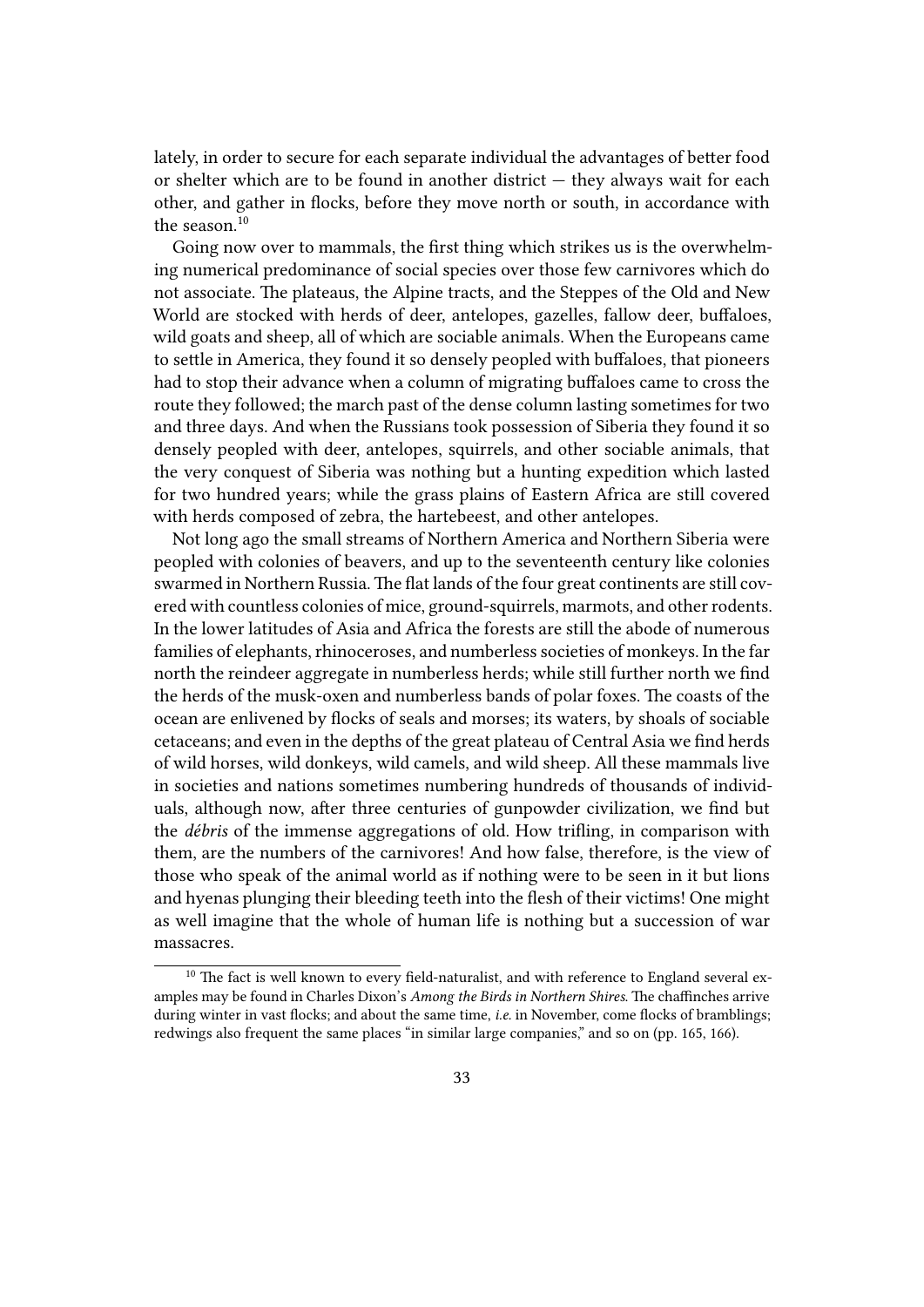lately, in order to secure for each separate individual the advantages of better food or shelter which are to be found in another district — they always wait for each other, and gather in flocks, before they move north or south, in accordance with the season.[10]

Going now over to mammals, the first thing which strikes us is the overwhelming numerical predominance of social species over those few carnivores which do not associate. The plateaus, the Alpine tracts, and the Steppes of the Old and New World are stocked with herds of deer, antelopes, gazelles, fallow deer, buffaloes, wild goats and sheep, all of which are sociable animals. When the Europeans came to settle in America, they found it so densely peopled with buffaloes, that pioneers had to stop their advance when a column of migrating buffaloes came to cross the route they followed; the march past of the dense column lasting sometimes for two and three days. And when the Russians took possession of Siberia they found it so densely peopled with deer, antelopes, squirrels, and other sociable animals, that the very conquest of Siberia was nothing but a hunting expedition which lasted for two hundred years; while the grass plains of Eastern Africa are still covered with herds composed of zebra, the hartebeest, and other antelopes.

Not long ago the small streams of Northern America and Northern Siberia were peopled with colonies of beavers, and up to the seventeenth century like colonies swarmed in Northern Russia. The flat lands of the four great continents are still covered with countless colonies of mice, ground-squirrels, marmots, and other rodents. In the lower latitudes of Asia and Africa the forests are still the abode of numerous families of elephants, rhinoceroses, and numberless societies of monkeys. In the far north the reindeer aggregate in numberless herds; while still further north we find the herds of the musk-oxen and numberless bands of polar foxes. The coasts of the ocean are enlivened by flocks of seals and morses; its waters, by shoals of sociable cetaceans; and even in the depths of the great plateau of Central Asia we find herds of wild horses, wild donkeys, wild camels, and wild sheep. All these mammals live in societies and nations sometimes numbering hundreds of thousands of individuals, although now, after three centuries of gunpowder civilization, we find but the *débris* of the immense aggregations of old. How trifling, in comparison with them, are the numbers of the carnivores! And how false, therefore, is the view of those who speak of the animal world as if nothing were to be seen in it but lions and hyenas plunging their bleeding teeth into the flesh of their victims! One might as well imagine that the whole of human life is nothing but a succession of war massacres.

---

[10] The fact is well known to every field-naturalist, and with reference to England several examples may be found in Charles Dixon's *Among the Birds in Northern Shires*. The chaffinches arrive during winter in vast flocks; and about the same time, *i.e.* in November, come flocks of bramblings; redwings also frequent the same places "in similar large companies," and so on (pp. 165, 166).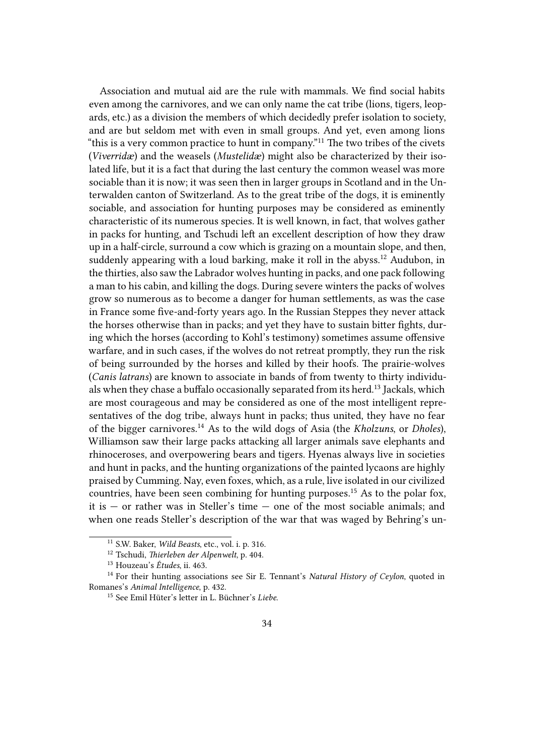Association and mutual aid are the rule with mammals. We find social habits even among the carnivores, and we can only name the cat tribe (lions, tigers, leopards, etc.) as a division the members of which decidedly prefer isolation to society, and are but seldom met with even in small groups. And yet, even among lions "this is a very common practice to hunt in company."[11] The two tribes of the civets (*Viverridæ*) and the weasels (*Mustelidæ*) might also be characterized by their isolated life, but it is a fact that during the last century the common weasel was more sociable than it is now; it was seen then in larger groups in Scotland and in the Unterwalden canton of Switzerland. As to the great tribe of the dogs, it is eminently sociable, and association for hunting purposes may be considered as eminently characteristic of its numerous species. It is well known, in fact, that wolves gather in packs for hunting, and Tschudi left an excellent description of how they draw up in a half-circle, surround a cow which is grazing on a mountain slope, and then, suddenly appearing with a loud barking, make it roll in the abyss.[12] Audubon, in the thirties, also saw the Labrador wolves hunting in packs, and one pack following a man to his cabin, and killing the dogs. During severe winters the packs of wolves grow so numerous as to become a danger for human settlements, as was the case in France some five-and-forty years ago. In the Russian Steppes they never attack the horses otherwise than in packs; and yet they have to sustain bitter fights, during which the horses (according to Kohl's testimony) sometimes assume offensive warfare, and in such cases, if the wolves do not retreat promptly, they run the risk of being surrounded by the horses and killed by their hoofs. The prairie-wolves (*Canis latrans*) are known to associate in bands of from twenty to thirty individuals when they chase a buffalo occasionally separated from its herd.[13] Jackals, which are most courageous and may be considered as one of the most intelligent representatives of the dog tribe, always hunt in packs; thus united, they have no fear of the bigger carnivores.[14] As to the wild dogs of Asia (the *Kholzuns*, or *Dholes*), Williamson saw their large packs attacking all larger animals save elephants and rhinoceroses, and overpowering bears and tigers. Hyenas always live in societies and hunt in packs, and the hunting organizations of the painted lycaons are highly praised by Cumming. Nay, even foxes, which, as a rule, live isolated in our civilized countries, have been seen combining for hunting purposes.[15] As to the polar fox, it is — or rather was in Steller's time — one of the most sociable animals; and when one reads Steller's description of the war that was waged by Behring's un-

---

[11] S.W. Baker, *Wild Beasts*, etc., vol. i. p. 316.

[12] Tschudi, *Thierleben der Alpenwelt*, p. 404.

[13] Houzeau's *Études*, ii. 463.

[14] For their hunting associations see Sir E. Tennant's *Natural History of Ceylon*, quoted in Romanes's *Animal Intelligence*, p. 432.

[15] See Emil Hüter's letter in L. Büchner's *Liebe*.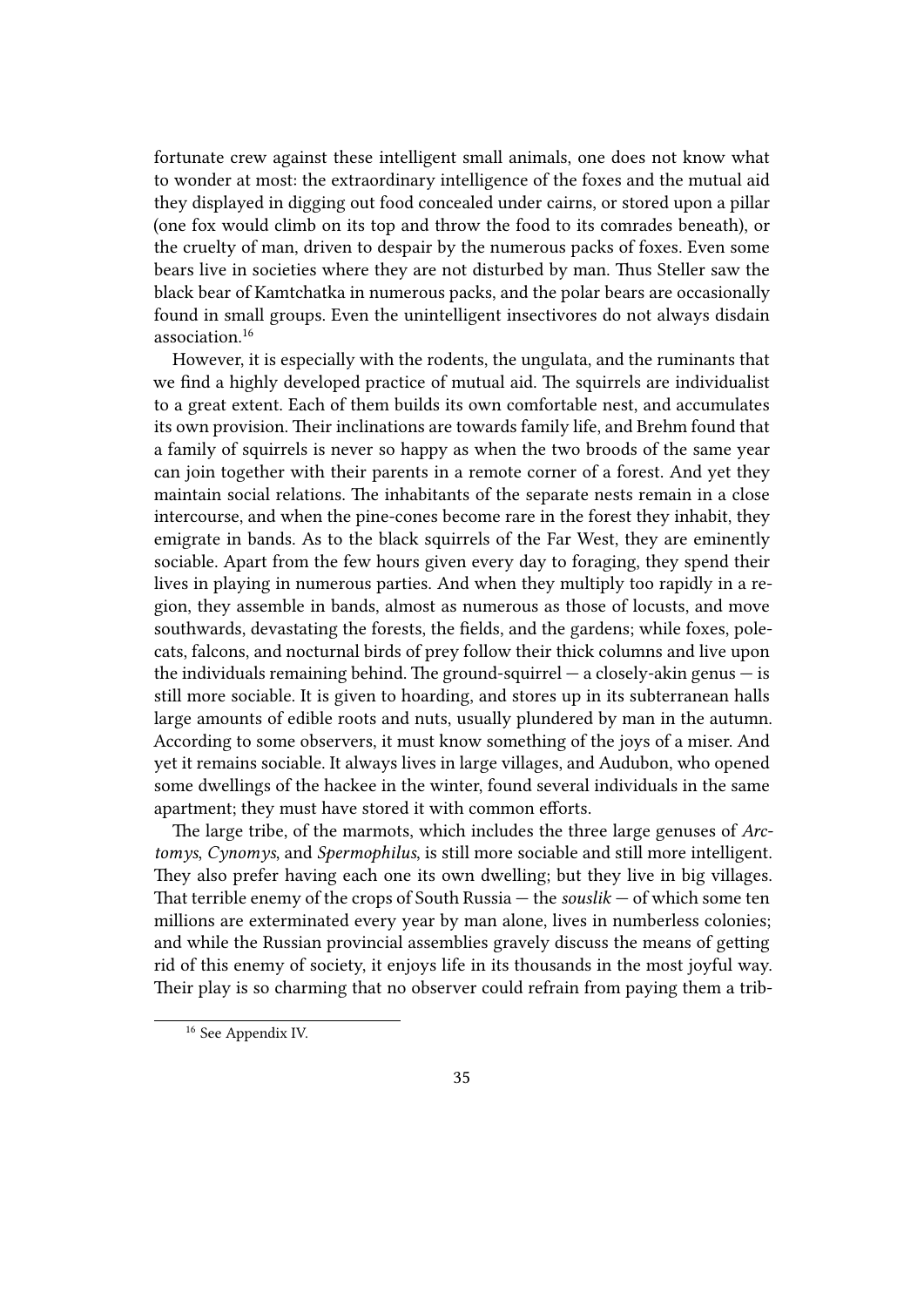fortunate crew against these intelligent small animals, one does not know what to wonder at most: the extraordinary intelligence of the foxes and the mutual aid they displayed in digging out food concealed under cairns, or stored upon a pillar (one fox would climb on its top and throw the food to its comrades beneath), or the cruelty of man, driven to despair by the numerous packs of foxes. Even some bears live in societies where they are not disturbed by man. Thus Steller saw the black bear of Kamtchatka in numerous packs, and the polar bears are occasionally found in small groups. Even the unintelligent insectivores do not always disdain association.[16]

However, it is especially with the rodents, the ungulata, and the ruminants that we find a highly developed practice of mutual aid. The squirrels are individualist to a great extent. Each of them builds its own comfortable nest, and accumulates its own provision. Their inclinations are towards family life, and Brehm found that a family of squirrels is never so happy as when the two broods of the same year can join together with their parents in a remote corner of a forest. And yet they maintain social relations. The inhabitants of the separate nests remain in a close intercourse, and when the pine-cones become rare in the forest they inhabit, they emigrate in bands. As to the black squirrels of the Far West, they are eminently sociable. Apart from the few hours given every day to foraging, they spend their lives in playing in numerous parties. And when they multiply too rapidly in a region, they assemble in bands, almost as numerous as those of locusts, and move southwards, devastating the forests, the fields, and the gardens; while foxes, polecats, falcons, and nocturnal birds of prey follow their thick columns and live upon the individuals remaining behind. The ground-squirrel — a closely-akin genus — is still more sociable. It is given to hoarding, and stores up in its subterranean halls large amounts of edible roots and nuts, usually plundered by man in the autumn. According to some observers, it must know something of the joys of a miser. And yet it remains sociable. It always lives in large villages, and Audubon, who opened some dwellings of the hackee in the winter, found several individuals in the same apartment; they must have stored it with common efforts.

The large tribe, of the marmots, which includes the three large genuses of *Arctomys*, *Cynomys*, and *Spermophilus*, is still more sociable and still more intelligent. They also prefer having each one its own dwelling; but they live in big villages. That terrible enemy of the crops of South Russia — the *souslik* — of which some ten millions are exterminated every year by man alone, lives in numberless colonies; and while the Russian provincial assemblies gravely discuss the means of getting rid of this enemy of society, it enjoys life in its thousands in the most joyful way. Their play is so charming that no observer could refrain from paying them a trib-

[16] See Appendix IV.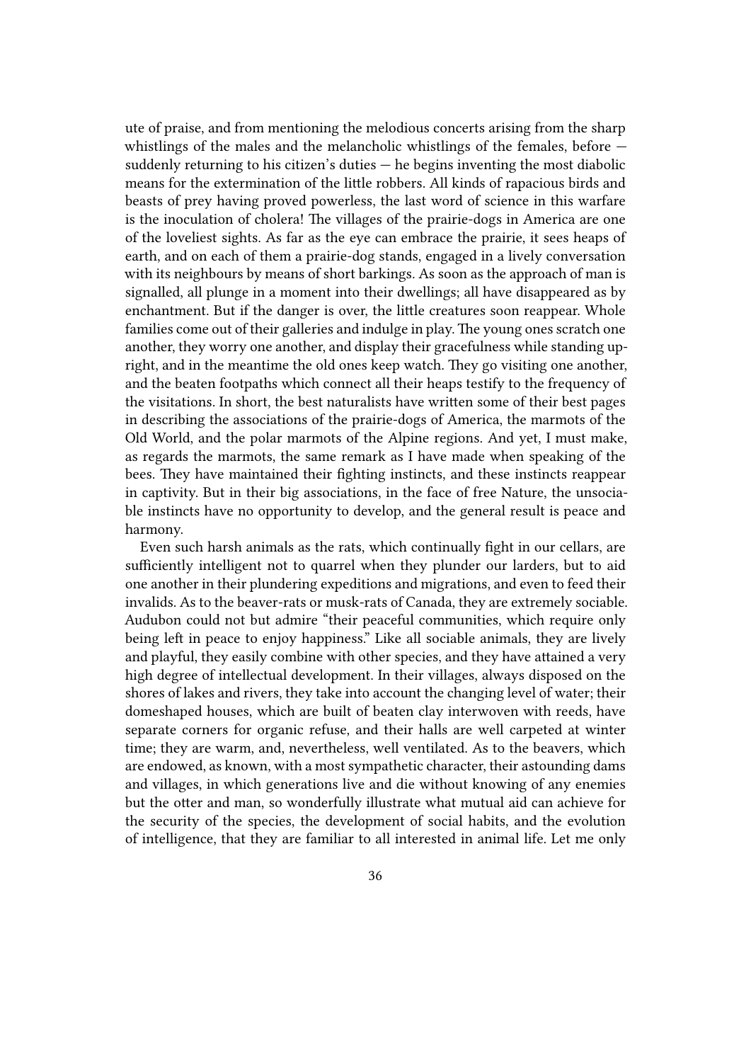ute of praise, and from mentioning the melodious concerts arising from the sharp whistlings of the males and the melancholic whistlings of the females, before — suddenly returning to his citizen's duties — he begins inventing the most diabolic means for the extermination of the little robbers. All kinds of rapacious birds and beasts of prey having proved powerless, the last word of science in this warfare is the inoculation of cholera! The villages of the prairie-dogs in America are one of the loveliest sights. As far as the eye can embrace the prairie, it sees heaps of earth, and on each of them a prairie-dog stands, engaged in a lively conversation with its neighbours by means of short barkings. As soon as the approach of man is signalled, all plunge in a moment into their dwellings; all have disappeared as by enchantment. But if the danger is over, the little creatures soon reappear. Whole families come out of their galleries and indulge in play. The young ones scratch one another, they worry one another, and display their gracefulness while standing upright, and in the meantime the old ones keep watch. They go visiting one another, and the beaten footpaths which connect all their heaps testify to the frequency of the visitations. In short, the best naturalists have written some of their best pages in describing the associations of the prairie-dogs of America, the marmots of the Old World, and the polar marmots of the Alpine regions. And yet, I must make, as regards the marmots, the same remark as I have made when speaking of the bees. They have maintained their fighting instincts, and these instincts reappear in captivity. But in their big associations, in the face of free Nature, the unsociable instincts have no opportunity to develop, and the general result is peace and harmony.

Even such harsh animals as the rats, which continually fight in our cellars, are sufficiently intelligent not to quarrel when they plunder our larders, but to aid one another in their plundering expeditions and migrations, and even to feed their invalids. As to the beaver-rats or musk-rats of Canada, they are extremely sociable. Audubon could not but admire "their peaceful communities, which require only being left in peace to enjoy happiness." Like all sociable animals, they are lively and playful, they easily combine with other species, and they have attained a very high degree of intellectual development. In their villages, always disposed on the shores of lakes and rivers, they take into account the changing level of water; their domeshaped houses, which are built of beaten clay interwoven with reeds, have separate corners for organic refuse, and their halls are well carpeted at winter time; they are warm, and, nevertheless, well ventilated. As to the beavers, which are endowed, as known, with a most sympathetic character, their astounding dams and villages, in which generations live and die without knowing of any enemies but the otter and man, so wonderfully illustrate what mutual aid can achieve for the security of the species, the development of social habits, and the evolution of intelligence, that they are familiar to all interested in animal life. Let me only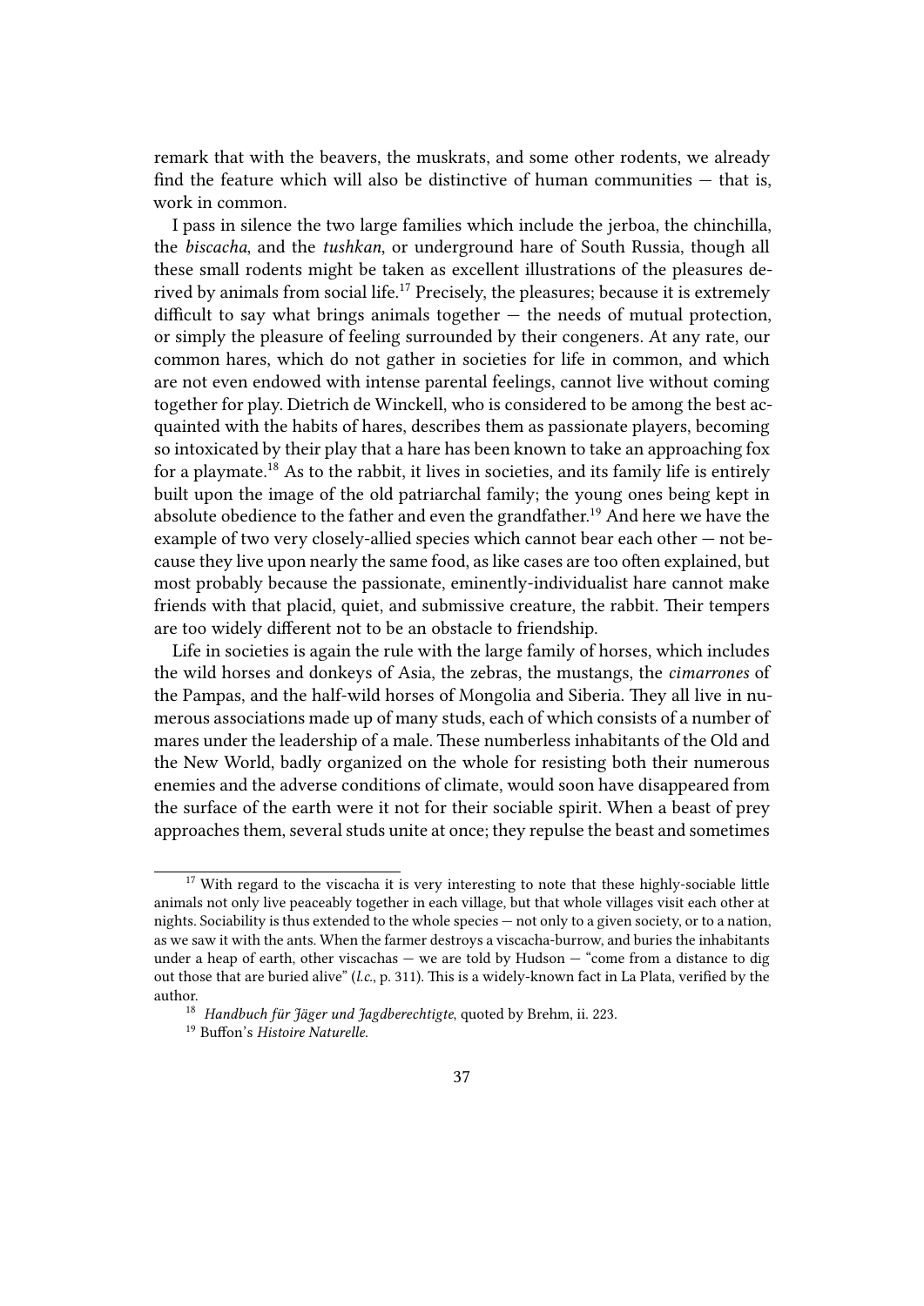remark that with the beavers, the muskrats, and some other rodents, we already find the feature which will also be distinctive of human communities — that is, work in common.

I pass in silence the two large families which include the jerboa, the chinchilla, the *biscacha*, and the *tushkan*, or underground hare of South Russia, though all these small rodents might be taken as excellent illustrations of the pleasures derived by animals from social life.[17] Precisely, the pleasures; because it is extremely difficult to say what brings animals together — the needs of mutual protection, or simply the pleasure of feeling surrounded by their congeners. At any rate, our common hares, which do not gather in societies for life in common, and which are not even endowed with intense parental feelings, cannot live without coming together for play. Dietrich de Winckell, who is considered to be among the best acquainted with the habits of hares, describes them as passionate players, becoming so intoxicated by their play that a hare has been known to take an approaching fox for a playmate.[18] As to the rabbit, it lives in societies, and its family life is entirely built upon the image of the old patriarchal family; the young ones being kept in absolute obedience to the father and even the grandfather.[19] And here we have the example of two very closely-allied species which cannot bear each other — not because they live upon nearly the same food, as like cases are too often explained, but most probably because the passionate, eminently-individualist hare cannot make friends with that placid, quiet, and submissive creature, the rabbit. Their tempers are too widely different not to be an obstacle to friendship.

Life in societies is again the rule with the large family of horses, which includes the wild horses and donkeys of Asia, the zebras, the mustangs, the *cimarrones* of the Pampas, and the half-wild horses of Mongolia and Siberia. They all live in numerous associations made up of many studs, each of which consists of a number of mares under the leadership of a male. These numberless inhabitants of the Old and the New World, badly organized on the whole for resisting both their numerous enemies and the adverse conditions of climate, would soon have disappeared from the surface of the earth were it not for their sociable spirit. When a beast of prey approaches them, several studs unite at once; they repulse the beast and sometimes

---

[17] With regard to the viscacha it is very interesting to note that these highly-sociable little animals not only live peaceably together in each village, but that whole villages visit each other at nights. Sociability is thus extended to the whole species — not only to a given society, or to a nation, as we saw it with the ants. When the farmer destroys a viscacha-burrow, and buries the inhabitants under a heap of earth, other viscachas — we are told by Hudson — "come from a distance to dig out those that are buried alive" (*l.c.*, p. 311). This is a widely-known fact in La Plata, verified by the author.

[18] *Handbuch für Jäger und Jagdberechtigte*, quoted by Brehm, ii. 223.

[19] Buffon's *Histoire Naturelle*.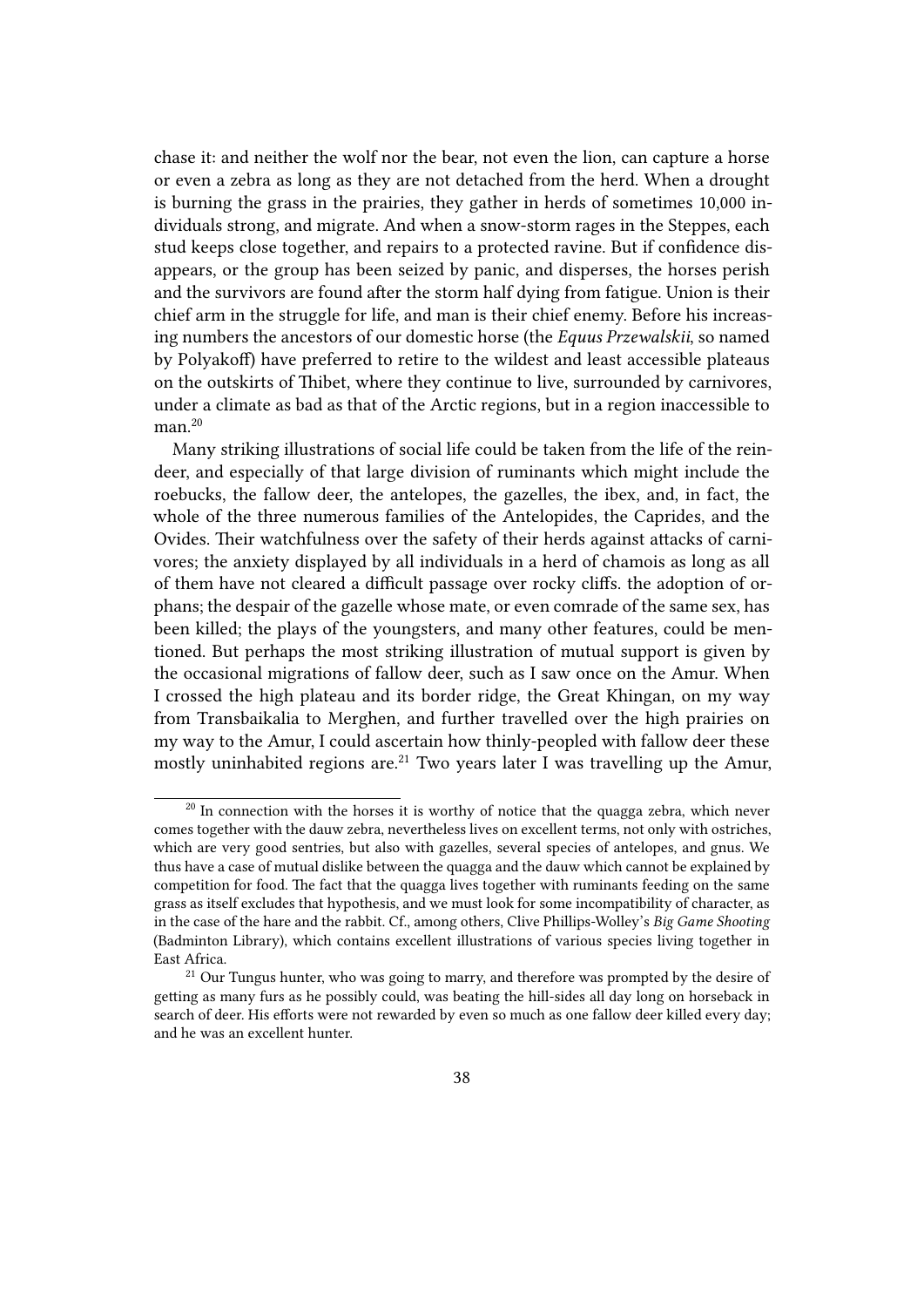chase it: and neither the wolf nor the bear, not even the lion, can capture a horse or even a zebra as long as they are not detached from the herd. When a drought is burning the grass in the prairies, they gather in herds of sometimes 10,000 individuals strong, and migrate. And when a snow-storm rages in the Steppes, each stud keeps close together, and repairs to a protected ravine. But if confidence disappears, or the group has been seized by panic, and disperses, the horses perish and the survivors are found after the storm half dying from fatigue. Union is their chief arm in the struggle for life, and man is their chief enemy. Before his increasing numbers the ancestors of our domestic horse (the *Equus Przewalskii*, so named by Polyakoff) have preferred to retire to the wildest and least accessible plateaus on the outskirts of Thibet, where they continue to live, surrounded by carnivores, under a climate as bad as that of the Arctic regions, but in a region inaccessible to man.[20]

Many striking illustrations of social life could be taken from the life of the reindeer, and especially of that large division of ruminants which might include the roebucks, the fallow deer, the antelopes, the gazelles, the ibex, and, in fact, the whole of the three numerous families of the Antelopides, the Caprides, and the Ovides. Their watchfulness over the safety of their herds against attacks of carnivores; the anxiety displayed by all individuals in a herd of chamois as long as all of them have not cleared a difficult passage over rocky cliffs. the adoption of orphans; the despair of the gazelle whose mate, or even comrade of the same sex, has been killed; the plays of the youngsters, and many other features, could be mentioned. But perhaps the most striking illustration of mutual support is given by the occasional migrations of fallow deer, such as I saw once on the Amur. When I crossed the high plateau and its border ridge, the Great Khingan, on my way from Transbaikalia to Merghen, and further travelled over the high prairies on my way to the Amur, I could ascertain how thinly-peopled with fallow deer these mostly uninhabited regions are.[21] Two years later I was travelling up the Amur,

---

[20] In connection with the horses it is worthy of notice that the quagga zebra, which never comes together with the dauw zebra, nevertheless lives on excellent terms, not only with ostriches, which are very good sentries, but also with gazelles, several species of antelopes, and gnus. We thus have a case of mutual dislike between the quagga and the dauw which cannot be explained by competition for food. The fact that the quagga lives together with ruminants feeding on the same grass as itself excludes that hypothesis, and we must look for some incompatibility of character, as in the case of the hare and the rabbit. Cf., among others, Clive Phillips-Wolley's *Big Game Shooting* (Badminton Library), which contains excellent illustrations of various species living together in East Africa.

[21] Our Tungus hunter, who was going to marry, and therefore was prompted by the desire of getting as many furs as he possibly could, was beating the hill-sides all day long on horseback in search of deer. His efforts were not rewarded by even so much as one fallow deer killed every day; and he was an excellent hunter.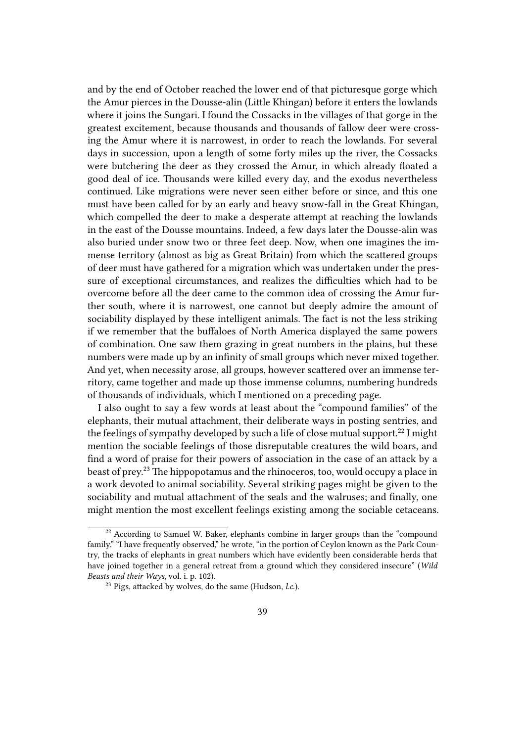and by the end of October reached the lower end of that picturesque gorge which the Amur pierces in the Dousse-alin (Little Khingan) before it enters the lowlands where it joins the Sungari. I found the Cossacks in the villages of that gorge in the greatest excitement, because thousands and thousands of fallow deer were crossing the Amur where it is narrowest, in order to reach the lowlands. For several days in succession, upon a length of some forty miles up the river, the Cossacks were butchering the deer as they crossed the Amur, in which already floated a good deal of ice. Thousands were killed every day, and the exodus nevertheless continued. Like migrations were never seen either before or since, and this one must have been called for by an early and heavy snow-fall in the Great Khingan, which compelled the deer to make a desperate attempt at reaching the lowlands in the east of the Dousse mountains. Indeed, a few days later the Dousse-alin was also buried under snow two or three feet deep. Now, when one imagines the immense territory (almost as big as Great Britain) from which the scattered groups of deer must have gathered for a migration which was undertaken under the pressure of exceptional circumstances, and realizes the difficulties which had to be overcome before all the deer came to the common idea of crossing the Amur further south, where it is narrowest, one cannot but deeply admire the amount of sociability displayed by these intelligent animals. The fact is not the less striking if we remember that the buffaloes of North America displayed the same powers of combination. One saw them grazing in great numbers in the plains, but these numbers were made up by an infinity of small groups which never mixed together. And yet, when necessity arose, all groups, however scattered over an immense territory, came together and made up those immense columns, numbering hundreds of thousands of individuals, which I mentioned on a preceding page.

I also ought to say a few words at least about the "compound families" of the elephants, their mutual attachment, their deliberate ways in posting sentries, and the feelings of sympathy developed by such a life of close mutual support.[22] I might mention the sociable feelings of those disreputable creatures the wild boars, and find a word of praise for their powers of association in the case of an attack by a beast of prey.[23] The hippopotamus and the rhinoceros, too, would occupy a place in a work devoted to animal sociability. Several striking pages might be given to the sociability and mutual attachment of the seals and the walruses; and finally, one might mention the most excellent feelings existing among the sociable cetaceans.

---

[22] According to Samuel W. Baker, elephants combine in larger groups than the "compound family." "I have frequently observed," he wrote, "in the portion of Ceylon known as the Park Country, the tracks of elephants in great numbers which have evidently been considerable herds that have joined together in a general retreat from a ground which they considered insecure" (*Wild Beasts and their Ways*, vol. i. p. 102).

[23] Pigs, attacked by wolves, do the same (Hudson, *l.c.*).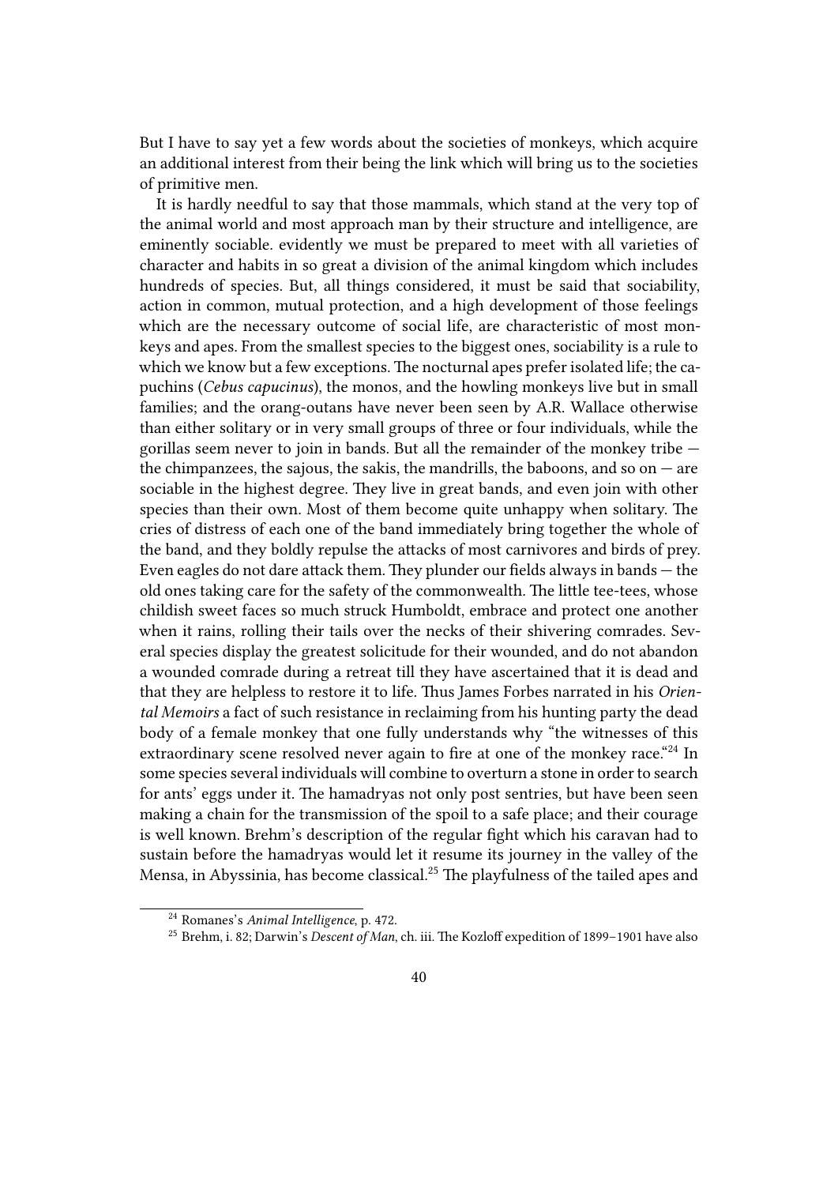But I have to say yet a few words about the societies of monkeys, which acquire an additional interest from their being the link which will bring us to the societies of primitive men.

It is hardly needful to say that those mammals, which stand at the very top of the animal world and most approach man by their structure and intelligence, are eminently sociable. evidently we must be prepared to meet with all varieties of character and habits in so great a division of the animal kingdom which includes hundreds of species. But, all things considered, it must be said that sociability, action in common, mutual protection, and a high development of those feelings which are the necessary outcome of social life, are characteristic of most monkeys and apes. From the smallest species to the biggest ones, sociability is a rule to which we know but a few exceptions. The nocturnal apes prefer isolated life; the capuchins (*Cebus capucinus*), the monos, and the howling monkeys live but in small families; and the orang-outans have never been seen by A.R. Wallace otherwise than either solitary or in very small groups of three or four individuals, while the gorillas seem never to join in bands. But all the remainder of the monkey tribe — the chimpanzees, the sajous, the sakis, the mandrills, the baboons, and so on — are sociable in the highest degree. They live in great bands, and even join with other species than their own. Most of them become quite unhappy when solitary. The cries of distress of each one of the band immediately bring together the whole of the band, and they boldly repulse the attacks of most carnivores and birds of prey. Even eagles do not dare attack them. They plunder our fields always in bands — the old ones taking care for the safety of the commonwealth. The little tee-tees, whose childish sweet faces so much struck Humboldt, embrace and protect one another when it rains, rolling their tails over the necks of their shivering comrades. Several species display the greatest solicitude for their wounded, and do not abandon a wounded comrade during a retreat till they have ascertained that it is dead and that they are helpless to restore it to life. Thus James Forbes narrated in his *Oriental Memoirs* a fact of such resistance in reclaiming from his hunting party the dead body of a female monkey that one fully understands why "the witnesses of this extraordinary scene resolved never again to fire at one of the monkey race."[24] In some species several individuals will combine to overturn a stone in order to search for ants' eggs under it. The hamadryas not only post sentries, but have been seen making a chain for the transmission of the spoil to a safe place; and their courage is well known. Brehm's description of the regular fight which his caravan had to sustain before the hamadryas would let it resume its journey in the valley of the Mensa, in Abyssinia, has become classical.[25] The playfulness of the tailed apes and

[24] Romanes's *Animal Intelligence*, p. 472.

[25] Brehm, i. 82; Darwin's *Descent of Man*, ch. iii. The Kozloff expedition of 1899–1901 have also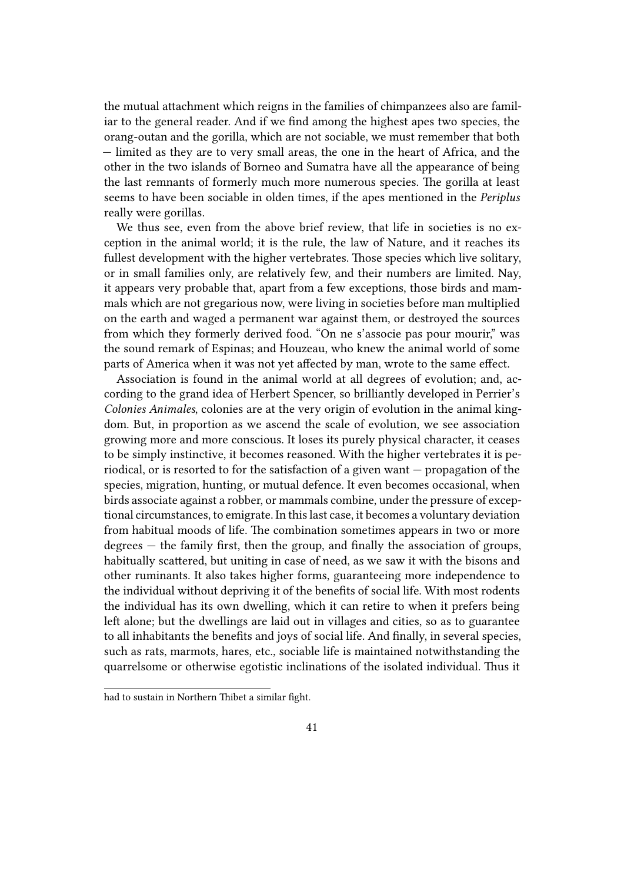the mutual attachment which reigns in the families of chimpanzees also are familiar to the general reader. And if we find among the highest apes two species, the orang-outan and the gorilla, which are not sociable, we must remember that both — limited as they are to very small areas, the one in the heart of Africa, and the other in the two islands of Borneo and Sumatra have all the appearance of being the last remnants of formerly much more numerous species. The gorilla at least seems to have been sociable in olden times, if the apes mentioned in the *Periplus* really were gorillas.

We thus see, even from the above brief review, that life in societies is no exception in the animal world; it is the rule, the law of Nature, and it reaches its fullest development with the higher vertebrates. Those species which live solitary, or in small families only, are relatively few, and their numbers are limited. Nay, it appears very probable that, apart from a few exceptions, those birds and mammals which are not gregarious now, were living in societies before man multiplied on the earth and waged a permanent war against them, or destroyed the sources from which they formerly derived food. "On ne s'associe pas pour mourir," was the sound remark of Espinas; and Houzeau, who knew the animal world of some parts of America when it was not yet affected by man, wrote to the same effect.

Association is found in the animal world at all degrees of evolution; and, according to the grand idea of Herbert Spencer, so brilliantly developed in Perrier's *Colonies Animales*, colonies are at the very origin of evolution in the animal kingdom. But, in proportion as we ascend the scale of evolution, we see association growing more and more conscious. It loses its purely physical character, it ceases to be simply instinctive, it becomes reasoned. With the higher vertebrates it is periodical, or is resorted to for the satisfaction of a given want — propagation of the species, migration, hunting, or mutual defence. It even becomes occasional, when birds associate against a robber, or mammals combine, under the pressure of exceptional circumstances, to emigrate. In this last case, it becomes a voluntary deviation from habitual moods of life. The combination sometimes appears in two or more degrees — the family first, then the group, and finally the association of groups, habitually scattered, but uniting in case of need, as we saw it with the bisons and other ruminants. It also takes higher forms, guaranteeing more independence to the individual without depriving it of the benefits of social life. With most rodents the individual has its own dwelling, which it can retire to when it prefers being left alone; but the dwellings are laid out in villages and cities, so as to guarantee to all inhabitants the benefits and joys of social life. And finally, in several species, such as rats, marmots, hares, etc., sociable life is maintained notwithstanding the quarrelsome or otherwise egotistic inclinations of the isolated individual. Thus it

---

had to sustain in Northern Thibet a similar fight.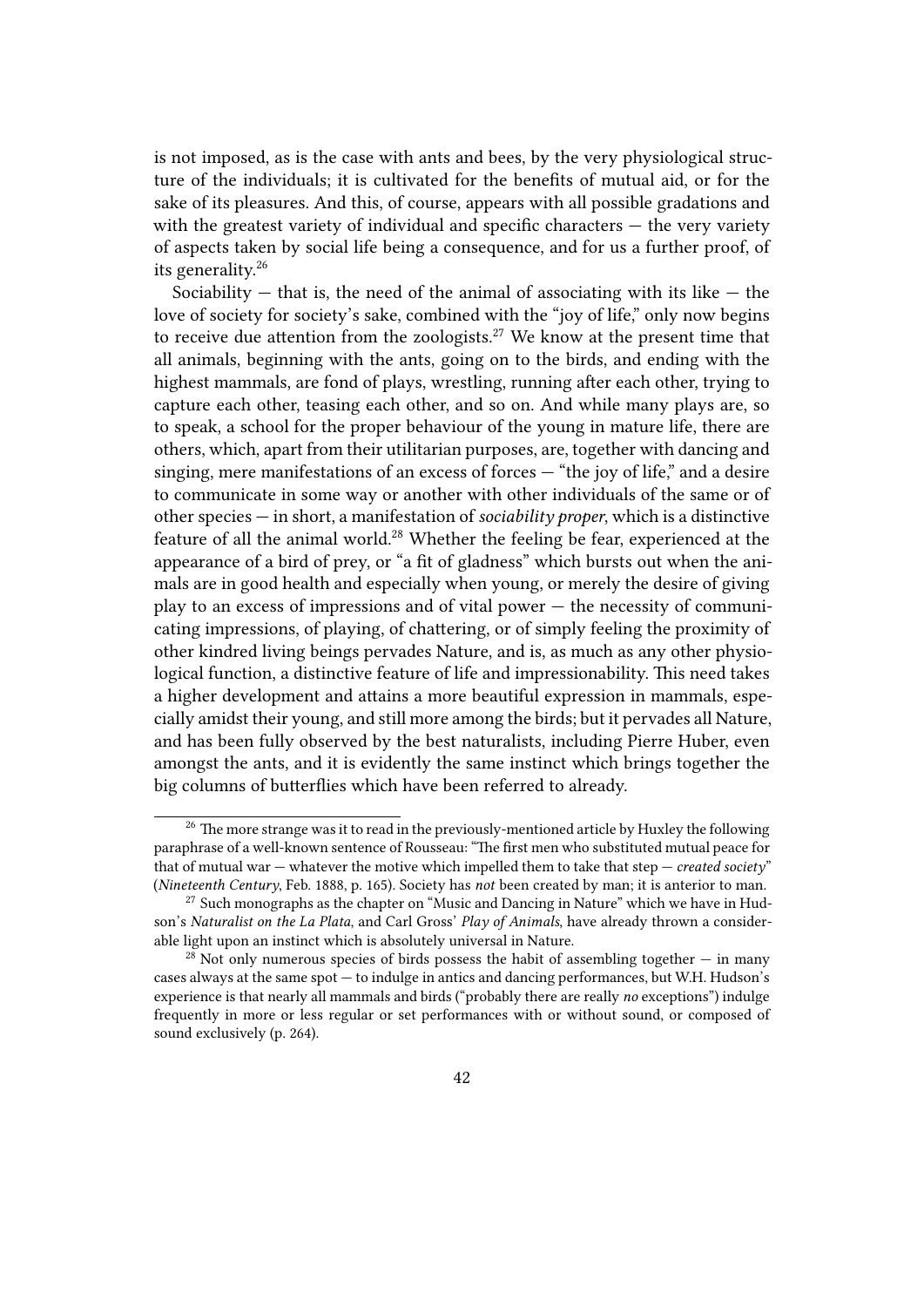is not imposed, as is the case with ants and bees, by the very physiological structure of the individuals; it is cultivated for the benefits of mutual aid, or for the sake of its pleasures. And this, of course, appears with all possible gradations and with the greatest variety of individual and specific characters — the very variety of aspects taken by social life being a consequence, and for us a further proof, of its generality.[26]

Sociability — that is, the need of the animal of associating with its like — the love of society for society's sake, combined with the "joy of life," only now begins to receive due attention from the zoologists.[27] We know at the present time that all animals, beginning with the ants, going on to the birds, and ending with the highest mammals, are fond of plays, wrestling, running after each other, trying to capture each other, teasing each other, and so on. And while many plays are, so to speak, a school for the proper behaviour of the young in mature life, there are others, which, apart from their utilitarian purposes, are, together with dancing and singing, mere manifestations of an excess of forces — "the joy of life," and a desire to communicate in some way or another with other individuals of the same or of other species — in short, a manifestation of *sociability proper*, which is a distinctive feature of all the animal world.[28] Whether the feeling be fear, experienced at the appearance of a bird of prey, or "a fit of gladness" which bursts out when the animals are in good health and especially when young, or merely the desire of giving play to an excess of impressions and of vital power — the necessity of communicating impressions, of playing, of chattering, or of simply feeling the proximity of other kindred living beings pervades Nature, and is, as much as any other physiological function, a distinctive feature of life and impressionability. This need takes a higher development and attains a more beautiful expression in mammals, especially amidst their young, and still more among the birds; but it pervades all Nature, and has been fully observed by the best naturalists, including Pierre Huber, even amongst the ants, and it is evidently the same instinct which brings together the big columns of butterflies which have been referred to already.

---

[26] The more strange was it to read in the previously-mentioned article by Huxley the following paraphrase of a well-known sentence of Rousseau: "The first men who substituted mutual peace for that of mutual war — whatever the motive which impelled them to take that step — *created society*" (*Nineteenth Century*, Feb. 1888, p. 165). Society has *not* been created by man; it is anterior to man.

[27] Such monographs as the chapter on "Music and Dancing in Nature" which we have in Hudson's *Naturalist on the La Plata*, and Carl Gross' *Play of Animals*, have already thrown a considerable light upon an instinct which is absolutely universal in Nature.

[28] Not only numerous species of birds possess the habit of assembling together — in many cases always at the same spot — to indulge in antics and dancing performances, but W.H. Hudson's experience is that nearly all mammals and birds ("probably there are really *no* exceptions") indulge frequently in more or less regular or set performances with or without sound, or composed of sound exclusively (p. 264).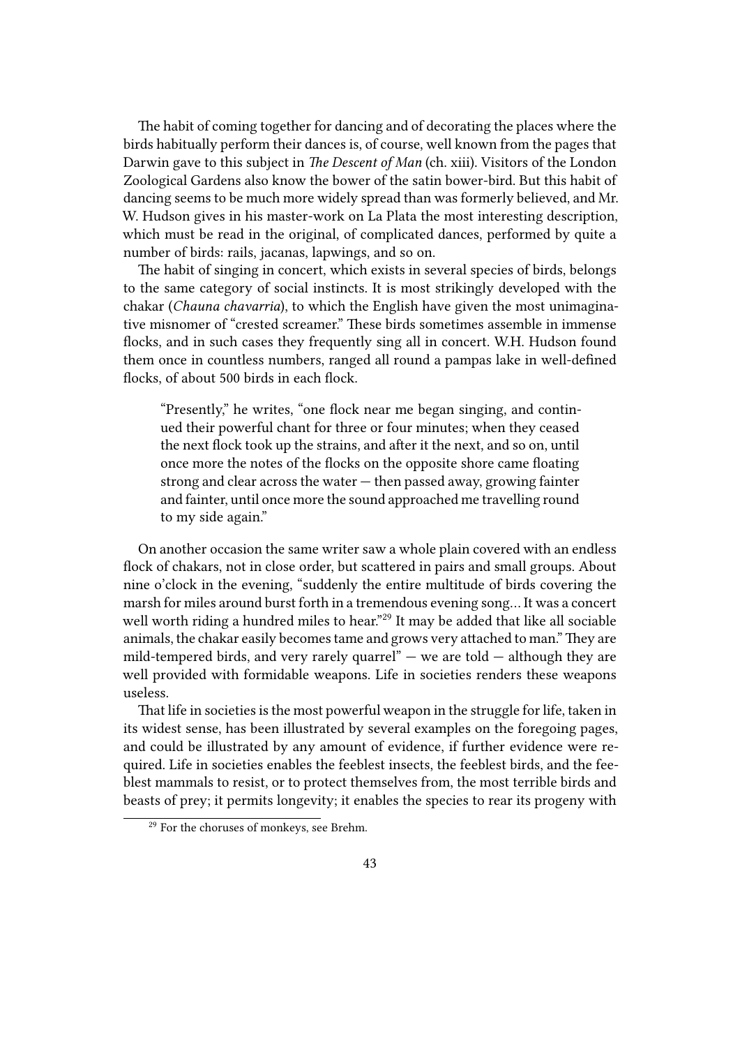The habit of coming together for dancing and of decorating the places where the birds habitually perform their dances is, of course, well known from the pages that Darwin gave to this subject in *The Descent of Man* (ch. xiii). Visitors of the London Zoological Gardens also know the bower of the satin bower-bird. But this habit of dancing seems to be much more widely spread than was formerly believed, and Mr. W. Hudson gives in his master-work on La Plata the most interesting description, which must be read in the original, of complicated dances, performed by quite a number of birds: rails, jacanas, lapwings, and so on.

The habit of singing in concert, which exists in several species of birds, belongs to the same category of social instincts. It is most strikingly developed with the chakar (*Chauna chavarria*), to which the English have given the most unimaginative misnomer of "crested screamer." These birds sometimes assemble in immense flocks, and in such cases they frequently sing all in concert. W.H. Hudson found them once in countless numbers, ranged all round a pampas lake in well-defined flocks, of about 500 birds in each flock.

> "Presently," he writes, "one flock near me began singing, and continued their powerful chant for three or four minutes; when they ceased the next flock took up the strains, and after it the next, and so on, until once more the notes of the flocks on the opposite shore came floating strong and clear across the water — then passed away, growing fainter and fainter, until once more the sound approached me travelling round to my side again."

On another occasion the same writer saw a whole plain covered with an endless flock of chakars, not in close order, but scattered in pairs and small groups. About nine o'clock in the evening, "suddenly the entire multitude of birds covering the marsh for miles around burst forth in a tremendous evening song… It was a concert well worth riding a hundred miles to hear."[29] It may be added that like all sociable animals, the chakar easily becomes tame and grows very attached to man." They are mild-tempered birds, and very rarely quarrel" — we are told — although they are well provided with formidable weapons. Life in societies renders these weapons useless.

That life in societies is the most powerful weapon in the struggle for life, taken in its widest sense, has been illustrated by several examples on the foregoing pages, and could be illustrated by any amount of evidence, if further evidence were required. Life in societies enables the feeblest insects, the feeblest birds, and the feeblest mammals to resist, or to protect themselves from, the most terrible birds and beasts of prey; it permits longevity; it enables the species to rear its progeny with

[29] For the choruses of monkeys, see Brehm.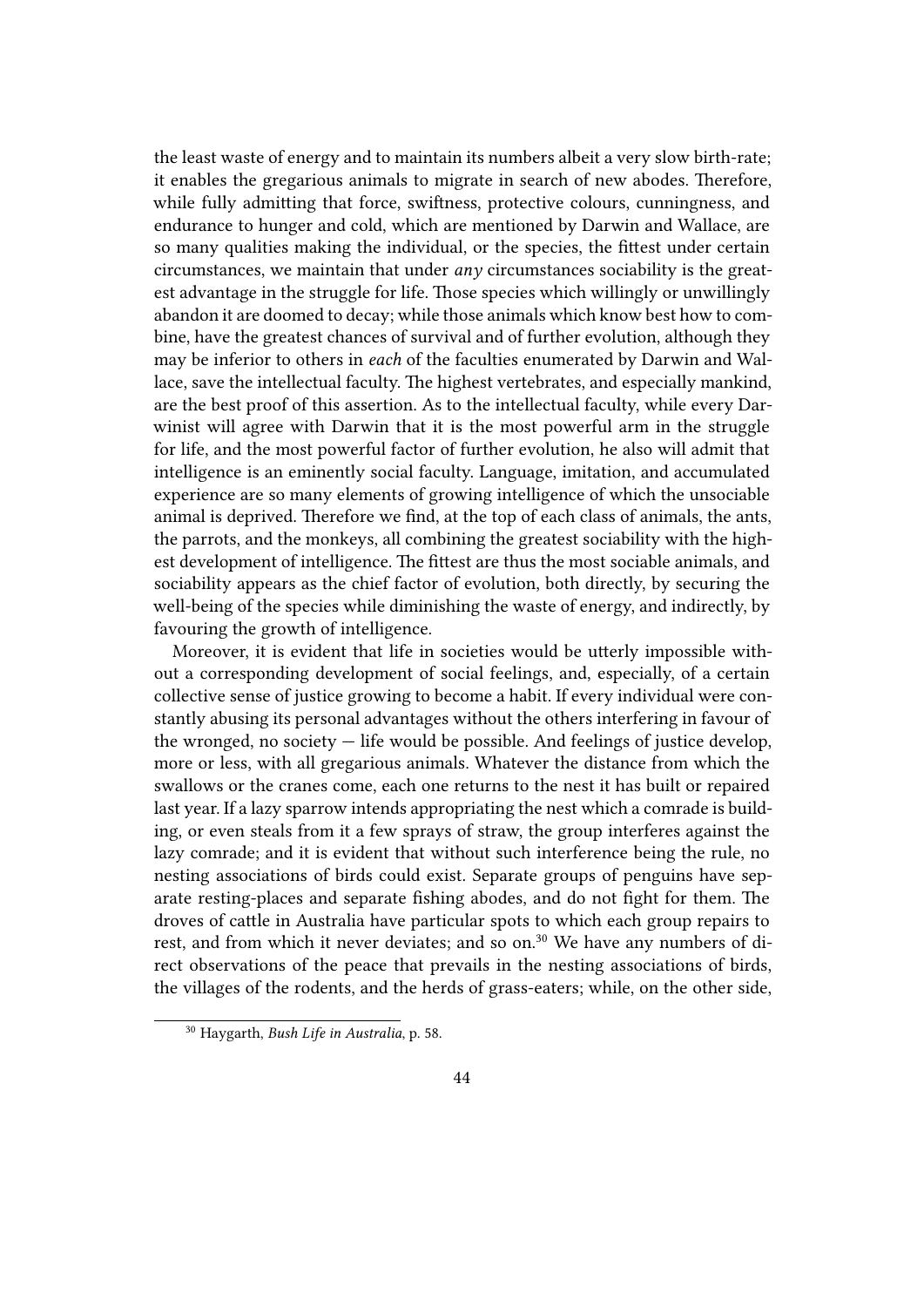the least waste of energy and to maintain its numbers albeit a very slow birth-rate; it enables the gregarious animals to migrate in search of new abodes. Therefore, while fully admitting that force, swiftness, protective colours, cunningness, and endurance to hunger and cold, which are mentioned by Darwin and Wallace, are so many qualities making the individual, or the species, the fittest under certain circumstances, we maintain that under *any* circumstances sociability is the greatest advantage in the struggle for life. Those species which willingly or unwillingly abandon it are doomed to decay; while those animals which know best how to combine, have the greatest chances of survival and of further evolution, although they may be inferior to others in *each* of the faculties enumerated by Darwin and Wallace, save the intellectual faculty. The highest vertebrates, and especially mankind, are the best proof of this assertion. As to the intellectual faculty, while every Darwinist will agree with Darwin that it is the most powerful arm in the struggle for life, and the most powerful factor of further evolution, he also will admit that intelligence is an eminently social faculty. Language, imitation, and accumulated experience are so many elements of growing intelligence of which the unsociable animal is deprived. Therefore we find, at the top of each class of animals, the ants, the parrots, and the monkeys, all combining the greatest sociability with the highest development of intelligence. The fittest are thus the most sociable animals, and sociability appears as the chief factor of evolution, both directly, by securing the well-being of the species while diminishing the waste of energy, and indirectly, by favouring the growth of intelligence.

Moreover, it is evident that life in societies would be utterly impossible without a corresponding development of social feelings, and, especially, of a certain collective sense of justice growing to become a habit. If every individual were constantly abusing its personal advantages without the others interfering in favour of the wronged, no society — life would be possible. And feelings of justice develop, more or less, with all gregarious animals. Whatever the distance from which the swallows or the cranes come, each one returns to the nest it has built or repaired last year. If a lazy sparrow intends appropriating the nest which a comrade is building, or even steals from it a few sprays of straw, the group interferes against the lazy comrade; and it is evident that without such interference being the rule, no nesting associations of birds could exist. Separate groups of penguins have separate resting-places and separate fishing abodes, and do not fight for them. The droves of cattle in Australia have particular spots to which each group repairs to rest, and from which it never deviates; and so on.[30] We have any numbers of direct observations of the peace that prevails in the nesting associations of birds, the villages of the rodents, and the herds of grass-eaters; while, on the other side,

[30] Haygarth, *Bush Life in Australia*, p. 58.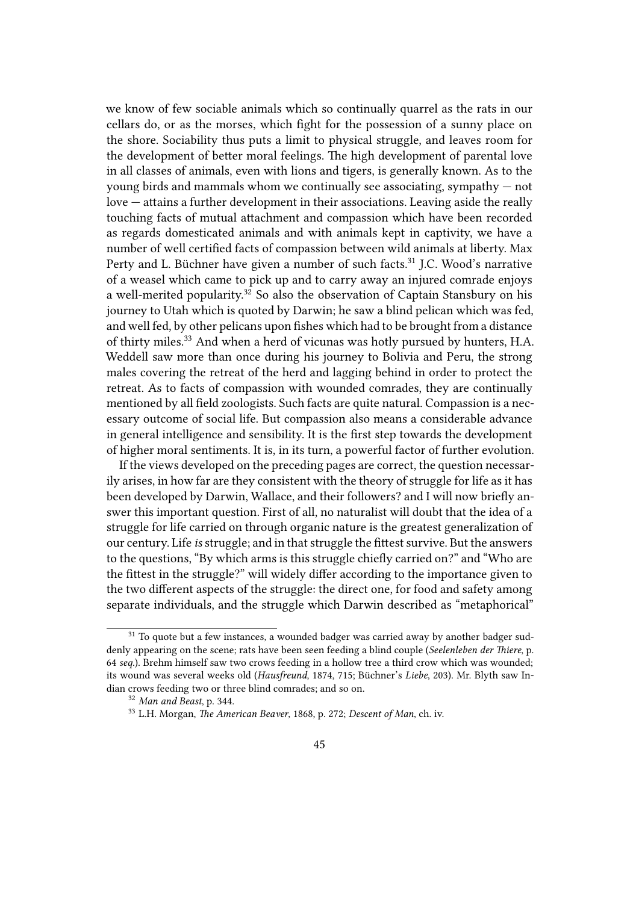we know of few sociable animals which so continually quarrel as the rats in our cellars do, or as the morses, which fight for the possession of a sunny place on the shore. Sociability thus puts a limit to physical struggle, and leaves room for the development of better moral feelings. The high development of parental love in all classes of animals, even with lions and tigers, is generally known. As to the young birds and mammals whom we continually see associating, sympathy — not love — attains a further development in their associations. Leaving aside the really touching facts of mutual attachment and compassion which have been recorded as regards domesticated animals and with animals kept in captivity, we have a number of well certified facts of compassion between wild animals at liberty. Max Perty and L. Büchner have given a number of such facts.[31] J.C. Wood's narrative of a weasel which came to pick up and to carry away an injured comrade enjoys a well-merited popularity.[32] So also the observation of Captain Stansbury on his journey to Utah which is quoted by Darwin; he saw a blind pelican which was fed, and well fed, by other pelicans upon fishes which had to be brought from a distance of thirty miles.[33] And when a herd of vicunas was hotly pursued by hunters, H.A. Weddell saw more than once during his journey to Bolivia and Peru, the strong males covering the retreat of the herd and lagging behind in order to protect the retreat. As to facts of compassion with wounded comrades, they are continually mentioned by all field zoologists. Such facts are quite natural. Compassion is a necessary outcome of social life. But compassion also means a considerable advance in general intelligence and sensibility. It is the first step towards the development of higher moral sentiments. It is, in its turn, a powerful factor of further evolution.

If the views developed on the preceding pages are correct, the question necessarily arises, in how far are they consistent with the theory of struggle for life as it has been developed by Darwin, Wallace, and their followers? and I will now briefly answer this important question. First of all, no naturalist will doubt that the idea of a struggle for life carried on through organic nature is the greatest generalization of our century. Life *is* struggle; and in that struggle the fittest survive. But the answers to the questions, "By which arms is this struggle chiefly carried on?" and "Who are the fittest in the struggle?" will widely differ according to the importance given to the two different aspects of the struggle: the direct one, for food and safety among separate individuals, and the struggle which Darwin described as "metaphorical"

---

[31] To quote but a few instances, a wounded badger was carried away by another badger suddenly appearing on the scene; rats have been seen feeding a blind couple (*Seelenleben der Thiere*, p. 64 *seq.*). Brehm himself saw two crows feeding in a hollow tree a third crow which was wounded; its wound was several weeks old (*Hausfreund*, 1874, 715; Büchner's *Liebe*, 203). Mr. Blyth saw Indian crows feeding two or three blind comrades; and so on.

[32] *Man and Beast*, p. 344.

[33] L.H. Morgan, *The American Beaver*, 1868, p. 272; *Descent of Man*, ch. iv.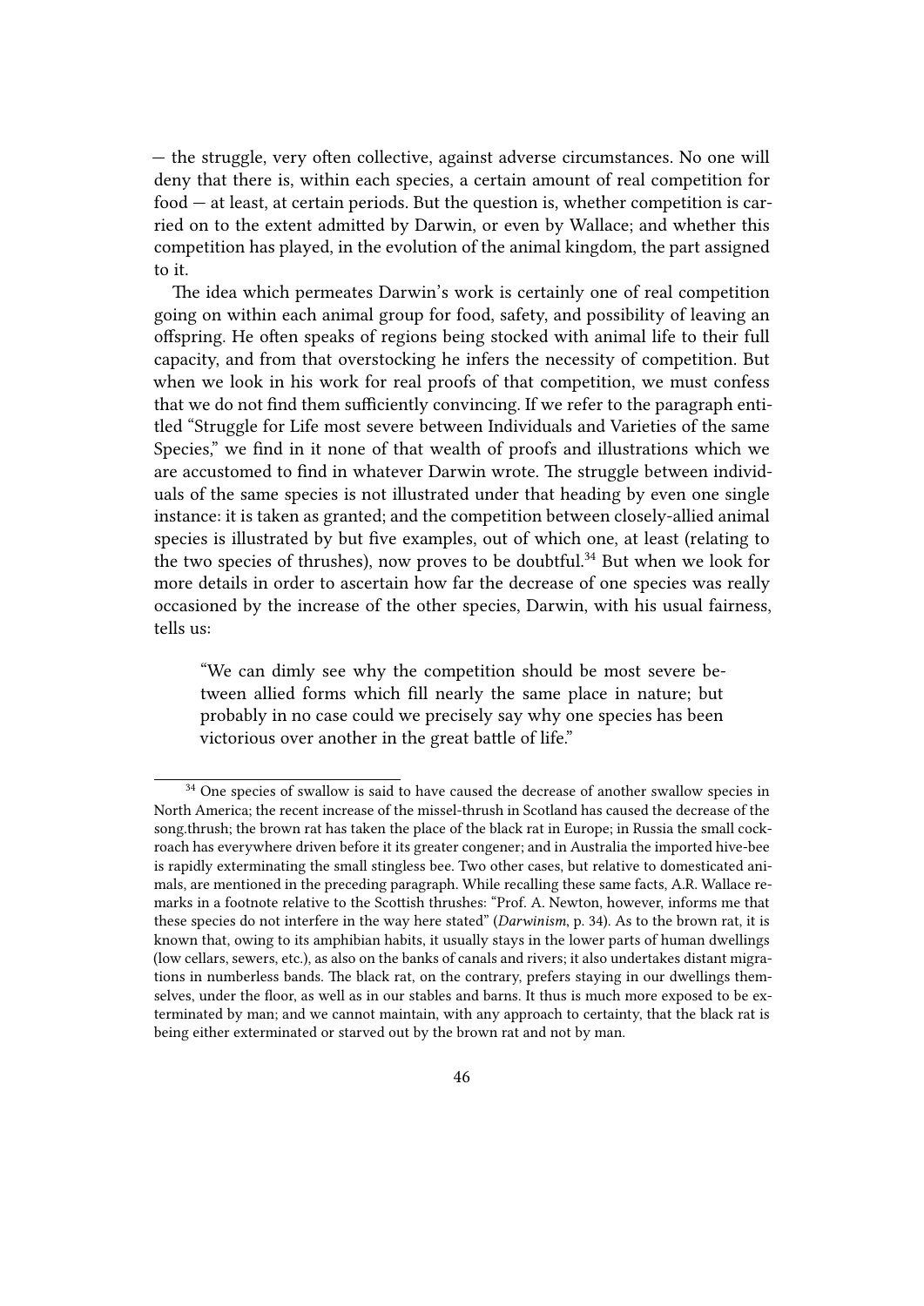— the struggle, very often collective, against adverse circumstances. No one will deny that there is, within each species, a certain amount of real competition for food — at least, at certain periods. But the question is, whether competition is carried on to the extent admitted by Darwin, or even by Wallace; and whether this competition has played, in the evolution of the animal kingdom, the part assigned to it.

The idea which permeates Darwin's work is certainly one of real competition going on within each animal group for food, safety, and possibility of leaving an offspring. He often speaks of regions being stocked with animal life to their full capacity, and from that overstocking he infers the necessity of competition. But when we look in his work for real proofs of that competition, we must confess that we do not find them sufficiently convincing. If we refer to the paragraph entitled "Struggle for Life most severe between Individuals and Varieties of the same Species," we find in it none of that wealth of proofs and illustrations which we are accustomed to find in whatever Darwin wrote. The struggle between individuals of the same species is not illustrated under that heading by even one single instance: it is taken as granted; and the competition between closely-allied animal species is illustrated by but five examples, out of which one, at least (relating to the two species of thrushes), now proves to be doubtful.[34] But when we look for more details in order to ascertain how far the decrease of one species was really occasioned by the increase of the other species, Darwin, with his usual fairness, tells us:

> "We can dimly see why the competition should be most severe between allied forms which fill nearly the same place in nature; but probably in no case could we precisely say why one species has been victorious over another in the great battle of life."

---

[34] One species of swallow is said to have caused the decrease of another swallow species in North America; the recent increase of the missel-thrush in Scotland has caused the decrease of the song.thrush; the brown rat has taken the place of the black rat in Europe; in Russia the small cockroach has everywhere driven before it its greater congener; and in Australia the imported hive-bee is rapidly exterminating the small stingless bee. Two other cases, but relative to domesticated animals, are mentioned in the preceding paragraph. While recalling these same facts, A.R. Wallace remarks in a footnote relative to the Scottish thrushes: "Prof. A. Newton, however, informs me that these species do not interfere in the way here stated" (*Darwinism*, p. 34). As to the brown rat, it is known that, owing to its amphibian habits, it usually stays in the lower parts of human dwellings (low cellars, sewers, etc.), as also on the banks of canals and rivers; it also undertakes distant migrations in numberless bands. The black rat, on the contrary, prefers staying in our dwellings themselves, under the floor, as well as in our stables and barns. It thus is much more exposed to be exterminated by man; and we cannot maintain, with any approach to certainty, that the black rat is being either exterminated or starved out by the brown rat and not by man.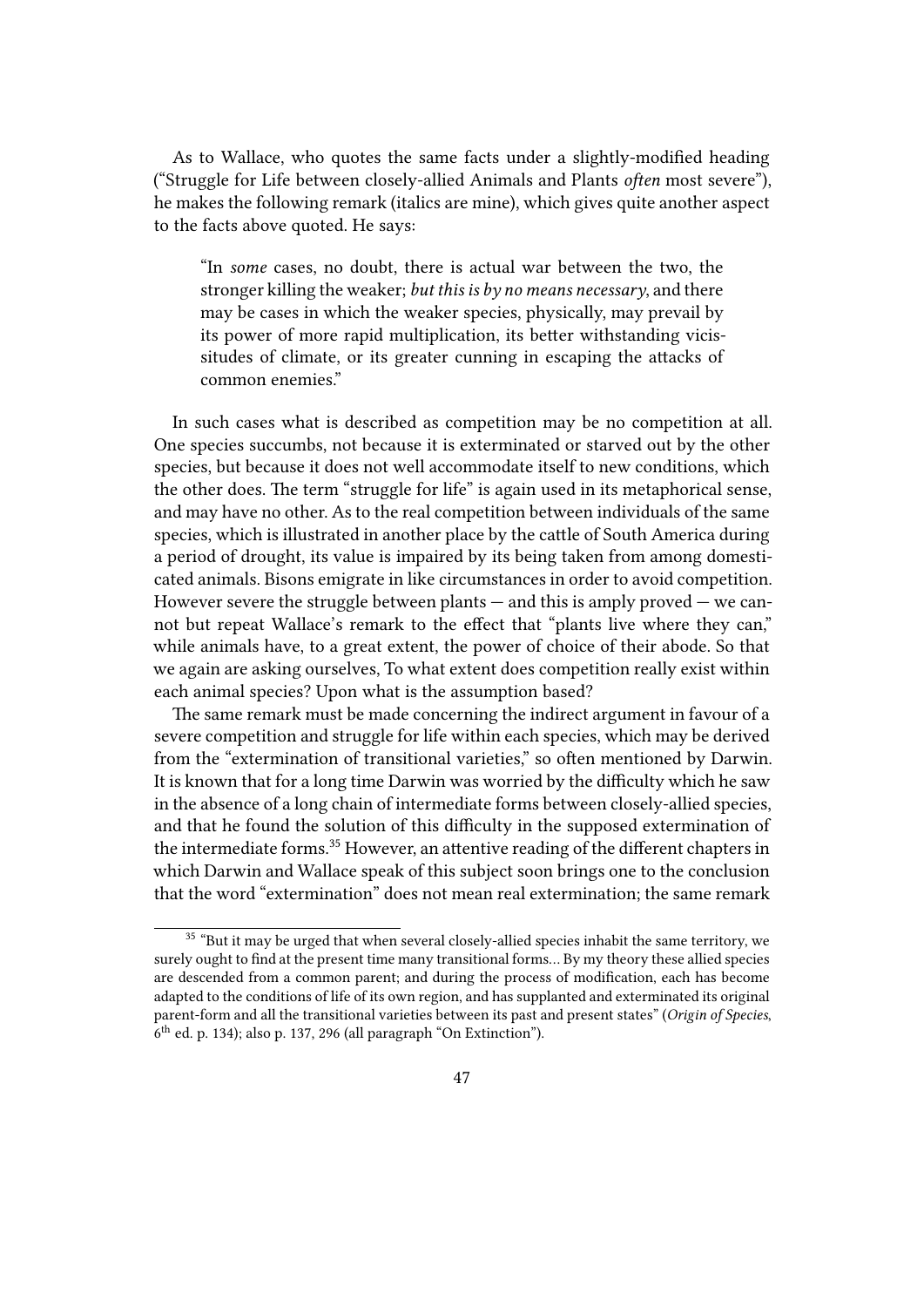As to Wallace, who quotes the same facts under a slightly-modified heading ("Struggle for Life between closely-allied Animals and Plants *often* most severe"), he makes the following remark (italics are mine), which gives quite another aspect to the facts above quoted. He says:

> "In *some* cases, no doubt, there is actual war between the two, the stronger killing the weaker; *but this is by no means necessary*, and there may be cases in which the weaker species, physically, may prevail by its power of more rapid multiplication, its better withstanding vicissitudes of climate, or its greater cunning in escaping the attacks of common enemies."

In such cases what is described as competition may be no competition at all. One species succumbs, not because it is exterminated or starved out by the other species, but because it does not well accommodate itself to new conditions, which the other does. The term "struggle for life" is again used in its metaphorical sense, and may have no other. As to the real competition between individuals of the same species, which is illustrated in another place by the cattle of South America during a period of drought, its value is impaired by its being taken from among domesticated animals. Bisons emigrate in like circumstances in order to avoid competition. However severe the struggle between plants — and this is amply proved — we cannot but repeat Wallace's remark to the effect that "plants live where they can," while animals have, to a great extent, the power of choice of their abode. So that we again are asking ourselves, To what extent does competition really exist within each animal species? Upon what is the assumption based?

The same remark must be made concerning the indirect argument in favour of a severe competition and struggle for life within each species, which may be derived from the "extermination of transitional varieties," so often mentioned by Darwin. It is known that for a long time Darwin was worried by the difficulty which he saw in the absence of a long chain of intermediate forms between closely-allied species, and that he found the solution of this difficulty in the supposed extermination of the intermediate forms.[35] However, an attentive reading of the different chapters in which Darwin and Wallace speak of this subject soon brings one to the conclusion that the word "extermination" does not mean real extermination; the same remark

---

[35] "But it may be urged that when several closely-allied species inhabit the same territory, we surely ought to find at the present time many transitional forms… By my theory these allied species are descended from a common parent; and during the process of modification, each has become adapted to the conditions of life of its own region, and has supplanted and exterminated its original parent-form and all the transitional varieties between its past and present states" (*Origin of Species*, 6th ed. p. 134); also p. 137, 296 (all paragraph "On Extinction").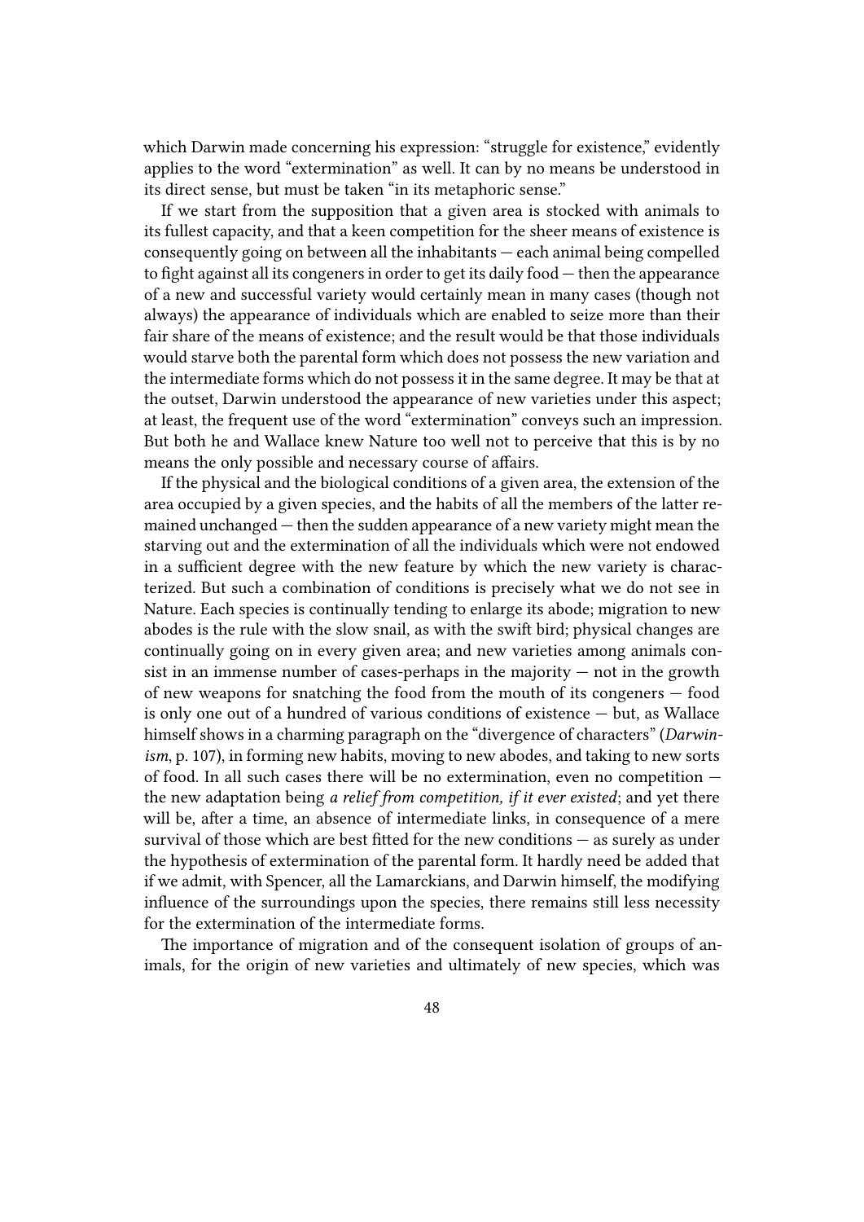which Darwin made concerning his expression: "struggle for existence," evidently applies to the word "extermination" as well. It can by no means be understood in its direct sense, but must be taken "in its metaphoric sense."

If we start from the supposition that a given area is stocked with animals to its fullest capacity, and that a keen competition for the sheer means of existence is consequently going on between all the inhabitants — each animal being compelled to fight against all its congeners in order to get its daily food — then the appearance of a new and successful variety would certainly mean in many cases (though not always) the appearance of individuals which are enabled to seize more than their fair share of the means of existence; and the result would be that those individuals would starve both the parental form which does not possess the new variation and the intermediate forms which do not possess it in the same degree. It may be that at the outset, Darwin understood the appearance of new varieties under this aspect; at least, the frequent use of the word "extermination" conveys such an impression. But both he and Wallace knew Nature too well not to perceive that this is by no means the only possible and necessary course of affairs.

If the physical and the biological conditions of a given area, the extension of the area occupied by a given species, and the habits of all the members of the latter remained unchanged — then the sudden appearance of a new variety might mean the starving out and the extermination of all the individuals which were not endowed in a sufficient degree with the new feature by which the new variety is characterized. But such a combination of conditions is precisely what we do not see in Nature. Each species is continually tending to enlarge its abode; migration to new abodes is the rule with the slow snail, as with the swift bird; physical changes are continually going on in every given area; and new varieties among animals consist in an immense number of cases-perhaps in the majority — not in the growth of new weapons for snatching the food from the mouth of its congeners — food is only one out of a hundred of various conditions of existence — but, as Wallace himself shows in a charming paragraph on the "divergence of characters" (*Darwinism*, p. 107), in forming new habits, moving to new abodes, and taking to new sorts of food. In all such cases there will be no extermination, even no competition — the new adaptation being *a relief from competition, if it ever existed*; and yet there will be, after a time, an absence of intermediate links, in consequence of a mere survival of those which are best fitted for the new conditions — as surely as under the hypothesis of extermination of the parental form. It hardly need be added that if we admit, with Spencer, all the Lamarckians, and Darwin himself, the modifying influence of the surroundings upon the species, there remains still less necessity for the extermination of the intermediate forms.

The importance of migration and of the consequent isolation of groups of animals, for the origin of new varieties and ultimately of new species, which was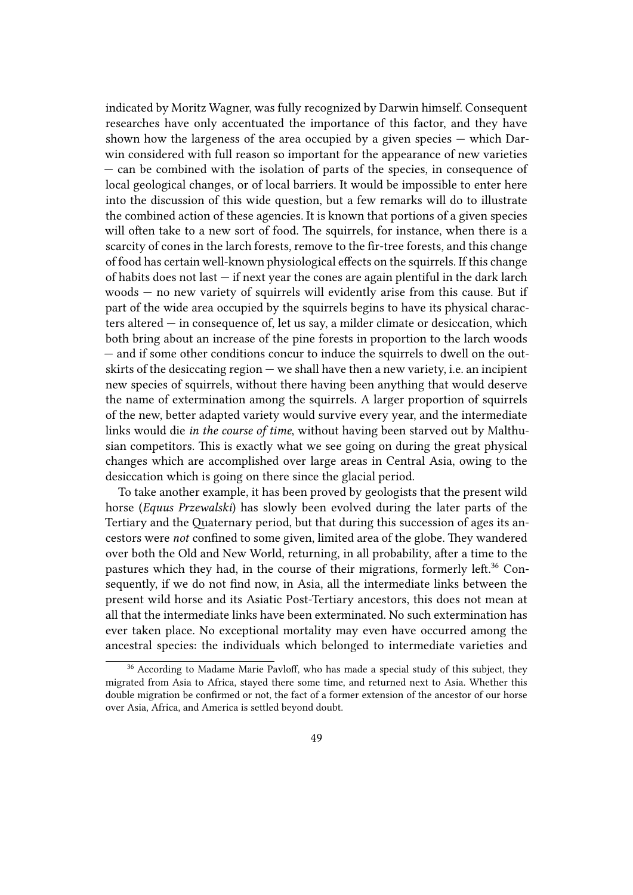indicated by Moritz Wagner, was fully recognized by Darwin himself. Consequent researches have only accentuated the importance of this factor, and they have shown how the largeness of the area occupied by a given species — which Darwin considered with full reason so important for the appearance of new varieties — can be combined with the isolation of parts of the species, in consequence of local geological changes, or of local barriers. It would be impossible to enter here into the discussion of this wide question, but a few remarks will do to illustrate the combined action of these agencies. It is known that portions of a given species will often take to a new sort of food. The squirrels, for instance, when there is a scarcity of cones in the larch forests, remove to the fir-tree forests, and this change of food has certain well-known physiological effects on the squirrels. If this change of habits does not last — if next year the cones are again plentiful in the dark larch woods — no new variety of squirrels will evidently arise from this cause. But if part of the wide area occupied by the squirrels begins to have its physical characters altered — in consequence of, let us say, a milder climate or desiccation, which both bring about an increase of the pine forests in proportion to the larch woods — and if some other conditions concur to induce the squirrels to dwell on the outskirts of the desiccating region — we shall have then a new variety, i.e. an incipient new species of squirrels, without there having been anything that would deserve the name of extermination among the squirrels. A larger proportion of squirrels of the new, better adapted variety would survive every year, and the intermediate links would die *in the course of time*, without having been starved out by Malthusian competitors. This is exactly what we see going on during the great physical changes which are accomplished over large areas in Central Asia, owing to the desiccation which is going on there since the glacial period.

To take another example, it has been proved by geologists that the present wild horse (*Equus Przewalski*) has slowly been evolved during the later parts of the Tertiary and the Quaternary period, but that during this succession of ages its ancestors were *not* confined to some given, limited area of the globe. They wandered over both the Old and New World, returning, in all probability, after a time to the pastures which they had, in the course of their migrations, formerly left.[36] Consequently, if we do not find now, in Asia, all the intermediate links between the present wild horse and its Asiatic Post-Tertiary ancestors, this does not mean at all that the intermediate links have been exterminated. No such extermination has ever taken place. No exceptional mortality may even have occurred among the ancestral species: the individuals which belonged to intermediate varieties and

---

[36] According to Madame Marie Pavloff, who has made a special study of this subject, they migrated from Asia to Africa, stayed there some time, and returned next to Asia. Whether this double migration be confirmed or not, the fact of a former extension of the ancestor of our horse over Asia, Africa, and America is settled beyond doubt.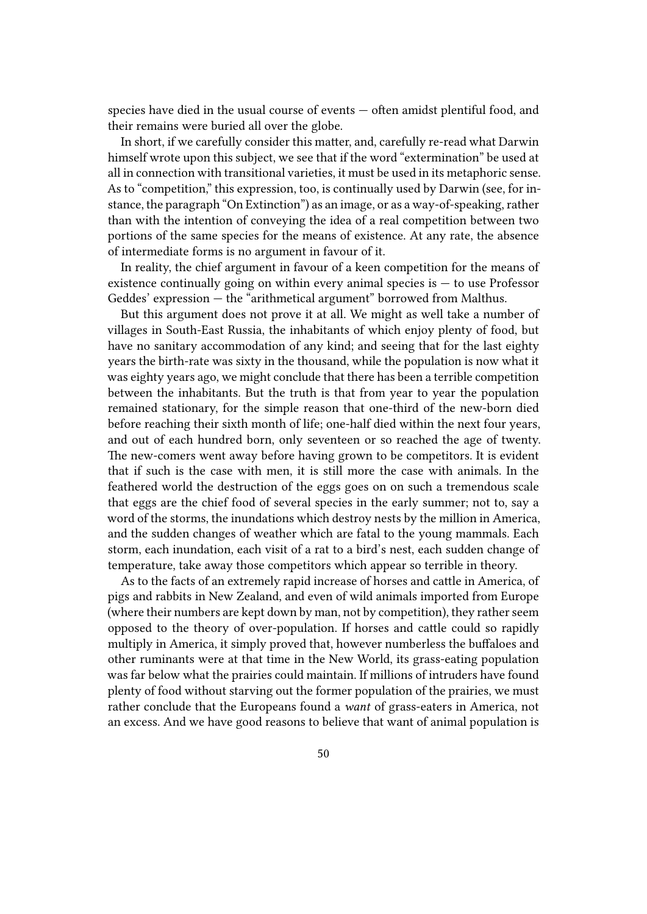species have died in the usual course of events — often amidst plentiful food, and their remains were buried all over the globe.

In short, if we carefully consider this matter, and, carefully re-read what Darwin himself wrote upon this subject, we see that if the word "extermination" be used at all in connection with transitional varieties, it must be used in its metaphoric sense. As to "competition," this expression, too, is continually used by Darwin (see, for instance, the paragraph "On Extinction") as an image, or as a way-of-speaking, rather than with the intention of conveying the idea of a real competition between two portions of the same species for the means of existence. At any rate, the absence of intermediate forms is no argument in favour of it.

In reality, the chief argument in favour of a keen competition for the means of existence continually going on within every animal species is — to use Professor Geddes' expression — the "arithmetical argument" borrowed from Malthus.

But this argument does not prove it at all. We might as well take a number of villages in South-East Russia, the inhabitants of which enjoy plenty of food, but have no sanitary accommodation of any kind; and seeing that for the last eighty years the birth-rate was sixty in the thousand, while the population is now what it was eighty years ago, we might conclude that there has been a terrible competition between the inhabitants. But the truth is that from year to year the population remained stationary, for the simple reason that one-third of the new-born died before reaching their sixth month of life; one-half died within the next four years, and out of each hundred born, only seventeen or so reached the age of twenty. The new-comers went away before having grown to be competitors. It is evident that if such is the case with men, it is still more the case with animals. In the feathered world the destruction of the eggs goes on on such a tremendous scale that eggs are the chief food of several species in the early summer; not to, say a word of the storms, the inundations which destroy nests by the million in America, and the sudden changes of weather which are fatal to the young mammals. Each storm, each inundation, each visit of a rat to a bird's nest, each sudden change of temperature, take away those competitors which appear so terrible in theory.

As to the facts of an extremely rapid increase of horses and cattle in America, of pigs and rabbits in New Zealand, and even of wild animals imported from Europe (where their numbers are kept down by man, not by competition), they rather seem opposed to the theory of over-population. If horses and cattle could so rapidly multiply in America, it simply proved that, however numberless the buffaloes and other ruminants were at that time in the New World, its grass-eating population was far below what the prairies could maintain. If millions of intruders have found plenty of food without starving out the former population of the prairies, we must rather conclude that the Europeans found a *want* of grass-eaters in America, not an excess. And we have good reasons to believe that want of animal population is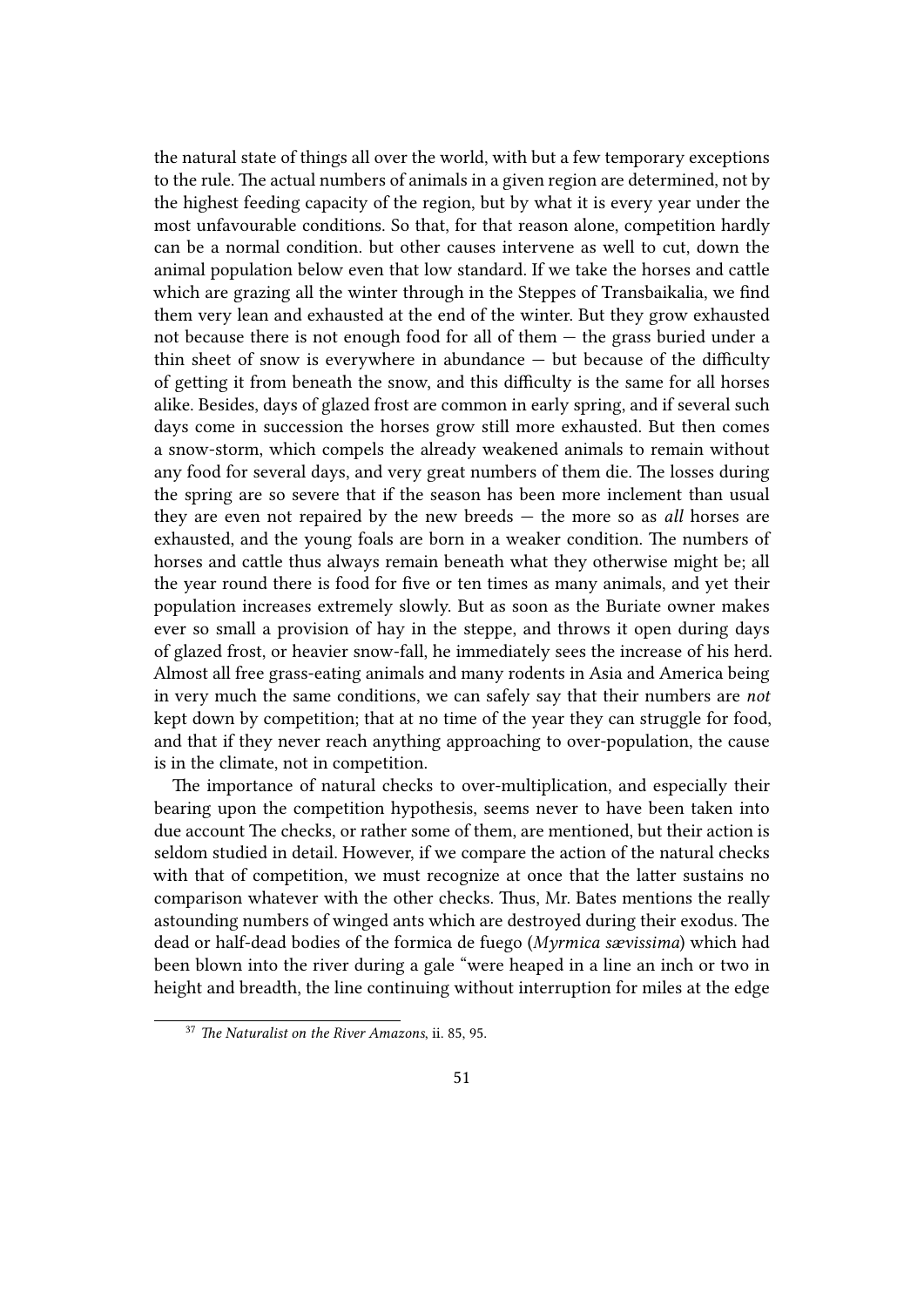the natural state of things all over the world, with but a few temporary exceptions to the rule. The actual numbers of animals in a given region are determined, not by the highest feeding capacity of the region, but by what it is every year under the most unfavourable conditions. So that, for that reason alone, competition hardly can be a normal condition. but other causes intervene as well to cut, down the animal population below even that low standard. If we take the horses and cattle which are grazing all the winter through in the Steppes of Transbaikalia, we find them very lean and exhausted at the end of the winter. But they grow exhausted not because there is not enough food for all of them — the grass buried under a thin sheet of snow is everywhere in abundance — but because of the difficulty of getting it from beneath the snow, and this difficulty is the same for all horses alike. Besides, days of glazed frost are common in early spring, and if several such days come in succession the horses grow still more exhausted. But then comes a snow-storm, which compels the already weakened animals to remain without any food for several days, and very great numbers of them die. The losses during the spring are so severe that if the season has been more inclement than usual they are even not repaired by the new breeds — the more so as *all* horses are exhausted, and the young foals are born in a weaker condition. The numbers of horses and cattle thus always remain beneath what they otherwise might be; all the year round there is food for five or ten times as many animals, and yet their population increases extremely slowly. But as soon as the Buriate owner makes ever so small a provision of hay in the steppe, and throws it open during days of glazed frost, or heavier snow-fall, he immediately sees the increase of his herd. Almost all free grass-eating animals and many rodents in Asia and America being in very much the same conditions, we can safely say that their numbers are *not* kept down by competition; that at no time of the year they can struggle for food, and that if they never reach anything approaching to over-population, the cause is in the climate, not in competition.

The importance of natural checks to over-multiplication, and especially their bearing upon the competition hypothesis, seems never to have been taken into due account The checks, or rather some of them, are mentioned, but their action is seldom studied in detail. However, if we compare the action of the natural checks with that of competition, we must recognize at once that the latter sustains no comparison whatever with the other checks. Thus, Mr. Bates mentions the really astounding numbers of winged ants which are destroyed during their exodus. The dead or half-dead bodies of the formica de fuego (*Myrmica sævissima*) which had been blown into the river during a gale "were heaped in a line an inch or two in height and breadth, the line continuing without interruption for miles at the edge

[37] *The Naturalist on the River Amazons*, ii. 85, 95.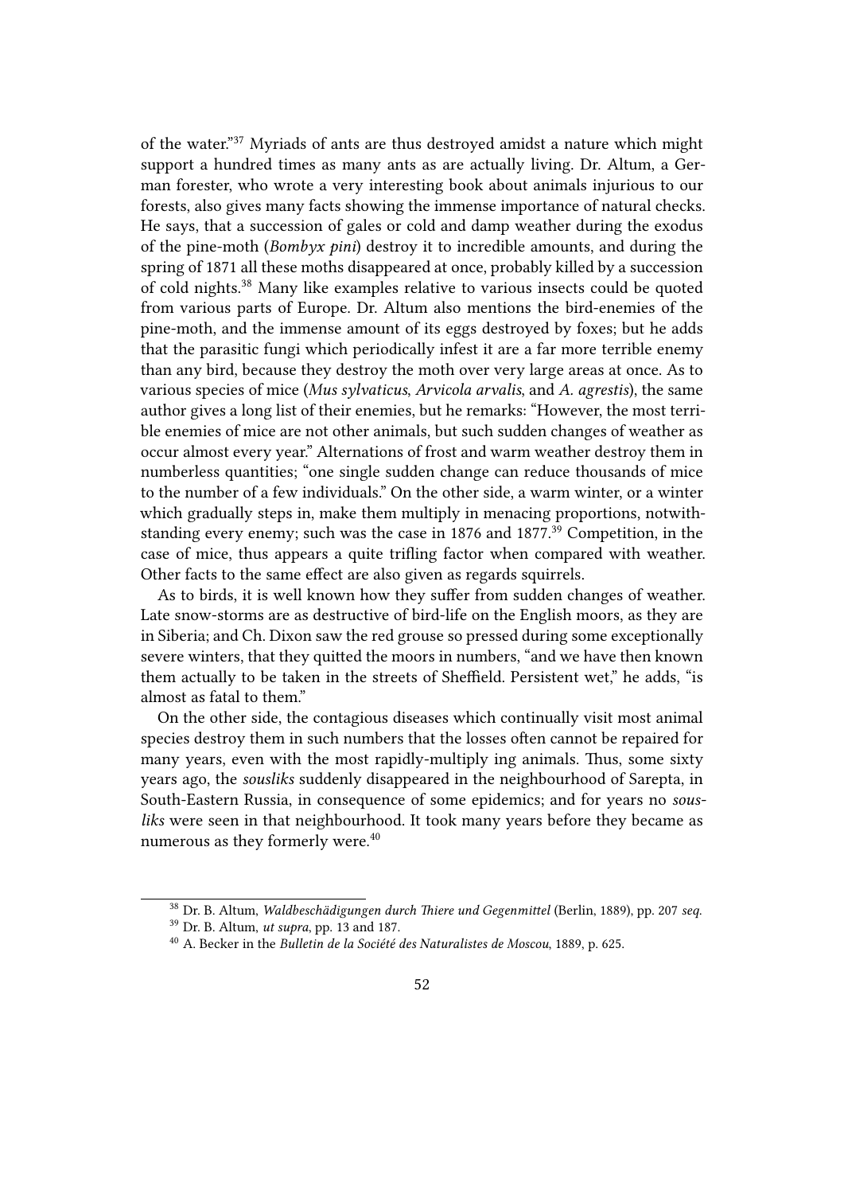of the water."[37] Myriads of ants are thus destroyed amidst a nature which might support a hundred times as many ants as are actually living. Dr. Altum, a German forester, who wrote a very interesting book about animals injurious to our forests, also gives many facts showing the immense importance of natural checks. He says, that a succession of gales or cold and damp weather during the exodus of the pine-moth (*Bombyx pini*) destroy it to incredible amounts, and during the spring of 1871 all these moths disappeared at once, probably killed by a succession of cold nights.[38] Many like examples relative to various insects could be quoted from various parts of Europe. Dr. Altum also mentions the bird-enemies of the pine-moth, and the immense amount of its eggs destroyed by foxes; but he adds that the parasitic fungi which periodically infest it are a far more terrible enemy than any bird, because they destroy the moth over very large areas at once. As to various species of mice (*Mus sylvaticus*, *Arvicola arvalis*, and *A. agrestis*), the same author gives a long list of their enemies, but he remarks: "However, the most terrible enemies of mice are not other animals, but such sudden changes of weather as occur almost every year." Alternations of frost and warm weather destroy them in numberless quantities; "one single sudden change can reduce thousands of mice to the number of a few individuals." On the other side, a warm winter, or a winter which gradually steps in, make them multiply in menacing proportions, notwithstanding every enemy; such was the case in 1876 and 1877.[39] Competition, in the case of mice, thus appears a quite trifling factor when compared with weather. Other facts to the same effect are also given as regards squirrels.

As to birds, it is well known how they suffer from sudden changes of weather. Late snow-storms are as destructive of bird-life on the English moors, as they are in Siberia; and Ch. Dixon saw the red grouse so pressed during some exceptionally severe winters, that they quitted the moors in numbers, "and we have then known them actually to be taken in the streets of Sheffield. Persistent wet," he adds, "is almost as fatal to them."

On the other side, the contagious diseases which continually visit most animal species destroy them in such numbers that the losses often cannot be repaired for many years, even with the most rapidly-multiply ing animals. Thus, some sixty years ago, the *sousliks* suddenly disappeared in the neighbourhood of Sarepta, in South-Eastern Russia, in consequence of some epidemics; and for years no *sousliks* were seen in that neighbourhood. It took many years before they became as numerous as they formerly were.[40]

---

[38] Dr. B. Altum, *Waldbeschädigungen durch Thiere und Gegenmittel* (Berlin, 1889), pp. 207 *seq.*

[39] Dr. B. Altum, *ut supra*, pp. 13 and 187.

[40] A. Becker in the *Bulletin de la Société des Naturalistes de Moscou*, 1889, p. 625.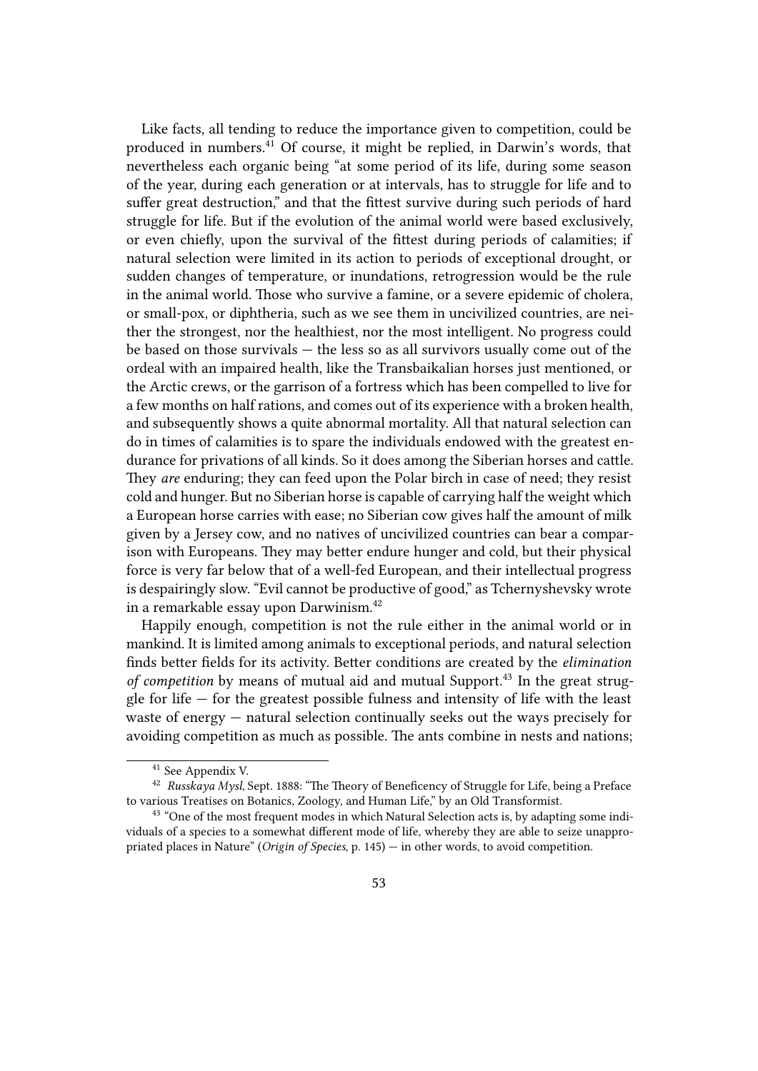Like facts, all tending to reduce the importance given to competition, could be produced in numbers.[41] Of course, it might be replied, in Darwin's words, that nevertheless each organic being "at some period of its life, during some season of the year, during each generation or at intervals, has to struggle for life and to suffer great destruction," and that the fittest survive during such periods of hard struggle for life. But if the evolution of the animal world were based exclusively, or even chiefly, upon the survival of the fittest during periods of calamities; if natural selection were limited in its action to periods of exceptional drought, or sudden changes of temperature, or inundations, retrogression would be the rule in the animal world. Those who survive a famine, or a severe epidemic of cholera, or small-pox, or diphtheria, such as we see them in uncivilized countries, are neither the strongest, nor the healthiest, nor the most intelligent. No progress could be based on those survivals — the less so as all survivors usually come out of the ordeal with an impaired health, like the Transbaikalian horses just mentioned, or the Arctic crews, or the garrison of a fortress which has been compelled to live for a few months on half rations, and comes out of its experience with a broken health, and subsequently shows a quite abnormal mortality. All that natural selection can do in times of calamities is to spare the individuals endowed with the greatest endurance for privations of all kinds. So it does among the Siberian horses and cattle. They *are* enduring; they can feed upon the Polar birch in case of need; they resist cold and hunger. But no Siberian horse is capable of carrying half the weight which a European horse carries with ease; no Siberian cow gives half the amount of milk given by a Jersey cow, and no natives of uncivilized countries can bear a comparison with Europeans. They may better endure hunger and cold, but their physical force is very far below that of a well-fed European, and their intellectual progress is despairingly slow. "Evil cannot be productive of good," as Tchernyshevsky wrote in a remarkable essay upon Darwinism.[42]

Happily enough, competition is not the rule either in the animal world or in mankind. It is limited among animals to exceptional periods, and natural selection finds better fields for its activity. Better conditions are created by the *elimination of competition* by means of mutual aid and mutual Support.[43] In the great struggle for life — for the greatest possible fulness and intensity of life with the least waste of energy — natural selection continually seeks out the ways precisely for avoiding competition as much as possible. The ants combine in nests and nations;

---

[41] See Appendix V.

[42] *Russkaya Mysl*, Sept. 1888: "The Theory of Beneficency of Struggle for Life, being a Preface to various Treatises on Botanics, Zoology, and Human Life," by an Old Transformist.

[43] "One of the most frequent modes in which Natural Selection acts is, by adapting some individuals of a species to a somewhat different mode of life, whereby they are able to seize unappropriated places in Nature" (*Origin of Species*, p. 145) — in other words, to avoid competition.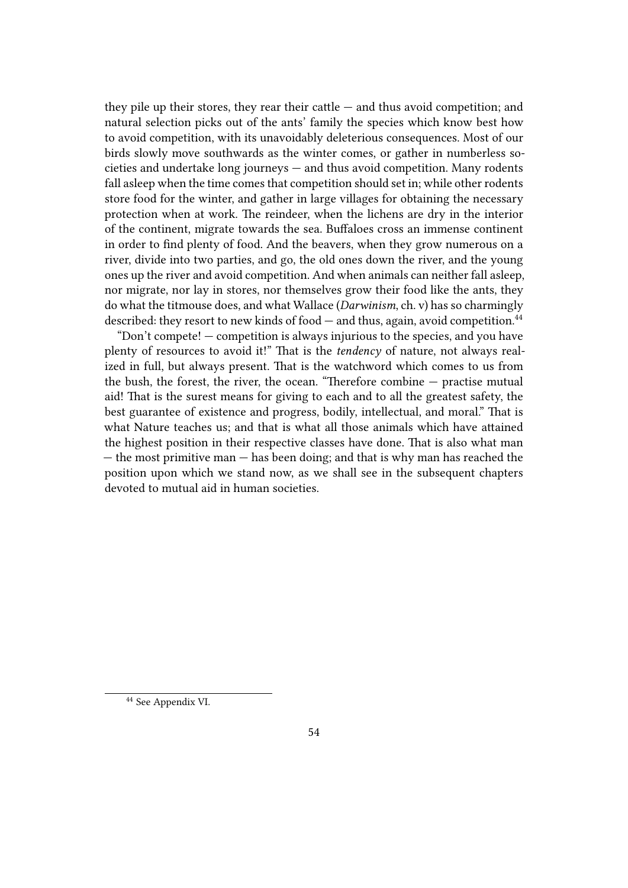they pile up their stores, they rear their cattle — and thus avoid competition; and natural selection picks out of the ants' family the species which know best how to avoid competition, with its unavoidably deleterious consequences. Most of our birds slowly move southwards as the winter comes, or gather in numberless societies and undertake long journeys — and thus avoid competition. Many rodents fall asleep when the time comes that competition should set in; while other rodents store food for the winter, and gather in large villages for obtaining the necessary protection when at work. The reindeer, when the lichens are dry in the interior of the continent, migrate towards the sea. Buffaloes cross an immense continent in order to find plenty of food. And the beavers, when they grow numerous on a river, divide into two parties, and go, the old ones down the river, and the young ones up the river and avoid competition. And when animals can neither fall asleep, nor migrate, nor lay in stores, nor themselves grow their food like the ants, they do what the titmouse does, and what Wallace (*Darwinism*, ch. v) has so charmingly described: they resort to new kinds of food — and thus, again, avoid competition.[44]

"Don't compete! — competition is always injurious to the species, and you have plenty of resources to avoid it!" That is the *tendency* of nature, not always realized in full, but always present. That is the watchword which comes to us from the bush, the forest, the river, the ocean. "Therefore combine — practise mutual aid! That is the surest means for giving to each and to all the greatest safety, the best guarantee of existence and progress, bodily, intellectual, and moral." That is what Nature teaches us; and that is what all those animals which have attained the highest position in their respective classes have done. That is also what man — the most primitive man — has been doing; and that is why man has reached the position upon which we stand now, as we shall see in the subsequent chapters devoted to mutual aid in human societies.

[44] See Appendix VI.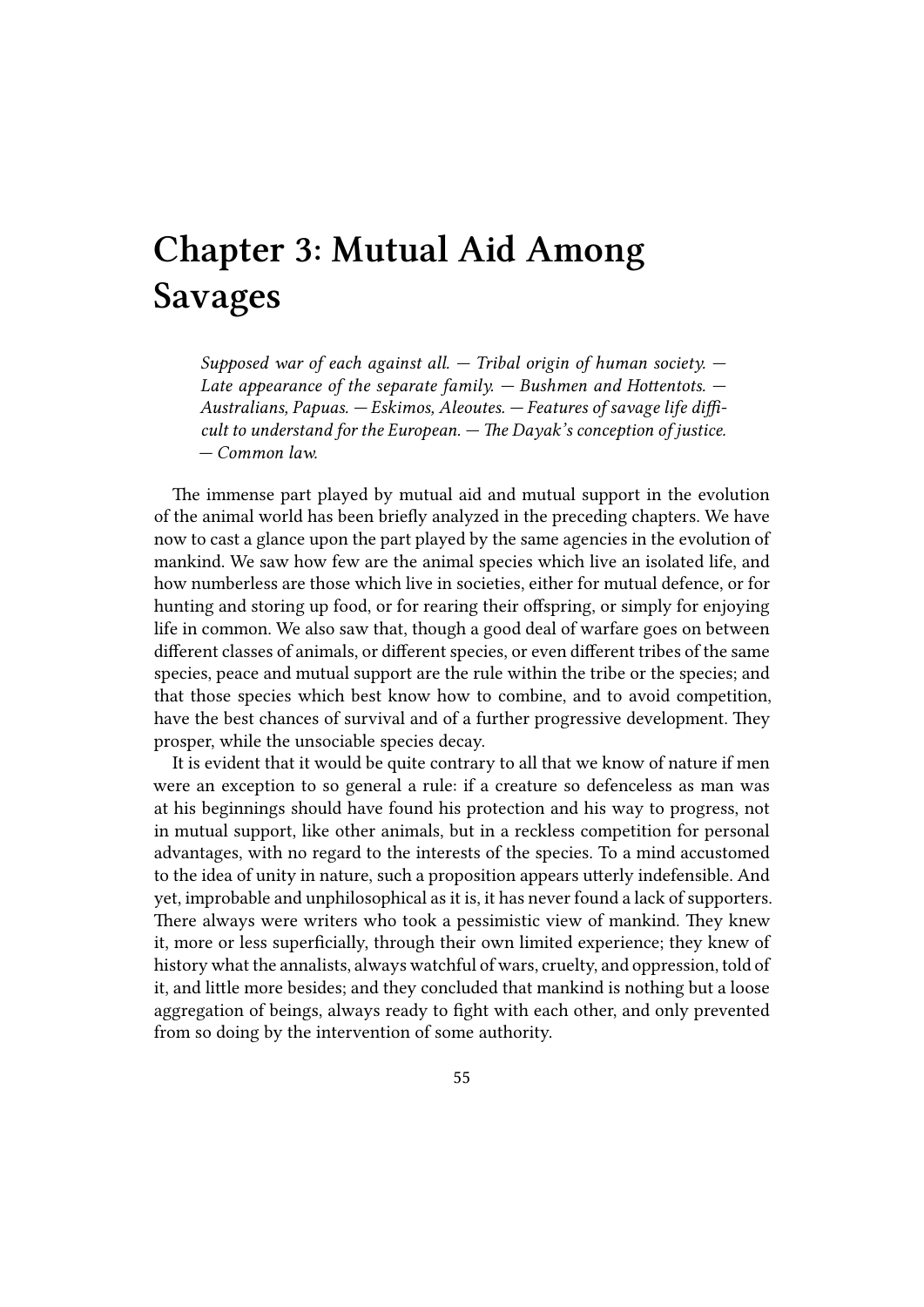# Chapter 3: Mutual Aid Among Savages

> *Supposed war of each against all. — Tribal origin of human society. — Late appearance of the separate family. — Bushmen and Hottentots. — Australians, Papuas. — Eskimos, Aleoutes. — Features of savage life difficult to understand for the European. — The Dayak's conception of justice. — Common law.*

The immense part played by mutual aid and mutual support in the evolution of the animal world has been briefly analyzed in the preceding chapters. We have now to cast a glance upon the part played by the same agencies in the evolution of mankind. We saw how few are the animal species which live an isolated life, and how numberless are those which live in societies, either for mutual defence, or for hunting and storing up food, or for rearing their offspring, or simply for enjoying life in common. We also saw that, though a good deal of warfare goes on between different classes of animals, or different species, or even different tribes of the same species, peace and mutual support are the rule within the tribe or the species; and that those species which best know how to combine, and to avoid competition, have the best chances of survival and of a further progressive development. They prosper, while the unsociable species decay.

It is evident that it would be quite contrary to all that we know of nature if men were an exception to so general a rule: if a creature so defenceless as man was at his beginnings should have found his protection and his way to progress, not in mutual support, like other animals, but in a reckless competition for personal advantages, with no regard to the interests of the species. To a mind accustomed to the idea of unity in nature, such a proposition appears utterly indefensible. And yet, improbable and unphilosophical as it is, it has never found a lack of supporters. There always were writers who took a pessimistic view of mankind. They knew it, more or less superficially, through their own limited experience; they knew of history what the annalists, always watchful of wars, cruelty, and oppression, told of it, and little more besides; and they concluded that mankind is nothing but a loose aggregation of beings, always ready to fight with each other, and only prevented from so doing by the intervention of some authority.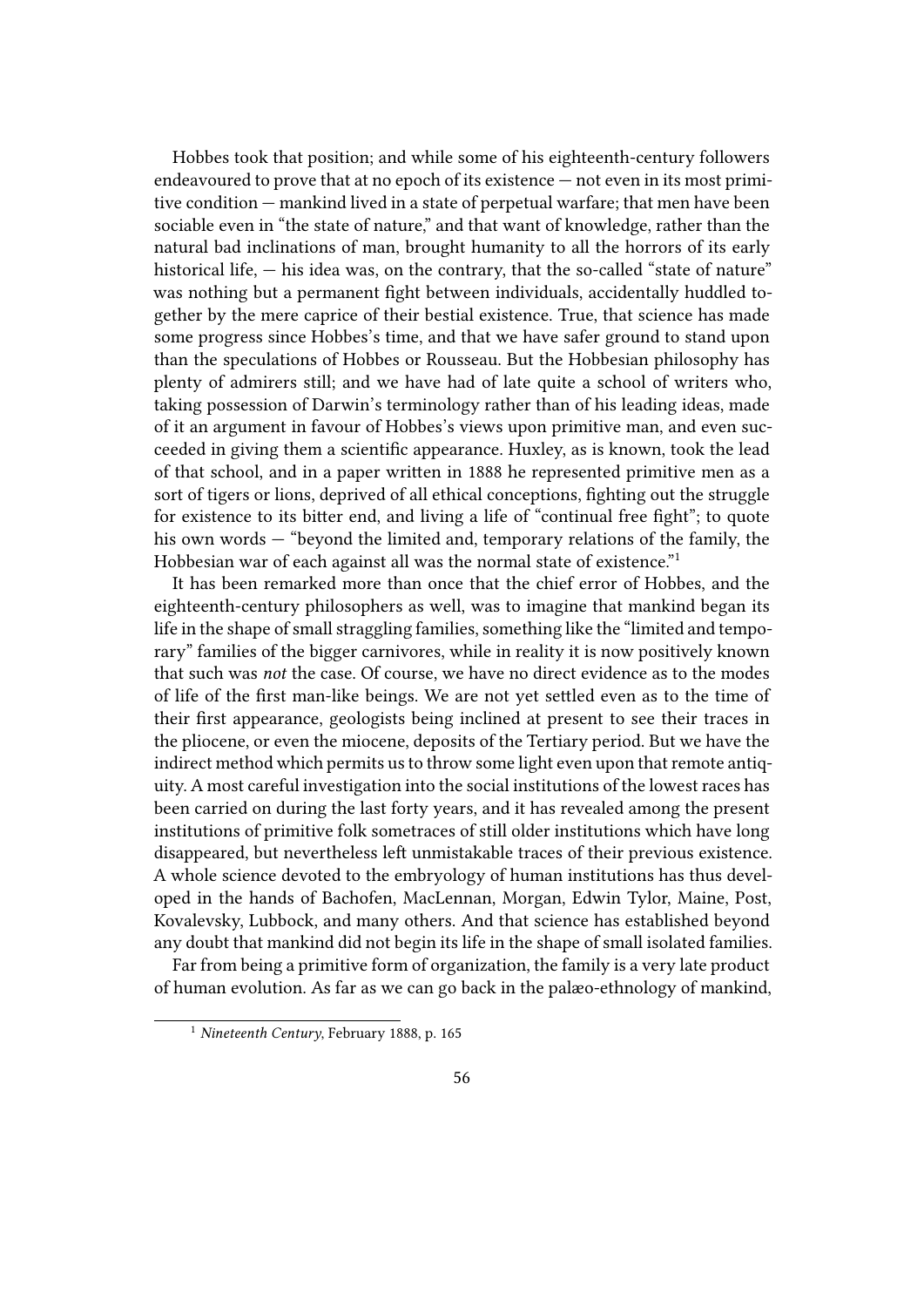Hobbes took that position; and while some of his eighteenth-century followers endeavoured to prove that at no epoch of its existence — not even in its most primitive condition — mankind lived in a state of perpetual warfare; that men have been sociable even in "the state of nature," and that want of knowledge, rather than the natural bad inclinations of man, brought humanity to all the horrors of its early historical life, — his idea was, on the contrary, that the so-called "state of nature" was nothing but a permanent fight between individuals, accidentally huddled together by the mere caprice of their bestial existence. True, that science has made some progress since Hobbes's time, and that we have safer ground to stand upon than the speculations of Hobbes or Rousseau. But the Hobbesian philosophy has plenty of admirers still; and we have had of late quite a school of writers who, taking possession of Darwin's terminology rather than of his leading ideas, made of it an argument in favour of Hobbes's views upon primitive man, and even succeeded in giving them a scientific appearance. Huxley, as is known, took the lead of that school, and in a paper written in 1888 he represented primitive men as a sort of tigers or lions, deprived of all ethical conceptions, fighting out the struggle for existence to its bitter end, and living a life of "continual free fight"; to quote his own words — "beyond the limited and, temporary relations of the family, the Hobbesian war of each against all was the normal state of existence."[1]

It has been remarked more than once that the chief error of Hobbes, and the eighteenth-century philosophers as well, was to imagine that mankind began its life in the shape of small straggling families, something like the "limited and temporary" families of the bigger carnivores, while in reality it is now positively known that such was *not* the case. Of course, we have no direct evidence as to the modes of life of the first man-like beings. We are not yet settled even as to the time of their first appearance, geologists being inclined at present to see their traces in the pliocene, or even the miocene, deposits of the Tertiary period. But we have the indirect method which permits us to throw some light even upon that remote antiquity. A most careful investigation into the social institutions of the lowest races has been carried on during the last forty years, and it has revealed among the present institutions of primitive folk sometraces of still older institutions which have long disappeared, but nevertheless left unmistakable traces of their previous existence. A whole science devoted to the embryology of human institutions has thus developed in the hands of Bachofen, MacLennan, Morgan, Edwin Tylor, Maine, Post, Kovalevsky, Lubbock, and many others. And that science has established beyond any doubt that mankind did not begin its life in the shape of small isolated families.

Far from being a primitive form of organization, the family is a very late product of human evolution. As far as we can go back in the palæo-ethnology of mankind,

[1] *Nineteenth Century*, February 1888, p. 165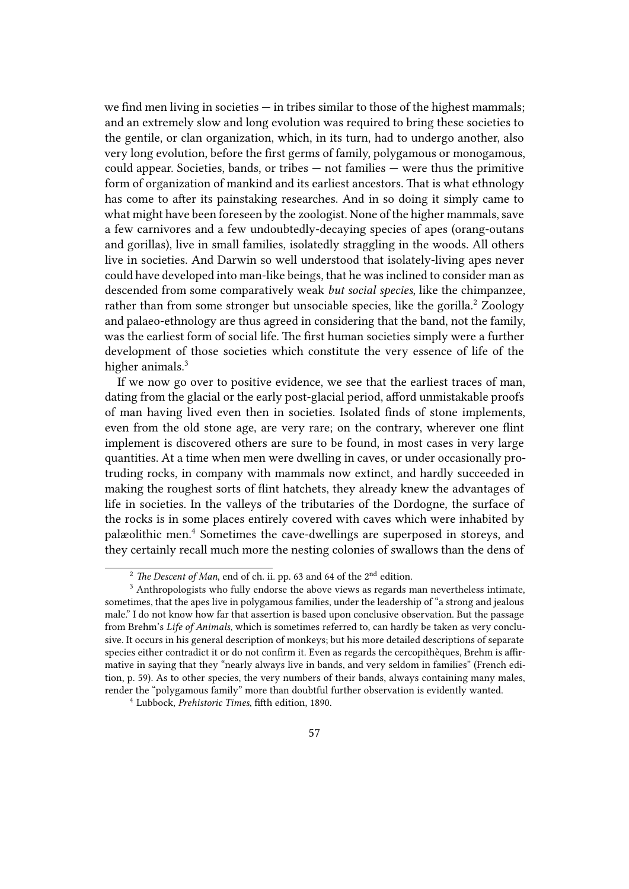we find men living in societies — in tribes similar to those of the highest mammals; and an extremely slow and long evolution was required to bring these societies to the gentile, or clan organization, which, in its turn, had to undergo another, also very long evolution, before the first germs of family, polygamous or monogamous, could appear. Societies, bands, or tribes — not families — were thus the primitive form of organization of mankind and its earliest ancestors. That is what ethnology has come to after its painstaking researches. And in so doing it simply came to what might have been foreseen by the zoologist. None of the higher mammals, save a few carnivores and a few undoubtedly-decaying species of apes (orang-outans and gorillas), live in small families, isolatedly straggling in the woods. All others live in societies. And Darwin so well understood that isolately-living apes never could have developed into man-like beings, that he was inclined to consider man as descended from some comparatively weak *but social species*, like the chimpanzee, rather than from some stronger but unsociable species, like the gorilla.[2] Zoology and palaeo-ethnology are thus agreed in considering that the band, not the family, was the earliest form of social life. The first human societies simply were a further development of those societies which constitute the very essence of life of the higher animals.[3]

If we now go over to positive evidence, we see that the earliest traces of man, dating from the glacial or the early post-glacial period, afford unmistakable proofs of man having lived even then in societies. Isolated finds of stone implements, even from the old stone age, are very rare; on the contrary, wherever one flint implement is discovered others are sure to be found, in most cases in very large quantities. At a time when men were dwelling in caves, or under occasionally protruding rocks, in company with mammals now extinct, and hardly succeeded in making the roughest sorts of flint hatchets, they already knew the advantages of life in societies. In the valleys of the tributaries of the Dordogne, the surface of the rocks is in some places entirely covered with caves which were inhabited by palæolithic men.[4] Sometimes the cave-dwellings are superposed in storeys, and they certainly recall much more the nesting colonies of swallows than the dens of

---

[2] *The Descent of Man*, end of ch. ii. pp. 63 and 64 of the 2nd edition.

[3] Anthropologists who fully endorse the above views as regards man nevertheless intimate, sometimes, that the apes live in polygamous families, under the leadership of "a strong and jealous male." I do not know how far that assertion is based upon conclusive observation. But the passage from Brehm's *Life of Animals*, which is sometimes referred to, can hardly be taken as very conclusive. It occurs in his general description of monkeys; but his more detailed descriptions of separate species either contradict it or do not confirm it. Even as regards the cercopithèques, Brehm is affirmative in saying that they "nearly always live in bands, and very seldom in families" (French edition, p. 59). As to other species, the very numbers of their bands, always containing many males, render the "polygamous family" more than doubtful further observation is evidently wanted.

[4] Lubbock, *Prehistoric Times*, fifth edition, 1890.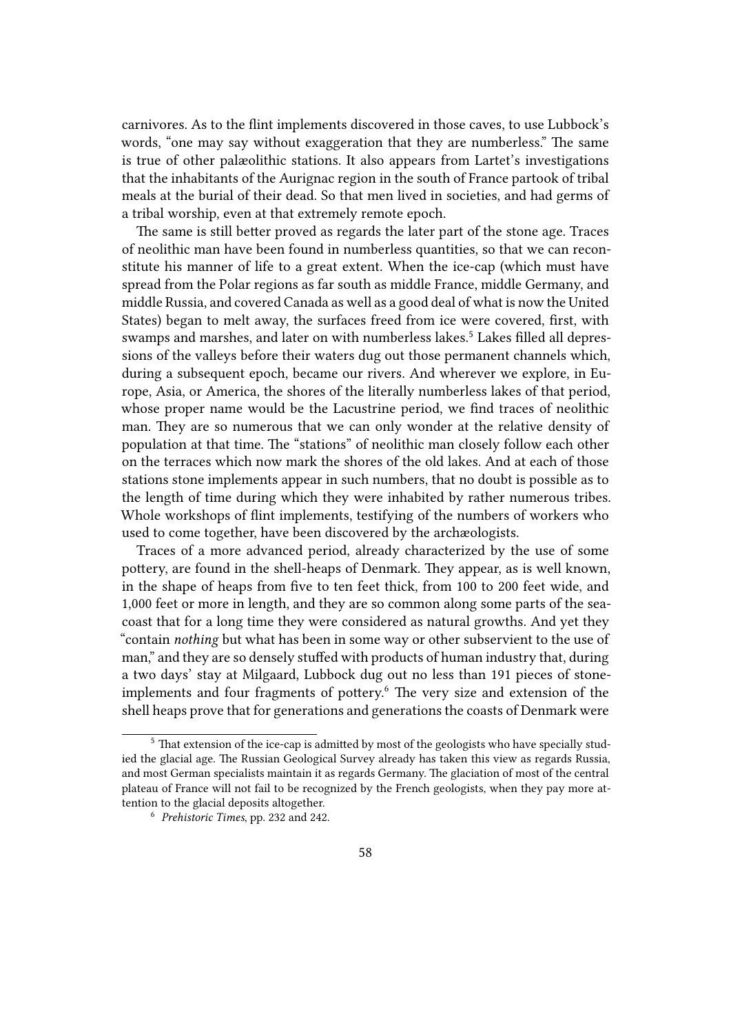carnivores. As to the flint implements discovered in those caves, to use Lubbock's words, "one may say without exaggeration that they are numberless." The same is true of other palæolithic stations. It also appears from Lartet's investigations that the inhabitants of the Aurignac region in the south of France partook of tribal meals at the burial of their dead. So that men lived in societies, and had germs of a tribal worship, even at that extremely remote epoch.

The same is still better proved as regards the later part of the stone age. Traces of neolithic man have been found in numberless quantities, so that we can reconstitute his manner of life to a great extent. When the ice-cap (which must have spread from the Polar regions as far south as middle France, middle Germany, and middle Russia, and covered Canada as well as a good deal of what is now the United States) began to melt away, the surfaces freed from ice were covered, first, with swamps and marshes, and later on with numberless lakes.[5] Lakes filled all depressions of the valleys before their waters dug out those permanent channels which, during a subsequent epoch, became our rivers. And wherever we explore, in Europe, Asia, or America, the shores of the literally numberless lakes of that period, whose proper name would be the Lacustrine period, we find traces of neolithic man. They are so numerous that we can only wonder at the relative density of population at that time. The "stations" of neolithic man closely follow each other on the terraces which now mark the shores of the old lakes. And at each of those stations stone implements appear in such numbers, that no doubt is possible as to the length of time during which they were inhabited by rather numerous tribes. Whole workshops of flint implements, testifying of the numbers of workers who used to come together, have been discovered by the archæologists.

Traces of a more advanced period, already characterized by the use of some pottery, are found in the shell-heaps of Denmark. They appear, as is well known, in the shape of heaps from five to ten feet thick, from 100 to 200 feet wide, and 1,000 feet or more in length, and they are so common along some parts of the seacoast that for a long time they were considered as natural growths. And yet they "contain *nothing* but what has been in some way or other subservient to the use of man," and they are so densely stuffed with products of human industry that, during a two days' stay at Milgaard, Lubbock dug out no less than 191 pieces of stone-implements and four fragments of pottery.[6] The very size and extension of the shell heaps prove that for generations and generations the coasts of Denmark were

---

[5] That extension of the ice-cap is admitted by most of the geologists who have specially studied the glacial age. The Russian Geological Survey already has taken this view as regards Russia, and most German specialists maintain it as regards Germany. The glaciation of most of the central plateau of France will not fail to be recognized by the French geologists, when they pay more attention to the glacial deposits altogether.

[6] *Prehistoric Times*, pp. 232 and 242.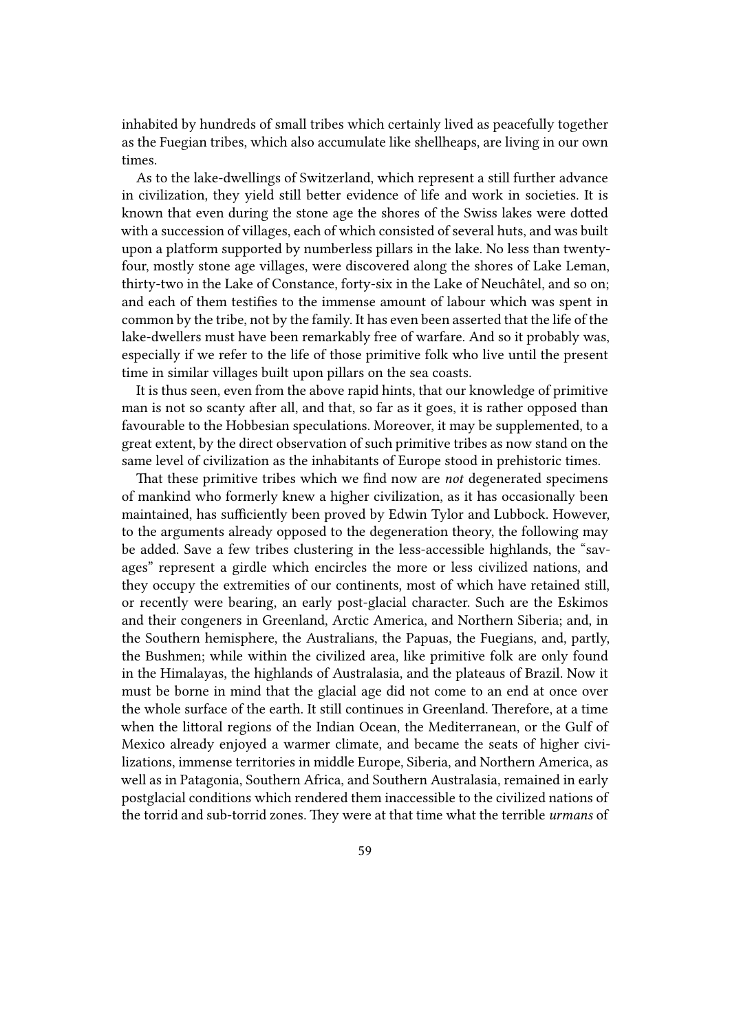inhabited by hundreds of small tribes which certainly lived as peacefully together as the Fuegian tribes, which also accumulate like shellheaps, are living in our own times.

As to the lake-dwellings of Switzerland, which represent a still further advance in civilization, they yield still better evidence of life and work in societies. It is known that even during the stone age the shores of the Swiss lakes were dotted with a succession of villages, each of which consisted of several huts, and was built upon a platform supported by numberless pillars in the lake. No less than twenty-four, mostly stone age villages, were discovered along the shores of Lake Leman, thirty-two in the Lake of Constance, forty-six in the Lake of Neuchâtel, and so on; and each of them testifies to the immense amount of labour which was spent in common by the tribe, not by the family. It has even been asserted that the life of the lake-dwellers must have been remarkably free of warfare. And so it probably was, especially if we refer to the life of those primitive folk who live until the present time in similar villages built upon pillars on the sea coasts.

It is thus seen, even from the above rapid hints, that our knowledge of primitive man is not so scanty after all, and that, so far as it goes, it is rather opposed than favourable to the Hobbesian speculations. Moreover, it may be supplemented, to a great extent, by the direct observation of such primitive tribes as now stand on the same level of civilization as the inhabitants of Europe stood in prehistoric times.

That these primitive tribes which we find now are *not* degenerated specimens of mankind who formerly knew a higher civilization, as it has occasionally been maintained, has sufficiently been proved by Edwin Tylor and Lubbock. However, to the arguments already opposed to the degeneration theory, the following may be added. Save a few tribes clustering in the less-accessible highlands, the "savages" represent a girdle which encircles the more or less civilized nations, and they occupy the extremities of our continents, most of which have retained still, or recently were bearing, an early post-glacial character. Such are the Eskimos and their congeners in Greenland, Arctic America, and Northern Siberia; and, in the Southern hemisphere, the Australians, the Papuas, the Fuegians, and, partly, the Bushmen; while within the civilized area, like primitive folk are only found in the Himalayas, the highlands of Australasia, and the plateaus of Brazil. Now it must be borne in mind that the glacial age did not come to an end at once over the whole surface of the earth. It still continues in Greenland. Therefore, at a time when the littoral regions of the Indian Ocean, the Mediterranean, or the Gulf of Mexico already enjoyed a warmer climate, and became the seats of higher civilizations, immense territories in middle Europe, Siberia, and Northern America, as well as in Patagonia, Southern Africa, and Southern Australasia, remained in early postglacial conditions which rendered them inaccessible to the civilized nations of the torrid and sub-torrid zones. They were at that time what the terrible *urmans* of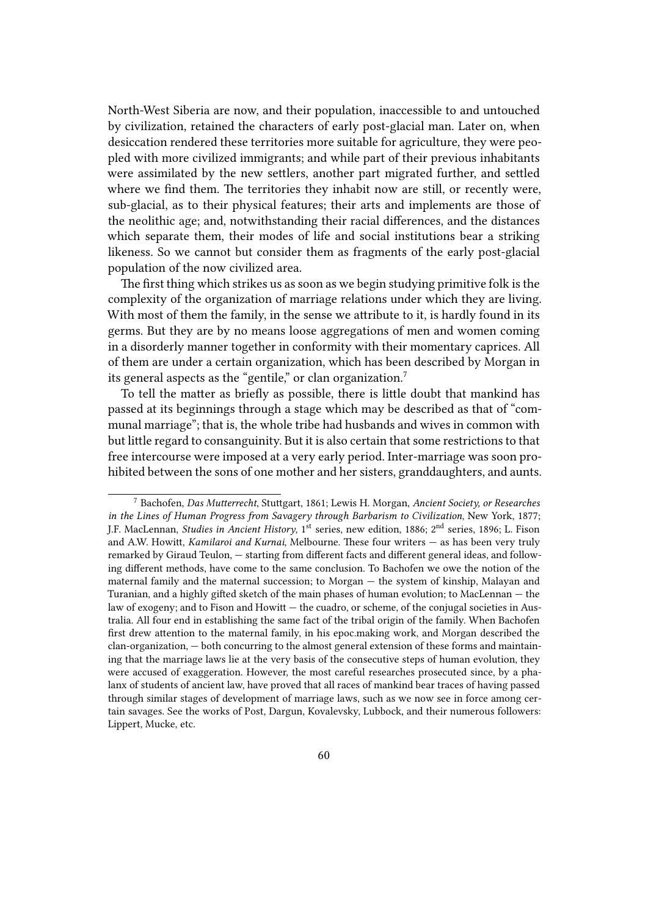North-West Siberia are now, and their population, inaccessible to and untouched by civilization, retained the characters of early post-glacial man. Later on, when desiccation rendered these territories more suitable for agriculture, they were peopled with more civilized immigrants; and while part of their previous inhabitants were assimilated by the new settlers, another part migrated further, and settled where we find them. The territories they inhabit now are still, or recently were, sub-glacial, as to their physical features; their arts and implements are those of the neolithic age; and, notwithstanding their racial differences, and the distances which separate them, their modes of life and social institutions bear a striking likeness. So we cannot but consider them as fragments of the early post-glacial population of the now civilized area.

The first thing which strikes us as soon as we begin studying primitive folk is the complexity of the organization of marriage relations under which they are living. With most of them the family, in the sense we attribute to it, is hardly found in its germs. But they are by no means loose aggregations of men and women coming in a disorderly manner together in conformity with their momentary caprices. All of them are under a certain organization, which has been described by Morgan in its general aspects as the "gentile," or clan organization.[7]

To tell the matter as briefly as possible, there is little doubt that mankind has passed at its beginnings through a stage which may be described as that of "communal marriage"; that is, the whole tribe had husbands and wives in common with but little regard to consanguinity. But it is also certain that some restrictions to that free intercourse were imposed at a very early period. Inter-marriage was soon prohibited between the sons of one mother and her sisters, granddaughters, and aunts.

---

[7] Bachofen, *Das Mutterrecht*, Stuttgart, 1861; Lewis H. Morgan, *Ancient Society, or Researches in the Lines of Human Progress from Savagery through Barbarism to Civilization*, New York, 1877; J.F. MacLennan, *Studies in Ancient History*, 1st series, new edition, 1886; 2nd series, 1896; L. Fison and A.W. Howitt, *Kamilaroi and Kurnai*, Melbourne. These four writers — as has been very truly remarked by Giraud Teulon, — starting from different facts and different general ideas, and following different methods, have come to the same conclusion. To Bachofen we owe the notion of the maternal family and the maternal succession; to Morgan — the system of kinship, Malayan and Turanian, and a highly gifted sketch of the main phases of human evolution; to MacLennan — the law of exogeny; and to Fison and Howitt — the cuadro, or scheme, of the conjugal societies in Australia. All four end in establishing the same fact of the tribal origin of the family. When Bachofen first drew attention to the maternal family, in his epoc.making work, and Morgan described the clan-organization, — both concurring to the almost general extension of these forms and maintaining that the marriage laws lie at the very basis of the consecutive steps of human evolution, they were accused of exaggeration. However, the most careful researches prosecuted since, by a phalanx of students of ancient law, have proved that all races of mankind bear traces of having passed through similar stages of development of marriage laws, such as we now see in force among certain savages. See the works of Post, Dargun, Kovalevsky, Lubbock, and their numerous followers: Lippert, Mucke, etc.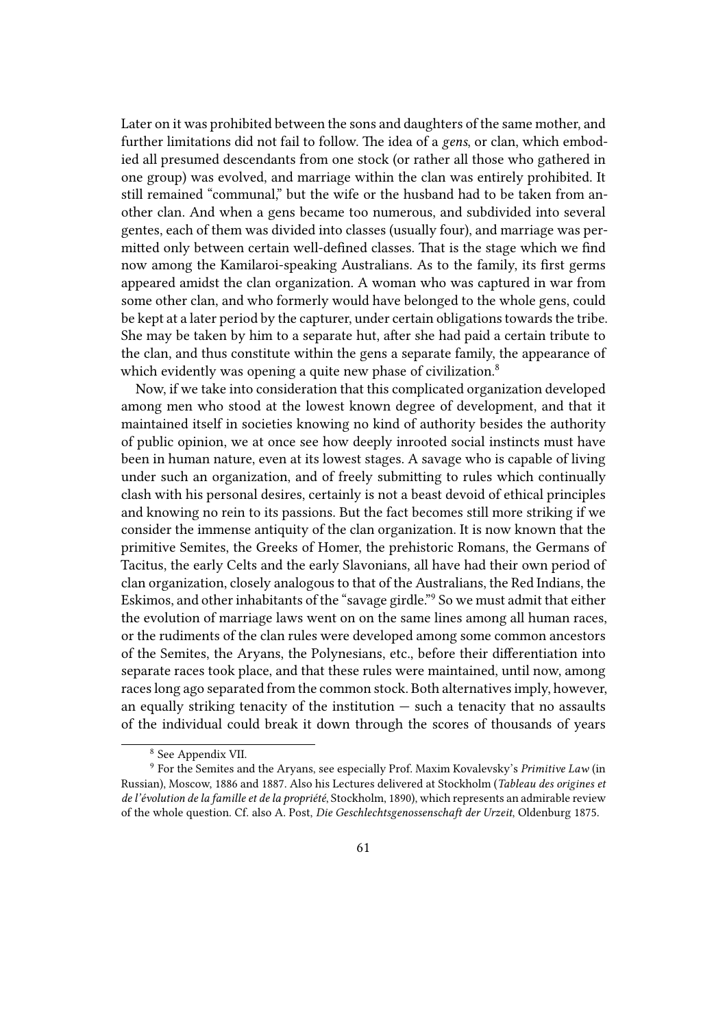Later on it was prohibited between the sons and daughters of the same mother, and further limitations did not fail to follow. The idea of a *gens*, or clan, which embodied all presumed descendants from one stock (or rather all those who gathered in one group) was evolved, and marriage within the clan was entirely prohibited. It still remained "communal," but the wife or the husband had to be taken from another clan. And when a gens became too numerous, and subdivided into several gentes, each of them was divided into classes (usually four), and marriage was permitted only between certain well-defined classes. That is the stage which we find now among the Kamilaroi-speaking Australians. As to the family, its first germs appeared amidst the clan organization. A woman who was captured in war from some other clan, and who formerly would have belonged to the whole gens, could be kept at a later period by the capturer, under certain obligations towards the tribe. She may be taken by him to a separate hut, after she had paid a certain tribute to the clan, and thus constitute within the gens a separate family, the appearance of which evidently was opening a quite new phase of civilization.[8]

Now, if we take into consideration that this complicated organization developed among men who stood at the lowest known degree of development, and that it maintained itself in societies knowing no kind of authority besides the authority of public opinion, we at once see how deeply inrooted social instincts must have been in human nature, even at its lowest stages. A savage who is capable of living under such an organization, and of freely submitting to rules which continually clash with his personal desires, certainly is not a beast devoid of ethical principles and knowing no rein to its passions. But the fact becomes still more striking if we consider the immense antiquity of the clan organization. It is now known that the primitive Semites, the Greeks of Homer, the prehistoric Romans, the Germans of Tacitus, the early Celts and the early Slavonians, all have had their own period of clan organization, closely analogous to that of the Australians, the Red Indians, the Eskimos, and other inhabitants of the "savage girdle."[9] So we must admit that either the evolution of marriage laws went on on the same lines among all human races, or the rudiments of the clan rules were developed among some common ancestors of the Semites, the Aryans, the Polynesians, etc., before their differentiation into separate races took place, and that these rules were maintained, until now, among races long ago separated from the common stock. Both alternatives imply, however, an equally striking tenacity of the institution — such a tenacity that no assaults of the individual could break it down through the scores of thousands of years

---

[8] See Appendix VII.

[9] For the Semites and the Aryans, see especially Prof. Maxim Kovalevsky's *Primitive Law* (in Russian), Moscow, 1886 and 1887. Also his Lectures delivered at Stockholm (*Tableau des origines et de l'évolution de la famille et de la propriété*, Stockholm, 1890), which represents an admirable review of the whole question. Cf. also A. Post, *Die Geschlechtsgenossenschaft der Urzeit*, Oldenburg 1875.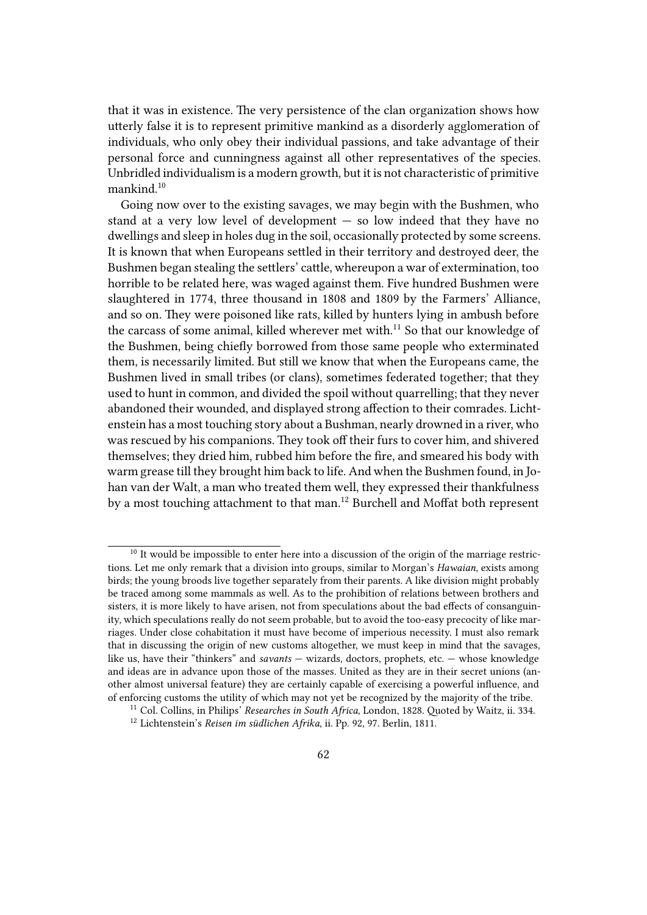that it was in existence. The very persistence of the clan organization shows how utterly false it is to represent primitive mankind as a disorderly agglomeration of individuals, who only obey their individual passions, and take advantage of their personal force and cunningness against all other representatives of the species. Unbridled individualism is a modern growth, but it is not characteristic of primitive mankind.[10]

Going now over to the existing savages, we may begin with the Bushmen, who stand at a very low level of development — so low indeed that they have no dwellings and sleep in holes dug in the soil, occasionally protected by some screens. It is known that when Europeans settled in their territory and destroyed deer, the Bushmen began stealing the settlers' cattle, whereupon a war of extermination, too horrible to be related here, was waged against them. Five hundred Bushmen were slaughtered in 1774, three thousand in 1808 and 1809 by the Farmers' Alliance, and so on. They were poisoned like rats, killed by hunters lying in ambush before the carcass of some animal, killed wherever met with.[11] So that our knowledge of the Bushmen, being chiefly borrowed from those same people who exterminated them, is necessarily limited. But still we know that when the Europeans came, the Bushmen lived in small tribes (or clans), sometimes federated together; that they used to hunt in common, and divided the spoil without quarrelling; that they never abandoned their wounded, and displayed strong affection to their comrades. Lichtenstein has a most touching story about a Bushman, nearly drowned in a river, who was rescued by his companions. They took off their furs to cover him, and shivered themselves; they dried him, rubbed him before the fire, and smeared his body with warm grease till they brought him back to life. And when the Bushmen found, in Johan van der Walt, a man who treated them well, they expressed their thankfulness by a most touching attachment to that man.[12] Burchell and Moffat both represent

---

[10] It would be impossible to enter here into a discussion of the origin of the marriage restrictions. Let me only remark that a division into groups, similar to Morgan's *Hawaian*, exists among birds; the young broods live together separately from their parents. A like division might probably be traced among some mammals as well. As to the prohibition of relations between brothers and sisters, it is more likely to have arisen, not from speculations about the bad effects of consanguinity, which speculations really do not seem probable, but to avoid the too-easy precocity of like marriages. Under close cohabitation it must have become of imperious necessity. I must also remark that in discussing the origin of new customs altogether, we must keep in mind that the savages, like us, have their "thinkers" and *savants* — wizards, doctors, prophets, etc. — whose knowledge and ideas are in advance upon those of the masses. United as they are in their secret unions (another almost universal feature) they are certainly capable of exercising a powerful influence, and of enforcing customs the utility of which may not yet be recognized by the majority of the tribe.

[11] Col. Collins, in Philips' *Researches in South Africa*, London, 1828. Quoted by Waitz, ii. 334.

[12] Lichtenstein's *Reisen im südlichen Afrika*, ii. Pp. 92, 97. Berlin, 1811.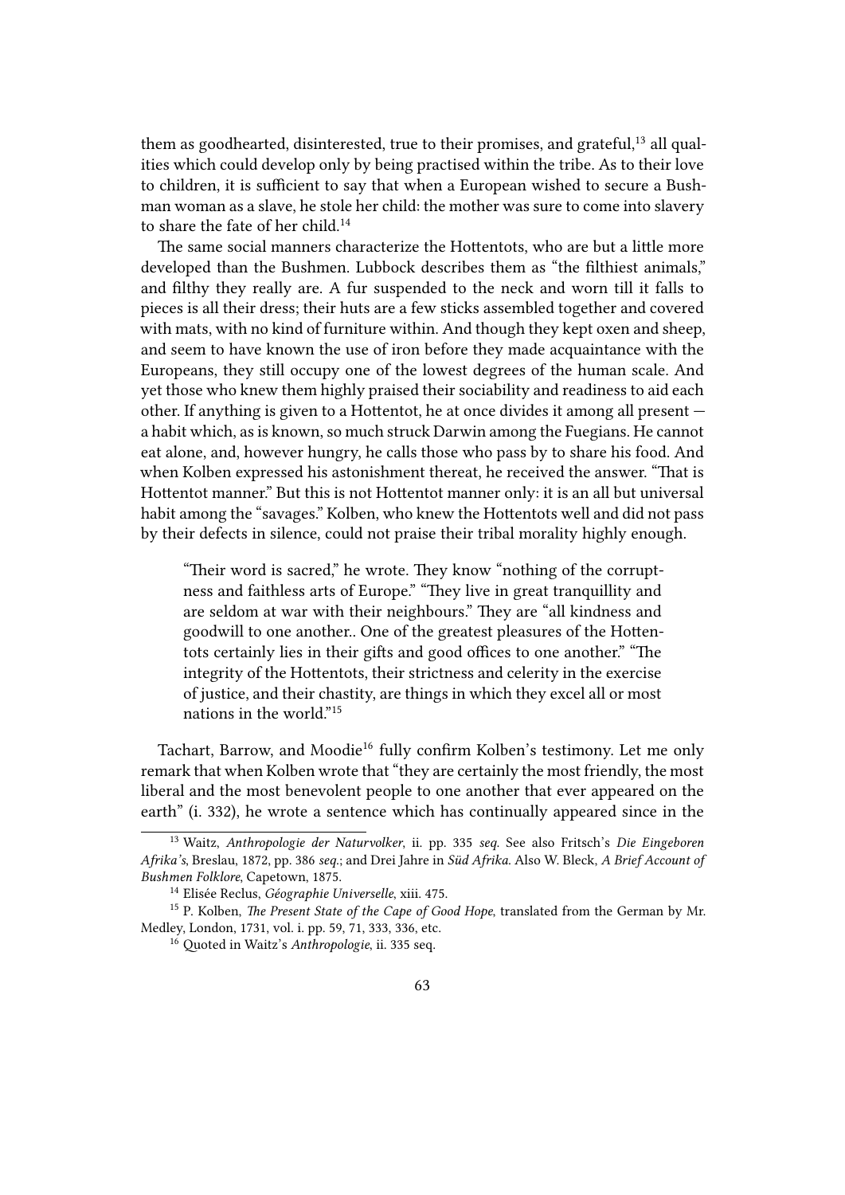them as goodhearted, disinterested, true to their promises, and grateful,[13] all qualities which could develop only by being practised within the tribe. As to their love to children, it is sufficient to say that when a European wished to secure a Bushman woman as a slave, he stole her child: the mother was sure to come into slavery to share the fate of her child.[14]

The same social manners characterize the Hottentots, who are but a little more developed than the Bushmen. Lubbock describes them as "the filthiest animals," and filthy they really are. A fur suspended to the neck and worn till it falls to pieces is all their dress; their huts are a few sticks assembled together and covered with mats, with no kind of furniture within. And though they kept oxen and sheep, and seem to have known the use of iron before they made acquaintance with the Europeans, they still occupy one of the lowest degrees of the human scale. And yet those who knew them highly praised their sociability and readiness to aid each other. If anything is given to a Hottentot, he at once divides it among all present — a habit which, as is known, so much struck Darwin among the Fuegians. He cannot eat alone, and, however hungry, he calls those who pass by to share his food. And when Kolben expressed his astonishment thereat, he received the answer. "That is Hottentot manner." But this is not Hottentot manner only: it is an all but universal habit among the "savages." Kolben, who knew the Hottentots well and did not pass by their defects in silence, could not praise their tribal morality highly enough.

> "Their word is sacred," he wrote. They know "nothing of the corruptness and faithless arts of Europe." "They live in great tranquillity and are seldom at war with their neighbours." They are "all kindness and goodwill to one another.. One of the greatest pleasures of the Hottentots certainly lies in their gifts and good offices to one another." "The integrity of the Hottentots, their strictness and celerity in the exercise of justice, and their chastity, are things in which they excel all or most nations in the world."[15]

Tachart, Barrow, and Moodie[16] fully confirm Kolben's testimony. Let me only remark that when Kolben wrote that "they are certainly the most friendly, the most liberal and the most benevolent people to one another that ever appeared on the earth" (i. 332), he wrote a sentence which has continually appeared since in the

---

[13] Waitz, *Anthropologie der Naturvolker*, ii. pp. 335 *seq.* See also Fritsch's *Die Eingeboren Afrika's*, Breslau, 1872, pp. 386 *seq.*; and Drei Jahre in *Süd Afrika.* Also W. Bleck, *A Brief Account of Bushmen Folklore*, Capetown, 1875.

[14] Elisée Reclus, *Géographie Universelle*, xiii. 475.

[15] P. Kolben, *The Present State of the Cape of Good Hope*, translated from the German by Mr. Medley, London, 1731, vol. i. pp. 59, 71, 333, 336, etc.

[16] Quoted in Waitz's *Anthropologie*, ii. 335 seq.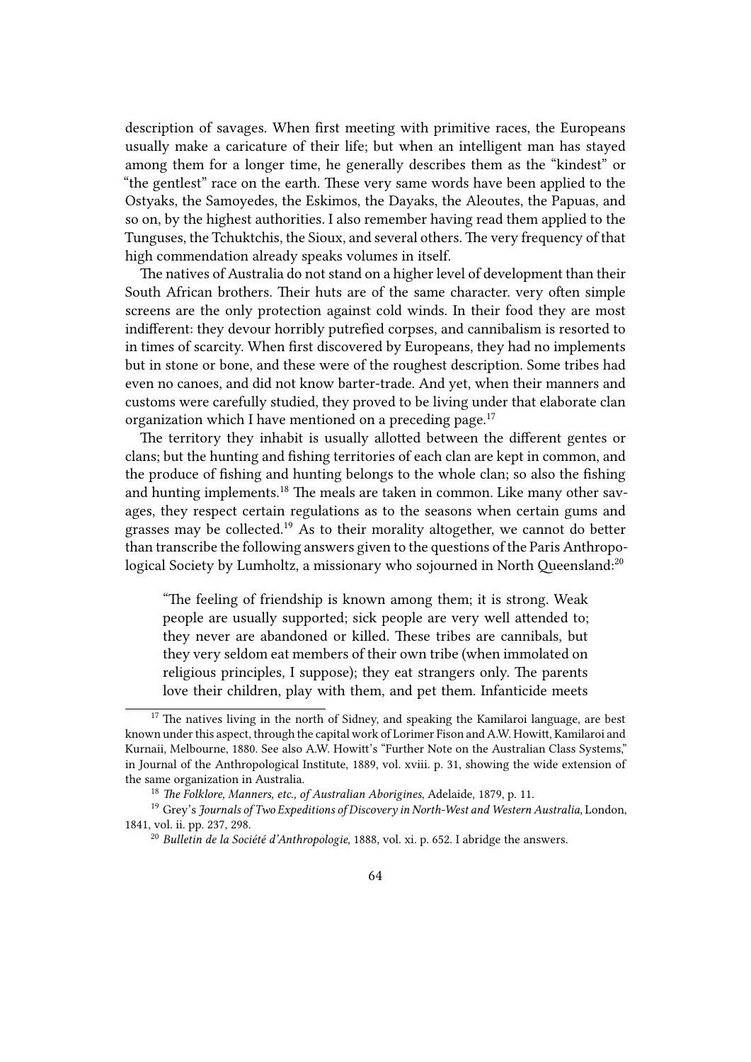description of savages. When first meeting with primitive races, the Europeans usually make a caricature of their life; but when an intelligent man has stayed among them for a longer time, he generally describes them as the "kindest" or "the gentlest" race on the earth. These very same words have been applied to the Ostyaks, the Samoyedes, the Eskimos, the Dayaks, the Aleoutes, the Papuas, and so on, by the highest authorities. I also remember having read them applied to the Tunguses, the Tchuktchis, the Sioux, and several others. The very frequency of that high commendation already speaks volumes in itself.

The natives of Australia do not stand on a higher level of development than their South African brothers. Their huts are of the same character. very often simple screens are the only protection against cold winds. In their food they are most indifferent: they devour horribly putrefied corpses, and cannibalism is resorted to in times of scarcity. When first discovered by Europeans, they had no implements but in stone or bone, and these were of the roughest description. Some tribes had even no canoes, and did not know barter-trade. And yet, when their manners and customs were carefully studied, they proved to be living under that elaborate clan organization which I have mentioned on a preceding page.[17]

The territory they inhabit is usually allotted between the different gentes or clans; but the hunting and fishing territories of each clan are kept in common, and the produce of fishing and hunting belongs to the whole clan; so also the fishing and hunting implements.[18] The meals are taken in common. Like many other savages, they respect certain regulations as to the seasons when certain gums and grasses may be collected.[19] As to their morality altogether, we cannot do better than transcribe the following answers given to the questions of the Paris Anthropological Society by Lumholtz, a missionary who sojourned in North Queensland:[20]

> "The feeling of friendship is known among them; it is strong. Weak people are usually supported; sick people are very well attended to; they never are abandoned or killed. These tribes are cannibals, but they very seldom eat members of their own tribe (when immolated on religious principles, I suppose); they eat strangers only. The parents love their children, play with them, and pet them. Infanticide meets

---

[17] The natives living in the north of Sidney, and speaking the Kamilaroi language, are best known under this aspect, through the capital work of Lorimer Fison and A.W. Howitt, Kamilaroi and Kurnaii, Melbourne, 1880. See also A.W. Howitt's "Further Note on the Australian Class Systems," in Journal of the Anthropological Institute, 1889, vol. xviii. p. 31, showing the wide extension of the same organization in Australia.

[18] *The Folklore, Manners, etc., of Australian Aborigines*, Adelaide, 1879, p. 11.

[19] Grey's *Journals of Two Expeditions of Discovery in North-West and Western Australia*, London, 1841, vol. ii. pp. 237, 298.

[20] *Bulletin de la Société d'Anthropologie*, 1888, vol. xi. p. 652. I abridge the answers.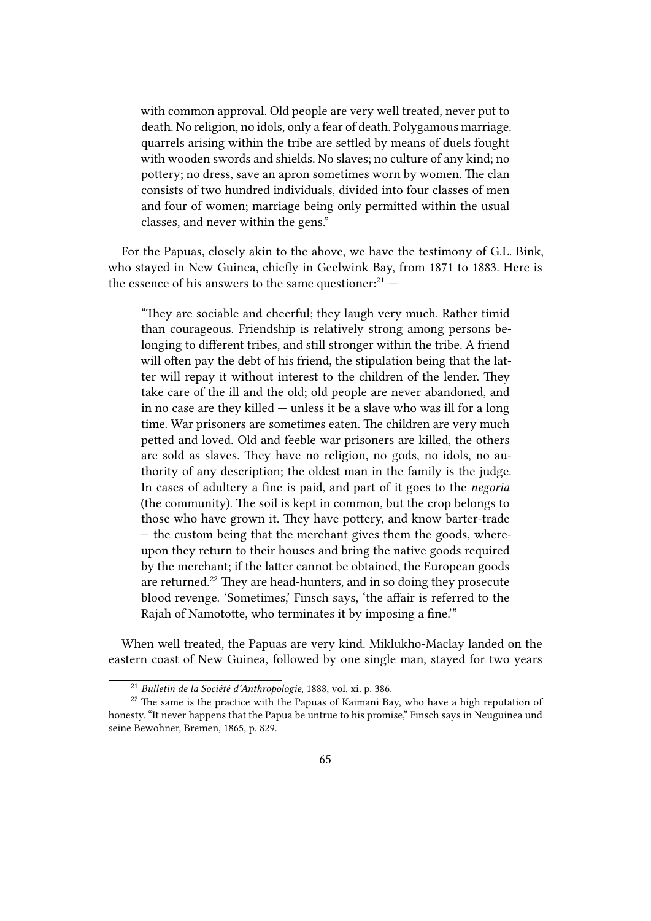> with common approval. Old people are very well treated, never put to death. No religion, no idols, only a fear of death. Polygamous marriage. quarrels arising within the tribe are settled by means of duels fought with wooden swords and shields. No slaves; no culture of any kind; no pottery; no dress, save an apron sometimes worn by women. The clan consists of two hundred individuals, divided into four classes of men and four of women; marriage being only permitted within the usual classes, and never within the gens."

For the Papuas, closely akin to the above, we have the testimony of G.L. Bink, who stayed in New Guinea, chiefly in Geelwink Bay, from 1871 to 1883. Here is the essence of his answers to the same questioner:[21] —

> "They are sociable and cheerful; they laugh very much. Rather timid than courageous. Friendship is relatively strong among persons belonging to different tribes, and still stronger within the tribe. A friend will often pay the debt of his friend, the stipulation being that the latter will repay it without interest to the children of the lender. They take care of the ill and the old; old people are never abandoned, and in no case are they killed — unless it be a slave who was ill for a long time. War prisoners are sometimes eaten. The children are very much petted and loved. Old and feeble war prisoners are killed, the others are sold as slaves. They have no religion, no gods, no idols, no authority of any description; the oldest man in the family is the judge. In cases of adultery a fine is paid, and part of it goes to the *negoria* (the community). The soil is kept in common, but the crop belongs to those who have grown it. They have pottery, and know barter-trade — the custom being that the merchant gives them the goods, whereupon they return to their houses and bring the native goods required by the merchant; if the latter cannot be obtained, the European goods are returned.[22] They are head-hunters, and in so doing they prosecute blood revenge. 'Sometimes,' Finsch says, 'the affair is referred to the Rajah of Namototte, who terminates it by imposing a fine.'"

When well treated, the Papuas are very kind. Miklukho-Maclay landed on the eastern coast of New Guinea, followed by one single man, stayed for two years

---

[21] *Bulletin de la Société d'Anthropologie*, 1888, vol. xi. p. 386.

[22] The same is the practice with the Papuas of Kaimani Bay, who have a high reputation of honesty. "It never happens that the Papua be untrue to his promise," Finsch says in Neuguinea und seine Bewohner, Bremen, 1865, p. 829.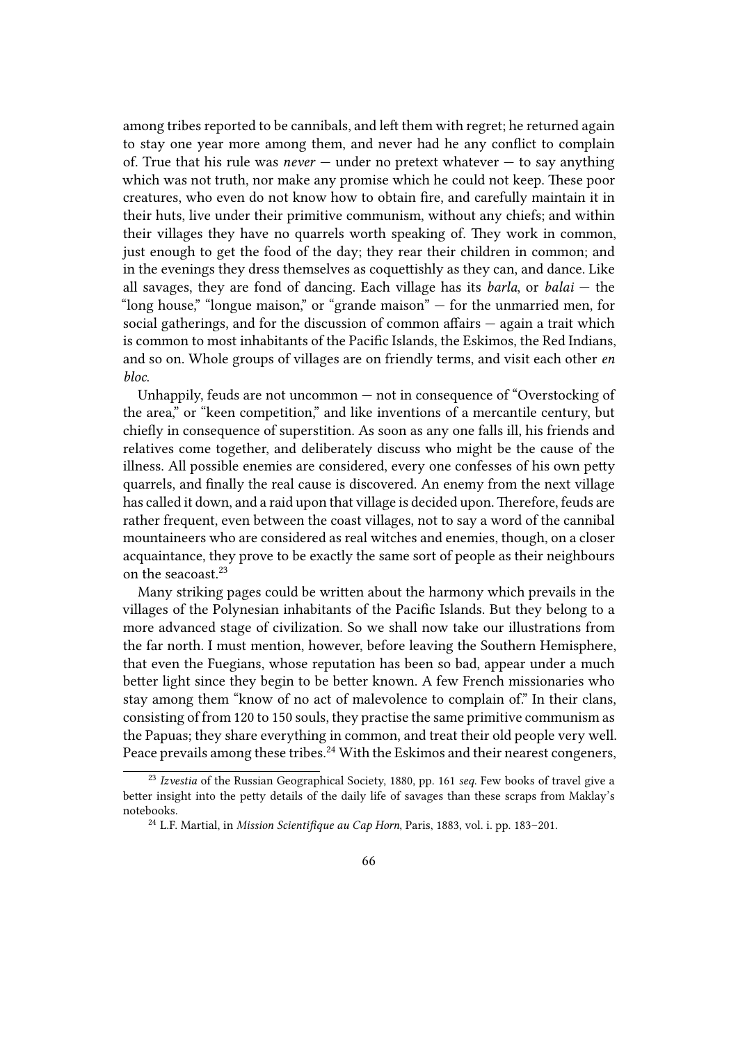among tribes reported to be cannibals, and left them with regret; he returned again to stay one year more among them, and never had he any conflict to complain of. True that his rule was *never* — under no pretext whatever — to say anything which was not truth, nor make any promise which he could not keep. These poor creatures, who even do not know how to obtain fire, and carefully maintain it in their huts, live under their primitive communism, without any chiefs; and within their villages they have no quarrels worth speaking of. They work in common, just enough to get the food of the day; they rear their children in common; and in the evenings they dress themselves as coquettishly as they can, and dance. Like all savages, they are fond of dancing. Each village has its *barla*, or *balai* — the "long house," "longue maison," or "grande maison" — for the unmarried men, for social gatherings, and for the discussion of common affairs — again a trait which is common to most inhabitants of the Pacific Islands, the Eskimos, the Red Indians, and so on. Whole groups of villages are on friendly terms, and visit each other *en bloc*.

Unhappily, feuds are not uncommon — not in consequence of "Overstocking of the area," or "keen competition," and like inventions of a mercantile century, but chiefly in consequence of superstition. As soon as any one falls ill, his friends and relatives come together, and deliberately discuss who might be the cause of the illness. All possible enemies are considered, every one confesses of his own petty quarrels, and finally the real cause is discovered. An enemy from the next village has called it down, and a raid upon that village is decided upon. Therefore, feuds are rather frequent, even between the coast villages, not to say a word of the cannibal mountaineers who are considered as real witches and enemies, though, on a closer acquaintance, they prove to be exactly the same sort of people as their neighbours on the seacoast.[23]

Many striking pages could be written about the harmony which prevails in the villages of the Polynesian inhabitants of the Pacific Islands. But they belong to a more advanced stage of civilization. So we shall now take our illustrations from the far north. I must mention, however, before leaving the Southern Hemisphere, that even the Fuegians, whose reputation has been so bad, appear under a much better light since they begin to be better known. A few French missionaries who stay among them "know of no act of malevolence to complain of." In their clans, consisting of from 120 to 150 souls, they practise the same primitive communism as the Papuas; they share everything in common, and treat their old people very well. Peace prevails among these tribes.[24] With the Eskimos and their nearest congeners,

---

[23] *Izvestia* of the Russian Geographical Society, 1880, pp. 161 *seq*. Few books of travel give a better insight into the petty details of the daily life of savages than these scraps from Maklay's notebooks.

[24] L.F. Martial, in *Mission Scientifique au Cap Horn*, Paris, 1883, vol. i. pp. 183–201.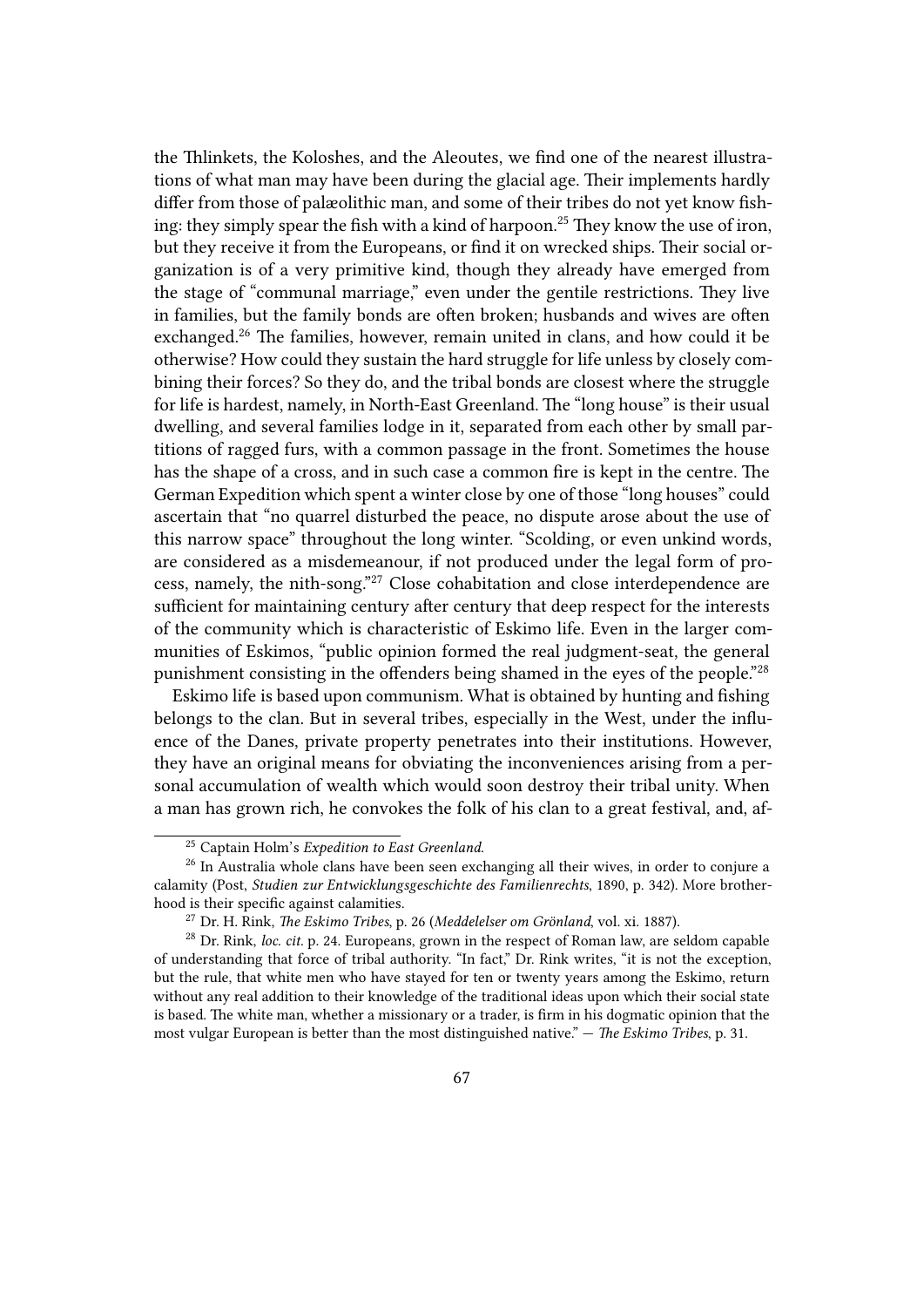the Thlinkets, the Koloshes, and the Aleoutes, we find one of the nearest illustrations of what man may have been during the glacial age. Their implements hardly differ from those of palæolithic man, and some of their tribes do not yet know fishing: they simply spear the fish with a kind of harpoon.[25] They know the use of iron, but they receive it from the Europeans, or find it on wrecked ships. Their social organization is of a very primitive kind, though they already have emerged from the stage of "communal marriage," even under the gentile restrictions. They live in families, but the family bonds are often broken; husbands and wives are often exchanged.[26] The families, however, remain united in clans, and how could it be otherwise? How could they sustain the hard struggle for life unless by closely combining their forces? So they do, and the tribal bonds are closest where the struggle for life is hardest, namely, in North-East Greenland. The "long house" is their usual dwelling, and several families lodge in it, separated from each other by small partitions of ragged furs, with a common passage in the front. Sometimes the house has the shape of a cross, and in such case a common fire is kept in the centre. The German Expedition which spent a winter close by one of those "long houses" could ascertain that "no quarrel disturbed the peace, no dispute arose about the use of this narrow space" throughout the long winter. "Scolding, or even unkind words, are considered as a misdemeanour, if not produced under the legal form of process, namely, the nith-song."[27] Close cohabitation and close interdependence are sufficient for maintaining century after century that deep respect for the interests of the community which is characteristic of Eskimo life. Even in the larger communities of Eskimos, "public opinion formed the real judgment-seat, the general punishment consisting in the offenders being shamed in the eyes of the people."[28]

Eskimo life is based upon communism. What is obtained by hunting and fishing belongs to the clan. But in several tribes, especially in the West, under the influence of the Danes, private property penetrates into their institutions. However, they have an original means for obviating the inconveniences arising from a personal accumulation of wealth which would soon destroy their tribal unity. When a man has grown rich, he convokes the folk of his clan to a great festival, and, af-

---

[25] Captain Holm's *Expedition to East Greenland*.

[26] In Australia whole clans have been seen exchanging all their wives, in order to conjure a calamity (Post, *Studien zur Entwicklungsgeschichte des Familienrechts*, 1890, p. 342). More brotherhood is their specific against calamities.

[27] Dr. H. Rink, *The Eskimo Tribes*, p. 26 (*Meddelelser om Grönland*, vol. xi. 1887).

[28] Dr. Rink, *loc. cit.* p. 24. Europeans, grown in the respect of Roman law, are seldom capable of understanding that force of tribal authority. "In fact," Dr. Rink writes, "it is not the exception, but the rule, that white men who have stayed for ten or twenty years among the Eskimo, return without any real addition to their knowledge of the traditional ideas upon which their social state is based. The white man, whether a missionary or a trader, is firm in his dogmatic opinion that the most vulgar European is better than the most distinguished native." — *The Eskimo Tribes*, p. 31.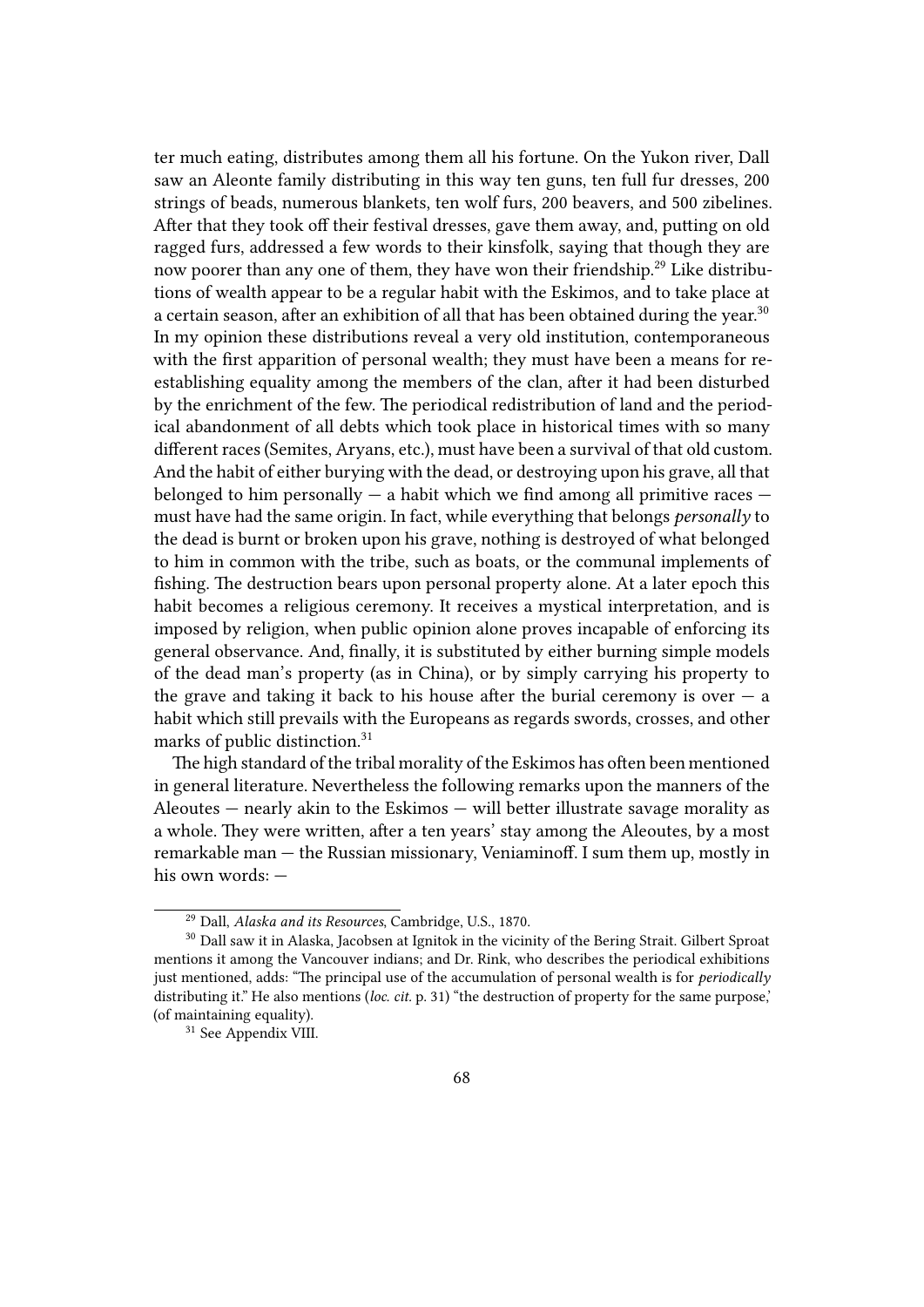ter much eating, distributes among them all his fortune. On the Yukon river, Dall saw an Aleonte family distributing in this way ten guns, ten full fur dresses, 200 strings of beads, numerous blankets, ten wolf furs, 200 beavers, and 500 zibelines. After that they took off their festival dresses, gave them away, and, putting on old ragged furs, addressed a few words to their kinsfolk, saying that though they are now poorer than any one of them, they have won their friendship.[29] Like distributions of wealth appear to be a regular habit with the Eskimos, and to take place at a certain season, after an exhibition of all that has been obtained during the year.[30] In my opinion these distributions reveal a very old institution, contemporaneous with the first apparition of personal wealth; they must have been a means for re-establishing equality among the members of the clan, after it had been disturbed by the enrichment of the few. The periodical redistribution of land and the periodical abandonment of all debts which took place in historical times with so many different races (Semites, Aryans, etc.), must have been a survival of that old custom. And the habit of either burying with the dead, or destroying upon his grave, all that belonged to him personally — a habit which we find among all primitive races — must have had the same origin. In fact, while everything that belongs *personally* to the dead is burnt or broken upon his grave, nothing is destroyed of what belonged to him in common with the tribe, such as boats, or the communal implements of fishing. The destruction bears upon personal property alone. At a later epoch this habit becomes a religious ceremony. It receives a mystical interpretation, and is imposed by religion, when public opinion alone proves incapable of enforcing its general observance. And, finally, it is substituted by either burning simple models of the dead man's property (as in China), or by simply carrying his property to the grave and taking it back to his house after the burial ceremony is over — a habit which still prevails with the Europeans as regards swords, crosses, and other marks of public distinction.[31]

The high standard of the tribal morality of the Eskimos has often been mentioned in general literature. Nevertheless the following remarks upon the manners of the Aleoutes — nearly akin to the Eskimos — will better illustrate savage morality as a whole. They were written, after a ten years' stay among the Aleoutes, by a most remarkable man — the Russian missionary, Veniaminoff. I sum them up, mostly in his own words: —

---

[29] Dall, *Alaska and its Resources*, Cambridge, U.S., 1870.

[30] Dall saw it in Alaska, Jacobsen at Ignitok in the vicinity of the Bering Strait. Gilbert Sproat mentions it among the Vancouver indians; and Dr. Rink, who describes the periodical exhibitions just mentioned, adds: "The principal use of the accumulation of personal wealth is for *periodically* distributing it." He also mentions (*loc. cit.* p. 31) "the destruction of property for the same purpose,' (of maintaining equality).

[31] See Appendix VIII.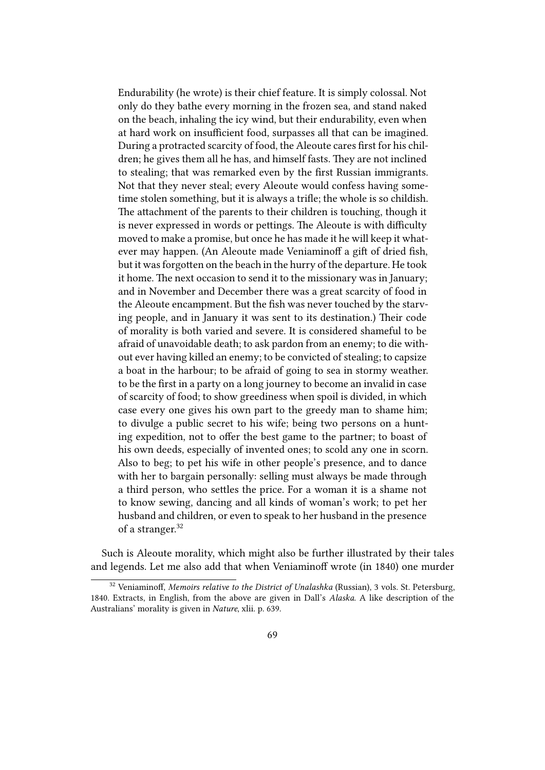> Endurability (he wrote) is their chief feature. It is simply colossal. Not only do they bathe every morning in the frozen sea, and stand naked on the beach, inhaling the icy wind, but their endurability, even when at hard work on insufficient food, surpasses all that can be imagined. During a protracted scarcity of food, the Aleoute cares first for his children; he gives them all he has, and himself fasts. They are not inclined to stealing; that was remarked even by the first Russian immigrants. Not that they never steal; every Aleoute would confess having sometime stolen something, but it is always a trifle; the whole is so childish. The attachment of the parents to their children is touching, though it is never expressed in words or pettings. The Aleoute is with difficulty moved to make a promise, but once he has made it he will keep it whatever may happen. (An Aleoute made Veniaminoff a gift of dried fish, but it was forgotten on the beach in the hurry of the departure. He took it home. The next occasion to send it to the missionary was in January; and in November and December there was a great scarcity of food in the Aleoute encampment. But the fish was never touched by the starving people, and in January it was sent to its destination.) Their code of morality is both varied and severe. It is considered shameful to be afraid of unavoidable death; to ask pardon from an enemy; to die without ever having killed an enemy; to be convicted of stealing; to capsize a boat in the harbour; to be afraid of going to sea in stormy weather. to be the first in a party on a long journey to become an invalid in case of scarcity of food; to show greediness when spoil is divided, in which case every one gives his own part to the greedy man to shame him; to divulge a public secret to his wife; being two persons on a hunting expedition, not to offer the best game to the partner; to boast of his own deeds, especially of invented ones; to scold any one in scorn. Also to beg; to pet his wife in other people's presence, and to dance with her to bargain personally: selling must always be made through a third person, who settles the price. For a woman it is a shame not to know sewing, dancing and all kinds of woman's work; to pet her husband and children, or even to speak to her husband in the presence of a stranger.[32]

Such is Aleoute morality, which might also be further illustrated by their tales and legends. Let me also add that when Veniaminoff wrote (in 1840) one murder

---

[32] Veniaminoff, *Memoirs relative to the District of Unalashka* (Russian), 3 vols. St. Petersburg, 1840. Extracts, in English, from the above are given in Dall's *Alaska*. A like description of the Australians' morality is given in *Nature*, xlii. p. 639.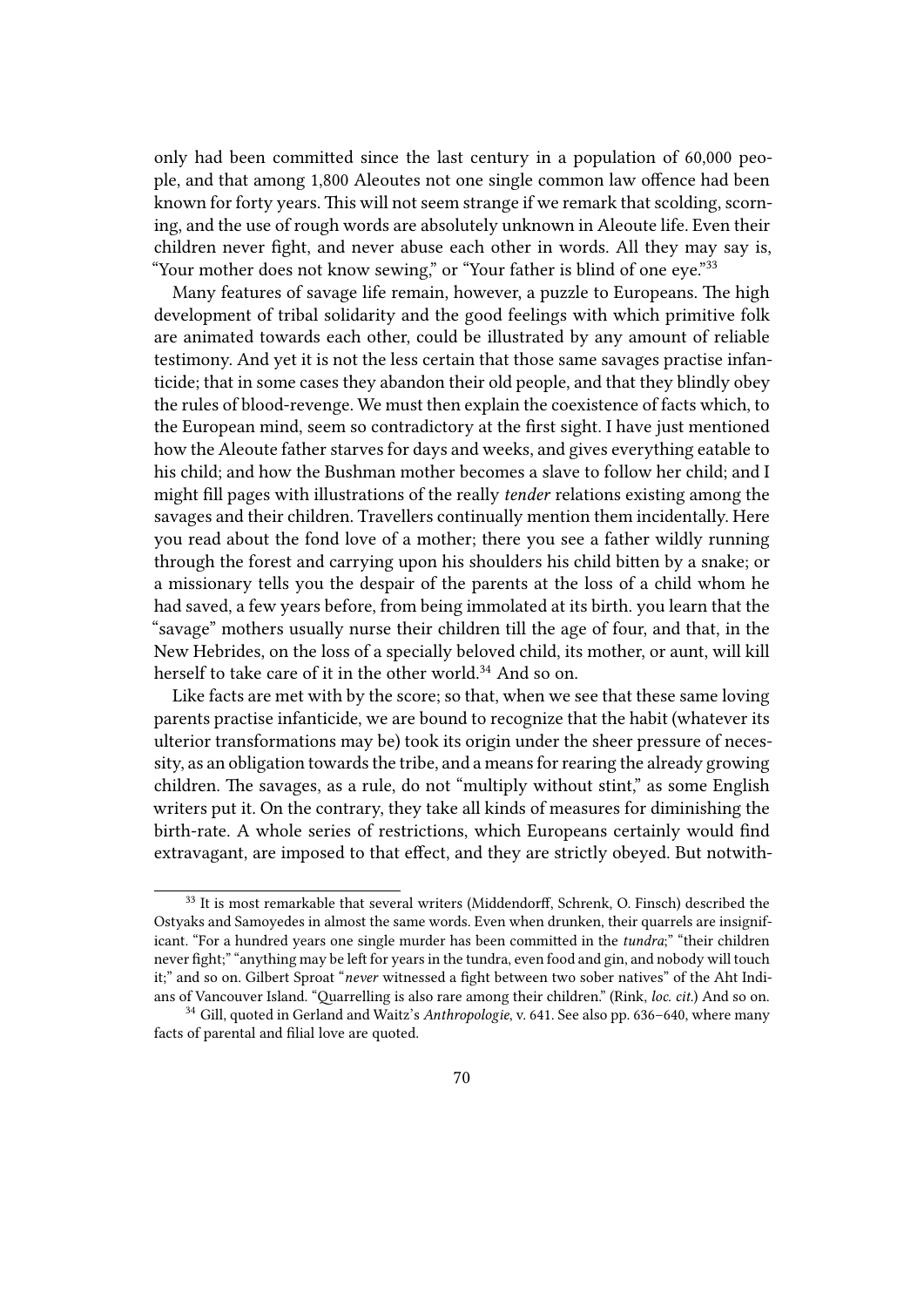only had been committed since the last century in a population of 60,000 people, and that among 1,800 Aleoutes not one single common law offence had been known for forty years. This will not seem strange if we remark that scolding, scorning, and the use of rough words are absolutely unknown in Aleoute life. Even their children never fight, and never abuse each other in words. All they may say is, "Your mother does not know sewing," or "Your father is blind of one eye."[33]

Many features of savage life remain, however, a puzzle to Europeans. The high development of tribal solidarity and the good feelings with which primitive folk are animated towards each other, could be illustrated by any amount of reliable testimony. And yet it is not the less certain that those same savages practise infanticide; that in some cases they abandon their old people, and that they blindly obey the rules of blood-revenge. We must then explain the coexistence of facts which, to the European mind, seem so contradictory at the first sight. I have just mentioned how the Aleoute father starves for days and weeks, and gives everything eatable to his child; and how the Bushman mother becomes a slave to follow her child; and I might fill pages with illustrations of the really *tender* relations existing among the savages and their children. Travellers continually mention them incidentally. Here you read about the fond love of a mother; there you see a father wildly running through the forest and carrying upon his shoulders his child bitten by a snake; or a missionary tells you the despair of the parents at the loss of a child whom he had saved, a few years before, from being immolated at its birth. you learn that the "savage" mothers usually nurse their children till the age of four, and that, in the New Hebrides, on the loss of a specially beloved child, its mother, or aunt, will kill herself to take care of it in the other world.[34] And so on.

Like facts are met with by the score; so that, when we see that these same loving parents practise infanticide, we are bound to recognize that the habit (whatever its ulterior transformations may be) took its origin under the sheer pressure of necessity, as an obligation towards the tribe, and a means for rearing the already growing children. The savages, as a rule, do not "multiply without stint," as some English writers put it. On the contrary, they take all kinds of measures for diminishing the birth-rate. A whole series of restrictions, which Europeans certainly would find extravagant, are imposed to that effect, and they are strictly obeyed. But notwith-

---

[33] It is most remarkable that several writers (Middendorff, Schrenk, O. Finsch) described the Ostyaks and Samoyedes in almost the same words. Even when drunken, their quarrels are insignificant. "For a hundred years one single murder has been committed in the *tundra*;" "their children never fight;" "anything may be left for years in the tundra, even food and gin, and nobody will touch it;" and so on. Gilbert Sproat "*never* witnessed a fight between two sober natives" of the Aht Indians of Vancouver Island. "Quarrelling is also rare among their children." (Rink, *loc. cit.*) And so on.

[34] Gill, quoted in Gerland and Waitz's *Anthropologie*, v. 641. See also pp. 636–640, where many facts of parental and filial love are quoted.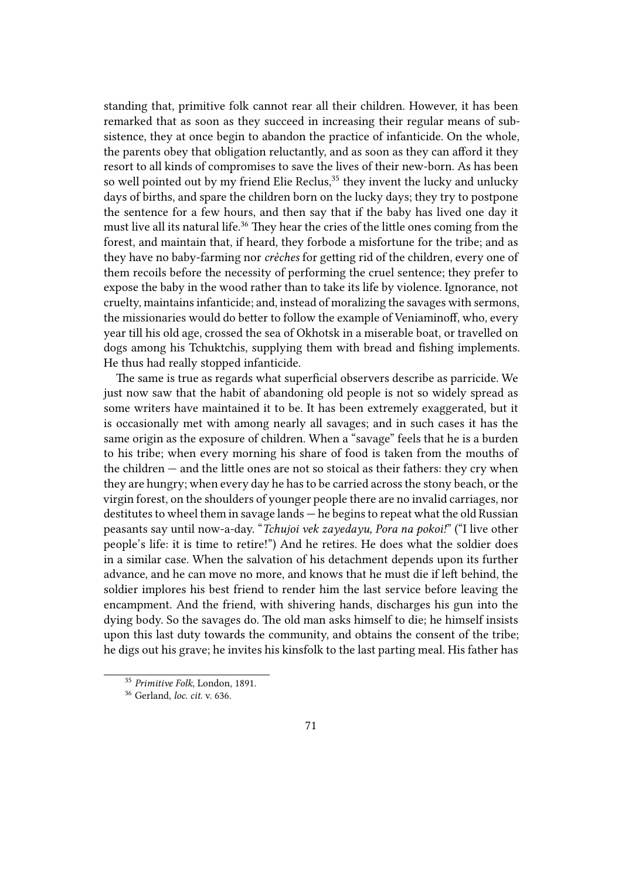standing that, primitive folk cannot rear all their children. However, it has been remarked that as soon as they succeed in increasing their regular means of subsistence, they at once begin to abandon the practice of infanticide. On the whole, the parents obey that obligation reluctantly, and as soon as they can afford it they resort to all kinds of compromises to save the lives of their new-born. As has been so well pointed out by my friend Elie Reclus,[35] they invent the lucky and unlucky days of births, and spare the children born on the lucky days; they try to postpone the sentence for a few hours, and then say that if the baby has lived one day it must live all its natural life.[36] They hear the cries of the little ones coming from the forest, and maintain that, if heard, they forbode a misfortune for the tribe; and as they have no baby-farming nor *crèches* for getting rid of the children, every one of them recoils before the necessity of performing the cruel sentence; they prefer to expose the baby in the wood rather than to take its life by violence. Ignorance, not cruelty, maintains infanticide; and, instead of moralizing the savages with sermons, the missionaries would do better to follow the example of Veniaminoff, who, every year till his old age, crossed the sea of Okhotsk in a miserable boat, or travelled on dogs among his Tchuktchis, supplying them with bread and fishing implements. He thus had really stopped infanticide.

The same is true as regards what superficial observers describe as parricide. We just now saw that the habit of abandoning old people is not so widely spread as some writers have maintained it to be. It has been extremely exaggerated, but it is occasionally met with among nearly all savages; and in such cases it has the same origin as the exposure of children. When a "savage" feels that he is a burden to his tribe; when every morning his share of food is taken from the mouths of the children — and the little ones are not so stoical as their fathers: they cry when they are hungry; when every day he has to be carried across the stony beach, or the virgin forest, on the shoulders of younger people there are no invalid carriages, nor destitutes to wheel them in savage lands — he begins to repeat what the old Russian peasants say until now-a-day. "*Tchujoi vek zayedayu, Pora na pokoi!*" ("I live other people's life: it is time to retire!") And he retires. He does what the soldier does in a similar case. When the salvation of his detachment depends upon its further advance, and he can move no more, and knows that he must die if left behind, the soldier implores his best friend to render him the last service before leaving the encampment. And the friend, with shivering hands, discharges his gun into the dying body. So the savages do. The old man asks himself to die; he himself insists upon this last duty towards the community, and obtains the consent of the tribe; he digs out his grave; he invites his kinsfolk to the last parting meal. His father has

[35] *Primitive Folk*, London, 1891.

[36] Gerland, *loc. cit.* v. 636.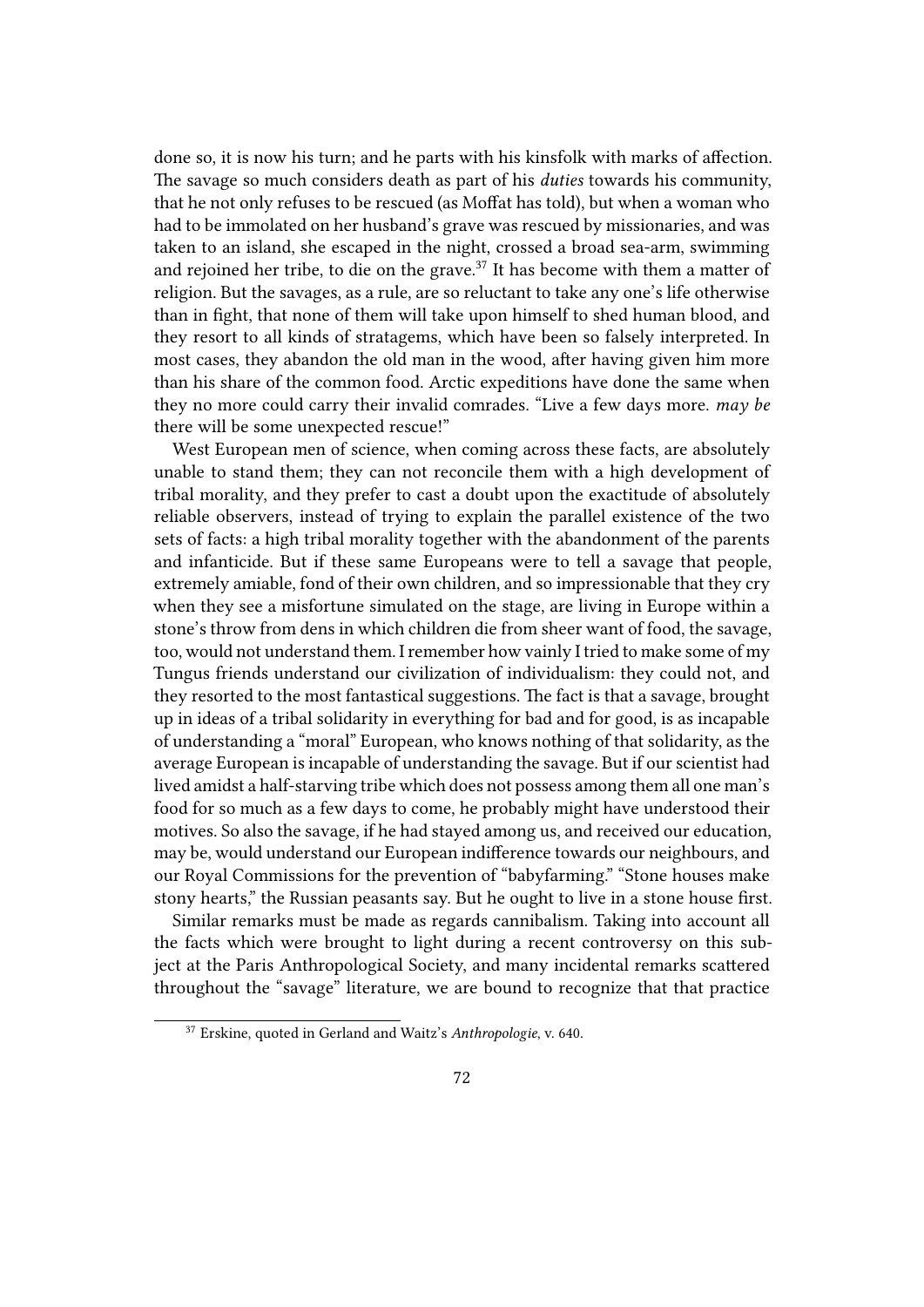done so, it is now his turn; and he parts with his kinsfolk with marks of affection. The savage so much considers death as part of his *duties* towards his community, that he not only refuses to be rescued (as Moffat has told), but when a woman who had to be immolated on her husband's grave was rescued by missionaries, and was taken to an island, she escaped in the night, crossed a broad sea-arm, swimming and rejoined her tribe, to die on the grave.[37] It has become with them a matter of religion. But the savages, as a rule, are so reluctant to take any one's life otherwise than in fight, that none of them will take upon himself to shed human blood, and they resort to all kinds of stratagems, which have been so falsely interpreted. In most cases, they abandon the old man in the wood, after having given him more than his share of the common food. Arctic expeditions have done the same when they no more could carry their invalid comrades. "Live a few days more. *may be* there will be some unexpected rescue!"

West European men of science, when coming across these facts, are absolutely unable to stand them; they can not reconcile them with a high development of tribal morality, and they prefer to cast a doubt upon the exactitude of absolutely reliable observers, instead of trying to explain the parallel existence of the two sets of facts: a high tribal morality together with the abandonment of the parents and infanticide. But if these same Europeans were to tell a savage that people, extremely amiable, fond of their own children, and so impressionable that they cry when they see a misfortune simulated on the stage, are living in Europe within a stone's throw from dens in which children die from sheer want of food, the savage, too, would not understand them. I remember how vainly I tried to make some of my Tungus friends understand our civilization of individualism: they could not, and they resorted to the most fantastical suggestions. The fact is that a savage, brought up in ideas of a tribal solidarity in everything for bad and for good, is as incapable of understanding a "moral" European, who knows nothing of that solidarity, as the average European is incapable of understanding the savage. But if our scientist had lived amidst a half-starving tribe which does not possess among them all one man's food for so much as a few days to come, he probably might have understood their motives. So also the savage, if he had stayed among us, and received our education, may be, would understand our European indifference towards our neighbours, and our Royal Commissions for the prevention of "babyfarming." "Stone houses make stony hearts," the Russian peasants say. But he ought to live in a stone house first.

Similar remarks must be made as regards cannibalism. Taking into account all the facts which were brought to light during a recent controversy on this subject at the Paris Anthropological Society, and many incidental remarks scattered throughout the "savage" literature, we are bound to recognize that that practice

[37] Erskine, quoted in Gerland and Waitz's *Anthropologie*, v. 640.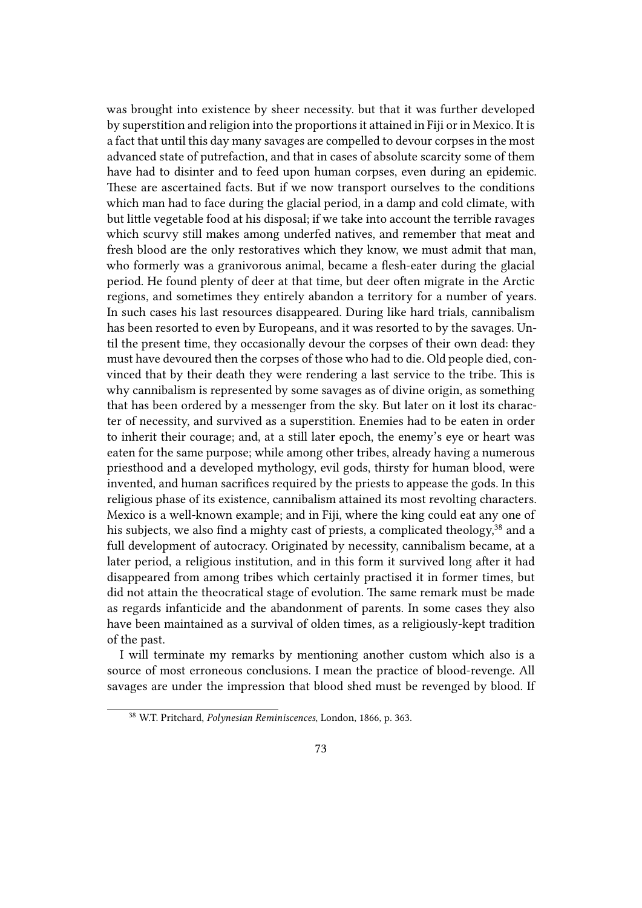was brought into existence by sheer necessity. but that it was further developed by superstition and religion into the proportions it attained in Fiji or in Mexico. It is a fact that until this day many savages are compelled to devour corpses in the most advanced state of putrefaction, and that in cases of absolute scarcity some of them have had to disinter and to feed upon human corpses, even during an epidemic. These are ascertained facts. But if we now transport ourselves to the conditions which man had to face during the glacial period, in a damp and cold climate, with but little vegetable food at his disposal; if we take into account the terrible ravages which scurvy still makes among underfed natives, and remember that meat and fresh blood are the only restoratives which they know, we must admit that man, who formerly was a granivorous animal, became a flesh-eater during the glacial period. He found plenty of deer at that time, but deer often migrate in the Arctic regions, and sometimes they entirely abandon a territory for a number of years. In such cases his last resources disappeared. During like hard trials, cannibalism has been resorted to even by Europeans, and it was resorted to by the savages. Until the present time, they occasionally devour the corpses of their own dead: they must have devoured then the corpses of those who had to die. Old people died, convinced that by their death they were rendering a last service to the tribe. This is why cannibalism is represented by some savages as of divine origin, as something that has been ordered by a messenger from the sky. But later on it lost its character of necessity, and survived as a superstition. Enemies had to be eaten in order to inherit their courage; and, at a still later epoch, the enemy's eye or heart was eaten for the same purpose; while among other tribes, already having a numerous priesthood and a developed mythology, evil gods, thirsty for human blood, were invented, and human sacrifices required by the priests to appease the gods. In this religious phase of its existence, cannibalism attained its most revolting characters. Mexico is a well-known example; and in Fiji, where the king could eat any one of his subjects, we also find a mighty cast of priests, a complicated theology,[38] and a full development of autocracy. Originated by necessity, cannibalism became, at a later period, a religious institution, and in this form it survived long after it had disappeared from among tribes which certainly practised it in former times, but did not attain the theocratical stage of evolution. The same remark must be made as regards infanticide and the abandonment of parents. In some cases they also have been maintained as a survival of olden times, as a religiously-kept tradition of the past.

I will terminate my remarks by mentioning another custom which also is a source of most erroneous conclusions. I mean the practice of blood-revenge. All savages are under the impression that blood shed must be revenged by blood. If

[38] W.T. Pritchard, *Polynesian Reminiscences*, London, 1866, p. 363.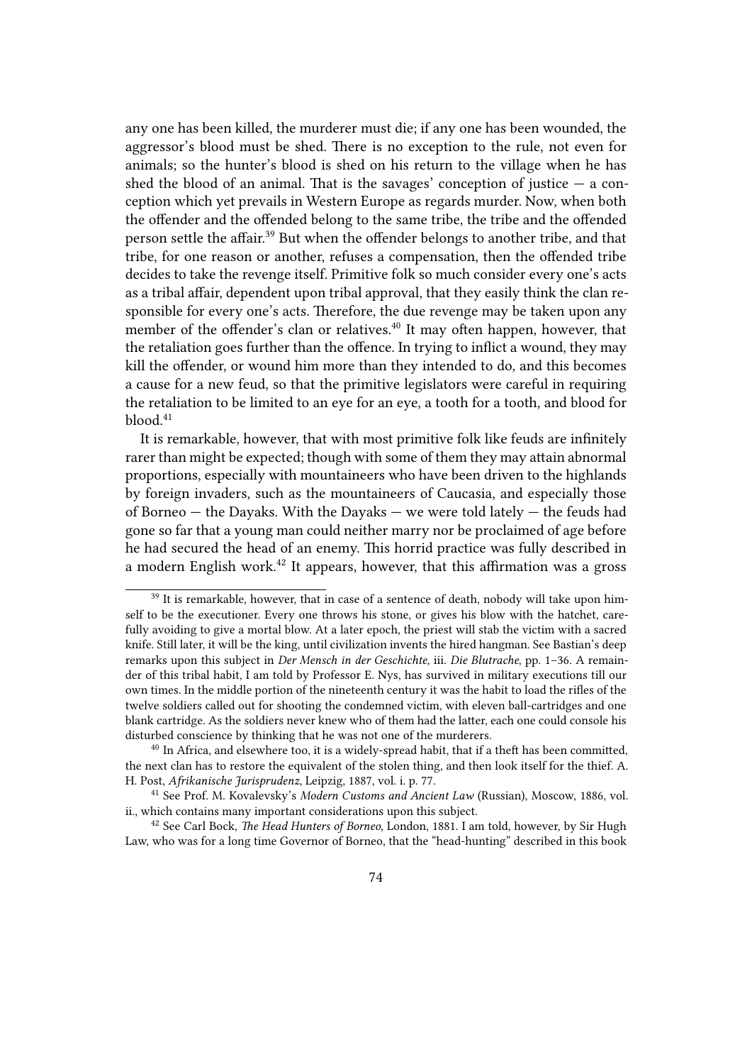any one has been killed, the murderer must die; if any one has been wounded, the aggressor's blood must be shed. There is no exception to the rule, not even for animals; so the hunter's blood is shed on his return to the village when he has shed the blood of an animal. That is the savages' conception of justice — a conception which yet prevails in Western Europe as regards murder. Now, when both the offender and the offended belong to the same tribe, the tribe and the offended person settle the affair.[39] But when the offender belongs to another tribe, and that tribe, for one reason or another, refuses a compensation, then the offended tribe decides to take the revenge itself. Primitive folk so much consider every one's acts as a tribal affair, dependent upon tribal approval, that they easily think the clan responsible for every one's acts. Therefore, the due revenge may be taken upon any member of the offender's clan or relatives.[40] It may often happen, however, that the retaliation goes further than the offence. In trying to inflict a wound, they may kill the offender, or wound him more than they intended to do, and this becomes a cause for a new feud, so that the primitive legislators were careful in requiring the retaliation to be limited to an eye for an eye, a tooth for a tooth, and blood for blood.[41]

It is remarkable, however, that with most primitive folk like feuds are infinitely rarer than might be expected; though with some of them they may attain abnormal proportions, especially with mountaineers who have been driven to the highlands by foreign invaders, such as the mountaineers of Caucasia, and especially those of Borneo — the Dayaks. With the Dayaks — we were told lately — the feuds had gone so far that a young man could neither marry nor be proclaimed of age before he had secured the head of an enemy. This horrid practice was fully described in a modern English work.[42] It appears, however, that this affirmation was a gross

---

[39] It is remarkable, however, that in case of a sentence of death, nobody will take upon himself to be the executioner. Every one throws his stone, or gives his blow with the hatchet, carefully avoiding to give a mortal blow. At a later epoch, the priest will stab the victim with a sacred knife. Still later, it will be the king, until civilization invents the hired hangman. See Bastian's deep remarks upon this subject in *Der Mensch in der Geschichte*, iii. *Die Blutrache*, pp. 1–36. A remainder of this tribal habit, I am told by Professor E. Nys, has survived in military executions till our own times. In the middle portion of the nineteenth century it was the habit to load the rifles of the twelve soldiers called out for shooting the condemned victim, with eleven ball-cartridges and one blank cartridge. As the soldiers never knew who of them had the latter, each one could console his disturbed conscience by thinking that he was not one of the murderers.

[40] In Africa, and elsewhere too, it is a widely-spread habit, that if a theft has been committed, the next clan has to restore the equivalent of the stolen thing, and then look itself for the thief. A. H. Post, *Afrikanische Jurisprudenz*, Leipzig, 1887, vol. i. p. 77.

[41] See Prof. M. Kovalevsky's *Modern Customs and Ancient Law* (Russian), Moscow, 1886, vol. ii., which contains many important considerations upon this subject.

[42] See Carl Bock, *The Head Hunters of Borneo*, London, 1881. I am told, however, by Sir Hugh Law, who was for a long time Governor of Borneo, that the "head-hunting" described in this book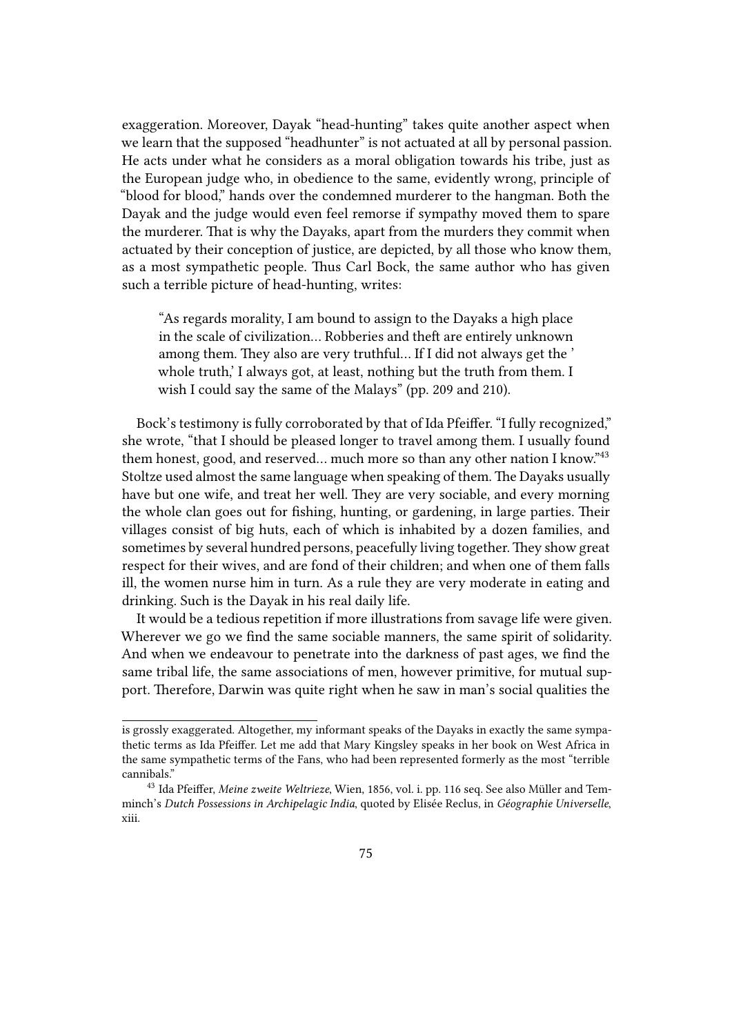exaggeration. Moreover, Dayak "head-hunting" takes quite another aspect when we learn that the supposed "headhunter" is not actuated at all by personal passion. He acts under what he considers as a moral obligation towards his tribe, just as the European judge who, in obedience to the same, evidently wrong, principle of "blood for blood," hands over the condemned murderer to the hangman. Both the Dayak and the judge would even feel remorse if sympathy moved them to spare the murderer. That is why the Dayaks, apart from the murders they commit when actuated by their conception of justice, are depicted, by all those who know them, as a most sympathetic people. Thus Carl Bock, the same author who has given such a terrible picture of head-hunting, writes:

> "As regards morality, I am bound to assign to the Dayaks a high place in the scale of civilization… Robberies and theft are entirely unknown among them. They also are very truthful… If I did not always get the 'whole truth,' I always got, at least, nothing but the truth from them. I wish I could say the same of the Malays" (pp. 209 and 210).

Bock's testimony is fully corroborated by that of Ida Pfeiffer. "I fully recognized," she wrote, "that I should be pleased longer to travel among them. I usually found them honest, good, and reserved… much more so than any other nation I know."[43] Stoltze used almost the same language when speaking of them. The Dayaks usually have but one wife, and treat her well. They are very sociable, and every morning the whole clan goes out for fishing, hunting, or gardening, in large parties. Their villages consist of big huts, each of which is inhabited by a dozen families, and sometimes by several hundred persons, peacefully living together. They show great respect for their wives, and are fond of their children; and when one of them falls ill, the women nurse him in turn. As a rule they are very moderate in eating and drinking. Such is the Dayak in his real daily life.

It would be a tedious repetition if more illustrations from savage life were given. Wherever we go we find the same sociable manners, the same spirit of solidarity. And when we endeavour to penetrate into the darkness of past ages, we find the same tribal life, the same associations of men, however primitive, for mutual support. Therefore, Darwin was quite right when he saw in man's social qualities the

---

is grossly exaggerated. Altogether, my informant speaks of the Dayaks in exactly the same sympathetic terms as Ida Pfeiffer. Let me add that Mary Kingsley speaks in her book on West Africa in the same sympathetic terms of the Fans, who had been represented formerly as the most "terrible cannibals."

[43] Ida Pfeiffer, *Meine zweite Weltrieze*, Wien, 1856, vol. i. pp. 116 seq. See also Müller and Temminch's *Dutch Possessions in Archipelagic India*, quoted by Elisée Reclus, in *Géographie Universelle*, xiii.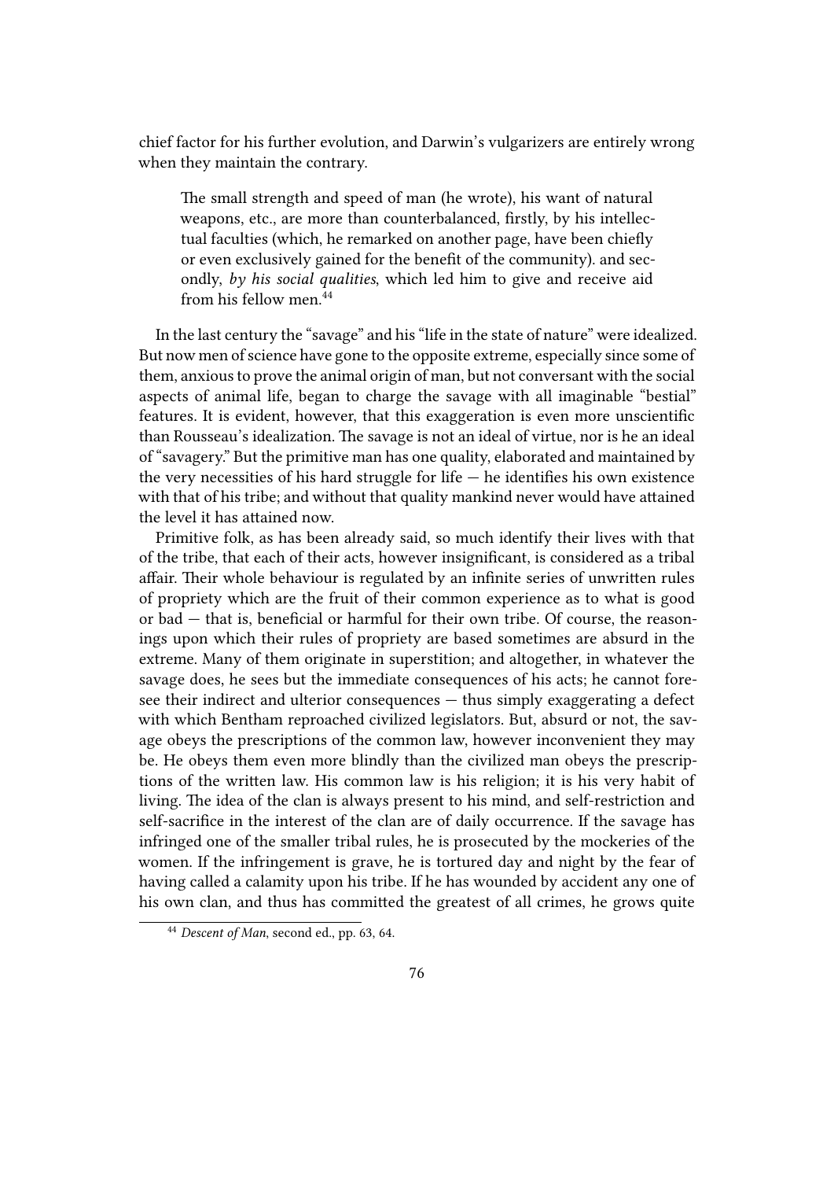chief factor for his further evolution, and Darwin's vulgarizers are entirely wrong when they maintain the contrary.

> The small strength and speed of man (he wrote), his want of natural weapons, etc., are more than counterbalanced, firstly, by his intellectual faculties (which, he remarked on another page, have been chiefly or even exclusively gained for the benefit of the community). and secondly, *by his social qualities*, which led him to give and receive aid from his fellow men.[44]

In the last century the "savage" and his "life in the state of nature" were idealized. But now men of science have gone to the opposite extreme, especially since some of them, anxious to prove the animal origin of man, but not conversant with the social aspects of animal life, began to charge the savage with all imaginable "bestial" features. It is evident, however, that this exaggeration is even more unscientific than Rousseau's idealization. The savage is not an ideal of virtue, nor is he an ideal of "savagery." But the primitive man has one quality, elaborated and maintained by the very necessities of his hard struggle for life — he identifies his own existence with that of his tribe; and without that quality mankind never would have attained the level it has attained now.

Primitive folk, as has been already said, so much identify their lives with that of the tribe, that each of their acts, however insignificant, is considered as a tribal affair. Their whole behaviour is regulated by an infinite series of unwritten rules of propriety which are the fruit of their common experience as to what is good or bad — that is, beneficial or harmful for their own tribe. Of course, the reasonings upon which their rules of propriety are based sometimes are absurd in the extreme. Many of them originate in superstition; and altogether, in whatever the savage does, he sees but the immediate consequences of his acts; he cannot foresee their indirect and ulterior consequences — thus simply exaggerating a defect with which Bentham reproached civilized legislators. But, absurd or not, the savage obeys the prescriptions of the common law, however inconvenient they may be. He obeys them even more blindly than the civilized man obeys the prescriptions of the written law. His common law is his religion; it is his very habit of living. The idea of the clan is always present to his mind, and self-restriction and self-sacrifice in the interest of the clan are of daily occurrence. If the savage has infringed one of the smaller tribal rules, he is prosecuted by the mockeries of the women. If the infringement is grave, he is tortured day and night by the fear of having called a calamity upon his tribe. If he has wounded by accident any one of his own clan, and thus has committed the greatest of all crimes, he grows quite

[44] *Descent of Man*, second ed., pp. 63, 64.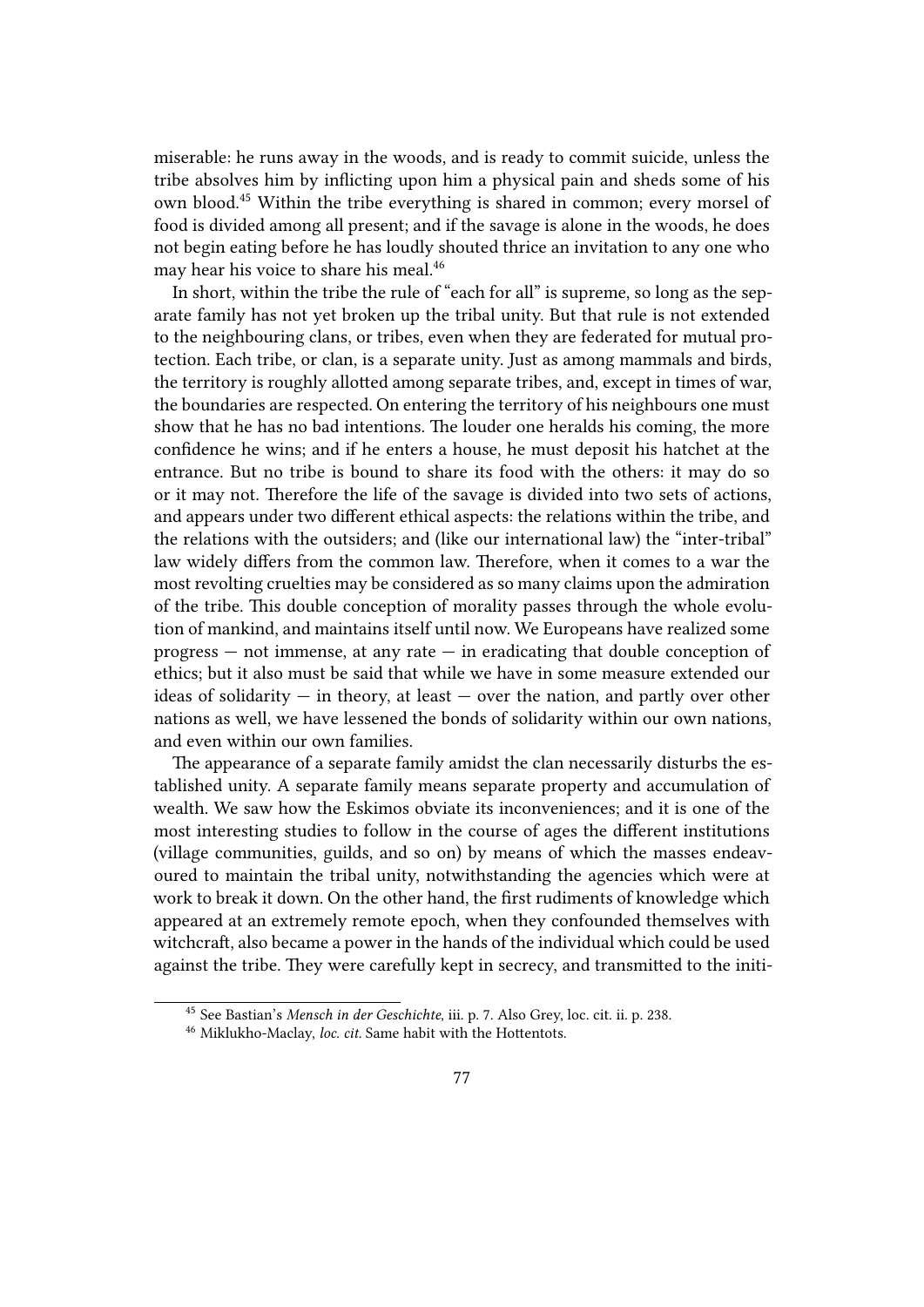miserable: he runs away in the woods, and is ready to commit suicide, unless the tribe absolves him by inflicting upon him a physical pain and sheds some of his own blood.[45] Within the tribe everything is shared in common; every morsel of food is divided among all present; and if the savage is alone in the woods, he does not begin eating before he has loudly shouted thrice an invitation to any one who may hear his voice to share his meal.[46]

In short, within the tribe the rule of "each for all" is supreme, so long as the separate family has not yet broken up the tribal unity. But that rule is not extended to the neighbouring clans, or tribes, even when they are federated for mutual protection. Each tribe, or clan, is a separate unity. Just as among mammals and birds, the territory is roughly allotted among separate tribes, and, except in times of war, the boundaries are respected. On entering the territory of his neighbours one must show that he has no bad intentions. The louder one heralds his coming, the more confidence he wins; and if he enters a house, he must deposit his hatchet at the entrance. But no tribe is bound to share its food with the others: it may do so or it may not. Therefore the life of the savage is divided into two sets of actions, and appears under two different ethical aspects: the relations within the tribe, and the relations with the outsiders; and (like our international law) the "inter-tribal" law widely differs from the common law. Therefore, when it comes to a war the most revolting cruelties may be considered as so many claims upon the admiration of the tribe. This double conception of morality passes through the whole evolution of mankind, and maintains itself until now. We Europeans have realized some progress — not immense, at any rate — in eradicating that double conception of ethics; but it also must be said that while we have in some measure extended our ideas of solidarity — in theory, at least — over the nation, and partly over other nations as well, we have lessened the bonds of solidarity within our own nations, and even within our own families.

The appearance of a separate family amidst the clan necessarily disturbs the established unity. A separate family means separate property and accumulation of wealth. We saw how the Eskimos obviate its inconveniences; and it is one of the most interesting studies to follow in the course of ages the different institutions (village communities, guilds, and so on) by means of which the masses endeavoured to maintain the tribal unity, notwithstanding the agencies which were at work to break it down. On the other hand, the first rudiments of knowledge which appeared at an extremely remote epoch, when they confounded themselves with witchcraft, also became a power in the hands of the individual which could be used against the tribe. They were carefully kept in secrecy, and transmitted to the initi-

[45] See Bastian's *Mensch in der Geschichte*, iii. p. 7. Also Grey, loc. cit. ii. p. 238.

[46] Miklukho-Maclay, *loc. cit.* Same habit with the Hottentots.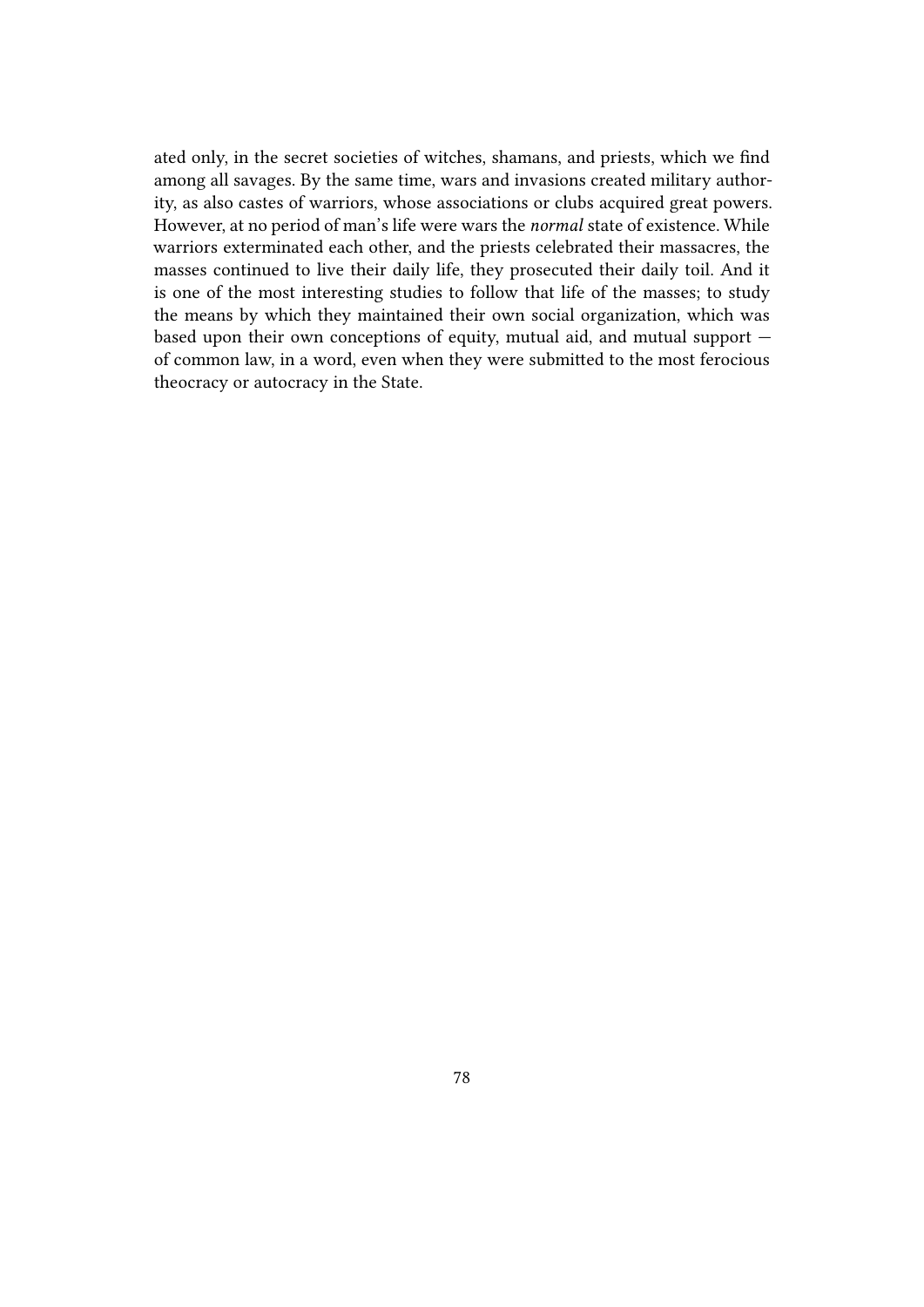ated only, in the secret societies of witches, shamans, and priests, which we find among all savages. By the same time, wars and invasions created military authority, as also castes of warriors, whose associations or clubs acquired great powers. However, at no period of man's life were wars the *normal* state of existence. While warriors exterminated each other, and the priests celebrated their massacres, the masses continued to live their daily life, they prosecuted their daily toil. And it is one of the most interesting studies to follow that life of the masses; to study the means by which they maintained their own social organization, which was based upon their own conceptions of equity, mutual aid, and mutual support — of common law, in a word, even when they were submitted to the most ferocious theocracy or autocracy in the State.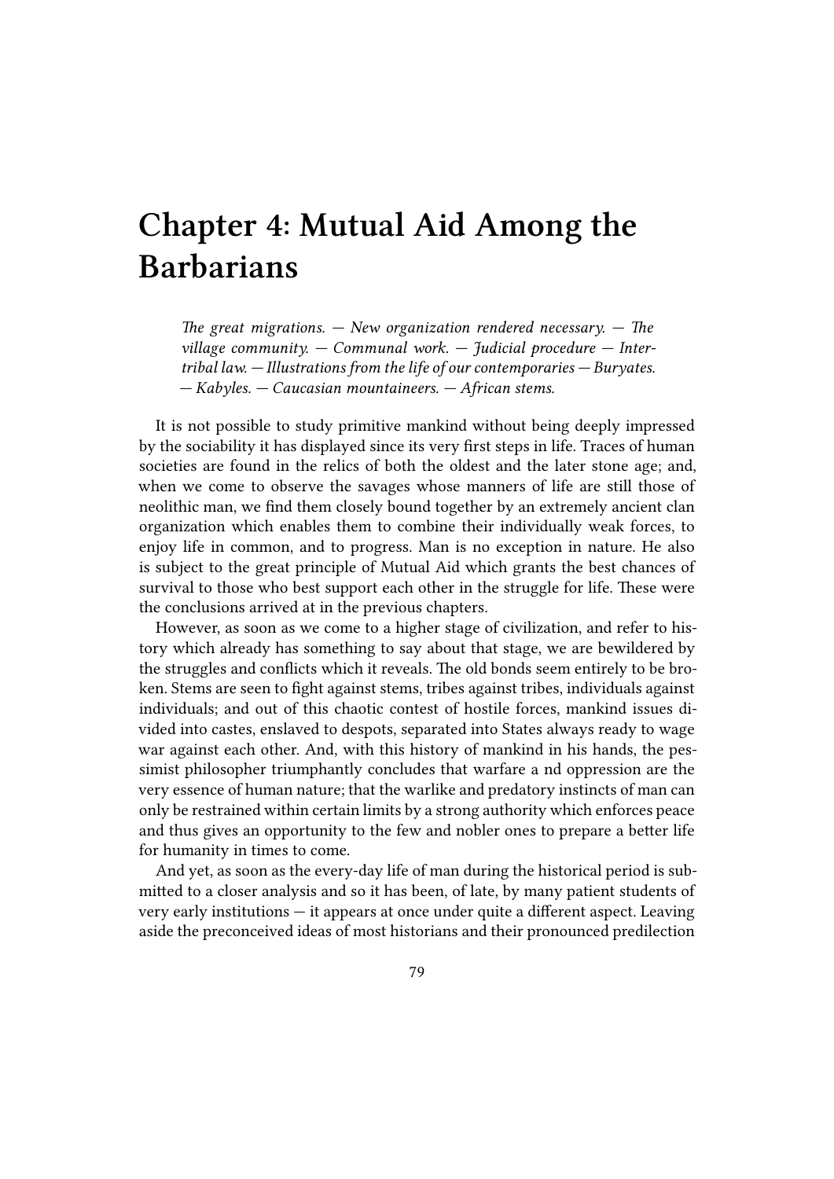# Chapter 4: Mutual Aid Among the Barbarians

> *The great migrations. — New organization rendered necessary. — The village community. — Communal work. — Judicial procedure — Inter-tribal law. — Illustrations from the life of our contemporaries — Buryates. — Kabyles. — Caucasian mountaineers. — African stems.*

It is not possible to study primitive mankind without being deeply impressed by the sociability it has displayed since its very first steps in life. Traces of human societies are found in the relics of both the oldest and the later stone age; and, when we come to observe the savages whose manners of life are still those of neolithic man, we find them closely bound together by an extremely ancient clan organization which enables them to combine their individually weak forces, to enjoy life in common, and to progress. Man is no exception in nature. He also is subject to the great principle of Mutual Aid which grants the best chances of survival to those who best support each other in the struggle for life. These were the conclusions arrived at in the previous chapters.

However, as soon as we come to a higher stage of civilization, and refer to history which already has something to say about that stage, we are bewildered by the struggles and conflicts which it reveals. The old bonds seem entirely to be broken. Stems are seen to fight against stems, tribes against tribes, individuals against individuals; and out of this chaotic contest of hostile forces, mankind issues divided into castes, enslaved to despots, separated into States always ready to wage war against each other. And, with this history of mankind in his hands, the pessimist philosopher triumphantly concludes that warfare a nd oppression are the very essence of human nature; that the warlike and predatory instincts of man can only be restrained within certain limits by a strong authority which enforces peace and thus gives an opportunity to the few and nobler ones to prepare a better life for humanity in times to come.

And yet, as soon as the every-day life of man during the historical period is submitted to a closer analysis and so it has been, of late, by many patient students of very early institutions — it appears at once under quite a different aspect. Leaving aside the preconceived ideas of most historians and their pronounced predilection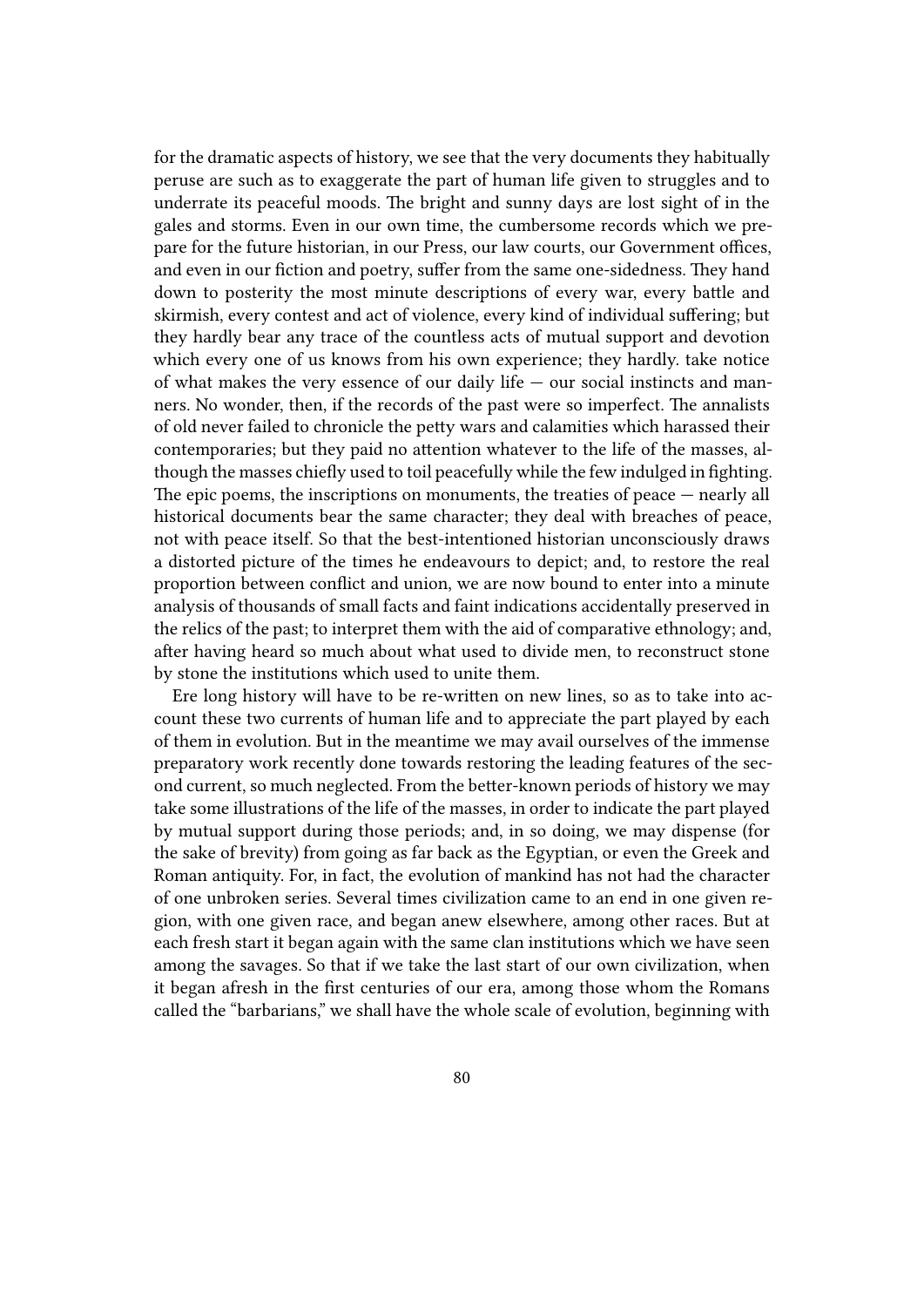for the dramatic aspects of history, we see that the very documents they habitually peruse are such as to exaggerate the part of human life given to struggles and to underrate its peaceful moods. The bright and sunny days are lost sight of in the gales and storms. Even in our own time, the cumbersome records which we prepare for the future historian, in our Press, our law courts, our Government offices, and even in our fiction and poetry, suffer from the same one-sidedness. They hand down to posterity the most minute descriptions of every war, every battle and skirmish, every contest and act of violence, every kind of individual suffering; but they hardly bear any trace of the countless acts of mutual support and devotion which every one of us knows from his own experience; they hardly. take notice of what makes the very essence of our daily life — our social instincts and manners. No wonder, then, if the records of the past were so imperfect. The annalists of old never failed to chronicle the petty wars and calamities which harassed their contemporaries; but they paid no attention whatever to the life of the masses, although the masses chiefly used to toil peacefully while the few indulged in fighting. The epic poems, the inscriptions on monuments, the treaties of peace — nearly all historical documents bear the same character; they deal with breaches of peace, not with peace itself. So that the best-intentioned historian unconsciously draws a distorted picture of the times he endeavours to depict; and, to restore the real proportion between conflict and union, we are now bound to enter into a minute analysis of thousands of small facts and faint indications accidentally preserved in the relics of the past; to interpret them with the aid of comparative ethnology; and, after having heard so much about what used to divide men, to reconstruct stone by stone the institutions which used to unite them.

Ere long history will have to be re-written on new lines, so as to take into account these two currents of human life and to appreciate the part played by each of them in evolution. But in the meantime we may avail ourselves of the immense preparatory work recently done towards restoring the leading features of the second current, so much neglected. From the better-known periods of history we may take some illustrations of the life of the masses, in order to indicate the part played by mutual support during those periods; and, in so doing, we may dispense (for the sake of brevity) from going as far back as the Egyptian, or even the Greek and Roman antiquity. For, in fact, the evolution of mankind has not had the character of one unbroken series. Several times civilization came to an end in one given region, with one given race, and began anew elsewhere, among other races. But at each fresh start it began again with the same clan institutions which we have seen among the savages. So that if we take the last start of our own civilization, when it began afresh in the first centuries of our era, among those whom the Romans called the "barbarians," we shall have the whole scale of evolution, beginning with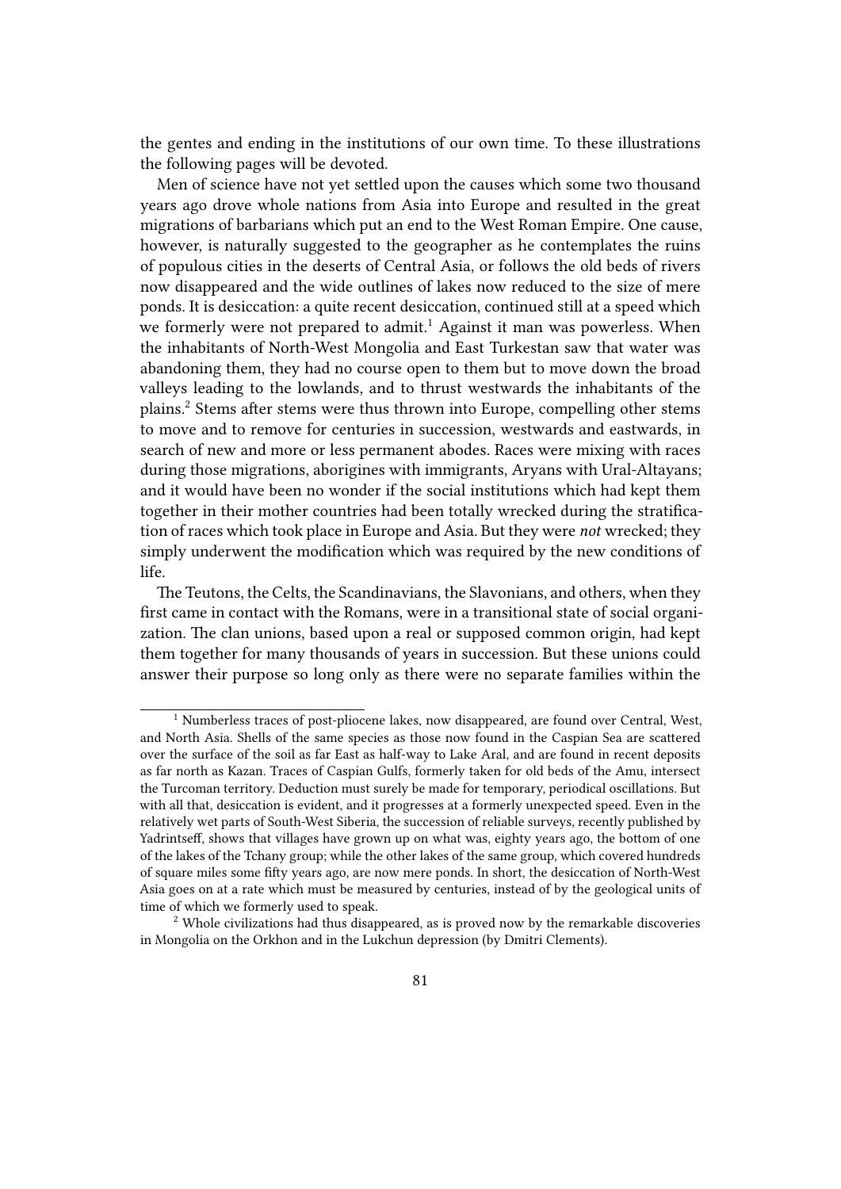the gentes and ending in the institutions of our own time. To these illustrations the following pages will be devoted.

Men of science have not yet settled upon the causes which some two thousand years ago drove whole nations from Asia into Europe and resulted in the great migrations of barbarians which put an end to the West Roman Empire. One cause, however, is naturally suggested to the geographer as he contemplates the ruins of populous cities in the deserts of Central Asia, or follows the old beds of rivers now disappeared and the wide outlines of lakes now reduced to the size of mere ponds. It is desiccation: a quite recent desiccation, continued still at a speed which we formerly were not prepared to admit.[1] Against it man was powerless. When the inhabitants of North-West Mongolia and East Turkestan saw that water was abandoning them, they had no course open to them but to move down the broad valleys leading to the lowlands, and to thrust westwards the inhabitants of the plains.[2] Stems after stems were thus thrown into Europe, compelling other stems to move and to remove for centuries in succession, westwards and eastwards, in search of new and more or less permanent abodes. Races were mixing with races during those migrations, aborigines with immigrants, Aryans with Ural-Altayans; and it would have been no wonder if the social institutions which had kept them together in their mother countries had been totally wrecked during the stratification of races which took place in Europe and Asia. But they were *not* wrecked; they simply underwent the modification which was required by the new conditions of life.

The Teutons, the Celts, the Scandinavians, the Slavonians, and others, when they first came in contact with the Romans, were in a transitional state of social organization. The clan unions, based upon a real or supposed common origin, had kept them together for many thousands of years in succession. But these unions could answer their purpose so long only as there were no separate families within the

---

[1] Numberless traces of post-pliocene lakes, now disappeared, are found over Central, West, and North Asia. Shells of the same species as those now found in the Caspian Sea are scattered over the surface of the soil as far East as half-way to Lake Aral, and are found in recent deposits as far north as Kazan. Traces of Caspian Gulfs, formerly taken for old beds of the Amu, intersect the Turcoman territory. Deduction must surely be made for temporary, periodical oscillations. But with all that, desiccation is evident, and it progresses at a formerly unexpected speed. Even in the relatively wet parts of South-West Siberia, the succession of reliable surveys, recently published by Yadrintseff, shows that villages have grown up on what was, eighty years ago, the bottom of one of the lakes of the Tchany group; while the other lakes of the same group, which covered hundreds of square miles some fifty years ago, are now mere ponds. In short, the desiccation of North-West Asia goes on at a rate which must be measured by centuries, instead of by the geological units of time of which we formerly used to speak.

[2] Whole civilizations had thus disappeared, as is proved now by the remarkable discoveries in Mongolia on the Orkhon and in the Lukchun depression (by Dmitri Clements).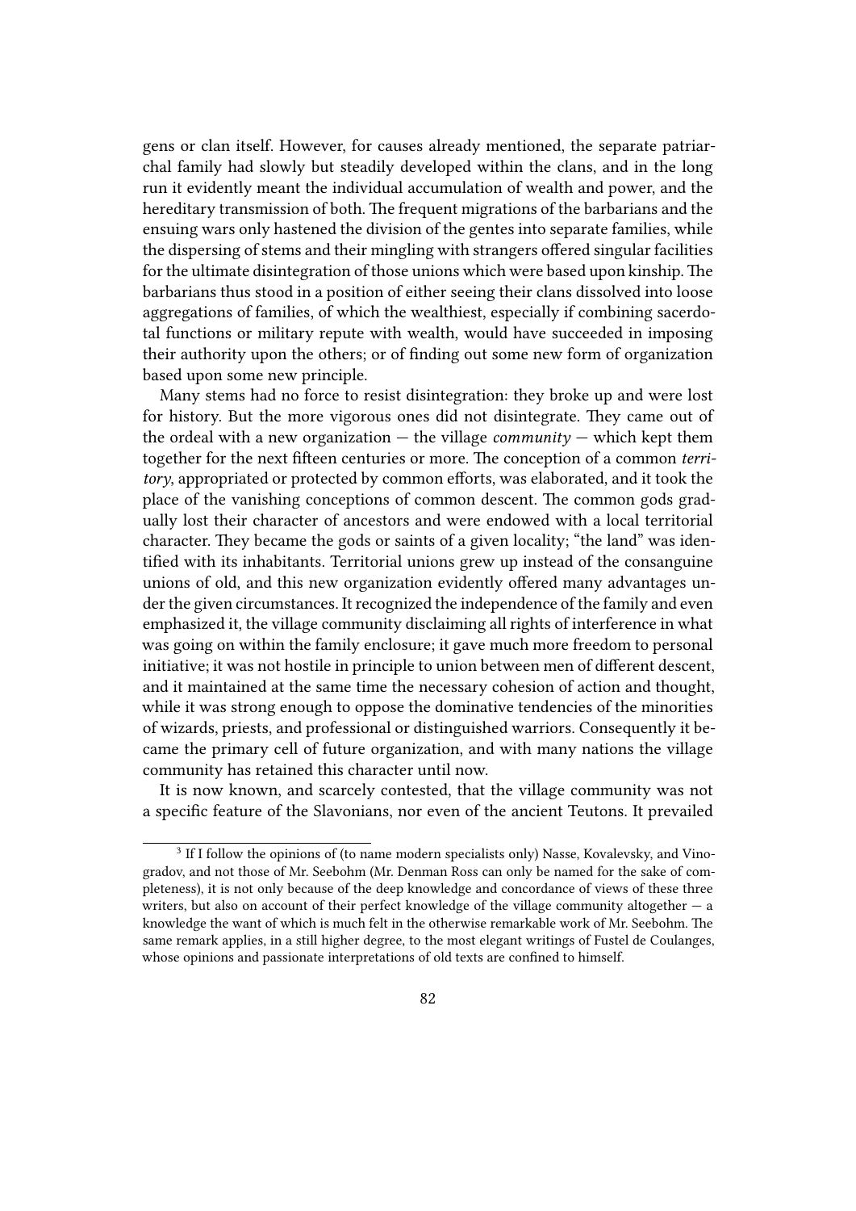gens or clan itself. However, for causes already mentioned, the separate patriarchal family had slowly but steadily developed within the clans, and in the long run it evidently meant the individual accumulation of wealth and power, and the hereditary transmission of both. The frequent migrations of the barbarians and the ensuing wars only hastened the division of the gentes into separate families, while the dispersing of stems and their mingling with strangers offered singular facilities for the ultimate disintegration of those unions which were based upon kinship. The barbarians thus stood in a position of either seeing their clans dissolved into loose aggregations of families, of which the wealthiest, especially if combining sacerdotal functions or military repute with wealth, would have succeeded in imposing their authority upon the others; or of finding out some new form of organization based upon some new principle.

Many stems had no force to resist disintegration: they broke up and were lost for history. But the more vigorous ones did not disintegrate. They came out of the ordeal with a new organization — the village *community* — which kept them together for the next fifteen centuries or more. The conception of a common *territory*, appropriated or protected by common efforts, was elaborated, and it took the place of the vanishing conceptions of common descent. The common gods gradually lost their character of ancestors and were endowed with a local territorial character. They became the gods or saints of a given locality; "the land" was identified with its inhabitants. Territorial unions grew up instead of the consanguine unions of old, and this new organization evidently offered many advantages under the given circumstances. It recognized the independence of the family and even emphasized it, the village community disclaiming all rights of interference in what was going on within the family enclosure; it gave much more freedom to personal initiative; it was not hostile in principle to union between men of different descent, and it maintained at the same time the necessary cohesion of action and thought, while it was strong enough to oppose the dominative tendencies of the minorities of wizards, priests, and professional or distinguished warriors. Consequently it became the primary cell of future organization, and with many nations the village community has retained this character until now.

It is now known, and scarcely contested, that the village community was not a specific feature of the Slavonians, nor even of the ancient Teutons. It prevailed

---

[3] If I follow the opinions of (to name modern specialists only) Nasse, Kovalevsky, and Vinogradov, and not those of Mr. Seebohm (Mr. Denman Ross can only be named for the sake of completeness), it is not only because of the deep knowledge and concordance of views of these three writers, but also on account of their perfect knowledge of the village community altogether — a knowledge the want of which is much felt in the otherwise remarkable work of Mr. Seebohm. The same remark applies, in a still higher degree, to the most elegant writings of Fustel de Coulanges, whose opinions and passionate interpretations of old texts are confined to himself.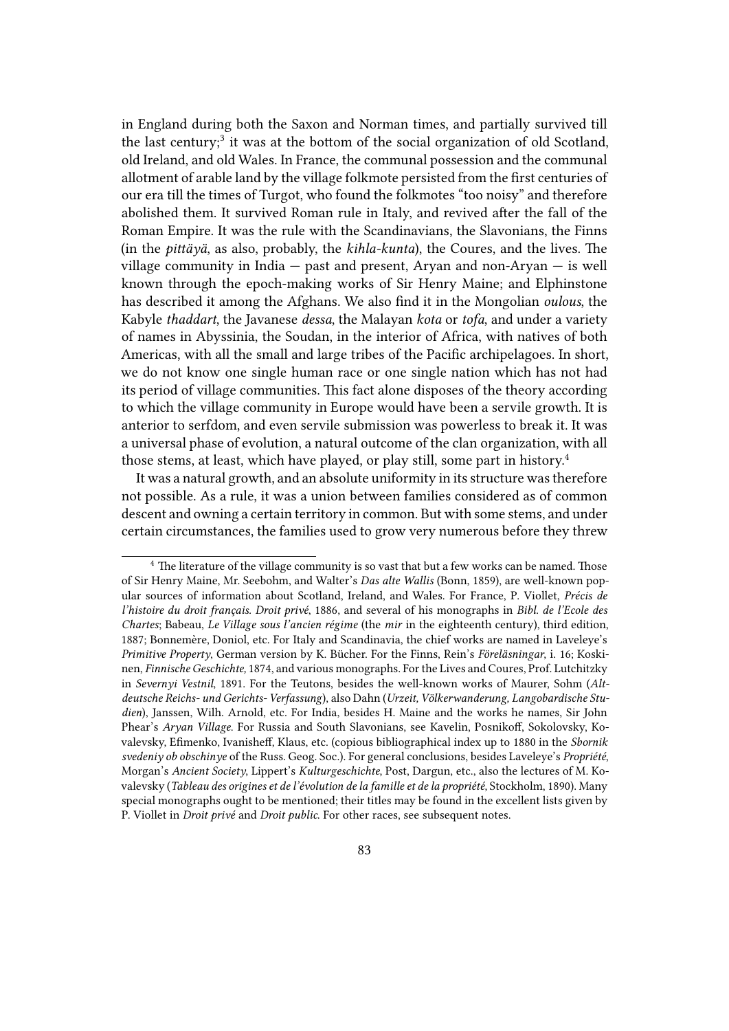in England during both the Saxon and Norman times, and partially survived till the last century;[3] it was at the bottom of the social organization of old Scotland, old Ireland, and old Wales. In France, the communal possession and the communal allotment of arable land by the village folkmote persisted from the first centuries of our era till the times of Turgot, who found the folkmotes "too noisy" and therefore abolished them. It survived Roman rule in Italy, and revived after the fall of the Roman Empire. It was the rule with the Scandinavians, the Slavonians, the Finns (in the *pittäyä*, as also, probably, the *kihla-kunta*), the Coures, and the lives. The village community in India — past and present, Aryan and non-Aryan — is well known through the epoch-making works of Sir Henry Maine; and Elphinstone has described it among the Afghans. We also find it in the Mongolian *oulous*, the Kabyle *thaddart*, the Javanese *dessa*, the Malayan *kota* or *tofa*, and under a variety of names in Abyssinia, the Soudan, in the interior of Africa, with natives of both Americas, with all the small and large tribes of the Pacific archipelagoes. In short, we do not know one single human race or one single nation which has not had its period of village communities. This fact alone disposes of the theory according to which the village community in Europe would have been a servile growth. It is anterior to serfdom, and even servile submission was powerless to break it. It was a universal phase of evolution, a natural outcome of the clan organization, with all those stems, at least, which have played, or play still, some part in history.[4]

It was a natural growth, and an absolute uniformity in its structure was therefore not possible. As a rule, it was a union between families considered as of common descent and owning a certain territory in common. But with some stems, and under certain circumstances, the families used to grow very numerous before they threw

[4] The literature of the village community is so vast that but a few works can be named. Those of Sir Henry Maine, Mr. Seebohm, and Walter's *Das alte Wallis* (Bonn, 1859), are well-known popular sources of information about Scotland, Ireland, and Wales. For France, P. Viollet, *Précis de l'histoire du droit français. Droit privé*, 1886, and several of his monographs in *Bibl. de l'Ecole des Chartes*; Babeau, *Le Village sous l'ancien régime* (the *mir* in the eighteenth century), third edition, 1887; Bonnemère, Doniol, etc. For Italy and Scandinavia, the chief works are named in Laveleye's *Primitive Property*, German version by K. Bücher. For the Finns, Rein's *Föreläsningar*, i. 16; Koskinen, *Finnische Geschichte,* 1874, and various monographs. For the Lives and Coures, Prof. Lutchitzky in *Severnyi Vestnil*, 1891. For the Teutons, besides the well-known works of Maurer, Sohm (*Altdeutsche Reichs- und Gerichts- Verfassung*), also Dahn (*Urzeit, Völkerwanderung, Langobardische Studien*), Janssen, Wilh. Arnold, etc. For India, besides H. Maine and the works he names, Sir John Phear's *Aryan Village*. For Russia and South Slavonians, see Kavelin, Posnikoff, Sokolovsky, Kovalevsky, Efimenko, Ivanisheff, Klaus, etc. (copious bibliographical index up to 1880 in the *Sbornik svedeniy ob obschinye* of the Russ. Geog. Soc.). For general conclusions, besides Laveleye's *Propriété*, Morgan's *Ancient Society*, Lippert's *Kulturgeschichte*, Post, Dargun, etc., also the lectures of M. Kovalevsky (*Tableau des origines et de l'évolution de la famille et de la propriété*, Stockholm, 1890). Many special monographs ought to be mentioned; their titles may be found in the excellent lists given by P. Viollet in *Droit privé* and *Droit public*. For other races, see subsequent notes.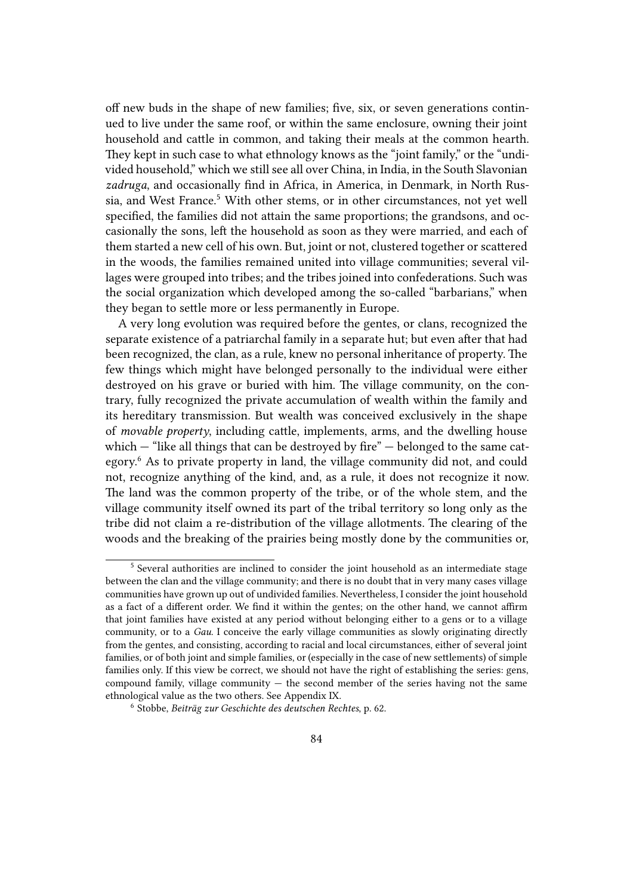off new buds in the shape of new families; five, six, or seven generations continued to live under the same roof, or within the same enclosure, owning their joint household and cattle in common, and taking their meals at the common hearth. They kept in such case to what ethnology knows as the "joint family," or the "undivided household," which we still see all over China, in India, in the South Slavonian *zadruga*, and occasionally find in Africa, in America, in Denmark, in North Russia, and West France.[5] With other stems, or in other circumstances, not yet well specified, the families did not attain the same proportions; the grandsons, and occasionally the sons, left the household as soon as they were married, and each of them started a new cell of his own. But, joint or not, clustered together or scattered in the woods, the families remained united into village communities; several villages were grouped into tribes; and the tribes joined into confederations. Such was the social organization which developed among the so-called "barbarians," when they began to settle more or less permanently in Europe.

A very long evolution was required before the gentes, or clans, recognized the separate existence of a patriarchal family in a separate hut; but even after that had been recognized, the clan, as a rule, knew no personal inheritance of property. The few things which might have belonged personally to the individual were either destroyed on his grave or buried with him. The village community, on the contrary, fully recognized the private accumulation of wealth within the family and its hereditary transmission. But wealth was conceived exclusively in the shape of *movable property*, including cattle, implements, arms, and the dwelling house which — "like all things that can be destroyed by fire" — belonged to the same category.[6] As to private property in land, the village community did not, and could not, recognize anything of the kind, and, as a rule, it does not recognize it now. The land was the common property of the tribe, or of the whole stem, and the village community itself owned its part of the tribal territory so long only as the tribe did not claim a re-distribution of the village allotments. The clearing of the woods and the breaking of the prairies being mostly done by the communities or,

---

[5] Several authorities are inclined to consider the joint household as an intermediate stage between the clan and the village community; and there is no doubt that in very many cases village communities have grown up out of undivided families. Nevertheless, I consider the joint household as a fact of a different order. We find it within the gentes; on the other hand, we cannot affirm that joint families have existed at any period without belonging either to a gens or to a village community, or to a *Gau.* I conceive the early village communities as slowly originating directly from the gentes, and consisting, according to racial and local circumstances, either of several joint families, or of both joint and simple families, or (especially in the case of new settlements) of simple families only. If this view be correct, we should not have the right of establishing the series: gens, compound family, village community — the second member of the series having not the same ethnological value as the two others. See Appendix IX.

[6] Stobbe, *Beiträg zur Geschichte des deutschen Rechtes*, p. 62.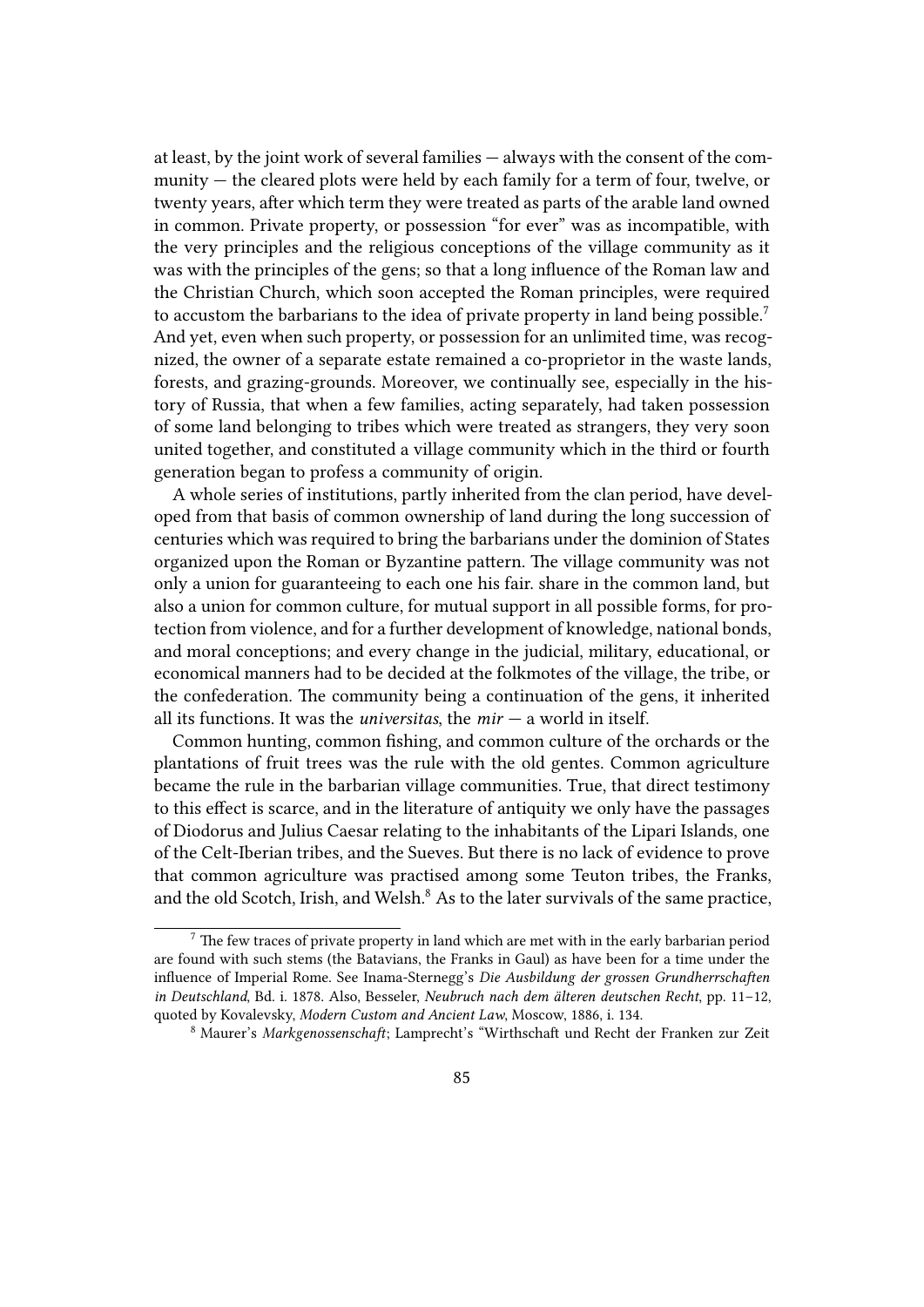at least, by the joint work of several families — always with the consent of the community — the cleared plots were held by each family for a term of four, twelve, or twenty years, after which term they were treated as parts of the arable land owned in common. Private property, or possession "for ever" was as incompatible, with the very principles and the religious conceptions of the village community as it was with the principles of the gens; so that a long influence of the Roman law and the Christian Church, which soon accepted the Roman principles, were required to accustom the barbarians to the idea of private property in land being possible.[7] And yet, even when such property, or possession for an unlimited time, was recognized, the owner of a separate estate remained a co-proprietor in the waste lands, forests, and grazing-grounds. Moreover, we continually see, especially in the history of Russia, that when a few families, acting separately, had taken possession of some land belonging to tribes which were treated as strangers, they very soon united together, and constituted a village community which in the third or fourth generation began to profess a community of origin.

A whole series of institutions, partly inherited from the clan period, have developed from that basis of common ownership of land during the long succession of centuries which was required to bring the barbarians under the dominion of States organized upon the Roman or Byzantine pattern. The village community was not only a union for guaranteeing to each one his fair. share in the common land, but also a union for common culture, for mutual support in all possible forms, for protection from violence, and for a further development of knowledge, national bonds, and moral conceptions; and every change in the judicial, military, educational, or economical manners had to be decided at the folkmotes of the village, the tribe, or the confederation. The community being a continuation of the gens, it inherited all its functions. It was the *universitas*, the *mir* — a world in itself.

Common hunting, common fishing, and common culture of the orchards or the plantations of fruit trees was the rule with the old gentes. Common agriculture became the rule in the barbarian village communities. True, that direct testimony to this effect is scarce, and in the literature of antiquity we only have the passages of Diodorus and Julius Caesar relating to the inhabitants of the Lipari Islands, one of the Celt-Iberian tribes, and the Sueves. But there is no lack of evidence to prove that common agriculture was practised among some Teuton tribes, the Franks, and the old Scotch, Irish, and Welsh.[8] As to the later survivals of the same practice,

---

[7] The few traces of private property in land which are met with in the early barbarian period are found with such stems (the Batavians, the Franks in Gaul) as have been for a time under the influence of Imperial Rome. See Inama-Sternegg's *Die Ausbildung der grossen Grundherrschaften in Deutschland*, Bd. i. 1878. Also, Besseler, *Neubruch nach dem älteren deutschen Recht*, pp. 11–12, quoted by Kovalevsky, *Modern Custom and Ancient Law*, Moscow, 1886, i. 134.

[8] Maurer's *Markgenossenschaft*; Lamprecht's "Wirthschaft und Recht der Franken zur Zeit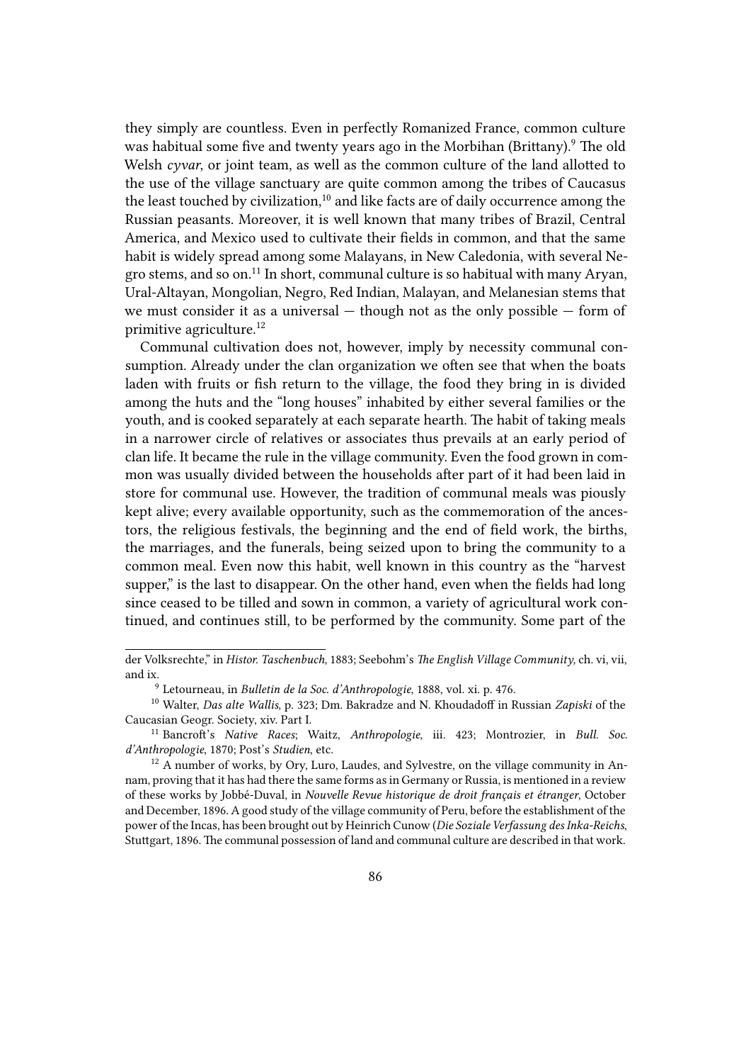they simply are countless. Even in perfectly Romanized France, common culture was habitual some five and twenty years ago in the Morbihan (Brittany).[9] The old Welsh *cyvar*, or joint team, as well as the common culture of the land allotted to the use of the village sanctuary are quite common among the tribes of Caucasus the least touched by civilization,[10] and like facts are of daily occurrence among the Russian peasants. Moreover, it is well known that many tribes of Brazil, Central America, and Mexico used to cultivate their fields in common, and that the same habit is widely spread among some Malayans, in New Caledonia, with several Negro stems, and so on.[11] In short, communal culture is so habitual with many Aryan, Ural-Altayan, Mongolian, Negro, Red Indian, Malayan, and Melanesian stems that we must consider it as a universal — though not as the only possible — form of primitive agriculture.[12]

Communal cultivation does not, however, imply by necessity communal consumption. Already under the clan organization we often see that when the boats laden with fruits or fish return to the village, the food they bring in is divided among the huts and the "long houses" inhabited by either several families or the youth, and is cooked separately at each separate hearth. The habit of taking meals in a narrower circle of relatives or associates thus prevails at an early period of clan life. It became the rule in the village community. Even the food grown in common was usually divided between the households after part of it had been laid in store for communal use. However, the tradition of communal meals was piously kept alive; every available opportunity, such as the commemoration of the ancestors, the religious festivals, the beginning and the end of field work, the births, the marriages, and the funerals, being seized upon to bring the community to a common meal. Even now this habit, well known in this country as the "harvest supper," is the last to disappear. On the other hand, even when the fields had long since ceased to be tilled and sown in common, a variety of agricultural work continued, and continues still, to be performed by the community. Some part of the

---

der Volksrechte," in *Histor. Taschenbuch*, 1883; Seebohm's *The English Village Community*, ch. vi, vii, and ix.

[9] Letourneau, in *Bulletin de la Soc. d'Anthropologie*, 1888, vol. xi. p. 476.

[10] Walter, *Das alte Wallis*, p. 323; Dm. Bakradze and N. Khoudadoff in Russian *Zapiski* of the Caucasian Geogr. Society, xiv. Part I.

[11] Bancroft's *Native Races*; Waitz, *Anthropologie*, iii. 423; Montrozier, in *Bull. Soc. d'Anthropologie*, 1870; Post's *Studien*, etc.

[12] A number of works, by Ory, Luro, Laudes, and Sylvestre, on the village community in Annam, proving that it has had there the same forms as in Germany or Russia, is mentioned in a review of these works by Jobbé-Duval, in *Nouvelle Revue historique de droit français et étranger*, October and December, 1896. A good study of the village community of Peru, before the establishment of the power of the Incas, has been brought out by Heinrich Cunow (*Die Soziale Verfassung des Inka-Reichs*, Stuttgart, 1896. The communal possession of land and communal culture are described in that work.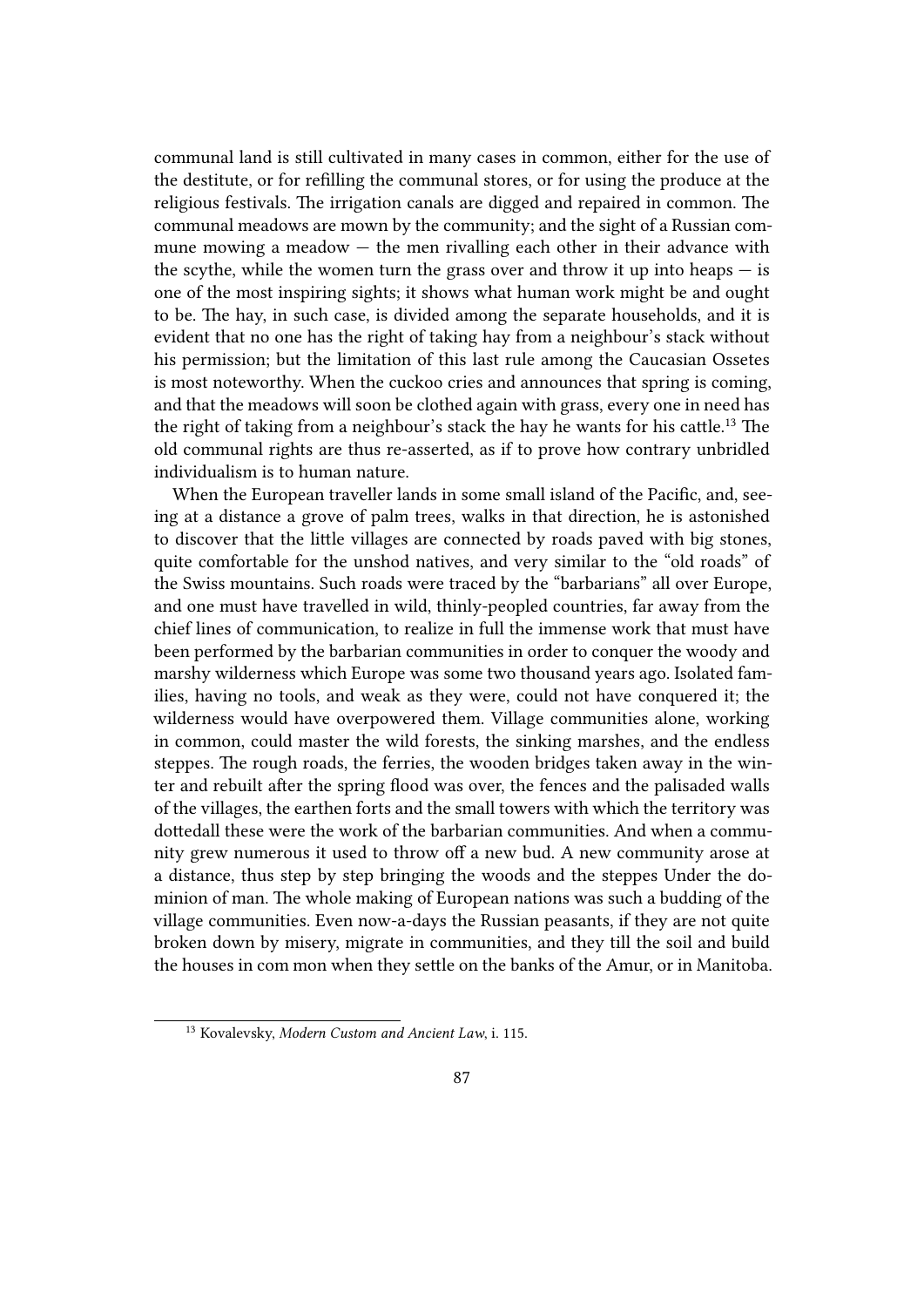communal land is still cultivated in many cases in common, either for the use of the destitute, or for refilling the communal stores, or for using the produce at the religious festivals. The irrigation canals are digged and repaired in common. The communal meadows are mown by the community; and the sight of a Russian commune mowing a meadow — the men rivalling each other in their advance with the scythe, while the women turn the grass over and throw it up into heaps — is one of the most inspiring sights; it shows what human work might be and ought to be. The hay, in such case, is divided among the separate households, and it is evident that no one has the right of taking hay from a neighbour's stack without his permission; but the limitation of this last rule among the Caucasian Ossetes is most noteworthy. When the cuckoo cries and announces that spring is coming, and that the meadows will soon be clothed again with grass, every one in need has the right of taking from a neighbour's stack the hay he wants for his cattle.[13] The old communal rights are thus re-asserted, as if to prove how contrary unbridled individualism is to human nature.

When the European traveller lands in some small island of the Pacific, and, seeing at a distance a grove of palm trees, walks in that direction, he is astonished to discover that the little villages are connected by roads paved with big stones, quite comfortable for the unshod natives, and very similar to the "old roads" of the Swiss mountains. Such roads were traced by the "barbarians" all over Europe, and one must have travelled in wild, thinly-peopled countries, far away from the chief lines of communication, to realize in full the immense work that must have been performed by the barbarian communities in order to conquer the woody and marshy wilderness which Europe was some two thousand years ago. Isolated families, having no tools, and weak as they were, could not have conquered it; the wilderness would have overpowered them. Village communities alone, working in common, could master the wild forests, the sinking marshes, and the endless steppes. The rough roads, the ferries, the wooden bridges taken away in the winter and rebuilt after the spring flood was over, the fences and the palisaded walls of the villages, the earthen forts and the small towers with which the territory was dottedall these were the work of the barbarian communities. And when a community grew numerous it used to throw off a new bud. A new community arose at a distance, thus step by step bringing the woods and the steppes Under the dominion of man. The whole making of European nations was such a budding of the village communities. Even now-a-days the Russian peasants, if they are not quite broken down by misery, migrate in communities, and they till the soil and build the houses in com mon when they settle on the banks of the Amur, or in Manitoba.

---

[13] Kovalevsky, *Modern Custom and Ancient Law*, i. 115.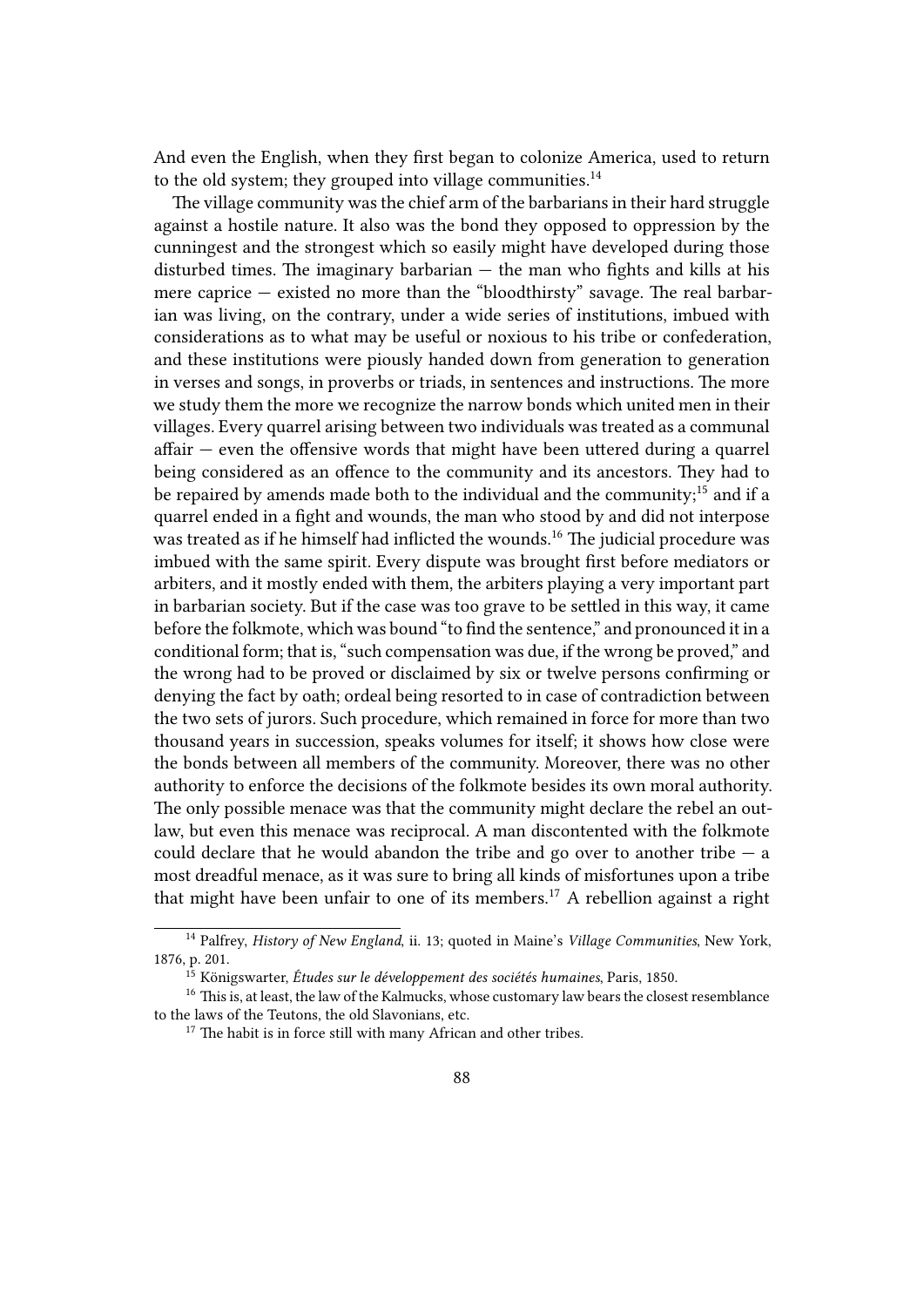And even the English, when they first began to colonize America, used to return to the old system; they grouped into village communities.[14]

The village community was the chief arm of the barbarians in their hard struggle against a hostile nature. It also was the bond they opposed to oppression by the cunningest and the strongest which so easily might have developed during those disturbed times. The imaginary barbarian — the man who fights and kills at his mere caprice — existed no more than the "bloodthirsty" savage. The real barbarian was living, on the contrary, under a wide series of institutions, imbued with considerations as to what may be useful or noxious to his tribe or confederation, and these institutions were piously handed down from generation to generation in verses and songs, in proverbs or triads, in sentences and instructions. The more we study them the more we recognize the narrow bonds which united men in their villages. Every quarrel arising between two individuals was treated as a communal affair — even the offensive words that might have been uttered during a quarrel being considered as an offence to the community and its ancestors. They had to be repaired by amends made both to the individual and the community;[15] and if a quarrel ended in a fight and wounds, the man who stood by and did not interpose was treated as if he himself had inflicted the wounds.[16] The judicial procedure was imbued with the same spirit. Every dispute was brought first before mediators or arbiters, and it mostly ended with them, the arbiters playing a very important part in barbarian society. But if the case was too grave to be settled in this way, it came before the folkmote, which was bound "to find the sentence," and pronounced it in a conditional form; that is, "such compensation was due, if the wrong be proved," and the wrong had to be proved or disclaimed by six or twelve persons confirming or denying the fact by oath; ordeal being resorted to in case of contradiction between the two sets of jurors. Such procedure, which remained in force for more than two thousand years in succession, speaks volumes for itself; it shows how close were the bonds between all members of the community. Moreover, there was no other authority to enforce the decisions of the folkmote besides its own moral authority. The only possible menace was that the community might declare the rebel an outlaw, but even this menace was reciprocal. A man discontented with the folkmote could declare that he would abandon the tribe and go over to another tribe — a most dreadful menace, as it was sure to bring all kinds of misfortunes upon a tribe that might have been unfair to one of its members.[17] A rebellion against a right

---

[14] Palfrey, *History of New England*, ii. 13; quoted in Maine's *Village Communities*, New York, 1876, p. 201.

[15] Königswarter, *Études sur le développement des sociétés humaines*, Paris, 1850.

[16] This is, at least, the law of the Kalmucks, whose customary law bears the closest resemblance to the laws of the Teutons, the old Slavonians, etc.

[17] The habit is in force still with many African and other tribes.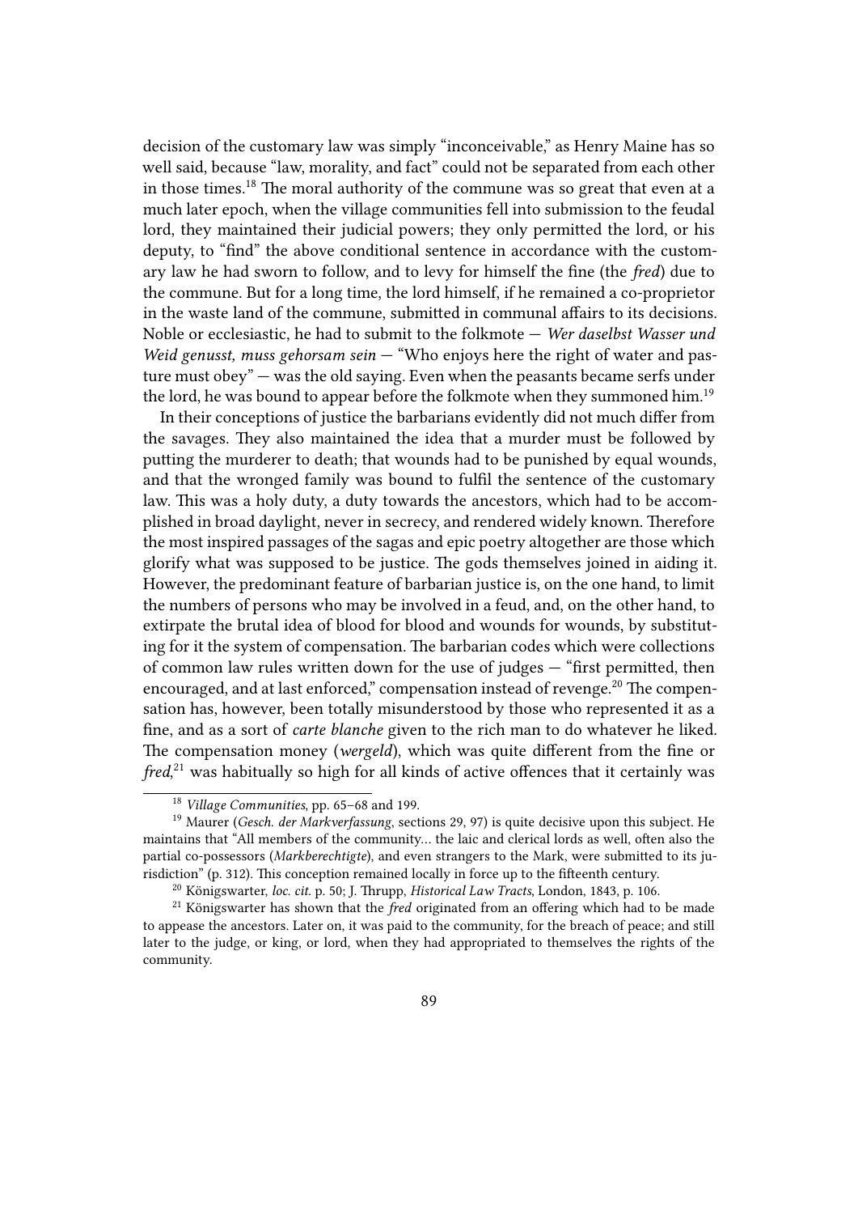decision of the customary law was simply "inconceivable," as Henry Maine has so well said, because "law, morality, and fact" could not be separated from each other in those times.[18] The moral authority of the commune was so great that even at a much later epoch, when the village communities fell into submission to the feudal lord, they maintained their judicial powers; they only permitted the lord, or his deputy, to "find" the above conditional sentence in accordance with the customary law he had sworn to follow, and to levy for himself the fine (the *fred*) due to the commune. But for a long time, the lord himself, if he remained a co-proprietor in the waste land of the commune, submitted in communal affairs to its decisions. Noble or ecclesiastic, he had to submit to the folkmote — *Wer daselbst Wasser und Weid genusst, muss gehorsam sein* — "Who enjoys here the right of water and pasture must obey" — was the old saying. Even when the peasants became serfs under the lord, he was bound to appear before the folkmote when they summoned him.[19]

In their conceptions of justice the barbarians evidently did not much differ from the savages. They also maintained the idea that a murder must be followed by putting the murderer to death; that wounds had to be punished by equal wounds, and that the wronged family was bound to fulfil the sentence of the customary law. This was a holy duty, a duty towards the ancestors, which had to be accomplished in broad daylight, never in secrecy, and rendered widely known. Therefore the most inspired passages of the sagas and epic poetry altogether are those which glorify what was supposed to be justice. The gods themselves joined in aiding it. However, the predominant feature of barbarian justice is, on the one hand, to limit the numbers of persons who may be involved in a feud, and, on the other hand, to extirpate the brutal idea of blood for blood and wounds for wounds, by substituting for it the system of compensation. The barbarian codes which were collections of common law rules written down for the use of judges — "first permitted, then encouraged, and at last enforced," compensation instead of revenge.[20] The compensation has, however, been totally misunderstood by those who represented it as a fine, and as a sort of *carte blanche* given to the rich man to do whatever he liked. The compensation money (*wergeld*), which was quite different from the fine or *fred*,[21] was habitually so high for all kinds of active offences that it certainly was

---

[18] *Village Communities*, pp. 65–68 and 199.

[19] Maurer (*Gesch. der Markverfassung*, sections 29, 97) is quite decisive upon this subject. He maintains that "All members of the community… the laic and clerical lords as well, often also the partial co-possessors (*Markberechtigte*), and even strangers to the Mark, were submitted to its jurisdiction" (p. 312). This conception remained locally in force up to the fifteenth century.

[20] Königswarter, *loc. cit.* p. 50; J. Thrupp, *Historical Law Tracts*, London, 1843, p. 106.

[21] Königswarter has shown that the *fred* originated from an offering which had to be made to appease the ancestors. Later on, it was paid to the community, for the breach of peace; and still later to the judge, or king, or lord, when they had appropriated to themselves the rights of the community.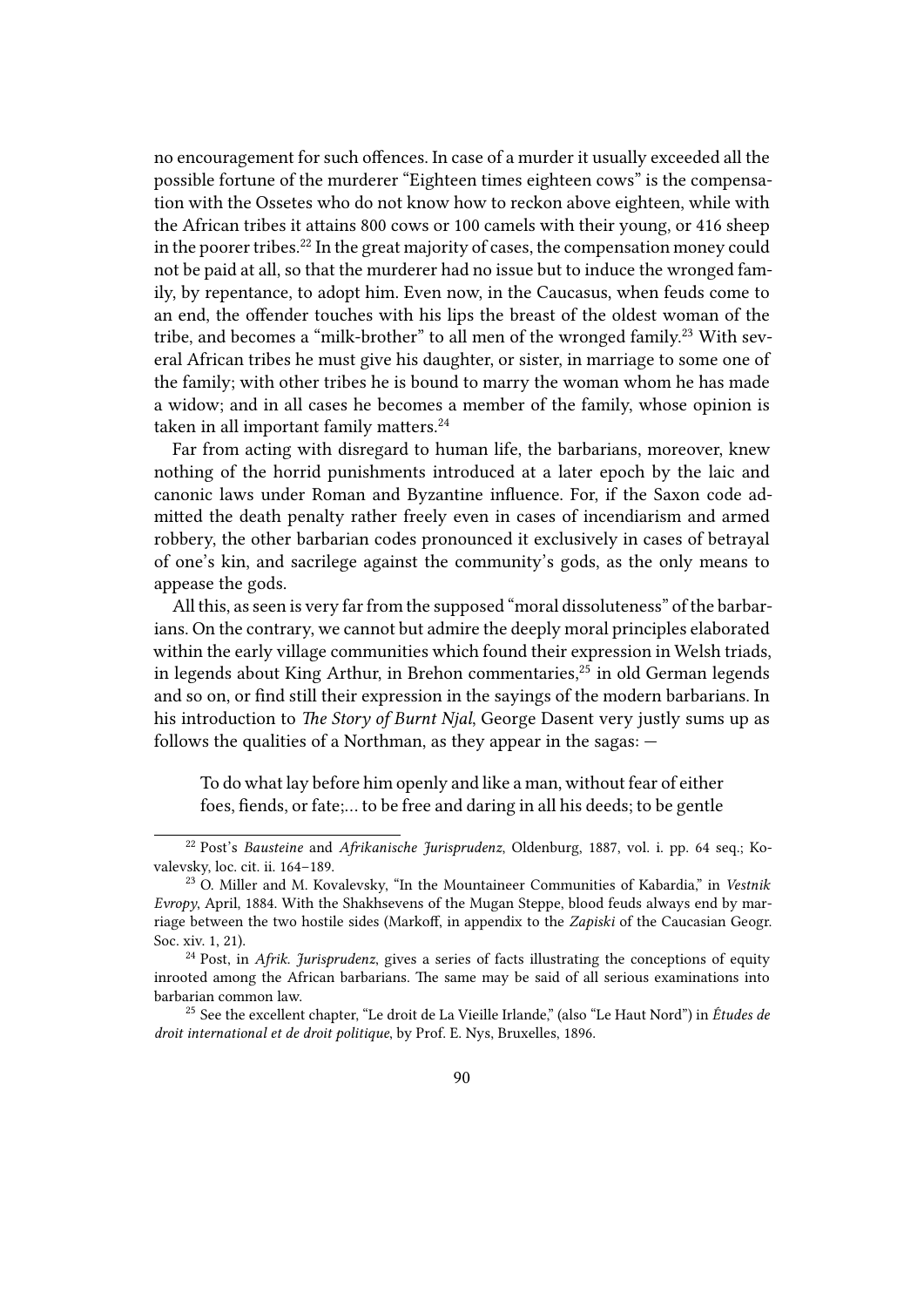no encouragement for such offences. In case of a murder it usually exceeded all the possible fortune of the murderer "Eighteen times eighteen cows" is the compensation with the Ossetes who do not know how to reckon above eighteen, while with the African tribes it attains 800 cows or 100 camels with their young, or 416 sheep in the poorer tribes.[22] In the great majority of cases, the compensation money could not be paid at all, so that the murderer had no issue but to induce the wronged family, by repentance, to adopt him. Even now, in the Caucasus, when feuds come to an end, the offender touches with his lips the breast of the oldest woman of the tribe, and becomes a "milk-brother" to all men of the wronged family.[23] With several African tribes he must give his daughter, or sister, in marriage to some one of the family; with other tribes he is bound to marry the woman whom he has made a widow; and in all cases he becomes a member of the family, whose opinion is taken in all important family matters.[24]

Far from acting with disregard to human life, the barbarians, moreover, knew nothing of the horrid punishments introduced at a later epoch by the laic and canonic laws under Roman and Byzantine influence. For, if the Saxon code admitted the death penalty rather freely even in cases of incendiarism and armed robbery, the other barbarian codes pronounced it exclusively in cases of betrayal of one's kin, and sacrilege against the community's gods, as the only means to appease the gods.

All this, as seen is very far from the supposed "moral dissoluteness" of the barbarians. On the contrary, we cannot but admire the deeply moral principles elaborated within the early village communities which found their expression in Welsh triads, in legends about King Arthur, in Brehon commentaries,[25] in old German legends and so on, or find still their expression in the sayings of the modern barbarians. In his introduction to *The Story of Burnt Njal*, George Dasent very justly sums up as follows the qualities of a Northman, as they appear in the sagas: —

> To do what lay before him openly and like a man, without fear of either foes, fiends, or fate;… to be free and daring in all his deeds; to be gentle

---

[22] Post's *Bausteine* and *Afrikanische Jurisprudenz*, Oldenburg, 1887, vol. i. pp. 64 seq.; Kovalevsky, loc. cit. ii. 164–189.

[23] O. Miller and M. Kovalevsky, "In the Mountaineer Communities of Kabardia," in *Vestnik Evropy*, April, 1884. With the Shakhsevens of the Mugan Steppe, blood feuds always end by marriage between the two hostile sides (Markoff, in appendix to the *Zapiski* of the Caucasian Geogr. Soc. xiv. 1, 21).

[24] Post, in *Afrik. Jurisprudenz*, gives a series of facts illustrating the conceptions of equity inrooted among the African barbarians. The same may be said of all serious examinations into barbarian common law.

[25] See the excellent chapter, "Le droit de La Vieille Irlande," (also "Le Haut Nord") in *Études de droit international et de droit politique*, by Prof. E. Nys, Bruxelles, 1896.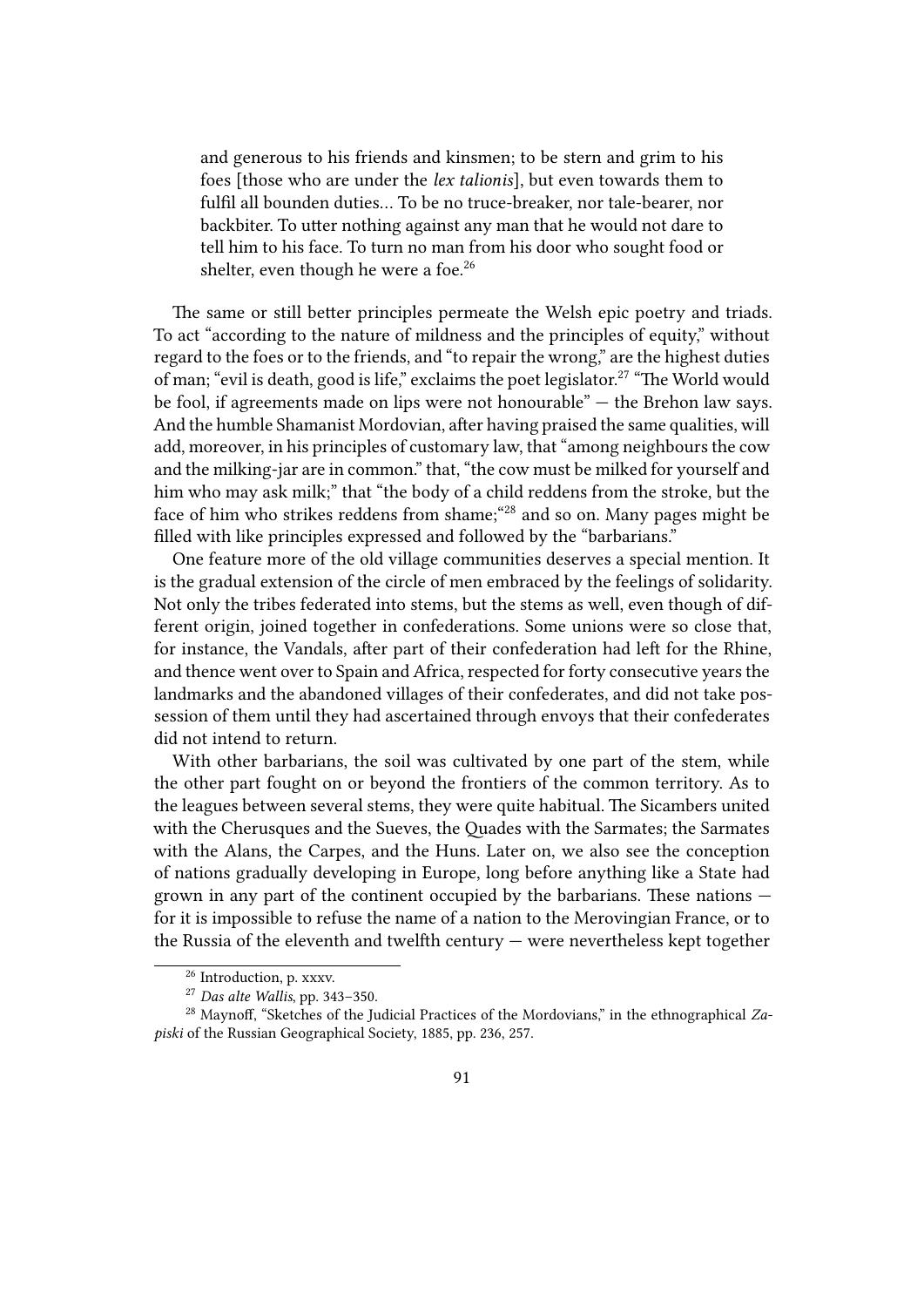> and generous to his friends and kinsmen; to be stern and grim to his foes [those who are under the *lex talionis*], but even towards them to fulfil all bounden duties… To be no truce-breaker, nor tale-bearer, nor backbiter. To utter nothing against any man that he would not dare to tell him to his face. To turn no man from his door who sought food or shelter, even though he were a foe.[26]

The same or still better principles permeate the Welsh epic poetry and triads. To act "according to the nature of mildness and the principles of equity," without regard to the foes or to the friends, and "to repair the wrong," are the highest duties of man; "evil is death, good is life," exclaims the poet legislator.[27] "The World would be fool, if agreements made on lips were not honourable" — the Brehon law says. And the humble Shamanist Mordovian, after having praised the same qualities, will add, moreover, in his principles of customary law, that "among neighbours the cow and the milking-jar are in common." that, "the cow must be milked for yourself and him who may ask milk;" that "the body of a child reddens from the stroke, but the face of him who strikes reddens from shame;"[28] and so on. Many pages might be filled with like principles expressed and followed by the "barbarians."

One feature more of the old village communities deserves a special mention. It is the gradual extension of the circle of men embraced by the feelings of solidarity. Not only the tribes federated into stems, but the stems as well, even though of different origin, joined together in confederations. Some unions were so close that, for instance, the Vandals, after part of their confederation had left for the Rhine, and thence went over to Spain and Africa, respected for forty consecutive years the landmarks and the abandoned villages of their confederates, and did not take possession of them until they had ascertained through envoys that their confederates did not intend to return.

With other barbarians, the soil was cultivated by one part of the stem, while the other part fought on or beyond the frontiers of the common territory. As to the leagues between several stems, they were quite habitual. The Sicambers united with the Cherusques and the Sueves, the Quades with the Sarmates; the Sarmates with the Alans, the Carpes, and the Huns. Later on, we also see the conception of nations gradually developing in Europe, long before anything like a State had grown in any part of the continent occupied by the barbarians. These nations — for it is impossible to refuse the name of a nation to the Merovingian France, or to the Russia of the eleventh and twelfth century — were nevertheless kept together

---

[26] Introduction, p. xxxv.

[27] *Das alte Wallis*, pp. 343–350.

[28] Maynoff, "Sketches of the Judicial Practices of the Mordovians," in the ethnographical *Zapiski* of the Russian Geographical Society, 1885, pp. 236, 257.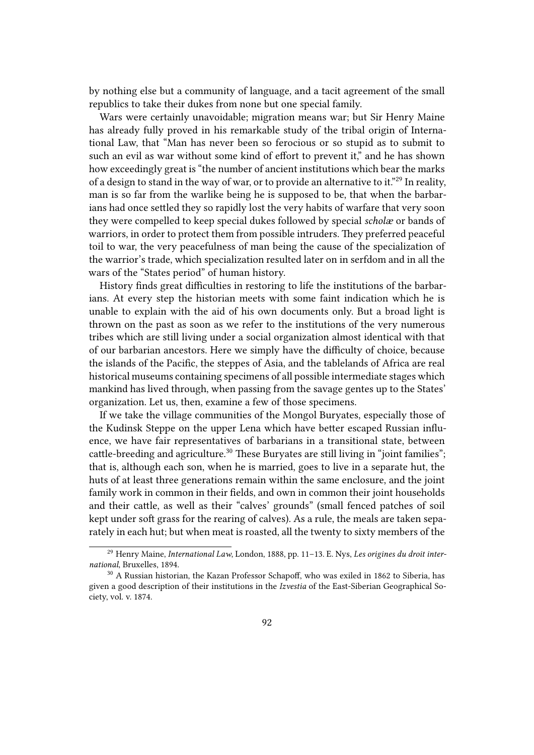by nothing else but a community of language, and a tacit agreement of the small republics to take their dukes from none but one special family.

Wars were certainly unavoidable; migration means war; but Sir Henry Maine has already fully proved in his remarkable study of the tribal origin of International Law, that "Man has never been so ferocious or so stupid as to submit to such an evil as war without some kind of effort to prevent it," and he has shown how exceedingly great is "the number of ancient institutions which bear the marks of a design to stand in the way of war, or to provide an alternative to it."[29] In reality, man is so far from the warlike being he is supposed to be, that when the barbarians had once settled they so rapidly lost the very habits of warfare that very soon they were compelled to keep special dukes followed by special *scholæ* or bands of warriors, in order to protect them from possible intruders. They preferred peaceful toil to war, the very peacefulness of man being the cause of the specialization of the warrior's trade, which specialization resulted later on in serfdom and in all the wars of the "States period" of human history.

History finds great difficulties in restoring to life the institutions of the barbarians. At every step the historian meets with some faint indication which he is unable to explain with the aid of his own documents only. But a broad light is thrown on the past as soon as we refer to the institutions of the very numerous tribes which are still living under a social organization almost identical with that of our barbarian ancestors. Here we simply have the difficulty of choice, because the islands of the Pacific, the steppes of Asia, and the tablelands of Africa are real historical museums containing specimens of all possible intermediate stages which mankind has lived through, when passing from the savage gentes up to the States' organization. Let us, then, examine a few of those specimens.

If we take the village communities of the Mongol Buryates, especially those of the Kudinsk Steppe on the upper Lena which have better escaped Russian influence, we have fair representatives of barbarians in a transitional state, between cattle-breeding and agriculture.[30] These Buryates are still living in "joint families"; that is, although each son, when he is married, goes to live in a separate hut, the huts of at least three generations remain within the same enclosure, and the joint family work in common in their fields, and own in common their joint households and their cattle, as well as their "calves' grounds" (small fenced patches of soil kept under soft grass for the rearing of calves). As a rule, the meals are taken separately in each hut; but when meat is roasted, all the twenty to sixty members of the

---

[29] Henry Maine, *International Law*, London, 1888, pp. 11–13. E. Nys, *Les origines du droit international*, Bruxelles, 1894.

[30] A Russian historian, the Kazan Professor Schapoff, who was exiled in 1862 to Siberia, has given a good description of their institutions in the *Izvestia* of the East-Siberian Geographical Society, vol. v. 1874.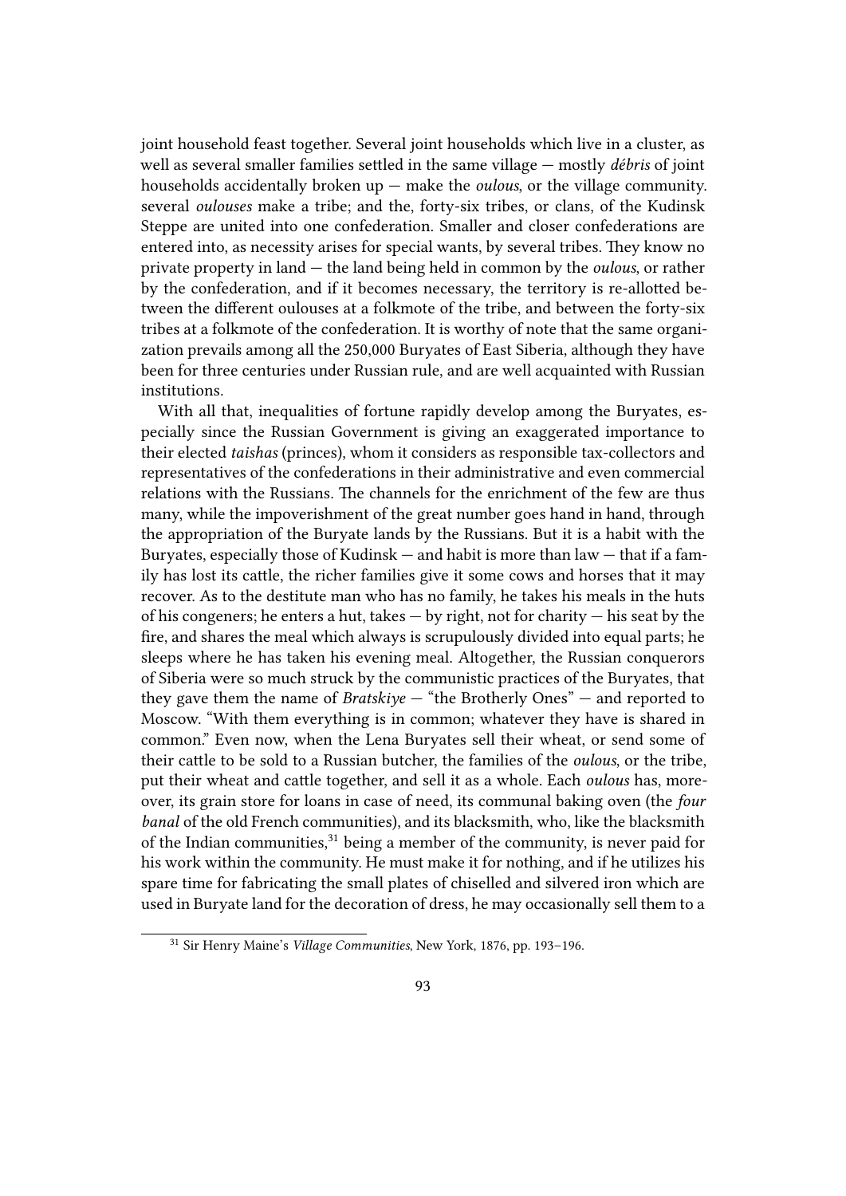joint household feast together. Several joint households which live in a cluster, as well as several smaller families settled in the same village — mostly *débris* of joint households accidentally broken up — make the *oulous*, or the village community. several *oulouses* make a tribe; and the, forty-six tribes, or clans, of the Kudinsk Steppe are united into one confederation. Smaller and closer confederations are entered into, as necessity arises for special wants, by several tribes. They know no private property in land — the land being held in common by the *oulous*, or rather by the confederation, and if it becomes necessary, the territory is re-allotted between the different oulouses at a folkmote of the tribe, and between the forty-six tribes at a folkmote of the confederation. It is worthy of note that the same organization prevails among all the 250,000 Buryates of East Siberia, although they have been for three centuries under Russian rule, and are well acquainted with Russian institutions.

With all that, inequalities of fortune rapidly develop among the Buryates, especially since the Russian Government is giving an exaggerated importance to their elected *taishas* (princes), whom it considers as responsible tax-collectors and representatives of the confederations in their administrative and even commercial relations with the Russians. The channels for the enrichment of the few are thus many, while the impoverishment of the great number goes hand in hand, through the appropriation of the Buryate lands by the Russians. But it is a habit with the Buryates, especially those of Kudinsk — and habit is more than law — that if a family has lost its cattle, the richer families give it some cows and horses that it may recover. As to the destitute man who has no family, he takes his meals in the huts of his congeners; he enters a hut, takes — by right, not for charity — his seat by the fire, and shares the meal which always is scrupulously divided into equal parts; he sleeps where he has taken his evening meal. Altogether, the Russian conquerors of Siberia were so much struck by the communistic practices of the Buryates, that they gave them the name of *Bratskiye* — "the Brotherly Ones" — and reported to Moscow. "With them everything is in common; whatever they have is shared in common." Even now, when the Lena Buryates sell their wheat, or send some of their cattle to be sold to a Russian butcher, the families of the *oulous*, or the tribe, put their wheat and cattle together, and sell it as a whole. Each *oulous* has, moreover, its grain store for loans in case of need, its communal baking oven (the *four banal* of the old French communities), and its blacksmith, who, like the blacksmith of the Indian communities,[31] being a member of the community, is never paid for his work within the community. He must make it for nothing, and if he utilizes his spare time for fabricating the small plates of chiselled and silvered iron which are used in Buryate land for the decoration of dress, he may occasionally sell them to a

[31] Sir Henry Maine's *Village Communities*, New York, 1876, pp. 193–196.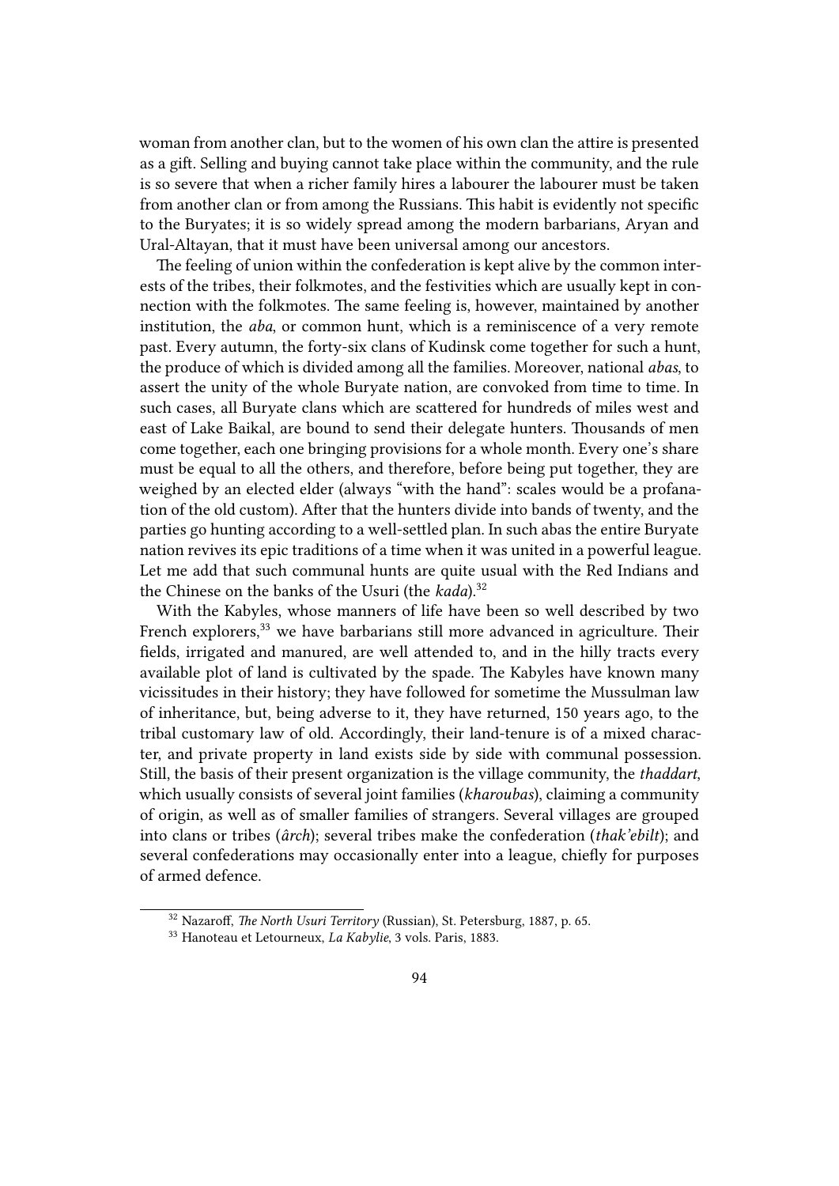woman from another clan, but to the women of his own clan the attire is presented as a gift. Selling and buying cannot take place within the community, and the rule is so severe that when a richer family hires a labourer the labourer must be taken from another clan or from among the Russians. This habit is evidently not specific to the Buryates; it is so widely spread among the modern barbarians, Aryan and Ural-Altayan, that it must have been universal among our ancestors.

The feeling of union within the confederation is kept alive by the common interests of the tribes, their folkmotes, and the festivities which are usually kept in connection with the folkmotes. The same feeling is, however, maintained by another institution, the *aba*, or common hunt, which is a reminiscence of a very remote past. Every autumn, the forty-six clans of Kudinsk come together for such a hunt, the produce of which is divided among all the families. Moreover, national *abas*, to assert the unity of the whole Buryate nation, are convoked from time to time. In such cases, all Buryate clans which are scattered for hundreds of miles west and east of Lake Baikal, are bound to send their delegate hunters. Thousands of men come together, each one bringing provisions for a whole month. Every one's share must be equal to all the others, and therefore, before being put together, they are weighed by an elected elder (always "with the hand": scales would be a profanation of the old custom). After that the hunters divide into bands of twenty, and the parties go hunting according to a well-settled plan. In such abas the entire Buryate nation revives its epic traditions of a time when it was united in a powerful league. Let me add that such communal hunts are quite usual with the Red Indians and the Chinese on the banks of the Usuri (the *kada*).[32]

With the Kabyles, whose manners of life have been so well described by two French explorers,[33] we have barbarians still more advanced in agriculture. Their fields, irrigated and manured, are well attended to, and in the hilly tracts every available plot of land is cultivated by the spade. The Kabyles have known many vicissitudes in their history; they have followed for sometime the Mussulman law of inheritance, but, being adverse to it, they have returned, 150 years ago, to the tribal customary law of old. Accordingly, their land-tenure is of a mixed character, and private property in land exists side by side with communal possession. Still, the basis of their present organization is the village community, the *thaddart*, which usually consists of several joint families (*kharoubas*), claiming a community of origin, as well as of smaller families of strangers. Several villages are grouped into clans or tribes (*ârch*); several tribes make the confederation (*thak'ebilt*); and several confederations may occasionally enter into a league, chiefly for purposes of armed defence.

---

[32] Nazaroff, *The North Usuri Territory* (Russian), St. Petersburg, 1887, p. 65.

[33] Hanoteau et Letourneux, *La Kabylie*, 3 vols. Paris, 1883.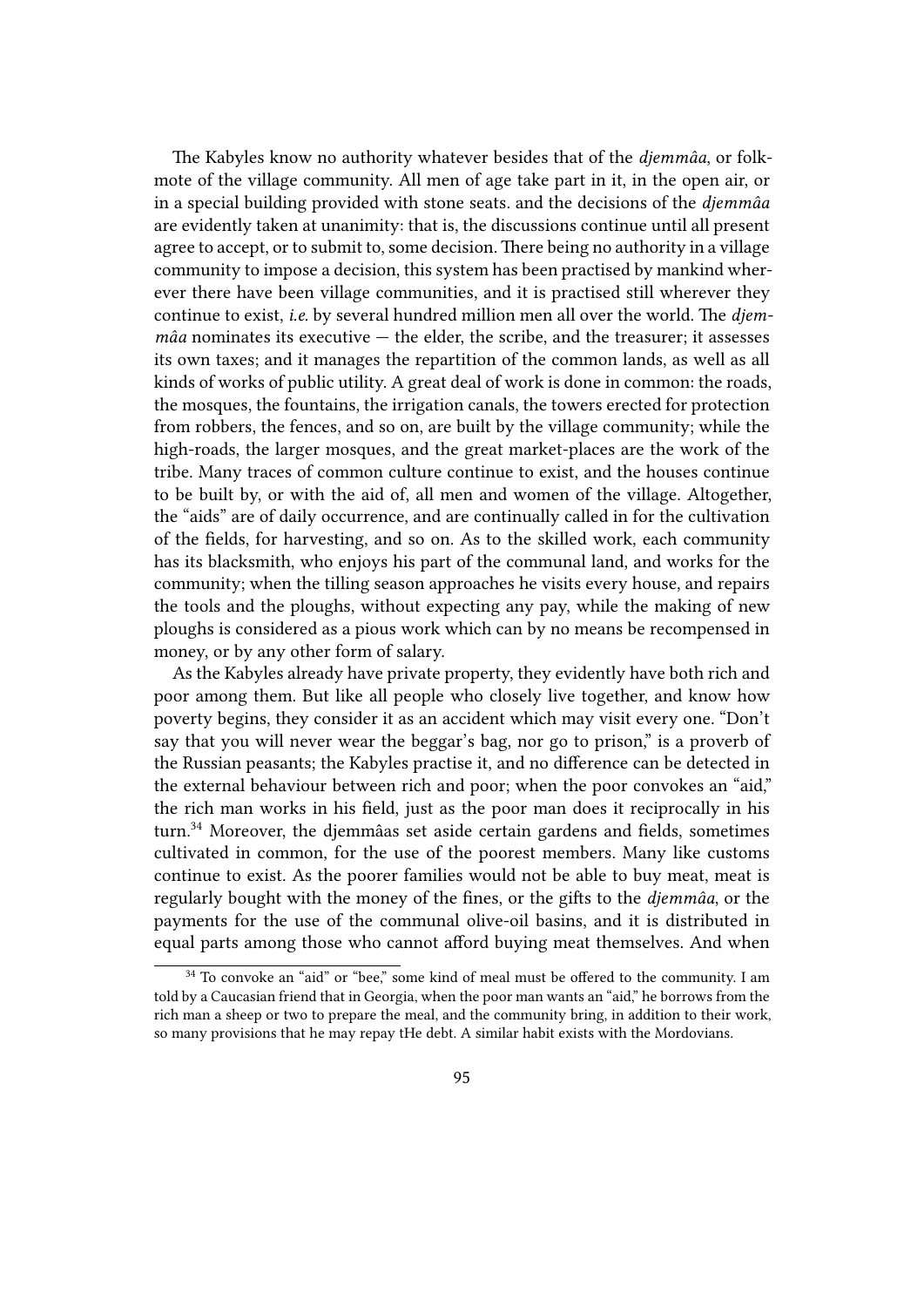The Kabyles know no authority whatever besides that of the *djemmâa*, or folkmote of the village community. All men of age take part in it, in the open air, or in a special building provided with stone seats. and the decisions of the *djemmâa* are evidently taken at unanimity: that is, the discussions continue until all present agree to accept, or to submit to, some decision. There being no authority in a village community to impose a decision, this system has been practised by mankind wherever there have been village communities, and it is practised still wherever they continue to exist, *i.e.* by several hundred million men all over the world. The *djemmâa* nominates its executive — the elder, the scribe, and the treasurer; it assesses its own taxes; and it manages the repartition of the common lands, as well as all kinds of works of public utility. A great deal of work is done in common: the roads, the mosques, the fountains, the irrigation canals, the towers erected for protection from robbers, the fences, and so on, are built by the village community; while the high-roads, the larger mosques, and the great market-places are the work of the tribe. Many traces of common culture continue to exist, and the houses continue to be built by, or with the aid of, all men and women of the village. Altogether, the "aids" are of daily occurrence, and are continually called in for the cultivation of the fields, for harvesting, and so on. As to the skilled work, each community has its blacksmith, who enjoys his part of the communal land, and works for the community; when the tilling season approaches he visits every house, and repairs the tools and the ploughs, without expecting any pay, while the making of new ploughs is considered as a pious work which can by no means be recompensed in money, or by any other form of salary.

As the Kabyles already have private property, they evidently have both rich and poor among them. But like all people who closely live together, and know how poverty begins, they consider it as an accident which may visit every one. "Don't say that you will never wear the beggar's bag, nor go to prison," is a proverb of the Russian peasants; the Kabyles practise it, and no difference can be detected in the external behaviour between rich and poor; when the poor convokes an "aid," the rich man works in his field, just as the poor man does it reciprocally in his turn.[34] Moreover, the djemmâas set aside certain gardens and fields, sometimes cultivated in common, for the use of the poorest members. Many like customs continue to exist. As the poorer families would not be able to buy meat, meat is regularly bought with the money of the fines, or the gifts to the *djemmâa*, or the payments for the use of the communal olive-oil basins, and it is distributed in equal parts among those who cannot afford buying meat themselves. And when

[34] To convoke an "aid" or "bee," some kind of meal must be offered to the community. I am told by a Caucasian friend that in Georgia, when the poor man wants an "aid," he borrows from the rich man a sheep or two to prepare the meal, and the community bring, in addition to their work, so many provisions that he may repay tHe debt. A similar habit exists with the Mordovians.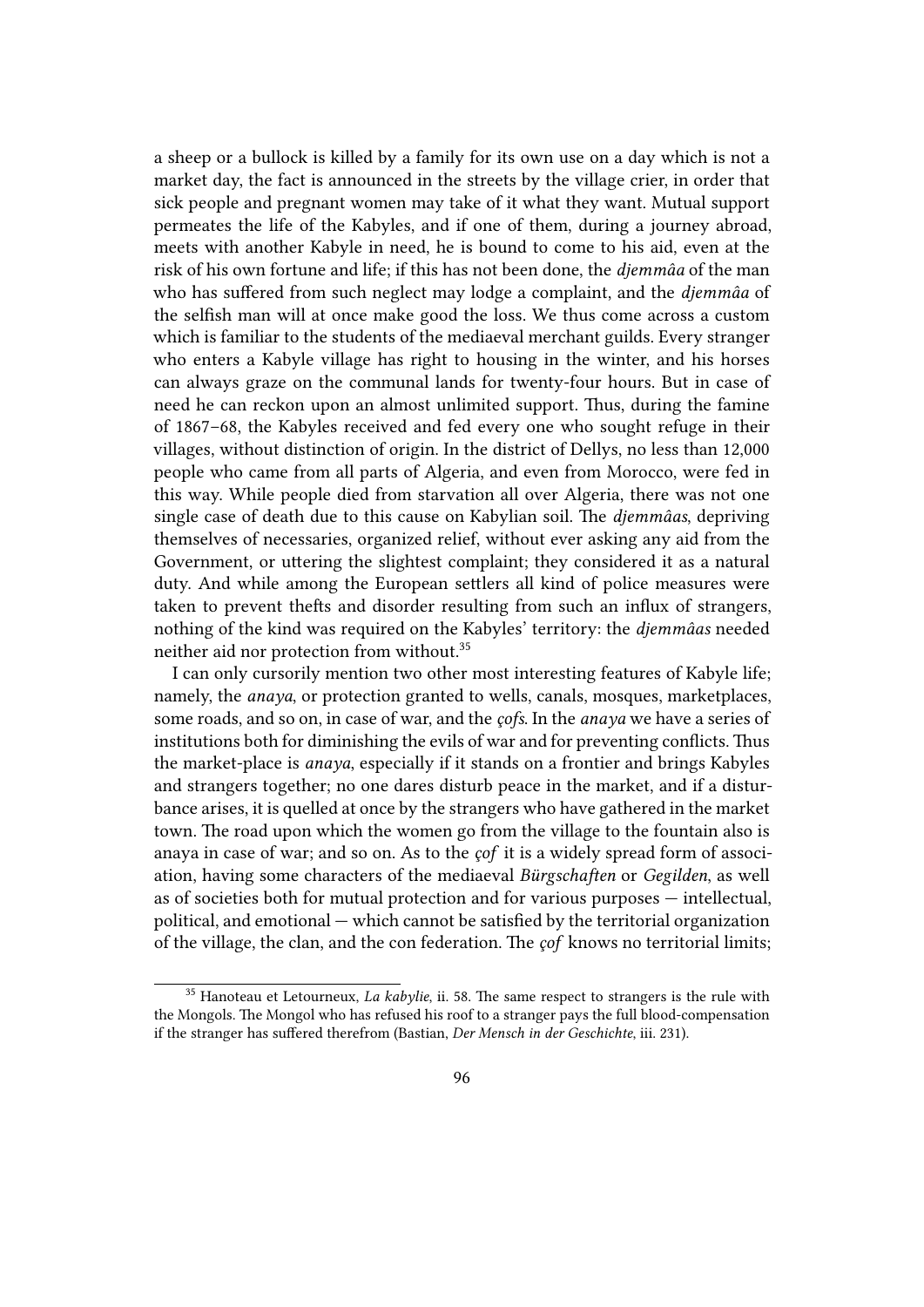a sheep or a bullock is killed by a family for its own use on a day which is not a market day, the fact is announced in the streets by the village crier, in order that sick people and pregnant women may take of it what they want. Mutual support permeates the life of the Kabyles, and if one of them, during a journey abroad, meets with another Kabyle in need, he is bound to come to his aid, even at the risk of his own fortune and life; if this has not been done, the *djemmâa* of the man who has suffered from such neglect may lodge a complaint, and the *djemmâa* of the selfish man will at once make good the loss. We thus come across a custom which is familiar to the students of the mediaeval merchant guilds. Every stranger who enters a Kabyle village has right to housing in the winter, and his horses can always graze on the communal lands for twenty-four hours. But in case of need he can reckon upon an almost unlimited support. Thus, during the famine of 1867–68, the Kabyles received and fed every one who sought refuge in their villages, without distinction of origin. In the district of Dellys, no less than 12,000 people who came from all parts of Algeria, and even from Morocco, were fed in this way. While people died from starvation all over Algeria, there was not one single case of death due to this cause on Kabylian soil. The *djemmâas*, depriving themselves of necessaries, organized relief, without ever asking any aid from the Government, or uttering the slightest complaint; they considered it as a natural duty. And while among the European settlers all kind of police measures were taken to prevent thefts and disorder resulting from such an influx of strangers, nothing of the kind was required on the Kabyles' territory: the *djemmâas* needed neither aid nor protection from without.[35]

I can only cursorily mention two other most interesting features of Kabyle life; namely, the *anaya*, or protection granted to wells, canals, mosques, marketplaces, some roads, and so on, in case of war, and the *çofs*. In the *anaya* we have a series of institutions both for diminishing the evils of war and for preventing conflicts. Thus the market-place is *anaya*, especially if it stands on a frontier and brings Kabyles and strangers together; no one dares disturb peace in the market, and if a disturbance arises, it is quelled at once by the strangers who have gathered in the market town. The road upon which the women go from the village to the fountain also is anaya in case of war; and so on. As to the *çof* it is a widely spread form of association, having some characters of the mediaeval *Bürgschaften* or *Gegilden*, as well as of societies both for mutual protection and for various purposes — intellectual, political, and emotional — which cannot be satisfied by the territorial organization of the village, the clan, and the con federation. The *çof* knows no territorial limits;

[35] Hanoteau et Letourneux, *La kabylie*, ii. 58. The same respect to strangers is the rule with the Mongols. The Mongol who has refused his roof to a stranger pays the full blood-compensation if the stranger has suffered therefrom (Bastian, *Der Mensch in der Geschichte*, iii. 231).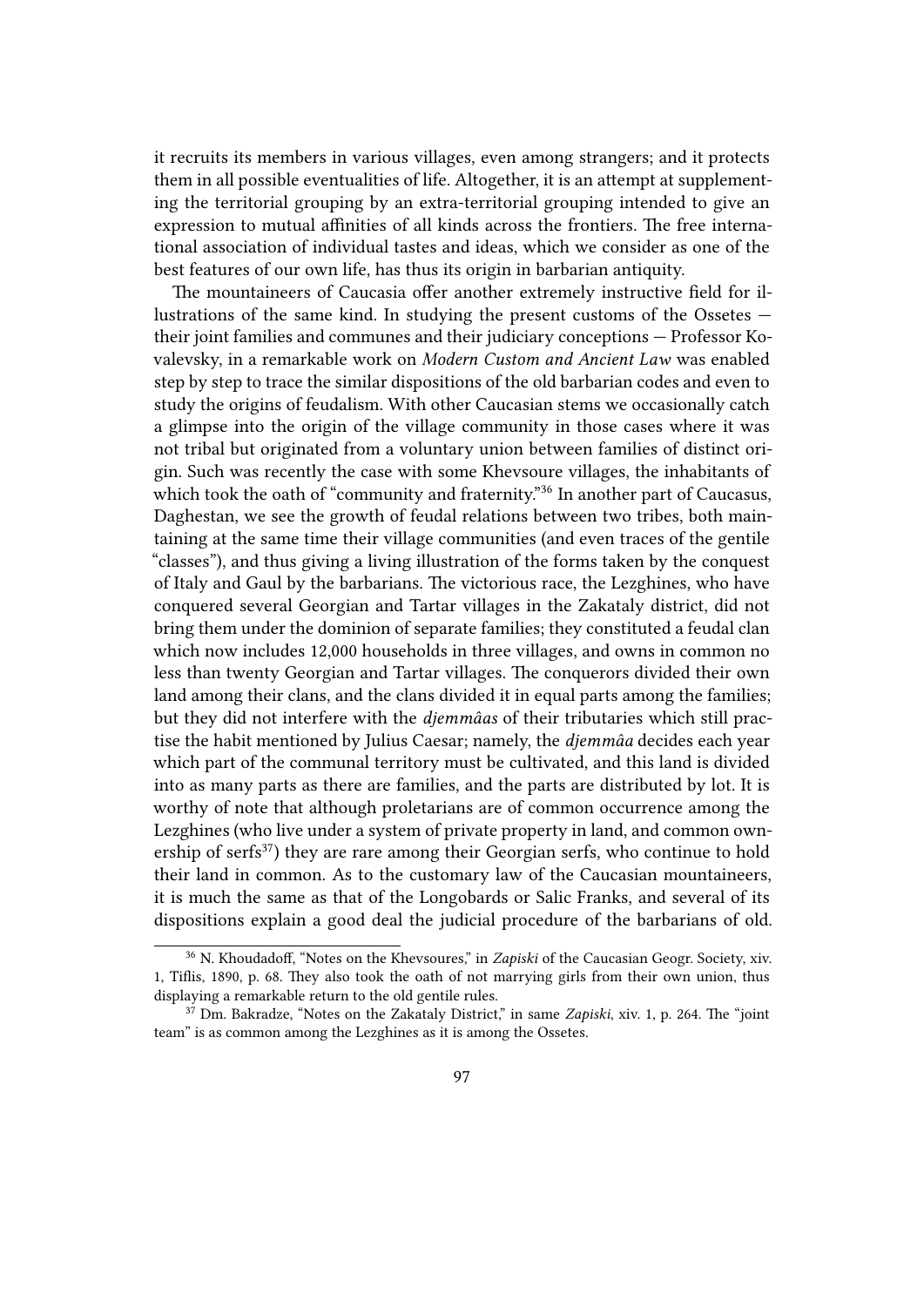it recruits its members in various villages, even among strangers; and it protects them in all possible eventualities of life. Altogether, it is an attempt at supplementing the territorial grouping by an extra-territorial grouping intended to give an expression to mutual affinities of all kinds across the frontiers. The free international association of individual tastes and ideas, which we consider as one of the best features of our own life, has thus its origin in barbarian antiquity.

The mountaineers of Caucasia offer another extremely instructive field for illustrations of the same kind. In studying the present customs of the Ossetes — their joint families and communes and their judiciary conceptions — Professor Kovalevsky, in a remarkable work on *Modern Custom and Ancient Law* was enabled step by step to trace the similar dispositions of the old barbarian codes and even to study the origins of feudalism. With other Caucasian stems we occasionally catch a glimpse into the origin of the village community in those cases where it was not tribal but originated from a voluntary union between families of distinct origin. Such was recently the case with some Khevsoure villages, the inhabitants of which took the oath of "community and fraternity."[36] In another part of Caucasus, Daghestan, we see the growth of feudal relations between two tribes, both maintaining at the same time their village communities (and even traces of the gentile "classes"), and thus giving a living illustration of the forms taken by the conquest of Italy and Gaul by the barbarians. The victorious race, the Lezghines, who have conquered several Georgian and Tartar villages in the Zakataly district, did not bring them under the dominion of separate families; they constituted a feudal clan which now includes 12,000 households in three villages, and owns in common no less than twenty Georgian and Tartar villages. The conquerors divided their own land among their clans, and the clans divided it in equal parts among the families; but they did not interfere with the *djemmâas* of their tributaries which still practise the habit mentioned by Julius Caesar; namely, the *djemmâa* decides each year which part of the communal territory must be cultivated, and this land is divided into as many parts as there are families, and the parts are distributed by lot. It is worthy of note that although proletarians are of common occurrence among the Lezghines (who live under a system of private property in land, and common ownership of serfs[37]) they are rare among their Georgian serfs, who continue to hold their land in common. As to the customary law of the Caucasian mountaineers, it is much the same as that of the Longobards or Salic Franks, and several of its dispositions explain a good deal the judicial procedure of the barbarians of old.

---

[36] N. Khoudadoff, "Notes on the Khevsoures," in *Zapiski* of the Caucasian Geogr. Society, xiv. 1, Tiflis, 1890, p. 68. They also took the oath of not marrying girls from their own union, thus displaying a remarkable return to the old gentile rules.

[37] Dm. Bakradze, "Notes on the Zakataly District," in same *Zapiski*, xiv. 1, p. 264. The "joint team" is as common among the Lezghines as it is among the Ossetes.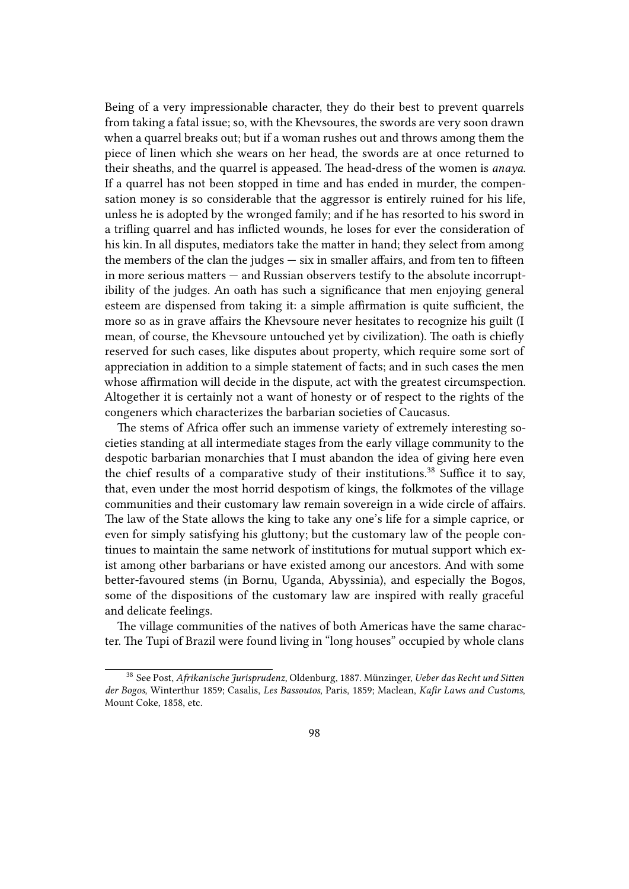Being of a very impressionable character, they do their best to prevent quarrels from taking a fatal issue; so, with the Khevsoures, the swords are very soon drawn when a quarrel breaks out; but if a woman rushes out and throws among them the piece of linen which she wears on her head, the swords are at once returned to their sheaths, and the quarrel is appeased. The head-dress of the women is *anaya*. If a quarrel has not been stopped in time and has ended in murder, the compensation money is so considerable that the aggressor is entirely ruined for his life, unless he is adopted by the wronged family; and if he has resorted to his sword in a trifling quarrel and has inflicted wounds, he loses for ever the consideration of his kin. In all disputes, mediators take the matter in hand; they select from among the members of the clan the judges — six in smaller affairs, and from ten to fifteen in more serious matters — and Russian observers testify to the absolute incorruptibility of the judges. An oath has such a significance that men enjoying general esteem are dispensed from taking it: a simple affirmation is quite sufficient, the more so as in grave affairs the Khevsoure never hesitates to recognize his guilt (I mean, of course, the Khevsoure untouched yet by civilization). The oath is chiefly reserved for such cases, like disputes about property, which require some sort of appreciation in addition to a simple statement of facts; and in such cases the men whose affirmation will decide in the dispute, act with the greatest circumspection. Altogether it is certainly not a want of honesty or of respect to the rights of the congeners which characterizes the barbarian societies of Caucasus.

The stems of Africa offer such an immense variety of extremely interesting societies standing at all intermediate stages from the early village community to the despotic barbarian monarchies that I must abandon the idea of giving here even the chief results of a comparative study of their institutions.[38] Suffice it to say, that, even under the most horrid despotism of kings, the folkmotes of the village communities and their customary law remain sovereign in a wide circle of affairs. The law of the State allows the king to take any one's life for a simple caprice, or even for simply satisfying his gluttony; but the customary law of the people continues to maintain the same network of institutions for mutual support which exist among other barbarians or have existed among our ancestors. And with some better-favoured stems (in Bornu, Uganda, Abyssinia), and especially the Bogos, some of the dispositions of the customary law are inspired with really graceful and delicate feelings.

The village communities of the natives of both Americas have the same character. The Tupi of Brazil were found living in "long houses" occupied by whole clans

---

[38] See Post, *Afrikanische Jurisprudenz*, Oldenburg, 1887. Münzinger, *Ueber das Recht und Sitten der Bogos*, Winterthur 1859; Casalis, *Les Bassoutos*, Paris, 1859; Maclean, *Kafir Laws and Customs*, Mount Coke, 1858, etc.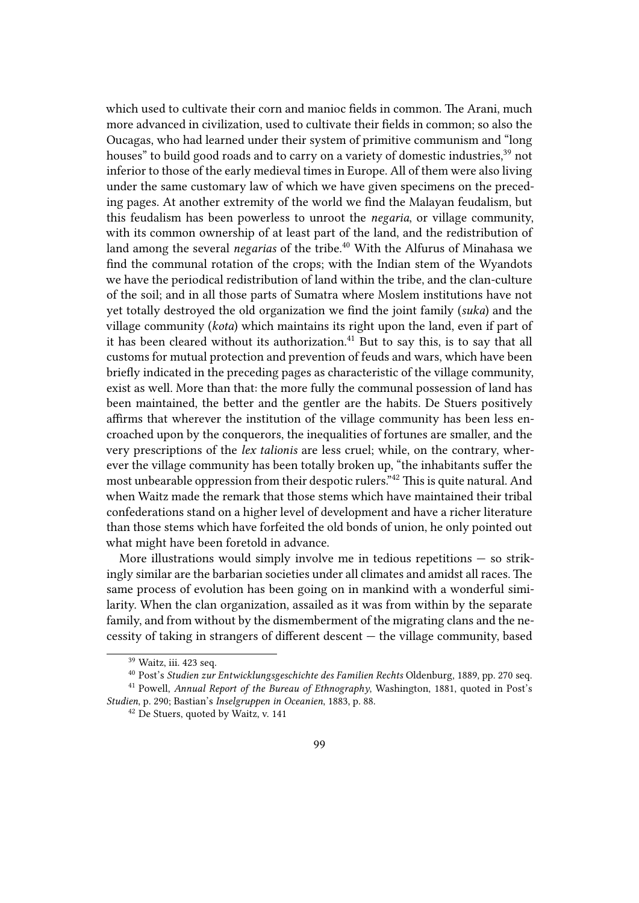which used to cultivate their corn and manioc fields in common. The Arani, much more advanced in civilization, used to cultivate their fields in common; so also the Oucagas, who had learned under their system of primitive communism and "long houses" to build good roads and to carry on a variety of domestic industries,[39] not inferior to those of the early medieval times in Europe. All of them were also living under the same customary law of which we have given specimens on the preceding pages. At another extremity of the world we find the Malayan feudalism, but this feudalism has been powerless to unroot the *negaria*, or village community, with its common ownership of at least part of the land, and the redistribution of land among the several *negarias* of the tribe.[40] With the Alfurus of Minahasa we find the communal rotation of the crops; with the Indian stem of the Wyandots we have the periodical redistribution of land within the tribe, and the clan-culture of the soil; and in all those parts of Sumatra where Moslem institutions have not yet totally destroyed the old organization we find the joint family (*suka*) and the village community (*kota*) which maintains its right upon the land, even if part of it has been cleared without its authorization.[41] But to say this, is to say that all customs for mutual protection and prevention of feuds and wars, which have been briefly indicated in the preceding pages as characteristic of the village community, exist as well. More than that: the more fully the communal possession of land has been maintained, the better and the gentler are the habits. De Stuers positively affirms that wherever the institution of the village community has been less encroached upon by the conquerors, the inequalities of fortunes are smaller, and the very prescriptions of the *lex talionis* are less cruel; while, on the contrary, wherever the village community has been totally broken up, "the inhabitants suffer the most unbearable oppression from their despotic rulers."[42] This is quite natural. And when Waitz made the remark that those stems which have maintained their tribal confederations stand on a higher level of development and have a richer literature than those stems which have forfeited the old bonds of union, he only pointed out what might have been foretold in advance.

More illustrations would simply involve me in tedious repetitions — so strikingly similar are the barbarian societies under all climates and amidst all races. The same process of evolution has been going on in mankind with a wonderful similarity. When the clan organization, assailed as it was from within by the separate family, and from without by the dismemberment of the migrating clans and the necessity of taking in strangers of different descent — the village community, based

[39] Waitz, iii. 423 seq.

[40] Post's *Studien zur Entwicklungsgeschichte des Familien Rechts* Oldenburg, 1889, pp. 270 seq.

[41] Powell, *Annual Report of the Bureau of Ethnography*, Washington, 1881, quoted in Post's *Studien*, p. 290; Bastian's *Inselgruppen in Oceanien*, 1883, p. 88.

[42] De Stuers, quoted by Waitz, v. 141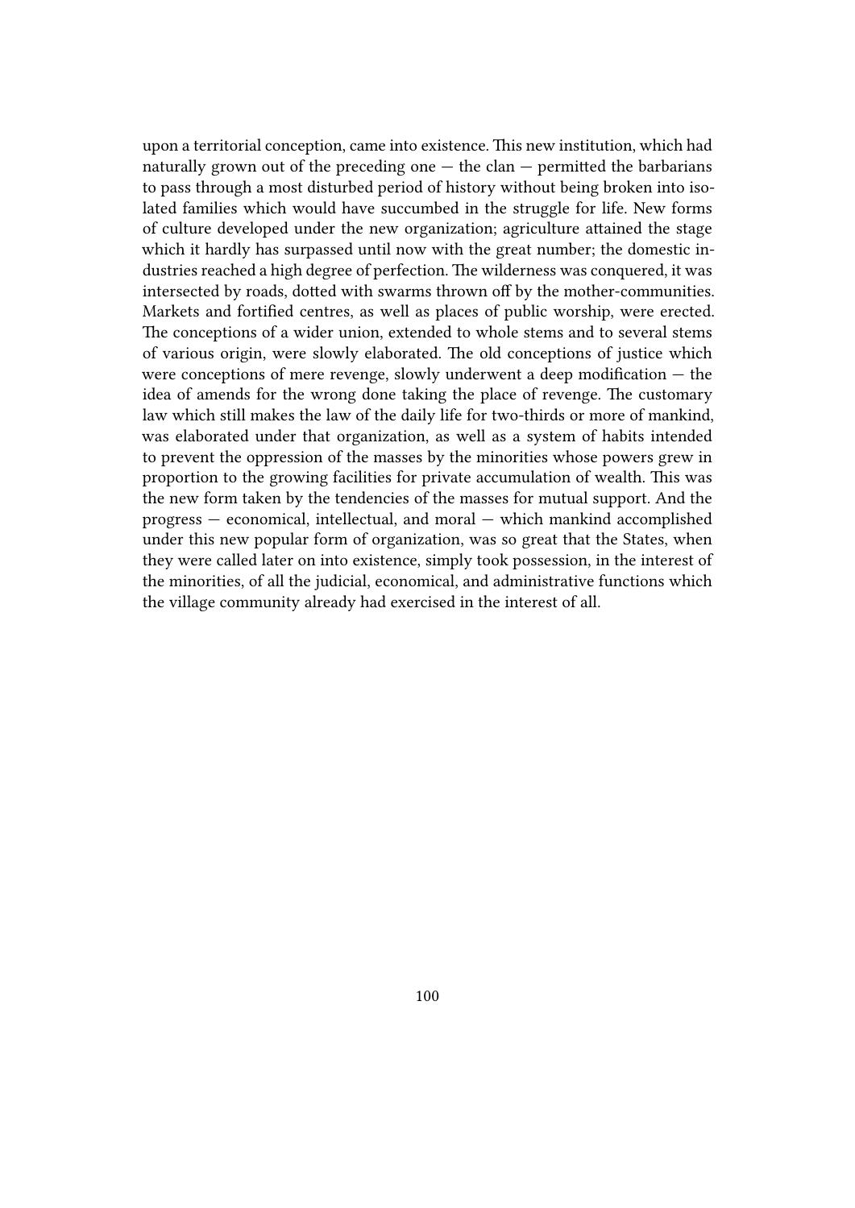upon a territorial conception, came into existence. This new institution, which had naturally grown out of the preceding one — the clan — permitted the barbarians to pass through a most disturbed period of history without being broken into isolated families which would have succumbed in the struggle for life. New forms of culture developed under the new organization; agriculture attained the stage which it hardly has surpassed until now with the great number; the domestic industries reached a high degree of perfection. The wilderness was conquered, it was intersected by roads, dotted with swarms thrown off by the mother-communities. Markets and fortified centres, as well as places of public worship, were erected. The conceptions of a wider union, extended to whole stems and to several stems of various origin, were slowly elaborated. The old conceptions of justice which were conceptions of mere revenge, slowly underwent a deep modification — the idea of amends for the wrong done taking the place of revenge. The customary law which still makes the law of the daily life for two-thirds or more of mankind, was elaborated under that organization, as well as a system of habits intended to prevent the oppression of the masses by the minorities whose powers grew in proportion to the growing facilities for private accumulation of wealth. This was the new form taken by the tendencies of the masses for mutual support. And the progress — economical, intellectual, and moral — which mankind accomplished under this new popular form of organization, was so great that the States, when they were called later on into existence, simply took possession, in the interest of the minorities, of all the judicial, economical, and administrative functions which the village community already had exercised in the interest of all.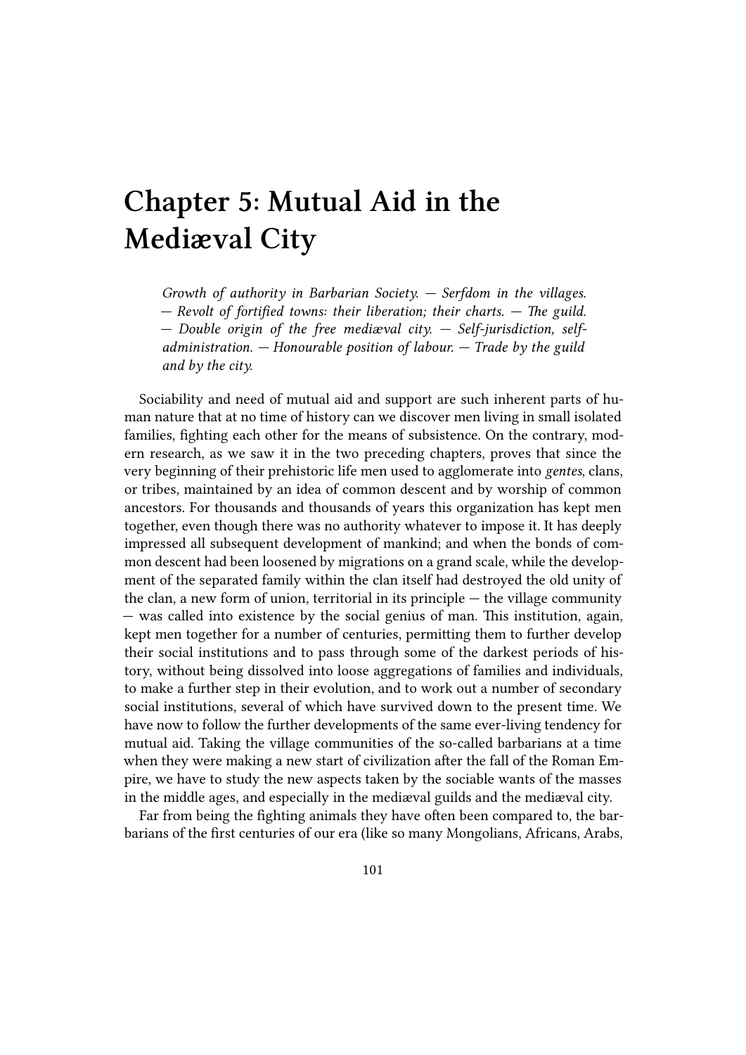# Chapter 5: Mutual Aid in the Mediæval City

*Growth of authority in Barbarian Society. — Serfdom in the villages. — Revolt of fortified towns: their liberation; their charts. — The guild. — Double origin of the free mediæval city. — Self-jurisdiction, self-administration. — Honourable position of labour. — Trade by the guild and by the city.*

Sociability and need of mutual aid and support are such inherent parts of human nature that at no time of history can we discover men living in small isolated families, fighting each other for the means of subsistence. On the contrary, modern research, as we saw it in the two preceding chapters, proves that since the very beginning of their prehistoric life men used to agglomerate into *gentes*, clans, or tribes, maintained by an idea of common descent and by worship of common ancestors. For thousands and thousands of years this organization has kept men together, even though there was no authority whatever to impose it. It has deeply impressed all subsequent development of mankind; and when the bonds of common descent had been loosened by migrations on a grand scale, while the development of the separated family within the clan itself had destroyed the old unity of the clan, a new form of union, territorial in its principle — the village community — was called into existence by the social genius of man. This institution, again, kept men together for a number of centuries, permitting them to further develop their social institutions and to pass through some of the darkest periods of history, without being dissolved into loose aggregations of families and individuals, to make a further step in their evolution, and to work out a number of secondary social institutions, several of which have survived down to the present time. We have now to follow the further developments of the same ever-living tendency for mutual aid. Taking the village communities of the so-called barbarians at a time when they were making a new start of civilization after the fall of the Roman Empire, we have to study the new aspects taken by the sociable wants of the masses in the middle ages, and especially in the mediæval guilds and the mediæval city.

Far from being the fighting animals they have often been compared to, the barbarians of the first centuries of our era (like so many Mongolians, Africans, Arabs,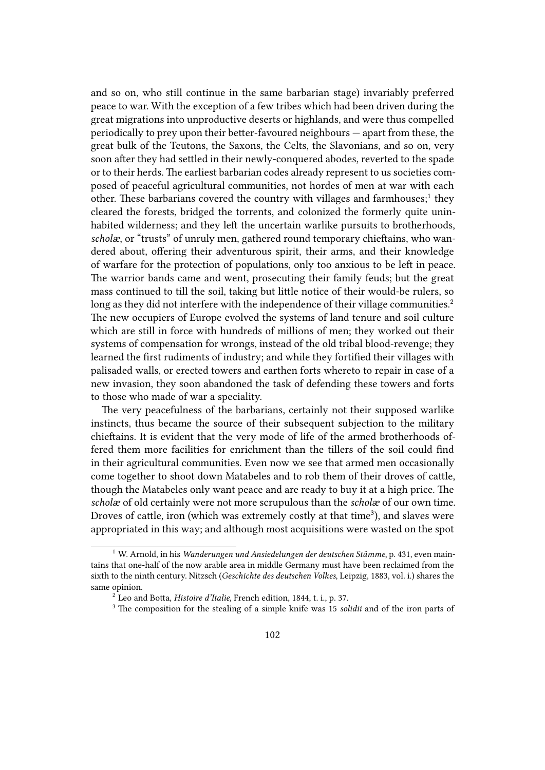and so on, who still continue in the same barbarian stage) invariably preferred peace to war. With the exception of a few tribes which had been driven during the great migrations into unproductive deserts or highlands, and were thus compelled periodically to prey upon their better-favoured neighbours — apart from these, the great bulk of the Teutons, the Saxons, the Celts, the Slavonians, and so on, very soon after they had settled in their newly-conquered abodes, reverted to the spade or to their herds. The earliest barbarian codes already represent to us societies composed of peaceful agricultural communities, not hordes of men at war with each other. These barbarians covered the country with villages and farmhouses;[1] they cleared the forests, bridged the torrents, and colonized the formerly quite uninhabited wilderness; and they left the uncertain warlike pursuits to brotherhoods, *scholæ*, or "trusts" of unruly men, gathered round temporary chieftains, who wandered about, offering their adventurous spirit, their arms, and their knowledge of warfare for the protection of populations, only too anxious to be left in peace. The warrior bands came and went, prosecuting their family feuds; but the great mass continued to till the soil, taking but little notice of their would-be rulers, so long as they did not interfere with the independence of their village communities.[2] The new occupiers of Europe evolved the systems of land tenure and soil culture which are still in force with hundreds of millions of men; they worked out their systems of compensation for wrongs, instead of the old tribal blood-revenge; they learned the first rudiments of industry; and while they fortified their villages with palisaded walls, or erected towers and earthen forts whereto to repair in case of a new invasion, they soon abandoned the task of defending these towers and forts to those who made of war a speciality.

The very peacefulness of the barbarians, certainly not their supposed warlike instincts, thus became the source of their subsequent subjection to the military chieftains. It is evident that the very mode of life of the armed brotherhoods offered them more facilities for enrichment than the tillers of the soil could find in their agricultural communities. Even now we see that armed men occasionally come together to shoot down Matabeles and to rob them of their droves of cattle, though the Matabeles only want peace and are ready to buy it at a high price. The *scholæ* of old certainly were not more scrupulous than the *scholæ* of our own time. Droves of cattle, iron (which was extremely costly at that time[3]), and slaves were appropriated in this way; and although most acquisitions were wasted on the spot

[1] W. Arnold, in his *Wanderungen und Ansiedelungen der deutschen Stämme*, p. 431, even maintains that one-half of the now arable area in middle Germany must have been reclaimed from the sixth to the ninth century. Nitzsch (*Geschichte des deutschen Volkes*, Leipzig, 1883, vol. i.) shares the same opinion.

[2] Leo and Botta, *Histoire d'Italie*, French edition, 1844, t. i., p. 37.

[3] The composition for the stealing of a simple knife was 15 *solidii* and of the iron parts of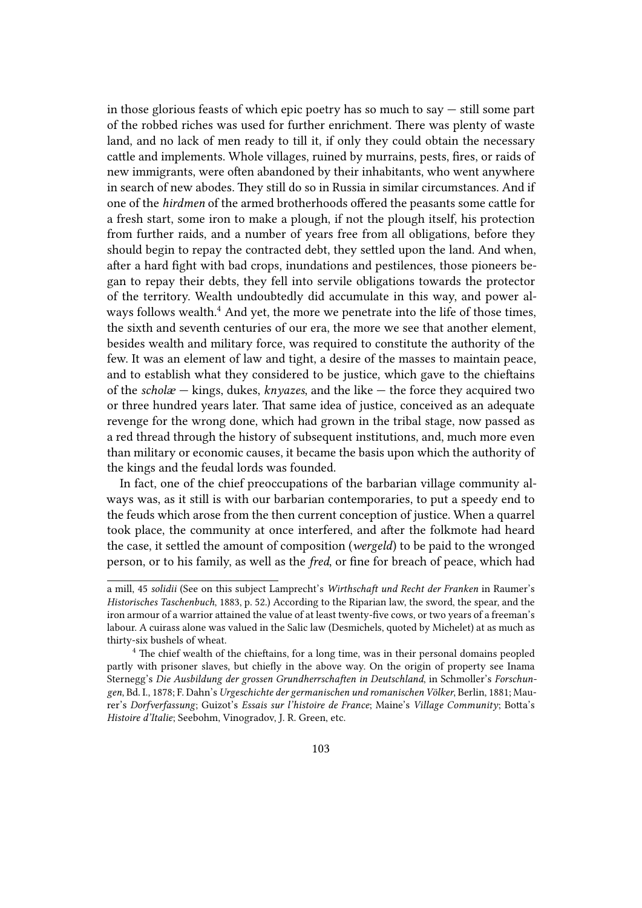in those glorious feasts of which epic poetry has so much to say — still some part of the robbed riches was used for further enrichment. There was plenty of waste land, and no lack of men ready to till it, if only they could obtain the necessary cattle and implements. Whole villages, ruined by murrains, pests, fires, or raids of new immigrants, were often abandoned by their inhabitants, who went anywhere in search of new abodes. They still do so in Russia in similar circumstances. And if one of the *hirdmen* of the armed brotherhoods offered the peasants some cattle for a fresh start, some iron to make a plough, if not the plough itself, his protection from further raids, and a number of years free from all obligations, before they should begin to repay the contracted debt, they settled upon the land. And when, after a hard fight with bad crops, inundations and pestilences, those pioneers began to repay their debts, they fell into servile obligations towards the protector of the territory. Wealth undoubtedly did accumulate in this way, and power always follows wealth.[4] And yet, the more we penetrate into the life of those times, the sixth and seventh centuries of our era, the more we see that another element, besides wealth and military force, was required to constitute the authority of the few. It was an element of law and tight, a desire of the masses to maintain peace, and to establish what they considered to be justice, which gave to the chieftains of the *scholæ* — kings, dukes, *knyazes*, and the like — the force they acquired two or three hundred years later. That same idea of justice, conceived as an adequate revenge for the wrong done, which had grown in the tribal stage, now passed as a red thread through the history of subsequent institutions, and, much more even than military or economic causes, it became the basis upon which the authority of the kings and the feudal lords was founded.

In fact, one of the chief preoccupations of the barbarian village community always was, as it still is with our barbarian contemporaries, to put a speedy end to the feuds which arose from the then current conception of justice. When a quarrel took place, the community at once interfered, and after the folkmote had heard the case, it settled the amount of composition (*wergeld*) to be paid to the wronged person, or to his family, as well as the *fred*, or fine for breach of peace, which had

---

a mill, 45 *solidii* (See on this subject Lamprecht's *Wirthschaft und Recht der Franken* in Raumer's *Historisches Taschenbuch*, 1883, p. 52.) According to the Riparian law, the sword, the spear, and the iron armour of a warrior attained the value of at least twenty-five cows, or two years of a freeman's labour. A cuirass alone was valued in the Salic law (Desmichels, quoted by Michelet) at as much as thirty-six bushels of wheat.

[4] The chief wealth of the chieftains, for a long time, was in their personal domains peopled partly with prisoner slaves, but chiefly in the above way. On the origin of property see Inama Sternegg's *Die Ausbildung der grossen Grundherrschaften in Deutschland*, in Schmoller's *Forschungen*, Bd. I., 1878; F. Dahn's *Urgeschichte der germanischen und romanischen Völker*, Berlin, 1881; Maurer's *Dorfverfassung*; Guizot's *Essais sur l'histoire de France*; Maine's *Village Community*; Botta's *Histoire d'Italie*; Seebohm, Vinogradov, J. R. Green, etc.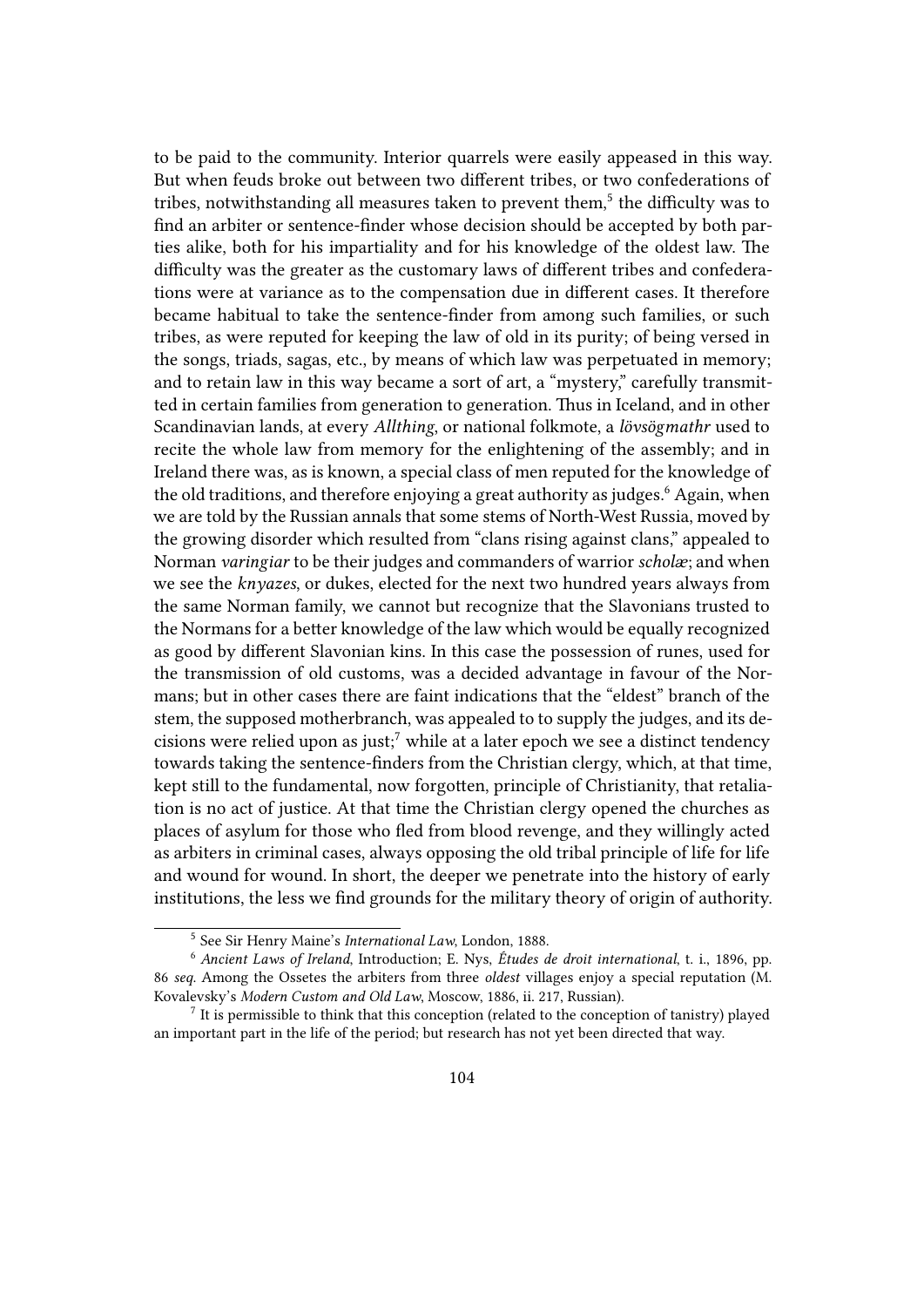to be paid to the community. Interior quarrels were easily appeased in this way. But when feuds broke out between two different tribes, or two confederations of tribes, notwithstanding all measures taken to prevent them,[5] the difficulty was to find an arbiter or sentence-finder whose decision should be accepted by both parties alike, both for his impartiality and for his knowledge of the oldest law. The difficulty was the greater as the customary laws of different tribes and confederations were at variance as to the compensation due in different cases. It therefore became habitual to take the sentence-finder from among such families, or such tribes, as were reputed for keeping the law of old in its purity; of being versed in the songs, triads, sagas, etc., by means of which law was perpetuated in memory; and to retain law in this way became a sort of art, a "mystery," carefully transmitted in certain families from generation to generation. Thus in Iceland, and in other Scandinavian lands, at every *Allthing*, or national folkmote, a *lövsögmathr* used to recite the whole law from memory for the enlightening of the assembly; and in Ireland there was, as is known, a special class of men reputed for the knowledge of the old traditions, and therefore enjoying a great authority as judges.[6] Again, when we are told by the Russian annals that some stems of North-West Russia, moved by the growing disorder which resulted from "clans rising against clans," appealed to Norman *varingiar* to be their judges and commanders of warrior *scholæ*; and when we see the *knyazes*, or dukes, elected for the next two hundred years always from the same Norman family, we cannot but recognize that the Slavonians trusted to the Normans for a better knowledge of the law which would be equally recognized as good by different Slavonian kins. In this case the possession of runes, used for the transmission of old customs, was a decided advantage in favour of the Normans; but in other cases there are faint indications that the "eldest" branch of the stem, the supposed motherbranch, was appealed to to supply the judges, and its decisions were relied upon as just;[7] while at a later epoch we see a distinct tendency towards taking the sentence-finders from the Christian clergy, which, at that time, kept still to the fundamental, now forgotten, principle of Christianity, that retaliation is no act of justice. At that time the Christian clergy opened the churches as places of asylum for those who fled from blood revenge, and they willingly acted as arbiters in criminal cases, always opposing the old tribal principle of life for life and wound for wound. In short, the deeper we penetrate into the history of early institutions, the less we find grounds for the military theory of origin of authority.

---

[5] See Sir Henry Maine's *International Law*, London, 1888.

[6] *Ancient Laws of Ireland*, Introduction; E. Nys, *Études de droit international*, t. i., 1896, pp. 86 *seq.* Among the Ossetes the arbiters from three *oldest* villages enjoy a special reputation (M. Kovalevsky's *Modern Custom and Old Law*, Moscow, 1886, ii. 217, Russian).

[7] It is permissible to think that this conception (related to the conception of tanistry) played an important part in the life of the period; but research has not yet been directed that way.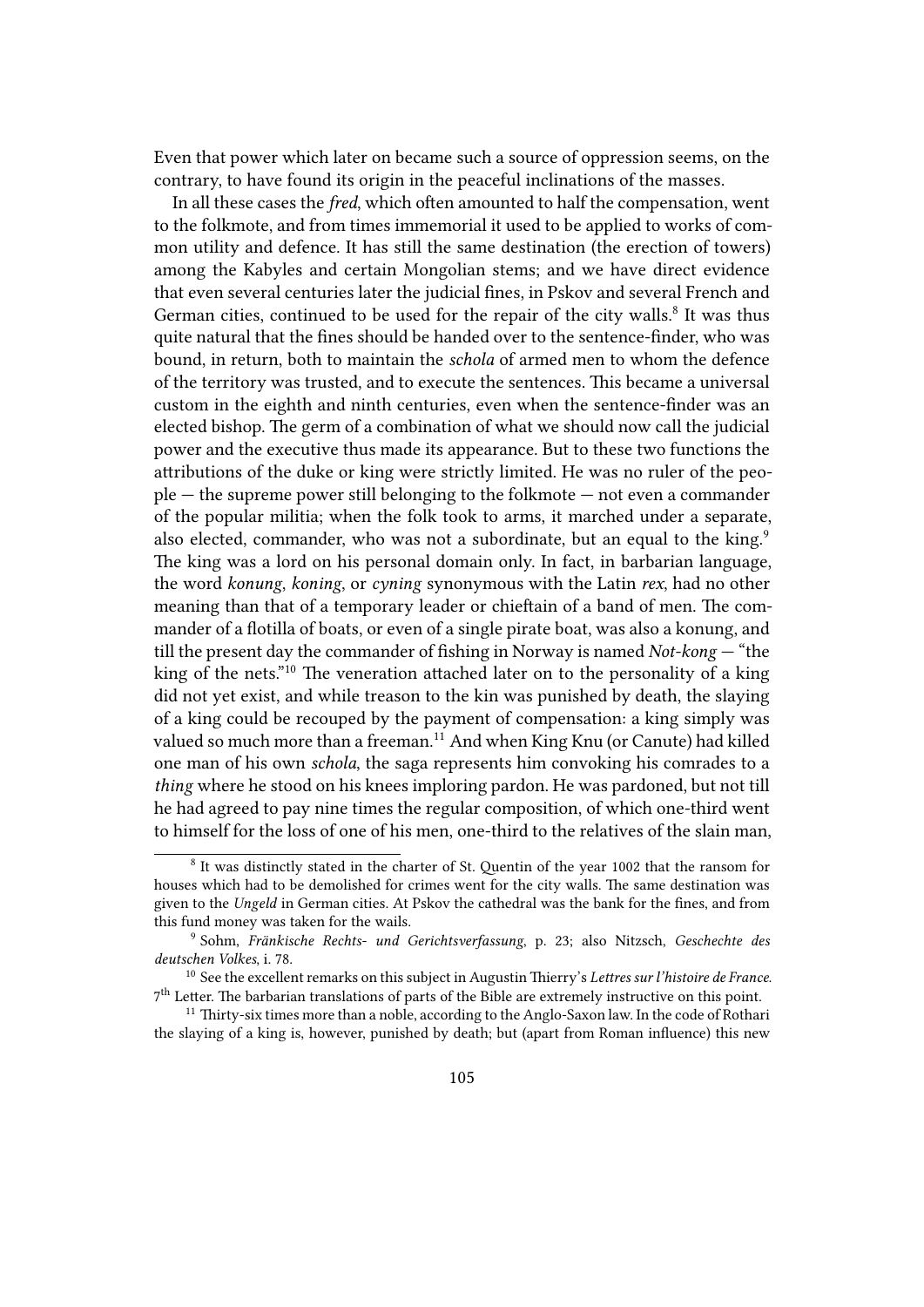Even that power which later on became such a source of oppression seems, on the contrary, to have found its origin in the peaceful inclinations of the masses.

In all these cases the *fred*, which often amounted to half the compensation, went to the folkmote, and from times immemorial it used to be applied to works of common utility and defence. It has still the same destination (the erection of towers) among the Kabyles and certain Mongolian stems; and we have direct evidence that even several centuries later the judicial fines, in Pskov and several French and German cities, continued to be used for the repair of the city walls.[8] It was thus quite natural that the fines should be handed over to the sentence-finder, who was bound, in return, both to maintain the *schola* of armed men to whom the defence of the territory was trusted, and to execute the sentences. This became a universal custom in the eighth and ninth centuries, even when the sentence-finder was an elected bishop. The germ of a combination of what we should now call the judicial power and the executive thus made its appearance. But to these two functions the attributions of the duke or king were strictly limited. He was no ruler of the people — the supreme power still belonging to the folkmote — not even a commander of the popular militia; when the folk took to arms, it marched under a separate, also elected, commander, who was not a subordinate, but an equal to the king.[9] The king was a lord on his personal domain only. In fact, in barbarian language, the word *konung*, *koning*, or *cyning* synonymous with the Latin *rex*, had no other meaning than that of a temporary leader or chieftain of a band of men. The commander of a flotilla of boats, or even of a single pirate boat, was also a konung, and till the present day the commander of fishing in Norway is named *Not-kong* — "the king of the nets."[10] The veneration attached later on to the personality of a king did not yet exist, and while treason to the kin was punished by death, the slaying of a king could be recouped by the payment of compensation: a king simply was valued so much more than a freeman.[11] And when King Knu (or Canute) had killed one man of his own *schola*, the saga represents him convoking his comrades to a *thing* where he stood on his knees imploring pardon. He was pardoned, but not till he had agreed to pay nine times the regular composition, of which one-third went to himself for the loss of one of his men, one-third to the relatives of the slain man,

---

[8] It was distinctly stated in the charter of St. Quentin of the year 1002 that the ransom for houses which had to be demolished for crimes went for the city walls. The same destination was given to the *Ungeld* in German cities. At Pskov the cathedral was the bank for the fines, and from this fund money was taken for the wails.

[9] Sohm, *Fränkische Rechts- und Gerichtsverfassung*, p. 23; also Nitzsch, *Geschechte des deutschen Volkes*, i. 78.

[10] See the excellent remarks on this subject in Augustin Thierry's *Lettres sur l'histoire de France*. 7th Letter. The barbarian translations of parts of the Bible are extremely instructive on this point.

[11] Thirty-six times more than a noble, according to the Anglo-Saxon law. In the code of Rothari the slaying of a king is, however, punished by death; but (apart from Roman influence) this new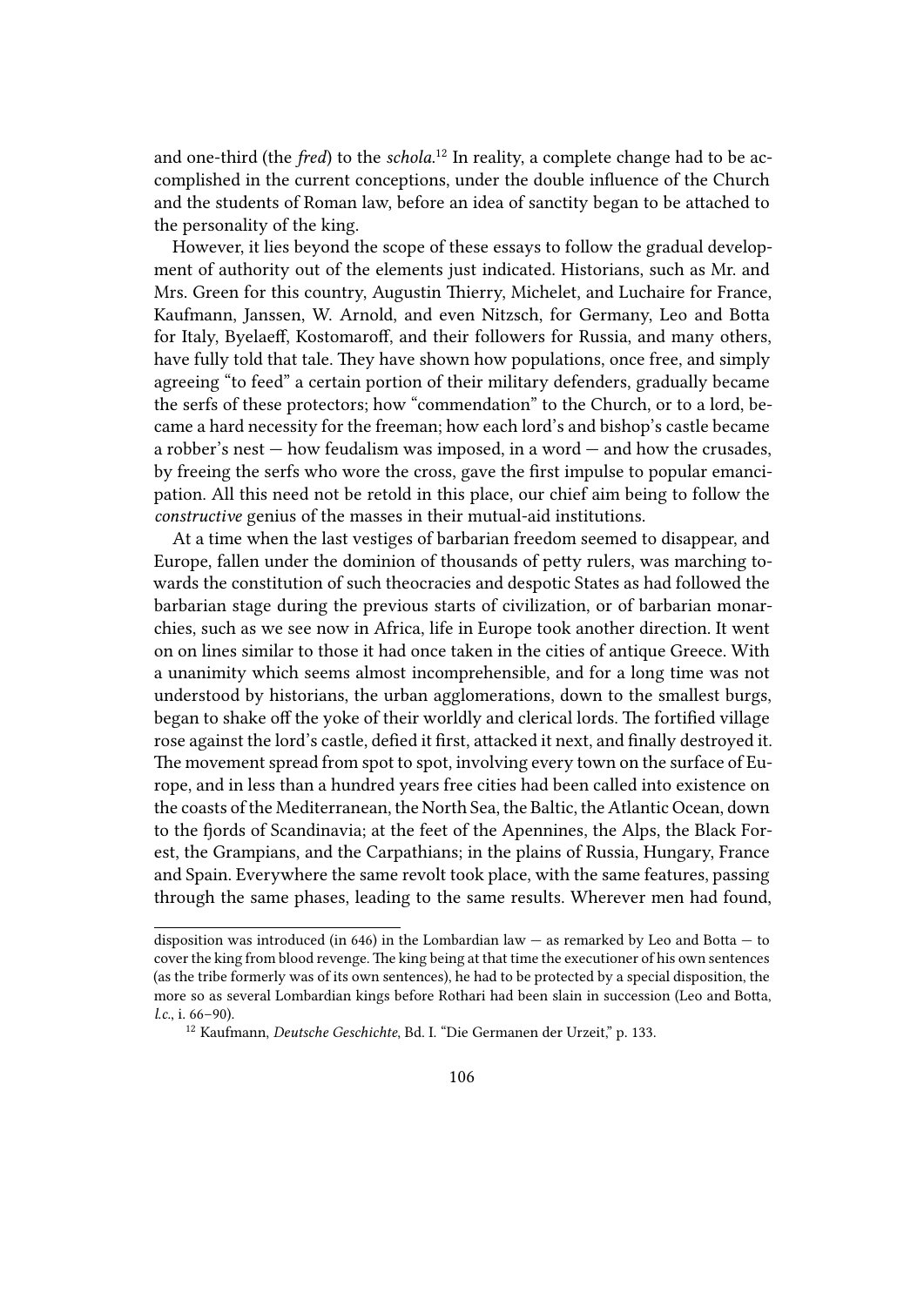and one-third (the *fred*) to the *schola*.[12] In reality, a complete change had to be accomplished in the current conceptions, under the double influence of the Church and the students of Roman law, before an idea of sanctity began to be attached to the personality of the king.

However, it lies beyond the scope of these essays to follow the gradual development of authority out of the elements just indicated. Historians, such as Mr. and Mrs. Green for this country, Augustin Thierry, Michelet, and Luchaire for France, Kaufmann, Janssen, W. Arnold, and even Nitzsch, for Germany, Leo and Botta for Italy, Byelaeff, Kostomaroff, and their followers for Russia, and many others, have fully told that tale. They have shown how populations, once free, and simply agreeing "to feed" a certain portion of their military defenders, gradually became the serfs of these protectors; how "commendation" to the Church, or to a lord, became a hard necessity for the freeman; how each lord's and bishop's castle became a robber's nest — how feudalism was imposed, in a word — and how the crusades, by freeing the serfs who wore the cross, gave the first impulse to popular emancipation. All this need not be retold in this place, our chief aim being to follow the *constructive* genius of the masses in their mutual-aid institutions.

At a time when the last vestiges of barbarian freedom seemed to disappear, and Europe, fallen under the dominion of thousands of petty rulers, was marching towards the constitution of such theocracies and despotic States as had followed the barbarian stage during the previous starts of civilization, or of barbarian monarchies, such as we see now in Africa, life in Europe took another direction. It went on on lines similar to those it had once taken in the cities of antique Greece. With a unanimity which seems almost incomprehensible, and for a long time was not understood by historians, the urban agglomerations, down to the smallest burgs, began to shake off the yoke of their worldly and clerical lords. The fortified village rose against the lord's castle, defied it first, attacked it next, and finally destroyed it. The movement spread from spot to spot, involving every town on the surface of Europe, and in less than a hundred years free cities had been called into existence on the coasts of the Mediterranean, the North Sea, the Baltic, the Atlantic Ocean, down to the fjords of Scandinavia; at the feet of the Apennines, the Alps, the Black Forest, the Grampians, and the Carpathians; in the plains of Russia, Hungary, France and Spain. Everywhere the same revolt took place, with the same features, passing through the same phases, leading to the same results. Wherever men had found,

---

disposition was introduced (in 646) in the Lombardian law — as remarked by Leo and Botta — to cover the king from blood revenge. The king being at that time the executioner of his own sentences (as the tribe formerly was of its own sentences), he had to be protected by a special disposition, the more so as several Lombardian kings before Rothari had been slain in succession (Leo and Botta, *l.c.*, i. 66–90).

[12] Kaufmann, *Deutsche Geschichte*, Bd. I. "Die Germanen der Urzeit," p. 133.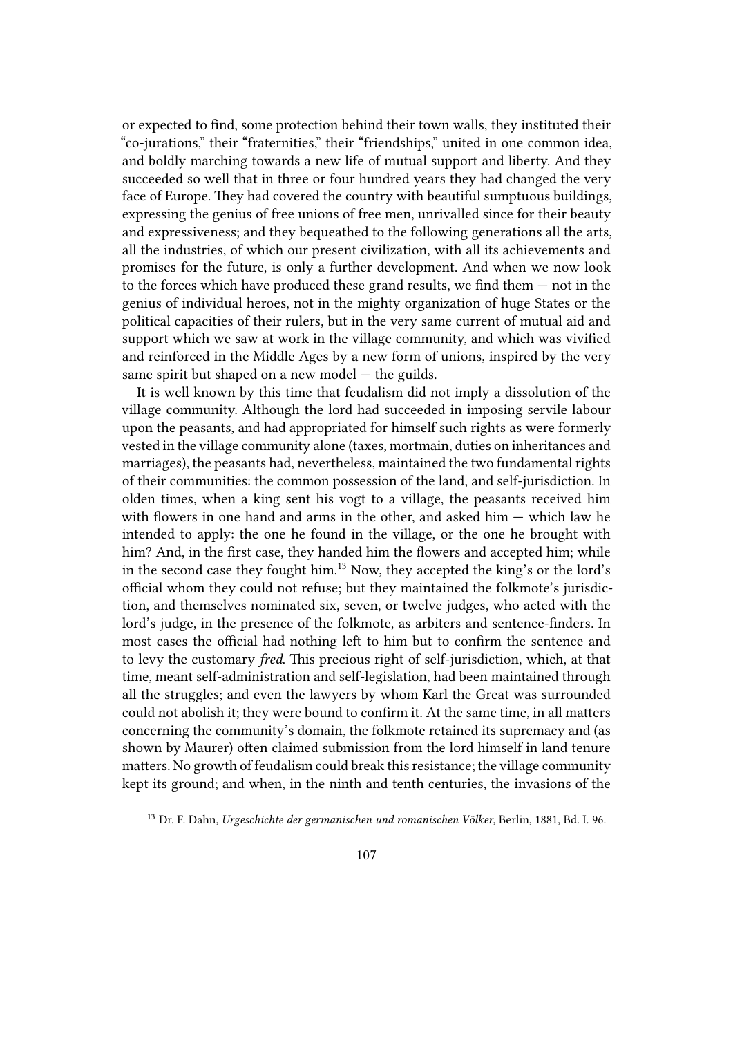or expected to find, some protection behind their town walls, they instituted their "co-jurations," their "fraternities," their "friendships," united in one common idea, and boldly marching towards a new life of mutual support and liberty. And they succeeded so well that in three or four hundred years they had changed the very face of Europe. They had covered the country with beautiful sumptuous buildings, expressing the genius of free unions of free men, unrivalled since for their beauty and expressiveness; and they bequeathed to the following generations all the arts, all the industries, of which our present civilization, with all its achievements and promises for the future, is only a further development. And when we now look to the forces which have produced these grand results, we find them — not in the genius of individual heroes, not in the mighty organization of huge States or the political capacities of their rulers, but in the very same current of mutual aid and support which we saw at work in the village community, and which was vivified and reinforced in the Middle Ages by a new form of unions, inspired by the very same spirit but shaped on a new model — the guilds.

It is well known by this time that feudalism did not imply a dissolution of the village community. Although the lord had succeeded in imposing servile labour upon the peasants, and had appropriated for himself such rights as were formerly vested in the village community alone (taxes, mortmain, duties on inheritances and marriages), the peasants had, nevertheless, maintained the two fundamental rights of their communities: the common possession of the land, and self-jurisdiction. In olden times, when a king sent his vogt to a village, the peasants received him with flowers in one hand and arms in the other, and asked him — which law he intended to apply: the one he found in the village, or the one he brought with him? And, in the first case, they handed him the flowers and accepted him; while in the second case they fought him.[13] Now, they accepted the king's or the lord's official whom they could not refuse; but they maintained the folkmote's jurisdiction, and themselves nominated six, seven, or twelve judges, who acted with the lord's judge, in the presence of the folkmote, as arbiters and sentence-finders. In most cases the official had nothing left to him but to confirm the sentence and to levy the customary *fred*. This precious right of self-jurisdiction, which, at that time, meant self-administration and self-legislation, had been maintained through all the struggles; and even the lawyers by whom Karl the Great was surrounded could not abolish it; they were bound to confirm it. At the same time, in all matters concerning the community's domain, the folkmote retained its supremacy and (as shown by Maurer) often claimed submission from the lord himself in land tenure matters. No growth of feudalism could break this resistance; the village community kept its ground; and when, in the ninth and tenth centuries, the invasions of the

[13] Dr. F. Dahn, *Urgeschichte der germanischen und romanischen Völker*, Berlin, 1881, Bd. I. 96.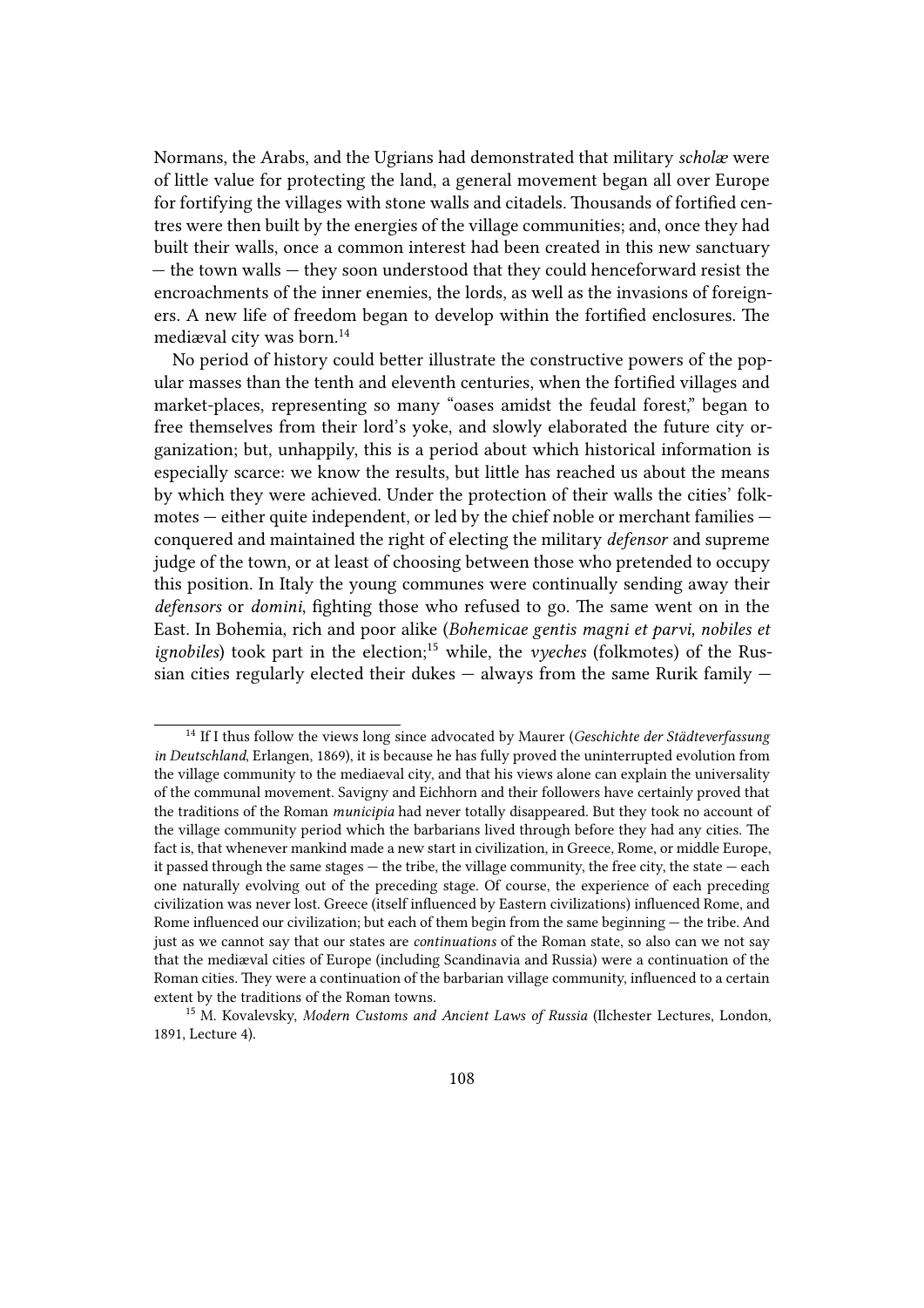Normans, the Arabs, and the Ugrians had demonstrated that military *scholæ* were of little value for protecting the land, a general movement began all over Europe for fortifying the villages with stone walls and citadels. Thousands of fortified centres were then built by the energies of the village communities; and, once they had built their walls, once a common interest had been created in this new sanctuary — the town walls — they soon understood that they could henceforward resist the encroachments of the inner enemies, the lords, as well as the invasions of foreigners. A new life of freedom began to develop within the fortified enclosures. The mediæval city was born.[14]

No period of history could better illustrate the constructive powers of the popular masses than the tenth and eleventh centuries, when the fortified villages and market-places, representing so many "oases amidst the feudal forest," began to free themselves from their lord's yoke, and slowly elaborated the future city organization; but, unhappily, this is a period about which historical information is especially scarce: we know the results, but little has reached us about the means by which they were achieved. Under the protection of their walls the cities' folkmotes — either quite independent, or led by the chief noble or merchant families — conquered and maintained the right of electing the military *defensor* and supreme judge of the town, or at least of choosing between those who pretended to occupy this position. In Italy the young communes were continually sending away their *defensors* or *domini*, fighting those who refused to go. The same went on in the East. In Bohemia, rich and poor alike (*Bohemicae gentis magni et parvi, nobiles et ignobiles*) took part in the election;[15] while, the *vyeches* (folkmotes) of the Russian cities regularly elected their dukes — always from the same Rurik family —

---

[14] If I thus follow the views long since advocated by Maurer (*Geschichte der Städteverfassung in Deutschland*, Erlangen, 1869), it is because he has fully proved the uninterrupted evolution from the village community to the mediaeval city, and that his views alone can explain the universality of the communal movement. Savigny and Eichhorn and their followers have certainly proved that the traditions of the Roman *municipia* had never totally disappeared. But they took no account of the village community period which the barbarians lived through before they had any cities. The fact is, that whenever mankind made a new start in civilization, in Greece, Rome, or middle Europe, it passed through the same stages — the tribe, the village community, the free city, the state — each one naturally evolving out of the preceding stage. Of course, the experience of each preceding civilization was never lost. Greece (itself influenced by Eastern civilizations) influenced Rome, and Rome influenced our civilization; but each of them begin from the same beginning — the tribe. And just as we cannot say that our states are *continuations* of the Roman state, so also can we not say that the mediæval cities of Europe (including Scandinavia and Russia) were a continuation of the Roman cities. They were a continuation of the barbarian village community, influenced to a certain extent by the traditions of the Roman towns.

[15] M. Kovalevsky, *Modern Customs and Ancient Laws of Russia* (Ilchester Lectures, London, 1891, Lecture 4).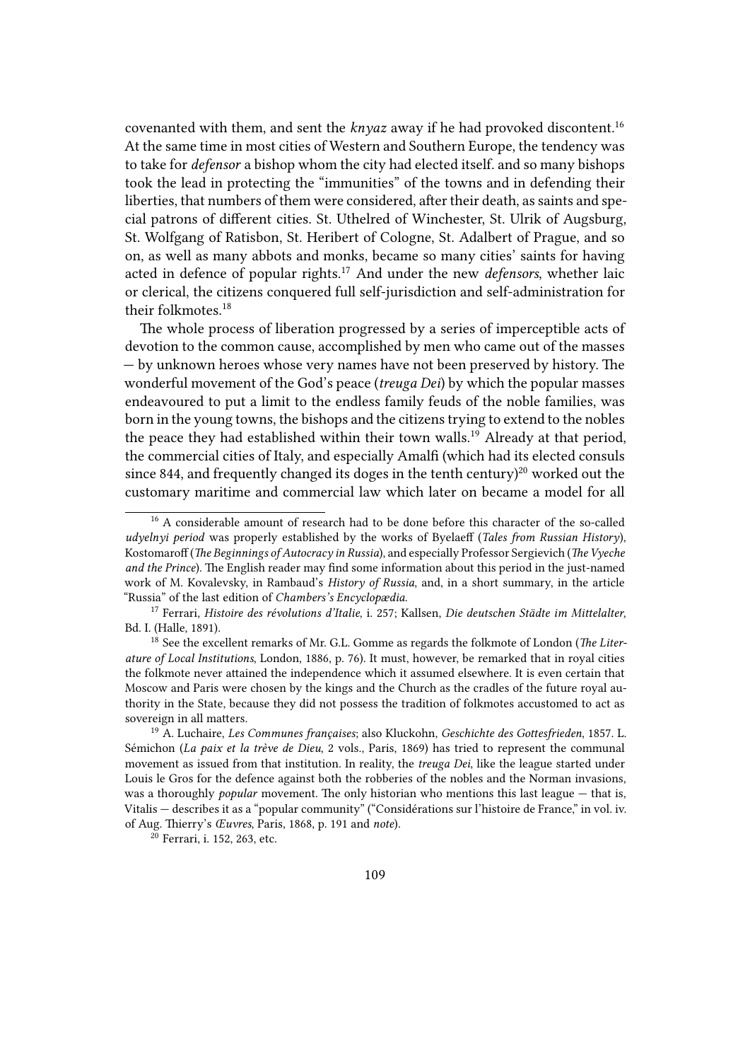covenanted with them, and sent the *knyaz* away if he had provoked discontent.[16] At the same time in most cities of Western and Southern Europe, the tendency was to take for *defensor* a bishop whom the city had elected itself. and so many bishops took the lead in protecting the "immunities" of the towns and in defending their liberties, that numbers of them were considered, after their death, as saints and special patrons of different cities. St. Uthelred of Winchester, St. Ulrik of Augsburg, St. Wolfgang of Ratisbon, St. Heribert of Cologne, St. Adalbert of Prague, and so on, as well as many abbots and monks, became so many cities' saints for having acted in defence of popular rights.[17] And under the new *defensors*, whether laic or clerical, the citizens conquered full self-jurisdiction and self-administration for their folkmotes.[18]

The whole process of liberation progressed by a series of imperceptible acts of devotion to the common cause, accomplished by men who came out of the masses — by unknown heroes whose very names have not been preserved by history. The wonderful movement of the God's peace (*treuga Dei*) by which the popular masses endeavoured to put a limit to the endless family feuds of the noble families, was born in the young towns, the bishops and the citizens trying to extend to the nobles the peace they had established within their town walls.[19] Already at that period, the commercial cities of Italy, and especially Amalfi (which had its elected consuls since 844, and frequently changed its doges in the tenth century)[20] worked out the customary maritime and commercial law which later on became a model for all

---

[16] A considerable amount of research had to be done before this character of the so-called *udyelnyi period* was properly established by the works of Byelaeff (*Tales from Russian History*), Kostomaroff (*The Beginnings of Autocracy in Russia*), and especially Professor Sergievich (*The Vyeche and the Prince*). The English reader may find some information about this period in the just-named work of M. Kovalevsky, in Rambaud's *History of Russia*, and, in a short summary, in the article "Russia" of the last edition of *Chambers's Encyclopædia*.

[17] Ferrari, *Histoire des révolutions d'Italie*, i. 257; Kallsen, *Die deutschen Städte im Mittelalter*, Bd. I. (Halle, 1891).

[18] See the excellent remarks of Mr. G.L. Gomme as regards the folkmote of London (*The Literature of Local Institutions*, London, 1886, p. 76). It must, however, be remarked that in royal cities the folkmote never attained the independence which it assumed elsewhere. It is even certain that Moscow and Paris were chosen by the kings and the Church as the cradles of the future royal authority in the State, because they did not possess the tradition of folkmotes accustomed to act as sovereign in all matters.

[19] A. Luchaire, *Les Communes françaises*; also Kluckohn, *Geschichte des Gottesfrieden*, 1857. L. Sémichon (*La paix et la trève de Dieu*, 2 vols., Paris, 1869) has tried to represent the communal movement as issued from that institution. In reality, the *treuga Dei*, like the league started under Louis le Gros for the defence against both the robberies of the nobles and the Norman invasions, was a thoroughly *popular* movement. The only historian who mentions this last league — that is, Vitalis — describes it as a "popular community" ("Considérations sur l'histoire de France," in vol. iv. of Aug. Thierry's *Œuvres*, Paris, 1868, p. 191 and *note*).

[20] Ferrari, i. 152, 263, etc.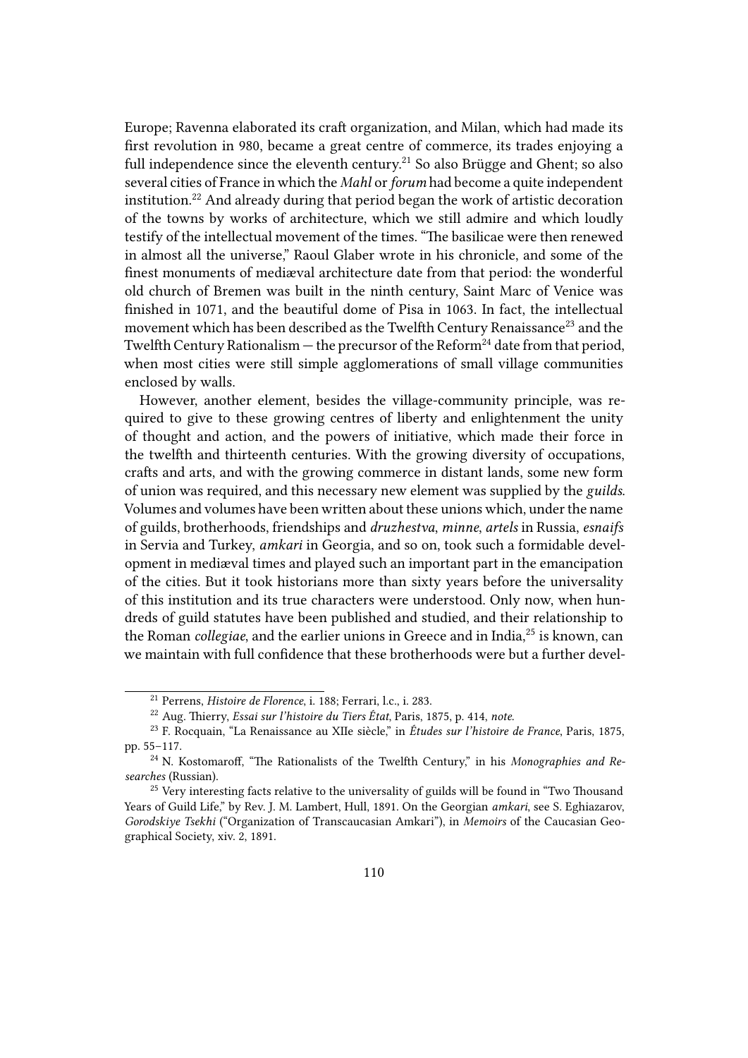Europe; Ravenna elaborated its craft organization, and Milan, which had made its first revolution in 980, became a great centre of commerce, its trades enjoying a full independence since the eleventh century.[21] So also Brügge and Ghent; so also several cities of France in which the *Mahl* or *forum* had become a quite independent institution.[22] And already during that period began the work of artistic decoration of the towns by works of architecture, which we still admire and which loudly testify of the intellectual movement of the times. "The basilicae were then renewed in almost all the universe," Raoul Glaber wrote in his chronicle, and some of the finest monuments of mediæval architecture date from that period: the wonderful old church of Bremen was built in the ninth century, Saint Marc of Venice was finished in 1071, and the beautiful dome of Pisa in 1063. In fact, the intellectual movement which has been described as the Twelfth Century Renaissance[23] and the Twelfth Century Rationalism — the precursor of the Reform[24] date from that period, when most cities were still simple agglomerations of small village communities enclosed by walls.

However, another element, besides the village-community principle, was required to give to these growing centres of liberty and enlightenment the unity of thought and action, and the powers of initiative, which made their force in the twelfth and thirteenth centuries. With the growing diversity of occupations, crafts and arts, and with the growing commerce in distant lands, some new form of union was required, and this necessary new element was supplied by the *guilds*. Volumes and volumes have been written about these unions which, under the name of guilds, brotherhoods, friendships and *druzhestva*, *minne*, *artels* in Russia, *esnaifs* in Servia and Turkey, *amkari* in Georgia, and so on, took such a formidable development in mediæval times and played such an important part in the emancipation of the cities. But it took historians more than sixty years before the universality of this institution and its true characters were understood. Only now, when hundreds of guild statutes have been published and studied, and their relationship to the Roman *collegiae*, and the earlier unions in Greece and in India,[25] is known, can we maintain with full confidence that these brotherhoods were but a further devel-

---

[21] Perrens, *Histoire de Florence*, i. 188; Ferrari, l.c., i. 283.

[22] Aug. Thierry, *Essai sur l'histoire du Tiers État*, Paris, 1875, p. 414, *note*.

[23] F. Rocquain, "La Renaissance au XIIe siècle," in *Études sur l'histoire de France*, Paris, 1875, pp. 55–117.

[24] N. Kostomaroff, "The Rationalists of the Twelfth Century," in his *Monographies and Researches* (Russian).

[25] Very interesting facts relative to the universality of guilds will be found in "Two Thousand Years of Guild Life," by Rev. J. M. Lambert, Hull, 1891. On the Georgian *amkari*, see S. Eghiazarov, *Gorodskiye Tsekhi* ("Organization of Transcaucasian Amkari"), in *Memoirs* of the Caucasian Geographical Society, xiv. 2, 1891.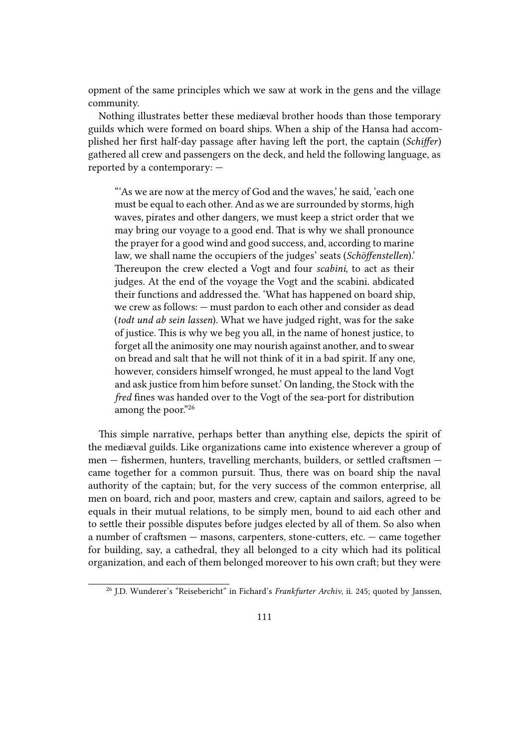opment of the same principles which we saw at work in the gens and the village community.

Nothing illustrates better these mediæval brother hoods than those temporary guilds which were formed on board ships. When a ship of the Hansa had accomplished her first half-day passage after having left the port, the captain (*Schiffer*) gathered all crew and passengers on the deck, and held the following language, as reported by a contemporary: —

> "'As we are now at the mercy of God and the waves,' he said, 'each one must be equal to each other. And as we are surrounded by storms, high waves, pirates and other dangers, we must keep a strict order that we may bring our voyage to a good end. That is why we shall pronounce the prayer for a good wind and good success, and, according to marine law, we shall name the occupiers of the judges' seats (*Schöffenstellen*).' Thereupon the crew elected a Vogt and four *scabini*, to act as their judges. At the end of the voyage the Vogt and the scabini. abdicated their functions and addressed the. 'What has happened on board ship, we crew as follows: — must pardon to each other and consider as dead (*todt und ab sein lassen*). What we have judged right, was for the sake of justice. This is why we beg you all, in the name of honest justice, to forget all the animosity one may nourish against another, and to swear on bread and salt that he will not think of it in a bad spirit. If any one, however, considers himself wronged, he must appeal to the land Vogt and ask justice from him before sunset.' On landing, the Stock with the *fred* fines was handed over to the Vogt of the sea-port for distribution among the poor."[26]

This simple narrative, perhaps better than anything else, depicts the spirit of the mediæval guilds. Like organizations came into existence wherever a group of men — fishermen, hunters, travelling merchants, builders, or settled craftsmen — came together for a common pursuit. Thus, there was on board ship the naval authority of the captain; but, for the very success of the common enterprise, all men on board, rich and poor, masters and crew, captain and sailors, agreed to be equals in their mutual relations, to be simply men, bound to aid each other and to settle their possible disputes before judges elected by all of them. So also when a number of craftsmen — masons, carpenters, stone-cutters, etc. — came together for building, say, a cathedral, they all belonged to a city which had its political organization, and each of them belonged moreover to his own craft; but they were

[26] J.D. Wunderer's "Reisebericht" in Fichard's *Frankfurter Archiv*, ii. 245; quoted by Janssen,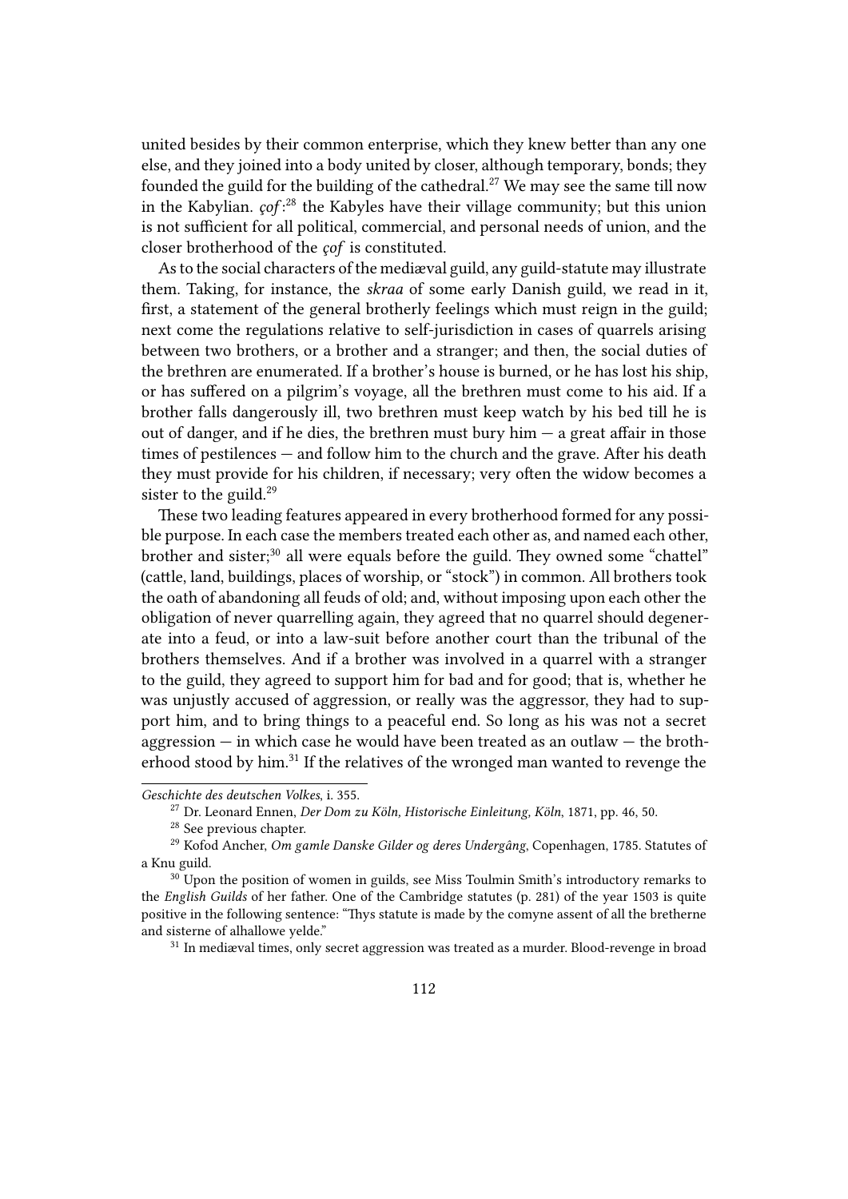united besides by their common enterprise, which they knew better than any one else, and they joined into a body united by closer, although temporary, bonds; they founded the guild for the building of the cathedral.[27] We may see the same till now in the Kabylian. *çof*:[28] the Kabyles have their village community; but this union is not sufficient for all political, commercial, and personal needs of union, and the closer brotherhood of the *çof* is constituted.

As to the social characters of the mediæval guild, any guild-statute may illustrate them. Taking, for instance, the *skraa* of some early Danish guild, we read in it, first, a statement of the general brotherly feelings which must reign in the guild; next come the regulations relative to self-jurisdiction in cases of quarrels arising between two brothers, or a brother and a stranger; and then, the social duties of the brethren are enumerated. If a brother's house is burned, or he has lost his ship, or has suffered on a pilgrim's voyage, all the brethren must come to his aid. If a brother falls dangerously ill, two brethren must keep watch by his bed till he is out of danger, and if he dies, the brethren must bury him — a great affair in those times of pestilences — and follow him to the church and the grave. After his death they must provide for his children, if necessary; very often the widow becomes a sister to the guild.[29]

These two leading features appeared in every brotherhood formed for any possible purpose. In each case the members treated each other as, and named each other, brother and sister;[30] all were equals before the guild. They owned some "chattel" (cattle, land, buildings, places of worship, or "stock") in common. All brothers took the oath of abandoning all feuds of old; and, without imposing upon each other the obligation of never quarrelling again, they agreed that no quarrel should degenerate into a feud, or into a law-suit before another court than the tribunal of the brothers themselves. And if a brother was involved in a quarrel with a stranger to the guild, they agreed to support him for bad and for good; that is, whether he was unjustly accused of aggression, or really was the aggressor, they had to support him, and to bring things to a peaceful end. So long as his was not a secret aggression — in which case he would have been treated as an outlaw — the brotherhood stood by him.[31] If the relatives of the wronged man wanted to revenge the

---

*Geschichte des deutschen Volkes*, i. 355.

[27] Dr. Leonard Ennen, *Der Dom zu Köln, Historische Einleitung, Köln*, 1871, pp. 46, 50.

[28] See previous chapter.

[29] Kofod Ancher, *Om gamle Danske Gilder og deres Undergâng*, Copenhagen, 1785. Statutes of a Knu guild.

[30] Upon the position of women in guilds, see Miss Toulmin Smith's introductory remarks to the *English Guilds* of her father. One of the Cambridge statutes (p. 281) of the year 1503 is quite positive in the following sentence: "Thys statute is made by the comyne assent of all the bretherne and sisterne of alhallowe yelde."

[31] In mediæval times, only secret aggression was treated as a murder. Blood-revenge in broad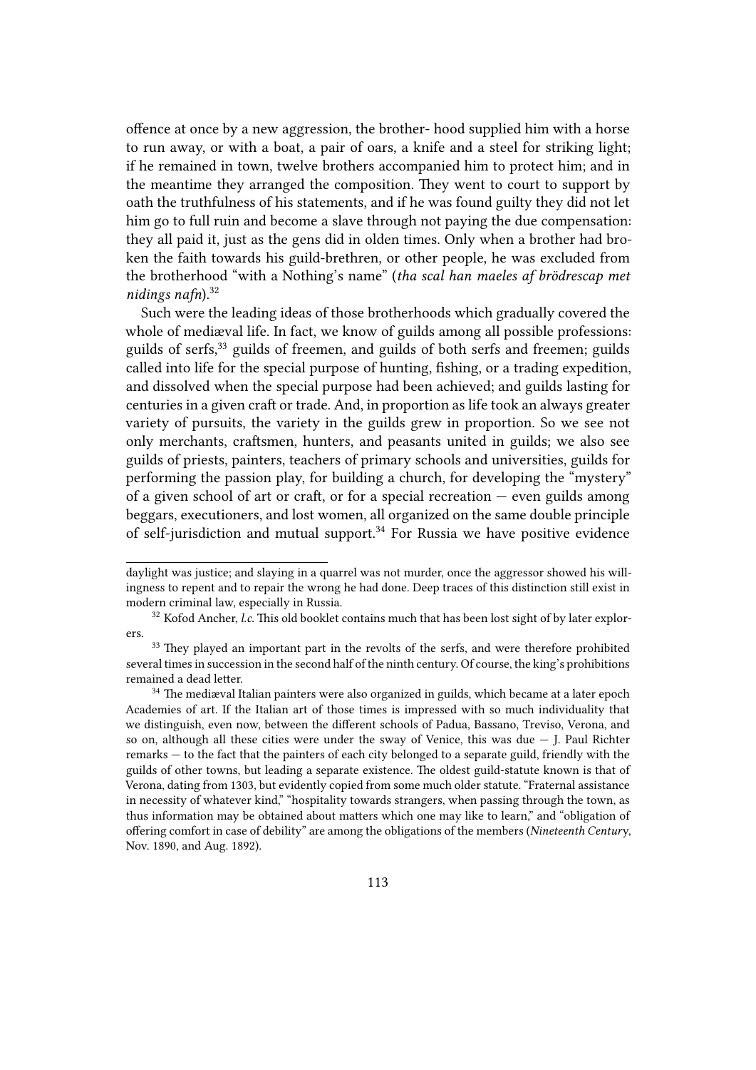offence at once by a new aggression, the brother- hood supplied him with a horse to run away, or with a boat, a pair of oars, a knife and a steel for striking light; if he remained in town, twelve brothers accompanied him to protect him; and in the meantime they arranged the composition. They went to court to support by oath the truthfulness of his statements, and if he was found guilty they did not let him go to full ruin and become a slave through not paying the due compensation: they all paid it, just as the gens did in olden times. Only when a brother had broken the faith towards his guild-brethren, or other people, he was excluded from the brotherhood "with a Nothing's name" (*tha scal han maeles af brödrescap met nidings nafn*).[32]

Such were the leading ideas of those brotherhoods which gradually covered the whole of mediæval life. In fact, we know of guilds among all possible professions: guilds of serfs,[33] guilds of freemen, and guilds of both serfs and freemen; guilds called into life for the special purpose of hunting, fishing, or a trading expedition, and dissolved when the special purpose had been achieved; and guilds lasting for centuries in a given craft or trade. And, in proportion as life took an always greater variety of pursuits, the variety in the guilds grew in proportion. So we see not only merchants, craftsmen, hunters, and peasants united in guilds; we also see guilds of priests, painters, teachers of primary schools and universities, guilds for performing the passion play, for building a church, for developing the "mystery" of a given school of art or craft, or for a special recreation — even guilds among beggars, executioners, and lost women, all organized on the same double principle of self-jurisdiction and mutual support.[34] For Russia we have positive evidence

---

daylight was justice; and slaying in a quarrel was not murder, once the aggressor showed his willingness to repent and to repair the wrong he had done. Deep traces of this distinction still exist in modern criminal law, especially in Russia.

[32] Kofod Ancher, *l.c.* This old booklet contains much that has been lost sight of by later explorers.

[33] They played an important part in the revolts of the serfs, and were therefore prohibited several times in succession in the second half of the ninth century. Of course, the king's prohibitions remained a dead letter.

[34] The mediæval Italian painters were also organized in guilds, which became at a later epoch Academies of art. If the Italian art of those times is impressed with so much individuality that we distinguish, even now, between the different schools of Padua, Bassano, Treviso, Verona, and so on, although all these cities were under the sway of Venice, this was due — J. Paul Richter remarks — to the fact that the painters of each city belonged to a separate guild, friendly with the guilds of other towns, but leading a separate existence. The oldest guild-statute known is that of Verona, dating from 1303, but evidently copied from some much older statute. "Fraternal assistance in necessity of whatever kind," "hospitality towards strangers, when passing through the town, as thus information may be obtained about matters which one may like to learn," and "obligation of offering comfort in case of debility" are among the obligations of the members (*Nineteenth Century*, Nov. 1890, and Aug. 1892).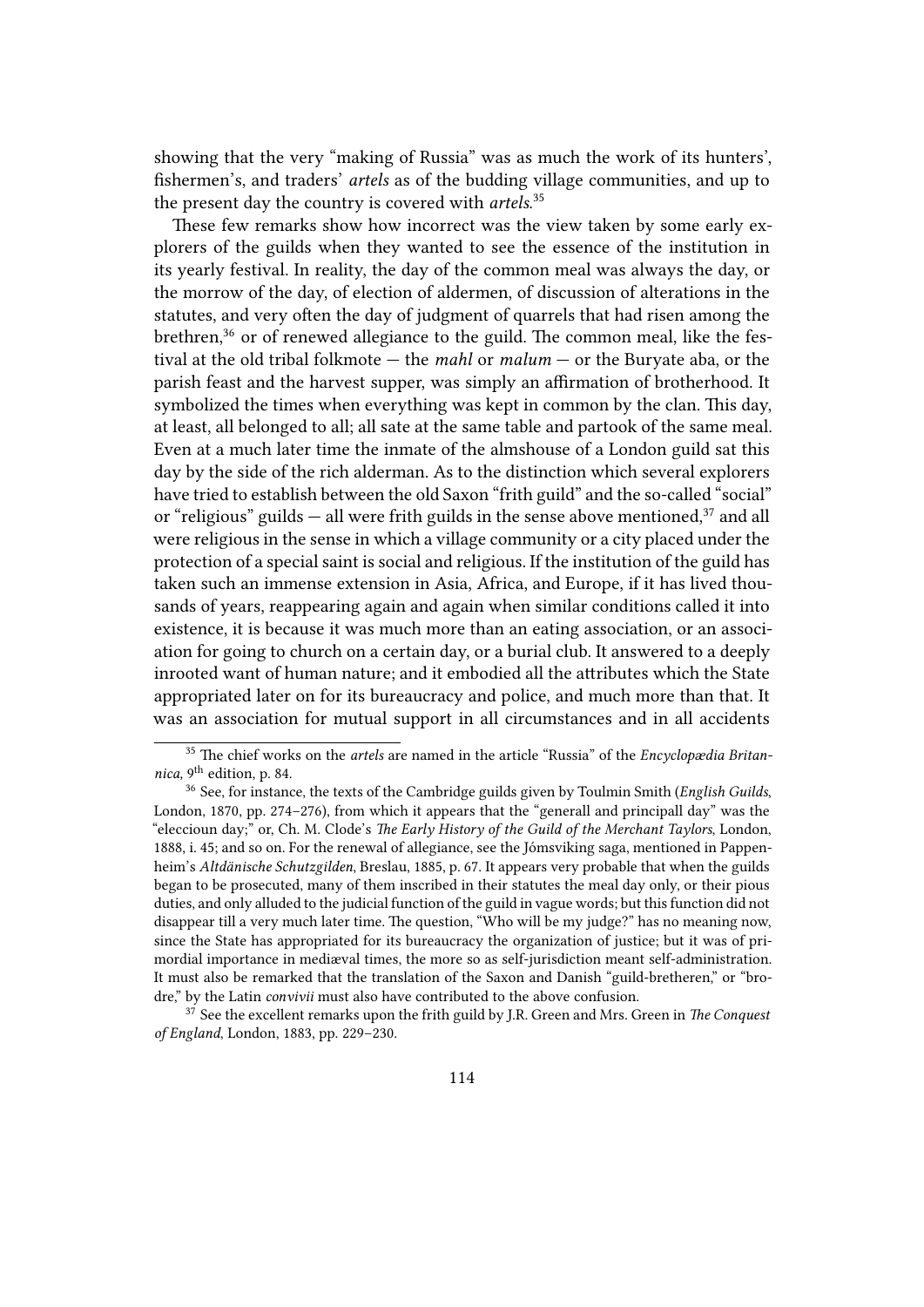showing that the very "making of Russia" was as much the work of its hunters', fishermen's, and traders' *artels* as of the budding village communities, and up to the present day the country is covered with *artels*.[35]

These few remarks show how incorrect was the view taken by some early explorers of the guilds when they wanted to see the essence of the institution in its yearly festival. In reality, the day of the common meal was always the day, or the morrow of the day, of election of aldermen, of discussion of alterations in the statutes, and very often the day of judgment of quarrels that had risen among the brethren,[36] or of renewed allegiance to the guild. The common meal, like the festival at the old tribal folkmote — the *mahl* or *malum* — or the Buryate aba, or the parish feast and the harvest supper, was simply an affirmation of brotherhood. It symbolized the times when everything was kept in common by the clan. This day, at least, all belonged to all; all sate at the same table and partook of the same meal. Even at a much later time the inmate of the almshouse of a London guild sat this day by the side of the rich alderman. As to the distinction which several explorers have tried to establish between the old Saxon "frith guild" and the so-called "social" or "religious" guilds — all were frith guilds in the sense above mentioned,[37] and all were religious in the sense in which a village community or a city placed under the protection of a special saint is social and religious. If the institution of the guild has taken such an immense extension in Asia, Africa, and Europe, if it has lived thousands of years, reappearing again and again when similar conditions called it into existence, it is because it was much more than an eating association, or an association for going to church on a certain day, or a burial club. It answered to a deeply inrooted want of human nature; and it embodied all the attributes which the State appropriated later on for its bureaucracy and police, and much more than that. It was an association for mutual support in all circumstances and in all accidents

---

[35] The chief works on the *artels* are named in the article "Russia" of the *Encyclopædia Britannica,* 9th edition, p. 84.

[36] See, for instance, the texts of the Cambridge guilds given by Toulmin Smith (*English Guilds*, London, 1870, pp. 274–276), from which it appears that the "generall and principall day" was the "eleccioun day;" or, Ch. M. Clode's *The Early History of the Guild of the Merchant Taylors*, London, 1888, i. 45; and so on. For the renewal of allegiance, see the Jómsviking saga, mentioned in Pappenheim's *Altdänische Schutzgilden*, Breslau, 1885, p. 67. It appears very probable that when the guilds began to be prosecuted, many of them inscribed in their statutes the meal day only, or their pious duties, and only alluded to the judicial function of the guild in vague words; but this function did not disappear till a very much later time. The question, "Who will be my judge?" has no meaning now, since the State has appropriated for its bureaucracy the organization of justice; but it was of primordial importance in mediæval times, the more so as self-jurisdiction meant self-administration. It must also be remarked that the translation of the Saxon and Danish "guild-bretheren," or "brodre," by the Latin *convivii* must also have contributed to the above confusion.

[37] See the excellent remarks upon the frith guild by J.R. Green and Mrs. Green in *The Conquest of England*, London, 1883, pp. 229–230.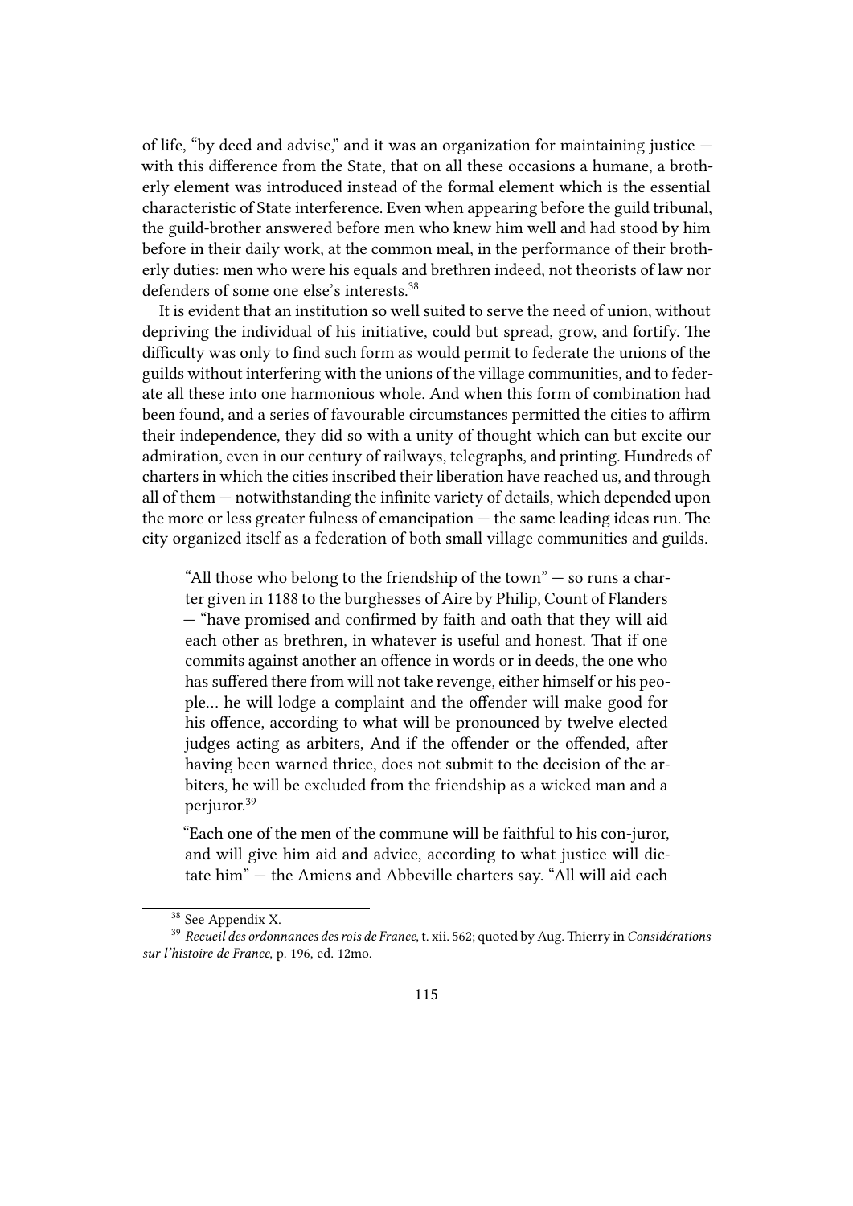of life, "by deed and advise," and it was an organization for maintaining justice — with this difference from the State, that on all these occasions a humane, a brotherly element was introduced instead of the formal element which is the essential characteristic of State interference. Even when appearing before the guild tribunal, the guild-brother answered before men who knew him well and had stood by him before in their daily work, at the common meal, in the performance of their brotherly duties: men who were his equals and brethren indeed, not theorists of law nor defenders of some one else's interests.[38]

It is evident that an institution so well suited to serve the need of union, without depriving the individual of his initiative, could but spread, grow, and fortify. The difficulty was only to find such form as would permit to federate the unions of the guilds without interfering with the unions of the village communities, and to federate all these into one harmonious whole. And when this form of combination had been found, and a series of favourable circumstances permitted the cities to affirm their independence, they did so with a unity of thought which can but excite our admiration, even in our century of railways, telegraphs, and printing. Hundreds of charters in which the cities inscribed their liberation have reached us, and through all of them — notwithstanding the infinite variety of details, which depended upon the more or less greater fulness of emancipation — the same leading ideas run. The city organized itself as a federation of both small village communities and guilds.

> "All those who belong to the friendship of the town" — so runs a charter given in 1188 to the burghesses of Aire by Philip, Count of Flanders — "have promised and confirmed by faith and oath that they will aid each other as brethren, in whatever is useful and honest. That if one commits against another an offence in words or in deeds, the one who has suffered there from will not take revenge, either himself or his people… he will lodge a complaint and the offender will make good for his offence, according to what will be pronounced by twelve elected judges acting as arbiters, And if the offender or the offended, after having been warned thrice, does not submit to the decision of the arbiters, he will be excluded from the friendship as a wicked man and a perjuror.[39]
>
> "Each one of the men of the commune will be faithful to his con-juror, and will give him aid and advice, according to what justice will dictate him" — the Amiens and Abbeville charters say. "All will aid each

[38] See Appendix X.

[39] *Recueil des ordonnances des rois de France*, t. xii. 562; quoted by Aug. Thierry in *Considérations sur l'histoire de France*, p. 196, ed. 12mo.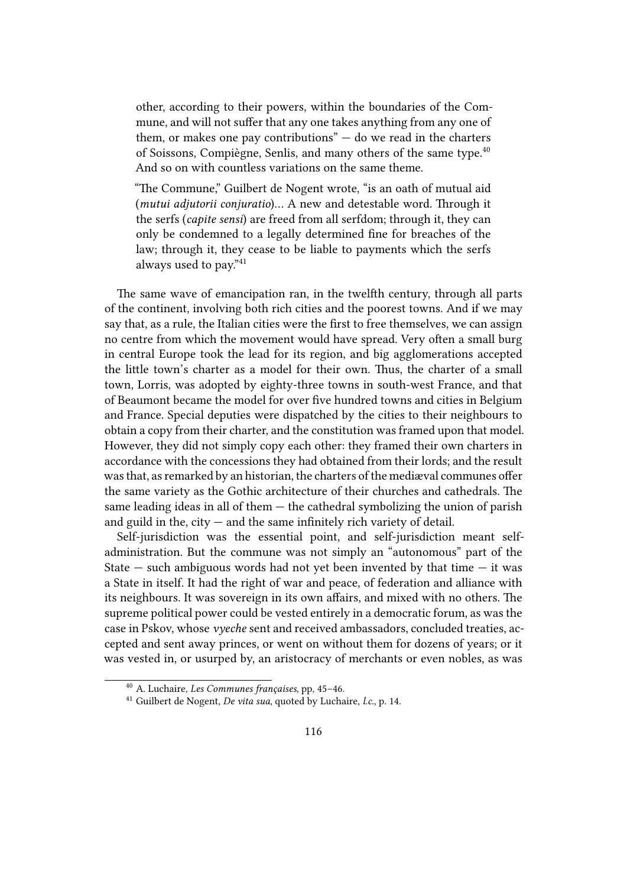> other, according to their powers, within the boundaries of the Commune, and will not suffer that any one takes anything from any one of them, or makes one pay contributions" — do we read in the charters of Soissons, Compiègne, Senlis, and many others of the same type.[40] And so on with countless variations on the same theme.

> "The Commune," Guilbert de Nogent wrote, "is an oath of mutual aid (*mutui adjutorii conjuratio*)… A new and detestable word. Through it the serfs (*capite sensi*) are freed from all serfdom; through it, they can only be condemned to a legally determined fine for breaches of the law; through it, they cease to be liable to payments which the serfs always used to pay."[41]

The same wave of emancipation ran, in the twelfth century, through all parts of the continent, involving both rich cities and the poorest towns. And if we may say that, as a rule, the Italian cities were the first to free themselves, we can assign no centre from which the movement would have spread. Very often a small burg in central Europe took the lead for its region, and big agglomerations accepted the little town's charter as a model for their own. Thus, the charter of a small town, Lorris, was adopted by eighty-three towns in south-west France, and that of Beaumont became the model for over five hundred towns and cities in Belgium and France. Special deputies were dispatched by the cities to their neighbours to obtain a copy from their charter, and the constitution was framed upon that model. However, they did not simply copy each other: they framed their own charters in accordance with the concessions they had obtained from their lords; and the result was that, as remarked by an historian, the charters of the mediæval communes offer the same variety as the Gothic architecture of their churches and cathedrals. The same leading ideas in all of them — the cathedral symbolizing the union of parish and guild in the, city — and the same infinitely rich variety of detail.

Self-jurisdiction was the essential point, and self-jurisdiction meant self-administration. But the commune was not simply an "autonomous" part of the State — such ambiguous words had not yet been invented by that time — it was a State in itself. It had the right of war and peace, of federation and alliance with its neighbours. It was sovereign in its own affairs, and mixed with no others. The supreme political power could be vested entirely in a democratic forum, as was the case in Pskov, whose *vyeche* sent and received ambassadors, concluded treaties, accepted and sent away princes, or went on without them for dozens of years; or it was vested in, or usurped by, an aristocracy of merchants or even nobles, as was

---

[40] A. Luchaire, *Les Communes françaises*, pp, 45–46.

[41] Guilbert de Nogent, *De vita sua*, quoted by Luchaire, *l.c.*, p. 14.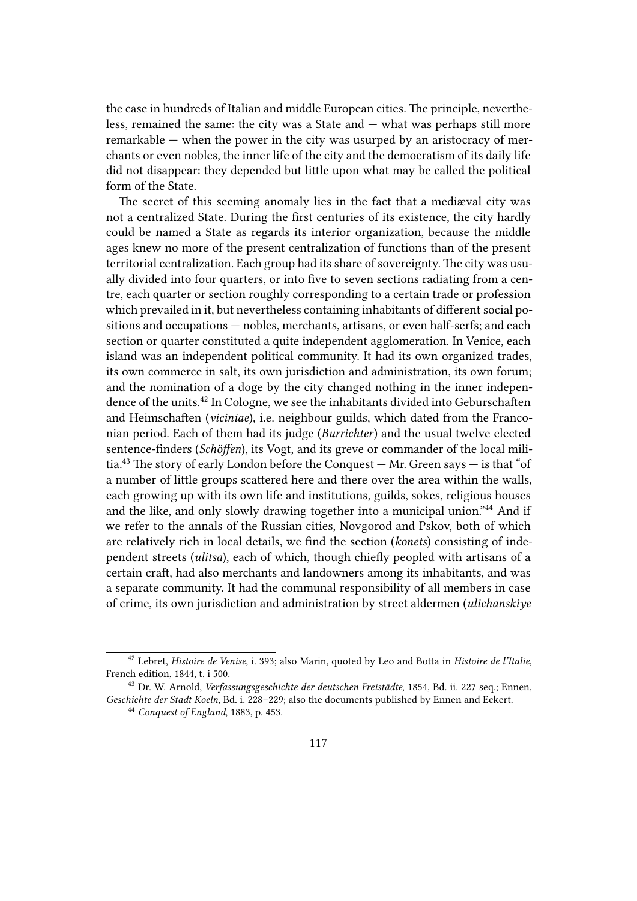the case in hundreds of Italian and middle European cities. The principle, nevertheless, remained the same: the city was a State and — what was perhaps still more remarkable — when the power in the city was usurped by an aristocracy of merchants or even nobles, the inner life of the city and the democratism of its daily life did not disappear: they depended but little upon what may be called the political form of the State.

The secret of this seeming anomaly lies in the fact that a mediæval city was not a centralized State. During the first centuries of its existence, the city hardly could be named a State as regards its interior organization, because the middle ages knew no more of the present centralization of functions than of the present territorial centralization. Each group had its share of sovereignty. The city was usually divided into four quarters, or into five to seven sections radiating from a centre, each quarter or section roughly corresponding to a certain trade or profession which prevailed in it, but nevertheless containing inhabitants of different social positions and occupations — nobles, merchants, artisans, or even half-serfs; and each section or quarter constituted a quite independent agglomeration. In Venice, each island was an independent political community. It had its own organized trades, its own commerce in salt, its own jurisdiction and administration, its own forum; and the nomination of a doge by the city changed nothing in the inner independence of the units.[42] In Cologne, we see the inhabitants divided into Geburschaften and Heimschaften (*viciniae*), i.e. neighbour guilds, which dated from the Franconian period. Each of them had its judge (*Burrichter*) and the usual twelve elected sentence-finders (*Schöffen*), its Vogt, and its greve or commander of the local militia.[43] The story of early London before the Conquest — Mr. Green says — is that "of a number of little groups scattered here and there over the area within the walls, each growing up with its own life and institutions, guilds, sokes, religious houses and the like, and only slowly drawing together into a municipal union."[44] And if we refer to the annals of the Russian cities, Novgorod and Pskov, both of which are relatively rich in local details, we find the section (*konets*) consisting of independent streets (*ulitsa*), each of which, though chiefly peopled with artisans of a certain craft, had also merchants and landowners among its inhabitants, and was a separate community. It had the communal responsibility of all members in case of crime, its own jurisdiction and administration by street aldermen (*ulichanskiye*

---

[42] Lebret, *Histoire de Venise*, i. 393; also Marin, quoted by Leo and Botta in *Histoire de l'Italie*, French edition, 1844, t. i 500.

[43] Dr. W. Arnold, *Verfassungsgeschichte der deutschen Freistädte*, 1854, Bd. ii. 227 seq.; Ennen, *Geschichte der Stadt Koeln*, Bd. i. 228–229; also the documents published by Ennen and Eckert.

[44] *Conquest of England*, 1883, p. 453.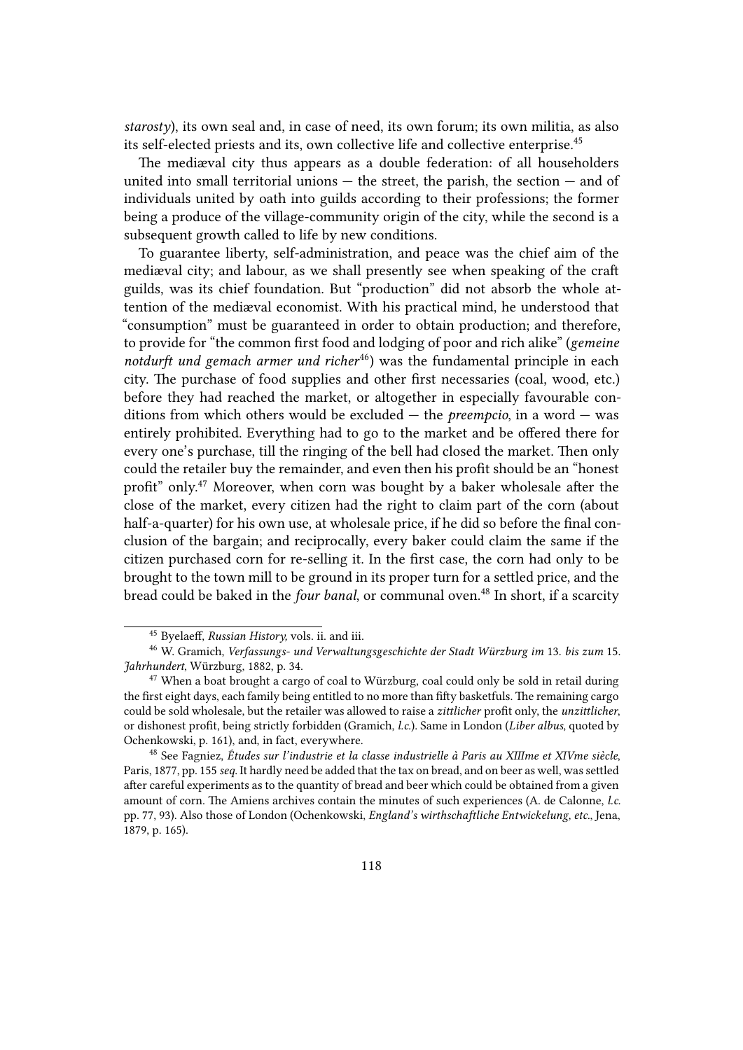*starosty*), its own seal and, in case of need, its own forum; its own militia, as also its self-elected priests and its, own collective life and collective enterprise.[45]

The mediæval city thus appears as a double federation: of all householders united into small territorial unions — the street, the parish, the section — and of individuals united by oath into guilds according to their professions; the former being a produce of the village-community origin of the city, while the second is a subsequent growth called to life by new conditions.

To guarantee liberty, self-administration, and peace was the chief aim of the mediæval city; and labour, as we shall presently see when speaking of the craft guilds, was its chief foundation. But "production" did not absorb the whole attention of the mediæval economist. With his practical mind, he understood that "consumption" must be guaranteed in order to obtain production; and therefore, to provide for "the common first food and lodging of poor and rich alike" (*gemeine notdurft und gemach armer und richer*[46]) was the fundamental principle in each city. The purchase of food supplies and other first necessaries (coal, wood, etc.) before they had reached the market, or altogether in especially favourable conditions from which others would be excluded — the *preempcio*, in a word — was entirely prohibited. Everything had to go to the market and be offered there for every one's purchase, till the ringing of the bell had closed the market. Then only could the retailer buy the remainder, and even then his profit should be an "honest profit" only.[47] Moreover, when corn was bought by a baker wholesale after the close of the market, every citizen had the right to claim part of the corn (about half-a-quarter) for his own use, at wholesale price, if he did so before the final conclusion of the bargain; and reciprocally, every baker could claim the same if the citizen purchased corn for re-selling it. In the first case, the corn had only to be brought to the town mill to be ground in its proper turn for a settled price, and the bread could be baked in the *four banal*, or communal oven.[48] In short, if a scarcity

---

[45] Byelaeff, *Russian History,* vols. ii. and iii.

[46] W. Gramich, *Verfassungs- und Verwaltungsgeschichte der Stadt Würzburg im* 13. *bis zum* 15. *Jahrhundert*, Würzburg, 1882, p. 34.

[47] When a boat brought a cargo of coal to Würzburg, coal could only be sold in retail during the first eight days, each family being entitled to no more than fifty basketfuls. The remaining cargo could be sold wholesale, but the retailer was allowed to raise a *zittlicher* profit only, the *unzittlicher*, or dishonest profit, being strictly forbidden (Gramich, *l.c.*). Same in London (*Liber albus*, quoted by Ochenkowski, p. 161), and, in fact, everywhere.

[48] See Fagniez, *Études sur l'industrie et la classe industrielle à Paris au XIIIme et XIVme siècle*, Paris, 1877, pp. 155 *seq.* It hardly need be added that the tax on bread, and on beer as well, was settled after careful experiments as to the quantity of bread and beer which could be obtained from a given amount of corn. The Amiens archives contain the minutes of such experiences (A. de Calonne, *l.c.* pp. 77, 93). Also those of London (Ochenkowski, *England's wirthschaftliche Entwickelung, etc.*, Jena, 1879, p. 165).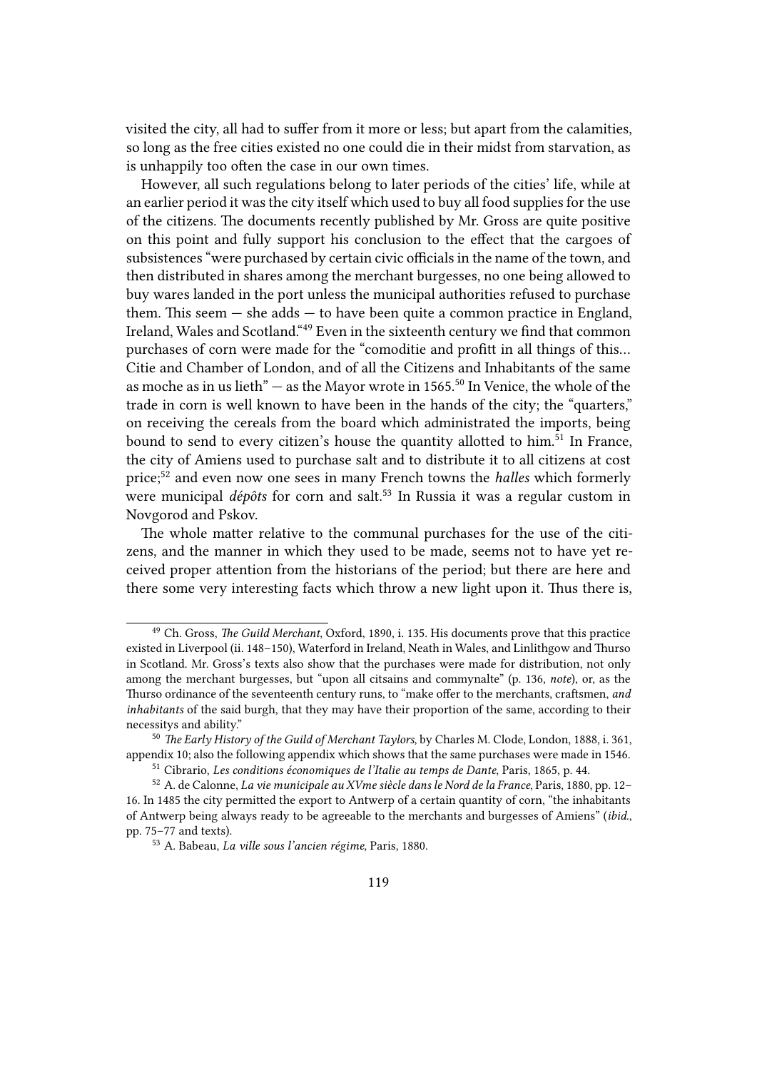visited the city, all had to suffer from it more or less; but apart from the calamities, so long as the free cities existed no one could die in their midst from starvation, as is unhappily too often the case in our own times.

However, all such regulations belong to later periods of the cities' life, while at an earlier period it was the city itself which used to buy all food supplies for the use of the citizens. The documents recently published by Mr. Gross are quite positive on this point and fully support his conclusion to the effect that the cargoes of subsistences "were purchased by certain civic officials in the name of the town, and then distributed in shares among the merchant burgesses, no one being allowed to buy wares landed in the port unless the municipal authorities refused to purchase them. This seem — she adds — to have been quite a common practice in England, Ireland, Wales and Scotland."[49] Even in the sixteenth century we find that common purchases of corn were made for the "comoditie and profitt in all things of this… Citie and Chamber of London, and of all the Citizens and Inhabitants of the same as moche as in us lieth" — as the Mayor wrote in 1565.[50] In Venice, the whole of the trade in corn is well known to have been in the hands of the city; the "quarters," on receiving the cereals from the board which administrated the imports, being bound to send to every citizen's house the quantity allotted to him.[51] In France, the city of Amiens used to purchase salt and to distribute it to all citizens at cost price;[52] and even now one sees in many French towns the *halles* which formerly were municipal *dépôts* for corn and salt.[53] In Russia it was a regular custom in Novgorod and Pskov.

The whole matter relative to the communal purchases for the use of the citizens, and the manner in which they used to be made, seems not to have yet received proper attention from the historians of the period; but there are here and there some very interesting facts which throw a new light upon it. Thus there is,

---

[49] Ch. Gross, *The Guild Merchant*, Oxford, 1890, i. 135. His documents prove that this practice existed in Liverpool (ii. 148–150), Waterford in Ireland, Neath in Wales, and Linlithgow and Thurso in Scotland. Mr. Gross's texts also show that the purchases were made for distribution, not only among the merchant burgesses, but "upon all citsains and commynalte" (p. 136, *note*), or, as the Thurso ordinance of the seventeenth century runs, to "make offer to the merchants, craftsmen, *and inhabitants* of the said burgh, that they may have their proportion of the same, according to their necessitys and ability."

[50] *The Early History of the Guild of Merchant Taylors*, by Charles M. Clode, London, 1888, i. 361, appendix 10; also the following appendix which shows that the same purchases were made in 1546.

[51] Cibrario, *Les conditions économiques de l'Italie au temps de Dante*, Paris, 1865, p. 44.

[52] A. de Calonne, *La vie municipale au XVme siècle dans le Nord de la France*, Paris, 1880, pp. 12–16. In 1485 the city permitted the export to Antwerp of a certain quantity of corn, "the inhabitants of Antwerp being always ready to be agreeable to the merchants and burgesses of Amiens" (*ibid.*, pp. 75–77 and texts).

[53] A. Babeau, *La ville sous l'ancien régime*, Paris, 1880.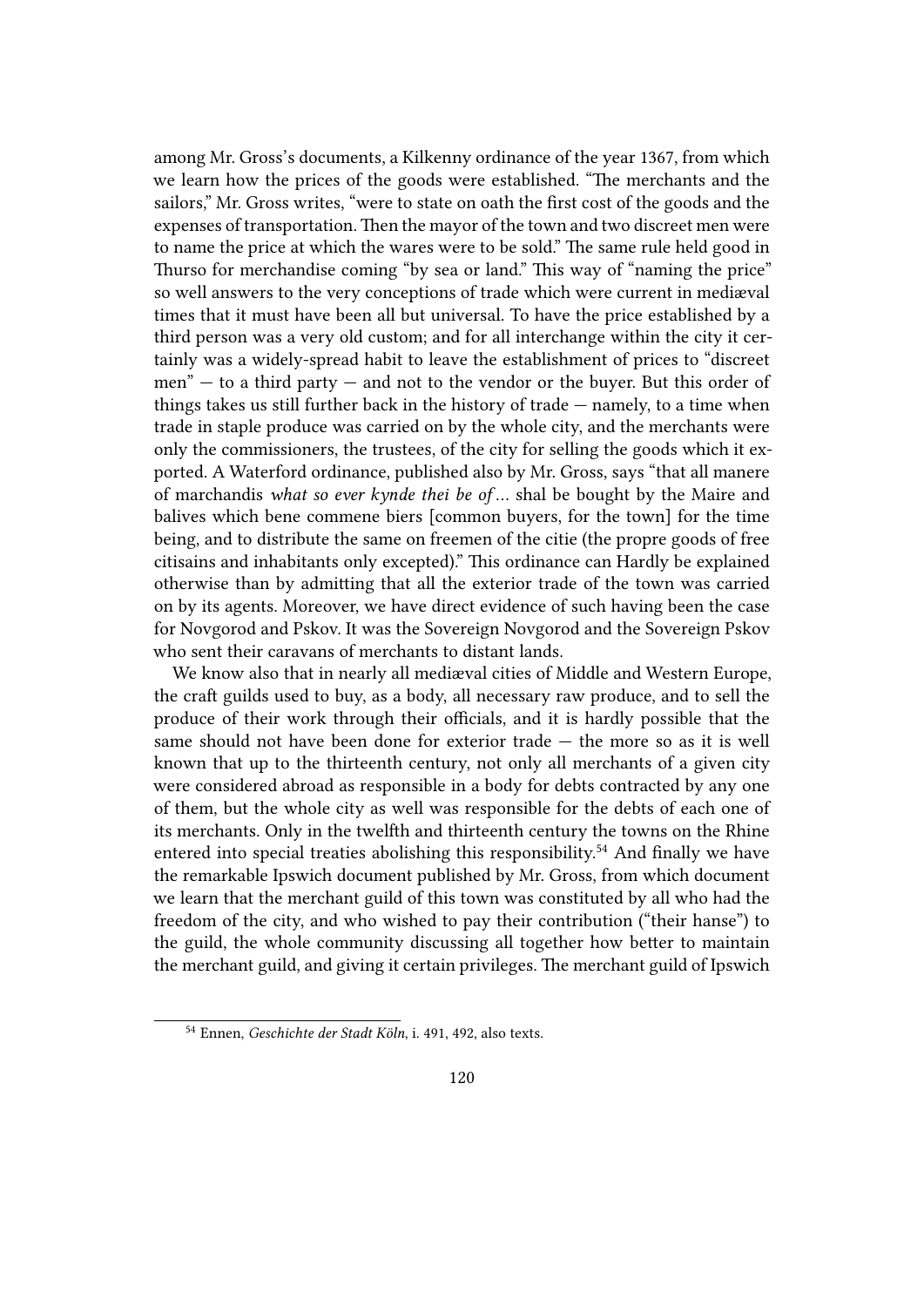among Mr. Gross's documents, a Kilkenny ordinance of the year 1367, from which we learn how the prices of the goods were established. "The merchants and the sailors," Mr. Gross writes, "were to state on oath the first cost of the goods and the expenses of transportation. Then the mayor of the town and two discreet men were to name the price at which the wares were to be sold." The same rule held good in Thurso for merchandise coming "by sea or land." This way of "naming the price" so well answers to the very conceptions of trade which were current in mediæval times that it must have been all but universal. To have the price established by a third person was a very old custom; and for all interchange within the city it certainly was a widely-spread habit to leave the establishment of prices to "discreet men" — to a third party — and not to the vendor or the buyer. But this order of things takes us still further back in the history of trade — namely, to a time when trade in staple produce was carried on by the whole city, and the merchants were only the commissioners, the trustees, of the city for selling the goods which it exported. A Waterford ordinance, published also by Mr. Gross, says "that all manere of marchandis *what so ever kynde thei be of* … shal be bought by the Maire and balives which bene commene biers [common buyers, for the town] for the time being, and to distribute the same on freemen of the citie (the propre goods of free citisains and inhabitants only excepted)." This ordinance can Hardly be explained otherwise than by admitting that all the exterior trade of the town was carried on by its agents. Moreover, we have direct evidence of such having been the case for Novgorod and Pskov. It was the Sovereign Novgorod and the Sovereign Pskov who sent their caravans of merchants to distant lands.

We know also that in nearly all mediæval cities of Middle and Western Europe, the craft guilds used to buy, as a body, all necessary raw produce, and to sell the produce of their work through their officials, and it is hardly possible that the same should not have been done for exterior trade — the more so as it is well known that up to the thirteenth century, not only all merchants of a given city were considered abroad as responsible in a body for debts contracted by any one of them, but the whole city as well was responsible for the debts of each one of its merchants. Only in the twelfth and thirteenth century the towns on the Rhine entered into special treaties abolishing this responsibility.[54] And finally we have the remarkable Ipswich document published by Mr. Gross, from which document we learn that the merchant guild of this town was constituted by all who had the freedom of the city, and who wished to pay their contribution ("their hanse") to the guild, the whole community discussing all together how better to maintain the merchant guild, and giving it certain privileges. The merchant guild of Ipswich

---

[54] Ennen, *Geschichte der Stadt Köln*, i. 491, 492, also texts.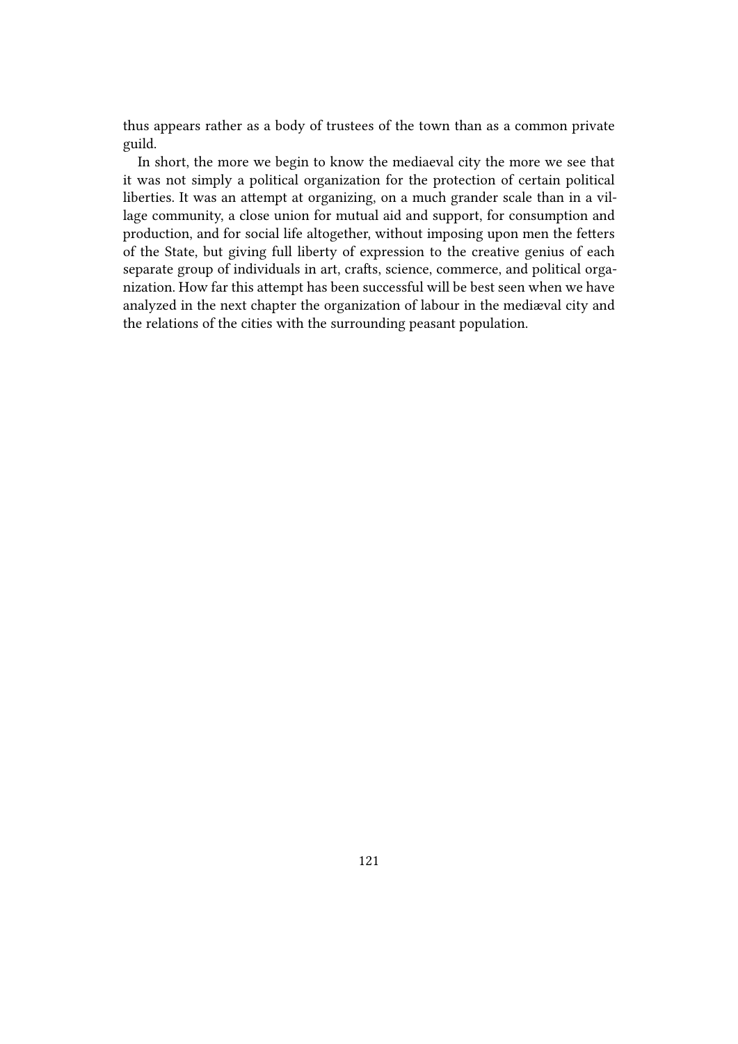thus appears rather as a body of trustees of the town than as a common private guild.

In short, the more we begin to know the mediaeval city the more we see that it was not simply a political organization for the protection of certain political liberties. It was an attempt at organizing, on a much grander scale than in a village community, a close union for mutual aid and support, for consumption and production, and for social life altogether, without imposing upon men the fetters of the State, but giving full liberty of expression to the creative genius of each separate group of individuals in art, crafts, science, commerce, and political organization. How far this attempt has been successful will be best seen when we have analyzed in the next chapter the organization of labour in the mediæval city and the relations of the cities with the surrounding peasant population.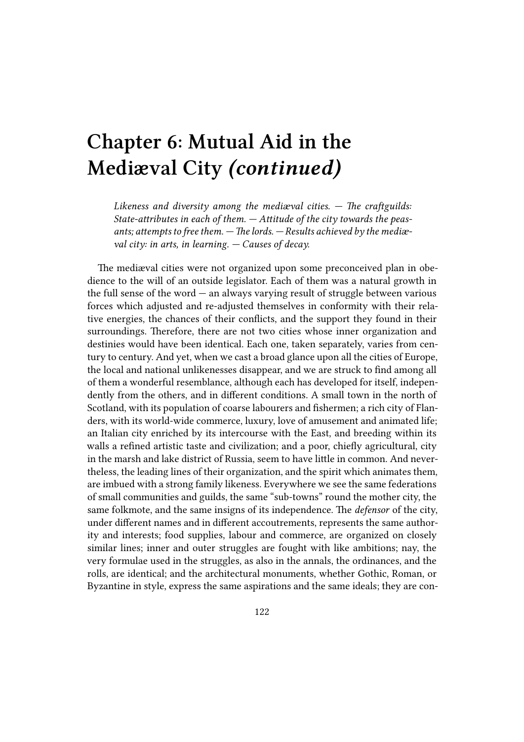# Chapter 6: Mutual Aid in the Mediæval City *(continued)*

> *Likeness and diversity among the mediæval cities. — The craftguilds: State-attributes in each of them. — Attitude of the city towards the peasants; attempts to free them. — The lords. — Results achieved by the mediæval city: in arts, in learning. — Causes of decay.*

The mediæval cities were not organized upon some preconceived plan in obedience to the will of an outside legislator. Each of them was a natural growth in the full sense of the word — an always varying result of struggle between various forces which adjusted and re-adjusted themselves in conformity with their relative energies, the chances of their conflicts, and the support they found in their surroundings. Therefore, there are not two cities whose inner organization and destinies would have been identical. Each one, taken separately, varies from century to century. And yet, when we cast a broad glance upon all the cities of Europe, the local and national unlikenesses disappear, and we are struck to find among all of them a wonderful resemblance, although each has developed for itself, independently from the others, and in different conditions. A small town in the north of Scotland, with its population of coarse labourers and fishermen; a rich city of Flanders, with its world-wide commerce, luxury, love of amusement and animated life; an Italian city enriched by its intercourse with the East, and breeding within its walls a refined artistic taste and civilization; and a poor, chiefly agricultural, city in the marsh and lake district of Russia, seem to have little in common. And nevertheless, the leading lines of their organization, and the spirit which animates them, are imbued with a strong family likeness. Everywhere we see the same federations of small communities and guilds, the same "sub-towns" round the mother city, the same folkmote, and the same insigns of its independence. The *defensor* of the city, under different names and in different accoutrements, represents the same authority and interests; food supplies, labour and commerce, are organized on closely similar lines; inner and outer struggles are fought with like ambitions; nay, the very formulae used in the struggles, as also in the annals, the ordinances, and the rolls, are identical; and the architectural monuments, whether Gothic, Roman, or Byzantine in style, express the same aspirations and the same ideals; they are con-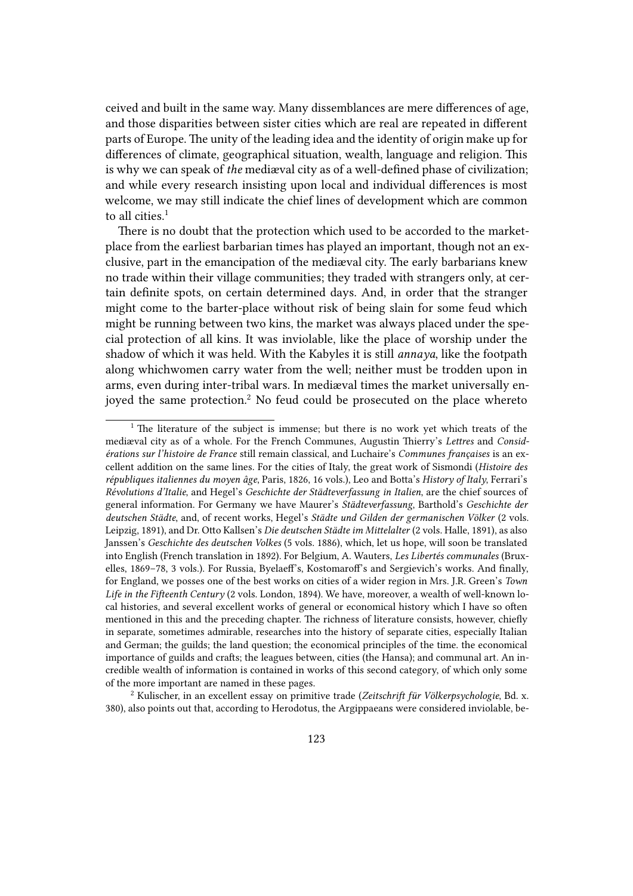ceived and built in the same way. Many dissemblances are mere differences of age, and those disparities between sister cities which are real are repeated in different parts of Europe. The unity of the leading idea and the identity of origin make up for differences of climate, geographical situation, wealth, language and religion. This is why we can speak of *the* mediæval city as of a well-defined phase of civilization; and while every research insisting upon local and individual differences is most welcome, we may still indicate the chief lines of development which are common to all cities.[1]

There is no doubt that the protection which used to be accorded to the market-place from the earliest barbarian times has played an important, though not an exclusive, part in the emancipation of the mediæval city. The early barbarians knew no trade within their village communities; they traded with strangers only, at certain definite spots, on certain determined days. And, in order that the stranger might come to the barter-place without risk of being slain for some feud which might be running between two kins, the market was always placed under the special protection of all kins. It was inviolable, like the place of worship under the shadow of which it was held. With the Kabyles it is still *annaya*, like the footpath along whichwomen carry water from the well; neither must be trodden upon in arms, even during inter-tribal wars. In mediæval times the market universally enjoyed the same protection.[2] No feud could be prosecuted on the place whereto

[1] The literature of the subject is immense; but there is no work yet which treats of the mediæval city as of a whole. For the French Communes, Augustin Thierry's *Lettres* and *Considérations sur l'histoire de France* still remain classical, and Luchaire's *Communes françaises* is an excellent addition on the same lines. For the cities of Italy, the great work of Sismondi (*Histoire des républiques italiennes du moyen âge*, Paris, 1826, 16 vols.), Leo and Botta's *History of Italy*, Ferrari's *Révolutions d'Italie*, and Hegel's *Geschichte der Städteverfassung in Italien*, are the chief sources of general information. For Germany we have Maurer's *Städteverfassung*, Barthold's *Geschichte der deutschen Städte*, and, of recent works, Hegel's *Städte und Gilden der germanischen Völker* (2 vols. Leipzig, 1891), and Dr. Otto Kallsen's *Die deutschen Städte im Mittelalter* (2 vols. Halle, 1891), as also Janssen's *Geschichte des deutschen Volkes* (5 vols. 1886), which, let us hope, will soon be translated into English (French translation in 1892). For Belgium, A. Wauters, *Les Libertés communales* (Bruxelles, 1869–78, 3 vols.). For Russia, Byelaeff's, Kostomaroff's and Sergievich's works. And finally, for England, we posses one of the best works on cities of a wider region in Mrs. J.R. Green's *Town Life in the Fifteenth Century* (2 vols. London, 1894). We have, moreover, a wealth of well-known local histories, and several excellent works of general or economical history which I have so often mentioned in this and the preceding chapter. The richness of literature consists, however, chiefly in separate, sometimes admirable, researches into the history of separate cities, especially Italian and German; the guilds; the land question; the economical principles of the time. the economical importance of guilds and crafts; the leagues between, cities (the Hansa); and communal art. An incredible wealth of information is contained in works of this second category, of which only some of the more important are named in these pages.

[2] Kulischer, in an excellent essay on primitive trade (*Zeitschrift für Völkerpsychologie*, Bd. x. 380), also points out that, according to Herodotus, the Argippaeans were considered inviolable, be-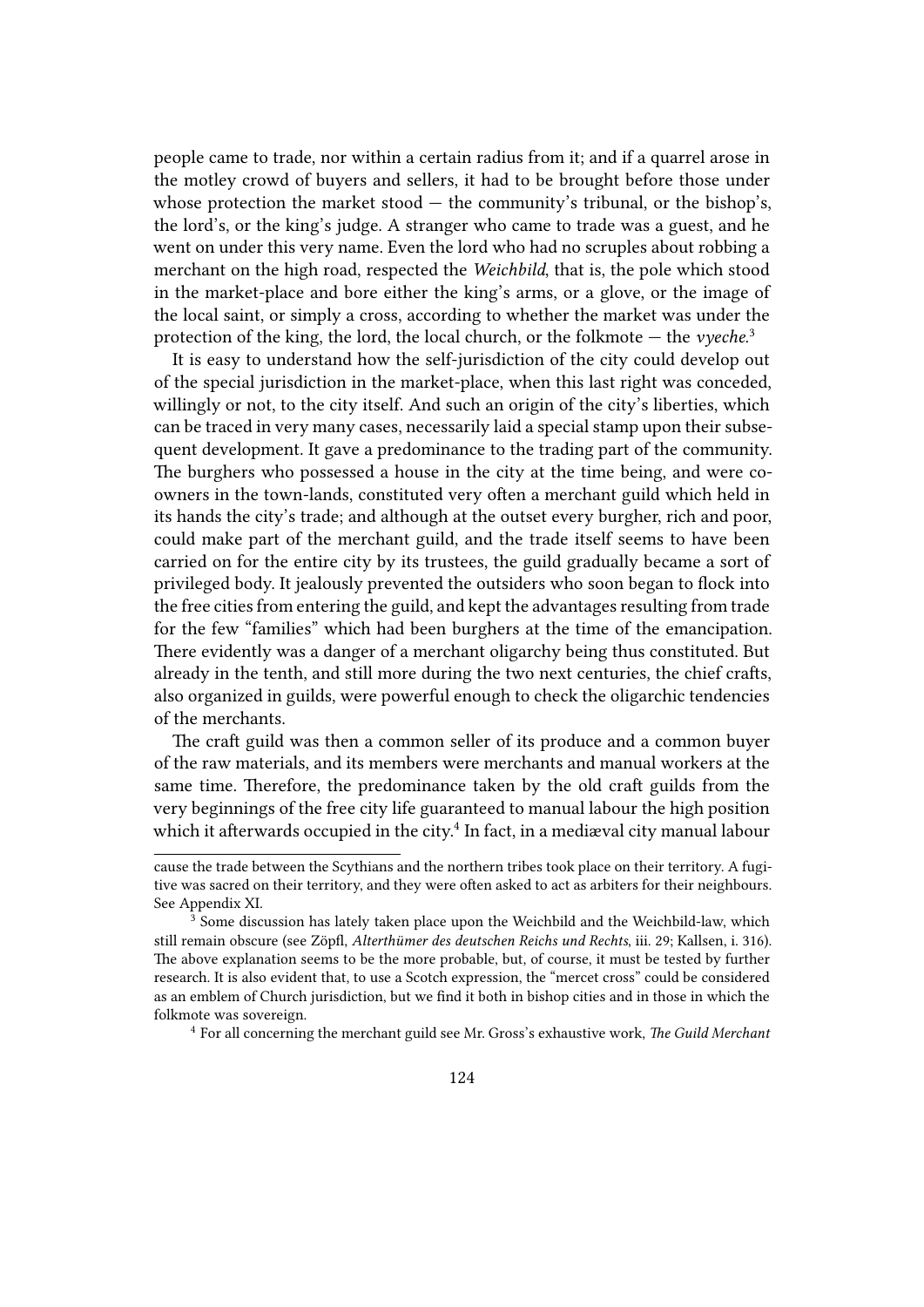people came to trade, nor within a certain radius from it; and if a quarrel arose in the motley crowd of buyers and sellers, it had to be brought before those under whose protection the market stood — the community's tribunal, or the bishop's, the lord's, or the king's judge. A stranger who came to trade was a guest, and he went on under this very name. Even the lord who had no scruples about robbing a merchant on the high road, respected the *Weichbild*, that is, the pole which stood in the market-place and bore either the king's arms, or a glove, or the image of the local saint, or simply a cross, according to whether the market was under the protection of the king, the lord, the local church, or the folkmote — the *vyeche*.[3]

It is easy to understand how the self-jurisdiction of the city could develop out of the special jurisdiction in the market-place, when this last right was conceded, willingly or not, to the city itself. And such an origin of the city's liberties, which can be traced in very many cases, necessarily laid a special stamp upon their subsequent development. It gave a predominance to the trading part of the community. The burghers who possessed a house in the city at the time being, and were co-owners in the town-lands, constituted very often a merchant guild which held in its hands the city's trade; and although at the outset every burgher, rich and poor, could make part of the merchant guild, and the trade itself seems to have been carried on for the entire city by its trustees, the guild gradually became a sort of privileged body. It jealously prevented the outsiders who soon began to flock into the free cities from entering the guild, and kept the advantages resulting from trade for the few "families" which had been burghers at the time of the emancipation. There evidently was a danger of a merchant oligarchy being thus constituted. But already in the tenth, and still more during the two next centuries, the chief crafts, also organized in guilds, were powerful enough to check the oligarchic tendencies of the merchants.

The craft guild was then a common seller of its produce and a common buyer of the raw materials, and its members were merchants and manual workers at the same time. Therefore, the predominance taken by the old craft guilds from the very beginnings of the free city life guaranteed to manual labour the high position which it afterwards occupied in the city.[4] In fact, in a mediæval city manual labour

---

cause the trade between the Scythians and the northern tribes took place on their territory. A fugitive was sacred on their territory, and they were often asked to act as arbiters for their neighbours. See Appendix XI.

[3] Some discussion has lately taken place upon the Weichbild and the Weichbild-law, which still remain obscure (see Zöpfl, *Alterthümer des deutschen Reichs und Rechts*, iii. 29; Kallsen, i. 316). The above explanation seems to be the more probable, but, of course, it must be tested by further research. It is also evident that, to use a Scotch expression, the "mercet cross" could be considered as an emblem of Church jurisdiction, but we find it both in bishop cities and in those in which the folkmote was sovereign.

[4] For all concerning the merchant guild see Mr. Gross's exhaustive work, *The Guild Merchant*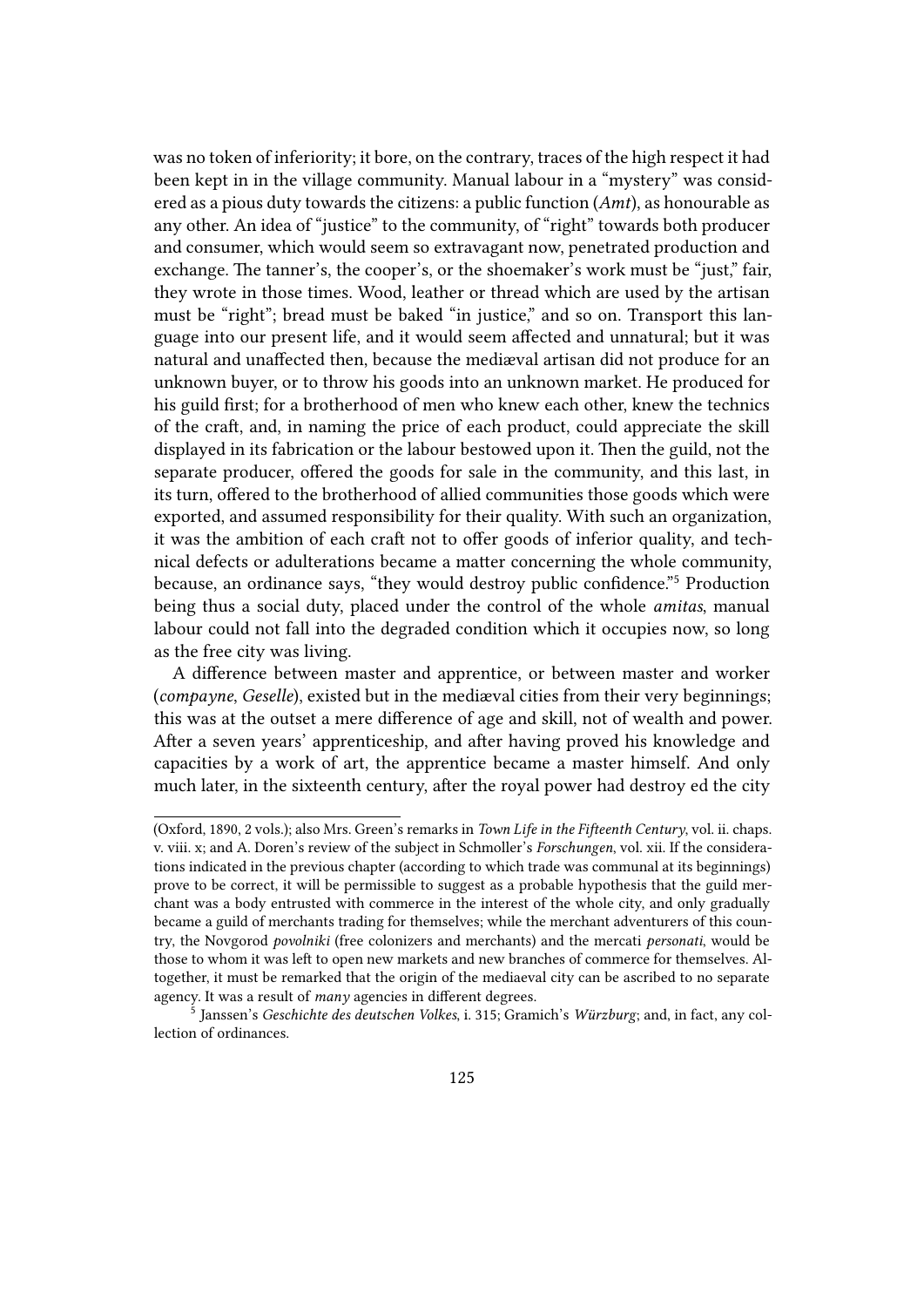was no token of inferiority; it bore, on the contrary, traces of the high respect it had been kept in in the village community. Manual labour in a "mystery" was considered as a pious duty towards the citizens: a public function (*Amt*), as honourable as any other. An idea of "justice" to the community, of "right" towards both producer and consumer, which would seem so extravagant now, penetrated production and exchange. The tanner's, the cooper's, or the shoemaker's work must be "just," fair, they wrote in those times. Wood, leather or thread which are used by the artisan must be "right"; bread must be baked "in justice," and so on. Transport this language into our present life, and it would seem affected and unnatural; but it was natural and unaffected then, because the mediæval artisan did not produce for an unknown buyer, or to throw his goods into an unknown market. He produced for his guild first; for a brotherhood of men who knew each other, knew the technics of the craft, and, in naming the price of each product, could appreciate the skill displayed in its fabrication or the labour bestowed upon it. Then the guild, not the separate producer, offered the goods for sale in the community, and this last, in its turn, offered to the brotherhood of allied communities those goods which were exported, and assumed responsibility for their quality. With such an organization, it was the ambition of each craft not to offer goods of inferior quality, and technical defects or adulterations became a matter concerning the whole community, because, an ordinance says, "they would destroy public confidence."[5] Production being thus a social duty, placed under the control of the whole *amitas*, manual labour could not fall into the degraded condition which it occupies now, so long as the free city was living.

A difference between master and apprentice, or between master and worker (*compayne*, *Geselle*), existed but in the mediæval cities from their very beginnings; this was at the outset a mere difference of age and skill, not of wealth and power. After a seven years' apprenticeship, and after having proved his knowledge and capacities by a work of art, the apprentice became a master himself. And only much later, in the sixteenth century, after the royal power had destroy ed the city

(Oxford, 1890, 2 vols.); also Mrs. Green's remarks in *Town Life in the Fifteenth Century*, vol. ii. chaps. v. viii. x; and A. Doren's review of the subject in Schmoller's *Forschungen*, vol. xii. If the considerations indicated in the previous chapter (according to which trade was communal at its beginnings) prove to be correct, it will be permissible to suggest as a probable hypothesis that the guild merchant was a body entrusted with commerce in the interest of the whole city, and only gradually became a guild of merchants trading for themselves; while the merchant adventurers of this country, the Novgorod *povolniki* (free colonizers and merchants) and the mercati *personati*, would be those to whom it was left to open new markets and new branches of commerce for themselves. Altogether, it must be remarked that the origin of the mediaeval city can be ascribed to no separate agency. It was a result of *many* agencies in different degrees.

[5] Janssen's *Geschichte des deutschen Volkes*, i. 315; Gramich's *Würzburg*; and, in fact, any collection of ordinances.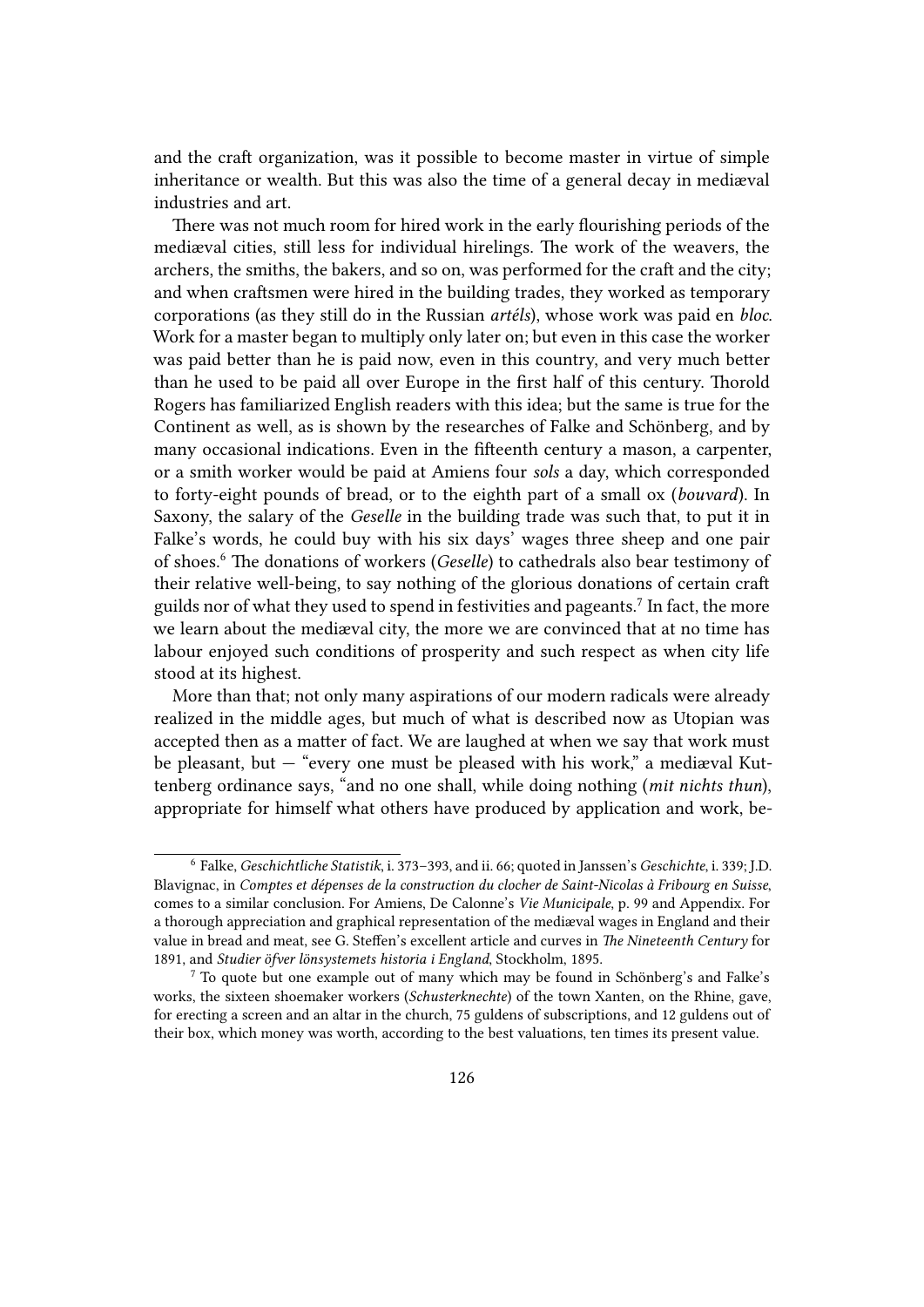and the craft organization, was it possible to become master in virtue of simple inheritance or wealth. But this was also the time of a general decay in mediæval industries and art.

There was not much room for hired work in the early flourishing periods of the mediæval cities, still less for individual hirelings. The work of the weavers, the archers, the smiths, the bakers, and so on, was performed for the craft and the city; and when craftsmen were hired in the building trades, they worked as temporary corporations (as they still do in the Russian *artéls*), whose work was paid en *bloc*. Work for a master began to multiply only later on; but even in this case the worker was paid better than he is paid now, even in this country, and very much better than he used to be paid all over Europe in the first half of this century. Thorold Rogers has familiarized English readers with this idea; but the same is true for the Continent as well, as is shown by the researches of Falke and Schönberg, and by many occasional indications. Even in the fifteenth century a mason, a carpenter, or a smith worker would be paid at Amiens four *sols* a day, which corresponded to forty-eight pounds of bread, or to the eighth part of a small ox (*bouvard*). In Saxony, the salary of the *Geselle* in the building trade was such that, to put it in Falke's words, he could buy with his six days' wages three sheep and one pair of shoes.[6] The donations of workers (*Geselle*) to cathedrals also bear testimony of their relative well-being, to say nothing of the glorious donations of certain craft guilds nor of what they used to spend in festivities and pageants.[7] In fact, the more we learn about the mediæval city, the more we are convinced that at no time has labour enjoyed such conditions of prosperity and such respect as when city life stood at its highest.

More than that; not only many aspirations of our modern radicals were already realized in the middle ages, but much of what is described now as Utopian was accepted then as a matter of fact. We are laughed at when we say that work must be pleasant, but — "every one must be pleased with his work," a mediæval Kuttenberg ordinance says, "and no one shall, while doing nothing (*mit nichts thun*), appropriate for himself what others have produced by application and work, be-

---

[6] Falke, *Geschichtliche Statistik*, i. 373–393, and ii. 66; quoted in Janssen's *Geschichte*, i. 339; J.D. Blavignac, in *Comptes et dépenses de la construction du clocher de Saint-Nicolas à Fribourg en Suisse*, comes to a similar conclusion. For Amiens, De Calonne's *Vie Municipale*, p. 99 and Appendix. For a thorough appreciation and graphical representation of the mediæval wages in England and their value in bread and meat, see G. Steffen's excellent article and curves in *The Nineteenth Century* for 1891, and *Studier öfver lönsystemets historia i England*, Stockholm, 1895.

[7] To quote but one example out of many which may be found in Schönberg's and Falke's works, the sixteen shoemaker workers (*Schusterknechte*) of the town Xanten, on the Rhine, gave, for erecting a screen and an altar in the church, 75 guldens of subscriptions, and 12 guldens out of their box, which money was worth, according to the best valuations, ten times its present value.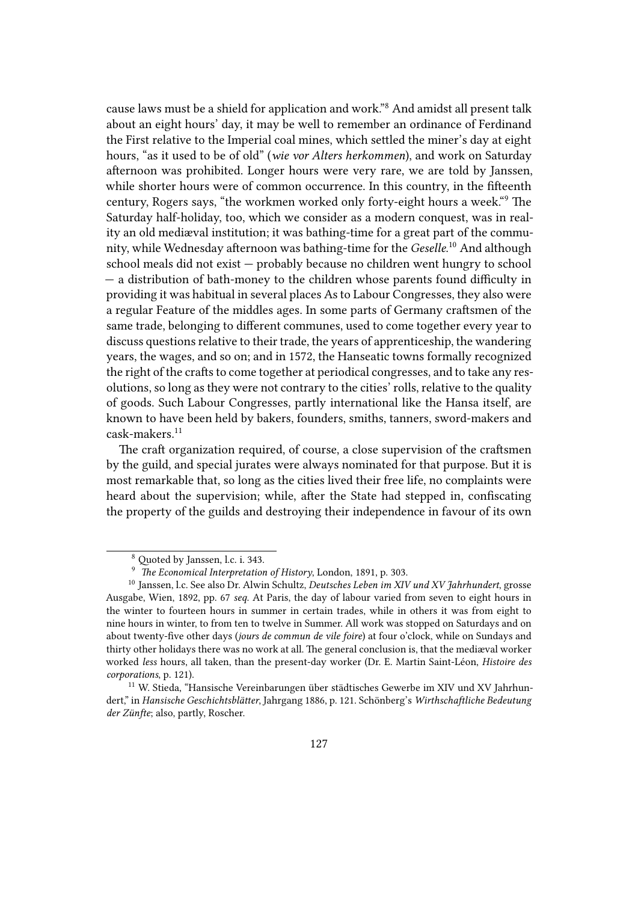cause laws must be a shield for application and work."[8] And amidst all present talk about an eight hours' day, it may be well to remember an ordinance of Ferdinand the First relative to the Imperial coal mines, which settled the miner's day at eight hours, "as it used to be of old" (*wie vor Alters herkommen*), and work on Saturday afternoon was prohibited. Longer hours were very rare, we are told by Janssen, while shorter hours were of common occurrence. In this country, in the fifteenth century, Rogers says, "the workmen worked only forty-eight hours a week."[9] The Saturday half-holiday, too, which we consider as a modern conquest, was in reality an old mediæval institution; it was bathing-time for a great part of the community, while Wednesday afternoon was bathing-time for the *Geselle*.[10] And although school meals did not exist — probably because no children went hungry to school — a distribution of bath-money to the children whose parents found difficulty in providing it was habitual in several places As to Labour Congresses, they also were a regular Feature of the middles ages. In some parts of Germany craftsmen of the same trade, belonging to different communes, used to come together every year to discuss questions relative to their trade, the years of apprenticeship, the wandering years, the wages, and so on; and in 1572, the Hanseatic towns formally recognized the right of the crafts to come together at periodical congresses, and to take any resolutions, so long as they were not contrary to the cities' rolls, relative to the quality of goods. Such Labour Congresses, partly international like the Hansa itself, are known to have been held by bakers, founders, smiths, tanners, sword-makers and cask-makers.[11]

The craft organization required, of course, a close supervision of the craftsmen by the guild, and special jurates were always nominated for that purpose. But it is most remarkable that, so long as the cities lived their free life, no complaints were heard about the supervision; while, after the State had stepped in, confiscating the property of the guilds and destroying their independence in favour of its own

---

[8] Quoted by Janssen, l.c. i. 343.

[9] *The Economical Interpretation of History*, London, 1891, p. 303.

[10] Janssen, l.c. See also Dr. Alwin Schultz, *Deutsches Leben im XIV und XV Jahrhundert*, grosse Ausgabe, Wien, 1892, pp. 67 *seq.* At Paris, the day of labour varied from seven to eight hours in the winter to fourteen hours in summer in certain trades, while in others it was from eight to nine hours in winter, to from ten to twelve in Summer. All work was stopped on Saturdays and on about twenty-five other days (*jours de commun de vile foire*) at four o'clock, while on Sundays and thirty other holidays there was no work at all. The general conclusion is, that the mediæval worker worked *less* hours, all taken, than the present-day worker (Dr. E. Martin Saint-Léon, *Histoire des corporations*, p. 121).

[11] W. Stieda, "Hansische Vereinbarungen über städtisches Gewerbe im XIV und XV Jahrhundert," in *Hansische Geschichtsblätter*, Jahrgang 1886, p. 121. Schönberg's *Wirthschaftliche Bedeutung der Zünfte*; also, partly, Roscher.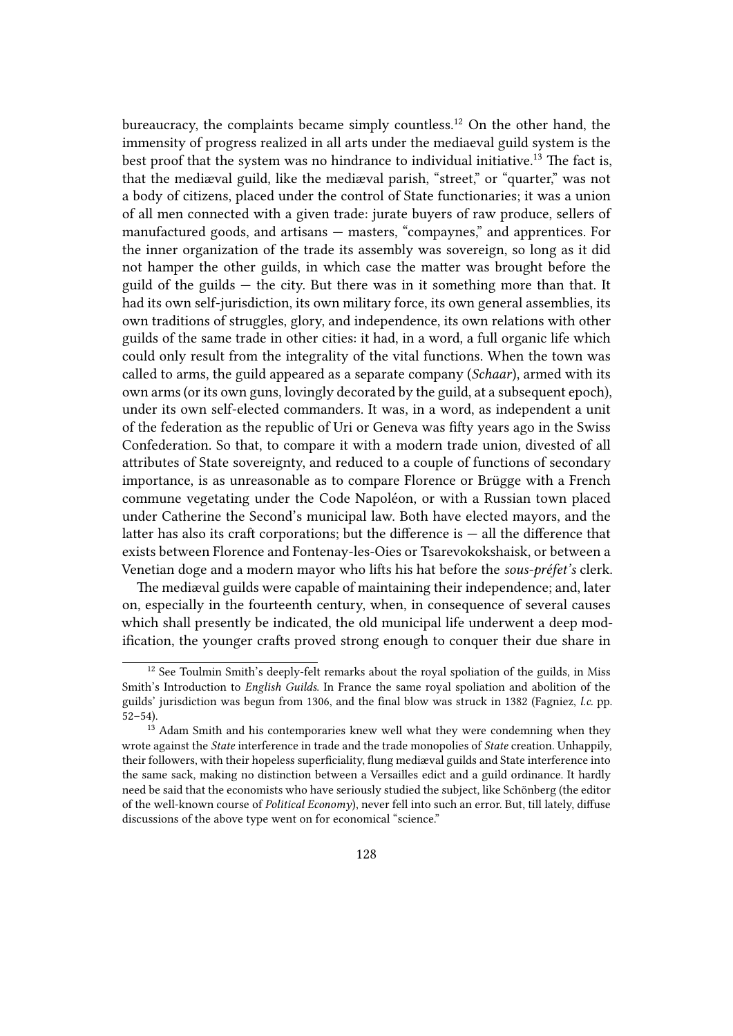bureaucracy, the complaints became simply countless.[12] On the other hand, the immensity of progress realized in all arts under the mediaeval guild system is the best proof that the system was no hindrance to individual initiative.[13] The fact is, that the mediæval guild, like the mediæval parish, "street," or "quarter," was not a body of citizens, placed under the control of State functionaries; it was a union of all men connected with a given trade: jurate buyers of raw produce, sellers of manufactured goods, and artisans — masters, "compaynes," and apprentices. For the inner organization of the trade its assembly was sovereign, so long as it did not hamper the other guilds, in which case the matter was brought before the guild of the guilds — the city. But there was in it something more than that. It had its own self-jurisdiction, its own military force, its own general assemblies, its own traditions of struggles, glory, and independence, its own relations with other guilds of the same trade in other cities: it had, in a word, a full organic life which could only result from the integrality of the vital functions. When the town was called to arms, the guild appeared as a separate company (*Schaar*), armed with its own arms (or its own guns, lovingly decorated by the guild, at a subsequent epoch), under its own self-elected commanders. It was, in a word, as independent a unit of the federation as the republic of Uri or Geneva was fifty years ago in the Swiss Confederation. So that, to compare it with a modern trade union, divested of all attributes of State sovereignty, and reduced to a couple of functions of secondary importance, is as unreasonable as to compare Florence or Brügge with a French commune vegetating under the Code Napoléon, or with a Russian town placed under Catherine the Second's municipal law. Both have elected mayors, and the latter has also its craft corporations; but the difference is — all the difference that exists between Florence and Fontenay-les-Oies or Tsarevokokshaisk, or between a Venetian doge and a modern mayor who lifts his hat before the *sous-préfet's* clerk.

The mediæval guilds were capable of maintaining their independence; and, later on, especially in the fourteenth century, when, in consequence of several causes which shall presently be indicated, the old municipal life underwent a deep modification, the younger crafts proved strong enough to conquer their due share in

---

[12] See Toulmin Smith's deeply-felt remarks about the royal spoliation of the guilds, in Miss Smith's Introduction to *English Guilds*. In France the same royal spoliation and abolition of the guilds' jurisdiction was begun from 1306, and the final blow was struck in 1382 (Fagniez, *l.c.* pp. 52–54).

[13] Adam Smith and his contemporaries knew well what they were condemning when they wrote against the *State* interference in trade and the trade monopolies of *State* creation. Unhappily, their followers, with their hopeless superficiality, flung mediæval guilds and State interference into the same sack, making no distinction between a Versailles edict and a guild ordinance. It hardly need be said that the economists who have seriously studied the subject, like Schönberg (the editor of the well-known course of *Political Economy*), never fell into such an error. But, till lately, diffuse discussions of the above type went on for economical "science."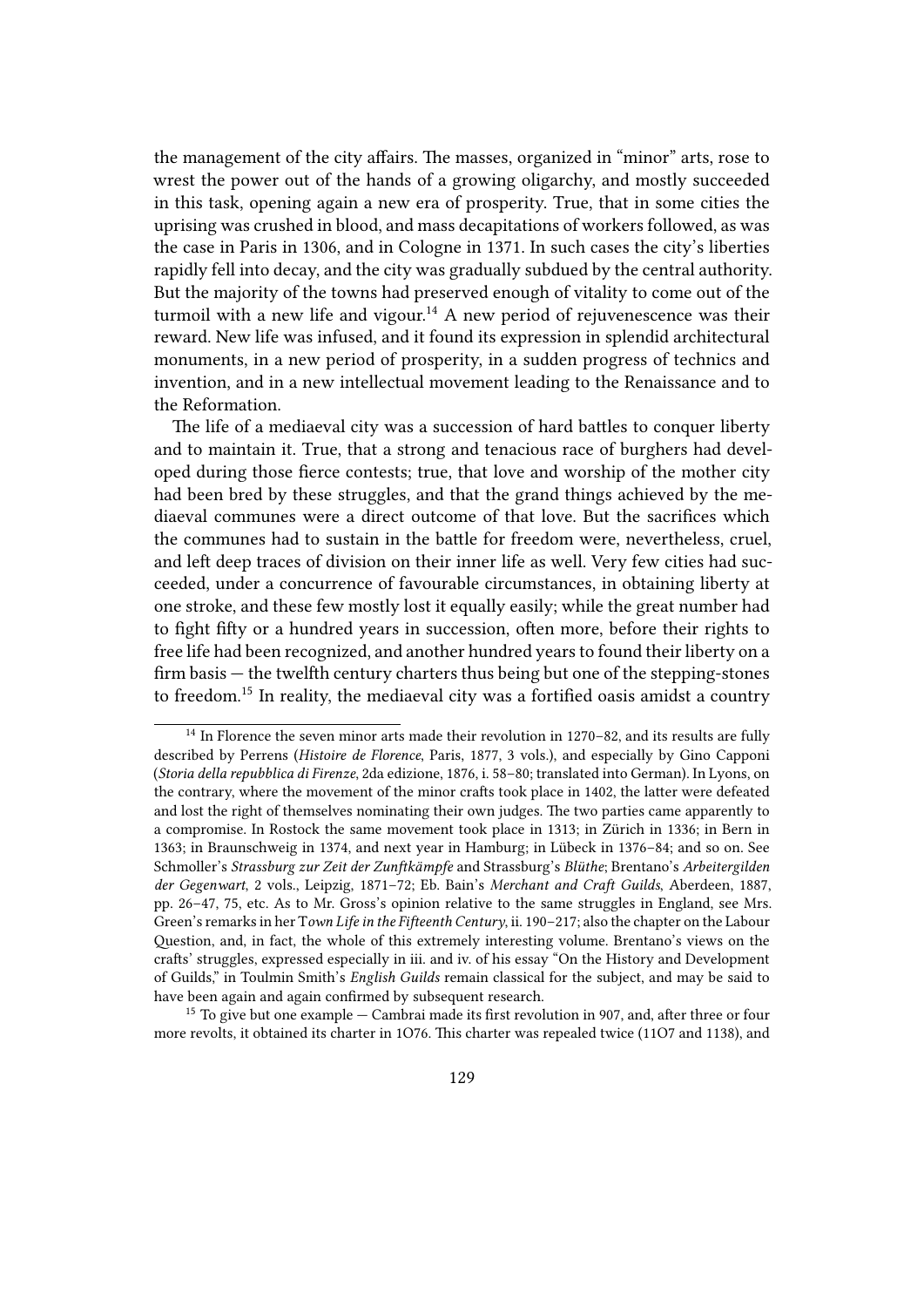the management of the city affairs. The masses, organized in "minor" arts, rose to wrest the power out of the hands of a growing oligarchy, and mostly succeeded in this task, opening again a new era of prosperity. True, that in some cities the uprising was crushed in blood, and mass decapitations of workers followed, as was the case in Paris in 1306, and in Cologne in 1371. In such cases the city's liberties rapidly fell into decay, and the city was gradually subdued by the central authority. But the majority of the towns had preserved enough of vitality to come out of the turmoil with a new life and vigour.[14] A new period of rejuvenescence was their reward. New life was infused, and it found its expression in splendid architectural monuments, in a new period of prosperity, in a sudden progress of technics and invention, and in a new intellectual movement leading to the Renaissance and to the Reformation.

The life of a mediaeval city was a succession of hard battles to conquer liberty and to maintain it. True, that a strong and tenacious race of burghers had developed during those fierce contests; true, that love and worship of the mother city had been bred by these struggles, and that the grand things achieved by the mediaeval communes were a direct outcome of that love. But the sacrifices which the communes had to sustain in the battle for freedom were, nevertheless, cruel, and left deep traces of division on their inner life as well. Very few cities had succeeded, under a concurrence of favourable circumstances, in obtaining liberty at one stroke, and these few mostly lost it equally easily; while the great number had to fight fifty or a hundred years in succession, often more, before their rights to free life had been recognized, and another hundred years to found their liberty on a firm basis — the twelfth century charters thus being but one of the stepping-stones to freedom.[15] In reality, the mediaeval city was a fortified oasis amidst a country

---

[14] In Florence the seven minor arts made their revolution in 1270–82, and its results are fully described by Perrens (*Histoire de Florence*, Paris, 1877, 3 vols.), and especially by Gino Capponi (*Storia della repubblica di Firenze*, 2da edizione, 1876, i. 58–80; translated into German). In Lyons, on the contrary, where the movement of the minor crafts took place in 1402, the latter were defeated and lost the right of themselves nominating their own judges. The two parties came apparently to a compromise. In Rostock the same movement took place in 1313; in Zürich in 1336; in Bern in 1363; in Braunschweig in 1374, and next year in Hamburg; in Lübeck in 1376–84; and so on. See Schmoller's *Strassburg zur Zeit der Zunftkämpfe* and Strassburg's *Blüthe*; Brentano's *Arbeitergilden der Gegenwart*, 2 vols., Leipzig, 1871–72; Eb. Bain's *Merchant and Craft Guilds*, Aberdeen, 1887, pp. 26–47, 75, etc. As to Mr. Gross's opinion relative to the same struggles in England, see Mrs. Green's remarks in her *Town Life in the Fifteenth Century*, ii. 190–217; also the chapter on the Labour Question, and, in fact, the whole of this extremely interesting volume. Brentano's views on the crafts' struggles, expressed especially in iii. and iv. of his essay "On the History and Development of Guilds," in Toulmin Smith's *English Guilds* remain classical for the subject, and may be said to have been again and again confirmed by subsequent research.

[15] To give but one example — Cambrai made its first revolution in 907, and, after three or four more revolts, it obtained its charter in 1O76. This charter was repealed twice (11O7 and 1138), and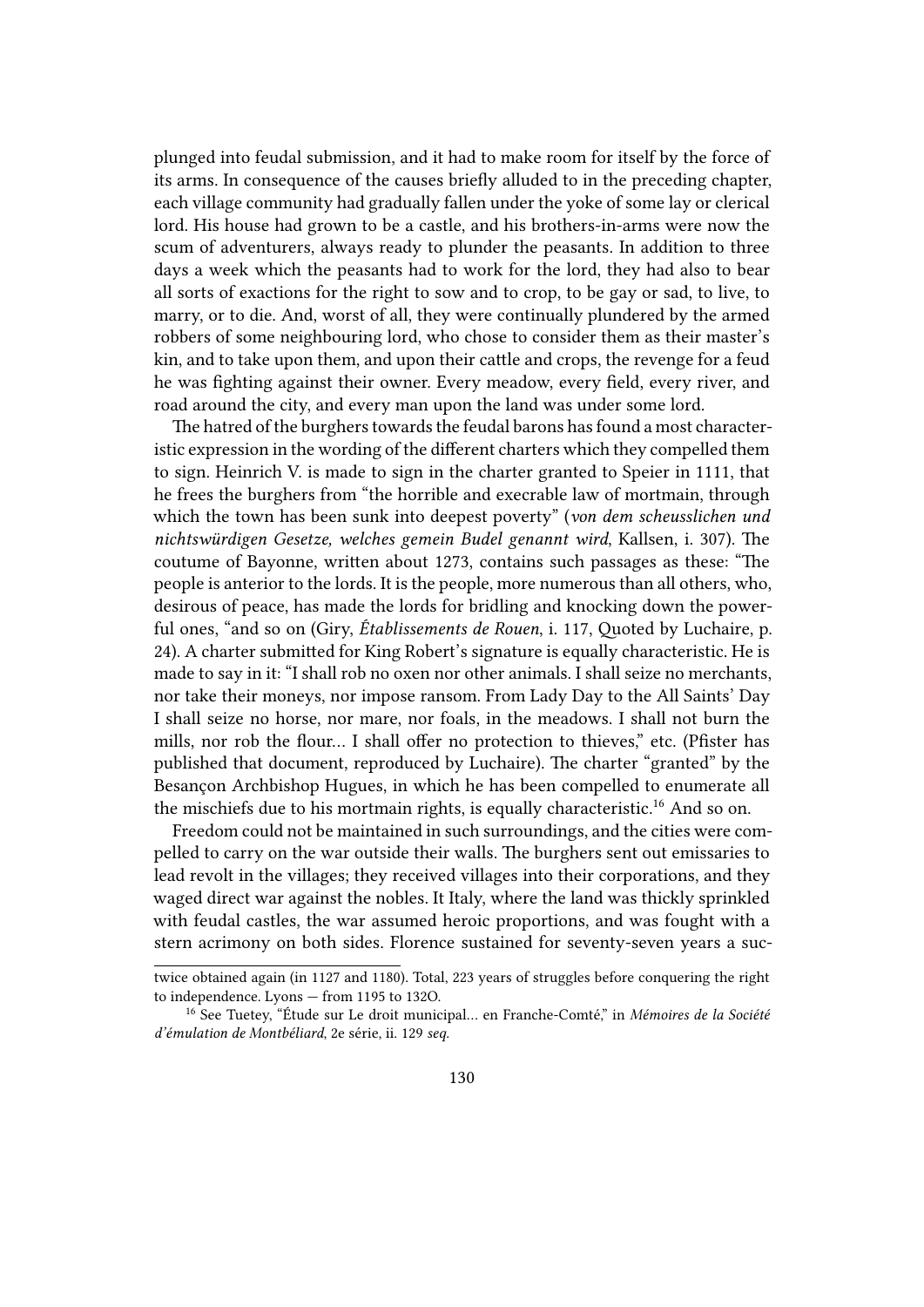plunged into feudal submission, and it had to make room for itself by the force of its arms. In consequence of the causes briefly alluded to in the preceding chapter, each village community had gradually fallen under the yoke of some lay or clerical lord. His house had grown to be a castle, and his brothers-in-arms were now the scum of adventurers, always ready to plunder the peasants. In addition to three days a week which the peasants had to work for the lord, they had also to bear all sorts of exactions for the right to sow and to crop, to be gay or sad, to live, to marry, or to die. And, worst of all, they were continually plundered by the armed robbers of some neighbouring lord, who chose to consider them as their master's kin, and to take upon them, and upon their cattle and crops, the revenge for a feud he was fighting against their owner. Every meadow, every field, every river, and road around the city, and every man upon the land was under some lord.

The hatred of the burghers towards the feudal barons has found a most characteristic expression in the wording of the different charters which they compelled them to sign. Heinrich V. is made to sign in the charter granted to Speier in 1111, that he frees the burghers from "the horrible and execrable law of mortmain, through which the town has been sunk into deepest poverty" (*von dem scheusslichen und nichtswürdigen Gesetze, welches gemein Budel genannt wird*, Kallsen, i. 307). The coutume of Bayonne, written about 1273, contains such passages as these: "The people is anterior to the lords. It is the people, more numerous than all others, who, desirous of peace, has made the lords for bridling and knocking down the powerful ones, "and so on (Giry, *Établissements de Rouen*, i. 117, Quoted by Luchaire, p. 24). A charter submitted for King Robert's signature is equally characteristic. He is made to say in it: "I shall rob no oxen nor other animals. I shall seize no merchants, nor take their moneys, nor impose ransom. From Lady Day to the All Saints' Day I shall seize no horse, nor mare, nor foals, in the meadows. I shall not burn the mills, nor rob the flour… I shall offer no protection to thieves," etc. (Pfister has published that document, reproduced by Luchaire). The charter "granted" by the Besançon Archbishop Hugues, in which he has been compelled to enumerate all the mischiefs due to his mortmain rights, is equally characteristic.[16] And so on.

Freedom could not be maintained in such surroundings, and the cities were compelled to carry on the war outside their walls. The burghers sent out emissaries to lead revolt in the villages; they received villages into their corporations, and they waged direct war against the nobles. It Italy, where the land was thickly sprinkled with feudal castles, the war assumed heroic proportions, and was fought with a stern acrimony on both sides. Florence sustained for seventy-seven years a suc-

---

twice obtained again (in 1127 and 1180). Total, 223 years of struggles before conquering the right to independence. Lyons — from 1195 to 132O.

[16] See Tuetey, "Étude sur Le droit municipal… en Franche-Comté," in *Mémoires de la Société d'émulation de Montbéliard*, 2e série, ii. 129 *seq.*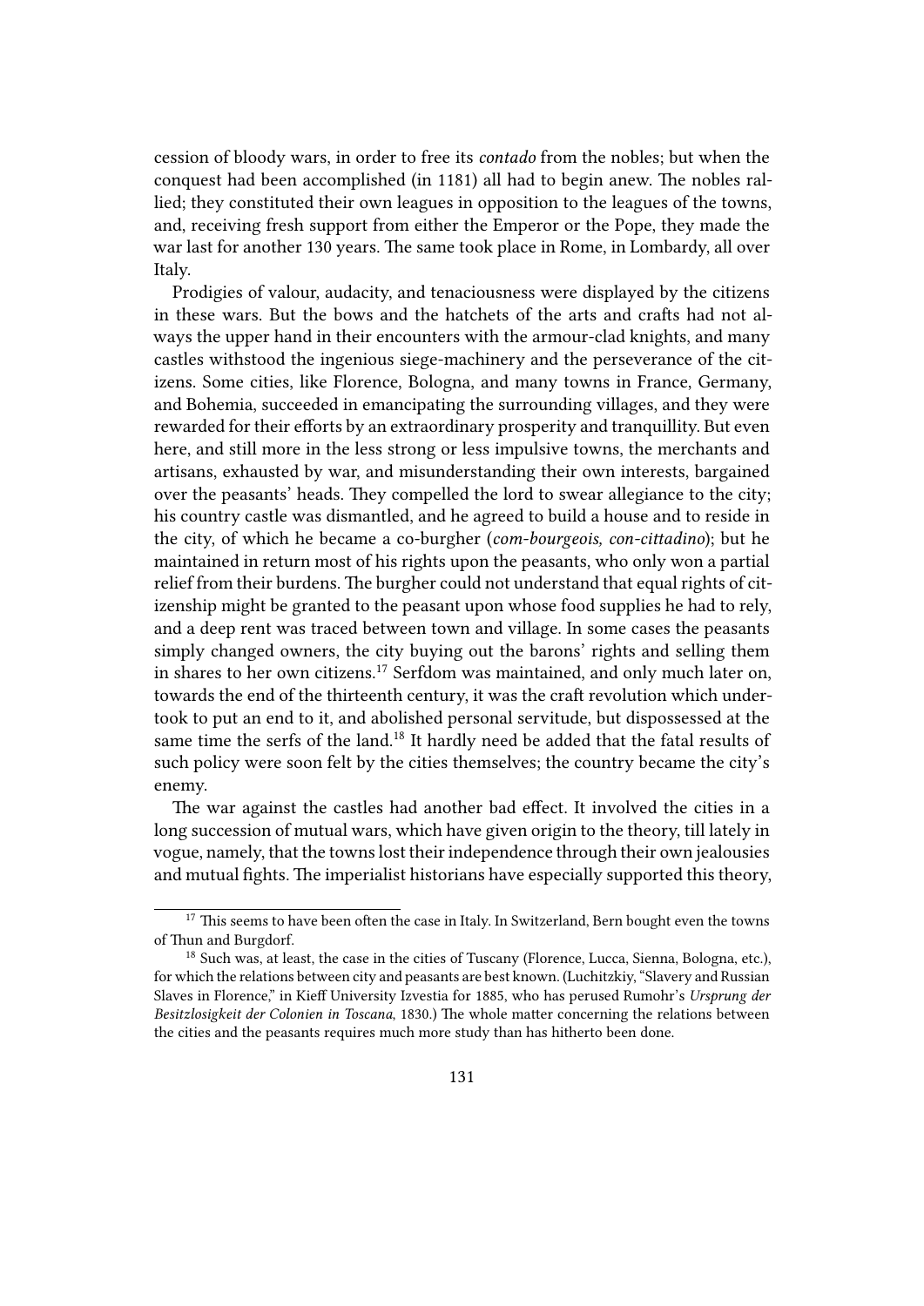cession of bloody wars, in order to free its *contado* from the nobles; but when the conquest had been accomplished (in 1181) all had to begin anew. The nobles rallied; they constituted their own leagues in opposition to the leagues of the towns, and, receiving fresh support from either the Emperor or the Pope, they made the war last for another 130 years. The same took place in Rome, in Lombardy, all over Italy.

Prodigies of valour, audacity, and tenaciousness were displayed by the citizens in these wars. But the bows and the hatchets of the arts and crafts had not always the upper hand in their encounters with the armour-clad knights, and many castles withstood the ingenious siege-machinery and the perseverance of the citizens. Some cities, like Florence, Bologna, and many towns in France, Germany, and Bohemia, succeeded in emancipating the surrounding villages, and they were rewarded for their efforts by an extraordinary prosperity and tranquillity. But even here, and still more in the less strong or less impulsive towns, the merchants and artisans, exhausted by war, and misunderstanding their own interests, bargained over the peasants' heads. They compelled the lord to swear allegiance to the city; his country castle was dismantled, and he agreed to build a house and to reside in the city, of which he became a co-burgher (*com-bourgeois, con-cittadino*); but he maintained in return most of his rights upon the peasants, who only won a partial relief from their burdens. The burgher could not understand that equal rights of citizenship might be granted to the peasant upon whose food supplies he had to rely, and a deep rent was traced between town and village. In some cases the peasants simply changed owners, the city buying out the barons' rights and selling them in shares to her own citizens.[17] Serfdom was maintained, and only much later on, towards the end of the thirteenth century, it was the craft revolution which undertook to put an end to it, and abolished personal servitude, but dispossessed at the same time the serfs of the land.[18] It hardly need be added that the fatal results of such policy were soon felt by the cities themselves; the country became the city's enemy.

The war against the castles had another bad effect. It involved the cities in a long succession of mutual wars, which have given origin to the theory, till lately in vogue, namely, that the towns lost their independence through their own jealousies and mutual fights. The imperialist historians have especially supported this theory,

---

[17] This seems to have been often the case in Italy. In Switzerland, Bern bought even the towns of Thun and Burgdorf.

[18] Such was, at least, the case in the cities of Tuscany (Florence, Lucca, Sienna, Bologna, etc.), for which the relations between city and peasants are best known. (Luchitzkiy, "Slavery and Russian Slaves in Florence," in Kieff University Izvestia for 1885, who has perused Rumohr's *Ursprung der Besitzlosigkeit der Colonien in Toscana*, 1830.) The whole matter concerning the relations between the cities and the peasants requires much more study than has hitherto been done.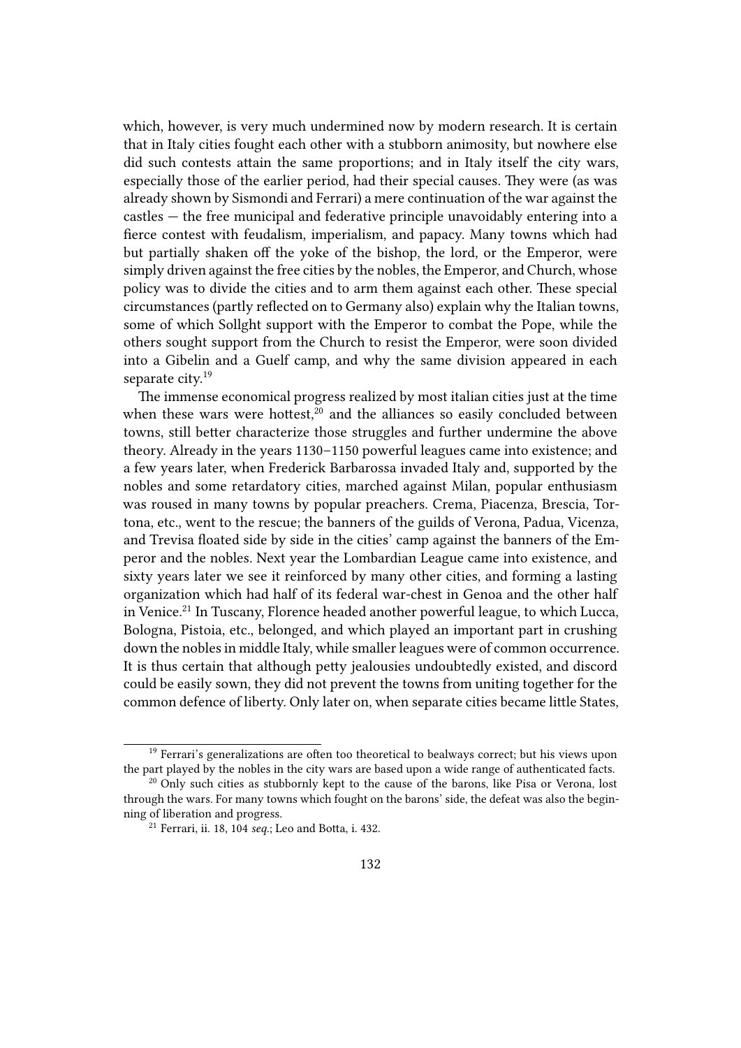which, however, is very much undermined now by modern research. It is certain that in Italy cities fought each other with a stubborn animosity, but nowhere else did such contests attain the same proportions; and in Italy itself the city wars, especially those of the earlier period, had their special causes. They were (as was already shown by Sismondi and Ferrari) a mere continuation of the war against the castles — the free municipal and federative principle unavoidably entering into a fierce contest with feudalism, imperialism, and papacy. Many towns which had but partially shaken off the yoke of the bishop, the lord, or the Emperor, were simply driven against the free cities by the nobles, the Emperor, and Church, whose policy was to divide the cities and to arm them against each other. These special circumstances (partly reflected on to Germany also) explain why the Italian towns, some of which Sollght support with the Emperor to combat the Pope, while the others sought support from the Church to resist the Emperor, were soon divided into a Gibelin and a Guelf camp, and why the same division appeared in each separate city.[19]

The immense economical progress realized by most italian cities just at the time when these wars were hottest,[20] and the alliances so easily concluded between towns, still better characterize those struggles and further undermine the above theory. Already in the years 1130–1150 powerful leagues came into existence; and a few years later, when Frederick Barbarossa invaded Italy and, supported by the nobles and some retardatory cities, marched against Milan, popular enthusiasm was roused in many towns by popular preachers. Crema, Piacenza, Brescia, Tortona, etc., went to the rescue; the banners of the guilds of Verona, Padua, Vicenza, and Trevisa floated side by side in the cities' camp against the banners of the Emperor and the nobles. Next year the Lombardian League came into existence, and sixty years later we see it reinforced by many other cities, and forming a lasting organization which had half of its federal war-chest in Genoa and the other half in Venice.[21] In Tuscany, Florence headed another powerful league, to which Lucca, Bologna, Pistoia, etc., belonged, and which played an important part in crushing down the nobles in middle Italy, while smaller leagues were of common occurrence. It is thus certain that although petty jealousies undoubtedly existed, and discord could be easily sown, they did not prevent the towns from uniting together for the common defence of liberty. Only later on, when separate cities became little States,

---

[19] Ferrari's generalizations are often too theoretical to bealways correct; but his views upon the part played by the nobles in the city wars are based upon a wide range of authenticated facts.

[20] Only such cities as stubbornly kept to the cause of the barons, like Pisa or Verona, lost through the wars. For many towns which fought on the barons' side, the defeat was also the beginning of liberation and progress.

[21] Ferrari, ii. 18, 104 *seq.*; Leo and Botta, i. 432.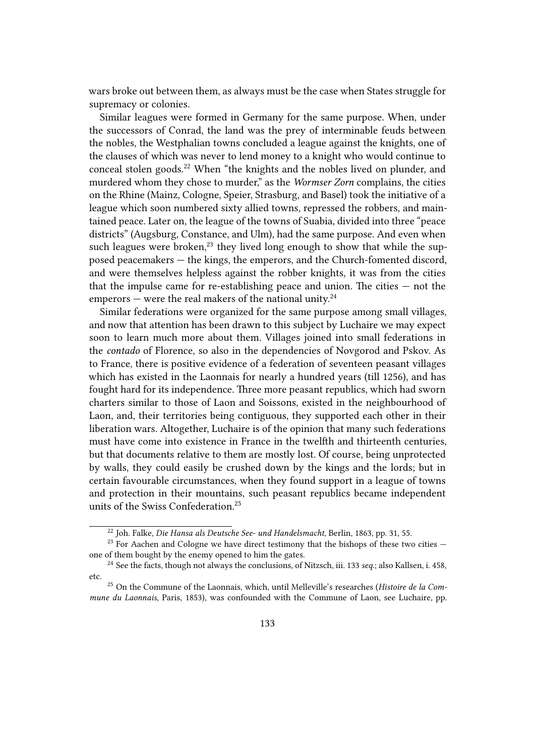wars broke out between them, as always must be the case when States struggle for supremacy or colonies.

Similar leagues were formed in Germany for the same purpose. When, under the successors of Conrad, the land was the prey of interminable feuds between the nobles, the Westphalian towns concluded a league against the knights, one of the clauses of which was never to lend money to a knight who would continue to conceal stolen goods.[22] When "the knights and the nobles lived on plunder, and murdered whom they chose to murder," as the *Wormser Zorn* complains, the cities on the Rhine (Mainz, Cologne, Speier, Strasburg, and Basel) took the initiative of a league which soon numbered sixty allied towns, repressed the robbers, and maintained peace. Later on, the league of the towns of Suabia, divided into three "peace districts" (Augsburg, Constance, and Ulm), had the same purpose. And even when such leagues were broken,[23] they lived long enough to show that while the supposed peacemakers — the kings, the emperors, and the Church-fomented discord, and were themselves helpless against the robber knights, it was from the cities that the impulse came for re-establishing peace and union. The cities — not the emperors — were the real makers of the national unity.[24]

Similar federations were organized for the same purpose among small villages, and now that attention has been drawn to this subject by Luchaire we may expect soon to learn much more about them. Villages joined into small federations in the *contado* of Florence, so also in the dependencies of Novgorod and Pskov. As to France, there is positive evidence of a federation of seventeen peasant villages which has existed in the Laonnais for nearly a hundred years (till 1256), and has fought hard for its independence. Three more peasant republics, which had sworn charters similar to those of Laon and Soissons, existed in the neighbourhood of Laon, and, their territories being contiguous, they supported each other in their liberation wars. Altogether, Luchaire is of the opinion that many such federations must have come into existence in France in the twelfth and thirteenth centuries, but that documents relative to them are mostly lost. Of course, being unprotected by walls, they could easily be crushed down by the kings and the lords; but in certain favourable circumstances, when they found support in a league of towns and protection in their mountains, such peasant republics became independent units of the Swiss Confederation.[25]

---

[22] Joh. Falke, *Die Hansa als Deutsche See- und Handelsmacht*, Berlin, 1863, pp. 31, 55.

[23] For Aachen and Cologne we have direct testimony that the bishops of these two cities — one of them bought by the enemy opened to him the gates.

[24] See the facts, though not always the conclusions, of Nitzsch, iii. 133 *seq*.; also Kallsen, i. 458, etc.

[25] On the Commune of the Laonnais, which, until Melleville's researches (*Histoire de la Commune du Laonnais*, Paris, 1853), was confounded with the Commune of Laon, see Luchaire, pp.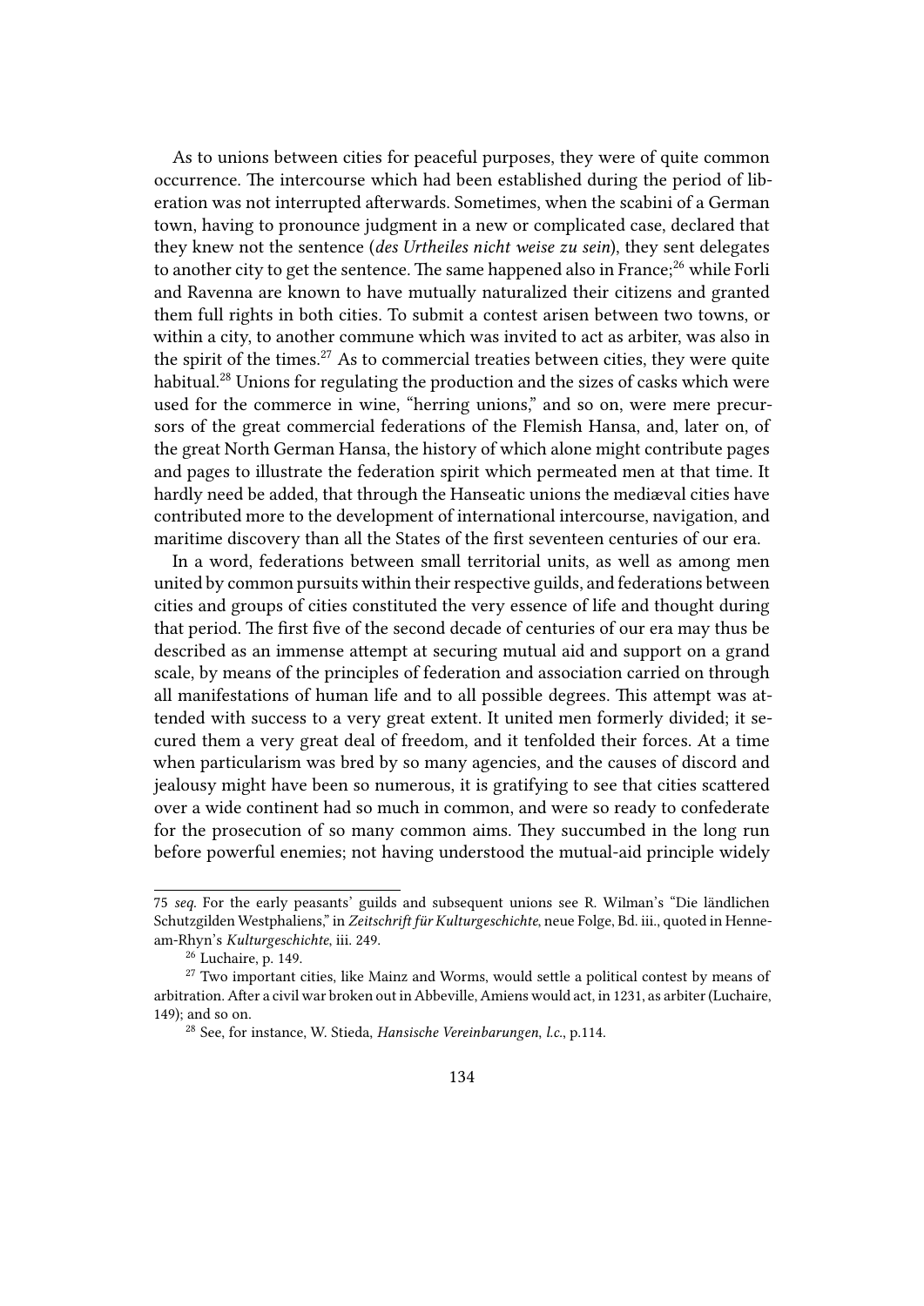As to unions between cities for peaceful purposes, they were of quite common occurrence. The intercourse which had been established during the period of liberation was not interrupted afterwards. Sometimes, when the scabini of a German town, having to pronounce judgment in a new or complicated case, declared that they knew not the sentence (*des Urtheiles nicht weise zu sein*), they sent delegates to another city to get the sentence. The same happened also in France;[26] while Forli and Ravenna are known to have mutually naturalized their citizens and granted them full rights in both cities. To submit a contest arisen between two towns, or within a city, to another commune which was invited to act as arbiter, was also in the spirit of the times.[27] As to commercial treaties between cities, they were quite habitual.[28] Unions for regulating the production and the sizes of casks which were used for the commerce in wine, "herring unions," and so on, were mere precursors of the great commercial federations of the Flemish Hansa, and, later on, of the great North German Hansa, the history of which alone might contribute pages and pages to illustrate the federation spirit which permeated men at that time. It hardly need be added, that through the Hanseatic unions the mediæval cities have contributed more to the development of international intercourse, navigation, and maritime discovery than all the States of the first seventeen centuries of our era.

In a word, federations between small territorial units, as well as among men united by common pursuits within their respective guilds, and federations between cities and groups of cities constituted the very essence of life and thought during that period. The first five of the second decade of centuries of our era may thus be described as an immense attempt at securing mutual aid and support on a grand scale, by means of the principles of federation and association carried on through all manifestations of human life and to all possible degrees. This attempt was attended with success to a very great extent. It united men formerly divided; it secured them a very great deal of freedom, and it tenfolded their forces. At a time when particularism was bred by so many agencies, and the causes of discord and jealousy might have been so numerous, it is gratifying to see that cities scattered over a wide continent had so much in common, and were so ready to confederate for the prosecution of so many common aims. They succumbed in the long run before powerful enemies; not having understood the mutual-aid principle widely

---

75 *seq*. For the early peasants' guilds and subsequent unions see R. Wilman's "Die ländlichen Schutzgilden Westphaliens," in *Zeitschrift für Kulturgeschichte*, neue Folge, Bd. iii., quoted in Henneam-Rhyn's *Kulturgeschichte*, iii. 249.

[26] Luchaire, p. 149.

[27] Two important cities, like Mainz and Worms, would settle a political contest by means of arbitration. After a civil war broken out in Abbeville, Amiens would act, in 1231, as arbiter (Luchaire, 149); and so on.

[28] See, for instance, W. Stieda, *Hansische Vereinbarungen*, *l.c.*, p.114.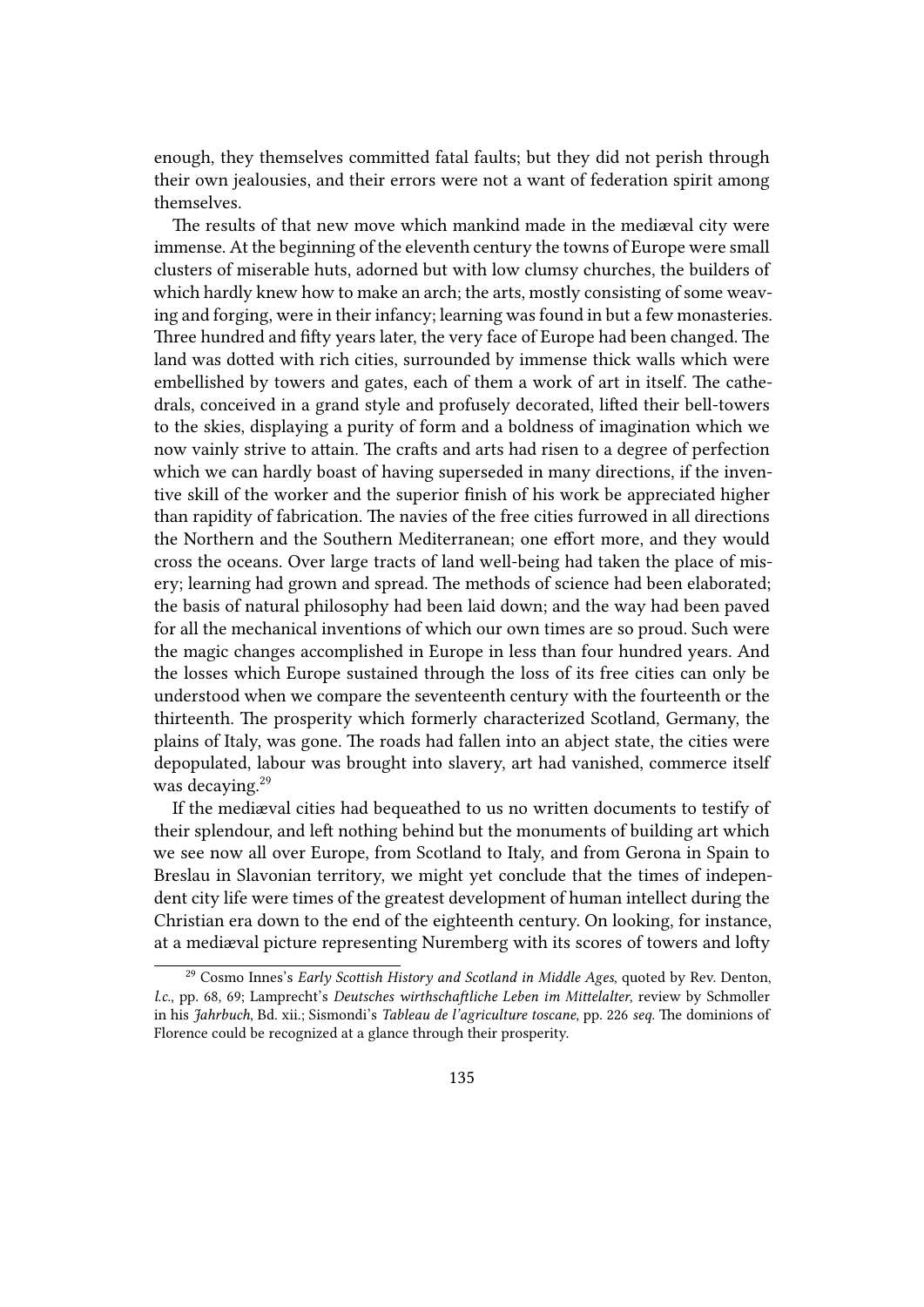enough, they themselves committed fatal faults; but they did not perish through their own jealousies, and their errors were not a want of federation spirit among themselves.

The results of that new move which mankind made in the mediæval city were immense. At the beginning of the eleventh century the towns of Europe were small clusters of miserable huts, adorned but with low clumsy churches, the builders of which hardly knew how to make an arch; the arts, mostly consisting of some weaving and forging, were in their infancy; learning was found in but a few monasteries. Three hundred and fifty years later, the very face of Europe had been changed. The land was dotted with rich cities, surrounded by immense thick walls which were embellished by towers and gates, each of them a work of art in itself. The cathedrals, conceived in a grand style and profusely decorated, lifted their bell-towers to the skies, displaying a purity of form and a boldness of imagination which we now vainly strive to attain. The crafts and arts had risen to a degree of perfection which we can hardly boast of having superseded in many directions, if the inventive skill of the worker and the superior finish of his work be appreciated higher than rapidity of fabrication. The navies of the free cities furrowed in all directions the Northern and the Southern Mediterranean; one effort more, and they would cross the oceans. Over large tracts of land well-being had taken the place of misery; learning had grown and spread. The methods of science had been elaborated; the basis of natural philosophy had been laid down; and the way had been paved for all the mechanical inventions of which our own times are so proud. Such were the magic changes accomplished in Europe in less than four hundred years. And the losses which Europe sustained through the loss of its free cities can only be understood when we compare the seventeenth century with the fourteenth or the thirteenth. The prosperity which formerly characterized Scotland, Germany, the plains of Italy, was gone. The roads had fallen into an abject state, the cities were depopulated, labour was brought into slavery, art had vanished, commerce itself was decaying.[29]

If the mediæval cities had bequeathed to us no written documents to testify of their splendour, and left nothing behind but the monuments of building art which we see now all over Europe, from Scotland to Italy, and from Gerona in Spain to Breslau in Slavonian territory, we might yet conclude that the times of independent city life were times of the greatest development of human intellect during the Christian era down to the end of the eighteenth century. On looking, for instance, at a mediæval picture representing Nuremberg with its scores of towers and lofty

---

[29] Cosmo Innes's *Early Scottish History and Scotland in Middle Ages*, quoted by Rev. Denton, *l.c.*, pp. 68, 69; Lamprecht's *Deutsches wirthschaftliche Leben im Mittelalter*, review by Schmoller in his *Jahrbuch*, Bd. xii.; Sismondi's *Tableau de l'agriculture toscane*, pp. 226 *seq.* The dominions of Florence could be recognized at a glance through their prosperity.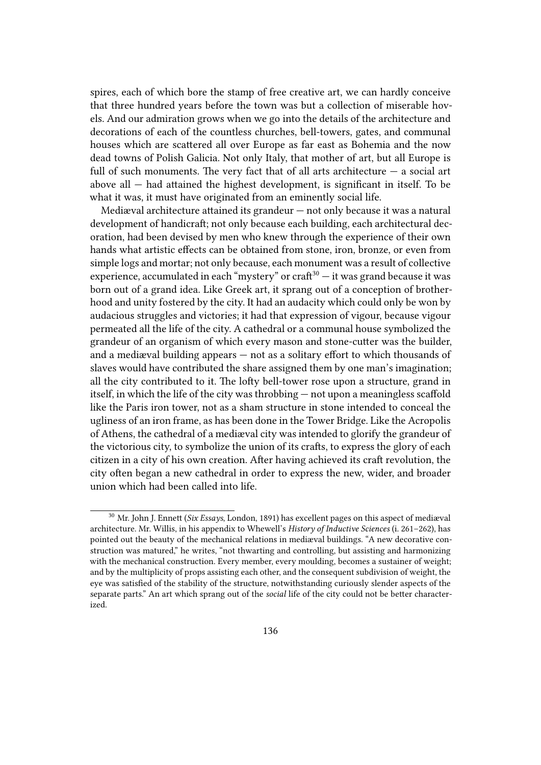spires, each of which bore the stamp of free creative art, we can hardly conceive that three hundred years before the town was but a collection of miserable hovels. And our admiration grows when we go into the details of the architecture and decorations of each of the countless churches, bell-towers, gates, and communal houses which are scattered all over Europe as far east as Bohemia and the now dead towns of Polish Galicia. Not only Italy, that mother of art, but all Europe is full of such monuments. The very fact that of all arts architecture — a social art above all — had attained the highest development, is significant in itself. To be what it was, it must have originated from an eminently social life.

Mediæval architecture attained its grandeur — not only because it was a natural development of handicraft; not only because each building, each architectural decoration, had been devised by men who knew through the experience of their own hands what artistic effects can be obtained from stone, iron, bronze, or even from simple logs and mortar; not only because, each monument was a result of collective experience, accumulated in each "mystery" or craft[30] — it was grand because it was born out of a grand idea. Like Greek art, it sprang out of a conception of brotherhood and unity fostered by the city. It had an audacity which could only be won by audacious struggles and victories; it had that expression of vigour, because vigour permeated all the life of the city. A cathedral or a communal house symbolized the grandeur of an organism of which every mason and stone-cutter was the builder, and a mediæval building appears — not as a solitary effort to which thousands of slaves would have contributed the share assigned them by one man's imagination; all the city contributed to it. The lofty bell-tower rose upon a structure, grand in itself, in which the life of the city was throbbing — not upon a meaningless scaffold like the Paris iron tower, not as a sham structure in stone intended to conceal the ugliness of an iron frame, as has been done in the Tower Bridge. Like the Acropolis of Athens, the cathedral of a mediæval city was intended to glorify the grandeur of the victorious city, to symbolize the union of its crafts, to express the glory of each citizen in a city of his own creation. After having achieved its craft revolution, the city often began a new cathedral in order to express the new, wider, and broader union which had been called into life.

---

[30] Mr. John J. Ennett (*Six Essays*, London, 1891) has excellent pages on this aspect of mediæval architecture. Mr. Willis, in his appendix to Whewell's *History of Inductive Sciences* (i. 261–262), has pointed out the beauty of the mechanical relations in mediæval buildings. "A new decorative construction was matured," he writes, "not thwarting and controlling, but assisting and harmonizing with the mechanical construction. Every member, every moulding, becomes a sustainer of weight; and by the multiplicity of props assisting each other, and the consequent subdivision of weight, the eye was satisfied of the stability of the structure, notwithstanding curiously slender aspects of the separate parts." An art which sprang out of the *social* life of the city could not be better characterized.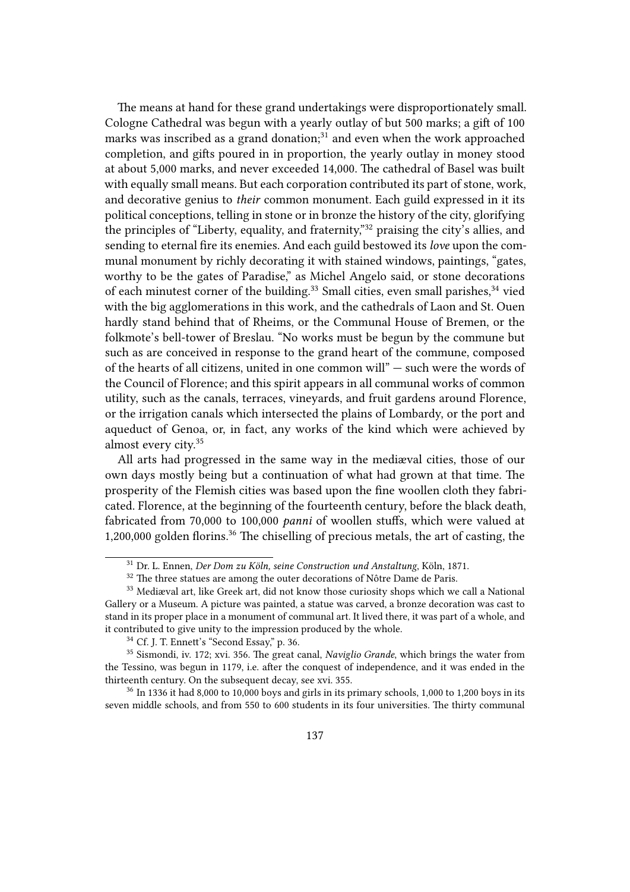The means at hand for these grand undertakings were disproportionately small. Cologne Cathedral was begun with a yearly outlay of but 500 marks; a gift of 100 marks was inscribed as a grand donation;[31] and even when the work approached completion, and gifts poured in in proportion, the yearly outlay in money stood at about 5,000 marks, and never exceeded 14,000. The cathedral of Basel was built with equally small means. But each corporation contributed its part of stone, work, and decorative genius to *their* common monument. Each guild expressed in it its political conceptions, telling in stone or in bronze the history of the city, glorifying the principles of "Liberty, equality, and fraternity,"[32] praising the city's allies, and sending to eternal fire its enemies. And each guild bestowed its *love* upon the communal monument by richly decorating it with stained windows, paintings, "gates, worthy to be the gates of Paradise," as Michel Angelo said, or stone decorations of each minutest corner of the building.[33] Small cities, even small parishes,[34] vied with the big agglomerations in this work, and the cathedrals of Laon and St. Ouen hardly stand behind that of Rheims, or the Communal House of Bremen, or the folkmote's bell-tower of Breslau. "No works must be begun by the commune but such as are conceived in response to the grand heart of the commune, composed of the hearts of all citizens, united in one common will" — such were the words of the Council of Florence; and this spirit appears in all communal works of common utility, such as the canals, terraces, vineyards, and fruit gardens around Florence, or the irrigation canals which intersected the plains of Lombardy, or the port and aqueduct of Genoa, or, in fact, any works of the kind which were achieved by almost every city.[35]

All arts had progressed in the same way in the mediæval cities, those of our own days mostly being but a continuation of what had grown at that time. The prosperity of the Flemish cities was based upon the fine woollen cloth they fabricated. Florence, at the beginning of the fourteenth century, before the black death, fabricated from 70,000 to 100,000 *panni* of woollen stuffs, which were valued at 1,200,000 golden florins.[36] The chiselling of precious metals, the art of casting, the

---

[31] Dr. L. Ennen, *Der Dom zu Köln, seine Construction und Anstaltung*, Köln, 1871.

[32] The three statues are among the outer decorations of Nôtre Dame de Paris.

[33] Mediæval art, like Greek art, did not know those curiosity shops which we call a National Gallery or a Museum. A picture was painted, a statue was carved, a bronze decoration was cast to stand in its proper place in a monument of communal art. It lived there, it was part of a whole, and it contributed to give unity to the impression produced by the whole.

[34] Cf. J. T. Ennett's "Second Essay," p. 36.

[35] Sismondi, iv. 172; xvi. 356. The great canal, *Naviglio Grande*, which brings the water from the Tessino, was begun in 1179, i.e. after the conquest of independence, and it was ended in the thirteenth century. On the subsequent decay, see xvi. 355.

[36] In 1336 it had 8,000 to 10,000 boys and girls in its primary schools, 1,000 to 1,200 boys in its seven middle schools, and from 550 to 600 students in its four universities. The thirty communal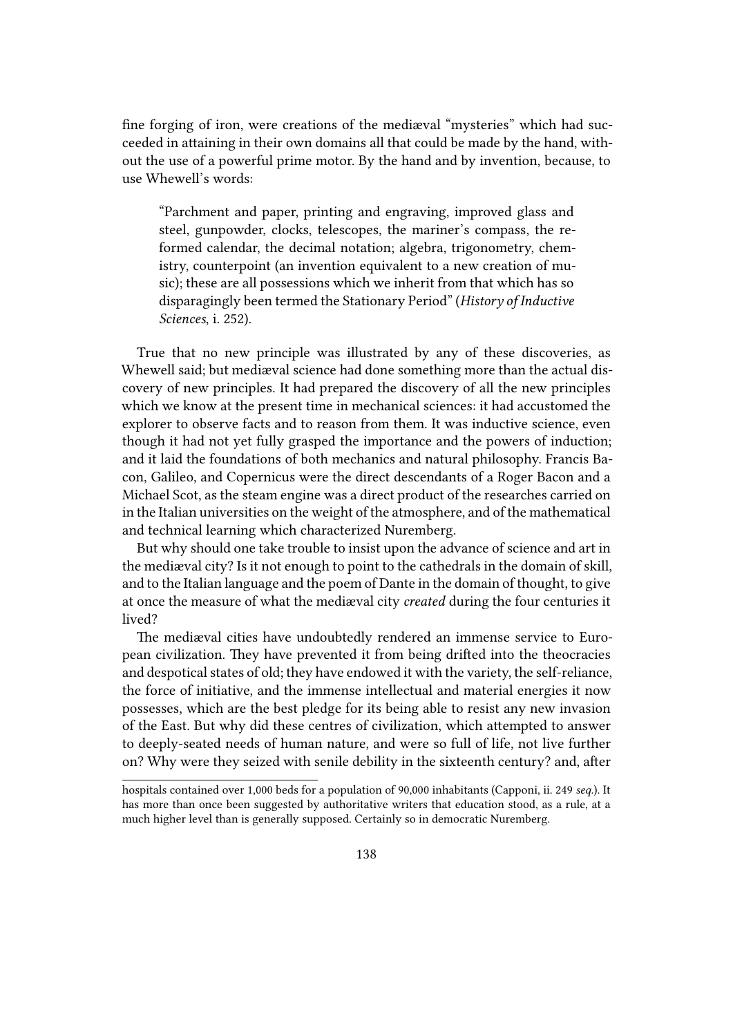fine forging of iron, were creations of the mediæval "mysteries" which had succeeded in attaining in their own domains all that could be made by the hand, without the use of a powerful prime motor. By the hand and by invention, because, to use Whewell's words:

> "Parchment and paper, printing and engraving, improved glass and steel, gunpowder, clocks, telescopes, the mariner's compass, the reformed calendar, the decimal notation; algebra, trigonometry, chemistry, counterpoint (an invention equivalent to a new creation of music); these are all possessions which we inherit from that which has so disparagingly been termed the Stationary Period" (*History of Inductive Sciences*, i. 252).

True that no new principle was illustrated by any of these discoveries, as Whewell said; but mediæval science had done something more than the actual discovery of new principles. It had prepared the discovery of all the new principles which we know at the present time in mechanical sciences: it had accustomed the explorer to observe facts and to reason from them. It was inductive science, even though it had not yet fully grasped the importance and the powers of induction; and it laid the foundations of both mechanics and natural philosophy. Francis Bacon, Galileo, and Copernicus were the direct descendants of a Roger Bacon and a Michael Scot, as the steam engine was a direct product of the researches carried on in the Italian universities on the weight of the atmosphere, and of the mathematical and technical learning which characterized Nuremberg.

But why should one take trouble to insist upon the advance of science and art in the mediæval city? Is it not enough to point to the cathedrals in the domain of skill, and to the Italian language and the poem of Dante in the domain of thought, to give at once the measure of what the mediæval city *created* during the four centuries it lived?

The mediæval cities have undoubtedly rendered an immense service to European civilization. They have prevented it from being drifted into the theocracies and despotical states of old; they have endowed it with the variety, the self-reliance, the force of initiative, and the immense intellectual and material energies it now possesses, which are the best pledge for its being able to resist any new invasion of the East. But why did these centres of civilization, which attempted to answer to deeply-seated needs of human nature, and were so full of life, not live further on? Why were they seized with senile debility in the sixteenth century? and, after

---

hospitals contained over 1,000 beds for a population of 90,000 inhabitants (Capponi, ii. 249 *seq.*). It has more than once been suggested by authoritative writers that education stood, as a rule, at a much higher level than is generally supposed. Certainly so in democratic Nuremberg.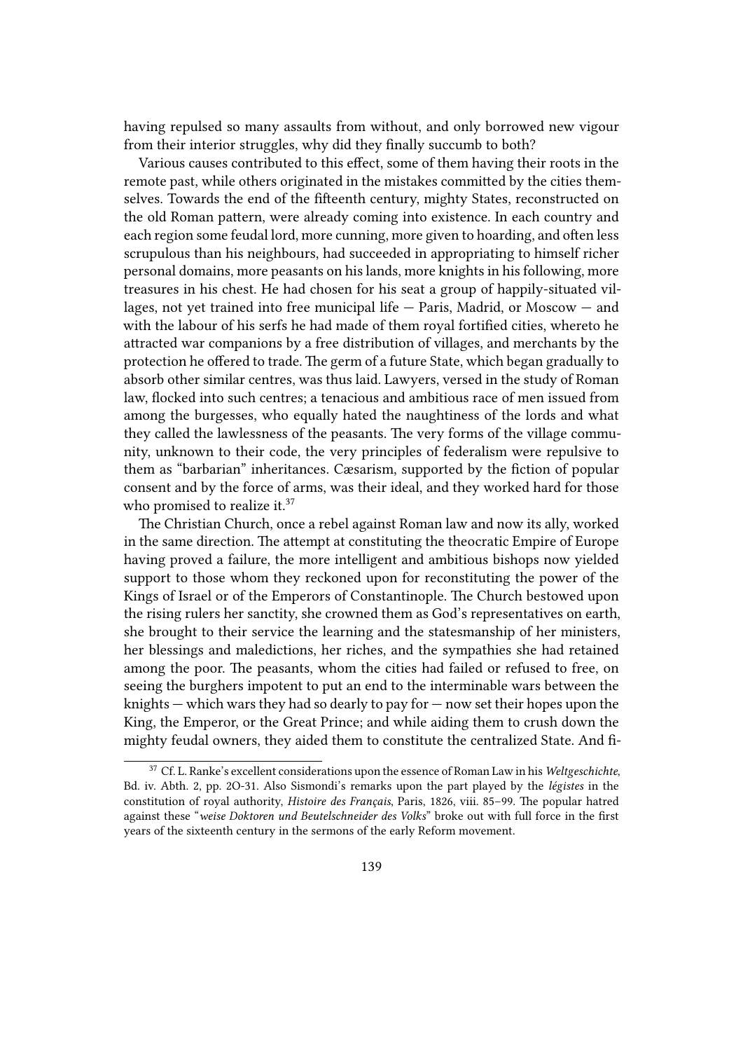having repulsed so many assaults from without, and only borrowed new vigour from their interior struggles, why did they finally succumb to both?

Various causes contributed to this effect, some of them having their roots in the remote past, while others originated in the mistakes committed by the cities themselves. Towards the end of the fifteenth century, mighty States, reconstructed on the old Roman pattern, were already coming into existence. In each country and each region some feudal lord, more cunning, more given to hoarding, and often less scrupulous than his neighbours, had succeeded in appropriating to himself richer personal domains, more peasants on his lands, more knights in his following, more treasures in his chest. He had chosen for his seat a group of happily-situated villages, not yet trained into free municipal life — Paris, Madrid, or Moscow — and with the labour of his serfs he had made of them royal fortified cities, whereto he attracted war companions by a free distribution of villages, and merchants by the protection he offered to trade. The germ of a future State, which began gradually to absorb other similar centres, was thus laid. Lawyers, versed in the study of Roman law, flocked into such centres; a tenacious and ambitious race of men issued from among the burgesses, who equally hated the naughtiness of the lords and what they called the lawlessness of the peasants. The very forms of the village community, unknown to their code, the very principles of federalism were repulsive to them as "barbarian" inheritances. Cæsarism, supported by the fiction of popular consent and by the force of arms, was their ideal, and they worked hard for those who promised to realize it.[37]

The Christian Church, once a rebel against Roman law and now its ally, worked in the same direction. The attempt at constituting the theocratic Empire of Europe having proved a failure, the more intelligent and ambitious bishops now yielded support to those whom they reckoned upon for reconstituting the power of the Kings of Israel or of the Emperors of Constantinople. The Church bestowed upon the rising rulers her sanctity, she crowned them as God's representatives on earth, she brought to their service the learning and the statesmanship of her ministers, her blessings and maledictions, her riches, and the sympathies she had retained among the poor. The peasants, whom the cities had failed or refused to free, on seeing the burghers impotent to put an end to the interminable wars between the knights — which wars they had so dearly to pay for — now set their hopes upon the King, the Emperor, or the Great Prince; and while aiding them to crush down the mighty feudal owners, they aided them to constitute the centralized State. And fi-

---

[37] Cf. L. Ranke's excellent considerations upon the essence of Roman Law in his *Weltgeschichte*, Bd. iv. Abth. 2, pp. 2O-31. Also Sismondi's remarks upon the part played by the *légistes* in the constitution of royal authority, *Histoire des Français*, Paris, 1826, viii. 85–99. The popular hatred against these "*weise Doktoren und Beutelschneider des Volks*" broke out with full force in the first years of the sixteenth century in the sermons of the early Reform movement.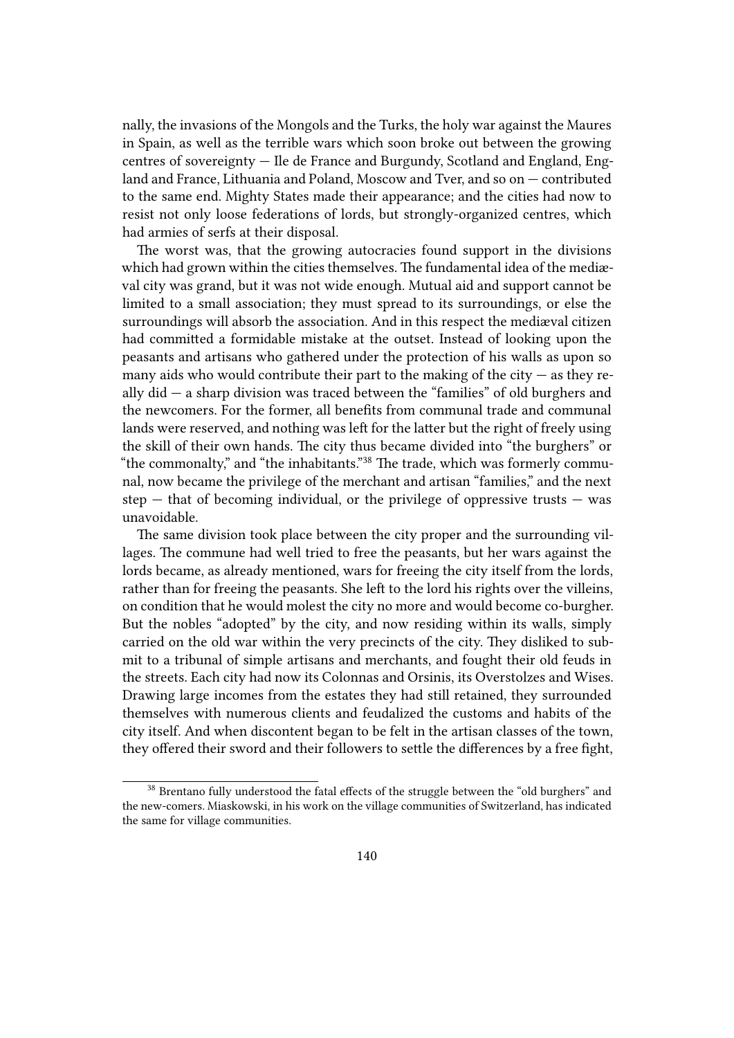nally, the invasions of the Mongols and the Turks, the holy war against the Maures in Spain, as well as the terrible wars which soon broke out between the growing centres of sovereignty — Ile de France and Burgundy, Scotland and England, England and France, Lithuania and Poland, Moscow and Tver, and so on — contributed to the same end. Mighty States made their appearance; and the cities had now to resist not only loose federations of lords, but strongly-organized centres, which had armies of serfs at their disposal.

The worst was, that the growing autocracies found support in the divisions which had grown within the cities themselves. The fundamental idea of the mediæval city was grand, but it was not wide enough. Mutual aid and support cannot be limited to a small association; they must spread to its surroundings, or else the surroundings will absorb the association. And in this respect the mediæval citizen had committed a formidable mistake at the outset. Instead of looking upon the peasants and artisans who gathered under the protection of his walls as upon so many aids who would contribute their part to the making of the city — as they really did — a sharp division was traced between the "families" of old burghers and the newcomers. For the former, all benefits from communal trade and communal lands were reserved, and nothing was left for the latter but the right of freely using the skill of their own hands. The city thus became divided into "the burghers" or "the commonalty," and "the inhabitants."[38] The trade, which was formerly communal, now became the privilege of the merchant and artisan "families," and the next step — that of becoming individual, or the privilege of oppressive trusts — was unavoidable.

The same division took place between the city proper and the surrounding villages. The commune had well tried to free the peasants, but her wars against the lords became, as already mentioned, wars for freeing the city itself from the lords, rather than for freeing the peasants. She left to the lord his rights over the villeins, on condition that he would molest the city no more and would become co-burgher. But the nobles "adopted" by the city, and now residing within its walls, simply carried on the old war within the very precincts of the city. They disliked to submit to a tribunal of simple artisans and merchants, and fought their old feuds in the streets. Each city had now its Colonnas and Orsinis, its Overstolzes and Wises. Drawing large incomes from the estates they had still retained, they surrounded themselves with numerous clients and feudalized the customs and habits of the city itself. And when discontent began to be felt in the artisan classes of the town, they offered their sword and their followers to settle the differences by a free fight,

[38] Brentano fully understood the fatal effects of the struggle between the "old burghers" and the new-comers. Miaskowski, in his work on the village communities of Switzerland, has indicated the same for village communities.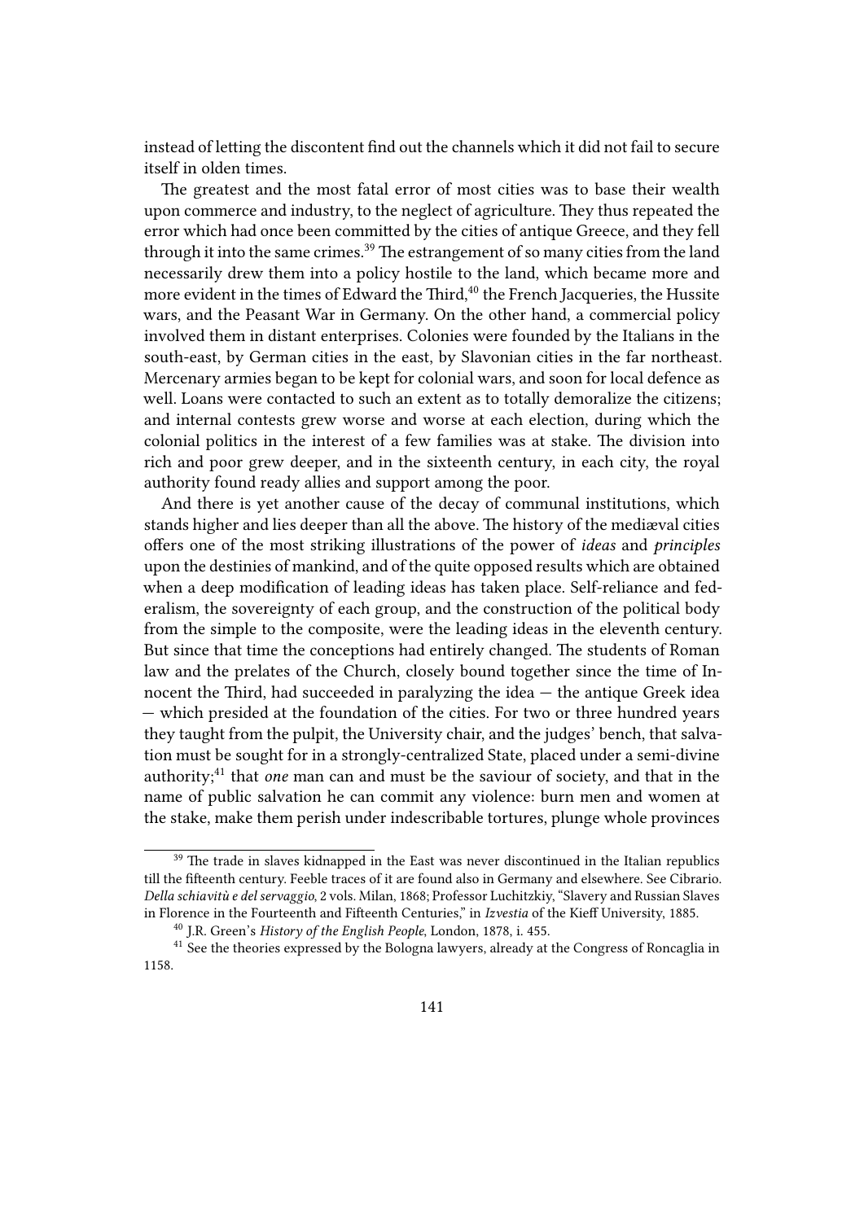instead of letting the discontent find out the channels which it did not fail to secure itself in olden times.

The greatest and the most fatal error of most cities was to base their wealth upon commerce and industry, to the neglect of agriculture. They thus repeated the error which had once been committed by the cities of antique Greece, and they fell through it into the same crimes.[39] The estrangement of so many cities from the land necessarily drew them into a policy hostile to the land, which became more and more evident in the times of Edward the Third,[40] the French Jacqueries, the Hussite wars, and the Peasant War in Germany. On the other hand, a commercial policy involved them in distant enterprises. Colonies were founded by the Italians in the south-east, by German cities in the east, by Slavonian cities in the far northeast. Mercenary armies began to be kept for colonial wars, and soon for local defence as well. Loans were contacted to such an extent as to totally demoralize the citizens; and internal contests grew worse and worse at each election, during which the colonial politics in the interest of a few families was at stake. The division into rich and poor grew deeper, and in the sixteenth century, in each city, the royal authority found ready allies and support among the poor.

And there is yet another cause of the decay of communal institutions, which stands higher and lies deeper than all the above. The history of the mediæval cities offers one of the most striking illustrations of the power of *ideas* and *principles* upon the destinies of mankind, and of the quite opposed results which are obtained when a deep modification of leading ideas has taken place. Self-reliance and federalism, the sovereignty of each group, and the construction of the political body from the simple to the composite, were the leading ideas in the eleventh century. But since that time the conceptions had entirely changed. The students of Roman law and the prelates of the Church, closely bound together since the time of Innocent the Third, had succeeded in paralyzing the idea — the antique Greek idea — which presided at the foundation of the cities. For two or three hundred years they taught from the pulpit, the University chair, and the judges' bench, that salvation must be sought for in a strongly-centralized State, placed under a semi-divine authority;[41] that *one* man can and must be the saviour of society, and that in the name of public salvation he can commit any violence: burn men and women at the stake, make them perish under indescribable tortures, plunge whole provinces

---

[39] The trade in slaves kidnapped in the East was never discontinued in the Italian republics till the fifteenth century. Feeble traces of it are found also in Germany and elsewhere. See Cibrario. *Della schiavitù e del servaggio*, 2 vols. Milan, 1868; Professor Luchitzkiy, "Slavery and Russian Slaves in Florence in the Fourteenth and Fifteenth Centuries," in *Izvestia* of the Kieff University, 1885.

[40] J.R. Green's *History of the English People*, London, 1878, i. 455.

[41] See the theories expressed by the Bologna lawyers, already at the Congress of Roncaglia in 1158.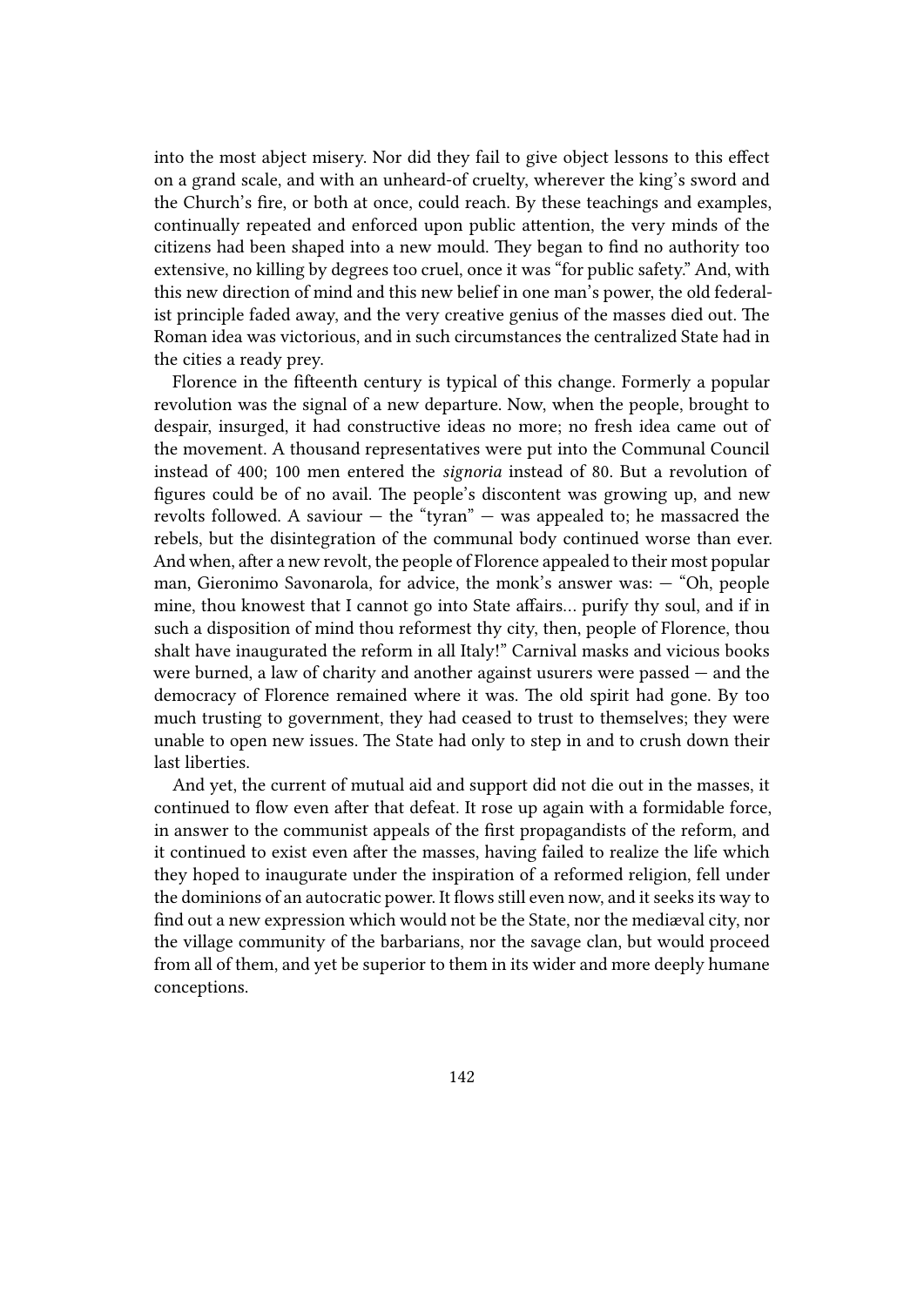into the most abject misery. Nor did they fail to give object lessons to this effect on a grand scale, and with an unheard-of cruelty, wherever the king's sword and the Church's fire, or both at once, could reach. By these teachings and examples, continually repeated and enforced upon public attention, the very minds of the citizens had been shaped into a new mould. They began to find no authority too extensive, no killing by degrees too cruel, once it was "for public safety." And, with this new direction of mind and this new belief in one man's power, the old federalist principle faded away, and the very creative genius of the masses died out. The Roman idea was victorious, and in such circumstances the centralized State had in the cities a ready prey.

Florence in the fifteenth century is typical of this change. Formerly a popular revolution was the signal of a new departure. Now, when the people, brought to despair, insurged, it had constructive ideas no more; no fresh idea came out of the movement. A thousand representatives were put into the Communal Council instead of 400; 100 men entered the *signoria* instead of 80. But a revolution of figures could be of no avail. The people's discontent was growing up, and new revolts followed. A saviour — the "tyran" — was appealed to; he massacred the rebels, but the disintegration of the communal body continued worse than ever. And when, after a new revolt, the people of Florence appealed to their most popular man, Gieronimo Savonarola, for advice, the monk's answer was: — "Oh, people mine, thou knowest that I cannot go into State affairs… purify thy soul, and if in such a disposition of mind thou reformest thy city, then, people of Florence, thou shalt have inaugurated the reform in all Italy!" Carnival masks and vicious books were burned, a law of charity and another against usurers were passed — and the democracy of Florence remained where it was. The old spirit had gone. By too much trusting to government, they had ceased to trust to themselves; they were unable to open new issues. The State had only to step in and to crush down their last liberties.

And yet, the current of mutual aid and support did not die out in the masses, it continued to flow even after that defeat. It rose up again with a formidable force, in answer to the communist appeals of the first propagandists of the reform, and it continued to exist even after the masses, having failed to realize the life which they hoped to inaugurate under the inspiration of a reformed religion, fell under the dominions of an autocratic power. It flows still even now, and it seeks its way to find out a new expression which would not be the State, nor the mediæval city, nor the village community of the barbarians, nor the savage clan, but would proceed from all of them, and yet be superior to them in its wider and more deeply humane conceptions.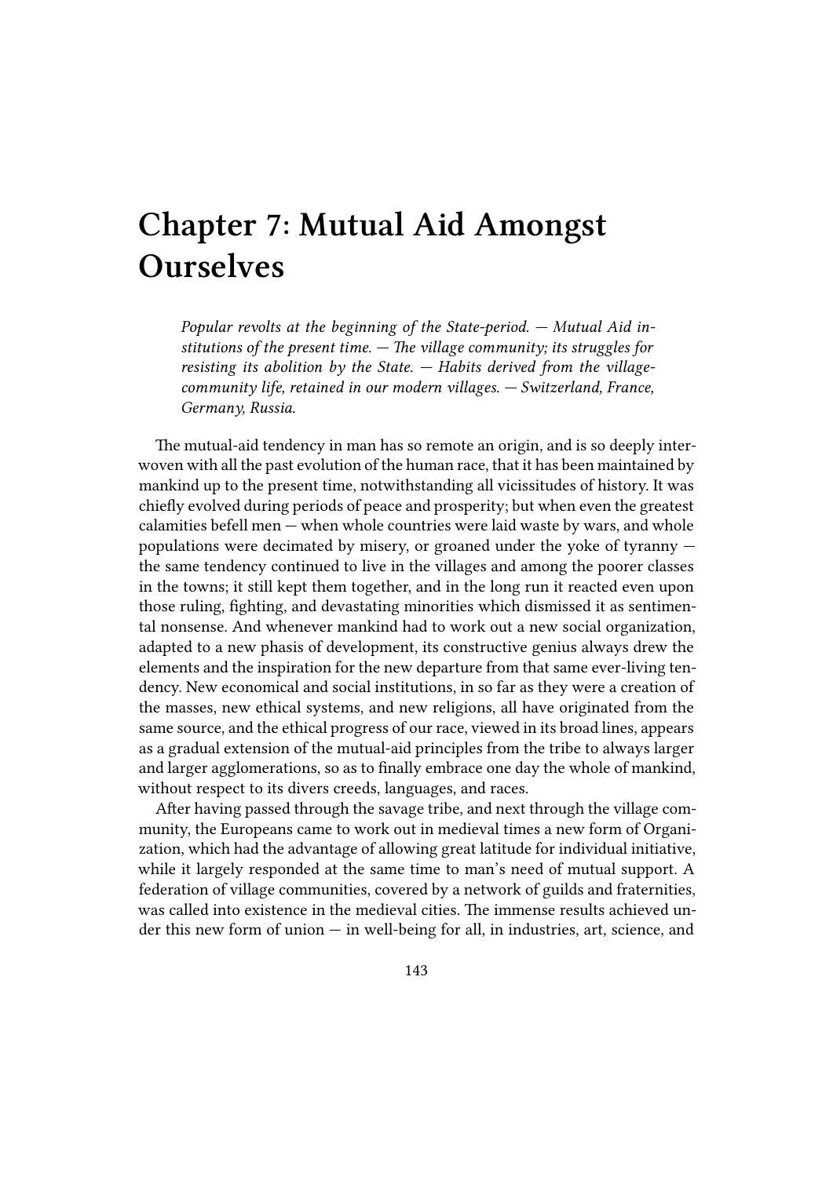# Chapter 7: Mutual Aid Amongst Ourselves

> *Popular revolts at the beginning of the State-period. — Mutual Aid institutions of the present time. — The village community; its struggles for resisting its abolition by the State. — Habits derived from the village-community life, retained in our modern villages. — Switzerland, France, Germany, Russia.*

The mutual-aid tendency in man has so remote an origin, and is so deeply interwoven with all the past evolution of the human race, that it has been maintained by mankind up to the present time, notwithstanding all vicissitudes of history. It was chiefly evolved during periods of peace and prosperity; but when even the greatest calamities befell men — when whole countries were laid waste by wars, and whole populations were decimated by misery, or groaned under the yoke of tyranny — the same tendency continued to live in the villages and among the poorer classes in the towns; it still kept them together, and in the long run it reacted even upon those ruling, fighting, and devastating minorities which dismissed it as sentimental nonsense. And whenever mankind had to work out a new social organization, adapted to a new phasis of development, its constructive genius always drew the elements and the inspiration for the new departure from that same ever-living tendency. New economical and social institutions, in so far as they were a creation of the masses, new ethical systems, and new religions, all have originated from the same source, and the ethical progress of our race, viewed in its broad lines, appears as a gradual extension of the mutual-aid principles from the tribe to always larger and larger agglomerations, so as to finally embrace one day the whole of mankind, without respect to its divers creeds, languages, and races.

After having passed through the savage tribe, and next through the village community, the Europeans came to work out in medieval times a new form of Organization, which had the advantage of allowing great latitude for individual initiative, while it largely responded at the same time to man's need of mutual support. A federation of village communities, covered by a network of guilds and fraternities, was called into existence in the medieval cities. The immense results achieved under this new form of union — in well-being for all, in industries, art, science, and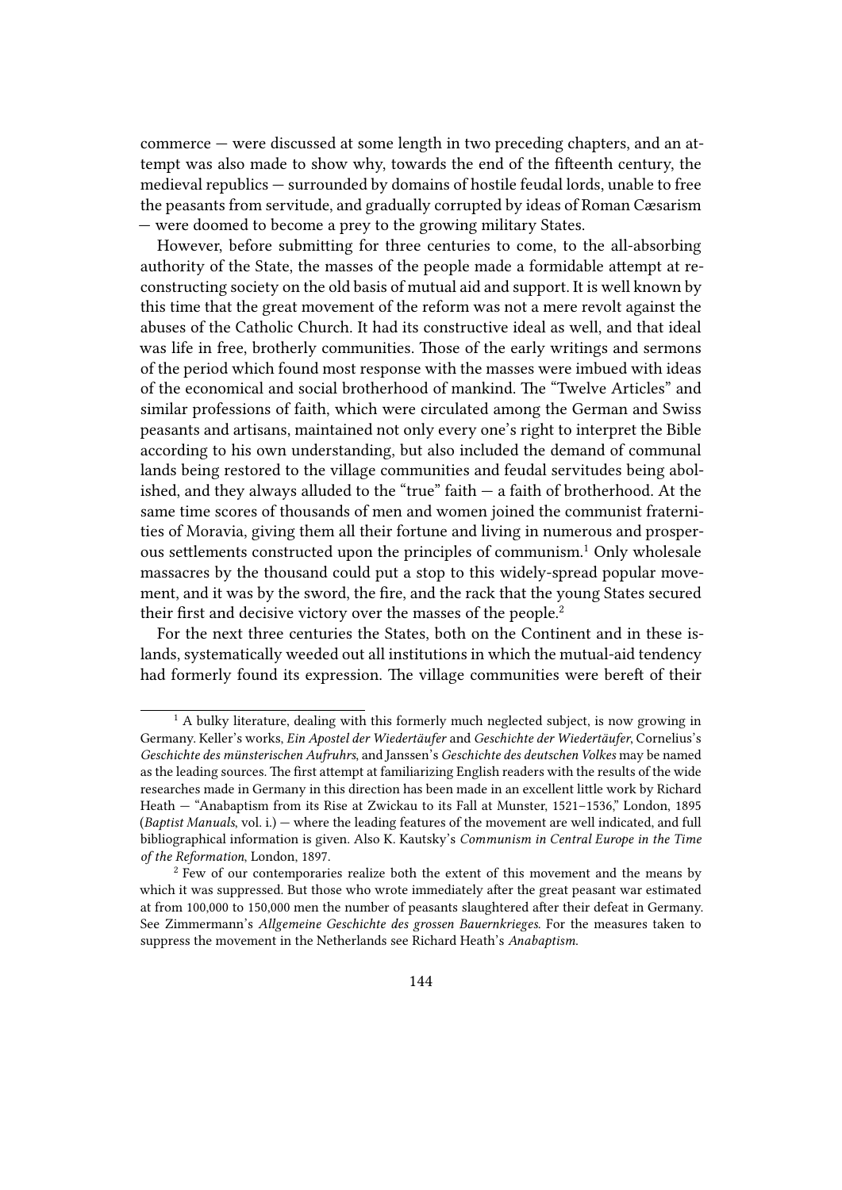commerce — were discussed at some length in two preceding chapters, and an attempt was also made to show why, towards the end of the fifteenth century, the medieval republics — surrounded by domains of hostile feudal lords, unable to free the peasants from servitude, and gradually corrupted by ideas of Roman Cæsarism — were doomed to become a prey to the growing military States.

However, before submitting for three centuries to come, to the all-absorbing authority of the State, the masses of the people made a formidable attempt at reconstructing society on the old basis of mutual aid and support. It is well known by this time that the great movement of the reform was not a mere revolt against the abuses of the Catholic Church. It had its constructive ideal as well, and that ideal was life in free, brotherly communities. Those of the early writings and sermons of the period which found most response with the masses were imbued with ideas of the economical and social brotherhood of mankind. The "Twelve Articles" and similar professions of faith, which were circulated among the German and Swiss peasants and artisans, maintained not only every one's right to interpret the Bible according to his own understanding, but also included the demand of communal lands being restored to the village communities and feudal servitudes being abolished, and they always alluded to the "true" faith — a faith of brotherhood. At the same time scores of thousands of men and women joined the communist fraternities of Moravia, giving them all their fortune and living in numerous and prosperous settlements constructed upon the principles of communism.[1] Only wholesale massacres by the thousand could put a stop to this widely-spread popular movement, and it was by the sword, the fire, and the rack that the young States secured their first and decisive victory over the masses of the people.[2]

For the next three centuries the States, both on the Continent and in these islands, systematically weeded out all institutions in which the mutual-aid tendency had formerly found its expression. The village communities were bereft of their

---

[1] A bulky literature, dealing with this formerly much neglected subject, is now growing in Germany. Keller's works, *Ein Apostel der Wiedertäufer* and *Geschichte der Wiedertäufer*, Cornelius's *Geschichte des münsterischen Aufruhrs*, and Janssen's *Geschichte des deutschen Volkes* may be named as the leading sources. The first attempt at familiarizing English readers with the results of the wide researches made in Germany in this direction has been made in an excellent little work by Richard Heath — "Anabaptism from its Rise at Zwickau to its Fall at Munster, 1521–1536," London, 1895 (*Baptist Manuals*, vol. i.) — where the leading features of the movement are well indicated, and full bibliographical information is given. Also K. Kautsky's *Communism in Central Europe in the Time of the Reformation*, London, 1897.

[2] Few of our contemporaries realize both the extent of this movement and the means by which it was suppressed. But those who wrote immediately after the great peasant war estimated at from 100,000 to 150,000 men the number of peasants slaughtered after their defeat in Germany. See Zimmermann's *Allgemeine Geschichte des grossen Bauernkrieges*. For the measures taken to suppress the movement in the Netherlands see Richard Heath's *Anabaptism*.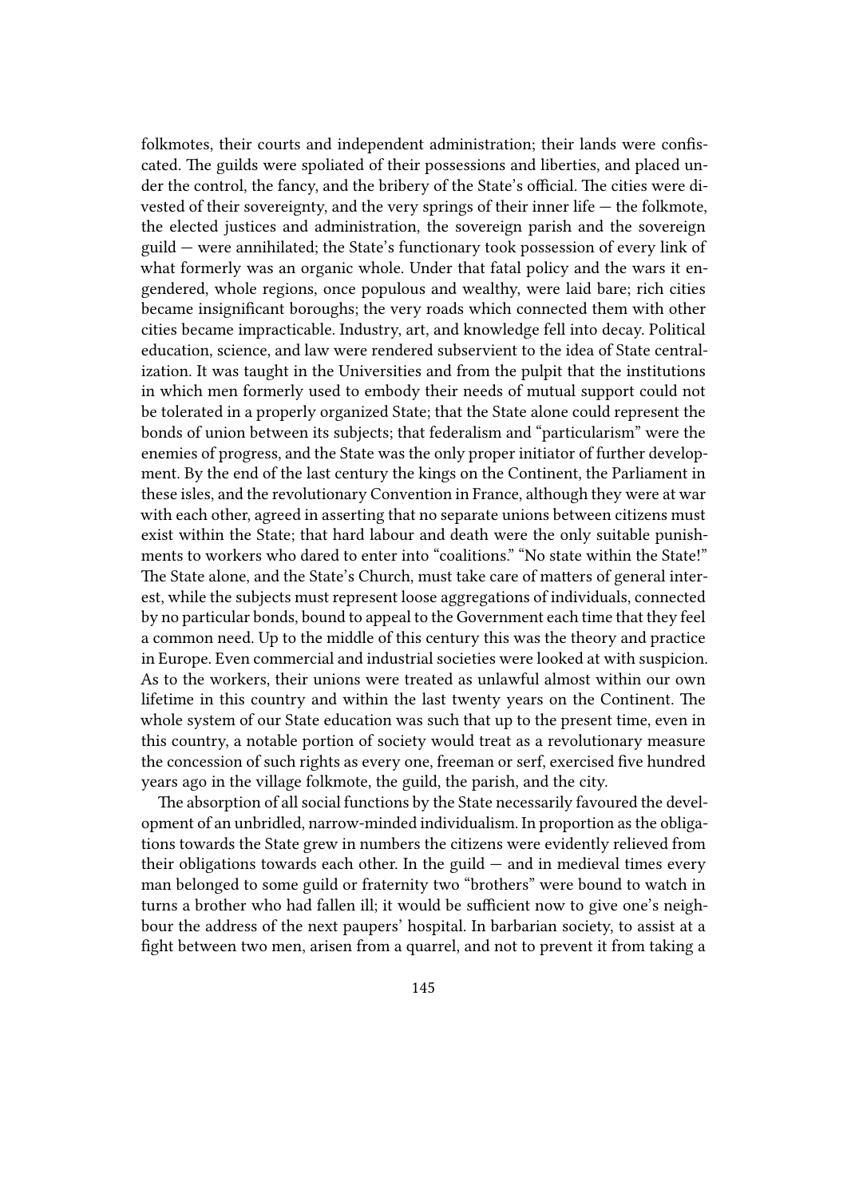folkmotes, their courts and independent administration; their lands were confiscated. The guilds were spoliated of their possessions and liberties, and placed under the control, the fancy, and the bribery of the State's official. The cities were divested of their sovereignty, and the very springs of their inner life — the folkmote, the elected justices and administration, the sovereign parish and the sovereign guild — were annihilated; the State's functionary took possession of every link of what formerly was an organic whole. Under that fatal policy and the wars it engendered, whole regions, once populous and wealthy, were laid bare; rich cities became insignificant boroughs; the very roads which connected them with other cities became impracticable. Industry, art, and knowledge fell into decay. Political education, science, and law were rendered subservient to the idea of State centralization. It was taught in the Universities and from the pulpit that the institutions in which men formerly used to embody their needs of mutual support could not be tolerated in a properly organized State; that the State alone could represent the bonds of union between its subjects; that federalism and "particularism" were the enemies of progress, and the State was the only proper initiator of further development. By the end of the last century the kings on the Continent, the Parliament in these isles, and the revolutionary Convention in France, although they were at war with each other, agreed in asserting that no separate unions between citizens must exist within the State; that hard labour and death were the only suitable punishments to workers who dared to enter into "coalitions." "No state within the State!" The State alone, and the State's Church, must take care of matters of general interest, while the subjects must represent loose aggregations of individuals, connected by no particular bonds, bound to appeal to the Government each time that they feel a common need. Up to the middle of this century this was the theory and practice in Europe. Even commercial and industrial societies were looked at with suspicion. As to the workers, their unions were treated as unlawful almost within our own lifetime in this country and within the last twenty years on the Continent. The whole system of our State education was such that up to the present time, even in this country, a notable portion of society would treat as a revolutionary measure the concession of such rights as every one, freeman or serf, exercised five hundred years ago in the village folkmote, the guild, the parish, and the city.

The absorption of all social functions by the State necessarily favoured the development of an unbridled, narrow-minded individualism. In proportion as the obligations towards the State grew in numbers the citizens were evidently relieved from their obligations towards each other. In the guild — and in medieval times every man belonged to some guild or fraternity two "brothers" were bound to watch in turns a brother who had fallen ill; it would be sufficient now to give one's neighbour the address of the next paupers' hospital. In barbarian society, to assist at a fight between two men, arisen from a quarrel, and not to prevent it from taking a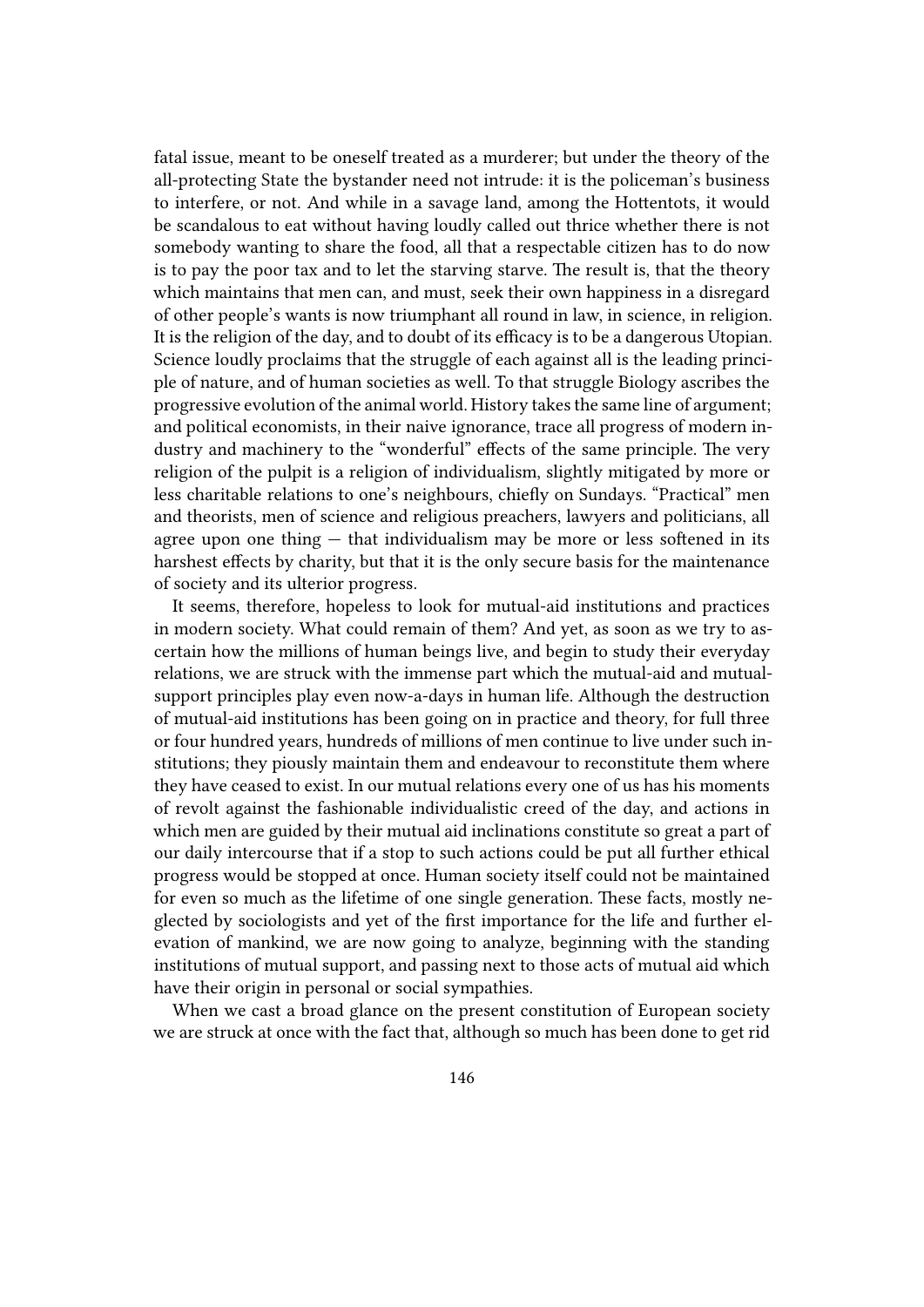fatal issue, meant to be oneself treated as a murderer; but under the theory of the all-protecting State the bystander need not intrude: it is the policeman's business to interfere, or not. And while in a savage land, among the Hottentots, it would be scandalous to eat without having loudly called out thrice whether there is not somebody wanting to share the food, all that a respectable citizen has to do now is to pay the poor tax and to let the starving starve. The result is, that the theory which maintains that men can, and must, seek their own happiness in a disregard of other people's wants is now triumphant all round in law, in science, in religion. It is the religion of the day, and to doubt of its efficacy is to be a dangerous Utopian. Science loudly proclaims that the struggle of each against all is the leading principle of nature, and of human societies as well. To that struggle Biology ascribes the progressive evolution of the animal world. History takes the same line of argument; and political economists, in their naive ignorance, trace all progress of modern industry and machinery to the "wonderful" effects of the same principle. The very religion of the pulpit is a religion of individualism, slightly mitigated by more or less charitable relations to one's neighbours, chiefly on Sundays. "Practical" men and theorists, men of science and religious preachers, lawyers and politicians, all agree upon one thing — that individualism may be more or less softened in its harshest effects by charity, but that it is the only secure basis for the maintenance of society and its ulterior progress.

It seems, therefore, hopeless to look for mutual-aid institutions and practices in modern society. What could remain of them? And yet, as soon as we try to ascertain how the millions of human beings live, and begin to study their everyday relations, we are struck with the immense part which the mutual-aid and mutual-support principles play even now-a-days in human life. Although the destruction of mutual-aid institutions has been going on in practice and theory, for full three or four hundred years, hundreds of millions of men continue to live under such institutions; they piously maintain them and endeavour to reconstitute them where they have ceased to exist. In our mutual relations every one of us has his moments of revolt against the fashionable individualistic creed of the day, and actions in which men are guided by their mutual aid inclinations constitute so great a part of our daily intercourse that if a stop to such actions could be put all further ethical progress would be stopped at once. Human society itself could not be maintained for even so much as the lifetime of one single generation. These facts, mostly neglected by sociologists and yet of the first importance for the life and further elevation of mankind, we are now going to analyze, beginning with the standing institutions of mutual support, and passing next to those acts of mutual aid which have their origin in personal or social sympathies.

When we cast a broad glance on the present constitution of European society we are struck at once with the fact that, although so much has been done to get rid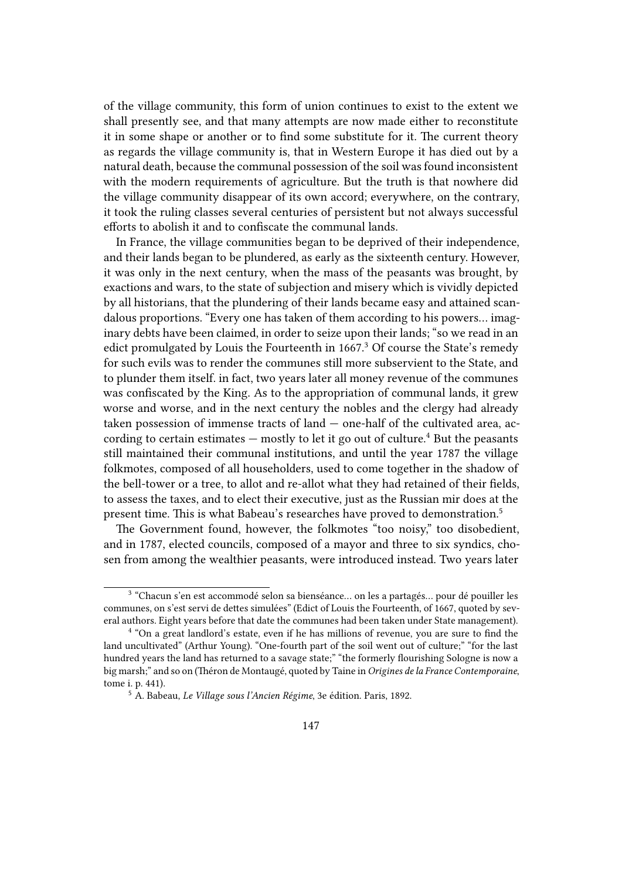of the village community, this form of union continues to exist to the extent we shall presently see, and that many attempts are now made either to reconstitute it in some shape or another or to find some substitute for it. The current theory as regards the village community is, that in Western Europe it has died out by a natural death, because the communal possession of the soil was found inconsistent with the modern requirements of agriculture. But the truth is that nowhere did the village community disappear of its own accord; everywhere, on the contrary, it took the ruling classes several centuries of persistent but not always successful efforts to abolish it and to confiscate the communal lands.

In France, the village communities began to be deprived of their independence, and their lands began to be plundered, as early as the sixteenth century. However, it was only in the next century, when the mass of the peasants was brought, by exactions and wars, to the state of subjection and misery which is vividly depicted by all historians, that the plundering of their lands became easy and attained scandalous proportions. "Every one has taken of them according to his powers… imaginary debts have been claimed, in order to seize upon their lands; "so we read in an edict promulgated by Louis the Fourteenth in 1667.[3] Of course the State's remedy for such evils was to render the communes still more subservient to the State, and to plunder them itself. in fact, two years later all money revenue of the communes was confiscated by the King. As to the appropriation of communal lands, it grew worse and worse, and in the next century the nobles and the clergy had already taken possession of immense tracts of land — one-half of the cultivated area, according to certain estimates — mostly to let it go out of culture.[4] But the peasants still maintained their communal institutions, and until the year 1787 the village folkmotes, composed of all householders, used to come together in the shadow of the bell-tower or a tree, to allot and re-allot what they had retained of their fields, to assess the taxes, and to elect their executive, just as the Russian mir does at the present time. This is what Babeau's researches have proved to demonstration.[5]

The Government found, however, the folkmotes "too noisy," too disobedient, and in 1787, elected councils, composed of a mayor and three to six syndics, chosen from among the wealthier peasants, were introduced instead. Two years later

---

[3] "Chacun s'en est accommodé selon sa bienséance… on les a partagés… pour dé pouiller les communes, on s'est servi de dettes simulées" (Edict of Louis the Fourteenth, of 1667, quoted by several authors. Eight years before that date the communes had been taken under State management).

[4] "On a great landlord's estate, even if he has millions of revenue, you are sure to find the land uncultivated" (Arthur Young). "One-fourth part of the soil went out of culture;" "for the last hundred years the land has returned to a savage state;" "the formerly flourishing Sologne is now a big marsh;" and so on (Théron de Montaugé, quoted by Taine in *Origines de la France Contemporaine*, tome i. p. 441).

[5] A. Babeau, *Le Village sous l'Ancien Régime*, 3e édition. Paris, 1892.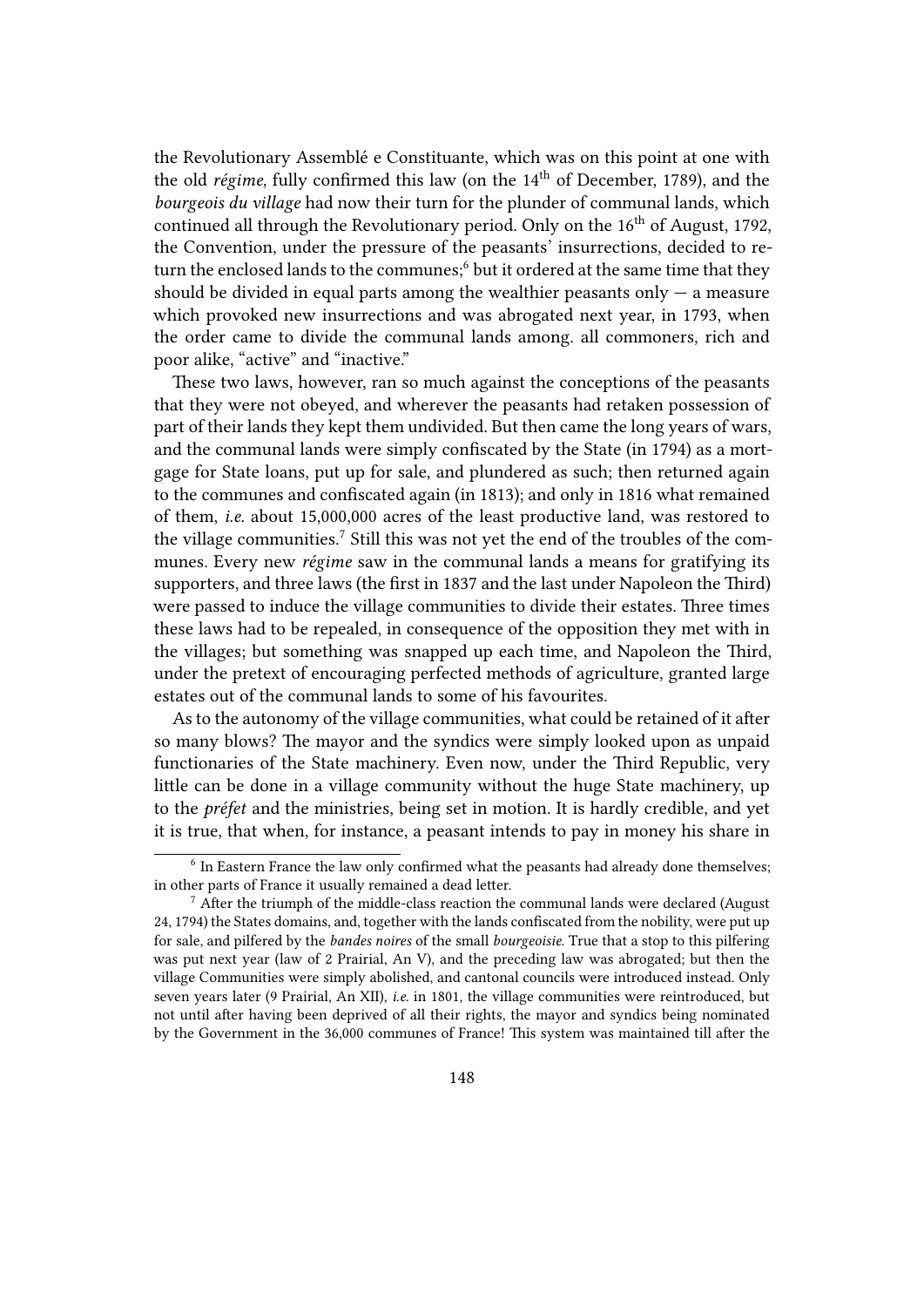the Revolutionary Assemblé e Constituante, which was on this point at one with the old *régime*, fully confirmed this law (on the 14th of December, 1789), and the *bourgeois du village* had now their turn for the plunder of communal lands, which continued all through the Revolutionary period. Only on the 16th of August, 1792, the Convention, under the pressure of the peasants' insurrections, decided to return the enclosed lands to the communes;[6] but it ordered at the same time that they should be divided in equal parts among the wealthier peasants only — a measure which provoked new insurrections and was abrogated next year, in 1793, when the order came to divide the communal lands among. all commoners, rich and poor alike, "active" and "inactive."

These two laws, however, ran so much against the conceptions of the peasants that they were not obeyed, and wherever the peasants had retaken possession of part of their lands they kept them undivided. But then came the long years of wars, and the communal lands were simply confiscated by the State (in 1794) as a mortgage for State loans, put up for sale, and plundered as such; then returned again to the communes and confiscated again (in 1813); and only in 1816 what remained of them, *i.e.* about 15,000,000 acres of the least productive land, was restored to the village communities.[7] Still this was not yet the end of the troubles of the communes. Every new *régime* saw in the communal lands a means for gratifying its supporters, and three laws (the first in 1837 and the last under Napoleon the Third) were passed to induce the village communities to divide their estates. Three times these laws had to be repealed, in consequence of the opposition they met with in the villages; but something was snapped up each time, and Napoleon the Third, under the pretext of encouraging perfected methods of agriculture, granted large estates out of the communal lands to some of his favourites.

As to the autonomy of the village communities, what could be retained of it after so many blows? The mayor and the syndics were simply looked upon as unpaid functionaries of the State machinery. Even now, under the Third Republic, very little can be done in a village community without the huge State machinery, up to the *préfet* and the ministries, being set in motion. It is hardly credible, and yet it is true, that when, for instance, a peasant intends to pay in money his share in

[6] In Eastern France the law only confirmed what the peasants had already done themselves; in other parts of France it usually remained a dead letter.

[7] After the triumph of the middle-class reaction the communal lands were declared (August 24, 1794) the States domains, and, together with the lands confiscated from the nobility, were put up for sale, and pilfered by the *bandes noires* of the small *bourgeoisie*. True that a stop to this pilfering was put next year (law of 2 Prairial, An V), and the preceding law was abrogated; but then the village Communities were simply abolished, and cantonal councils were introduced instead. Only seven years later (9 Prairial, An XII), *i.e.* in 1801, the village communities were reintroduced, but not until after having been deprived of all their rights, the mayor and syndics being nominated by the Government in the 36,000 communes of France! This system was maintained till after the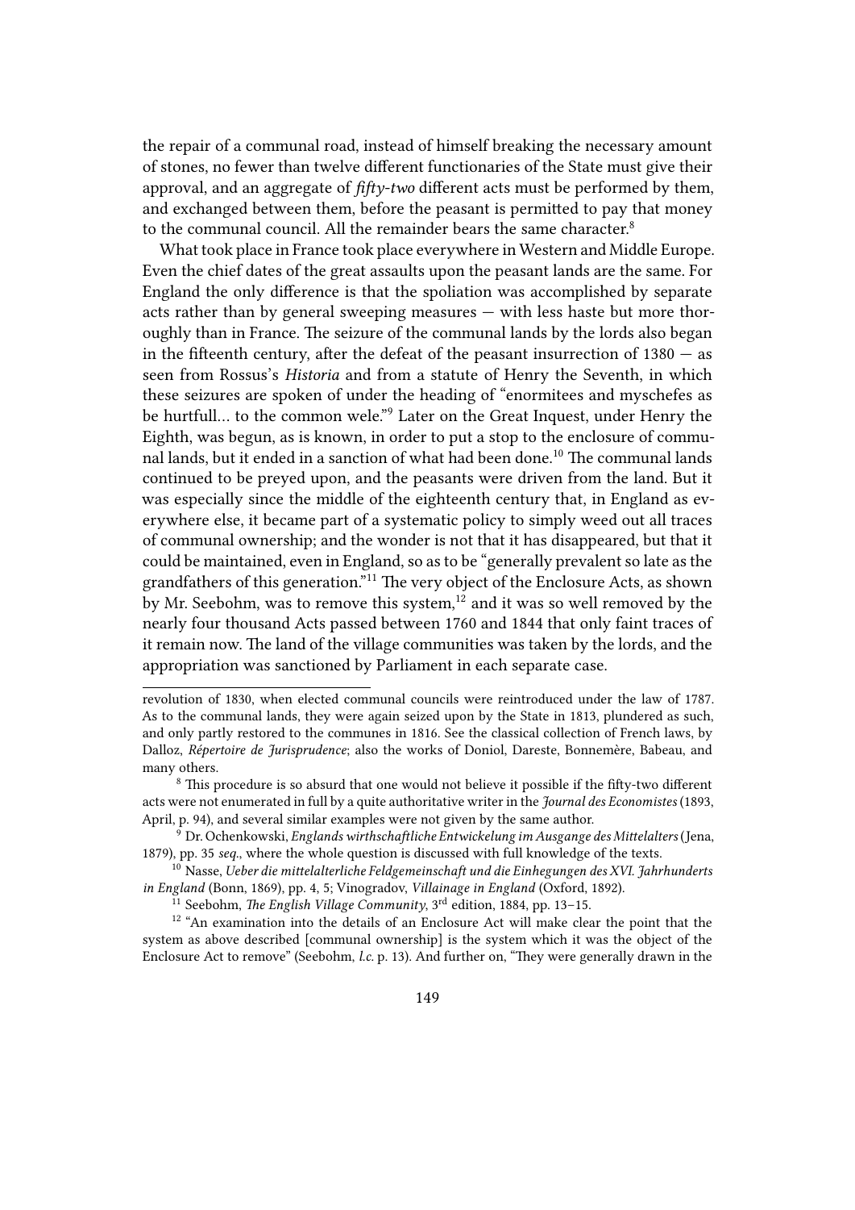the repair of a communal road, instead of himself breaking the necessary amount of stones, no fewer than twelve different functionaries of the State must give their approval, and an aggregate of *fifty-two* different acts must be performed by them, and exchanged between them, before the peasant is permitted to pay that money to the communal council. All the remainder bears the same character.[8]

What took place in France took place everywhere in Western and Middle Europe. Even the chief dates of the great assaults upon the peasant lands are the same. For England the only difference is that the spoliation was accomplished by separate acts rather than by general sweeping measures — with less haste but more thoroughly than in France. The seizure of the communal lands by the lords also began in the fifteenth century, after the defeat of the peasant insurrection of 1380 — as seen from Rossus's *Historia* and from a statute of Henry the Seventh, in which these seizures are spoken of under the heading of "enormitees and myschefes as be hurtfull… to the common wele."[9] Later on the Great Inquest, under Henry the Eighth, was begun, as is known, in order to put a stop to the enclosure of communal lands, but it ended in a sanction of what had been done.[10] The communal lands continued to be preyed upon, and the peasants were driven from the land. But it was especially since the middle of the eighteenth century that, in England as everywhere else, it became part of a systematic policy to simply weed out all traces of communal ownership; and the wonder is not that it has disappeared, but that it could be maintained, even in England, so as to be "generally prevalent so late as the grandfathers of this generation."[11] The very object of the Enclosure Acts, as shown by Mr. Seebohm, was to remove this system,[12] and it was so well removed by the nearly four thousand Acts passed between 1760 and 1844 that only faint traces of it remain now. The land of the village communities was taken by the lords, and the appropriation was sanctioned by Parliament in each separate case.

---

revolution of 1830, when elected communal councils were reintroduced under the law of 1787. As to the communal lands, they were again seized upon by the State in 1813, plundered as such, and only partly restored to the communes in 1816. See the classical collection of French laws, by Dalloz, *Répertoire de Jurisprudence*; also the works of Doniol, Dareste, Bonnemère, Babeau, and many others.

[8] This procedure is so absurd that one would not believe it possible if the fifty-two different acts were not enumerated in full by a quite authoritative writer in the *Journal des Economistes* (1893, April, p. 94), and several similar examples were not given by the same author.

[9] Dr. Ochenkowski, *Englands wirthschaftliche Entwickelung im Ausgange des Mittelalters* (Jena, 1879), pp. 35 *seq.*, where the whole question is discussed with full knowledge of the texts.

[10] Nasse, *Ueber die mittelalterliche Feldgemeinschaft und die Einhegungen des XVI. Jahrhunderts in England* (Bonn, 1869), pp. 4, 5; Vinogradov, *Villainage in England* (Oxford, 1892).

[11] Seebohm, *The English Village Community*, 3rd edition, 1884, pp. 13–15.

[12] "An examination into the details of an Enclosure Act will make clear the point that the system as above described [communal ownership] is the system which it was the object of the Enclosure Act to remove" (Seebohm, *l.c.* p. 13). And further on, "They were generally drawn in the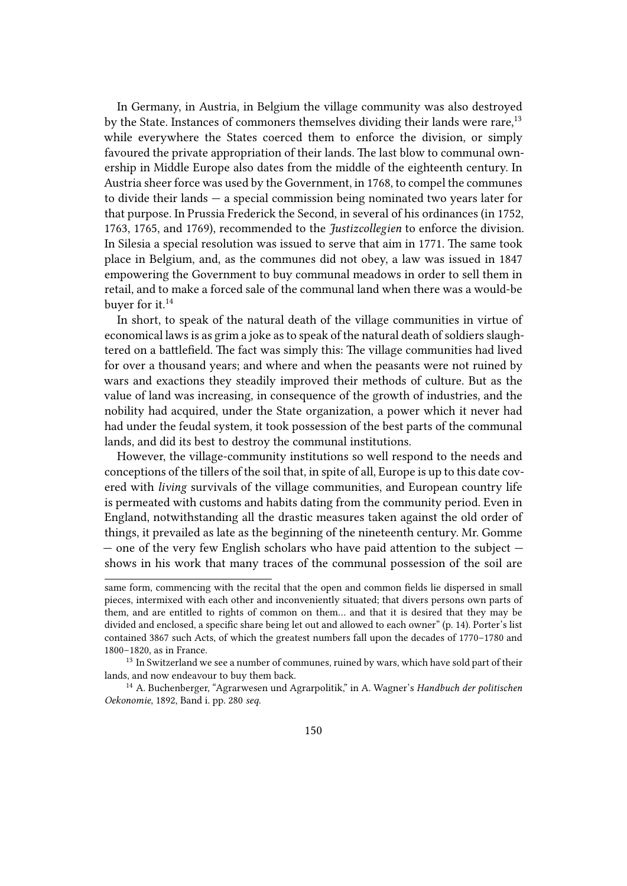In Germany, in Austria, in Belgium the village community was also destroyed by the State. Instances of commoners themselves dividing their lands were rare,[13] while everywhere the States coerced them to enforce the division, or simply favoured the private appropriation of their lands. The last blow to communal ownership in Middle Europe also dates from the middle of the eighteenth century. In Austria sheer force was used by the Government, in 1768, to compel the communes to divide their lands — a special commission being nominated two years later for that purpose. In Prussia Frederick the Second, in several of his ordinances (in 1752, 1763, 1765, and 1769), recommended to the *Justizcollegien* to enforce the division. In Silesia a special resolution was issued to serve that aim in 1771. The same took place in Belgium, and, as the communes did not obey, a law was issued in 1847 empowering the Government to buy communal meadows in order to sell them in retail, and to make a forced sale of the communal land when there was a would-be buyer for it.[14]

In short, to speak of the natural death of the village communities in virtue of economical laws is as grim a joke as to speak of the natural death of soldiers slaughtered on a battlefield. The fact was simply this: The village communities had lived for over a thousand years; and where and when the peasants were not ruined by wars and exactions they steadily improved their methods of culture. But as the value of land was increasing, in consequence of the growth of industries, and the nobility had acquired, under the State organization, a power which it never had had under the feudal system, it took possession of the best parts of the communal lands, and did its best to destroy the communal institutions.

However, the village-community institutions so well respond to the needs and conceptions of the tillers of the soil that, in spite of all, Europe is up to this date covered with *living* survivals of the village communities, and European country life is permeated with customs and habits dating from the community period. Even in England, notwithstanding all the drastic measures taken against the old order of things, it prevailed as late as the beginning of the nineteenth century. Mr. Gomme — one of the very few English scholars who have paid attention to the subject — shows in his work that many traces of the communal possession of the soil are

---

same form, commencing with the recital that the open and common fields lie dispersed in small pieces, intermixed with each other and inconveniently situated; that divers persons own parts of them, and are entitled to rights of common on them… and that it is desired that they may be divided and enclosed, a specific share being let out and allowed to each owner" (p. 14). Porter's list contained 3867 such Acts, of which the greatest numbers fall upon the decades of 1770–1780 and 1800–1820, as in France.

[13] In Switzerland we see a number of communes, ruined by wars, which have sold part of their lands, and now endeavour to buy them back.

[14] A. Buchenberger, "Agrarwesen und Agrarpolitik," in A. Wagner's *Handbuch der politischen Oekonomie*, 1892, Band i. pp. 280 *seq.*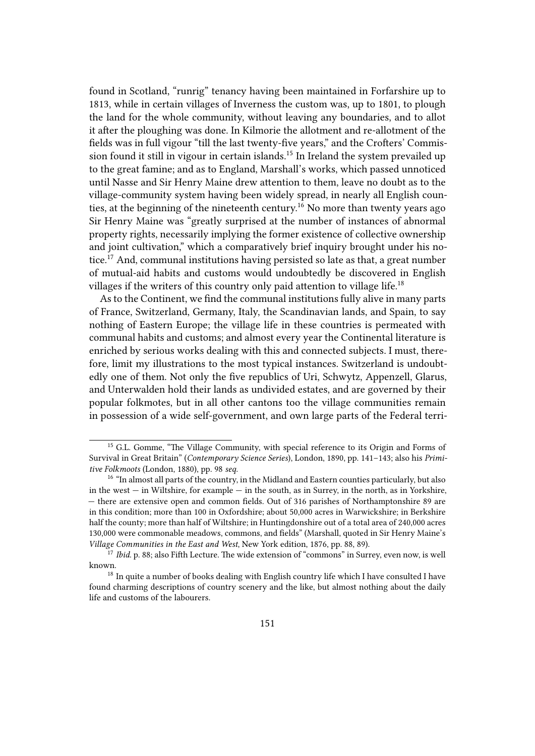found in Scotland, "runrig" tenancy having been maintained in Forfarshire up to 1813, while in certain villages of Inverness the custom was, up to 1801, to plough the land for the whole community, without leaving any boundaries, and to allot it after the ploughing was done. In Kilmorie the allotment and re-allotment of the fields was in full vigour "till the last twenty-five years," and the Crofters' Commission found it still in vigour in certain islands.[15] In Ireland the system prevailed up to the great famine; and as to England, Marshall's works, which passed unnoticed until Nasse and Sir Henry Maine drew attention to them, leave no doubt as to the village-community system having been widely spread, in nearly all English counties, at the beginning of the nineteenth century.[16] No more than twenty years ago Sir Henry Maine was "greatly surprised at the number of instances of abnormal property rights, necessarily implying the former existence of collective ownership and joint cultivation," which a comparatively brief inquiry brought under his notice.[17] And, communal institutions having persisted so late as that, a great number of mutual-aid habits and customs would undoubtedly be discovered in English villages if the writers of this country only paid attention to village life.[18]

As to the Continent, we find the communal institutions fully alive in many parts of France, Switzerland, Germany, Italy, the Scandinavian lands, and Spain, to say nothing of Eastern Europe; the village life in these countries is permeated with communal habits and customs; and almost every year the Continental literature is enriched by serious works dealing with this and connected subjects. I must, therefore, limit my illustrations to the most typical instances. Switzerland is undoubtedly one of them. Not only the five republics of Uri, Schwytz, Appenzell, Glarus, and Unterwalden hold their lands as undivided estates, and are governed by their popular folkmotes, but in all other cantons too the village communities remain in possession of a wide self-government, and own large parts of the Federal terri-

---

[15] G.L. Gomme, "The Village Community, with special reference to its Origin and Forms of Survival in Great Britain" (*Contemporary Science Series*), London, 1890, pp. 141–143; also his *Primitive Folkmoots* (London, 1880), pp. 98 *seq.*

[16] "In almost all parts of the country, in the Midland and Eastern counties particularly, but also in the west — in Wiltshire, for example — in the south, as in Surrey, in the north, as in Yorkshire, — there are extensive open and common fields. Out of 316 parishes of Northamptonshire 89 are in this condition; more than 100 in Oxfordshire; about 50,000 acres in Warwickshire; in Berkshire half the county; more than half of Wiltshire; in Huntingdonshire out of a total area of 240,000 acres 130,000 were commonable meadows, commons, and fields" (Marshall, quoted in Sir Henry Maine's *Village Communities in the East and West*, New York edition, 1876, pp. 88, 89).

[17] *Ibid.* p. 88; also Fifth Lecture. The wide extension of "commons" in Surrey, even now, is well known.

[18] In quite a number of books dealing with English country life which I have consulted I have found charming descriptions of country scenery and the like, but almost nothing about the daily life and customs of the labourers.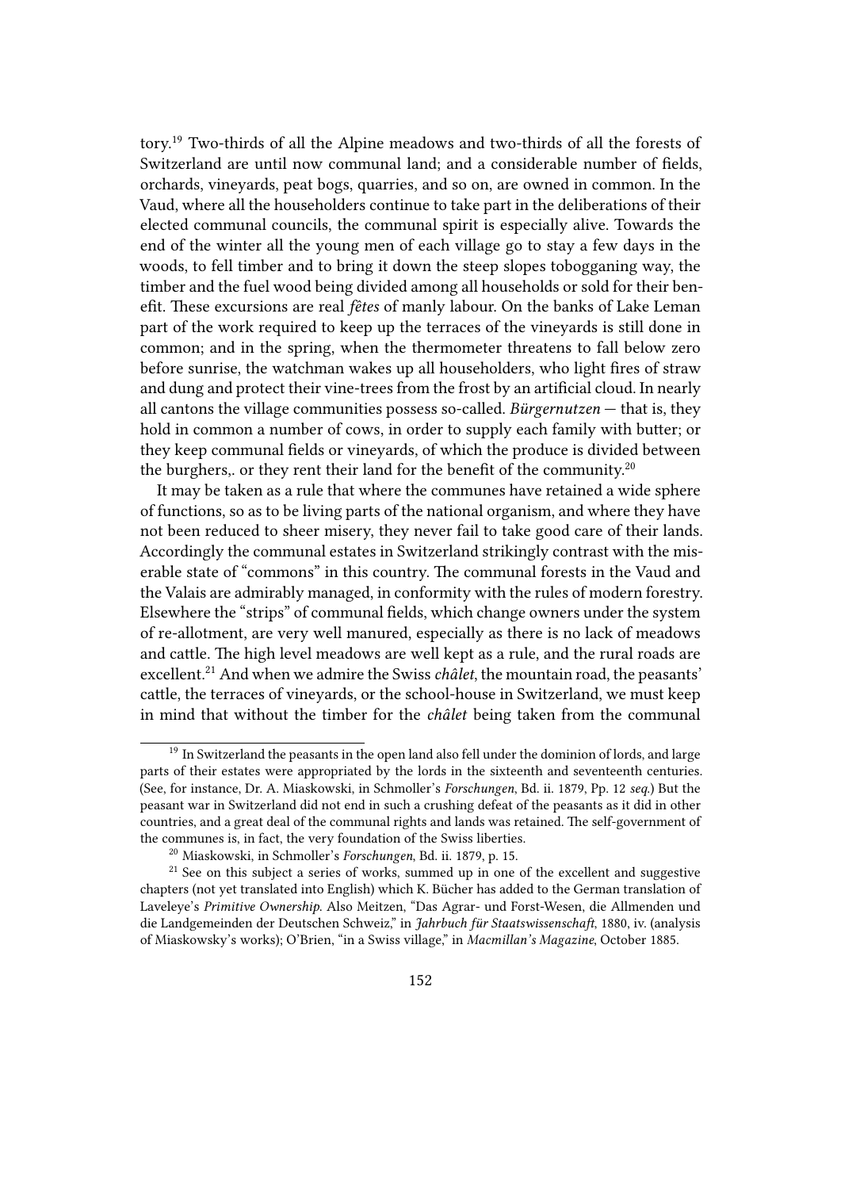tory.[19] Two-thirds of all the Alpine meadows and two-thirds of all the forests of Switzerland are until now communal land; and a considerable number of fields, orchards, vineyards, peat bogs, quarries, and so on, are owned in common. In the Vaud, where all the householders continue to take part in the deliberations of their elected communal councils, the communal spirit is especially alive. Towards the end of the winter all the young men of each village go to stay a few days in the woods, to fell timber and to bring it down the steep slopes tobogganing way, the timber and the fuel wood being divided among all households or sold for their benefit. These excursions are real *fêtes* of manly labour. On the banks of Lake Leman part of the work required to keep up the terraces of the vineyards is still done in common; and in the spring, when the thermometer threatens to fall below zero before sunrise, the watchman wakes up all householders, who light fires of straw and dung and protect their vine-trees from the frost by an artificial cloud. In nearly all cantons the village communities possess so-called. *Bürgernutzen* — that is, they hold in common a number of cows, in order to supply each family with butter; or they keep communal fields or vineyards, of which the produce is divided between the burghers,. or they rent their land for the benefit of the community.[20]

It may be taken as a rule that where the communes have retained a wide sphere of functions, so as to be living parts of the national organism, and where they have not been reduced to sheer misery, they never fail to take good care of their lands. Accordingly the communal estates in Switzerland strikingly contrast with the miserable state of "commons" in this country. The communal forests in the Vaud and the Valais are admirably managed, in conformity with the rules of modern forestry. Elsewhere the "strips" of communal fields, which change owners under the system of re-allotment, are very well manured, especially as there is no lack of meadows and cattle. The high level meadows are well kept as a rule, and the rural roads are excellent.[21] And when we admire the Swiss *châlet*, the mountain road, the peasants' cattle, the terraces of vineyards, or the school-house in Switzerland, we must keep in mind that without the timber for the *châlet* being taken from the communal

---

[19] In Switzerland the peasants in the open land also fell under the dominion of lords, and large parts of their estates were appropriated by the lords in the sixteenth and seventeenth centuries. (See, for instance, Dr. A. Miaskowski, in Schmoller's *Forschungen*, Bd. ii. 1879, Pp. 12 *seq.*) But the peasant war in Switzerland did not end in such a crushing defeat of the peasants as it did in other countries, and a great deal of the communal rights and lands was retained. The self-government of the communes is, in fact, the very foundation of the Swiss liberties.

[20] Miaskowski, in Schmoller's *Forschungen*, Bd. ii. 1879, p. 15.

[21] See on this subject a series of works, summed up in one of the excellent and suggestive chapters (not yet translated into English) which K. Bücher has added to the German translation of Laveleye's *Primitive Ownership*. Also Meitzen, "Das Agrar- und Forst-Wesen, die Allmenden und die Landgemeinden der Deutschen Schweiz," in *Jahrbuch für Staatswissenschaft*, 1880, iv. (analysis of Miaskowsky's works); O'Brien, "in a Swiss village," in *Macmillan's Magazine*, October 1885.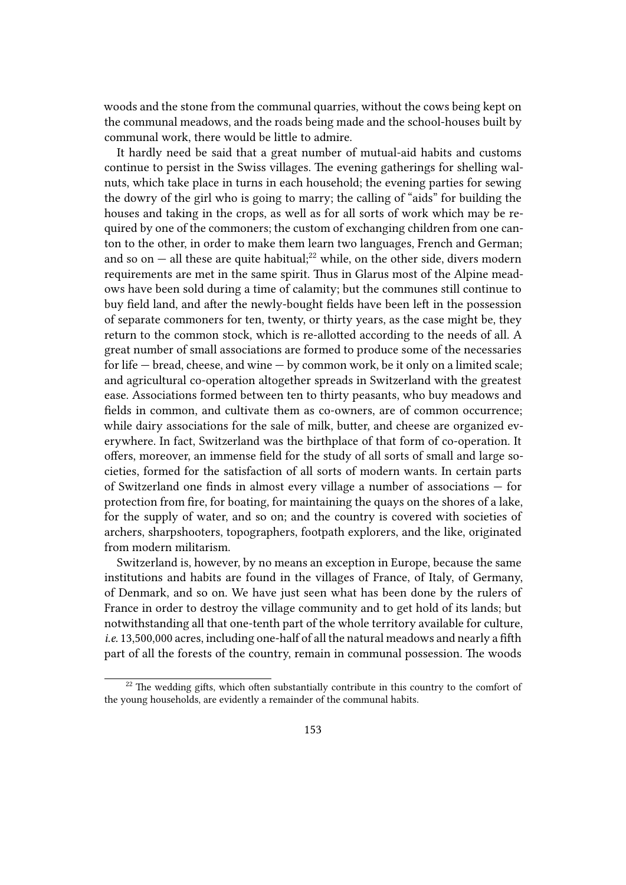woods and the stone from the communal quarries, without the cows being kept on the communal meadows, and the roads being made and the school-houses built by communal work, there would be little to admire.

It hardly need be said that a great number of mutual-aid habits and customs continue to persist in the Swiss villages. The evening gatherings for shelling walnuts, which take place in turns in each household; the evening parties for sewing the dowry of the girl who is going to marry; the calling of "aids" for building the houses and taking in the crops, as well as for all sorts of work which may be required by one of the commoners; the custom of exchanging children from one canton to the other, in order to make them learn two languages, French and German; and so on — all these are quite habitual;[22] while, on the other side, divers modern requirements are met in the same spirit. Thus in Glarus most of the Alpine meadows have been sold during a time of calamity; but the communes still continue to buy field land, and after the newly-bought fields have been left in the possession of separate commoners for ten, twenty, or thirty years, as the case might be, they return to the common stock, which is re-allotted according to the needs of all. A great number of small associations are formed to produce some of the necessaries for life — bread, cheese, and wine — by common work, be it only on a limited scale; and agricultural co-operation altogether spreads in Switzerland with the greatest ease. Associations formed between ten to thirty peasants, who buy meadows and fields in common, and cultivate them as co-owners, are of common occurrence; while dairy associations for the sale of milk, butter, and cheese are organized everywhere. In fact, Switzerland was the birthplace of that form of co-operation. It offers, moreover, an immense field for the study of all sorts of small and large societies, formed for the satisfaction of all sorts of modern wants. In certain parts of Switzerland one finds in almost every village a number of associations — for protection from fire, for boating, for maintaining the quays on the shores of a lake, for the supply of water, and so on; and the country is covered with societies of archers, sharpshooters, topographers, footpath explorers, and the like, originated from modern militarism.

Switzerland is, however, by no means an exception in Europe, because the same institutions and habits are found in the villages of France, of Italy, of Germany, of Denmark, and so on. We have just seen what has been done by the rulers of France in order to destroy the village community and to get hold of its lands; but notwithstanding all that one-tenth part of the whole territory available for culture, *i.e.* 13,500,000 acres, including one-half of all the natural meadows and nearly a fifth part of all the forests of the country, remain in communal possession. The woods

[22] The wedding gifts, which often substantially contribute in this country to the comfort of the young households, are evidently a remainder of the communal habits.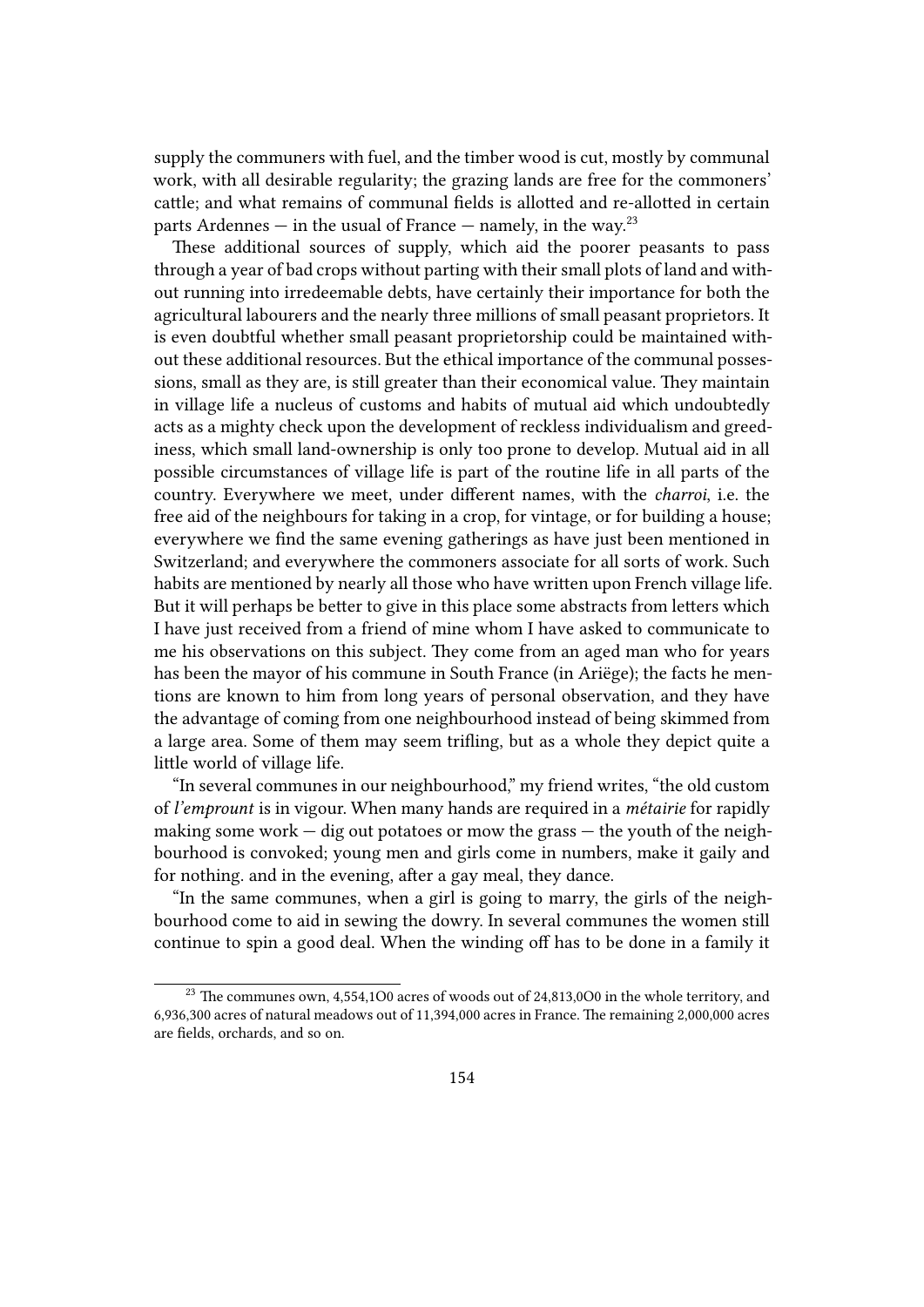supply the communers with fuel, and the timber wood is cut, mostly by communal work, with all desirable regularity; the grazing lands are free for the commoners' cattle; and what remains of communal fields is allotted and re-allotted in certain parts Ardennes — in the usual of France — namely, in the way.[23]

These additional sources of supply, which aid the poorer peasants to pass through a year of bad crops without parting with their small plots of land and without running into irredeemable debts, have certainly their importance for both the agricultural labourers and the nearly three millions of small peasant proprietors. It is even doubtful whether small peasant proprietorship could be maintained without these additional resources. But the ethical importance of the communal possessions, small as they are, is still greater than their economical value. They maintain in village life a nucleus of customs and habits of mutual aid which undoubtedly acts as a mighty check upon the development of reckless individualism and greediness, which small land-ownership is only too prone to develop. Mutual aid in all possible circumstances of village life is part of the routine life in all parts of the country. Everywhere we meet, under different names, with the *charroi*, i.e. the free aid of the neighbours for taking in a crop, for vintage, or for building a house; everywhere we find the same evening gatherings as have just been mentioned in Switzerland; and everywhere the commoners associate for all sorts of work. Such habits are mentioned by nearly all those who have written upon French village life. But it will perhaps be better to give in this place some abstracts from letters which I have just received from a friend of mine whom I have asked to communicate to me his observations on this subject. They come from an aged man who for years has been the mayor of his commune in South France (in Ariëge); the facts he mentions are known to him from long years of personal observation, and they have the advantage of coming from one neighbourhood instead of being skimmed from a large area. Some of them may seem trifling, but as a whole they depict quite a little world of village life.

"In several communes in our neighbourhood," my friend writes, "the old custom of *l'emprount* is in vigour. When many hands are required in a *métairie* for rapidly making some work — dig out potatoes or mow the grass — the youth of the neighbourhood is convoked; young men and girls come in numbers, make it gaily and for nothing. and in the evening, after a gay meal, they dance.

"In the same communes, when a girl is going to marry, the girls of the neighbourhood come to aid in sewing the dowry. In several communes the women still continue to spin a good deal. When the winding off has to be done in a family it

---

[23] The communes own, 4,554,1O0 acres of woods out of 24,813,0O0 in the whole territory, and 6,936,300 acres of natural meadows out of 11,394,000 acres in France. The remaining 2,000,000 acres are fields, orchards, and so on.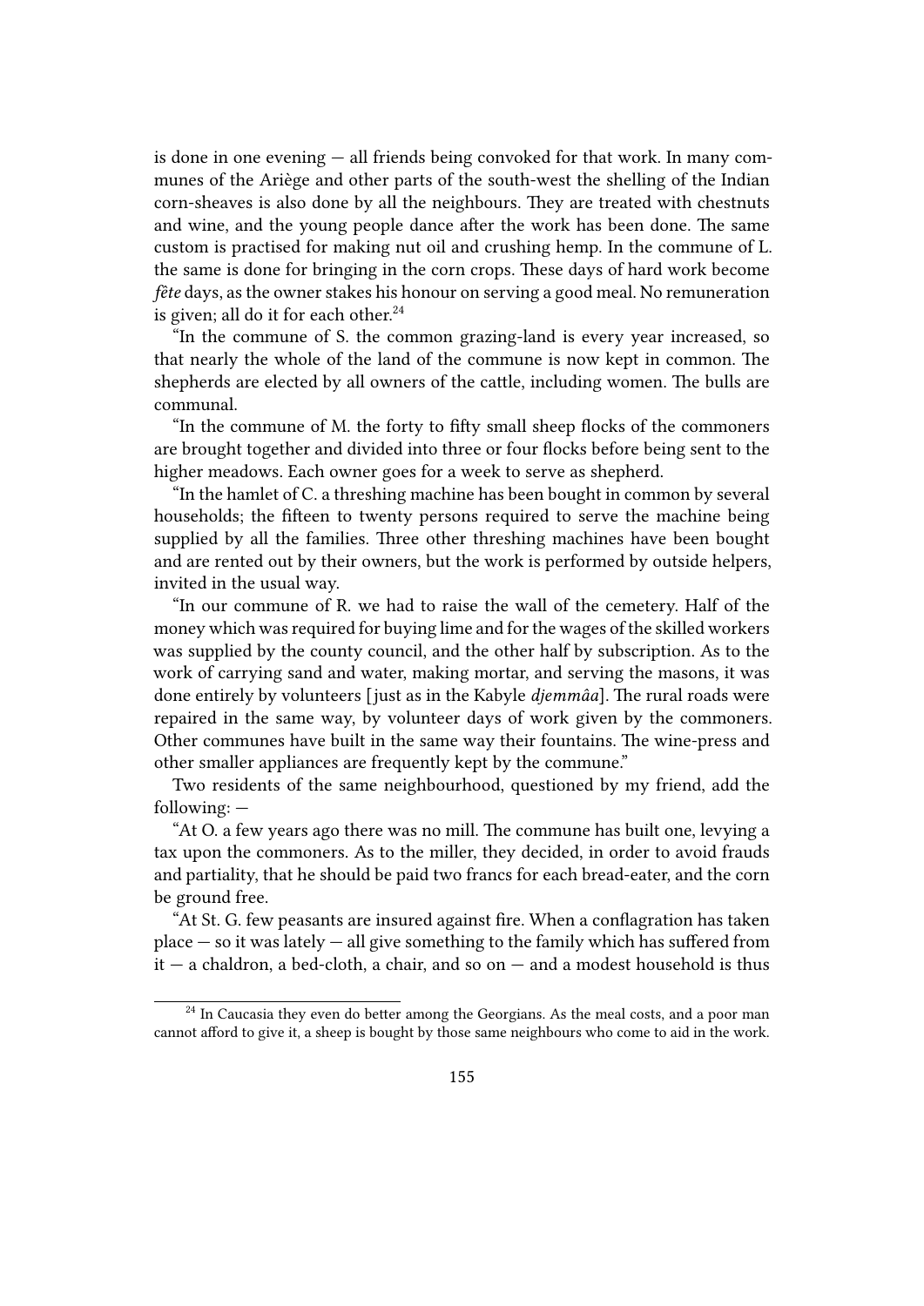is done in one evening — all friends being convoked for that work. In many communes of the Ariège and other parts of the south-west the shelling of the Indian corn-sheaves is also done by all the neighbours. They are treated with chestnuts and wine, and the young people dance after the work has been done. The same custom is practised for making nut oil and crushing hemp. In the commune of L. the same is done for bringing in the corn crops. These days of hard work become *fête* days, as the owner stakes his honour on serving a good meal. No remuneration is given; all do it for each other.[24]

"In the commune of S. the common grazing-land is every year increased, so that nearly the whole of the land of the commune is now kept in common. The shepherds are elected by all owners of the cattle, including women. The bulls are communal.

"In the commune of M. the forty to fifty small sheep flocks of the commoners are brought together and divided into three or four flocks before being sent to the higher meadows. Each owner goes for a week to serve as shepherd.

"In the hamlet of C. a threshing machine has been bought in common by several households; the fifteen to twenty persons required to serve the machine being supplied by all the families. Three other threshing machines have been bought and are rented out by their owners, but the work is performed by outside helpers, invited in the usual way.

"In our commune of R. we had to raise the wall of the cemetery. Half of the money which was required for buying lime and for the wages of the skilled workers was supplied by the county council, and the other half by subscription. As to the work of carrying sand and water, making mortar, and serving the masons, it was done entirely by volunteers [just as in the Kabyle *djemmâa*]. The rural roads were repaired in the same way, by volunteer days of work given by the commoners. Other communes have built in the same way their fountains. The wine-press and other smaller appliances are frequently kept by the commune."

Two residents of the same neighbourhood, questioned by my friend, add the following: —

"At O. a few years ago there was no mill. The commune has built one, levying a tax upon the commoners. As to the miller, they decided, in order to avoid frauds and partiality, that he should be paid two francs for each bread-eater, and the corn be ground free.

"At St. G. few peasants are insured against fire. When a conflagration has taken place — so it was lately — all give something to the family which has suffered from it — a chaldron, a bed-cloth, a chair, and so on — and a modest household is thus

---

[24] In Caucasia they even do better among the Georgians. As the meal costs, and a poor man cannot afford to give it, a sheep is bought by those same neighbours who come to aid in the work.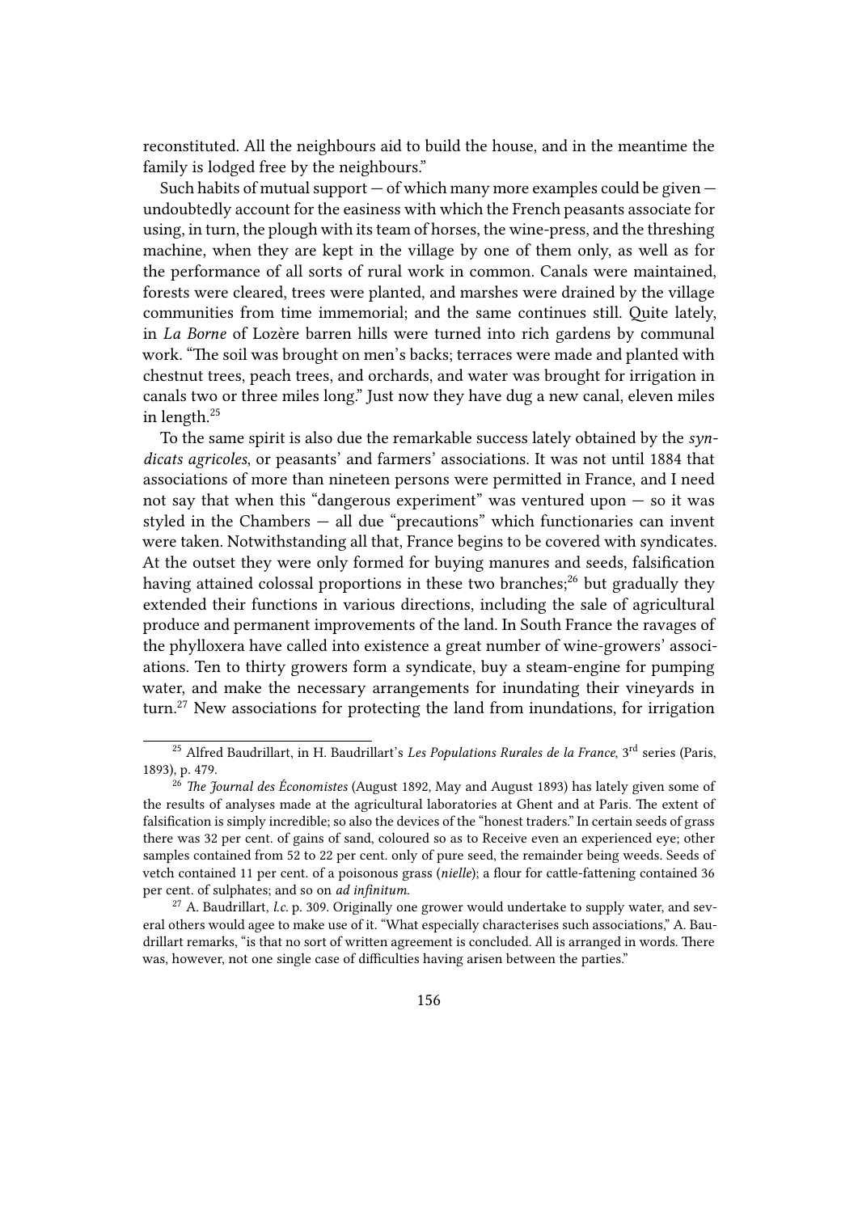reconstituted. All the neighbours aid to build the house, and in the meantime the family is lodged free by the neighbours."

Such habits of mutual support — of which many more examples could be given — undoubtedly account for the easiness with which the French peasants associate for using, in turn, the plough with its team of horses, the wine-press, and the threshing machine, when they are kept in the village by one of them only, as well as for the performance of all sorts of rural work in common. Canals were maintained, forests were cleared, trees were planted, and marshes were drained by the village communities from time immemorial; and the same continues still. Quite lately, in *La Borne* of Lozère barren hills were turned into rich gardens by communal work. "The soil was brought on men's backs; terraces were made and planted with chestnut trees, peach trees, and orchards, and water was brought for irrigation in canals two or three miles long." Just now they have dug a new canal, eleven miles in length.[25]

To the same spirit is also due the remarkable success lately obtained by the *syndicats agricoles*, or peasants' and farmers' associations. It was not until 1884 that associations of more than nineteen persons were permitted in France, and I need not say that when this "dangerous experiment" was ventured upon — so it was styled in the Chambers — all due "precautions" which functionaries can invent were taken. Notwithstanding all that, France begins to be covered with syndicates. At the outset they were only formed for buying manures and seeds, falsification having attained colossal proportions in these two branches;[26] but gradually they extended their functions in various directions, including the sale of agricultural produce and permanent improvements of the land. In South France the ravages of the phylloxera have called into existence a great number of wine-growers' associations. Ten to thirty growers form a syndicate, buy a steam-engine for pumping water, and make the necessary arrangements for inundating their vineyards in turn.[27] New associations for protecting the land from inundations, for irrigation

---

[25] Alfred Baudrillart, in H. Baudrillart's *Les Populations Rurales de la France*, 3rd series (Paris, 1893), p. 479.

[26] *The Journal des Économistes* (August 1892, May and August 1893) has lately given some of the results of analyses made at the agricultural laboratories at Ghent and at Paris. The extent of falsification is simply incredible; so also the devices of the "honest traders." In certain seeds of grass there was 32 per cent. of gains of sand, coloured so as to Receive even an experienced eye; other samples contained from 52 to 22 per cent. only of pure seed, the remainder being weeds. Seeds of vetch contained 11 per cent. of a poisonous grass (*nielle*); a flour for cattle-fattening contained 36 per cent. of sulphates; and so on *ad infinitum*.

[27] A. Baudrillart, *l.c.* p. 309. Originally one grower would undertake to supply water, and several others would agee to make use of it. "What especially characterises such associations," A. Baudrillart remarks, "is that no sort of written agreement is concluded. All is arranged in words. There was, however, not one single case of difficulties having arisen between the parties."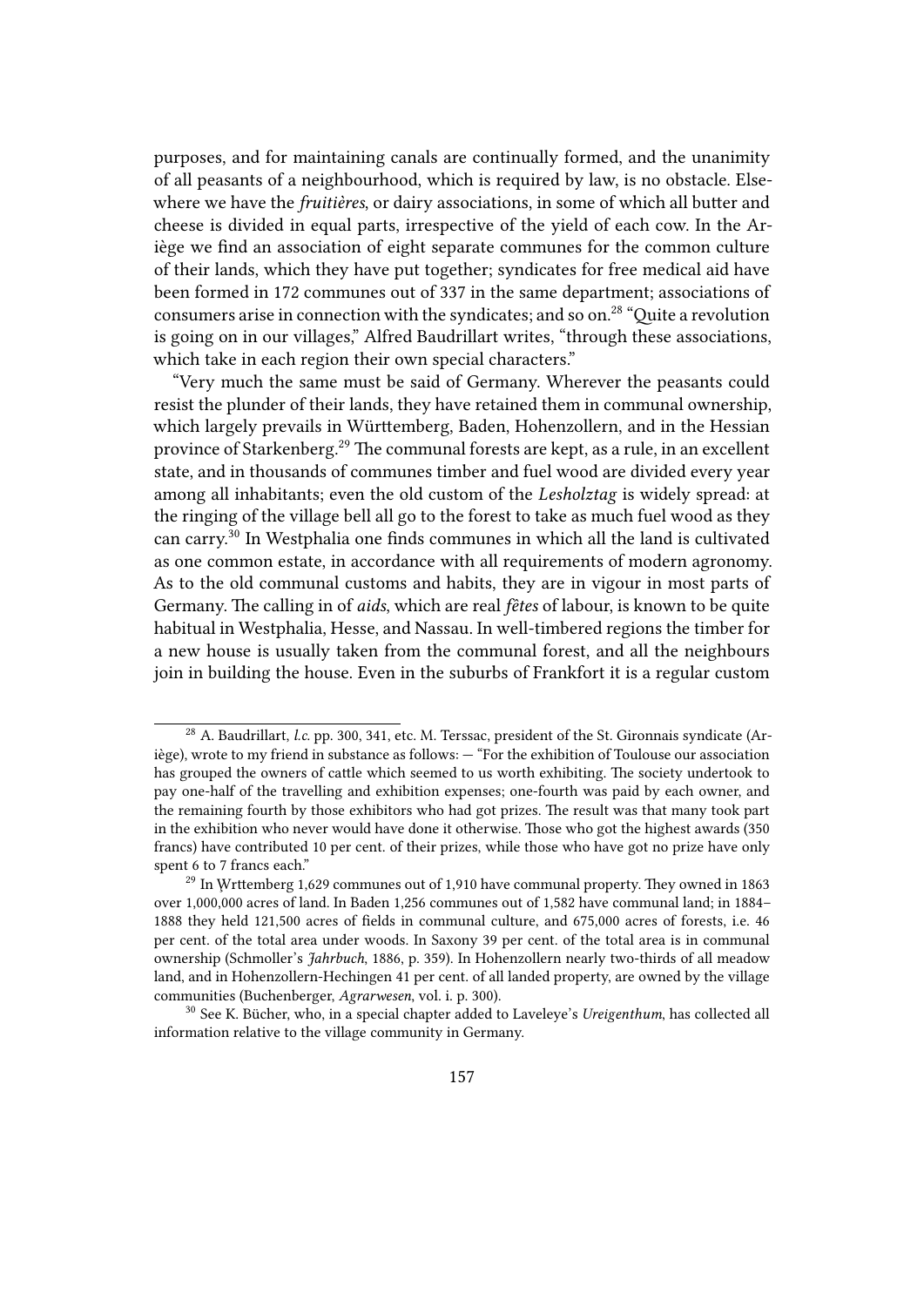purposes, and for maintaining canals are continually formed, and the unanimity of all peasants of a neighbourhood, which is required by law, is no obstacle. Elsewhere we have the *fruitières*, or dairy associations, in some of which all butter and cheese is divided in equal parts, irrespective of the yield of each cow. In the Ariège we find an association of eight separate communes for the common culture of their lands, which they have put together; syndicates for free medical aid have been formed in 172 communes out of 337 in the same department; associations of consumers arise in connection with the syndicates; and so on.[28] "Quite a revolution is going on in our villages," Alfred Baudrillart writes, "through these associations, which take in each region their own special characters."

"Very much the same must be said of Germany. Wherever the peasants could resist the plunder of their lands, they have retained them in communal ownership, which largely prevails in Württemberg, Baden, Hohenzollern, and in the Hessian province of Starkenberg.[29] The communal forests are kept, as a rule, in an excellent state, and in thousands of communes timber and fuel wood are divided every year among all inhabitants; even the old custom of the *Lesholztag* is widely spread: at the ringing of the village bell all go to the forest to take as much fuel wood as they can carry.[30] In Westphalia one finds communes in which all the land is cultivated as one common estate, in accordance with all requirements of modern agronomy. As to the old communal customs and habits, they are in vigour in most parts of Germany. The calling in of *aids*, which are real *fêtes* of labour, is known to be quite habitual in Westphalia, Hesse, and Nassau. In well-timbered regions the timber for a new house is usually taken from the communal forest, and all the neighbours join in building the house. Even in the suburbs of Frankfort it is a regular custom

---

[28] A. Baudrillart, *l.c.* pp. 300, 341, etc. M. Terssac, president of the St. Gironnais syndicate (Ariège), wrote to my friend in substance as follows: — "For the exhibition of Toulouse our association has grouped the owners of cattle which seemed to us worth exhibiting. The society undertook to pay one-half of the travelling and exhibition expenses; one-fourth was paid by each owner, and the remaining fourth by those exhibitors who had got prizes. The result was that many took part in the exhibition who never would have done it otherwise. Those who got the highest awards (350 francs) have contributed 10 per cent. of their prizes, while those who have got no prize have only spent 6 to 7 francs each."

[29] In Wrttemberg 1,629 communes out of 1,910 have communal property. They owned in 1863 over 1,000,000 acres of land. In Baden 1,256 communes out of 1,582 have communal land; in 1884–1888 they held 121,500 acres of fields in communal culture, and 675,000 acres of forests, i.e. 46 per cent. of the total area under woods. In Saxony 39 per cent. of the total area is in communal ownership (Schmoller's *Jahrbuch*, 1886, p. 359). In Hohenzollern nearly two-thirds of all meadow land, and in Hohenzollern-Hechingen 41 per cent. of all landed property, are owned by the village communities (Buchenberger, *Agrarwesen*, vol. i. p. 300).

[30] See K. Bücher, who, in a special chapter added to Laveleye's *Ureigenthum*, has collected all information relative to the village community in Germany.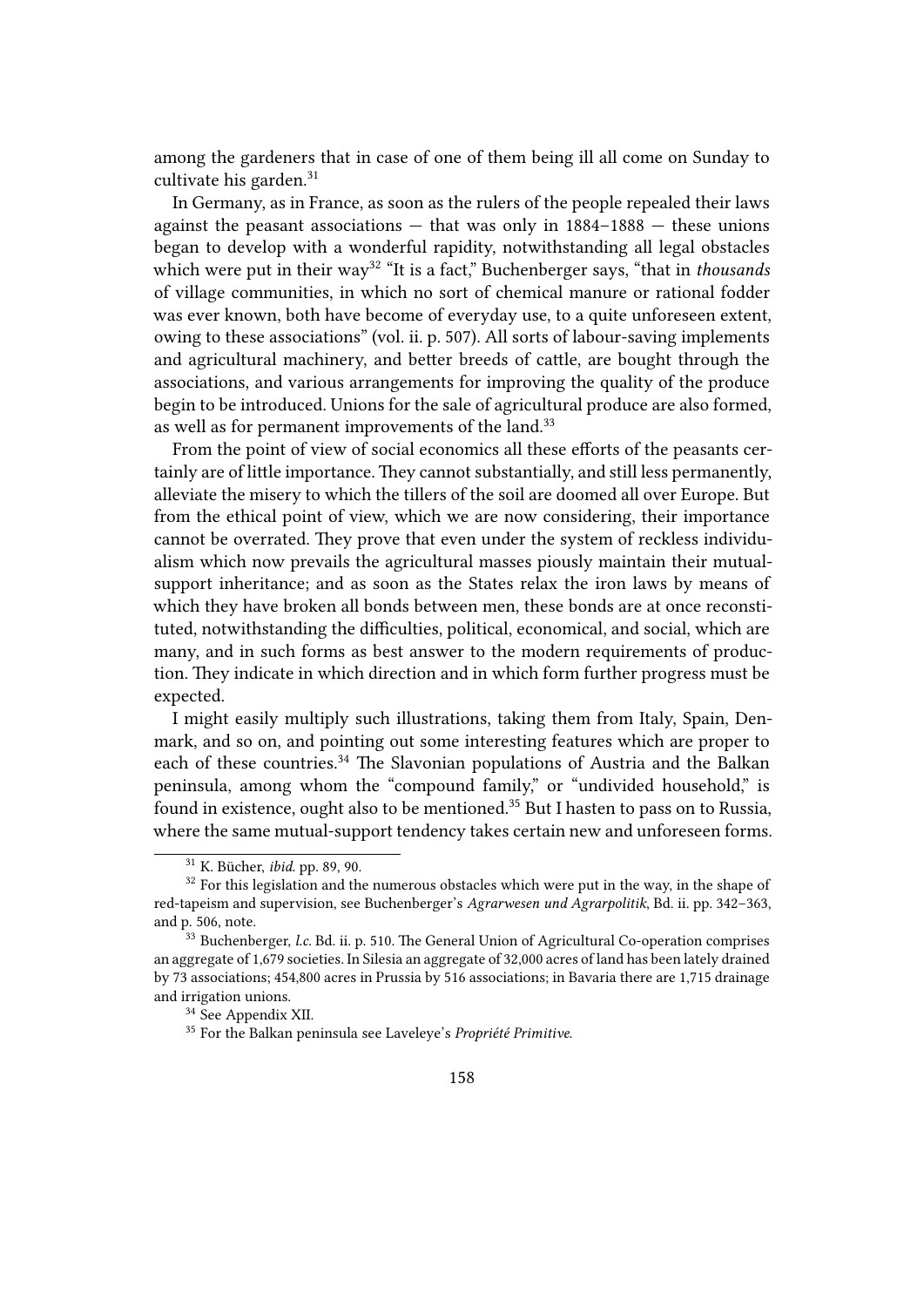among the gardeners that in case of one of them being ill all come on Sunday to cultivate his garden.[31]

In Germany, as in France, as soon as the rulers of the people repealed their laws against the peasant associations — that was only in 1884–1888 — these unions began to develop with a wonderful rapidity, notwithstanding all legal obstacles which were put in their way[32] "It is a fact," Buchenberger says, "that in *thousands* of village communities, in which no sort of chemical manure or rational fodder was ever known, both have become of everyday use, to a quite unforeseen extent, owing to these associations" (vol. ii. p. 507). All sorts of labour-saving implements and agricultural machinery, and better breeds of cattle, are bought through the associations, and various arrangements for improving the quality of the produce begin to be introduced. Unions for the sale of agricultural produce are also formed, as well as for permanent improvements of the land.[33]

From the point of view of social economics all these efforts of the peasants certainly are of little importance. They cannot substantially, and still less permanently, alleviate the misery to which the tillers of the soil are doomed all over Europe. But from the ethical point of view, which we are now considering, their importance cannot be overrated. They prove that even under the system of reckless individualism which now prevails the agricultural masses piously maintain their mutual-support inheritance; and as soon as the States relax the iron laws by means of which they have broken all bonds between men, these bonds are at once reconstituted, notwithstanding the difficulties, political, economical, and social, which are many, and in such forms as best answer to the modern requirements of production. They indicate in which direction and in which form further progress must be expected.

I might easily multiply such illustrations, taking them from Italy, Spain, Denmark, and so on, and pointing out some interesting features which are proper to each of these countries.[34] The Slavonian populations of Austria and the Balkan peninsula, among whom the "compound family," or "undivided household," is found in existence, ought also to be mentioned.[35] But I hasten to pass on to Russia, where the same mutual-support tendency takes certain new and unforeseen forms.

---

[31] K. Bücher, *ibid.* pp. 89, 90.

[32] For this legislation and the numerous obstacles which were put in the way, in the shape of red-tapeism and supervision, see Buchenberger's *Agrarwesen und Agrarpolitik*, Bd. ii. pp. 342–363, and p. 506, note.

[33] Buchenberger, *l.c.* Bd. ii. p. 510. The General Union of Agricultural Co-operation comprises an aggregate of 1,679 societies. In Silesia an aggregate of 32,000 acres of land has been lately drained by 73 associations; 454,800 acres in Prussia by 516 associations; in Bavaria there are 1,715 drainage and irrigation unions.

[34] See Appendix XII.

[35] For the Balkan peninsula see Laveleye's *Propriété Primitive*.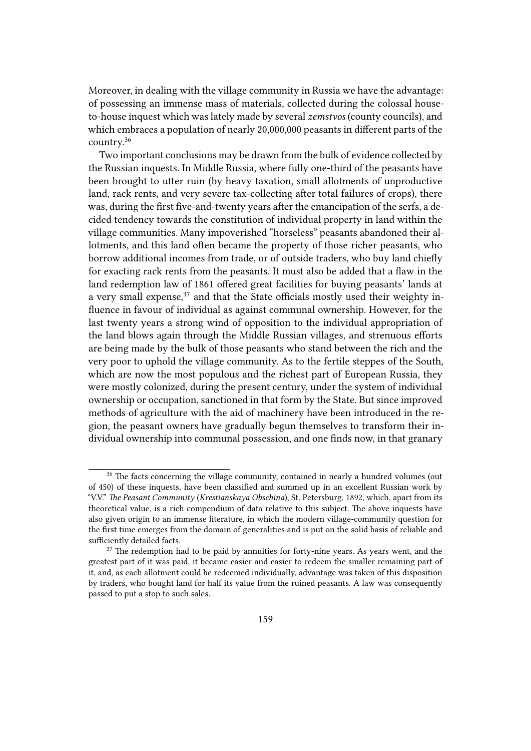Moreover, in dealing with the village community in Russia we have the advantage: of possessing an immense mass of materials, collected during the colossal house-to-house inquest which was lately made by several *zemstvos* (county councils), and which embraces a population of nearly 20,000,000 peasants in different parts of the country.[36]

Two important conclusions may be drawn from the bulk of evidence collected by the Russian inquests. In Middle Russia, where fully one-third of the peasants have been brought to utter ruin (by heavy taxation, small allotments of unproductive land, rack rents, and very severe tax-collecting after total failures of crops), there was, during the first five-and-twenty years after the emancipation of the serfs, a decided tendency towards the constitution of individual property in land within the village communities. Many impoverished "horseless" peasants abandoned their allotments, and this land often became the property of those richer peasants, who borrow additional incomes from trade, or of outside traders, who buy land chiefly for exacting rack rents from the peasants. It must also be added that a flaw in the land redemption law of 1861 offered great facilities for buying peasants' lands at a very small expense,[37] and that the State officials mostly used their weighty influence in favour of individual as against communal ownership. However, for the last twenty years a strong wind of opposition to the individual appropriation of the land blows again through the Middle Russian villages, and strenuous efforts are being made by the bulk of those peasants who stand between the rich and the very poor to uphold the village community. As to the fertile steppes of the South, which are now the most populous and the richest part of European Russia, they were mostly colonized, during the present century, under the system of individual ownership or occupation, sanctioned in that form by the State. But since improved methods of agriculture with the aid of machinery have been introduced in the region, the peasant owners have gradually begun themselves to transform their individual ownership into communal possession, and one finds now, in that granary

---

[36] The facts concerning the village community, contained in nearly a hundred volumes (out of 450) of these inquests, have been classified and summed up in an excellent Russian work by "V.V." *The Peasant Community* (*Krestianskaya Obschina*), St. Petersburg, 1892, which, apart from its theoretical value, is a rich compendium of data relative to this subject. The above inquests have also given origin to an immense literature, in which the modern village-community question for the first time emerges from the domain of generalities and is put on the solid basis of reliable and sufficiently detailed facts.

[37] The redemption had to be paid by annuities for forty-nine years. As years went, and the greatest part of it was paid, it became easier and easier to redeem the smaller remaining part of it, and, as each allotment could be redeemed individually, advantage was taken of this disposition by traders, who bought land for half its value from the ruined peasants. A law was consequently passed to put a stop to such sales.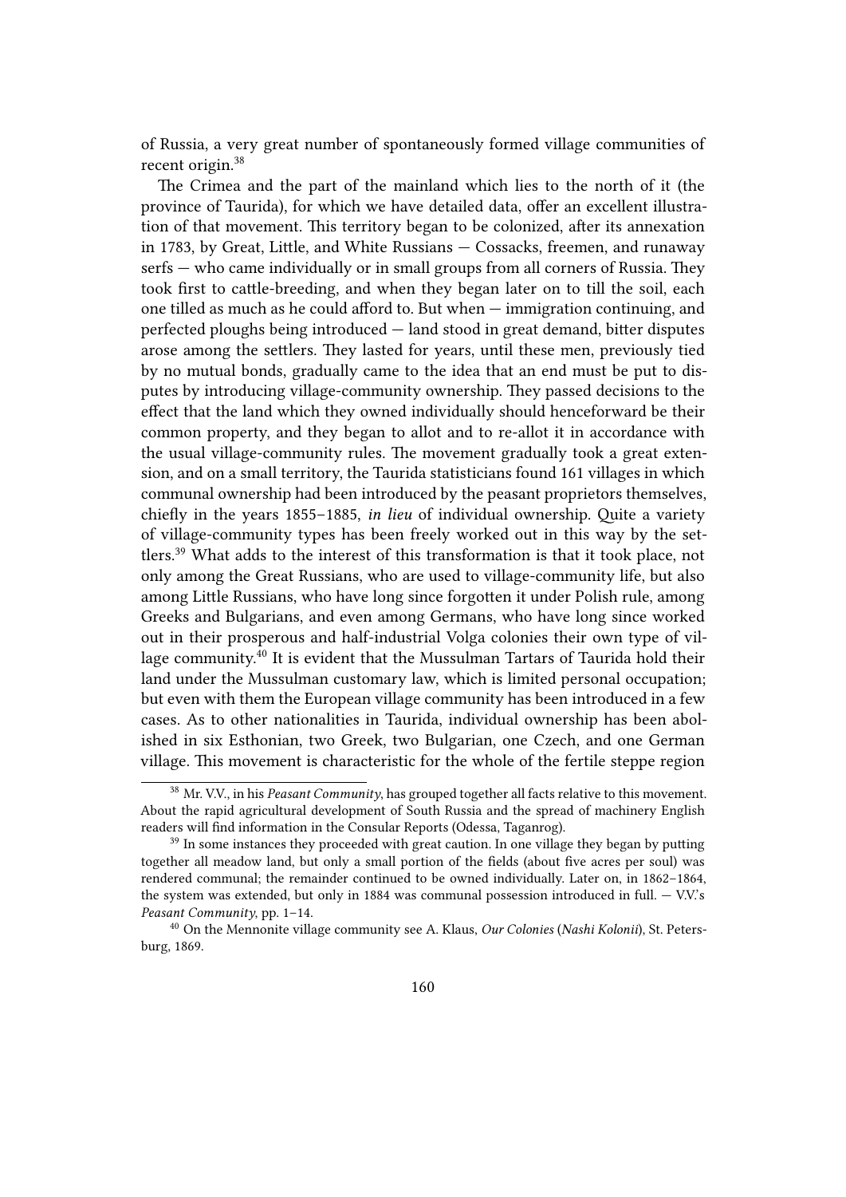of Russia, a very great number of spontaneously formed village communities of recent origin.[38]

The Crimea and the part of the mainland which lies to the north of it (the province of Taurida), for which we have detailed data, offer an excellent illustration of that movement. This territory began to be colonized, after its annexation in 1783, by Great, Little, and White Russians — Cossacks, freemen, and runaway serfs — who came individually or in small groups from all corners of Russia. They took first to cattle-breeding, and when they began later on to till the soil, each one tilled as much as he could afford to. But when — immigration continuing, and perfected ploughs being introduced — land stood in great demand, bitter disputes arose among the settlers. They lasted for years, until these men, previously tied by no mutual bonds, gradually came to the idea that an end must be put to disputes by introducing village-community ownership. They passed decisions to the effect that the land which they owned individually should henceforward be their common property, and they began to allot and to re-allot it in accordance with the usual village-community rules. The movement gradually took a great extension, and on a small territory, the Taurida statisticians found 161 villages in which communal ownership had been introduced by the peasant proprietors themselves, chiefly in the years 1855–1885, *in lieu* of individual ownership. Quite a variety of village-community types has been freely worked out in this way by the settlers.[39] What adds to the interest of this transformation is that it took place, not only among the Great Russians, who are used to village-community life, but also among Little Russians, who have long since forgotten it under Polish rule, among Greeks and Bulgarians, and even among Germans, who have long since worked out in their prosperous and half-industrial Volga colonies their own type of village community.[40] It is evident that the Mussulman Tartars of Taurida hold their land under the Mussulman customary law, which is limited personal occupation; but even with them the European village community has been introduced in a few cases. As to other nationalities in Taurida, individual ownership has been abolished in six Esthonian, two Greek, two Bulgarian, one Czech, and one German village. This movement is characteristic for the whole of the fertile steppe region

---

[38] Mr. V.V., in his *Peasant Community*, has grouped together all facts relative to this movement. About the rapid agricultural development of South Russia and the spread of machinery English readers will find information in the Consular Reports (Odessa, Taganrog).

[39] In some instances they proceeded with great caution. In one village they began by putting together all meadow land, but only a small portion of the fields (about five acres per soul) was rendered communal; the remainder continued to be owned individually. Later on, in 1862–1864, the system was extended, but only in 1884 was communal possession introduced in full. — V.V.'s *Peasant Community*, pp. 1–14.

[40] On the Mennonite village community see A. Klaus, *Our Colonies* (*Nashi Kolonii*), St. Petersburg, 1869.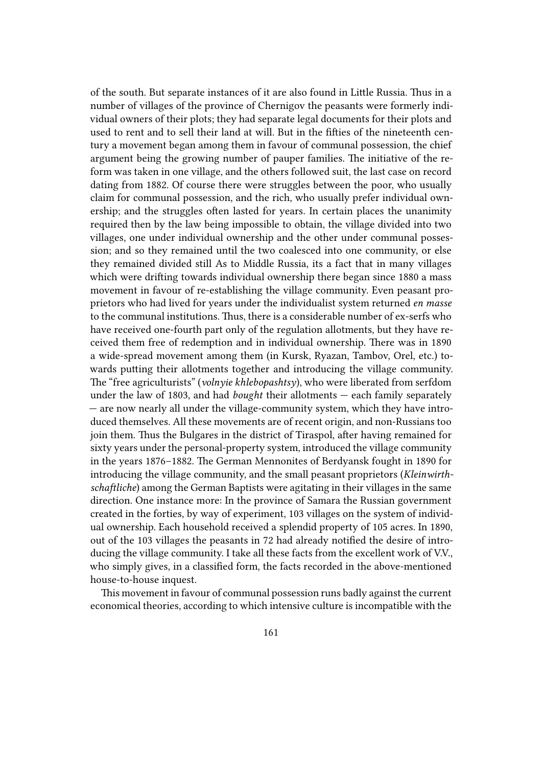of the south. But separate instances of it are also found in Little Russia. Thus in a number of villages of the province of Chernigov the peasants were formerly individual owners of their plots; they had separate legal documents for their plots and used to rent and to sell their land at will. But in the fifties of the nineteenth century a movement began among them in favour of communal possession, the chief argument being the growing number of pauper families. The initiative of the reform was taken in one village, and the others followed suit, the last case on record dating from 1882. Of course there were struggles between the poor, who usually claim for communal possession, and the rich, who usually prefer individual ownership; and the struggles often lasted for years. In certain places the unanimity required then by the law being impossible to obtain, the village divided into two villages, one under individual ownership and the other under communal possession; and so they remained until the two coalesced into one community, or else they remained divided still As to Middle Russia, its a fact that in many villages which were drifting towards individual ownership there began since 1880 a mass movement in favour of re-establishing the village community. Even peasant proprietors who had lived for years under the individualist system returned *en masse* to the communal institutions. Thus, there is a considerable number of ex-serfs who have received one-fourth part only of the regulation allotments, but they have received them free of redemption and in individual ownership. There was in 1890 a wide-spread movement among them (in Kursk, Ryazan, Tambov, Orel, etc.) towards putting their allotments together and introducing the village community. The "free agriculturists" (*volnyie khlebopashtsy*), who were liberated from serfdom under the law of 1803, and had *bought* their allotments — each family separately — are now nearly all under the village-community system, which they have introduced themselves. All these movements are of recent origin, and non-Russians too join them. Thus the Bulgares in the district of Tiraspol, after having remained for sixty years under the personal-property system, introduced the village community in the years 1876–1882. The German Mennonites of Berdyansk fought in 1890 for introducing the village community, and the small peasant proprietors (*Kleinwirthschaftliche*) among the German Baptists were agitating in their villages in the same direction. One instance more: In the province of Samara the Russian government created in the forties, by way of experiment, 103 villages on the system of individual ownership. Each household received a splendid property of 105 acres. In 1890, out of the 103 villages the peasants in 72 had already notified the desire of introducing the village community. I take all these facts from the excellent work of V.V., who simply gives, in a classified form, the facts recorded in the above-mentioned house-to-house inquest.

This movement in favour of communal possession runs badly against the current economical theories, according to which intensive culture is incompatible with the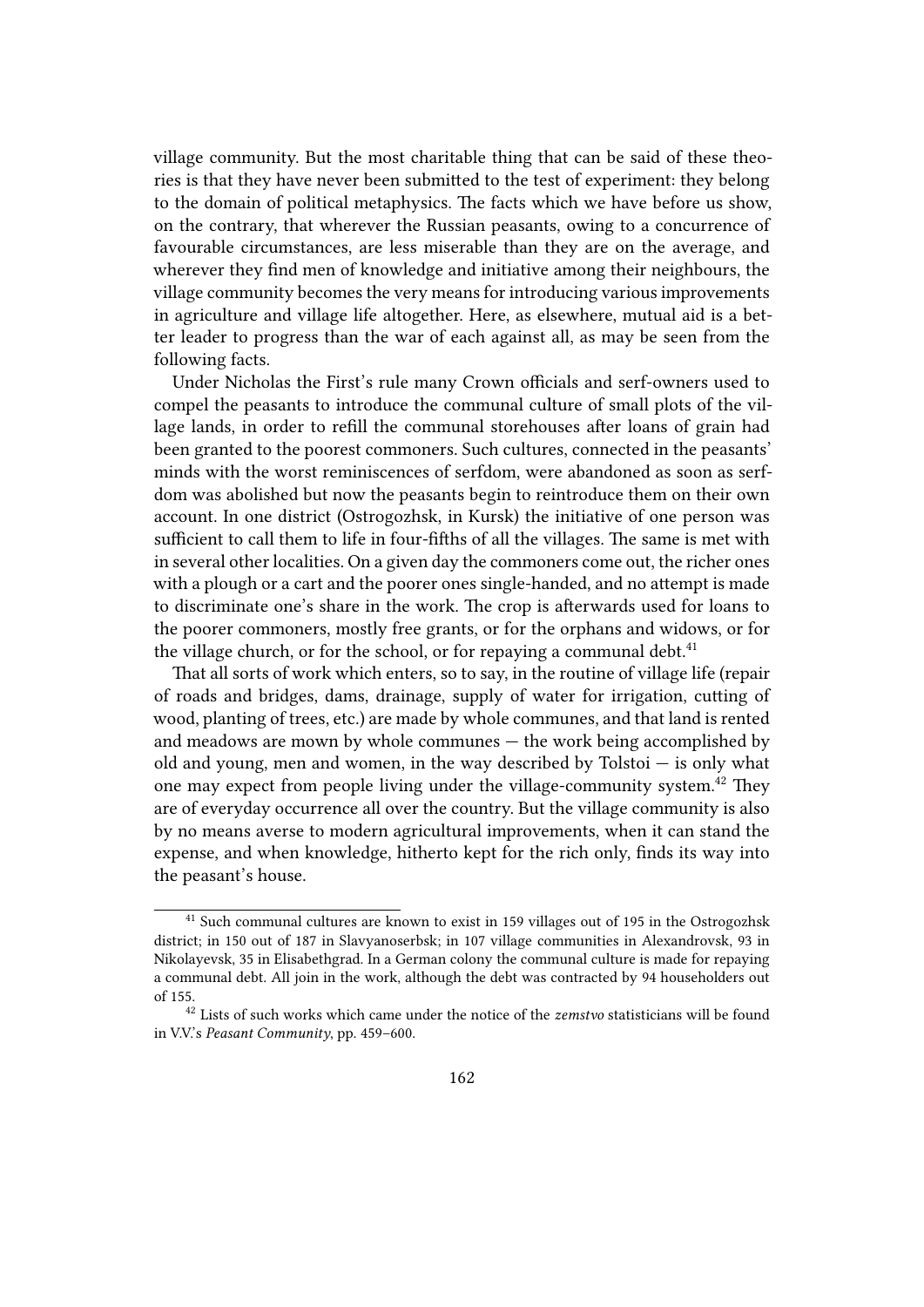village community. But the most charitable thing that can be said of these theories is that they have never been submitted to the test of experiment: they belong to the domain of political metaphysics. The facts which we have before us show, on the contrary, that wherever the Russian peasants, owing to a concurrence of favourable circumstances, are less miserable than they are on the average, and wherever they find men of knowledge and initiative among their neighbours, the village community becomes the very means for introducing various improvements in agriculture and village life altogether. Here, as elsewhere, mutual aid is a better leader to progress than the war of each against all, as may be seen from the following facts.

Under Nicholas the First's rule many Crown officials and serf-owners used to compel the peasants to introduce the communal culture of small plots of the village lands, in order to refill the communal storehouses after loans of grain had been granted to the poorest commoners. Such cultures, connected in the peasants' minds with the worst reminiscences of serfdom, were abandoned as soon as serfdom was abolished but now the peasants begin to reintroduce them on their own account. In one district (Ostrogozhsk, in Kursk) the initiative of one person was sufficient to call them to life in four-fifths of all the villages. The same is met with in several other localities. On a given day the commoners come out, the richer ones with a plough or a cart and the poorer ones single-handed, and no attempt is made to discriminate one's share in the work. The crop is afterwards used for loans to the poorer commoners, mostly free grants, or for the orphans and widows, or for the village church, or for the school, or for repaying a communal debt.[41]

That all sorts of work which enters, so to say, in the routine of village life (repair of roads and bridges, dams, drainage, supply of water for irrigation, cutting of wood, planting of trees, etc.) are made by whole communes, and that land is rented and meadows are mown by whole communes — the work being accomplished by old and young, men and women, in the way described by Tolstoi — is only what one may expect from people living under the village-community system.[42] They are of everyday occurrence all over the country. But the village community is also by no means averse to modern agricultural improvements, when it can stand the expense, and when knowledge, hitherto kept for the rich only, finds its way into the peasant's house.

[41] Such communal cultures are known to exist in 159 villages out of 195 in the Ostrogozhsk district; in 150 out of 187 in Slavyanoserbsk; in 107 village communities in Alexandrovsk, 93 in Nikolayevsk, 35 in Elisabethgrad. In a German colony the communal culture is made for repaying a communal debt. All join in the work, although the debt was contracted by 94 householders out of 155.

[42] Lists of such works which came under the notice of the *zemstvo* statisticians will be found in V.V.'s *Peasant Community*, pp. 459–600.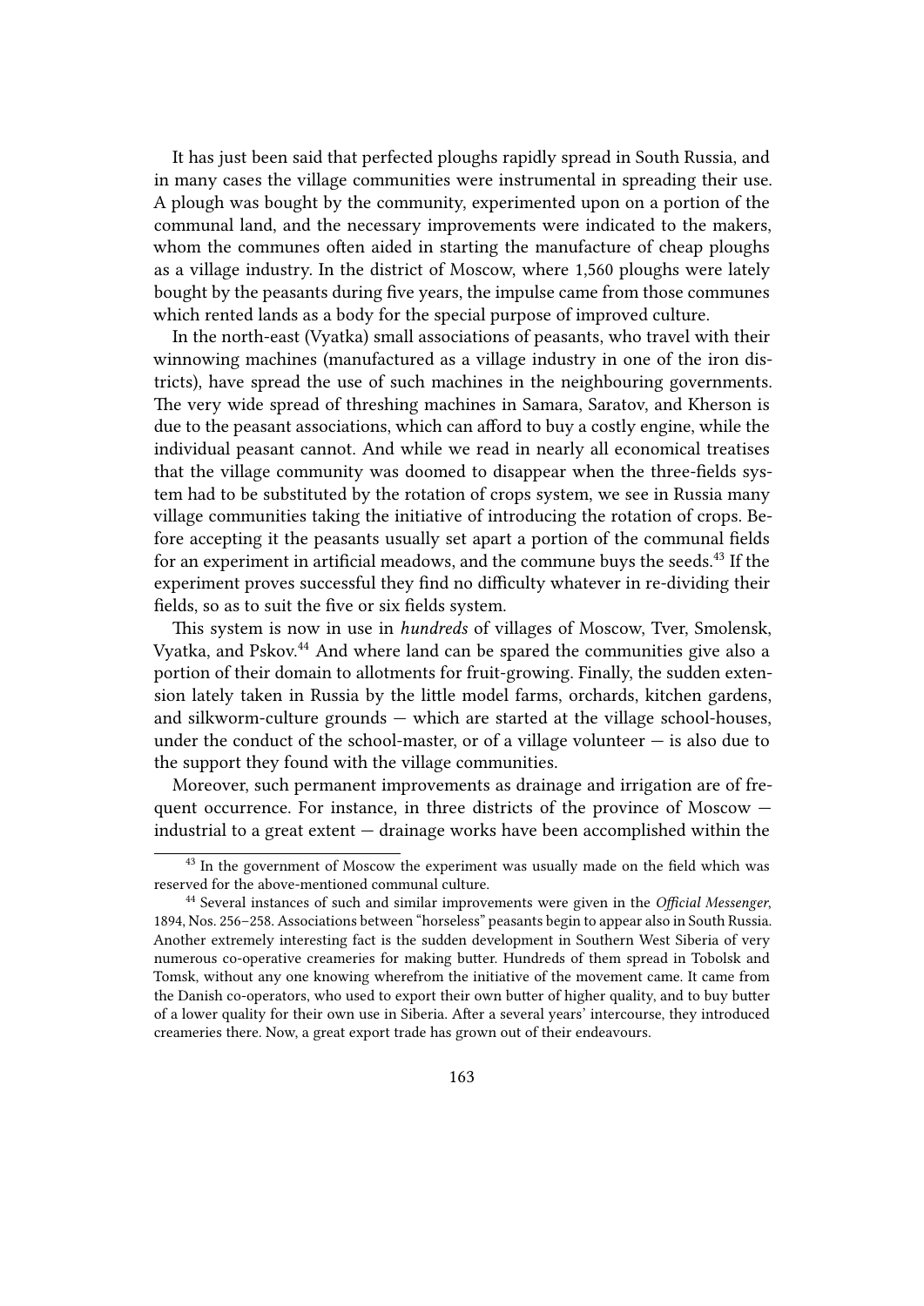It has just been said that perfected ploughs rapidly spread in South Russia, and in many cases the village communities were instrumental in spreading their use. A plough was bought by the community, experimented upon on a portion of the communal land, and the necessary improvements were indicated to the makers, whom the communes often aided in starting the manufacture of cheap ploughs as a village industry. In the district of Moscow, where 1,560 ploughs were lately bought by the peasants during five years, the impulse came from those communes which rented lands as a body for the special purpose of improved culture.

In the north-east (Vyatka) small associations of peasants, who travel with their winnowing machines (manufactured as a village industry in one of the iron districts), have spread the use of such machines in the neighbouring governments. The very wide spread of threshing machines in Samara, Saratov, and Kherson is due to the peasant associations, which can afford to buy a costly engine, while the individual peasant cannot. And while we read in nearly all economical treatises that the village community was doomed to disappear when the three-fields system had to be substituted by the rotation of crops system, we see in Russia many village communities taking the initiative of introducing the rotation of crops. Before accepting it the peasants usually set apart a portion of the communal fields for an experiment in artificial meadows, and the commune buys the seeds.[43] If the experiment proves successful they find no difficulty whatever in re-dividing their fields, so as to suit the five or six fields system.

This system is now in use in *hundreds* of villages of Moscow, Tver, Smolensk, Vyatka, and Pskov.[44] And where land can be spared the communities give also a portion of their domain to allotments for fruit-growing. Finally, the sudden extension lately taken in Russia by the little model farms, orchards, kitchen gardens, and silkworm-culture grounds — which are started at the village school-houses, under the conduct of the school-master, or of a village volunteer — is also due to the support they found with the village communities.

Moreover, such permanent improvements as drainage and irrigation are of frequent occurrence. For instance, in three districts of the province of Moscow — industrial to a great extent — drainage works have been accomplished within the

---

[43] In the government of Moscow the experiment was usually made on the field which was reserved for the above-mentioned communal culture.

[44] Several instances of such and similar improvements were given in the *Official Messenger*, 1894, Nos. 256–258. Associations between "horseless" peasants begin to appear also in South Russia. Another extremely interesting fact is the sudden development in Southern West Siberia of very numerous co-operative creameries for making butter. Hundreds of them spread in Tobolsk and Tomsk, without any one knowing wherefrom the initiative of the movement came. It came from the Danish co-operators, who used to export their own butter of higher quality, and to buy butter of a lower quality for their own use in Siberia. After a several years' intercourse, they introduced creameries there. Now, a great export trade has grown out of their endeavours.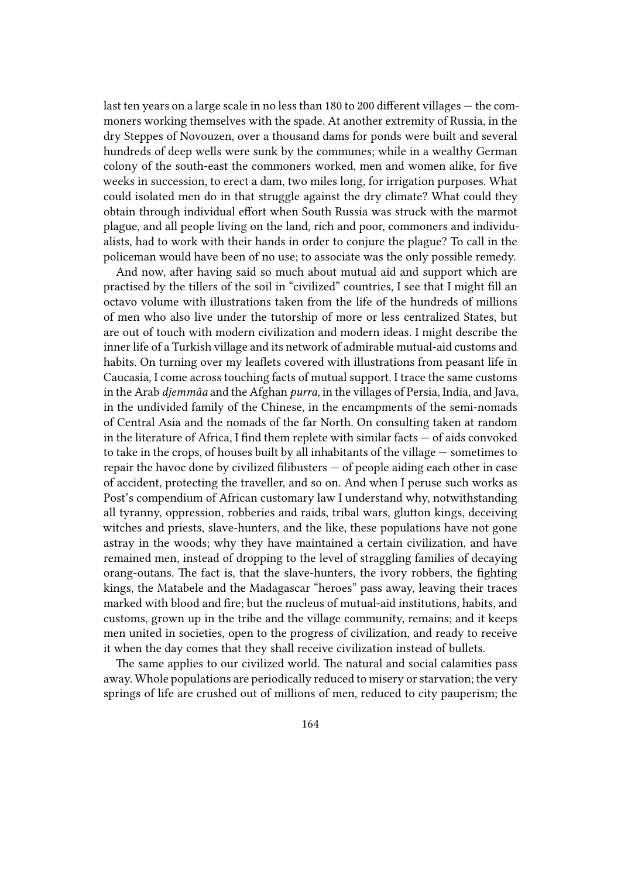last ten years on a large scale in no less than 180 to 200 different villages — the commoners working themselves with the spade. At another extremity of Russia, in the dry Steppes of Novouzen, over a thousand dams for ponds were built and several hundreds of deep wells were sunk by the communes; while in a wealthy German colony of the south-east the commoners worked, men and women alike, for five weeks in succession, to erect a dam, two miles long, for irrigation purposes. What could isolated men do in that struggle against the dry climate? What could they obtain through individual effort when South Russia was struck with the marmot plague, and all people living on the land, rich and poor, commoners and individualists, had to work with their hands in order to conjure the plague? To call in the policeman would have been of no use; to associate was the only possible remedy.

And now, after having said so much about mutual aid and support which are practised by the tillers of the soil in "civilized" countries, I see that I might fill an octavo volume with illustrations taken from the life of the hundreds of millions of men who also live under the tutorship of more or less centralized States, but are out of touch with modern civilization and modern ideas. I might describe the inner life of a Turkish village and its network of admirable mutual-aid customs and habits. On turning over my leaflets covered with illustrations from peasant life in Caucasia, I come across touching facts of mutual support. I trace the same customs in the Arab *djemmâa* and the Afghan *purra*, in the villages of Persia, India, and Java, in the undivided family of the Chinese, in the encampments of the semi-nomads of Central Asia and the nomads of the far North. On consulting taken at random in the literature of Africa, I find them replete with similar facts — of aids convoked to take in the crops, of houses built by all inhabitants of the village — sometimes to repair the havoc done by civilized filibusters — of people aiding each other in case of accident, protecting the traveller, and so on. And when I peruse such works as Post's compendium of African customary law I understand why, notwithstanding all tyranny, oppression, robberies and raids, tribal wars, glutton kings, deceiving witches and priests, slave-hunters, and the like, these populations have not gone astray in the woods; why they have maintained a certain civilization, and have remained men, instead of dropping to the level of straggling families of decaying orang-outans. The fact is, that the slave-hunters, the ivory robbers, the fighting kings, the Matabele and the Madagascar "heroes" pass away, leaving their traces marked with blood and fire; but the nucleus of mutual-aid institutions, habits, and customs, grown up in the tribe and the village community, remains; and it keeps men united in societies, open to the progress of civilization, and ready to receive it when the day comes that they shall receive civilization instead of bullets.

The same applies to our civilized world. The natural and social calamities pass away. Whole populations are periodically reduced to misery or starvation; the very springs of life are crushed out of millions of men, reduced to city pauperism; the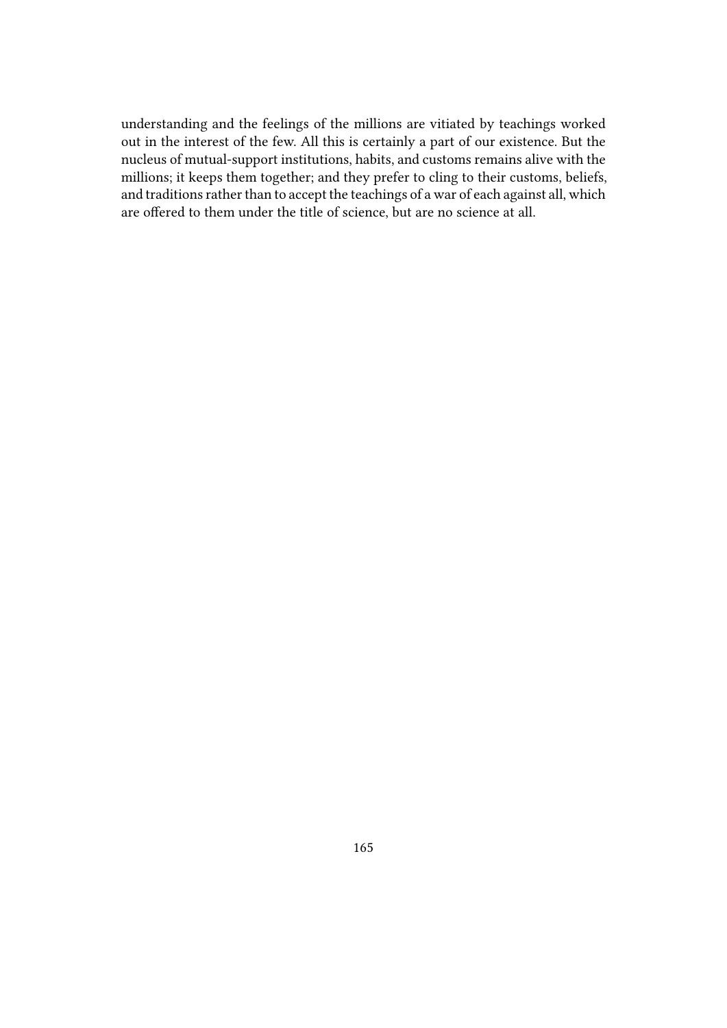understanding and the feelings of the millions are vitiated by teachings worked out in the interest of the few. All this is certainly a part of our existence. But the nucleus of mutual-support institutions, habits, and customs remains alive with the millions; it keeps them together; and they prefer to cling to their customs, beliefs, and traditions rather than to accept the teachings of a war of each against all, which are offered to them under the title of science, but are no science at all.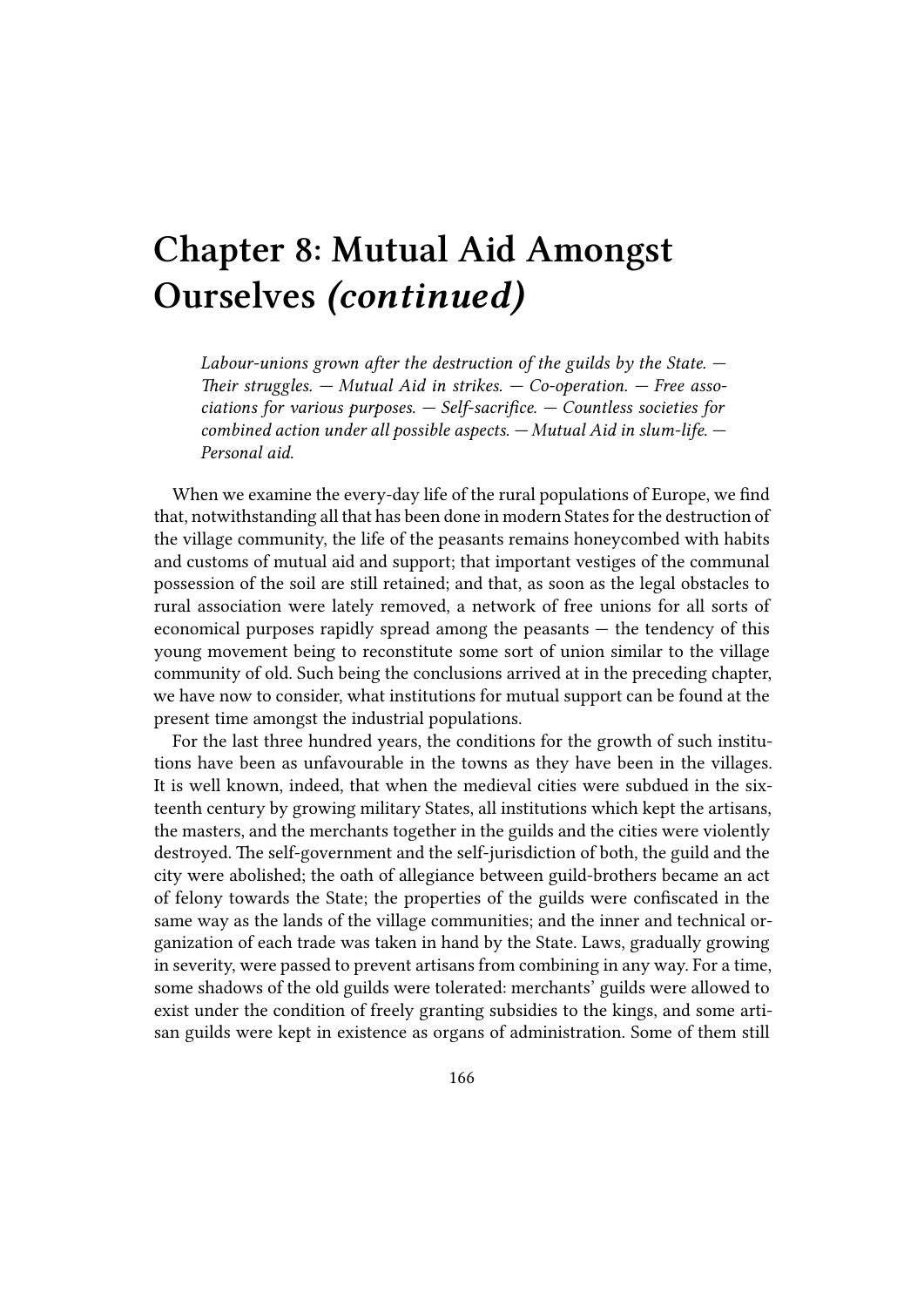# Chapter 8: Mutual Aid Amongst Ourselves *(continued)*

> *Labour-unions grown after the destruction of the guilds by the State. — Their struggles. — Mutual Aid in strikes. — Co-operation. — Free associations for various purposes. — Self-sacrifice. — Countless societies for combined action under all possible aspects. — Mutual Aid in slum-life. — Personal aid.*

When we examine the every-day life of the rural populations of Europe, we find that, notwithstanding all that has been done in modern States for the destruction of the village community, the life of the peasants remains honeycombed with habits and customs of mutual aid and support; that important vestiges of the communal possession of the soil are still retained; and that, as soon as the legal obstacles to rural association were lately removed, a network of free unions for all sorts of economical purposes rapidly spread among the peasants — the tendency of this young movement being to reconstitute some sort of union similar to the village community of old. Such being the conclusions arrived at in the preceding chapter, we have now to consider, what institutions for mutual support can be found at the present time amongst the industrial populations.

For the last three hundred years, the conditions for the growth of such institutions have been as unfavourable in the towns as they have been in the villages. It is well known, indeed, that when the medieval cities were subdued in the sixteenth century by growing military States, all institutions which kept the artisans, the masters, and the merchants together in the guilds and the cities were violently destroyed. The self-government and the self-jurisdiction of both, the guild and the city were abolished; the oath of allegiance between guild-brothers became an act of felony towards the State; the properties of the guilds were confiscated in the same way as the lands of the village communities; and the inner and technical organization of each trade was taken in hand by the State. Laws, gradually growing in severity, were passed to prevent artisans from combining in any way. For a time, some shadows of the old guilds were tolerated: merchants' guilds were allowed to exist under the condition of freely granting subsidies to the kings, and some artisan guilds were kept in existence as organs of administration. Some of them still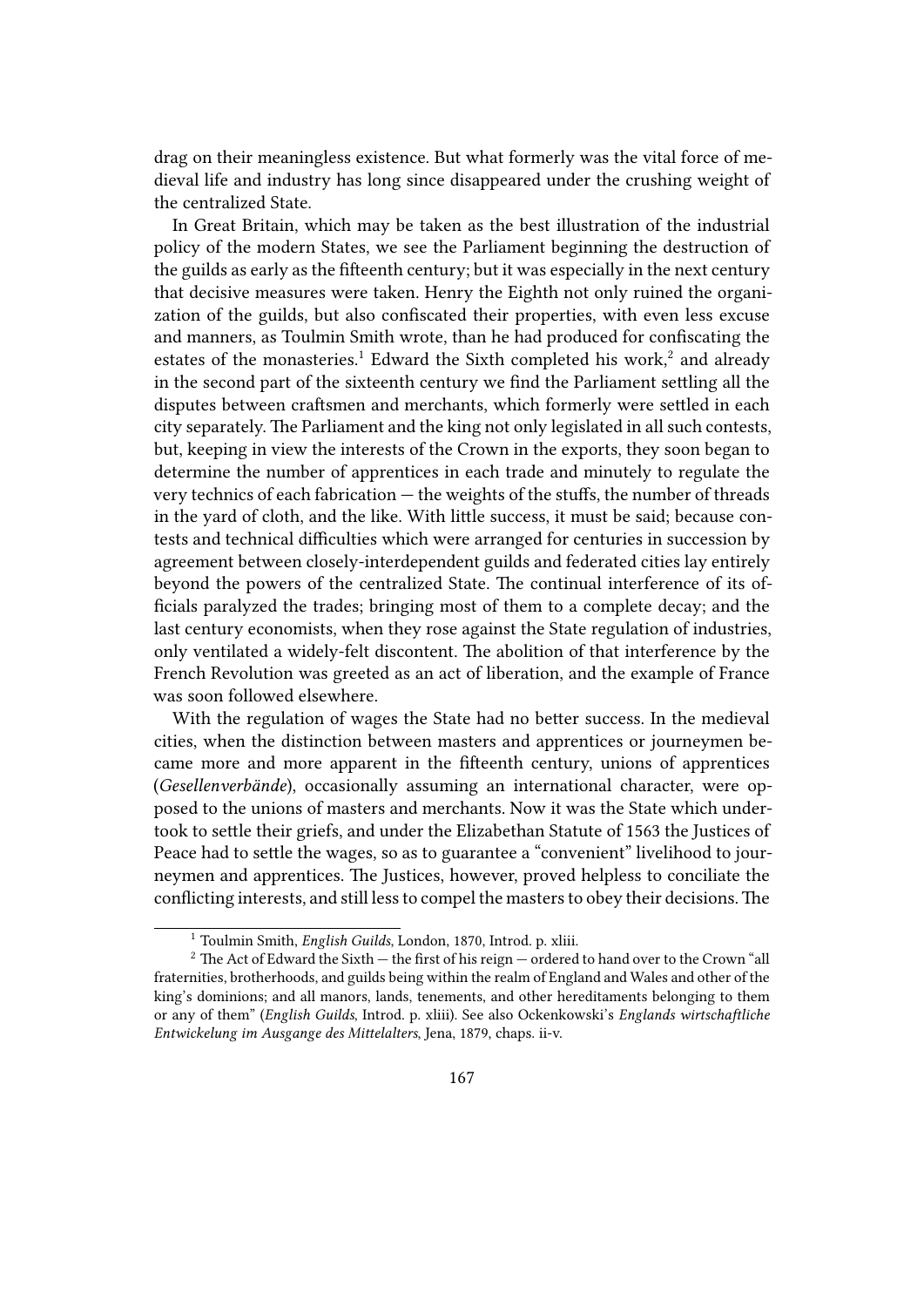drag on their meaningless existence. But what formerly was the vital force of medieval life and industry has long since disappeared under the crushing weight of the centralized State.

In Great Britain, which may be taken as the best illustration of the industrial policy of the modern States, we see the Parliament beginning the destruction of the guilds as early as the fifteenth century; but it was especially in the next century that decisive measures were taken. Henry the Eighth not only ruined the organization of the guilds, but also confiscated their properties, with even less excuse and manners, as Toulmin Smith wrote, than he had produced for confiscating the estates of the monasteries.[1] Edward the Sixth completed his work,[2] and already in the second part of the sixteenth century we find the Parliament settling all the disputes between craftsmen and merchants, which formerly were settled in each city separately. The Parliament and the king not only legislated in all such contests, but, keeping in view the interests of the Crown in the exports, they soon began to determine the number of apprentices in each trade and minutely to regulate the very technics of each fabrication — the weights of the stuffs, the number of threads in the yard of cloth, and the like. With little success, it must be said; because contests and technical difficulties which were arranged for centuries in succession by agreement between closely-interdependent guilds and federated cities lay entirely beyond the powers of the centralized State. The continual interference of its officials paralyzed the trades; bringing most of them to a complete decay; and the last century economists, when they rose against the State regulation of industries, only ventilated a widely-felt discontent. The abolition of that interference by the French Revolution was greeted as an act of liberation, and the example of France was soon followed elsewhere.

With the regulation of wages the State had no better success. In the medieval cities, when the distinction between masters and apprentices or journeymen became more and more apparent in the fifteenth century, unions of apprentices (*Gesellenverbände*), occasionally assuming an international character, were opposed to the unions of masters and merchants. Now it was the State which undertook to settle their griefs, and under the Elizabethan Statute of 1563 the Justices of Peace had to settle the wages, so as to guarantee a "convenient" livelihood to journeymen and apprentices. The Justices, however, proved helpless to conciliate the conflicting interests, and still less to compel the masters to obey their decisions. The

---

[1] Toulmin Smith, *English Guilds*, London, 1870, Introd. p. xliii.

[2] The Act of Edward the Sixth — the first of his reign — ordered to hand over to the Crown "all fraternities, brotherhoods, and guilds being within the realm of England and Wales and other of the king's dominions; and all manors, lands, tenements, and other hereditaments belonging to them or any of them" (*English Guilds*, Introd. p. xliii). See also Ockenkowski's *Englands wirtschaftliche Entwickelung im Ausgange des Mittelalters*, Jena, 1879, chaps. ii-v.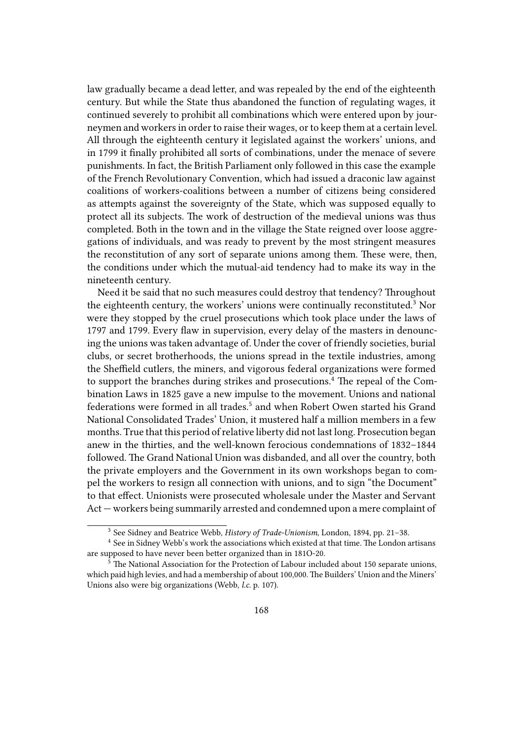law gradually became a dead letter, and was repealed by the end of the eighteenth century. But while the State thus abandoned the function of regulating wages, it continued severely to prohibit all combinations which were entered upon by journeymen and workers in order to raise their wages, or to keep them at a certain level. All through the eighteenth century it legislated against the workers' unions, and in 1799 it finally prohibited all sorts of combinations, under the menace of severe punishments. In fact, the British Parliament only followed in this case the example of the French Revolutionary Convention, which had issued a draconic law against coalitions of workers-coalitions between a number of citizens being considered as attempts against the sovereignty of the State, which was supposed equally to protect all its subjects. The work of destruction of the medieval unions was thus completed. Both in the town and in the village the State reigned over loose aggregations of individuals, and was ready to prevent by the most stringent measures the reconstitution of any sort of separate unions among them. These were, then, the conditions under which the mutual-aid tendency had to make its way in the nineteenth century.

Need it be said that no such measures could destroy that tendency? Throughout the eighteenth century, the workers' unions were continually reconstituted.[3] Nor were they stopped by the cruel prosecutions which took place under the laws of 1797 and 1799. Every flaw in supervision, every delay of the masters in denouncing the unions was taken advantage of. Under the cover of friendly societies, burial clubs, or secret brotherhoods, the unions spread in the textile industries, among the Sheffield cutlers, the miners, and vigorous federal organizations were formed to support the branches during strikes and prosecutions.[4] The repeal of the Combination Laws in 1825 gave a new impulse to the movement. Unions and national federations were formed in all trades.[5] and when Robert Owen started his Grand National Consolidated Trades' Union, it mustered half a million members in a few months. True that this period of relative liberty did not last long. Prosecution began anew in the thirties, and the well-known ferocious condemnations of 1832–1844 followed. The Grand National Union was disbanded, and all over the country, both the private employers and the Government in its own workshops began to compel the workers to resign all connection with unions, and to sign "the Document" to that effect. Unionists were prosecuted wholesale under the Master and Servant Act — workers being summarily arrested and condemned upon a mere complaint of

---

[3] See Sidney and Beatrice Webb, *History of Trade-Unionism*, London, 1894, pp. 21–38.

[4] See in Sidney Webb's work the associations which existed at that time. The London artisans are supposed to have never been better organized than in 181O-20.

[5] The National Association for the Protection of Labour included about 150 separate unions, which paid high levies, and had a membership of about 100,000. The Builders' Union and the Miners' Unions also were big organizations (Webb, *l.c.* p. 107).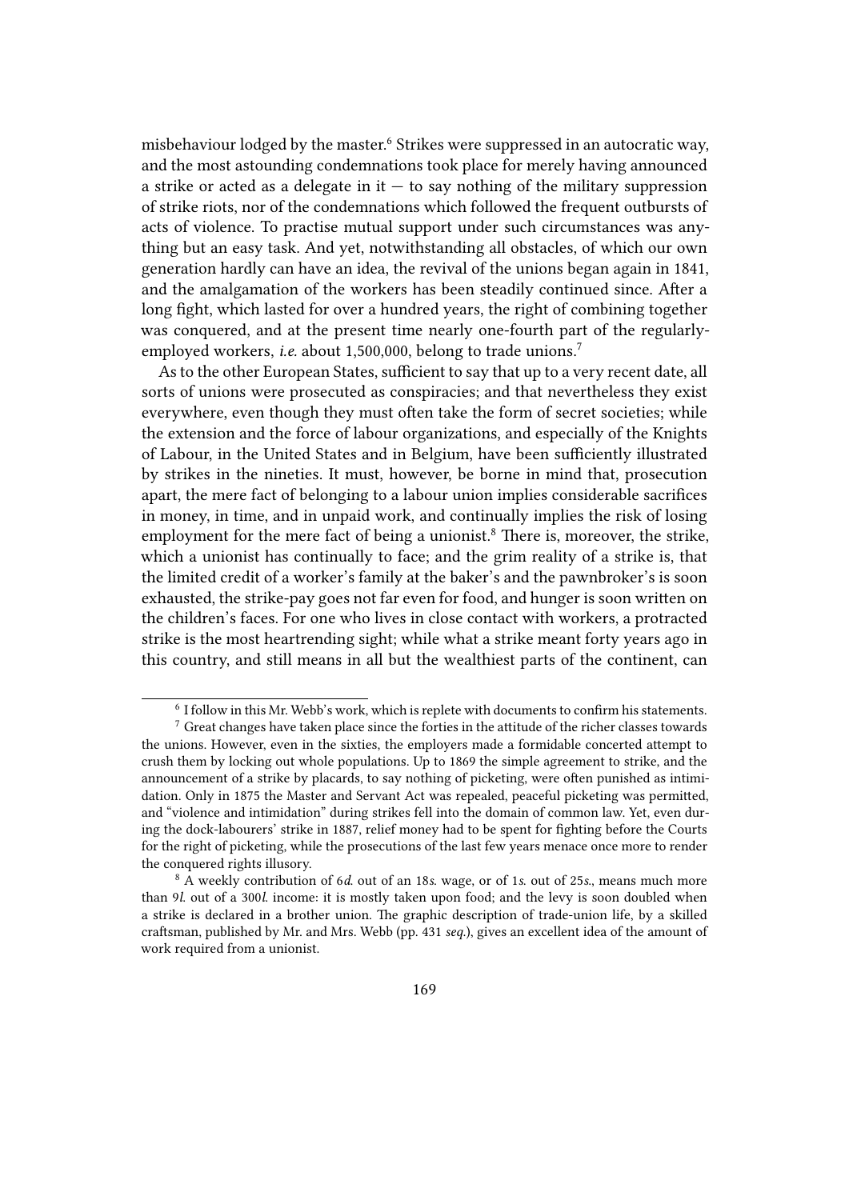misbehaviour lodged by the master.[6] Strikes were suppressed in an autocratic way, and the most astounding condemnations took place for merely having announced a strike or acted as a delegate in it — to say nothing of the military suppression of strike riots, nor of the condemnations which followed the frequent outbursts of acts of violence. To practise mutual support under such circumstances was anything but an easy task. And yet, notwithstanding all obstacles, of which our own generation hardly can have an idea, the revival of the unions began again in 1841, and the amalgamation of the workers has been steadily continued since. After a long fight, which lasted for over a hundred years, the right of combining together was conquered, and at the present time nearly one-fourth part of the regularly-employed workers, *i.e.* about 1,500,000, belong to trade unions.[7]

As to the other European States, sufficient to say that up to a very recent date, all sorts of unions were prosecuted as conspiracies; and that nevertheless they exist everywhere, even though they must often take the form of secret societies; while the extension and the force of labour organizations, and especially of the Knights of Labour, in the United States and in Belgium, have been sufficiently illustrated by strikes in the nineties. It must, however, be borne in mind that, prosecution apart, the mere fact of belonging to a labour union implies considerable sacrifices in money, in time, and in unpaid work, and continually implies the risk of losing employment for the mere fact of being a unionist.[8] There is, moreover, the strike, which a unionist has continually to face; and the grim reality of a strike is, that the limited credit of a worker's family at the baker's and the pawnbroker's is soon exhausted, the strike-pay goes not far even for food, and hunger is soon written on the children's faces. For one who lives in close contact with workers, a protracted strike is the most heartrending sight; while what a strike meant forty years ago in this country, and still means in all but the wealthiest parts of the continent, can

---

[6] I follow in this Mr. Webb's work, which is replete with documents to confirm his statements.

[7] Great changes have taken place since the forties in the attitude of the richer classes towards the unions. However, even in the sixties, the employers made a formidable concerted attempt to crush them by locking out whole populations. Up to 1869 the simple agreement to strike, and the announcement of a strike by placards, to say nothing of picketing, were often punished as intimidation. Only in 1875 the Master and Servant Act was repealed, peaceful picketing was permitted, and "violence and intimidation" during strikes fell into the domain of common law. Yet, even during the dock-labourers' strike in 1887, relief money had to be spent for fighting before the Courts for the right of picketing, while the prosecutions of the last few years menace once more to render the conquered rights illusory.

[8] A weekly contribution of 6*d.* out of an 18*s.* wage, or of 1*s.* out of 25*s.*, means much more than 9*l.* out of a 300*l.* income: it is mostly taken upon food; and the levy is soon doubled when a strike is declared in a brother union. The graphic description of trade-union life, by a skilled craftsman, published by Mr. and Mrs. Webb (pp. 431 *seq.*), gives an excellent idea of the amount of work required from a unionist.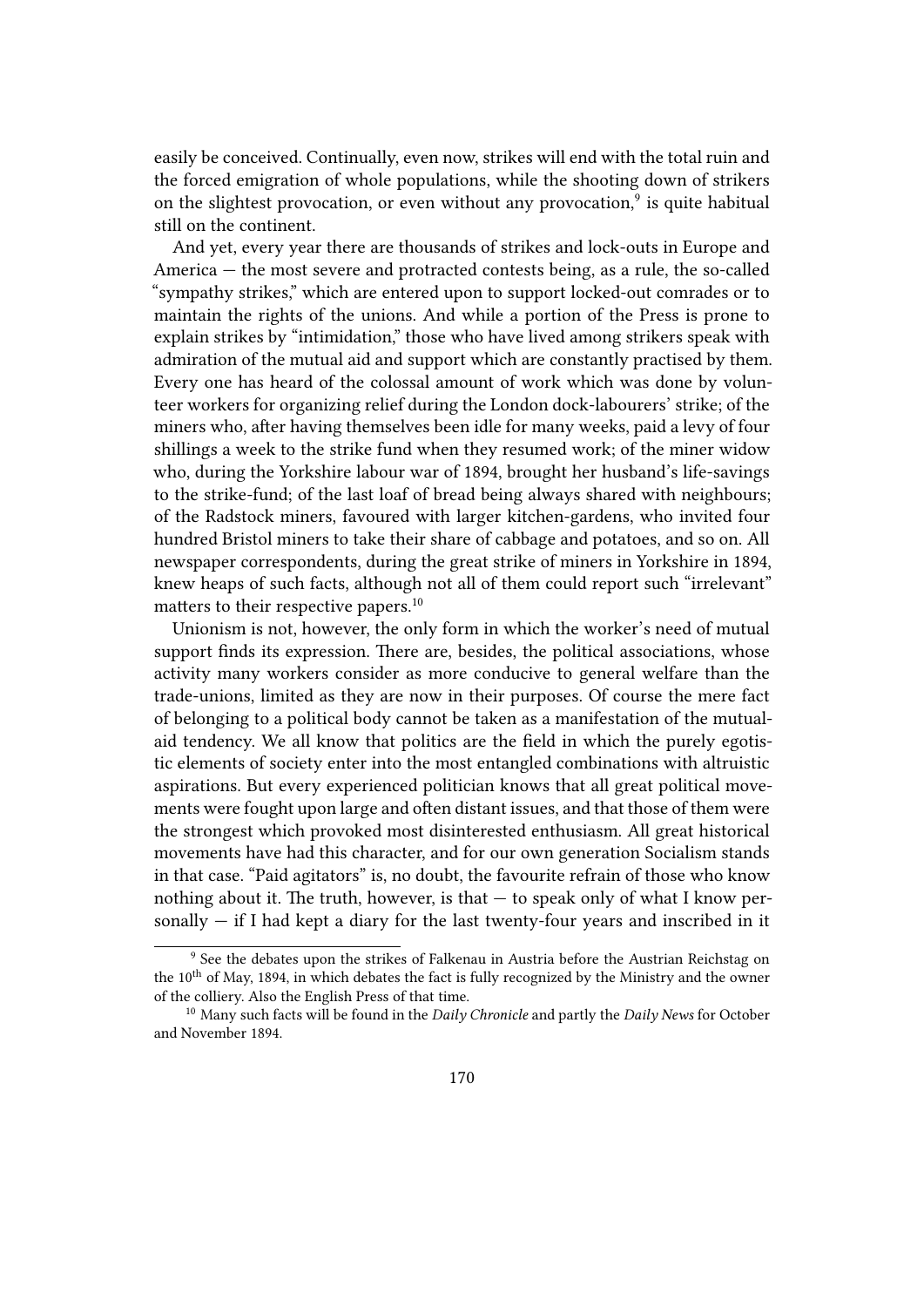easily be conceived. Continually, even now, strikes will end with the total ruin and the forced emigration of whole populations, while the shooting down of strikers on the slightest provocation, or even without any provocation,[9] is quite habitual still on the continent.

And yet, every year there are thousands of strikes and lock-outs in Europe and America — the most severe and protracted contests being, as a rule, the so-called "sympathy strikes," which are entered upon to support locked-out comrades or to maintain the rights of the unions. And while a portion of the Press is prone to explain strikes by "intimidation," those who have lived among strikers speak with admiration of the mutual aid and support which are constantly practised by them. Every one has heard of the colossal amount of work which was done by volunteer workers for organizing relief during the London dock-labourers' strike; of the miners who, after having themselves been idle for many weeks, paid a levy of four shillings a week to the strike fund when they resumed work; of the miner widow who, during the Yorkshire labour war of 1894, brought her husband's life-savings to the strike-fund; of the last loaf of bread being always shared with neighbours; of the Radstock miners, favoured with larger kitchen-gardens, who invited four hundred Bristol miners to take their share of cabbage and potatoes, and so on. All newspaper correspondents, during the great strike of miners in Yorkshire in 1894, knew heaps of such facts, although not all of them could report such "irrelevant" matters to their respective papers.[10]

Unionism is not, however, the only form in which the worker's need of mutual support finds its expression. There are, besides, the political associations, whose activity many workers consider as more conducive to general welfare than the trade-unions, limited as they are now in their purposes. Of course the mere fact of belonging to a political body cannot be taken as a manifestation of the mutual-aid tendency. We all know that politics are the field in which the purely egotistic elements of society enter into the most entangled combinations with altruistic aspirations. But every experienced politician knows that all great political movements were fought upon large and often distant issues, and that those of them were the strongest which provoked most disinterested enthusiasm. All great historical movements have had this character, and for our own generation Socialism stands in that case. "Paid agitators" is, no doubt, the favourite refrain of those who know nothing about it. The truth, however, is that — to speak only of what I know personally — if I had kept a diary for the last twenty-four years and inscribed in it

---

[9] See the debates upon the strikes of Falkenau in Austria before the Austrian Reichstag on the 10th of May, 1894, in which debates the fact is fully recognized by the Ministry and the owner of the colliery. Also the English Press of that time.

[10] Many such facts will be found in the *Daily Chronicle* and partly the *Daily News* for October and November 1894.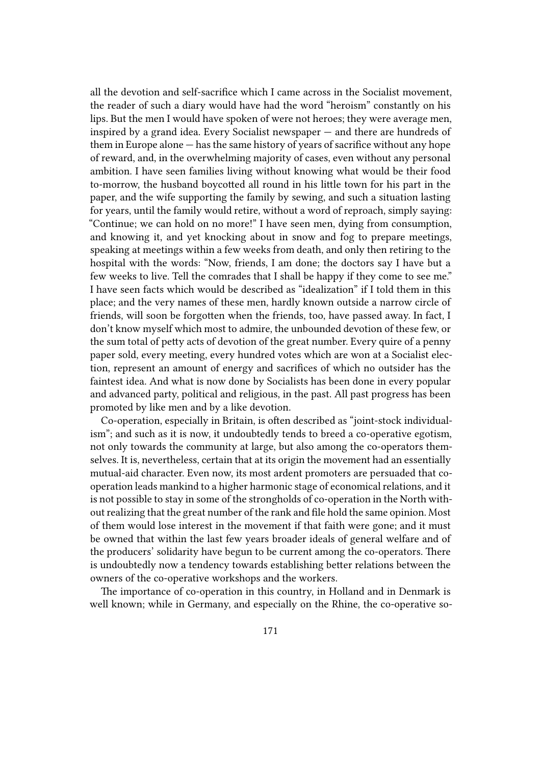all the devotion and self-sacrifice which I came across in the Socialist movement, the reader of such a diary would have had the word "heroism" constantly on his lips. But the men I would have spoken of were not heroes; they were average men, inspired by a grand idea. Every Socialist newspaper — and there are hundreds of them in Europe alone — has the same history of years of sacrifice without any hope of reward, and, in the overwhelming majority of cases, even without any personal ambition. I have seen families living without knowing what would be their food to-morrow, the husband boycotted all round in his little town for his part in the paper, and the wife supporting the family by sewing, and such a situation lasting for years, until the family would retire, without a word of reproach, simply saying: "Continue; we can hold on no more!" I have seen men, dying from consumption, and knowing it, and yet knocking about in snow and fog to prepare meetings, speaking at meetings within a few weeks from death, and only then retiring to the hospital with the words: "Now, friends, I am done; the doctors say I have but a few weeks to live. Tell the comrades that I shall be happy if they come to see me." I have seen facts which would be described as "idealization" if I told them in this place; and the very names of these men, hardly known outside a narrow circle of friends, will soon be forgotten when the friends, too, have passed away. In fact, I don't know myself which most to admire, the unbounded devotion of these few, or the sum total of petty acts of devotion of the great number. Every quire of a penny paper sold, every meeting, every hundred votes which are won at a Socialist election, represent an amount of energy and sacrifices of which no outsider has the faintest idea. And what is now done by Socialists has been done in every popular and advanced party, political and religious, in the past. All past progress has been promoted by like men and by a like devotion.

Co-operation, especially in Britain, is often described as "joint-stock individualism"; and such as it is now, it undoubtedly tends to breed a co-operative egotism, not only towards the community at large, but also among the co-operators themselves. It is, nevertheless, certain that at its origin the movement had an essentially mutual-aid character. Even now, its most ardent promoters are persuaded that co-operation leads mankind to a higher harmonic stage of economical relations, and it is not possible to stay in some of the strongholds of co-operation in the North without realizing that the great number of the rank and file hold the same opinion. Most of them would lose interest in the movement if that faith were gone; and it must be owned that within the last few years broader ideals of general welfare and of the producers' solidarity have begun to be current among the co-operators. There is undoubtedly now a tendency towards establishing better relations between the owners of the co-operative workshops and the workers.

The importance of co-operation in this country, in Holland and in Denmark is well known; while in Germany, and especially on the Rhine, the co-operative so-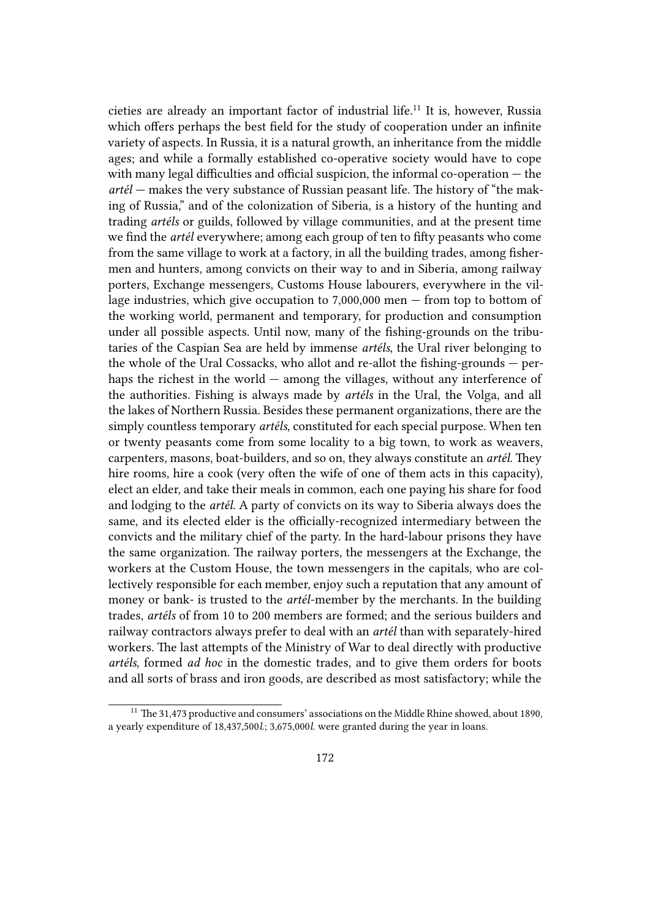cieties are already an important factor of industrial life.[11] It is, however, Russia which offers perhaps the best field for the study of cooperation under an infinite variety of aspects. In Russia, it is a natural growth, an inheritance from the middle ages; and while a formally established co-operative society would have to cope with many legal difficulties and official suspicion, the informal co-operation — the *artél* — makes the very substance of Russian peasant life. The history of "the making of Russia," and of the colonization of Siberia, is a history of the hunting and trading *artéls* or guilds, followed by village communities, and at the present time we find the *artél* everywhere; among each group of ten to fifty peasants who come from the same village to work at a factory, in all the building trades, among fishermen and hunters, among convicts on their way to and in Siberia, among railway porters, Exchange messengers, Customs House labourers, everywhere in the village industries, which give occupation to 7,000,000 men — from top to bottom of the working world, permanent and temporary, for production and consumption under all possible aspects. Until now, many of the fishing-grounds on the tributaries of the Caspian Sea are held by immense *artéls*, the Ural river belonging to the whole of the Ural Cossacks, who allot and re-allot the fishing-grounds — perhaps the richest in the world — among the villages, without any interference of the authorities. Fishing is always made by *artéls* in the Ural, the Volga, and all the lakes of Northern Russia. Besides these permanent organizations, there are the simply countless temporary *artéls*, constituted for each special purpose. When ten or twenty peasants come from some locality to a big town, to work as weavers, carpenters, masons, boat-builders, and so on, they always constitute an *artél*. They hire rooms, hire a cook (very often the wife of one of them acts in this capacity), elect an elder, and take their meals in common, each one paying his share for food and lodging to the *artél*. A party of convicts on its way to Siberia always does the same, and its elected elder is the officially-recognized intermediary between the convicts and the military chief of the party. In the hard-labour prisons they have the same organization. The railway porters, the messengers at the Exchange, the workers at the Custom House, the town messengers in the capitals, who are collectively responsible for each member, enjoy such a reputation that any amount of money or bank- is trusted to the *artél*-member by the merchants. In the building trades, *artéls* of from 10 to 200 members are formed; and the serious builders and railway contractors always prefer to deal with an *artél* than with separately-hired workers. The last attempts of the Ministry of War to deal directly with productive *artéls*, formed *ad hoc* in the domestic trades, and to give them orders for boots and all sorts of brass and iron goods, are described as most satisfactory; while the

[11] The 31,473 productive and consumers' associations on the Middle Rhine showed, about 1890, a yearly expenditure of 18,437,500*l*.; 3,675,000*l*. were granted during the year in loans.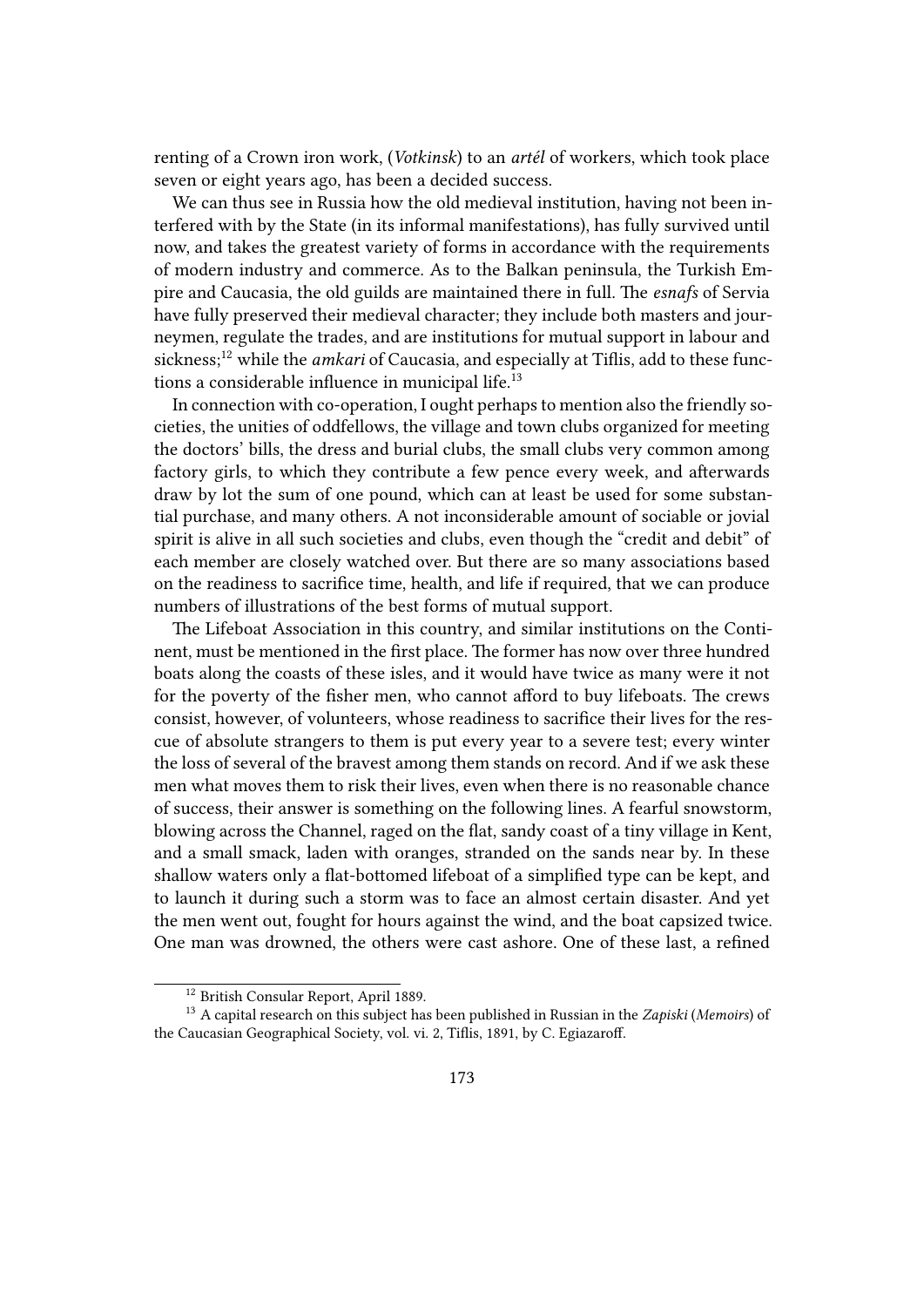renting of a Crown iron work, (*Votkinsk*) to an *artél* of workers, which took place seven or eight years ago, has been a decided success.

We can thus see in Russia how the old medieval institution, having not been interfered with by the State (in its informal manifestations), has fully survived until now, and takes the greatest variety of forms in accordance with the requirements of modern industry and commerce. As to the Balkan peninsula, the Turkish Empire and Caucasia, the old guilds are maintained there in full. The *esnafs* of Servia have fully preserved their medieval character; they include both masters and journeymen, regulate the trades, and are institutions for mutual support in labour and sickness;[12] while the *amkari* of Caucasia, and especially at Tiflis, add to these functions a considerable influence in municipal life.[13]

In connection with co-operation, I ought perhaps to mention also the friendly societies, the unities of oddfellows, the village and town clubs organized for meeting the doctors' bills, the dress and burial clubs, the small clubs very common among factory girls, to which they contribute a few pence every week, and afterwards draw by lot the sum of one pound, which can at least be used for some substantial purchase, and many others. A not inconsiderable amount of sociable or jovial spirit is alive in all such societies and clubs, even though the "credit and debit" of each member are closely watched over. But there are so many associations based on the readiness to sacrifice time, health, and life if required, that we can produce numbers of illustrations of the best forms of mutual support.

The Lifeboat Association in this country, and similar institutions on the Continent, must be mentioned in the first place. The former has now over three hundred boats along the coasts of these isles, and it would have twice as many were it not for the poverty of the fisher men, who cannot afford to buy lifeboats. The crews consist, however, of volunteers, whose readiness to sacrifice their lives for the rescue of absolute strangers to them is put every year to a severe test; every winter the loss of several of the bravest among them stands on record. And if we ask these men what moves them to risk their lives, even when there is no reasonable chance of success, their answer is something on the following lines. A fearful snowstorm, blowing across the Channel, raged on the flat, sandy coast of a tiny village in Kent, and a small smack, laden with oranges, stranded on the sands near by. In these shallow waters only a flat-bottomed lifeboat of a simplified type can be kept, and to launch it during such a storm was to face an almost certain disaster. And yet the men went out, fought for hours against the wind, and the boat capsized twice. One man was drowned, the others were cast ashore. One of these last, a refined

[12] British Consular Report, April 1889.

[13] A capital research on this subject has been published in Russian in the *Zapiski* (*Memoirs*) of the Caucasian Geographical Society, vol. vi. 2, Tiflis, 1891, by C. Egiazaroff.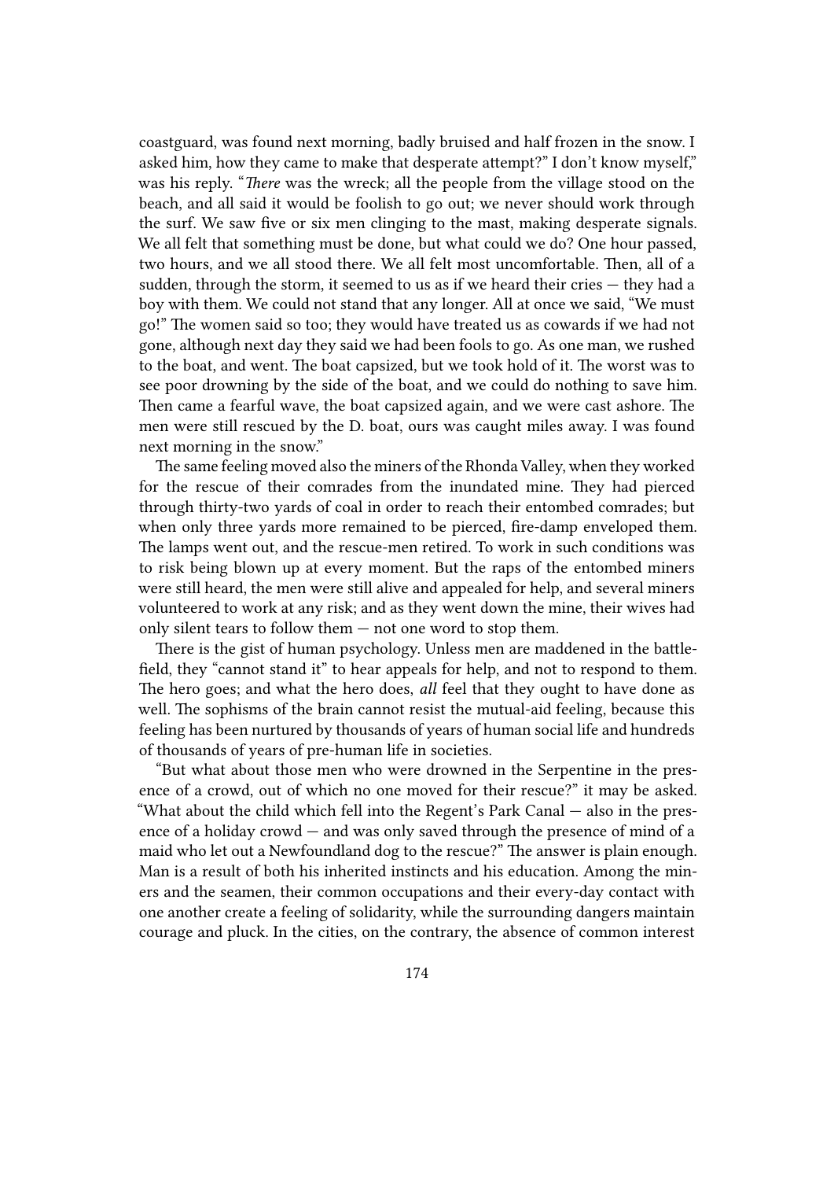coastguard, was found next morning, badly bruised and half frozen in the snow. I asked him, how they came to make that desperate attempt?" I don't know myself," was his reply. "*There* was the wreck; all the people from the village stood on the beach, and all said it would be foolish to go out; we never should work through the surf. We saw five or six men clinging to the mast, making desperate signals. We all felt that something must be done, but what could we do? One hour passed, two hours, and we all stood there. We all felt most uncomfortable. Then, all of a sudden, through the storm, it seemed to us as if we heard their cries — they had a boy with them. We could not stand that any longer. All at once we said, "We must go!" The women said so too; they would have treated us as cowards if we had not gone, although next day they said we had been fools to go. As one man, we rushed to the boat, and went. The boat capsized, but we took hold of it. The worst was to see poor drowning by the side of the boat, and we could do nothing to save him. Then came a fearful wave, the boat capsized again, and we were cast ashore. The men were still rescued by the D. boat, ours was caught miles away. I was found next morning in the snow."

The same feeling moved also the miners of the Rhonda Valley, when they worked for the rescue of their comrades from the inundated mine. They had pierced through thirty-two yards of coal in order to reach their entombed comrades; but when only three yards more remained to be pierced, fire-damp enveloped them. The lamps went out, and the rescue-men retired. To work in such conditions was to risk being blown up at every moment. But the raps of the entombed miners were still heard, the men were still alive and appealed for help, and several miners volunteered to work at any risk; and as they went down the mine, their wives had only silent tears to follow them — not one word to stop them.

There is the gist of human psychology. Unless men are maddened in the battlefield, they "cannot stand it" to hear appeals for help, and not to respond to them. The hero goes; and what the hero does, *all* feel that they ought to have done as well. The sophisms of the brain cannot resist the mutual-aid feeling, because this feeling has been nurtured by thousands of years of human social life and hundreds of thousands of years of pre-human life in societies.

"But what about those men who were drowned in the Serpentine in the presence of a crowd, out of which no one moved for their rescue?" it may be asked. "What about the child which fell into the Regent's Park Canal — also in the presence of a holiday crowd — and was only saved through the presence of mind of a maid who let out a Newfoundland dog to the rescue?" The answer is plain enough. Man is a result of both his inherited instincts and his education. Among the miners and the seamen, their common occupations and their every-day contact with one another create a feeling of solidarity, while the surrounding dangers maintain courage and pluck. In the cities, on the contrary, the absence of common interest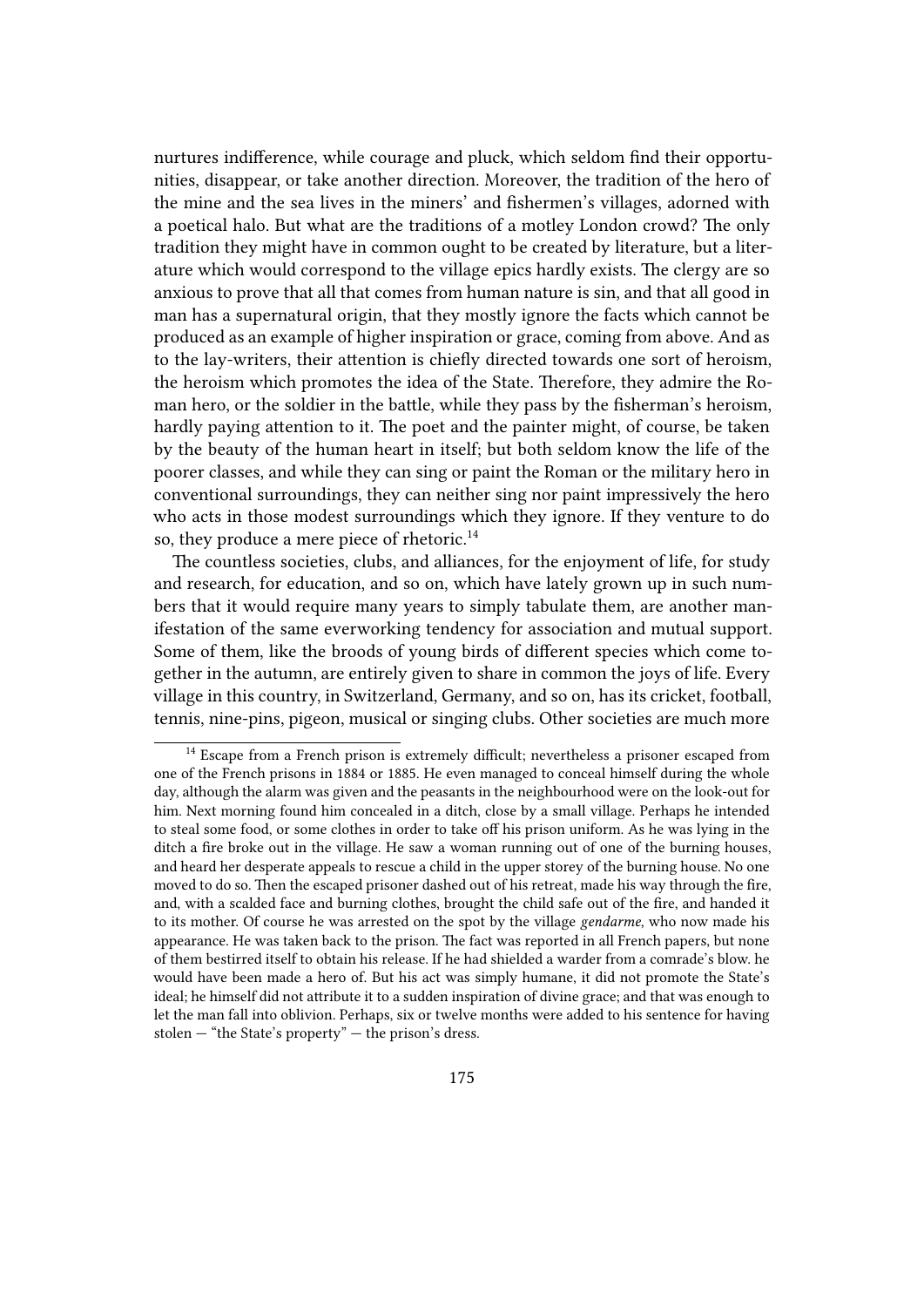nurtures indifference, while courage and pluck, which seldom find their opportunities, disappear, or take another direction. Moreover, the tradition of the hero of the mine and the sea lives in the miners' and fishermen's villages, adorned with a poetical halo. But what are the traditions of a motley London crowd? The only tradition they might have in common ought to be created by literature, but a literature which would correspond to the village epics hardly exists. The clergy are so anxious to prove that all that comes from human nature is sin, and that all good in man has a supernatural origin, that they mostly ignore the facts which cannot be produced as an example of higher inspiration or grace, coming from above. And as to the lay-writers, their attention is chiefly directed towards one sort of heroism, the heroism which promotes the idea of the State. Therefore, they admire the Roman hero, or the soldier in the battle, while they pass by the fisherman's heroism, hardly paying attention to it. The poet and the painter might, of course, be taken by the beauty of the human heart in itself; but both seldom know the life of the poorer classes, and while they can sing or paint the Roman or the military hero in conventional surroundings, they can neither sing nor paint impressively the hero who acts in those modest surroundings which they ignore. If they venture to do so, they produce a mere piece of rhetoric.[14]

The countless societies, clubs, and alliances, for the enjoyment of life, for study and research, for education, and so on, which have lately grown up in such numbers that it would require many years to simply tabulate them, are another manifestation of the same everworking tendency for association and mutual support. Some of them, like the broods of young birds of different species which come together in the autumn, are entirely given to share in common the joys of life. Every village in this country, in Switzerland, Germany, and so on, has its cricket, football, tennis, nine-pins, pigeon, musical or singing clubs. Other societies are much more

[14] Escape from a French prison is extremely difficult; nevertheless a prisoner escaped from one of the French prisons in 1884 or 1885. He even managed to conceal himself during the whole day, although the alarm was given and the peasants in the neighbourhood were on the look-out for him. Next morning found him concealed in a ditch, close by a small village. Perhaps he intended to steal some food, or some clothes in order to take off his prison uniform. As he was lying in the ditch a fire broke out in the village. He saw a woman running out of one of the burning houses, and heard her desperate appeals to rescue a child in the upper storey of the burning house. No one moved to do so. Then the escaped prisoner dashed out of his retreat, made his way through the fire, and, with a scalded face and burning clothes, brought the child safe out of the fire, and handed it to its mother. Of course he was arrested on the spot by the village *gendarme*, who now made his appearance. He was taken back to the prison. The fact was reported in all French papers, but none of them bestirred itself to obtain his release. If he had shielded a warder from a comrade's blow. he would have been made a hero of. But his act was simply humane, it did not promote the State's ideal; he himself did not attribute it to a sudden inspiration of divine grace; and that was enough to let the man fall into oblivion. Perhaps, six or twelve months were added to his sentence for having stolen — "the State's property" — the prison's dress.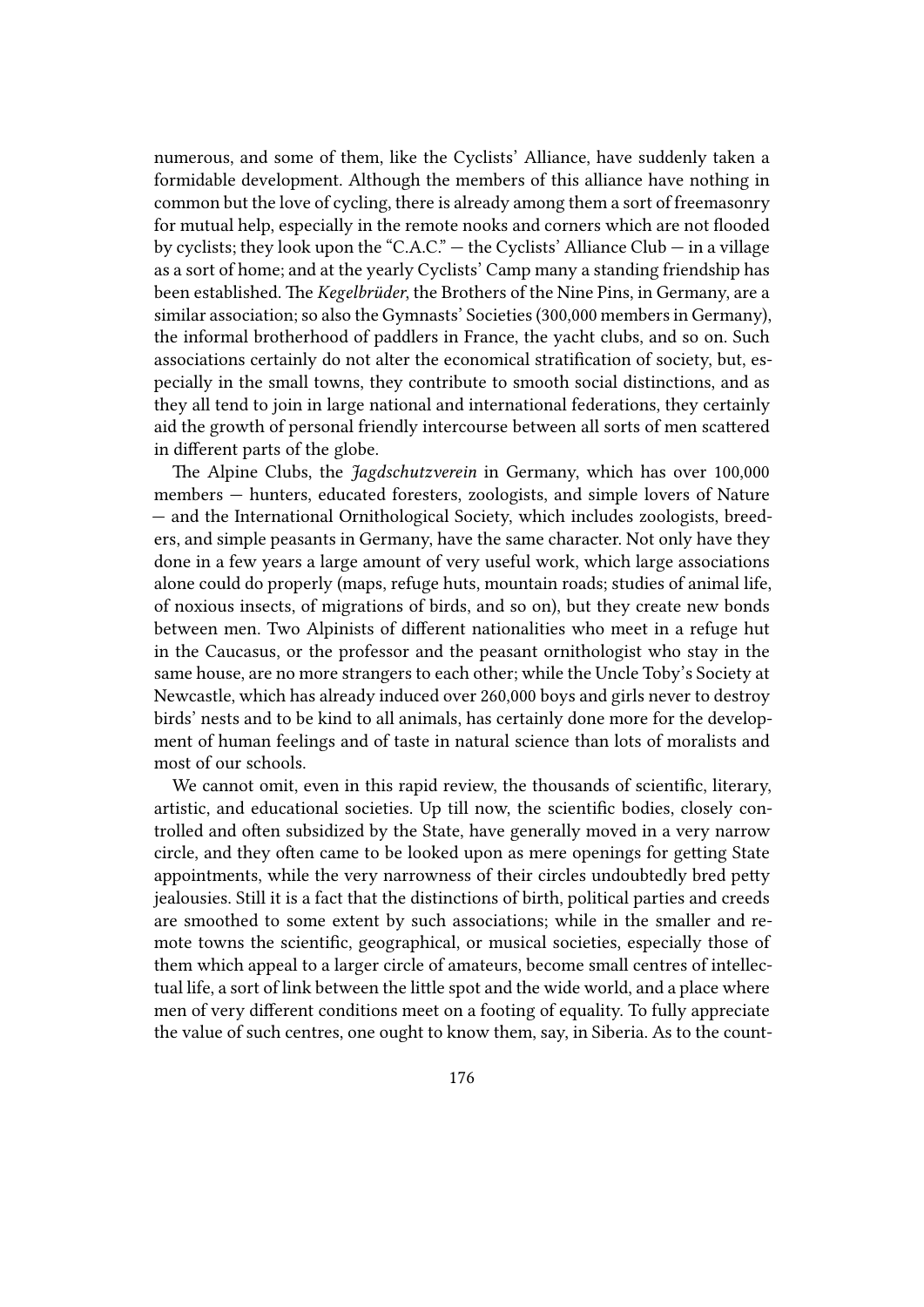numerous, and some of them, like the Cyclists' Alliance, have suddenly taken a formidable development. Although the members of this alliance have nothing in common but the love of cycling, there is already among them a sort of freemasonry for mutual help, especially in the remote nooks and corners which are not flooded by cyclists; they look upon the "C.A.C." — the Cyclists' Alliance Club — in a village as a sort of home; and at the yearly Cyclists' Camp many a standing friendship has been established. The *Kegelbrüder*, the Brothers of the Nine Pins, in Germany, are a similar association; so also the Gymnasts' Societies (300,000 members in Germany), the informal brotherhood of paddlers in France, the yacht clubs, and so on. Such associations certainly do not alter the economical stratification of society, but, especially in the small towns, they contribute to smooth social distinctions, and as they all tend to join in large national and international federations, they certainly aid the growth of personal friendly intercourse between all sorts of men scattered in different parts of the globe.

The Alpine Clubs, the *Jagdschutzverein* in Germany, which has over 100,000 members — hunters, educated foresters, zoologists, and simple lovers of Nature — and the International Ornithological Society, which includes zoologists, breeders, and simple peasants in Germany, have the same character. Not only have they done in a few years a large amount of very useful work, which large associations alone could do properly (maps, refuge huts, mountain roads; studies of animal life, of noxious insects, of migrations of birds, and so on), but they create new bonds between men. Two Alpinists of different nationalities who meet in a refuge hut in the Caucasus, or the professor and the peasant ornithologist who stay in the same house, are no more strangers to each other; while the Uncle Toby's Society at Newcastle, which has already induced over 260,000 boys and girls never to destroy birds' nests and to be kind to all animals, has certainly done more for the development of human feelings and of taste in natural science than lots of moralists and most of our schools.

We cannot omit, even in this rapid review, the thousands of scientific, literary, artistic, and educational societies. Up till now, the scientific bodies, closely controlled and often subsidized by the State, have generally moved in a very narrow circle, and they often came to be looked upon as mere openings for getting State appointments, while the very narrowness of their circles undoubtedly bred petty jealousies. Still it is a fact that the distinctions of birth, political parties and creeds are smoothed to some extent by such associations; while in the smaller and remote towns the scientific, geographical, or musical societies, especially those of them which appeal to a larger circle of amateurs, become small centres of intellectual life, a sort of link between the little spot and the wide world, and a place where men of very different conditions meet on a footing of equality. To fully appreciate the value of such centres, one ought to know them, say, in Siberia. As to the count-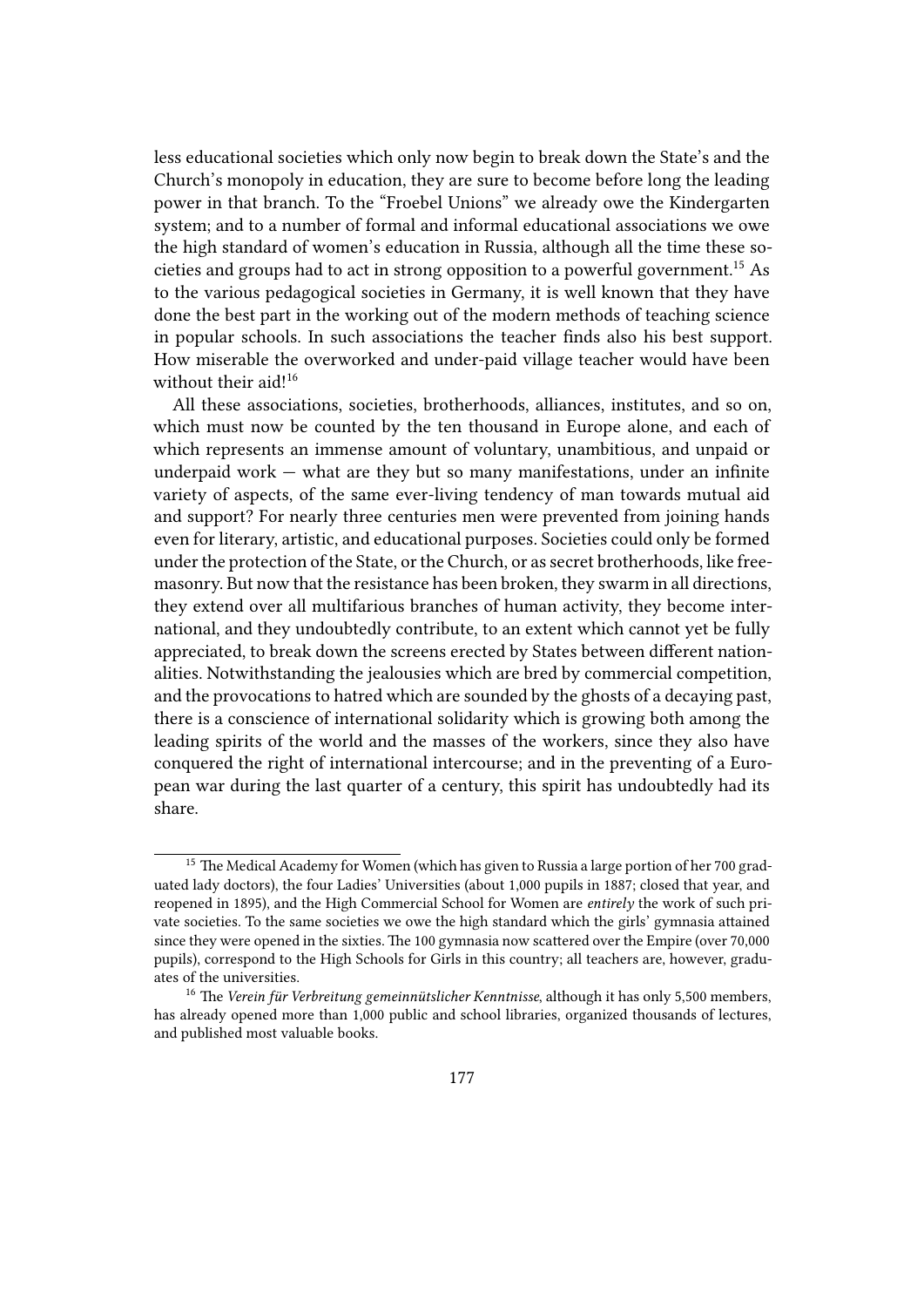less educational societies which only now begin to break down the State's and the Church's monopoly in education, they are sure to become before long the leading power in that branch. To the "Froebel Unions" we already owe the Kindergarten system; and to a number of formal and informal educational associations we owe the high standard of women's education in Russia, although all the time these societies and groups had to act in strong opposition to a powerful government.[15] As to the various pedagogical societies in Germany, it is well known that they have done the best part in the working out of the modern methods of teaching science in popular schools. In such associations the teacher finds also his best support. How miserable the overworked and under-paid village teacher would have been without their aid![16]

All these associations, societies, brotherhoods, alliances, institutes, and so on, which must now be counted by the ten thousand in Europe alone, and each of which represents an immense amount of voluntary, unambitious, and unpaid or underpaid work — what are they but so many manifestations, under an infinite variety of aspects, of the same ever-living tendency of man towards mutual aid and support? For nearly three centuries men were prevented from joining hands even for literary, artistic, and educational purposes. Societies could only be formed under the protection of the State, or the Church, or as secret brotherhoods, like freemasonry. But now that the resistance has been broken, they swarm in all directions, they extend over all multifarious branches of human activity, they become international, and they undoubtedly contribute, to an extent which cannot yet be fully appreciated, to break down the screens erected by States between different nationalities. Notwithstanding the jealousies which are bred by commercial competition, and the provocations to hatred which are sounded by the ghosts of a decaying past, there is a conscience of international solidarity which is growing both among the leading spirits of the world and the masses of the workers, since they also have conquered the right of international intercourse; and in the preventing of a European war during the last quarter of a century, this spirit has undoubtedly had its share.

---

[15] The Medical Academy for Women (which has given to Russia a large portion of her 700 graduated lady doctors), the four Ladies' Universities (about 1,000 pupils in 1887; closed that year, and reopened in 1895), and the High Commercial School for Women are *entirely* the work of such private societies. To the same societies we owe the high standard which the girls' gymnasia attained since they were opened in the sixties. The 100 gymnasia now scattered over the Empire (over 70,000 pupils), correspond to the High Schools for Girls in this country; all teachers are, however, graduates of the universities.

[16] The *Verein für Verbreitung gemeinnützlicher Kenntnisse*, although it has only 5,500 members, has already opened more than 1,000 public and school libraries, organized thousands of lectures, and published most valuable books.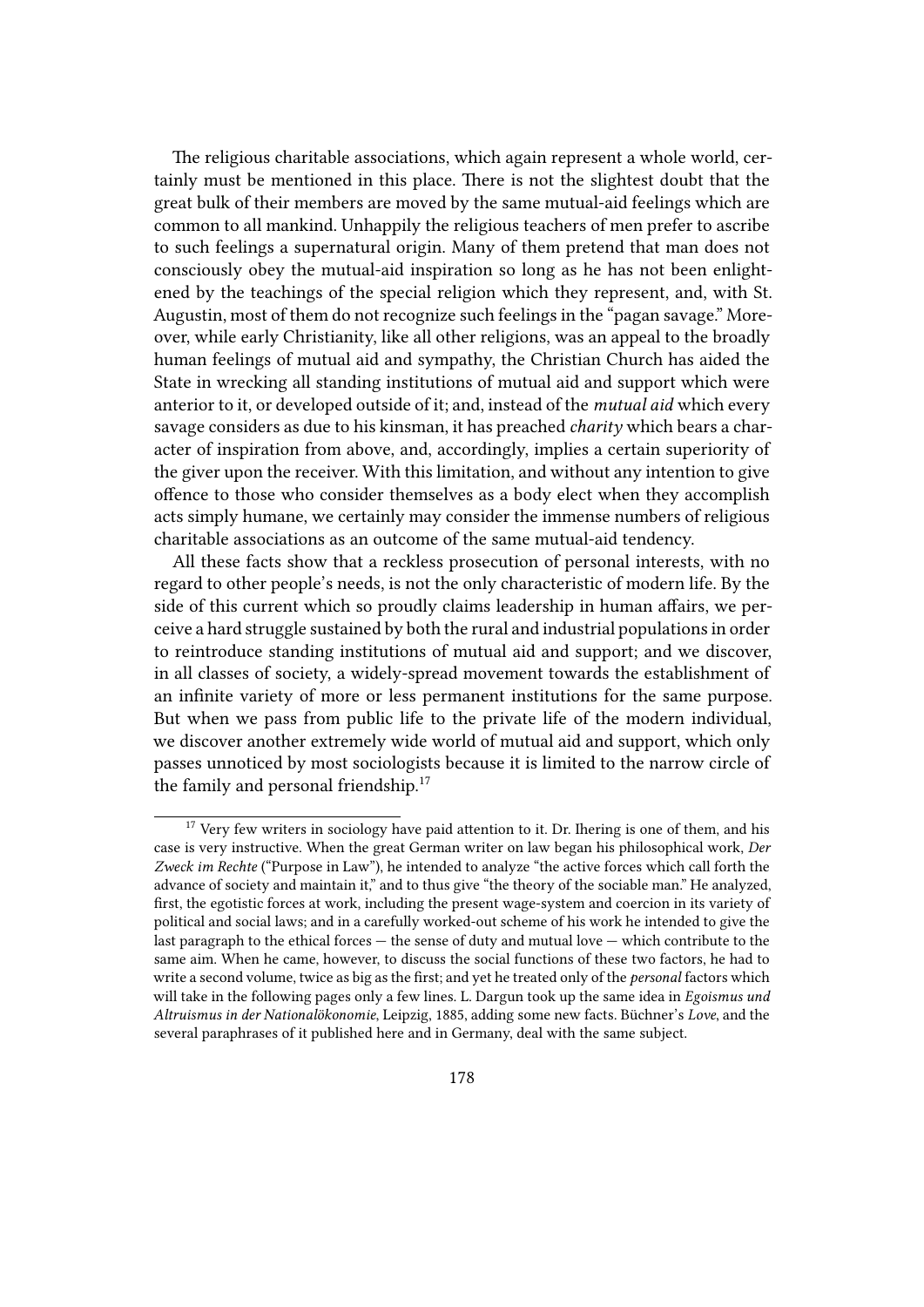The religious charitable associations, which again represent a whole world, certainly must be mentioned in this place. There is not the slightest doubt that the great bulk of their members are moved by the same mutual-aid feelings which are common to all mankind. Unhappily the religious teachers of men prefer to ascribe to such feelings a supernatural origin. Many of them pretend that man does not consciously obey the mutual-aid inspiration so long as he has not been enlightened by the teachings of the special religion which they represent, and, with St. Augustin, most of them do not recognize such feelings in the "pagan savage." Moreover, while early Christianity, like all other religions, was an appeal to the broadly human feelings of mutual aid and sympathy, the Christian Church has aided the State in wrecking all standing institutions of mutual aid and support which were anterior to it, or developed outside of it; and, instead of the *mutual aid* which every savage considers as due to his kinsman, it has preached *charity* which bears a character of inspiration from above, and, accordingly, implies a certain superiority of the giver upon the receiver. With this limitation, and without any intention to give offence to those who consider themselves as a body elect when they accomplish acts simply humane, we certainly may consider the immense numbers of religious charitable associations as an outcome of the same mutual-aid tendency.

All these facts show that a reckless prosecution of personal interests, with no regard to other people's needs, is not the only characteristic of modern life. By the side of this current which so proudly claims leadership in human affairs, we perceive a hard struggle sustained by both the rural and industrial populations in order to reintroduce standing institutions of mutual aid and support; and we discover, in all classes of society, a widely-spread movement towards the establishment of an infinite variety of more or less permanent institutions for the same purpose. But when we pass from public life to the private life of the modern individual, we discover another extremely wide world of mutual aid and support, which only passes unnoticed by most sociologists because it is limited to the narrow circle of the family and personal friendship.[17]

---

[17] Very few writers in sociology have paid attention to it. Dr. Ihering is one of them, and his case is very instructive. When the great German writer on law began his philosophical work, *Der Zweck im Rechte* ("Purpose in Law"), he intended to analyze "the active forces which call forth the advance of society and maintain it," and to thus give "the theory of the sociable man." He analyzed, first, the egotistic forces at work, including the present wage-system and coercion in its variety of political and social laws; and in a carefully worked-out scheme of his work he intended to give the last paragraph to the ethical forces — the sense of duty and mutual love — which contribute to the same aim. When he came, however, to discuss the social functions of these two factors, he had to write a second volume, twice as big as the first; and yet he treated only of the *personal* factors which will take in the following pages only a few lines. L. Dargun took up the same idea in *Egoismus und Altruismus in der Nationalökonomie*, Leipzig, 1885, adding some new facts. Büchner's *Love*, and the several paraphrases of it published here and in Germany, deal with the same subject.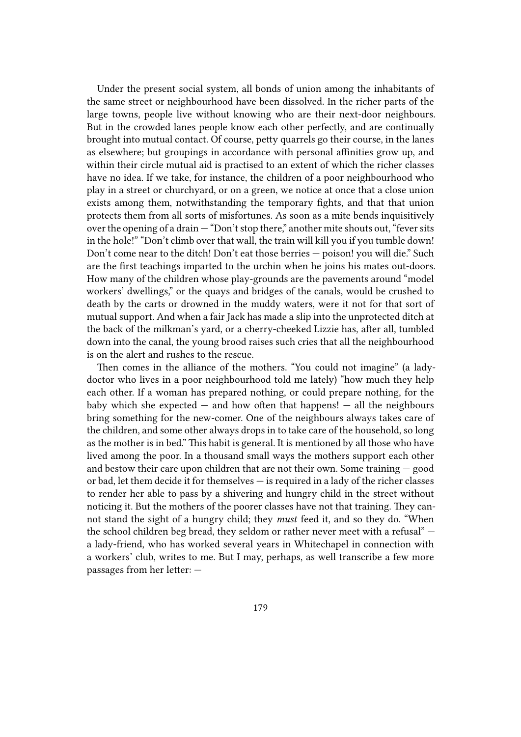Under the present social system, all bonds of union among the inhabitants of the same street or neighbourhood have been dissolved. In the richer parts of the large towns, people live without knowing who are their next-door neighbours. But in the crowded lanes people know each other perfectly, and are continually brought into mutual contact. Of course, petty quarrels go their course, in the lanes as elsewhere; but groupings in accordance with personal affinities grow up, and within their circle mutual aid is practised to an extent of which the richer classes have no idea. If we take, for instance, the children of a poor neighbourhood who play in a street or churchyard, or on a green, we notice at once that a close union exists among them, notwithstanding the temporary fights, and that that union protects them from all sorts of misfortunes. As soon as a mite bends inquisitively over the opening of a drain — "Don't stop there," another mite shouts out, "fever sits in the hole!" "Don't climb over that wall, the train will kill you if you tumble down! Don't come near to the ditch! Don't eat those berries — poison! you will die." Such are the first teachings imparted to the urchin when he joins his mates out-doors. How many of the children whose play-grounds are the pavements around "model workers' dwellings," or the quays and bridges of the canals, would be crushed to death by the carts or drowned in the muddy waters, were it not for that sort of mutual support. And when a fair Jack has made a slip into the unprotected ditch at the back of the milkman's yard, or a cherry-cheeked Lizzie has, after all, tumbled down into the canal, the young brood raises such cries that all the neighbourhood is on the alert and rushes to the rescue.

Then comes in the alliance of the mothers. "You could not imagine" (a lady-doctor who lives in a poor neighbourhood told me lately) "how much they help each other. If a woman has prepared nothing, or could prepare nothing, for the baby which she expected — and how often that happens! — all the neighbours bring something for the new-comer. One of the neighbours always takes care of the children, and some other always drops in to take care of the household, so long as the mother is in bed." This habit is general. It is mentioned by all those who have lived among the poor. In a thousand small ways the mothers support each other and bestow their care upon children that are not their own. Some training — good or bad, let them decide it for themselves — is required in a lady of the richer classes to render her able to pass by a shivering and hungry child in the street without noticing it. But the mothers of the poorer classes have not that training. They cannot stand the sight of a hungry child; they *must* feed it, and so they do. "When the school children beg bread, they seldom or rather never meet with a refusal" — a lady-friend, who has worked several years in Whitechapel in connection with a workers' club, writes to me. But I may, perhaps, as well transcribe a few more passages from her letter: —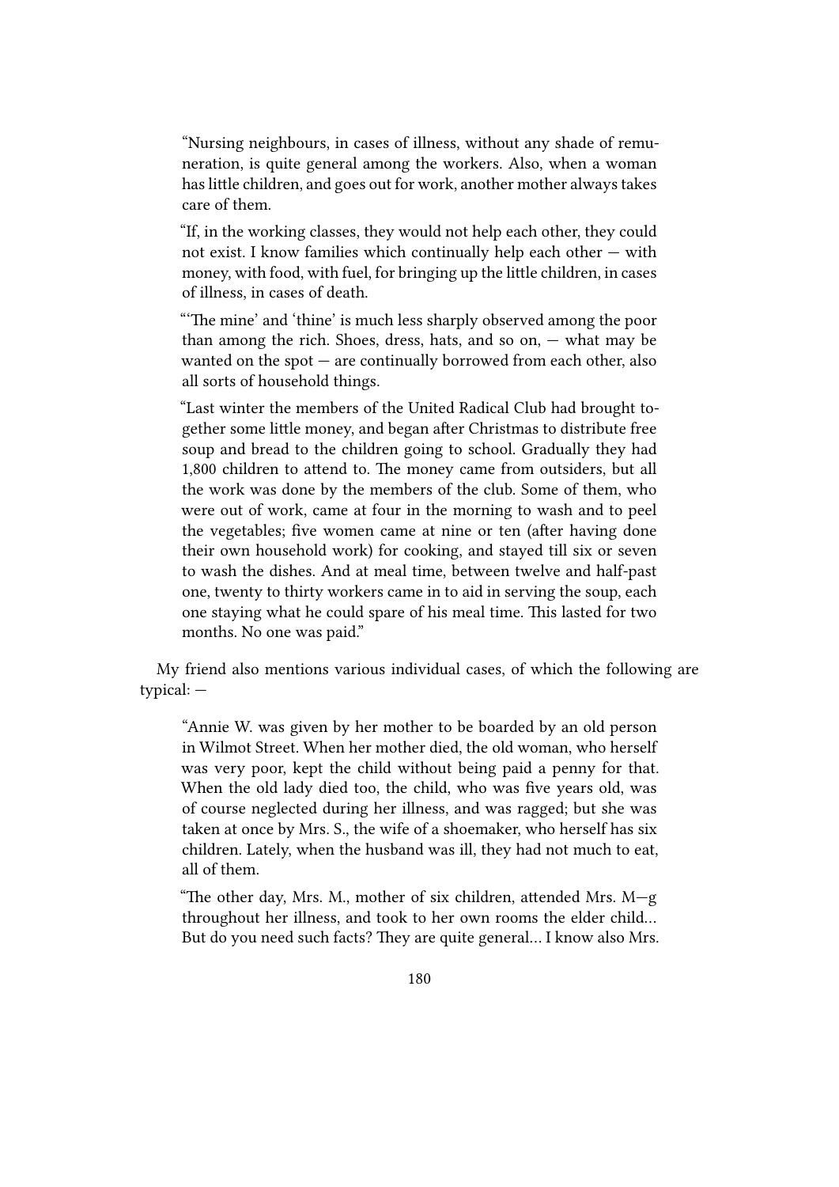> "Nursing neighbours, in cases of illness, without any shade of remuneration, is quite general among the workers. Also, when a woman has little children, and goes out for work, another mother always takes care of them.
>
> "If, in the working classes, they would not help each other, they could not exist. I know families which continually help each other — with money, with food, with fuel, for bringing up the little children, in cases of illness, in cases of death.
>
> "'The mine' and 'thine' is much less sharply observed among the poor than among the rich. Shoes, dress, hats, and so on, — what may be wanted on the spot — are continually borrowed from each other, also all sorts of household things.
>
> "Last winter the members of the United Radical Club had brought together some little money, and began after Christmas to distribute free soup and bread to the children going to school. Gradually they had 1,800 children to attend to. The money came from outsiders, but all the work was done by the members of the club. Some of them, who were out of work, came at four in the morning to wash and to peel the vegetables; five women came at nine or ten (after having done their own household work) for cooking, and stayed till six or seven to wash the dishes. And at meal time, between twelve and half-past one, twenty to thirty workers came in to aid in serving the soup, each one staying what he could spare of his meal time. This lasted for two months. No one was paid."

My friend also mentions various individual cases, of which the following are typical: —

> "Annie W. was given by her mother to be boarded by an old person in Wilmot Street. When her mother died, the old woman, who herself was very poor, kept the child without being paid a penny for that. When the old lady died too, the child, who was five years old, was of course neglected during her illness, and was ragged; but she was taken at once by Mrs. S., the wife of a shoemaker, who herself has six children. Lately, when the husband was ill, they had not much to eat, all of them.
>
> "The other day, Mrs. M., mother of six children, attended Mrs. M—g throughout her illness, and took to her own rooms the elder child… But do you need such facts? They are quite general… I know also Mrs.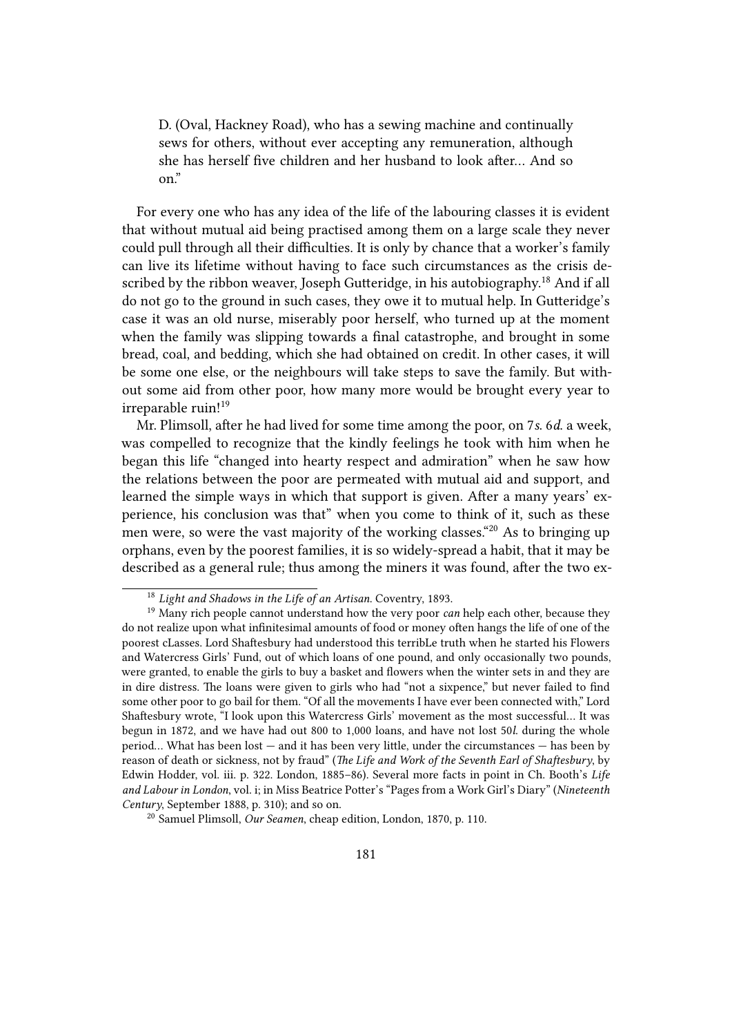D. (Oval, Hackney Road), who has a sewing machine and continually sews for others, without ever accepting any remuneration, although she has herself five children and her husband to look after… And so on."

For every one who has any idea of the life of the labouring classes it is evident that without mutual aid being practised among them on a large scale they never could pull through all their difficulties. It is only by chance that a worker's family can live its lifetime without having to face such circumstances as the crisis described by the ribbon weaver, Joseph Gutteridge, in his autobiography.[18] And if all do not go to the ground in such cases, they owe it to mutual help. In Gutteridge's case it was an old nurse, miserably poor herself, who turned up at the moment when the family was slipping towards a final catastrophe, and brought in some bread, coal, and bedding, which she had obtained on credit. In other cases, it will be some one else, or the neighbours will take steps to save the family. But without some aid from other poor, how many more would be brought every year to irreparable ruin![19]

Mr. Plimsoll, after he had lived for some time among the poor, on 7*s.* 6*d.* a week, was compelled to recognize that the kindly feelings he took with him when he began this life "changed into hearty respect and admiration" when he saw how the relations between the poor are permeated with mutual aid and support, and learned the simple ways in which that support is given. After a many years' experience, his conclusion was that" when you come to think of it, such as these men were, so were the vast majority of the working classes."[20] As to bringing up orphans, even by the poorest families, it is so widely-spread a habit, that it may be described as a general rule; thus among the miners it was found, after the two ex-

---

[18] *Light and Shadows in the Life of an Artisan*. Coventry, 1893.

[19] Many rich people cannot understand how the very poor *can* help each other, because they do not realize upon what infinitesimal amounts of food or money often hangs the life of one of the poorest cLasses. Lord Shaftesbury had understood this terribLe truth when he started his Flowers and Watercress Girls' Fund, out of which loans of one pound, and only occasionally two pounds, were granted, to enable the girls to buy a basket and flowers when the winter sets in and they are in dire distress. The loans were given to girls who had "not a sixpence," but never failed to find some other poor to go bail for them. "Of all the movements I have ever been connected with," Lord Shaftesbury wrote, "I look upon this Watercress Girls' movement as the most successful… It was begun in 1872, and we have had out 800 to 1,000 loans, and have not lost 50*l.* during the whole period… What has been lost — and it has been very little, under the circumstances — has been by reason of death or sickness, not by fraud" (*The Life and Work of the Seventh Earl of Shaftesbury*, by Edwin Hodder, vol. iii. p. 322. London, 1885–86). Several more facts in point in Ch. Booth's *Life and Labour in London*, vol. i; in Miss Beatrice Potter's "Pages from a Work Girl's Diary" (*Nineteenth Century*, September 1888, p. 310); and so on.

[20] Samuel Plimsoll, *Our Seamen*, cheap edition, London, 1870, p. 110.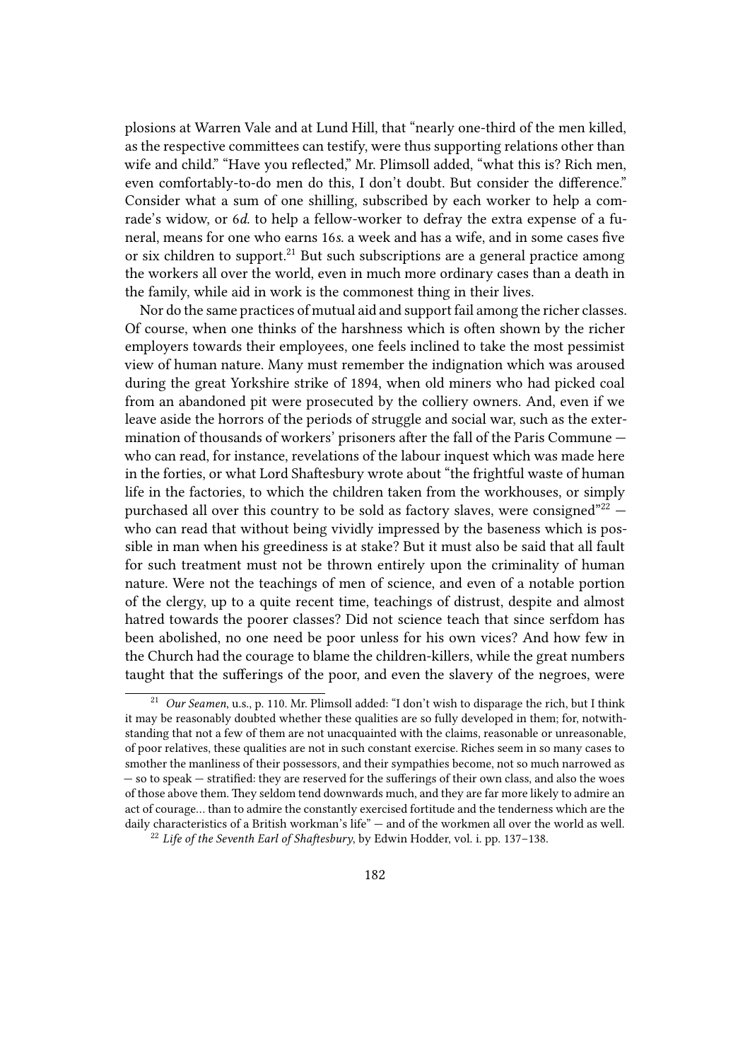plosions at Warren Vale and at Lund Hill, that "nearly one-third of the men killed, as the respective committees can testify, were thus supporting relations other than wife and child." "Have you reflected," Mr. Plimsoll added, "what this is? Rich men, even comfortably-to-do men do this, I don't doubt. But consider the difference." Consider what a sum of one shilling, subscribed by each worker to help a comrade's widow, or 6*d.* to help a fellow-worker to defray the extra expense of a funeral, means for one who earns 16*s.* a week and has a wife, and in some cases five or six children to support.[21] But such subscriptions are a general practice among the workers all over the world, even in much more ordinary cases than a death in the family, while aid in work is the commonest thing in their lives.

Nor do the same practices of mutual aid and support fail among the richer classes. Of course, when one thinks of the harshness which is often shown by the richer employers towards their employees, one feels inclined to take the most pessimist view of human nature. Many must remember the indignation which was aroused during the great Yorkshire strike of 1894, when old miners who had picked coal from an abandoned pit were prosecuted by the colliery owners. And, even if we leave aside the horrors of the periods of struggle and social war, such as the extermination of thousands of workers' prisoners after the fall of the Paris Commune — who can read, for instance, revelations of the labour inquest which was made here in the forties, or what Lord Shaftesbury wrote about "the frightful waste of human life in the factories, to which the children taken from the workhouses, or simply purchased all over this country to be sold as factory slaves, were consigned"[22] — who can read that without being vividly impressed by the baseness which is possible in man when his greediness is at stake? But it must also be said that all fault for such treatment must not be thrown entirely upon the criminality of human nature. Were not the teachings of men of science, and even of a notable portion of the clergy, up to a quite recent time, teachings of distrust, despite and almost hatred towards the poorer classes? Did not science teach that since serfdom has been abolished, no one need be poor unless for his own vices? And how few in the Church had the courage to blame the children-killers, while the great numbers taught that the sufferings of the poor, and even the slavery of the negroes, were

---

[21] *Our Seamen*, u.s., p. 110. Mr. Plimsoll added: "I don't wish to disparage the rich, but I think it may be reasonably doubted whether these qualities are so fully developed in them; for, notwithstanding that not a few of them are not unacquainted with the claims, reasonable or unreasonable, of poor relatives, these qualities are not in such constant exercise. Riches seem in so many cases to smother the manliness of their possessors, and their sympathies become, not so much narrowed as — so to speak — stratified: they are reserved for the sufferings of their own class, and also the woes of those above them. They seldom tend downwards much, and they are far more likely to admire an act of courage… than to admire the constantly exercised fortitude and the tenderness which are the daily characteristics of a British workman's life" — and of the workmen all over the world as well.

[22] *Life of the Seventh Earl of Shaftesbury*, by Edwin Hodder, vol. i. pp. 137–138.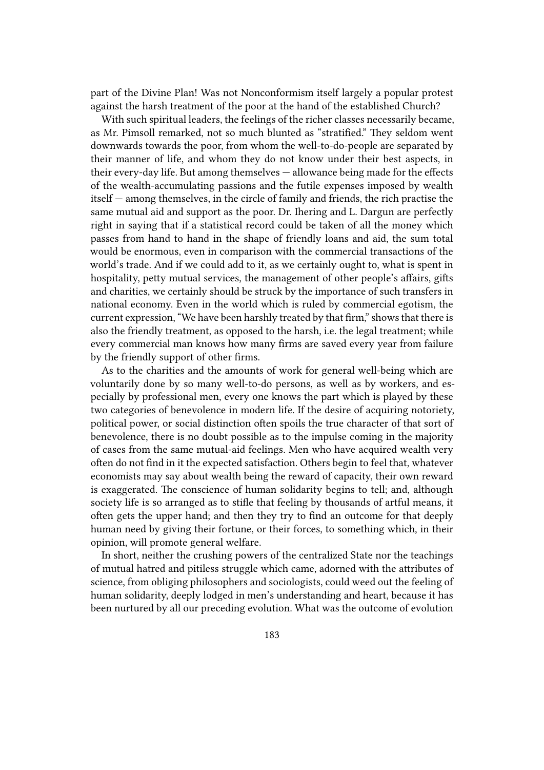part of the Divine Plan! Was not Nonconformism itself largely a popular protest against the harsh treatment of the poor at the hand of the established Church?

With such spiritual leaders, the feelings of the richer classes necessarily became, as Mr. Pimsoll remarked, not so much blunted as "stratified." They seldom went downwards towards the poor, from whom the well-to-do-people are separated by their manner of life, and whom they do not know under their best aspects, in their every-day life. But among themselves — allowance being made for the effects of the wealth-accumulating passions and the futile expenses imposed by wealth itself — among themselves, in the circle of family and friends, the rich practise the same mutual aid and support as the poor. Dr. Ihering and L. Dargun are perfectly right in saying that if a statistical record could be taken of all the money which passes from hand to hand in the shape of friendly loans and aid, the sum total would be enormous, even in comparison with the commercial transactions of the world's trade. And if we could add to it, as we certainly ought to, what is spent in hospitality, petty mutual services, the management of other people's affairs, gifts and charities, we certainly should be struck by the importance of such transfers in national economy. Even in the world which is ruled by commercial egotism, the current expression, "We have been harshly treated by that firm," shows that there is also the friendly treatment, as opposed to the harsh, i.e. the legal treatment; while every commercial man knows how many firms are saved every year from failure by the friendly support of other firms.

As to the charities and the amounts of work for general well-being which are voluntarily done by so many well-to-do persons, as well as by workers, and especially by professional men, every one knows the part which is played by these two categories of benevolence in modern life. If the desire of acquiring notoriety, political power, or social distinction often spoils the true character of that sort of benevolence, there is no doubt possible as to the impulse coming in the majority of cases from the same mutual-aid feelings. Men who have acquired wealth very often do not find in it the expected satisfaction. Others begin to feel that, whatever economists may say about wealth being the reward of capacity, their own reward is exaggerated. The conscience of human solidarity begins to tell; and, although society life is so arranged as to stifle that feeling by thousands of artful means, it often gets the upper hand; and then they try to find an outcome for that deeply human need by giving their fortune, or their forces, to something which, in their opinion, will promote general welfare.

In short, neither the crushing powers of the centralized State nor the teachings of mutual hatred and pitiless struggle which came, adorned with the attributes of science, from obliging philosophers and sociologists, could weed out the feeling of human solidarity, deeply lodged in men's understanding and heart, because it has been nurtured by all our preceding evolution. What was the outcome of evolution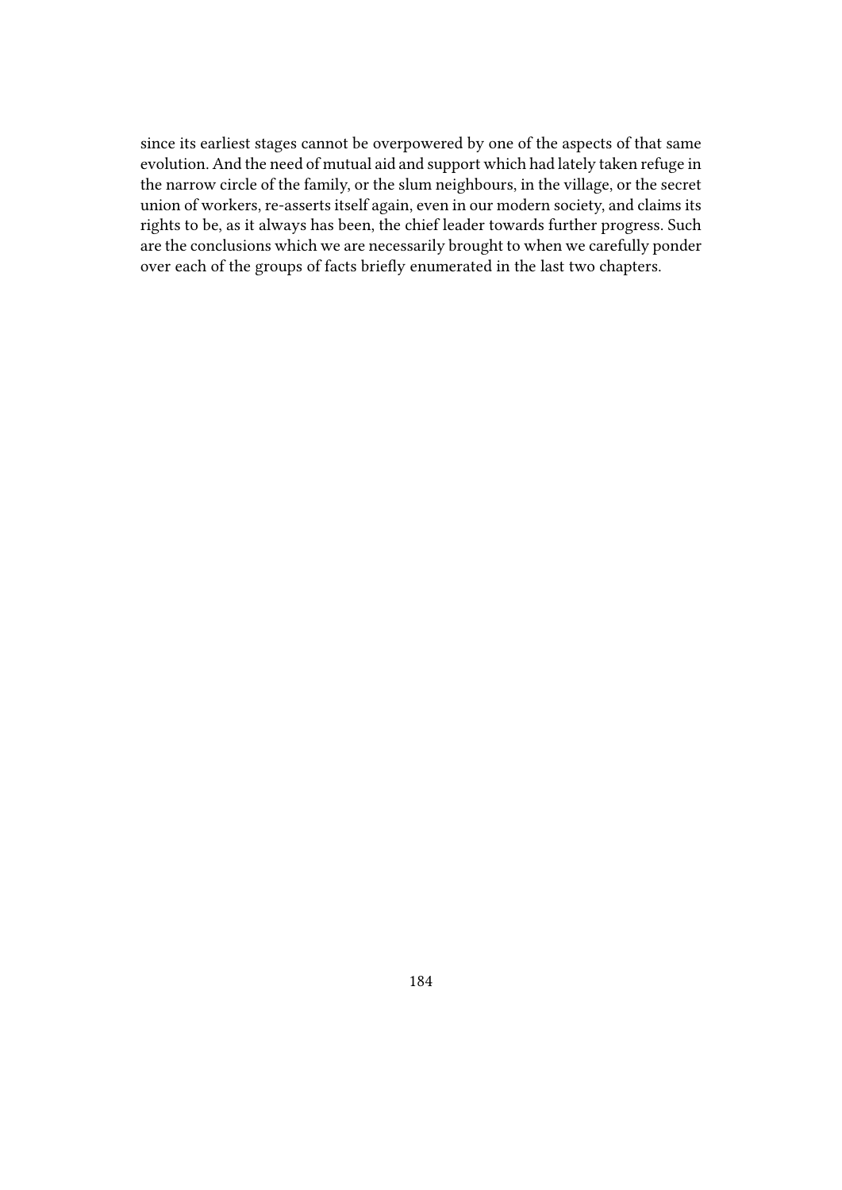since its earliest stages cannot be overpowered by one of the aspects of that same evolution. And the need of mutual aid and support which had lately taken refuge in the narrow circle of the family, or the slum neighbours, in the village, or the secret union of workers, re-asserts itself again, even in our modern society, and claims its rights to be, as it always has been, the chief leader towards further progress. Such are the conclusions which we are necessarily brought to when we carefully ponder over each of the groups of facts briefly enumerated in the last two chapters.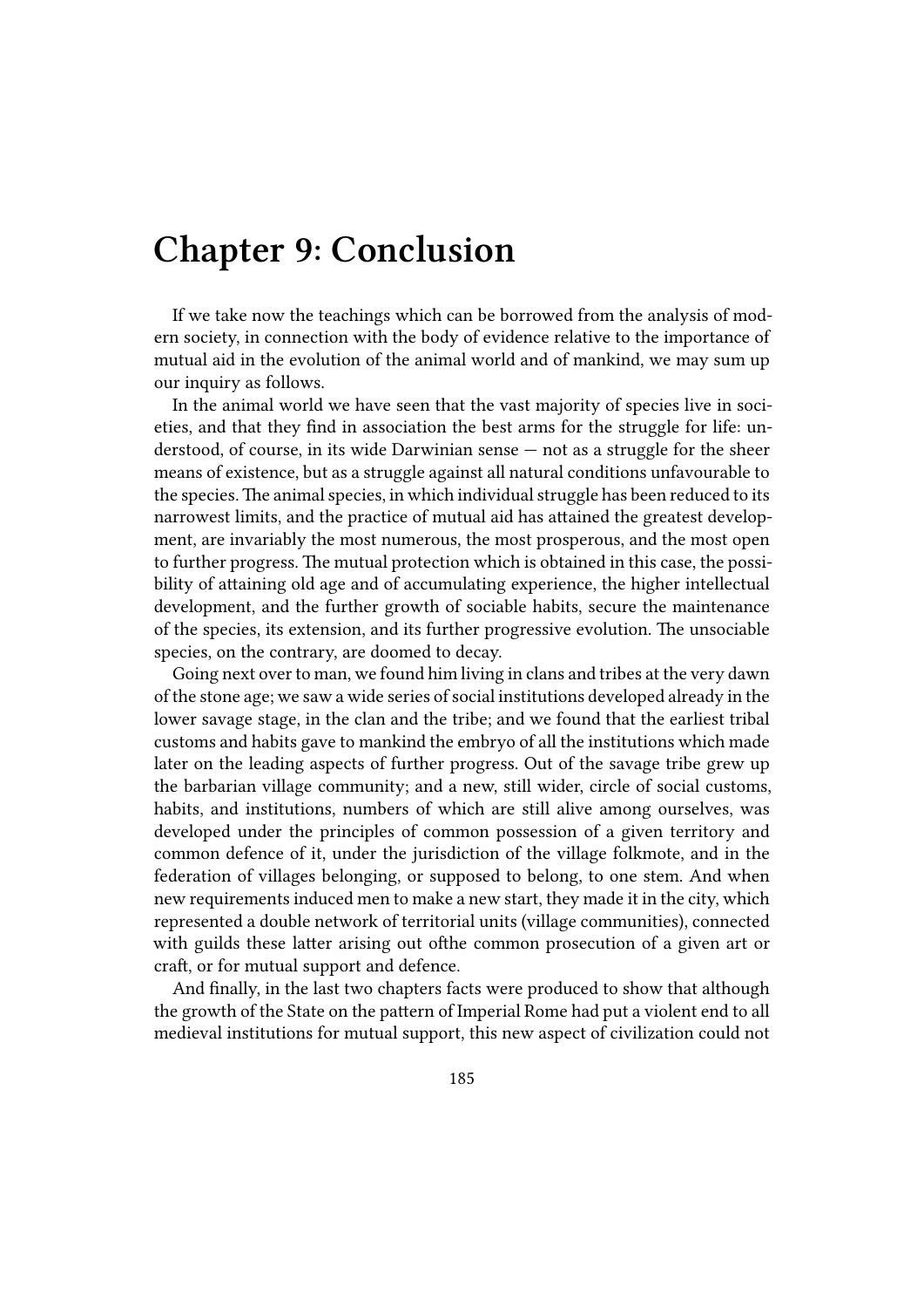# Chapter 9: Conclusion

If we take now the teachings which can be borrowed from the analysis of modern society, in connection with the body of evidence relative to the importance of mutual aid in the evolution of the animal world and of mankind, we may sum up our inquiry as follows.

In the animal world we have seen that the vast majority of species live in societies, and that they find in association the best arms for the struggle for life: understood, of course, in its wide Darwinian sense — not as a struggle for the sheer means of existence, but as a struggle against all natural conditions unfavourable to the species. The animal species, in which individual struggle has been reduced to its narrowest limits, and the practice of mutual aid has attained the greatest development, are invariably the most numerous, the most prosperous, and the most open to further progress. The mutual protection which is obtained in this case, the possibility of attaining old age and of accumulating experience, the higher intellectual development, and the further growth of sociable habits, secure the maintenance of the species, its extension, and its further progressive evolution. The unsociable species, on the contrary, are doomed to decay.

Going next over to man, we found him living in clans and tribes at the very dawn of the stone age; we saw a wide series of social institutions developed already in the lower savage stage, in the clan and the tribe; and we found that the earliest tribal customs and habits gave to mankind the embryo of all the institutions which made later on the leading aspects of further progress. Out of the savage tribe grew up the barbarian village community; and a new, still wider, circle of social customs, habits, and institutions, numbers of which are still alive among ourselves, was developed under the principles of common possession of a given territory and common defence of it, under the jurisdiction of the village folkmote, and in the federation of villages belonging, or supposed to belong, to one stem. And when new requirements induced men to make a new start, they made it in the city, which represented a double network of territorial units (village communities), connected with guilds these latter arising out ofthe common prosecution of a given art or craft, or for mutual support and defence.

And finally, in the last two chapters facts were produced to show that although the growth of the State on the pattern of Imperial Rome had put a violent end to all medieval institutions for mutual support, this new aspect of civilization could not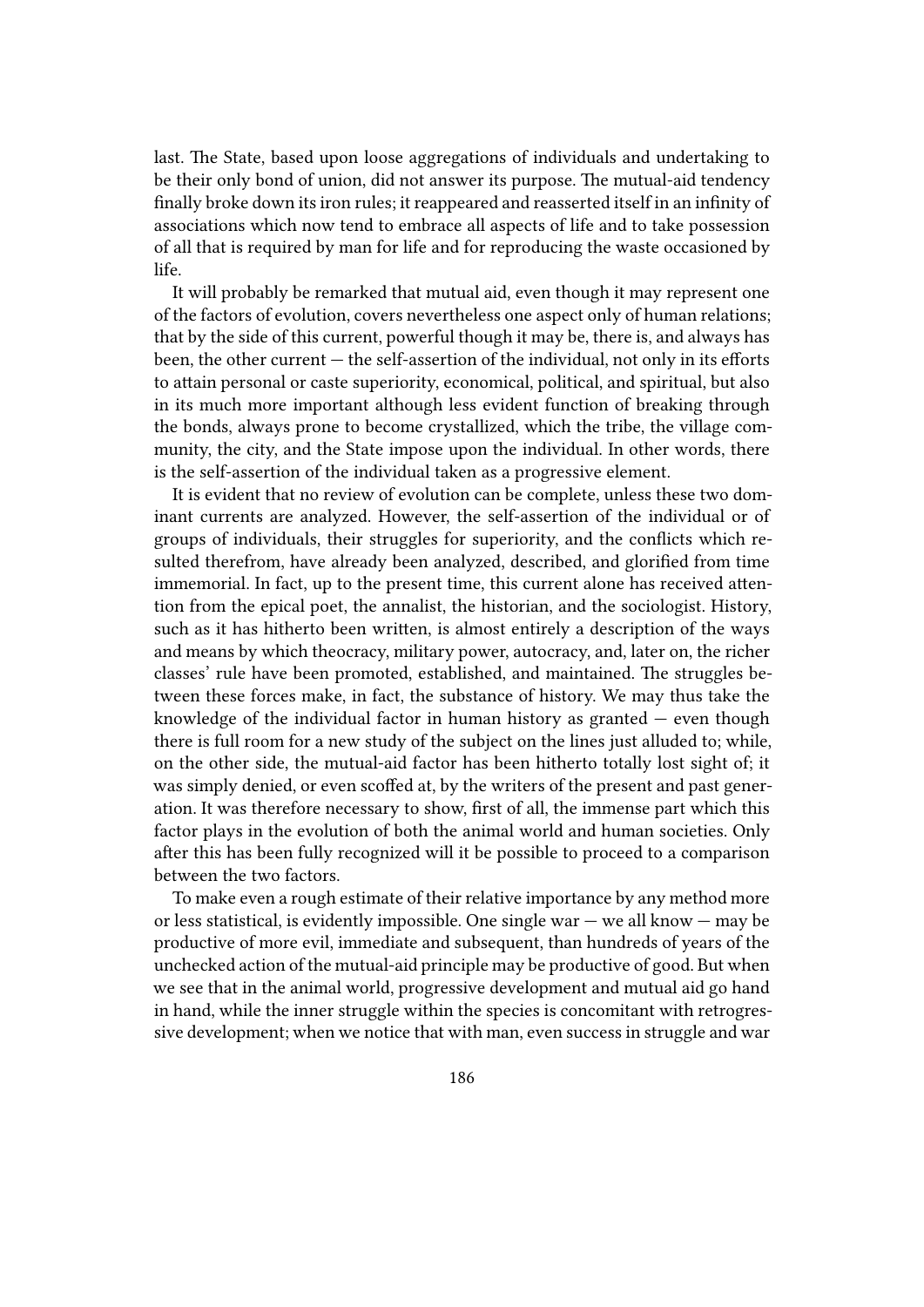last. The State, based upon loose aggregations of individuals and undertaking to be their only bond of union, did not answer its purpose. The mutual-aid tendency finally broke down its iron rules; it reappeared and reasserted itself in an infinity of associations which now tend to embrace all aspects of life and to take possession of all that is required by man for life and for reproducing the waste occasioned by life.

It will probably be remarked that mutual aid, even though it may represent one of the factors of evolution, covers nevertheless one aspect only of human relations; that by the side of this current, powerful though it may be, there is, and always has been, the other current — the self-assertion of the individual, not only in its efforts to attain personal or caste superiority, economical, political, and spiritual, but also in its much more important although less evident function of breaking through the bonds, always prone to become crystallized, which the tribe, the village community, the city, and the State impose upon the individual. In other words, there is the self-assertion of the individual taken as a progressive element.

It is evident that no review of evolution can be complete, unless these two dominant currents are analyzed. However, the self-assertion of the individual or of groups of individuals, their struggles for superiority, and the conflicts which resulted therefrom, have already been analyzed, described, and glorified from time immemorial. In fact, up to the present time, this current alone has received attention from the epical poet, the annalist, the historian, and the sociologist. History, such as it has hitherto been written, is almost entirely a description of the ways and means by which theocracy, military power, autocracy, and, later on, the richer classes' rule have been promoted, established, and maintained. The struggles between these forces make, in fact, the substance of history. We may thus take the knowledge of the individual factor in human history as granted — even though there is full room for a new study of the subject on the lines just alluded to; while, on the other side, the mutual-aid factor has been hitherto totally lost sight of; it was simply denied, or even scoffed at, by the writers of the present and past generation. It was therefore necessary to show, first of all, the immense part which this factor plays in the evolution of both the animal world and human societies. Only after this has been fully recognized will it be possible to proceed to a comparison between the two factors.

To make even a rough estimate of their relative importance by any method more or less statistical, is evidently impossible. One single war — we all know — may be productive of more evil, immediate and subsequent, than hundreds of years of the unchecked action of the mutual-aid principle may be productive of good. But when we see that in the animal world, progressive development and mutual aid go hand in hand, while the inner struggle within the species is concomitant with retrogressive development; when we notice that with man, even success in struggle and war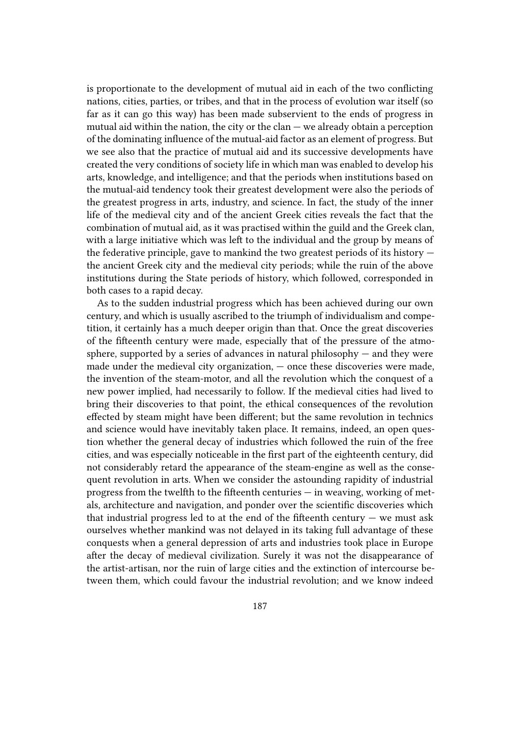is proportionate to the development of mutual aid in each of the two conflicting nations, cities, parties, or tribes, and that in the process of evolution war itself (so far as it can go this way) has been made subservient to the ends of progress in mutual aid within the nation, the city or the clan — we already obtain a perception of the dominating influence of the mutual-aid factor as an element of progress. But we see also that the practice of mutual aid and its successive developments have created the very conditions of society life in which man was enabled to develop his arts, knowledge, and intelligence; and that the periods when institutions based on the mutual-aid tendency took their greatest development were also the periods of the greatest progress in arts, industry, and science. In fact, the study of the inner life of the medieval city and of the ancient Greek cities reveals the fact that the combination of mutual aid, as it was practised within the guild and the Greek clan, with a large initiative which was left to the individual and the group by means of the federative principle, gave to mankind the two greatest periods of its history — the ancient Greek city and the medieval city periods; while the ruin of the above institutions during the State periods of history, which followed, corresponded in both cases to a rapid decay.

As to the sudden industrial progress which has been achieved during our own century, and which is usually ascribed to the triumph of individualism and competition, it certainly has a much deeper origin than that. Once the great discoveries of the fifteenth century were made, especially that of the pressure of the atmosphere, supported by a series of advances in natural philosophy — and they were made under the medieval city organization, — once these discoveries were made, the invention of the steam-motor, and all the revolution which the conquest of a new power implied, had necessarily to follow. If the medieval cities had lived to bring their discoveries to that point, the ethical consequences of the revolution effected by steam might have been different; but the same revolution in technics and science would have inevitably taken place. It remains, indeed, an open question whether the general decay of industries which followed the ruin of the free cities, and was especially noticeable in the first part of the eighteenth century, did not considerably retard the appearance of the steam-engine as well as the consequent revolution in arts. When we consider the astounding rapidity of industrial progress from the twelfth to the fifteenth centuries — in weaving, working of metals, architecture and navigation, and ponder over the scientific discoveries which that industrial progress led to at the end of the fifteenth century — we must ask ourselves whether mankind was not delayed in its taking full advantage of these conquests when a general depression of arts and industries took place in Europe after the decay of medieval civilization. Surely it was not the disappearance of the artist-artisan, nor the ruin of large cities and the extinction of intercourse between them, which could favour the industrial revolution; and we know indeed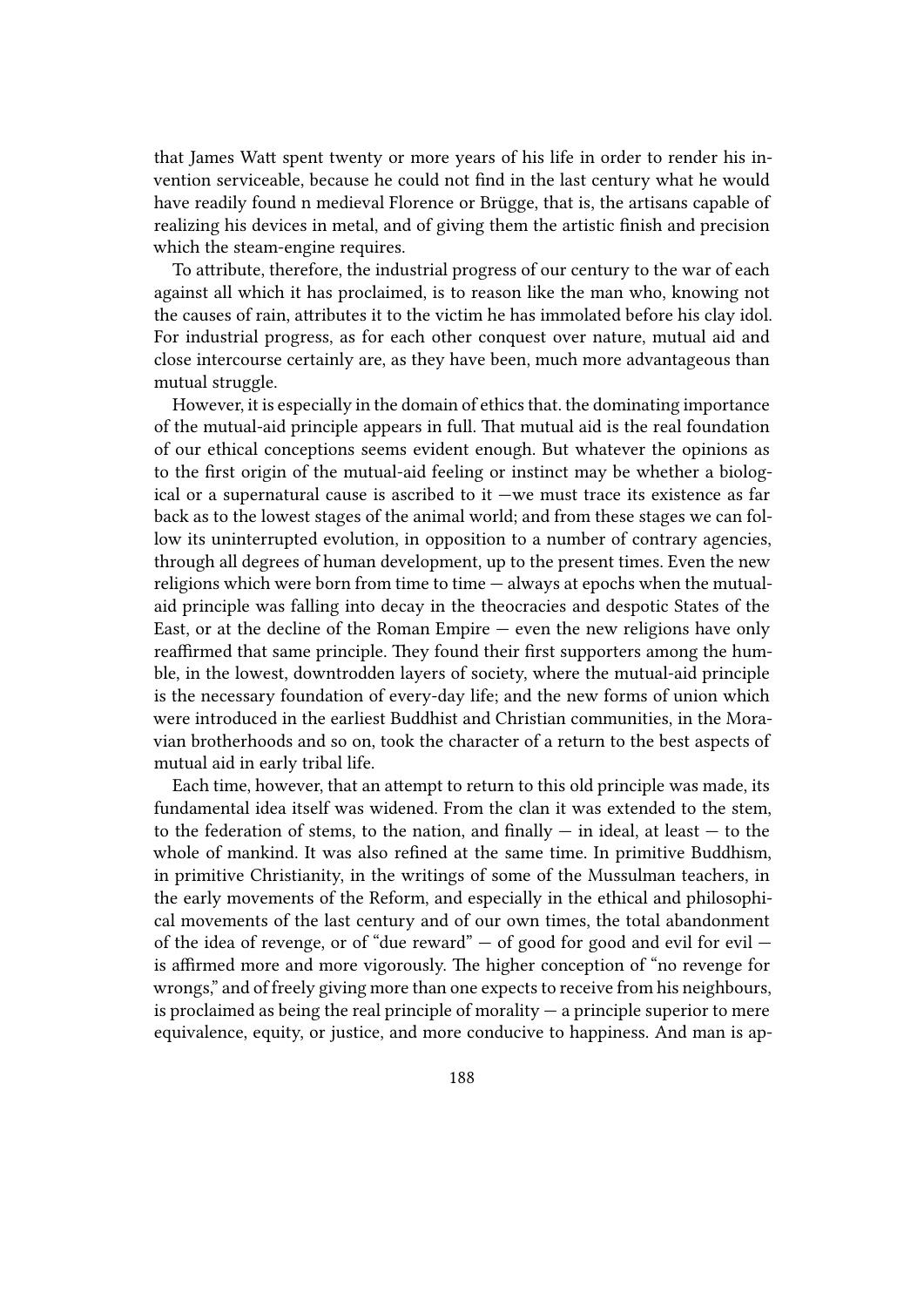that James Watt spent twenty or more years of his life in order to render his invention serviceable, because he could not find in the last century what he would have readily found n medieval Florence or Brügge, that is, the artisans capable of realizing his devices in metal, and of giving them the artistic finish and precision which the steam-engine requires.

To attribute, therefore, the industrial progress of our century to the war of each against all which it has proclaimed, is to reason like the man who, knowing not the causes of rain, attributes it to the victim he has immolated before his clay idol. For industrial progress, as for each other conquest over nature, mutual aid and close intercourse certainly are, as they have been, much more advantageous than mutual struggle.

However, it is especially in the domain of ethics that. the dominating importance of the mutual-aid principle appears in full. That mutual aid is the real foundation of our ethical conceptions seems evident enough. But whatever the opinions as to the first origin of the mutual-aid feeling or instinct may be whether a biological or a supernatural cause is ascribed to it —we must trace its existence as far back as to the lowest stages of the animal world; and from these stages we can follow its uninterrupted evolution, in opposition to a number of contrary agencies, through all degrees of human development, up to the present times. Even the new religions which were born from time to time — always at epochs when the mutual-aid principle was falling into decay in the theocracies and despotic States of the East, or at the decline of the Roman Empire — even the new religions have only reaffirmed that same principle. They found their first supporters among the humble, in the lowest, downtrodden layers of society, where the mutual-aid principle is the necessary foundation of every-day life; and the new forms of union which were introduced in the earliest Buddhist and Christian communities, in the Moravian brotherhoods and so on, took the character of a return to the best aspects of mutual aid in early tribal life.

Each time, however, that an attempt to return to this old principle was made, its fundamental idea itself was widened. From the clan it was extended to the stem, to the federation of stems, to the nation, and finally — in ideal, at least — to the whole of mankind. It was also refined at the same time. In primitive Buddhism, in primitive Christianity, in the writings of some of the Mussulman teachers, in the early movements of the Reform, and especially in the ethical and philosophical movements of the last century and of our own times, the total abandonment of the idea of revenge, or of "due reward" — of good for good and evil for evil — is affirmed more and more vigorously. The higher conception of "no revenge for wrongs," and of freely giving more than one expects to receive from his neighbours, is proclaimed as being the real principle of morality — a principle superior to mere equivalence, equity, or justice, and more conducive to happiness. And man is ap-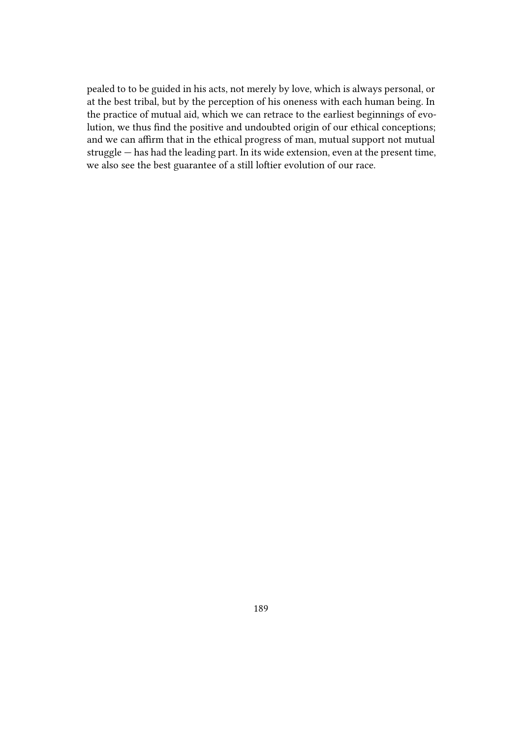pealed to to be guided in his acts, not merely by love, which is always personal, or at the best tribal, but by the perception of his oneness with each human being. In the practice of mutual aid, which we can retrace to the earliest beginnings of evolution, we thus find the positive and undoubted origin of our ethical conceptions; and we can affirm that in the ethical progress of man, mutual support not mutual struggle — has had the leading part. In its wide extension, even at the present time, we also see the best guarantee of a still loftier evolution of our race.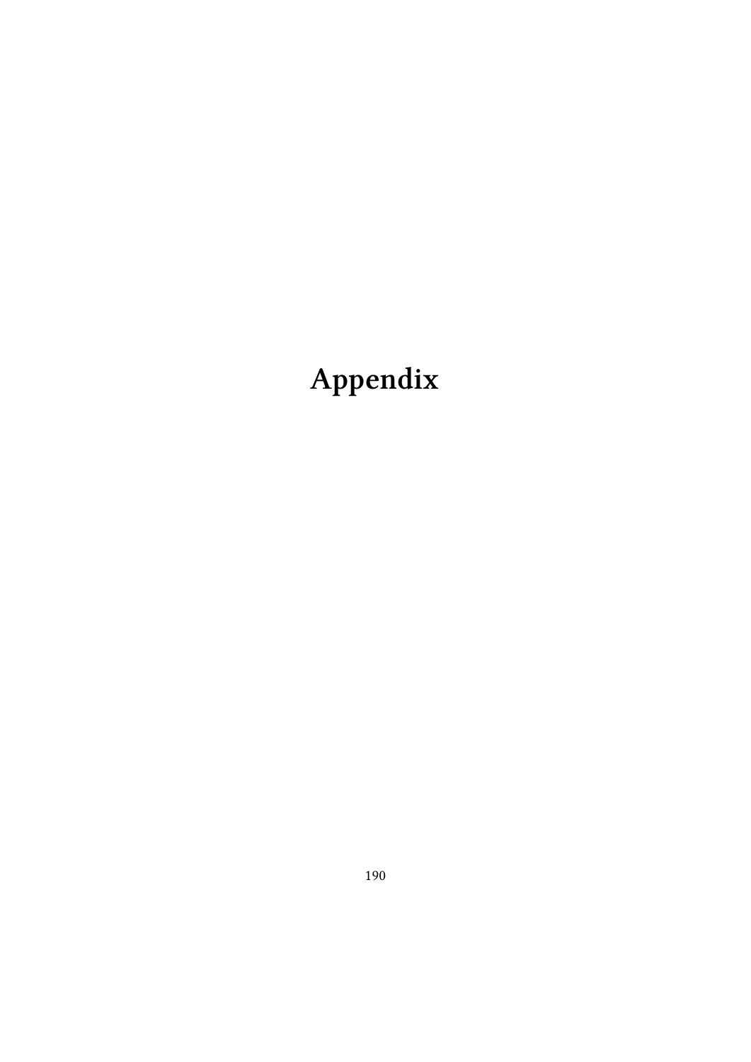# Appendix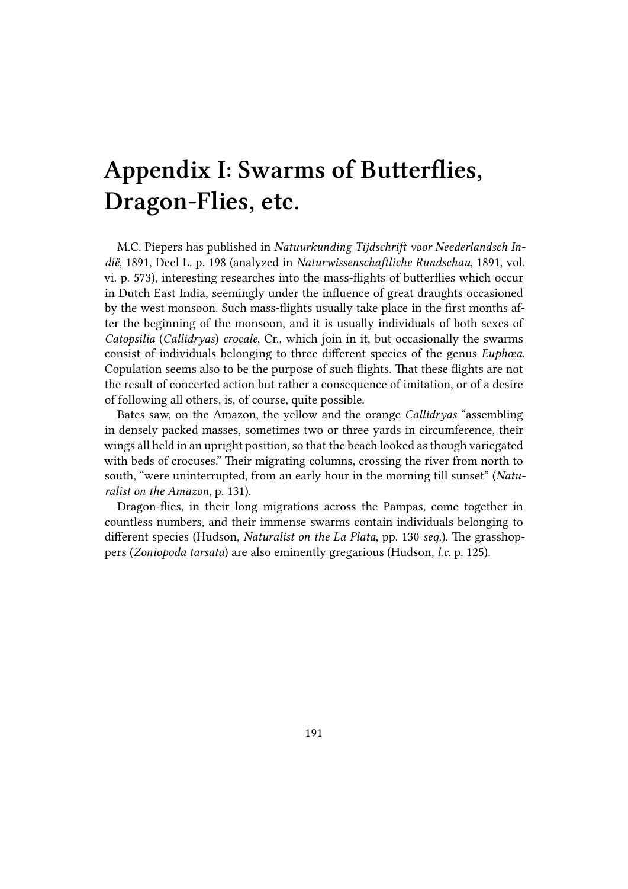# Appendix I: Swarms of Butterflies, Dragon-Flies, etc.

M.C. Piepers has published in *Natuurkunding Tijdschrift voor Neederlandsch Indië*, 1891, Deel L. p. 198 (analyzed in *Naturwissenschaftliche Rundschau*, 1891, vol. vi. p. 573), interesting researches into the mass-flights of butterflies which occur in Dutch East India, seemingly under the influence of great draughts occasioned by the west monsoon. Such mass-flights usually take place in the first months after the beginning of the monsoon, and it is usually individuals of both sexes of *Catopsilia* (*Callidryas*) *crocale*, Cr., which join in it, but occasionally the swarms consist of individuals belonging to three different species of the genus *Euphœa*. Copulation seems also to be the purpose of such flights. That these flights are not the result of concerted action but rather a consequence of imitation, or of a desire of following all others, is, of course, quite possible.

Bates saw, on the Amazon, the yellow and the orange *Callidryas* "assembling in densely packed masses, sometimes two or three yards in circumference, their wings all held in an upright position, so that the beach looked as though variegated with beds of crocuses." Their migrating columns, crossing the river from north to south, "were uninterrupted, from an early hour in the morning till sunset" (*Naturalist on the Amazon*, p. 131).

Dragon-flies, in their long migrations across the Pampas, come together in countless numbers, and their immense swarms contain individuals belonging to different species (Hudson, *Naturalist on the La Plata*, pp. 130 *seq.*). The grasshoppers (*Zoniopoda tarsata*) are also eminently gregarious (Hudson, *l.c.* p. 125).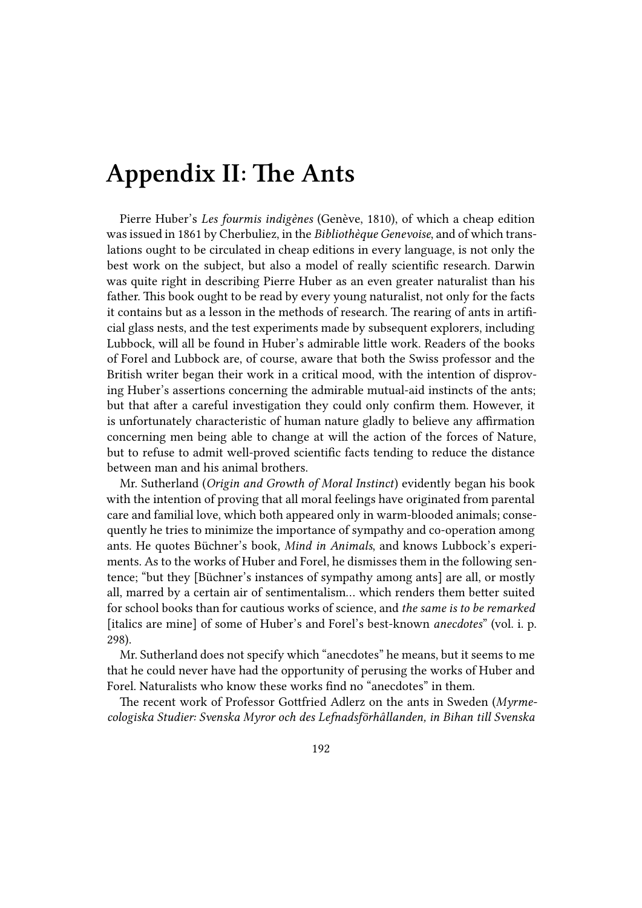# Appendix II: The Ants

Pierre Huber's *Les fourmis indigènes* (Genève, 1810), of which a cheap edition was issued in 1861 by Cherbuliez, in the *Bibliothèque Genevoise*, and of which translations ought to be circulated in cheap editions in every language, is not only the best work on the subject, but also a model of really scientific research. Darwin was quite right in describing Pierre Huber as an even greater naturalist than his father. This book ought to be read by every young naturalist, not only for the facts it contains but as a lesson in the methods of research. The rearing of ants in artificial glass nests, and the test experiments made by subsequent explorers, including Lubbock, will all be found in Huber's admirable little work. Readers of the books of Forel and Lubbock are, of course, aware that both the Swiss professor and the British writer began their work in a critical mood, with the intention of disproving Huber's assertions concerning the admirable mutual-aid instincts of the ants; but that after a careful investigation they could only confirm them. However, it is unfortunately characteristic of human nature gladly to believe any affirmation concerning men being able to change at will the action of the forces of Nature, but to refuse to admit well-proved scientific facts tending to reduce the distance between man and his animal brothers.

Mr. Sutherland (*Origin and Growth of Moral Instinct*) evidently began his book with the intention of proving that all moral feelings have originated from parental care and familial love, which both appeared only in warm-blooded animals; consequently he tries to minimize the importance of sympathy and co-operation among ants. He quotes Büchner's book, *Mind in Animals*, and knows Lubbock's experiments. As to the works of Huber and Forel, he dismisses them in the following sentence; "but they [Büchner's instances of sympathy among ants] are all, or mostly all, marred by a certain air of sentimentalism… which renders them better suited for school books than for cautious works of science, and *the same is to be remarked* [italics are mine] of some of Huber's and Forel's best-known *anecdotes*" (vol. i. p. 298).

Mr. Sutherland does not specify which "anecdotes" he means, but it seems to me that he could never have had the opportunity of perusing the works of Huber and Forel. Naturalists who know these works find no "anecdotes" in them.

The recent work of Professor Gottfried Adlerz on the ants in Sweden (*Myrmecologiska Studier: Svenska Myror och des Lefnadsförhållanden, in Bihan till Svenska*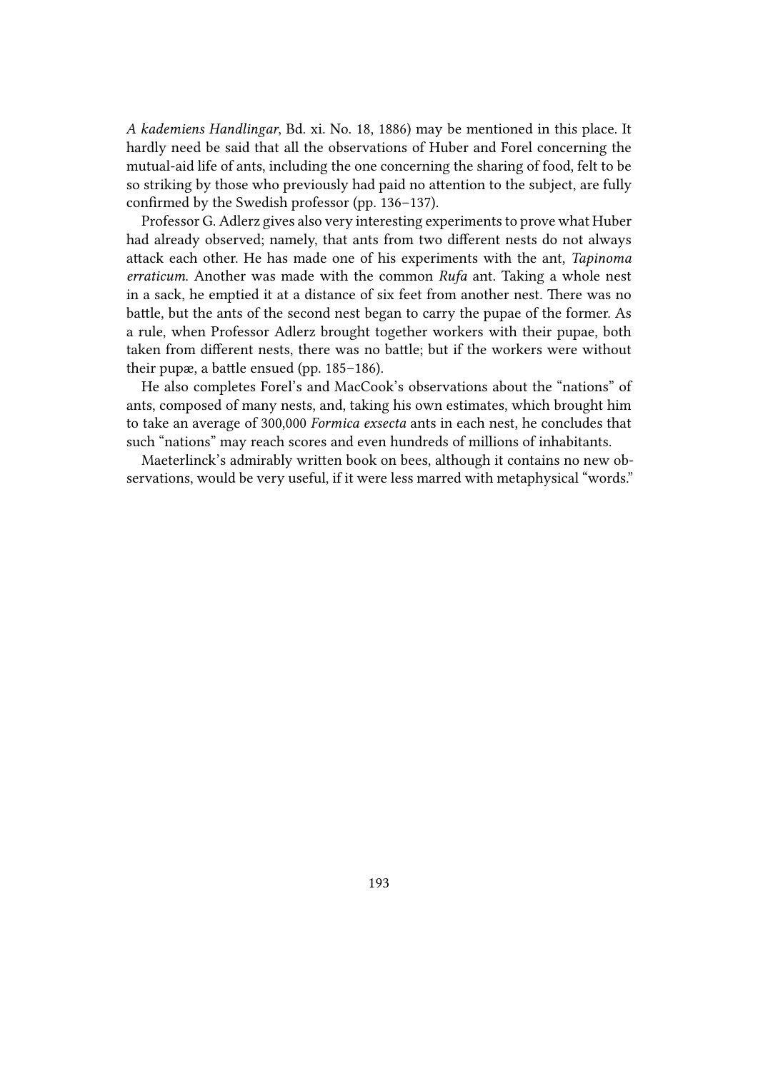*A kademiens Handlingar*, Bd. xi. No. 18, 1886) may be mentioned in this place. It hardly need be said that all the observations of Huber and Forel concerning the mutual-aid life of ants, including the one concerning the sharing of food, felt to be so striking by those who previously had paid no attention to the subject, are fully confirmed by the Swedish professor (pp. 136–137).

Professor G. Adlerz gives also very interesting experiments to prove what Huber had already observed; namely, that ants from two different nests do not always attack each other. He has made one of his experiments with the ant, *Tapinoma erraticum*. Another was made with the common *Rufa* ant. Taking a whole nest in a sack, he emptied it at a distance of six feet from another nest. There was no battle, but the ants of the second nest began to carry the pupae of the former. As a rule, when Professor Adlerz brought together workers with their pupae, both taken from different nests, there was no battle; but if the workers were without their pupæ, a battle ensued (pp. 185–186).

He also completes Forel's and MacCook's observations about the "nations" of ants, composed of many nests, and, taking his own estimates, which brought him to take an average of 300,000 *Formica exsecta* ants in each nest, he concludes that such "nations" may reach scores and even hundreds of millions of inhabitants.

Maeterlinck's admirably written book on bees, although it contains no new observations, would be very useful, if it were less marred with metaphysical "words."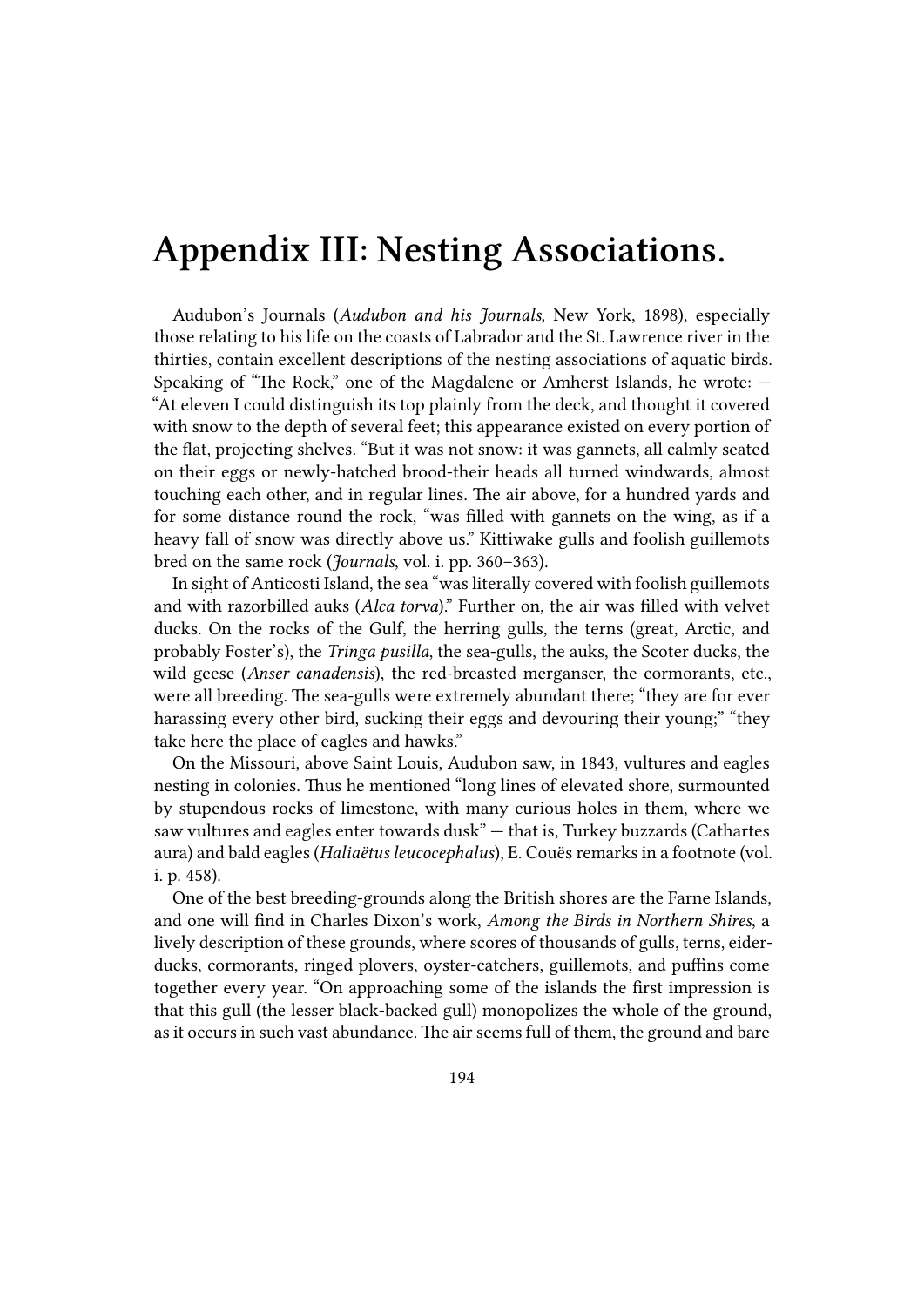# Appendix III: Nesting Associations.

Audubon's Journals (*Audubon and his Journals*, New York, 1898), especially those relating to his life on the coasts of Labrador and the St. Lawrence river in the thirties, contain excellent descriptions of the nesting associations of aquatic birds. Speaking of "The Rock," one of the Magdalene or Amherst Islands, he wrote: — "At eleven I could distinguish its top plainly from the deck, and thought it covered with snow to the depth of several feet; this appearance existed on every portion of the flat, projecting shelves. "But it was not snow: it was gannets, all calmly seated on their eggs or newly-hatched brood-their heads all turned windwards, almost touching each other, and in regular lines. The air above, for a hundred yards and for some distance round the rock, "was filled with gannets on the wing, as if a heavy fall of snow was directly above us." Kittiwake gulls and foolish guillemots bred on the same rock (*Journals*, vol. i. pp. 360–363).

In sight of Anticosti Island, the sea "was literally covered with foolish guillemots and with razorbilled auks (*Alca torva*)." Further on, the air was filled with velvet ducks. On the rocks of the Gulf, the herring gulls, the terns (great, Arctic, and probably Foster's), the *Tringa pusilla*, the sea-gulls, the auks, the Scoter ducks, the wild geese (*Anser canadensis*), the red-breasted merganser, the cormorants, etc., were all breeding. The sea-gulls were extremely abundant there; "they are for ever harassing every other bird, sucking their eggs and devouring their young;" "they take here the place of eagles and hawks."

On the Missouri, above Saint Louis, Audubon saw, in 1843, vultures and eagles nesting in colonies. Thus he mentioned "long lines of elevated shore, surmounted by stupendous rocks of limestone, with many curious holes in them, where we saw vultures and eagles enter towards dusk" — that is, Turkey buzzards (Cathartes aura) and bald eagles (*Haliaëtus leucocephalus*), E. Couës remarks in a footnote (vol. i. p. 458).

One of the best breeding-grounds along the British shores are the Farne Islands, and one will find in Charles Dixon's work, *Among the Birds in Northern Shires*, a lively description of these grounds, where scores of thousands of gulls, terns, eider-ducks, cormorants, ringed plovers, oyster-catchers, guillemots, and puffins come together every year. "On approaching some of the islands the first impression is that this gull (the lesser black-backed gull) monopolizes the whole of the ground, as it occurs in such vast abundance. The air seems full of them, the ground and bare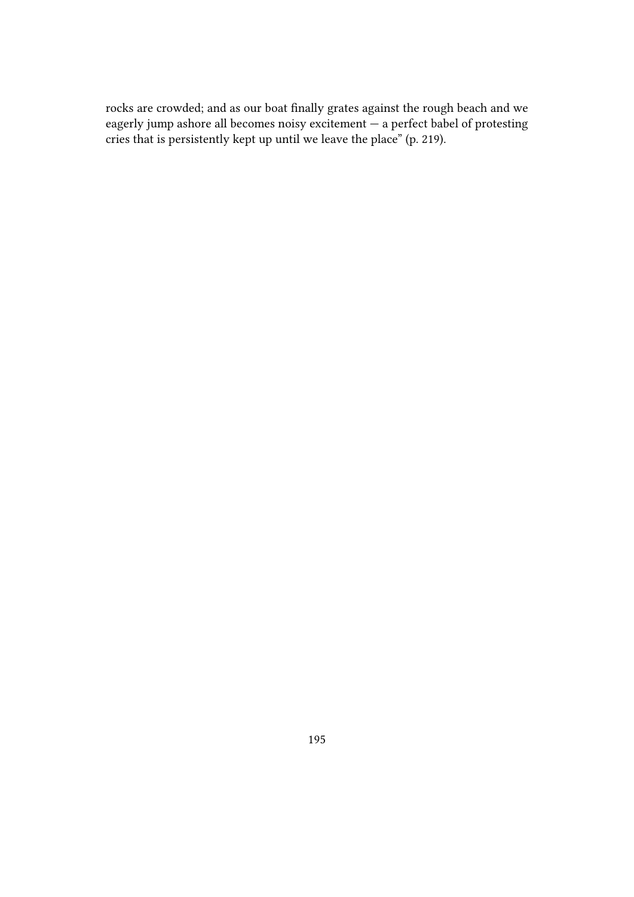rocks are crowded; and as our boat finally grates against the rough beach and we eagerly jump ashore all becomes noisy excitement — a perfect babel of protesting cries that is persistently kept up until we leave the place" (p. 219).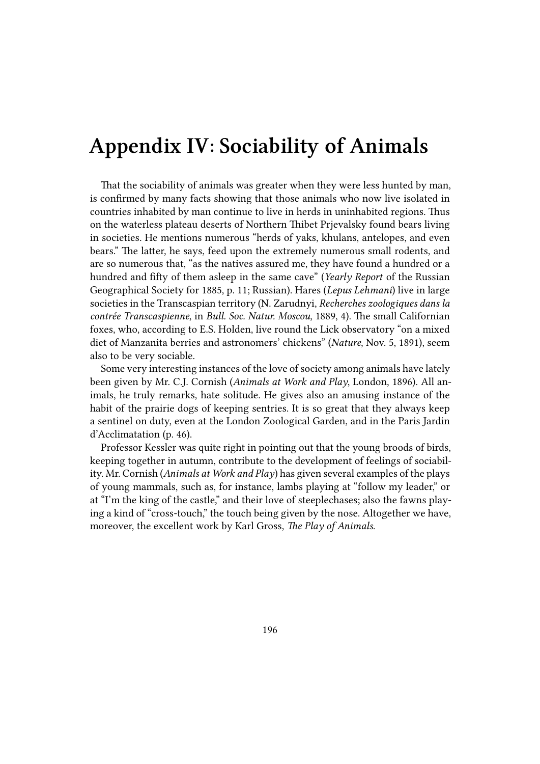# Appendix IV: Sociability of Animals

That the sociability of animals was greater when they were less hunted by man, is confirmed by many facts showing that those animals who now live isolated in countries inhabited by man continue to live in herds in uninhabited regions. Thus on the waterless plateau deserts of Northern Thibet Prjevalsky found bears living in societies. He mentions numerous "herds of yaks, khulans, antelopes, and even bears." The latter, he says, feed upon the extremely numerous small rodents, and are so numerous that, "as the natives assured me, they have found a hundred or a hundred and fifty of them asleep in the same cave" (*Yearly Report* of the Russian Geographical Society for 1885, p. 11; Russian). Hares (*Lepus Lehmani*) live in large societies in the Transcaspian territory (N. Zarudnyi, *Recherches zoologiques dans la contrée Transcaspienne*, in *Bull. Soc. Natur. Moscou*, 1889, 4). The small Californian foxes, who, according to E.S. Holden, live round the Lick observatory "on a mixed diet of Manzanita berries and astronomers' chickens" (*Nature*, Nov. 5, 1891), seem also to be very sociable.

Some very interesting instances of the love of society among animals have lately been given by Mr. C.J. Cornish (*Animals at Work and Play*, London, 1896). All animals, he truly remarks, hate solitude. He gives also an amusing instance of the habit of the prairie dogs of keeping sentries. It is so great that they always keep a sentinel on duty, even at the London Zoological Garden, and in the Paris Jardin d'Acclimatation (p. 46).

Professor Kessler was quite right in pointing out that the young broods of birds, keeping together in autumn, contribute to the development of feelings of sociability. Mr. Cornish (*Animals at Work and Play*) has given several examples of the plays of young mammals, such as, for instance, lambs playing at "follow my leader," or at "I'm the king of the castle," and their love of steeplechases; also the fawns playing a kind of "cross-touch," the touch being given by the nose. Altogether we have, moreover, the excellent work by Karl Gross, *The Play of Animals*.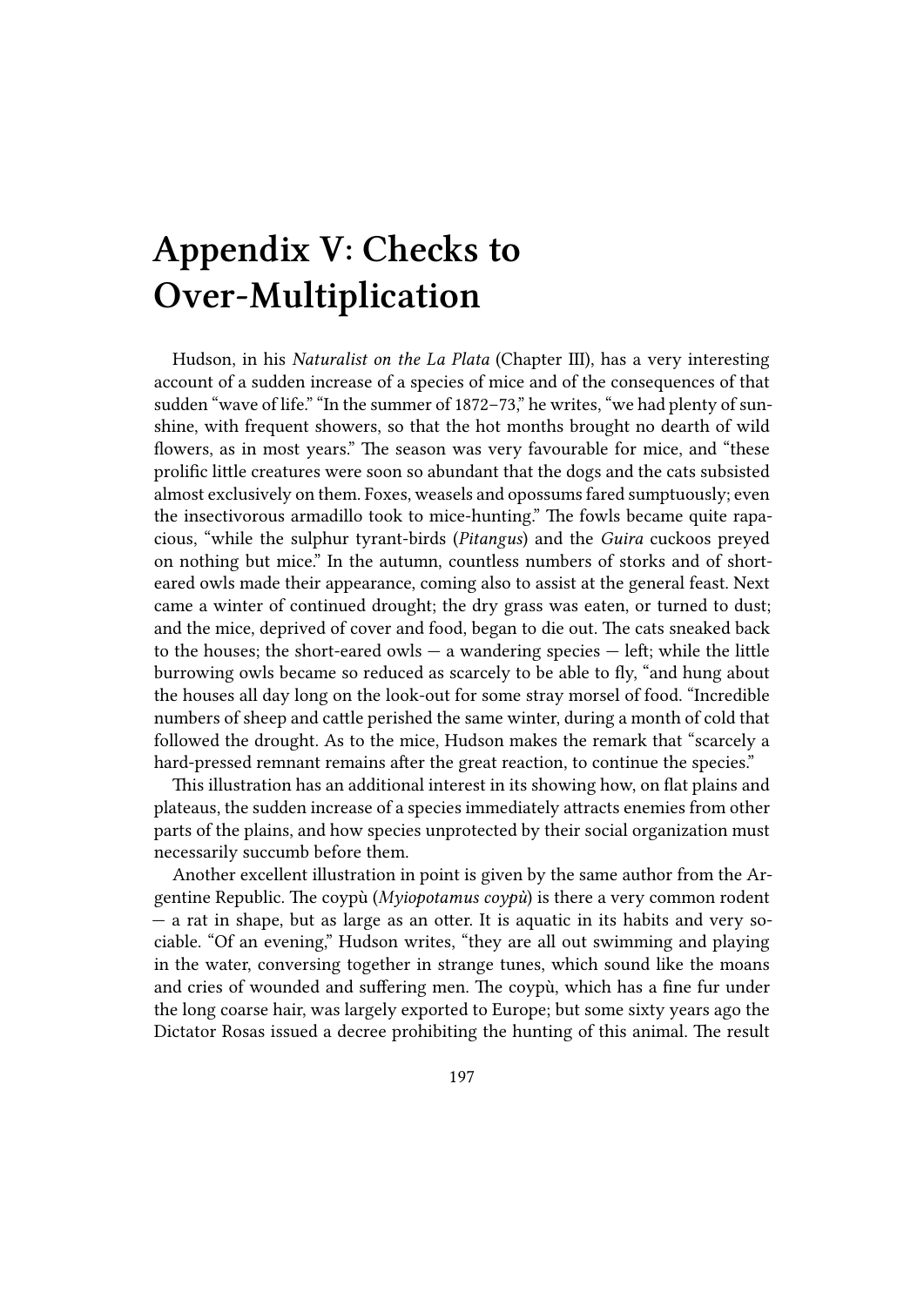# Appendix V: Checks to Over-Multiplication

Hudson, in his *Naturalist on the La Plata* (Chapter III), has a very interesting account of a sudden increase of a species of mice and of the consequences of that sudden "wave of life." "In the summer of 1872–73," he writes, "we had plenty of sunshine, with frequent showers, so that the hot months brought no dearth of wild flowers, as in most years." The season was very favourable for mice, and "these prolific little creatures were soon so abundant that the dogs and the cats subsisted almost exclusively on them. Foxes, weasels and opossums fared sumptuously; even the insectivorous armadillo took to mice-hunting." The fowls became quite rapacious, "while the sulphur tyrant-birds (*Pitangus*) and the *Guira* cuckoos preyed on nothing but mice." In the autumn, countless numbers of storks and of short-eared owls made their appearance, coming also to assist at the general feast. Next came a winter of continued drought; the dry grass was eaten, or turned to dust; and the mice, deprived of cover and food, began to die out. The cats sneaked back to the houses; the short-eared owls — a wandering species — left; while the little burrowing owls became so reduced as scarcely to be able to fly, "and hung about the houses all day long on the look-out for some stray morsel of food. "Incredible numbers of sheep and cattle perished the same winter, during a month of cold that followed the drought. As to the mice, Hudson makes the remark that "scarcely a hard-pressed remnant remains after the great reaction, to continue the species."

This illustration has an additional interest in its showing how, on flat plains and plateaus, the sudden increase of a species immediately attracts enemies from other parts of the plains, and how species unprotected by their social organization must necessarily succumb before them.

Another excellent illustration in point is given by the same author from the Argentine Republic. The coypù (*Myiopotamus coypù*) is there a very common rodent — a rat in shape, but as large as an otter. It is aquatic in its habits and very sociable. "Of an evening," Hudson writes, "they are all out swimming and playing in the water, conversing together in strange tunes, which sound like the moans and cries of wounded and suffering men. The coypù, which has a fine fur under the long coarse hair, was largely exported to Europe; but some sixty years ago the Dictator Rosas issued a decree prohibiting the hunting of this animal. The result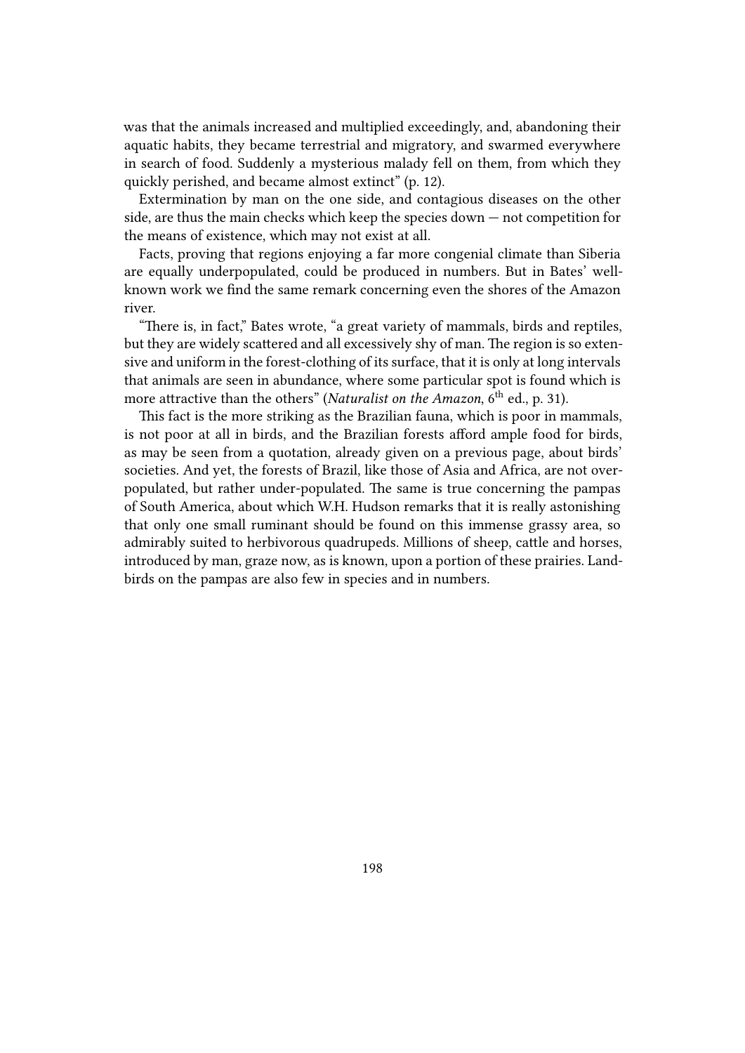was that the animals increased and multiplied exceedingly, and, abandoning their aquatic habits, they became terrestrial and migratory, and swarmed everywhere in search of food. Suddenly a mysterious malady fell on them, from which they quickly perished, and became almost extinct" (p. 12).

Extermination by man on the one side, and contagious diseases on the other side, are thus the main checks which keep the species down — not competition for the means of existence, which may not exist at all.

Facts, proving that regions enjoying a far more congenial climate than Siberia are equally underpopulated, could be produced in numbers. But in Bates' well-known work we find the same remark concerning even the shores of the Amazon river.

"There is, in fact," Bates wrote, "a great variety of mammals, birds and reptiles, but they are widely scattered and all excessively shy of man. The region is so extensive and uniform in the forest-clothing of its surface, that it is only at long intervals that animals are seen in abundance, where some particular spot is found which is more attractive than the others" (*Naturalist on the Amazon*, 6th ed., p. 31).

This fact is the more striking as the Brazilian fauna, which is poor in mammals, is not poor at all in birds, and the Brazilian forests afford ample food for birds, as may be seen from a quotation, already given on a previous page, about birds' societies. And yet, the forests of Brazil, like those of Asia and Africa, are not overpopulated, but rather under-populated. The same is true concerning the pampas of South America, about which W.H. Hudson remarks that it is really astonishing that only one small ruminant should be found on this immense grassy area, so admirably suited to herbivorous quadrupeds. Millions of sheep, cattle and horses, introduced by man, graze now, as is known, upon a portion of these prairies. Land-birds on the pampas are also few in species and in numbers.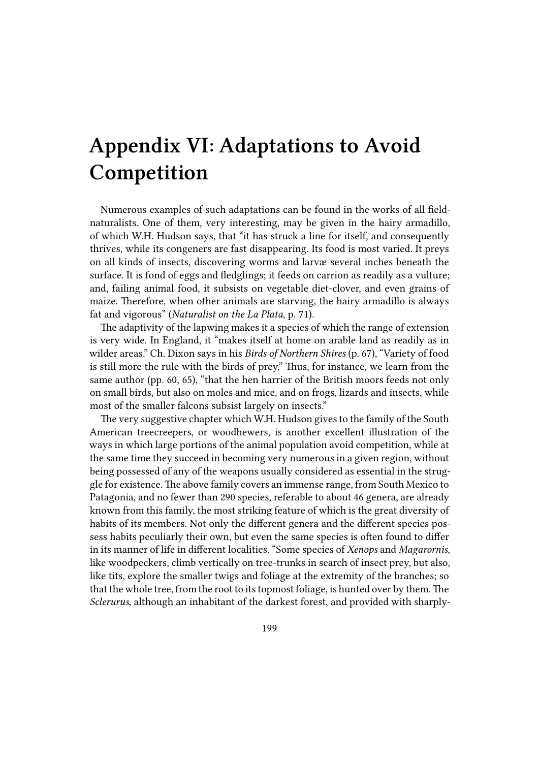# Appendix VI: Adaptations to Avoid Competition

Numerous examples of such adaptations can be found in the works of all field-naturalists. One of them, very interesting, may be given in the hairy armadillo, of which W.H. Hudson says, that "it has struck a line for itself, and consequently thrives, while its congeners are fast disappearing. Its food is most varied. It preys on all kinds of insects, discovering worms and larvæ several inches beneath the surface. It is fond of eggs and fledglings; it feeds on carrion as readily as a vulture; and, failing animal food, it subsists on vegetable diet-clover, and even grains of maize. Therefore, when other animals are starving, the hairy armadillo is always fat and vigorous" (*Naturalist on the La Plata*, p. 71).

The adaptivity of the lapwing makes it a species of which the range of extension is very wide. In England, it "makes itself at home on arable land as readily as in wilder areas." Ch. Dixon says in his *Birds of Northern Shires* (p. 67), "Variety of food is still more the rule with the birds of prey." Thus, for instance, we learn from the same author (pp. 60, 65), "that the hen harrier of the British moors feeds not only on small birds, but also on moles and mice, and on frogs, lizards and insects, while most of the smaller falcons subsist largely on insects."

The very suggestive chapter which W.H. Hudson gives to the family of the South American treecreepers, or woodhewers, is another excellent illustration of the ways in which large portions of the animal population avoid competition, while at the same time they succeed in becoming very numerous in a given region, without being possessed of any of the weapons usually considered as essential in the struggle for existence. The above family covers an immense range, from South Mexico to Patagonia, and no fewer than 290 species, referable to about 46 genera, are already known from this family, the most striking feature of which is the great diversity of habits of its members. Not only the different genera and the different species possess habits peculiarly their own, but even the same species is often found to differ in its manner of life in different localities. "Some species of *Xenops* and *Magarornis*, like woodpeckers, climb vertically on tree-trunks in search of insect prey, but also, like tits, explore the smaller twigs and foliage at the extremity of the branches; so that the whole tree, from the root to its topmost foliage, is hunted over by them. The *Sclerurus*, although an inhabitant of the darkest forest, and provided with sharply-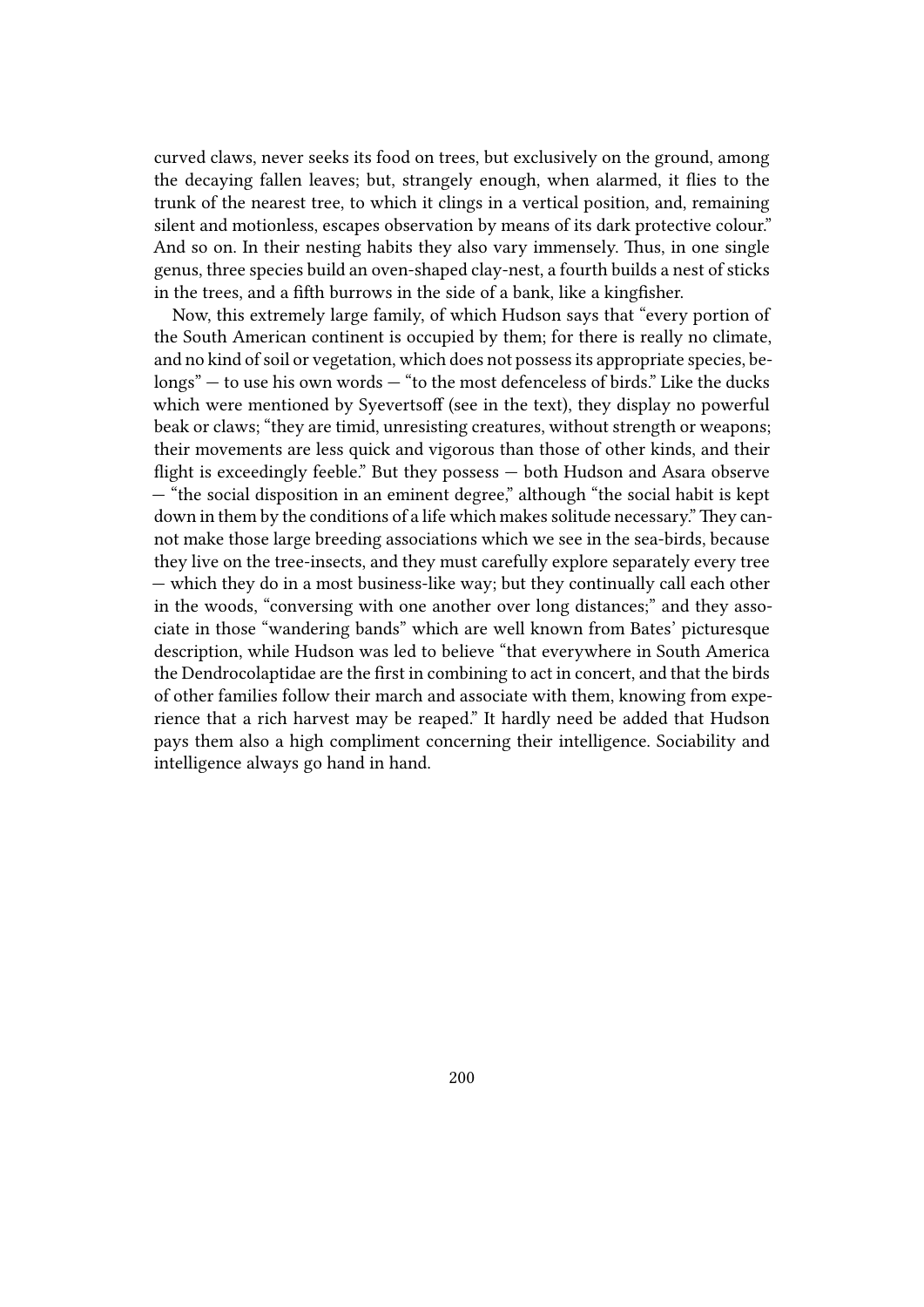curved claws, never seeks its food on trees, but exclusively on the ground, among the decaying fallen leaves; but, strangely enough, when alarmed, it flies to the trunk of the nearest tree, to which it clings in a vertical position, and, remaining silent and motionless, escapes observation by means of its dark protective colour." And so on. In their nesting habits they also vary immensely. Thus, in one single genus, three species build an oven-shaped clay-nest, a fourth builds a nest of sticks in the trees, and a fifth burrows in the side of a bank, like a kingfisher.

Now, this extremely large family, of which Hudson says that "every portion of the South American continent is occupied by them; for there is really no climate, and no kind of soil or vegetation, which does not possess its appropriate species, belongs" — to use his own words — "to the most defenceless of birds." Like the ducks which were mentioned by Syevertsoff (see in the text), they display no powerful beak or claws; "they are timid, unresisting creatures, without strength or weapons; their movements are less quick and vigorous than those of other kinds, and their flight is exceedingly feeble." But they possess — both Hudson and Asara observe — "the social disposition in an eminent degree," although "the social habit is kept down in them by the conditions of a life which makes solitude necessary." They cannot make those large breeding associations which we see in the sea-birds, because they live on the tree-insects, and they must carefully explore separately every tree — which they do in a most business-like way; but they continually call each other in the woods, "conversing with one another over long distances;" and they associate in those "wandering bands" which are well known from Bates' picturesque description, while Hudson was led to believe "that everywhere in South America the Dendrocolaptidae are the first in combining to act in concert, and that the birds of other families follow their march and associate with them, knowing from experience that a rich harvest may be reaped." It hardly need be added that Hudson pays them also a high compliment concerning their intelligence. Sociability and intelligence always go hand in hand.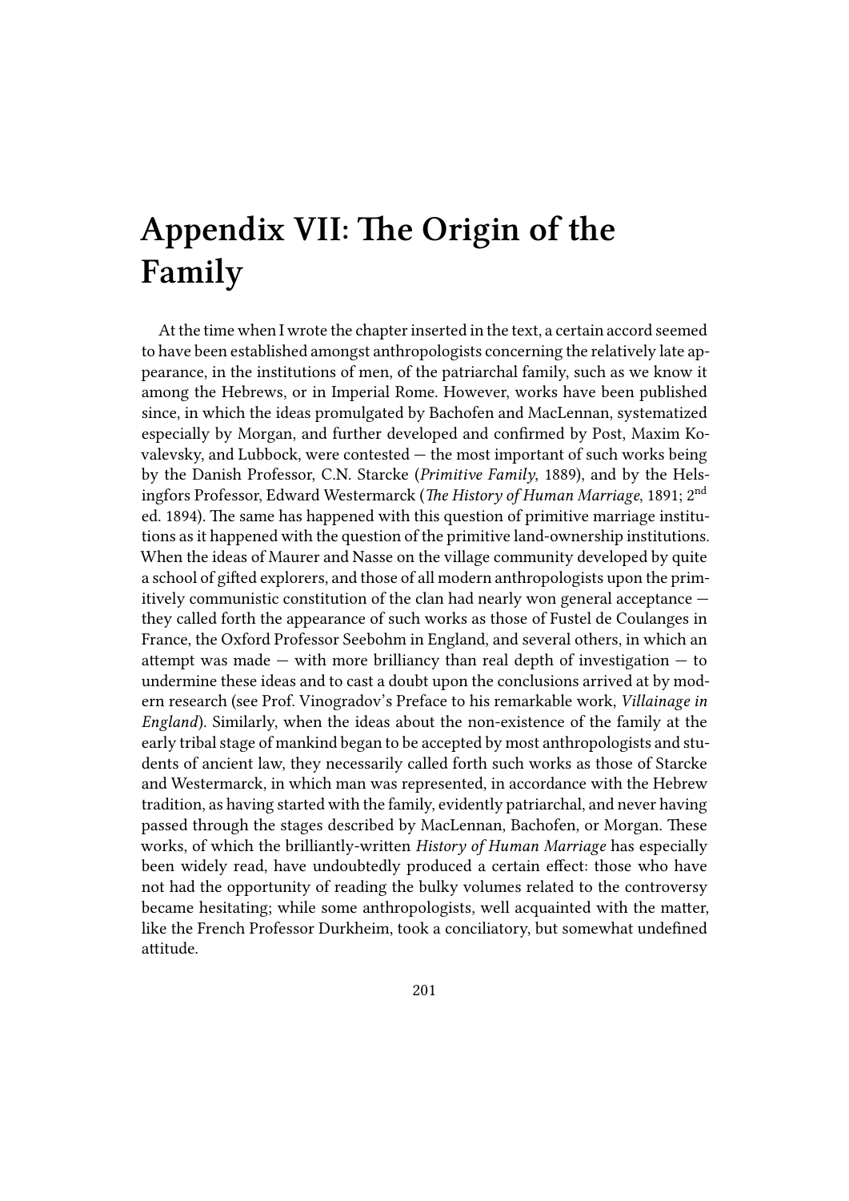# Appendix VII: The Origin of the Family

At the time when I wrote the chapter inserted in the text, a certain accord seemed to have been established amongst anthropologists concerning the relatively late appearance, in the institutions of men, of the patriarchal family, such as we know it among the Hebrews, or in Imperial Rome. However, works have been published since, in which the ideas promulgated by Bachofen and MacLennan, systematized especially by Morgan, and further developed and confirmed by Post, Maxim Kovalevsky, and Lubbock, were contested — the most important of such works being by the Danish Professor, C.N. Starcke (*Primitive Family*, 1889), and by the Helsingfors Professor, Edward Westermarck (*The History of Human Marriage*, 1891; 2nd ed. 1894). The same has happened with this question of primitive marriage institutions as it happened with the question of the primitive land-ownership institutions. When the ideas of Maurer and Nasse on the village community developed by quite a school of gifted explorers, and those of all modern anthropologists upon the primitively communistic constitution of the clan had nearly won general acceptance — they called forth the appearance of such works as those of Fustel de Coulanges in France, the Oxford Professor Seebohm in England, and several others, in which an attempt was made — with more brilliancy than real depth of investigation — to undermine these ideas and to cast a doubt upon the conclusions arrived at by modern research (see Prof. Vinogradov's Preface to his remarkable work, *Villainage in England*). Similarly, when the ideas about the non-existence of the family at the early tribal stage of mankind began to be accepted by most anthropologists and students of ancient law, they necessarily called forth such works as those of Starcke and Westermarck, in which man was represented, in accordance with the Hebrew tradition, as having started with the family, evidently patriarchal, and never having passed through the stages described by MacLennan, Bachofen, or Morgan. These works, of which the brilliantly-written *History of Human Marriage* has especially been widely read, have undoubtedly produced a certain effect: those who have not had the opportunity of reading the bulky volumes related to the controversy became hesitating; while some anthropologists, well acquainted with the matter, like the French Professor Durkheim, took a conciliatory, but somewhat undefined attitude.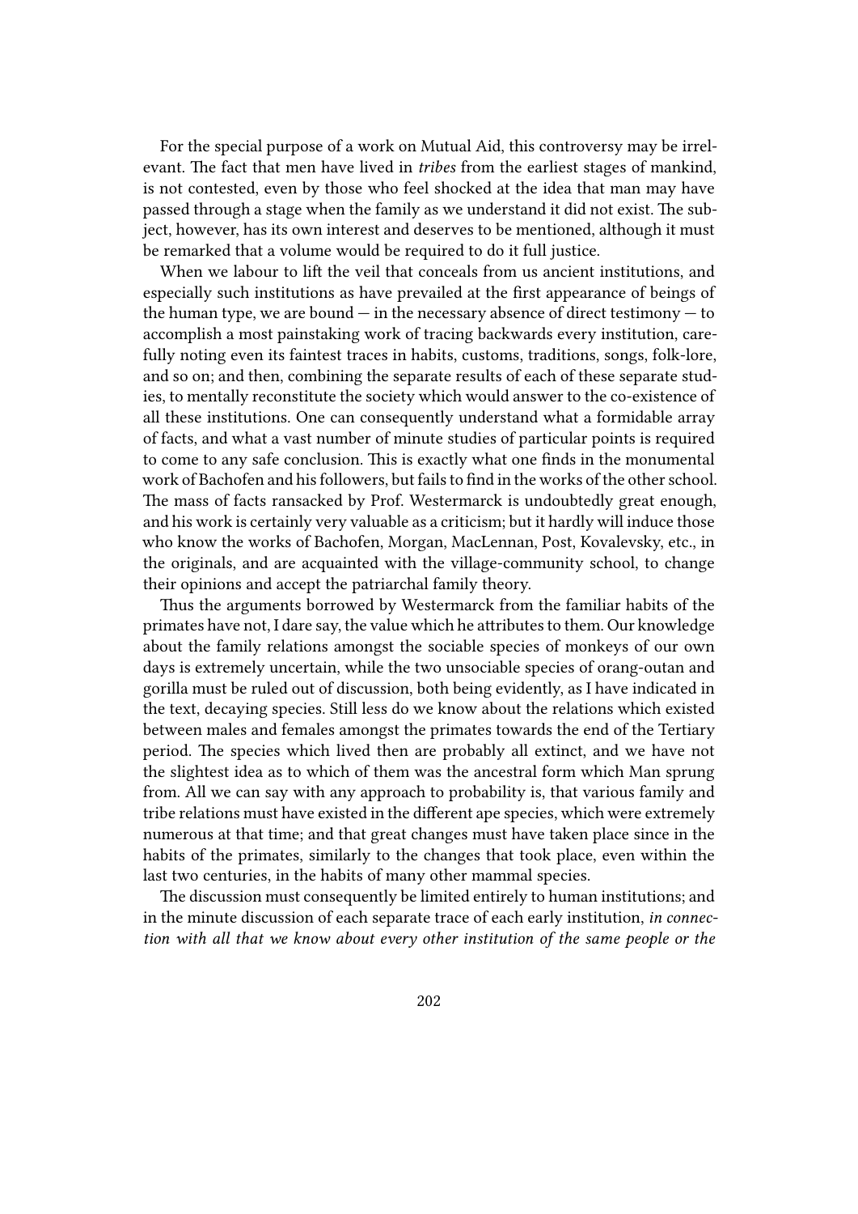For the special purpose of a work on Mutual Aid, this controversy may be irrelevant. The fact that men have lived in *tribes* from the earliest stages of mankind, is not contested, even by those who feel shocked at the idea that man may have passed through a stage when the family as we understand it did not exist. The subject, however, has its own interest and deserves to be mentioned, although it must be remarked that a volume would be required to do it full justice.

When we labour to lift the veil that conceals from us ancient institutions, and especially such institutions as have prevailed at the first appearance of beings of the human type, we are bound — in the necessary absence of direct testimony — to accomplish a most painstaking work of tracing backwards every institution, carefully noting even its faintest traces in habits, customs, traditions, songs, folk-lore, and so on; and then, combining the separate results of each of these separate studies, to mentally reconstitute the society which would answer to the co-existence of all these institutions. One can consequently understand what a formidable array of facts, and what a vast number of minute studies of particular points is required to come to any safe conclusion. This is exactly what one finds in the monumental work of Bachofen and his followers, but fails to find in the works of the other school. The mass of facts ransacked by Prof. Westermarck is undoubtedly great enough, and his work is certainly very valuable as a criticism; but it hardly will induce those who know the works of Bachofen, Morgan, MacLennan, Post, Kovalevsky, etc., in the originals, and are acquainted with the village-community school, to change their opinions and accept the patriarchal family theory.

Thus the arguments borrowed by Westermarck from the familiar habits of the primates have not, I dare say, the value which he attributes to them. Our knowledge about the family relations amongst the sociable species of monkeys of our own days is extremely uncertain, while the two unsociable species of orang-outan and gorilla must be ruled out of discussion, both being evidently, as I have indicated in the text, decaying species. Still less do we know about the relations which existed between males and females amongst the primates towards the end of the Tertiary period. The species which lived then are probably all extinct, and we have not the slightest idea as to which of them was the ancestral form which Man sprung from. All we can say with any approach to probability is, that various family and tribe relations must have existed in the different ape species, which were extremely numerous at that time; and that great changes must have taken place since in the habits of the primates, similarly to the changes that took place, even within the last two centuries, in the habits of many other mammal species.

The discussion must consequently be limited entirely to human institutions; and in the minute discussion of each separate trace of each early institution, *in connection with all that we know about every other institution of the same people or the*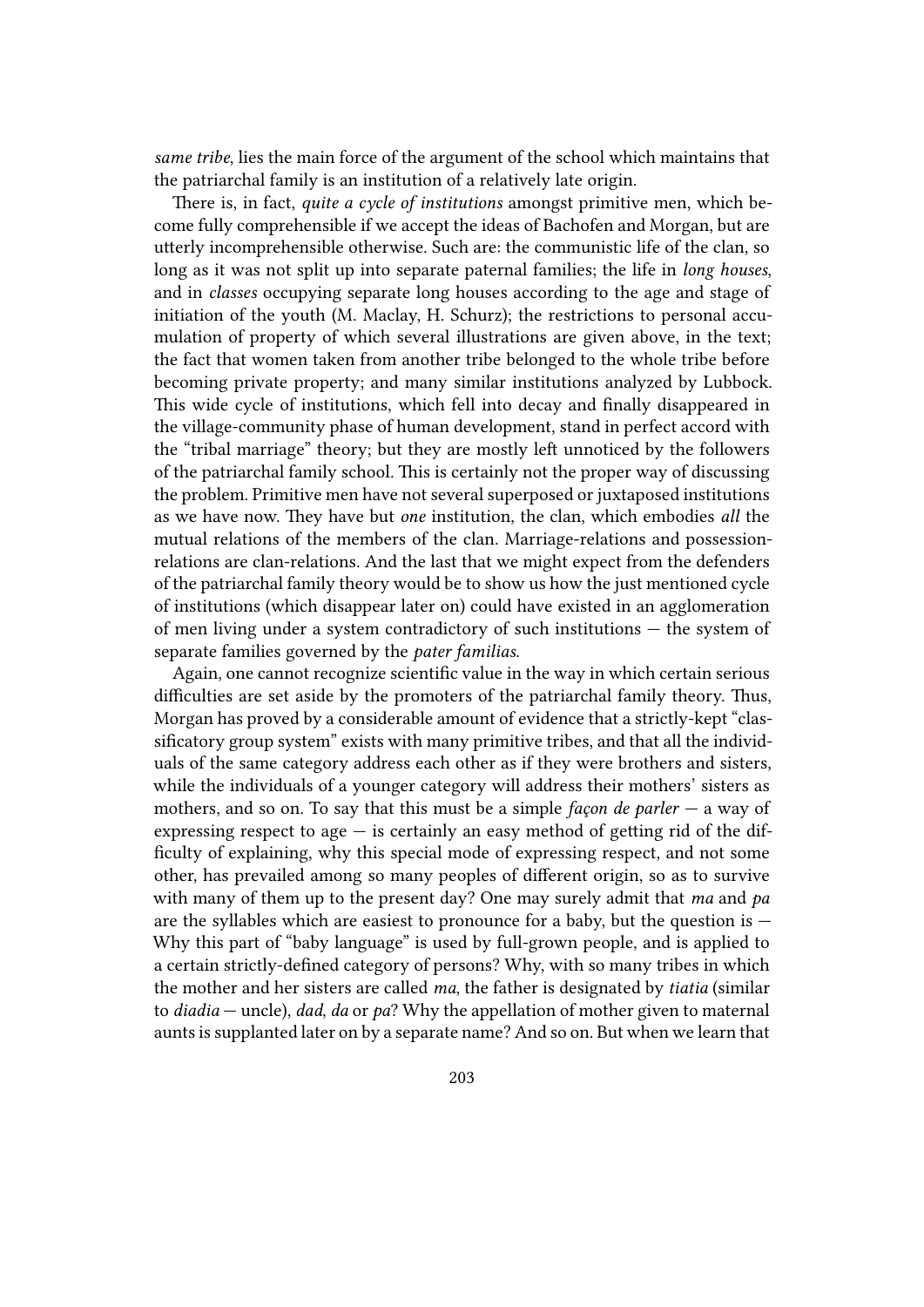*same tribe*, lies the main force of the argument of the school which maintains that the patriarchal family is an institution of a relatively late origin.

There is, in fact, *quite a cycle of institutions* amongst primitive men, which become fully comprehensible if we accept the ideas of Bachofen and Morgan, but are utterly incomprehensible otherwise. Such are: the communistic life of the clan, so long as it was not split up into separate paternal families; the life in *long houses*, and in *classes* occupying separate long houses according to the age and stage of initiation of the youth (M. Maclay, H. Schurz); the restrictions to personal accumulation of property of which several illustrations are given above, in the text; the fact that women taken from another tribe belonged to the whole tribe before becoming private property; and many similar institutions analyzed by Lubbock. This wide cycle of institutions, which fell into decay and finally disappeared in the village-community phase of human development, stand in perfect accord with the "tribal marriage" theory; but they are mostly left unnoticed by the followers of the patriarchal family school. This is certainly not the proper way of discussing the problem. Primitive men have not several superposed or juxtaposed institutions as we have now. They have but *one* institution, the clan, which embodies *all* the mutual relations of the members of the clan. Marriage-relations and possession-relations are clan-relations. And the last that we might expect from the defenders of the patriarchal family theory would be to show us how the just mentioned cycle of institutions (which disappear later on) could have existed in an agglomeration of men living under a system contradictory of such institutions — the system of separate families governed by the *pater familias*.

Again, one cannot recognize scientific value in the way in which certain serious difficulties are set aside by the promoters of the patriarchal family theory. Thus, Morgan has proved by a considerable amount of evidence that a strictly-kept "classificatory group system" exists with many primitive tribes, and that all the individuals of the same category address each other as if they were brothers and sisters, while the individuals of a younger category will address their mothers' sisters as mothers, and so on. To say that this must be a simple *façon de parler* — a way of expressing respect to age — is certainly an easy method of getting rid of the difficulty of explaining, why this special mode of expressing respect, and not some other, has prevailed among so many peoples of different origin, so as to survive with many of them up to the present day? One may surely admit that *ma* and *pa* are the syllables which are easiest to pronounce for a baby, but the question is — Why this part of "baby language" is used by full-grown people, and is applied to a certain strictly-defined category of persons? Why, with so many tribes in which the mother and her sisters are called *ma*, the father is designated by *tiatia* (similar to *diadia* — uncle), *dad*, *da* or *pa*? Why the appellation of mother given to maternal aunts is supplanted later on by a separate name? And so on. But when we learn that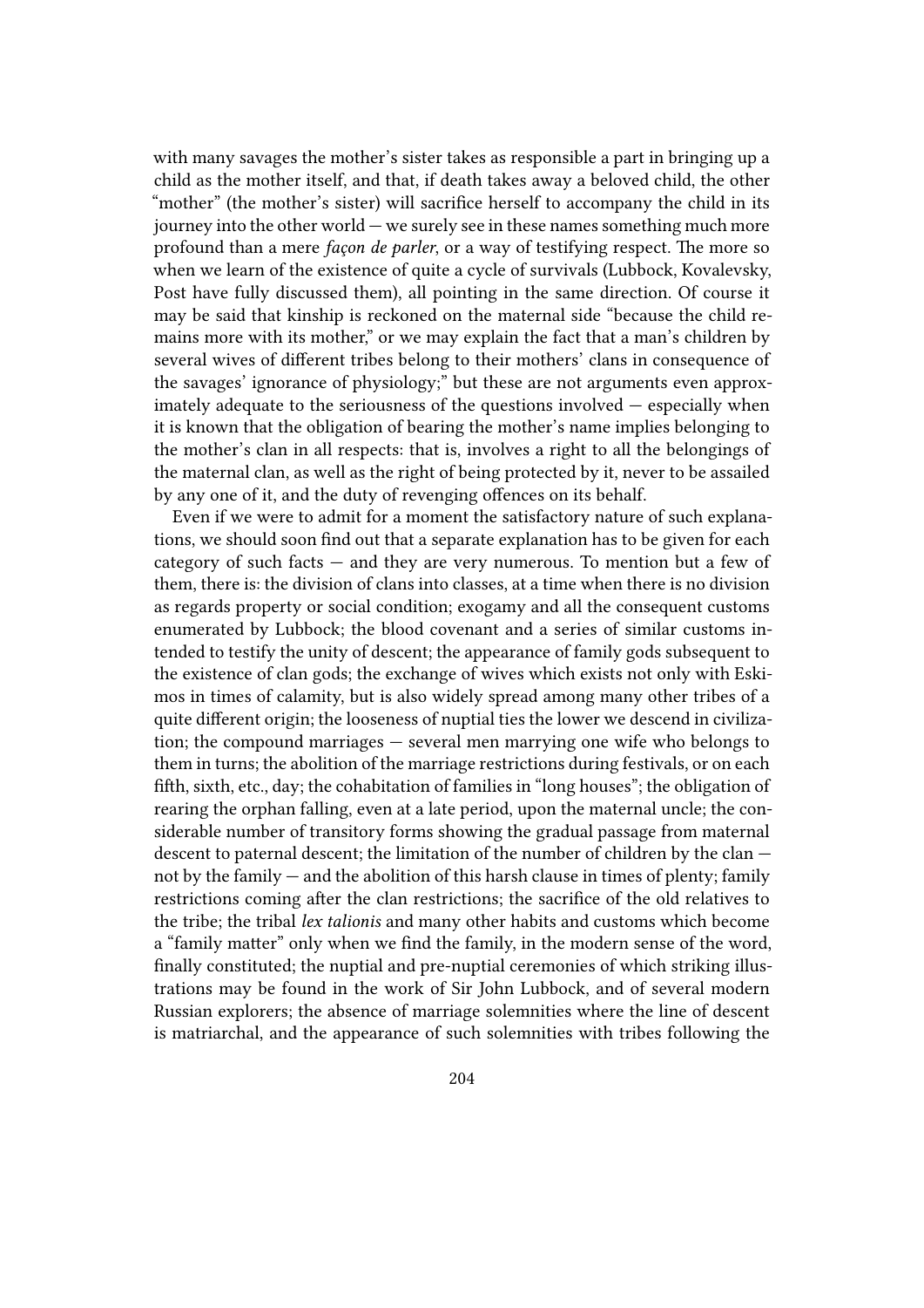with many savages the mother's sister takes as responsible a part in bringing up a child as the mother itself, and that, if death takes away a beloved child, the other "mother" (the mother's sister) will sacrifice herself to accompany the child in its journey into the other world — we surely see in these names something much more profound than a mere *façon de parler*, or a way of testifying respect. The more so when we learn of the existence of quite a cycle of survivals (Lubbock, Kovalevsky, Post have fully discussed them), all pointing in the same direction. Of course it may be said that kinship is reckoned on the maternal side "because the child remains more with its mother," or we may explain the fact that a man's children by several wives of different tribes belong to their mothers' clans in consequence of the savages' ignorance of physiology;" but these are not arguments even approximately adequate to the seriousness of the questions involved — especially when it is known that the obligation of bearing the mother's name implies belonging to the mother's clan in all respects: that is, involves a right to all the belongings of the maternal clan, as well as the right of being protected by it, never to be assailed by any one of it, and the duty of revenging offences on its behalf.

Even if we were to admit for a moment the satisfactory nature of such explanations, we should soon find out that a separate explanation has to be given for each category of such facts — and they are very numerous. To mention but a few of them, there is: the division of clans into classes, at a time when there is no division as regards property or social condition; exogamy and all the consequent customs enumerated by Lubbock; the blood covenant and a series of similar customs intended to testify the unity of descent; the appearance of family gods subsequent to the existence of clan gods; the exchange of wives which exists not only with Eskimos in times of calamity, but is also widely spread among many other tribes of a quite different origin; the looseness of nuptial ties the lower we descend in civilization; the compound marriages — several men marrying one wife who belongs to them in turns; the abolition of the marriage restrictions during festivals, or on each fifth, sixth, etc., day; the cohabitation of families in "long houses"; the obligation of rearing the orphan falling, even at a late period, upon the maternal uncle; the considerable number of transitory forms showing the gradual passage from maternal descent to paternal descent; the limitation of the number of children by the clan — not by the family — and the abolition of this harsh clause in times of plenty; family restrictions coming after the clan restrictions; the sacrifice of the old relatives to the tribe; the tribal *lex talionis* and many other habits and customs which become a "family matter" only when we find the family, in the modern sense of the word, finally constituted; the nuptial and pre-nuptial ceremonies of which striking illustrations may be found in the work of Sir John Lubbock, and of several modern Russian explorers; the absence of marriage solemnities where the line of descent is matriarchal, and the appearance of such solemnities with tribes following the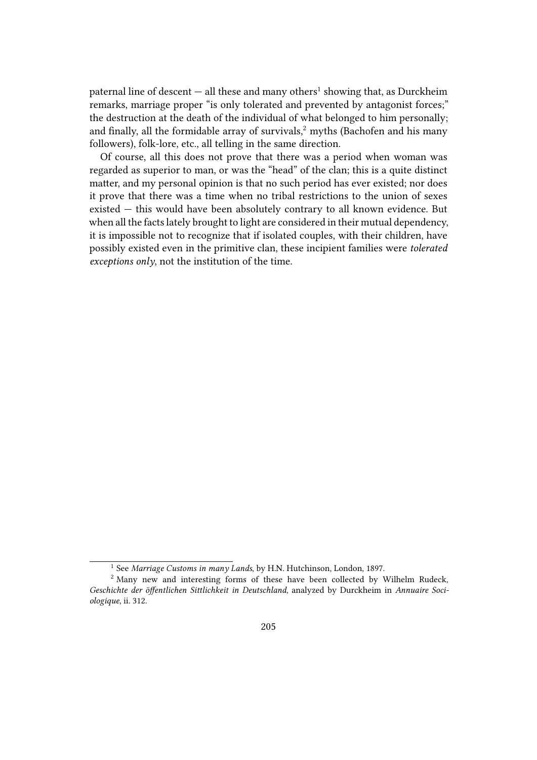paternal line of descent — all these and many others[1] showing that, as Durckheim remarks, marriage proper "is only tolerated and prevented by antagonist forces;" the destruction at the death of the individual of what belonged to him personally; and finally, all the formidable array of survivals,[2] myths (Bachofen and his many followers), folk-lore, etc., all telling in the same direction.

Of course, all this does not prove that there was a period when woman was regarded as superior to man, or was the "head" of the clan; this is a quite distinct matter, and my personal opinion is that no such period has ever existed; nor does it prove that there was a time when no tribal restrictions to the union of sexes existed — this would have been absolutely contrary to all known evidence. But when all the facts lately brought to light are considered in their mutual dependency, it is impossible not to recognize that if isolated couples, with their children, have possibly existed even in the primitive clan, these incipient families were *tolerated exceptions only*, not the institution of the time.

---

[1] See *Marriage Customs in many Lands*, by H.N. Hutchinson, London, 1897.

[2] Many new and interesting forms of these have been collected by Wilhelm Rudeck, *Geschichte der öffentlichen Sittlichkeit in Deutschland*, analyzed by Durckheim in *Annuaire Sociologique*, ii. 312.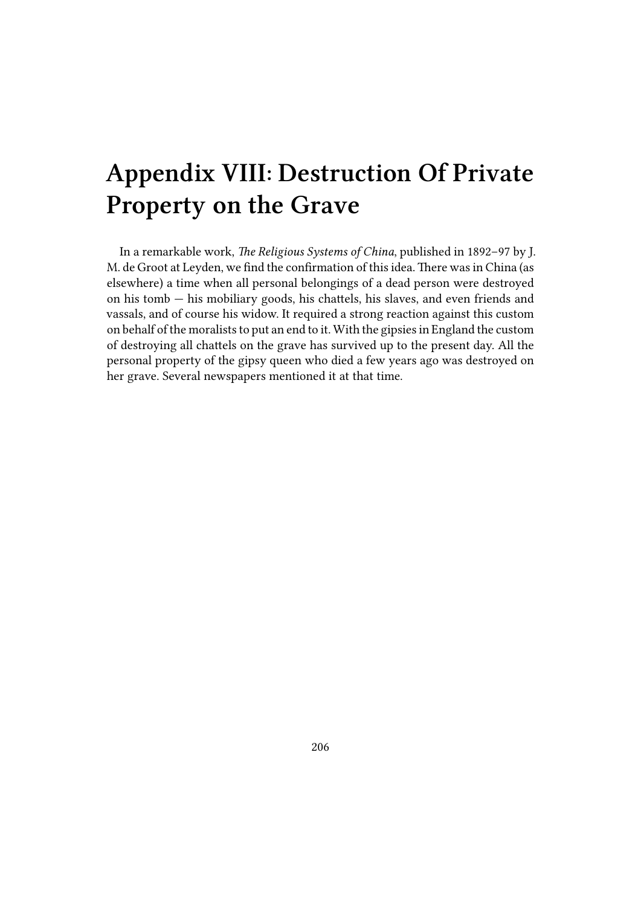# Appendix VIII: Destruction Of Private Property on the Grave

In a remarkable work, *The Religious Systems of China*, published in 1892–97 by J. M. de Groot at Leyden, we find the confirmation of this idea. There was in China (as elsewhere) a time when all personal belongings of a dead person were destroyed on his tomb — his mobiliary goods, his chattels, his slaves, and even friends and vassals, and of course his widow. It required a strong reaction against this custom on behalf of the moralists to put an end to it. With the gipsies in England the custom of destroying all chattels on the grave has survived up to the present day. All the personal property of the gipsy queen who died a few years ago was destroyed on her grave. Several newspapers mentioned it at that time.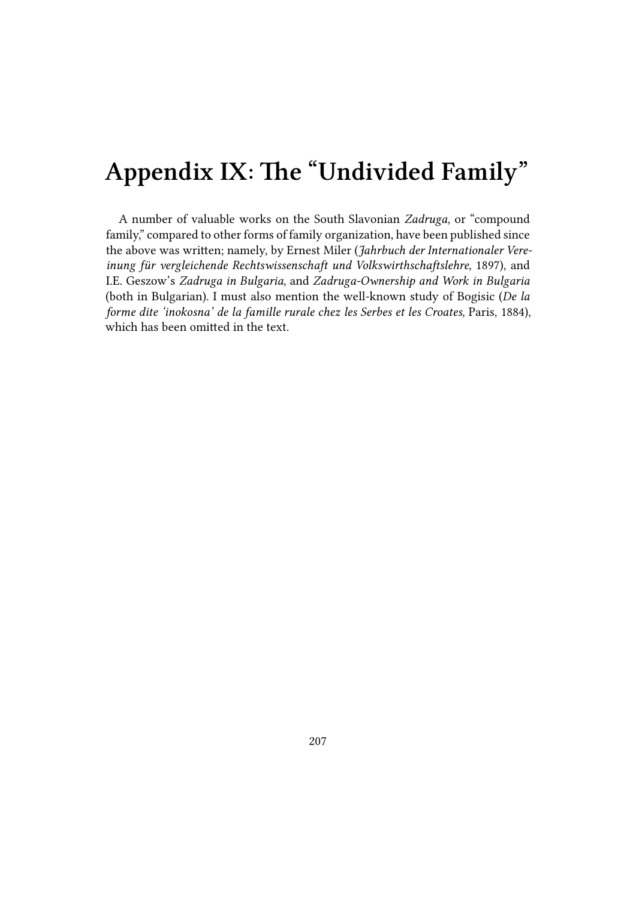# Appendix IX: The "Undivided Family"

A number of valuable works on the South Slavonian *Zadruga*, or "compound family," compared to other forms of family organization, have been published since the above was written; namely, by Ernest Miler (*Jahrbuch der Internationaler Vereinung für vergleichende Rechtswissenschaft und Volkswirthschaftslehre*, 1897), and I.E. Geszow's *Zadruga in Bulgaria*, and *Zadruga-Ownership and Work in Bulgaria* (both in Bulgarian). I must also mention the well-known study of Bogisic (*De la forme dite 'inokosna' de la famille rurale chez les Serbes et les Croates*, Paris, 1884), which has been omitted in the text.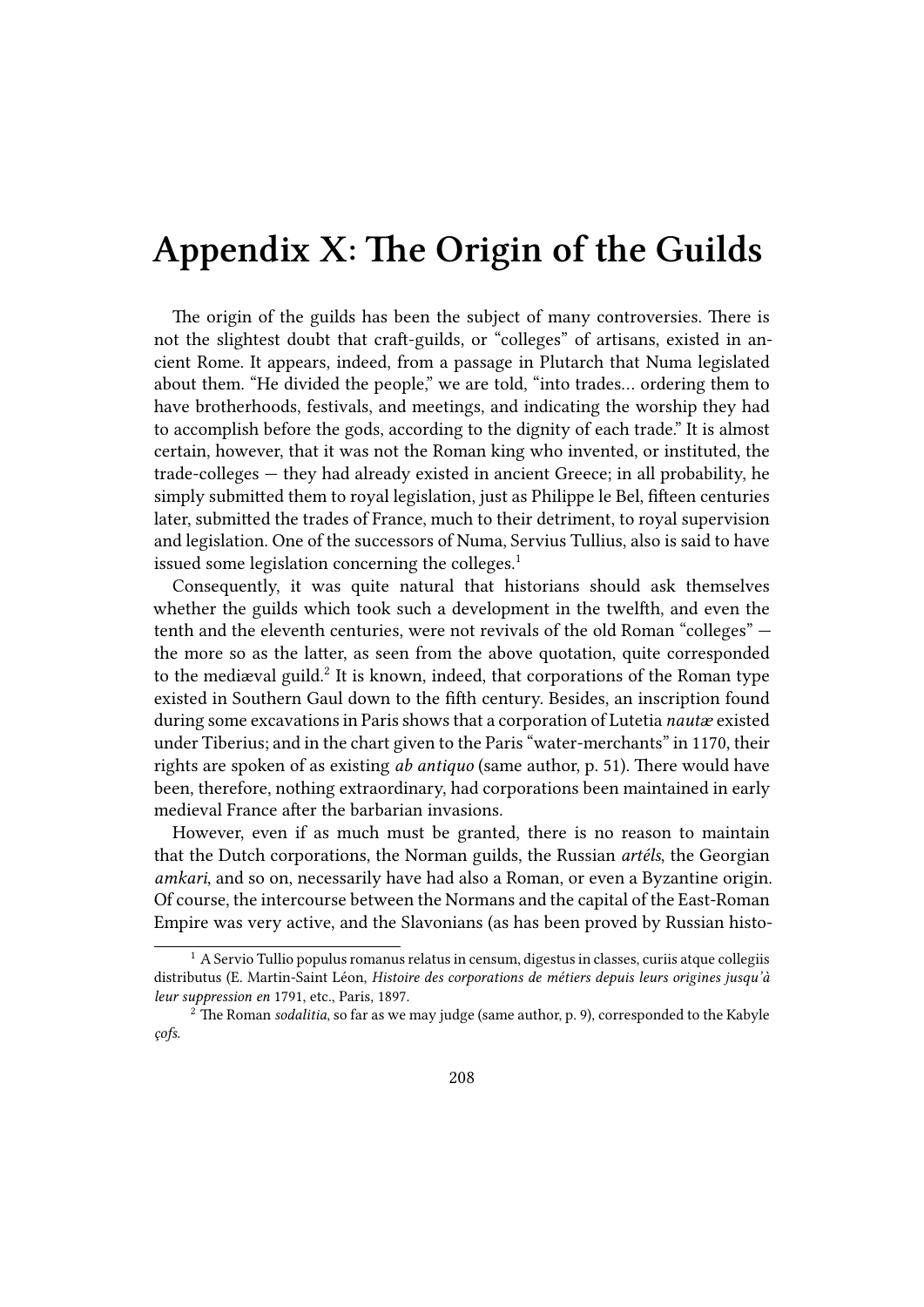# Appendix X: The Origin of the Guilds

The origin of the guilds has been the subject of many controversies. There is not the slightest doubt that craft-guilds, or "colleges" of artisans, existed in ancient Rome. It appears, indeed, from a passage in Plutarch that Numa legislated about them. "He divided the people," we are told, "into trades… ordering them to have brotherhoods, festivals, and meetings, and indicating the worship they had to accomplish before the gods, according to the dignity of each trade." It is almost certain, however, that it was not the Roman king who invented, or instituted, the trade-colleges — they had already existed in ancient Greece; in all probability, he simply submitted them to royal legislation, just as Philippe le Bel, fifteen centuries later, submitted the trades of France, much to their detriment, to royal supervision and legislation. One of the successors of Numa, Servius Tullius, also is said to have issued some legislation concerning the colleges.[1]

Consequently, it was quite natural that historians should ask themselves whether the guilds which took such a development in the twelfth, and even the tenth and the eleventh centuries, were not revivals of the old Roman "colleges" — the more so as the latter, as seen from the above quotation, quite corresponded to the mediæval guild.[2] It is known, indeed, that corporations of the Roman type existed in Southern Gaul down to the fifth century. Besides, an inscription found during some excavations in Paris shows that a corporation of Lutetia *nautæ* existed under Tiberius; and in the chart given to the Paris "water-merchants" in 1170, their rights are spoken of as existing *ab antiquo* (same author, p. 51). There would have been, therefore, nothing extraordinary, had corporations been maintained in early medieval France after the barbarian invasions.

However, even if as much must be granted, there is no reason to maintain that the Dutch corporations, the Norman guilds, the Russian *artéls*, the Georgian *amkari*, and so on, necessarily have had also a Roman, or even a Byzantine origin. Of course, the intercourse between the Normans and the capital of the East-Roman Empire was very active, and the Slavonians (as has been proved by Russian histo-

[1] A Servio Tullio populus romanus relatus in censum, digestus in classes, curiis atque collegiis distributus (E. Martin-Saint Léon, *Histoire des corporations de métiers depuis leurs origines jusqu'à leur suppression en* 1791, etc., Paris, 1897.

[2] The Roman *sodalitia*, so far as we may judge (same author, p. 9), corresponded to the Kabyle *çofs*.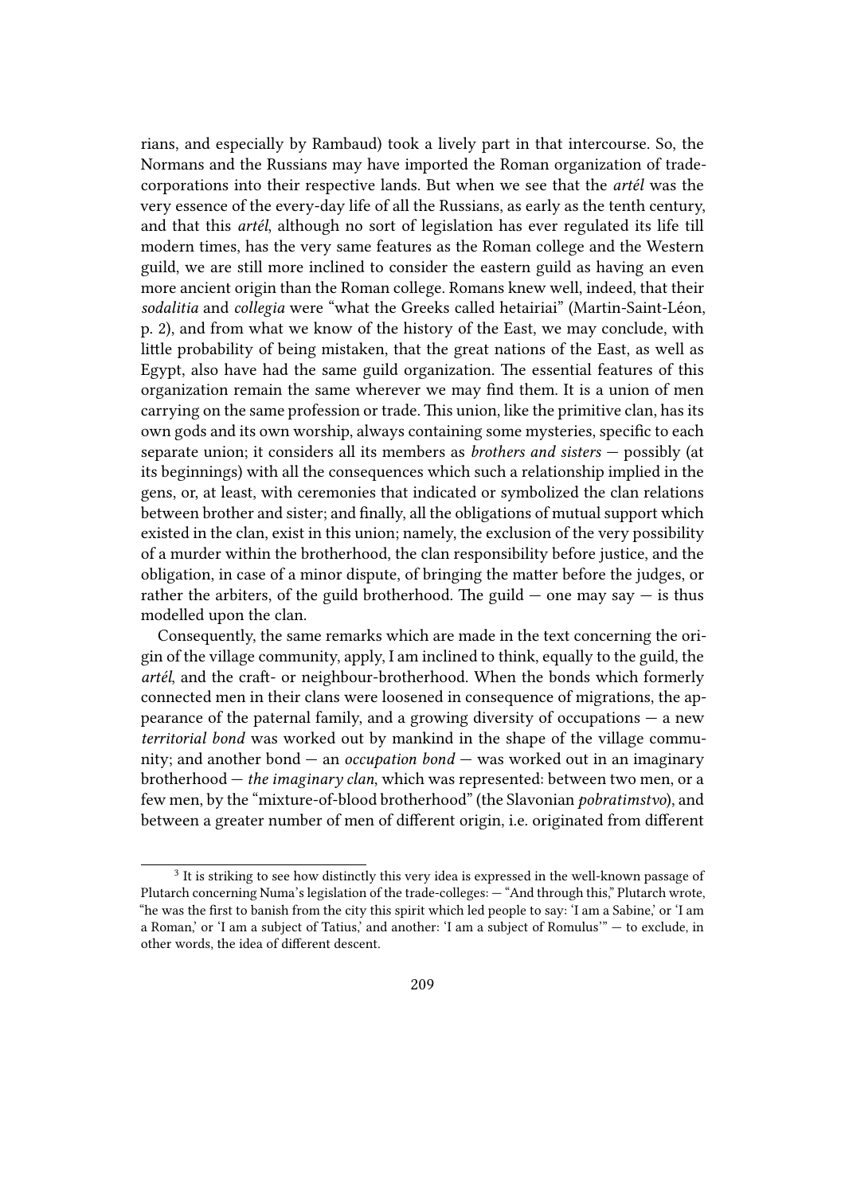rians, and especially by Rambaud) took a lively part in that intercourse. So, the Normans and the Russians may have imported the Roman organization of trade-corporations into their respective lands. But when we see that the *artél* was the very essence of the every-day life of all the Russians, as early as the tenth century, and that this *artél*, although no sort of legislation has ever regulated its life till modern times, has the very same features as the Roman college and the Western guild, we are still more inclined to consider the eastern guild as having an even more ancient origin than the Roman college. Romans knew well, indeed, that their *sodalitia* and *collegia* were "what the Greeks called hetairiai" (Martin-Saint-Léon, p. 2), and from what we know of the history of the East, we may conclude, with little probability of being mistaken, that the great nations of the East, as well as Egypt, also have had the same guild organization. The essential features of this organization remain the same wherever we may find them. It is a union of men carrying on the same profession or trade. This union, like the primitive clan, has its own gods and its own worship, always containing some mysteries, specific to each separate union; it considers all its members as *brothers and sisters* — possibly (at its beginnings) with all the consequences which such a relationship implied in the gens, or, at least, with ceremonies that indicated or symbolized the clan relations between brother and sister; and finally, all the obligations of mutual support which existed in the clan, exist in this union; namely, the exclusion of the very possibility of a murder within the brotherhood, the clan responsibility before justice, and the obligation, in case of a minor dispute, of bringing the matter before the judges, or rather the arbiters, of the guild brotherhood. The guild — one may say — is thus modelled upon the clan.

Consequently, the same remarks which are made in the text concerning the origin of the village community, apply, I am inclined to think, equally to the guild, the *artél*, and the craft- or neighbour-brotherhood. When the bonds which formerly connected men in their clans were loosened in consequence of migrations, the appearance of the paternal family, and a growing diversity of occupations — a new *territorial bond* was worked out by mankind in the shape of the village community; and another bond — an *occupation bond* — was worked out in an imaginary brotherhood — *the imaginary clan*, which was represented: between two men, or a few men, by the "mixture-of-blood brotherhood" (the Slavonian *pobratimstvo*), and between a greater number of men of different origin, i.e. originated from different

[3] It is striking to see how distinctly this very idea is expressed in the well-known passage of Plutarch concerning Numa's legislation of the trade-colleges: — "And through this," Plutarch wrote, "he was the first to banish from the city this spirit which led people to say: 'I am a Sabine,' or 'I am a Roman,' or 'I am a subject of Tatius,' and another: 'I am a subject of Romulus'" — to exclude, in other words, the idea of different descent.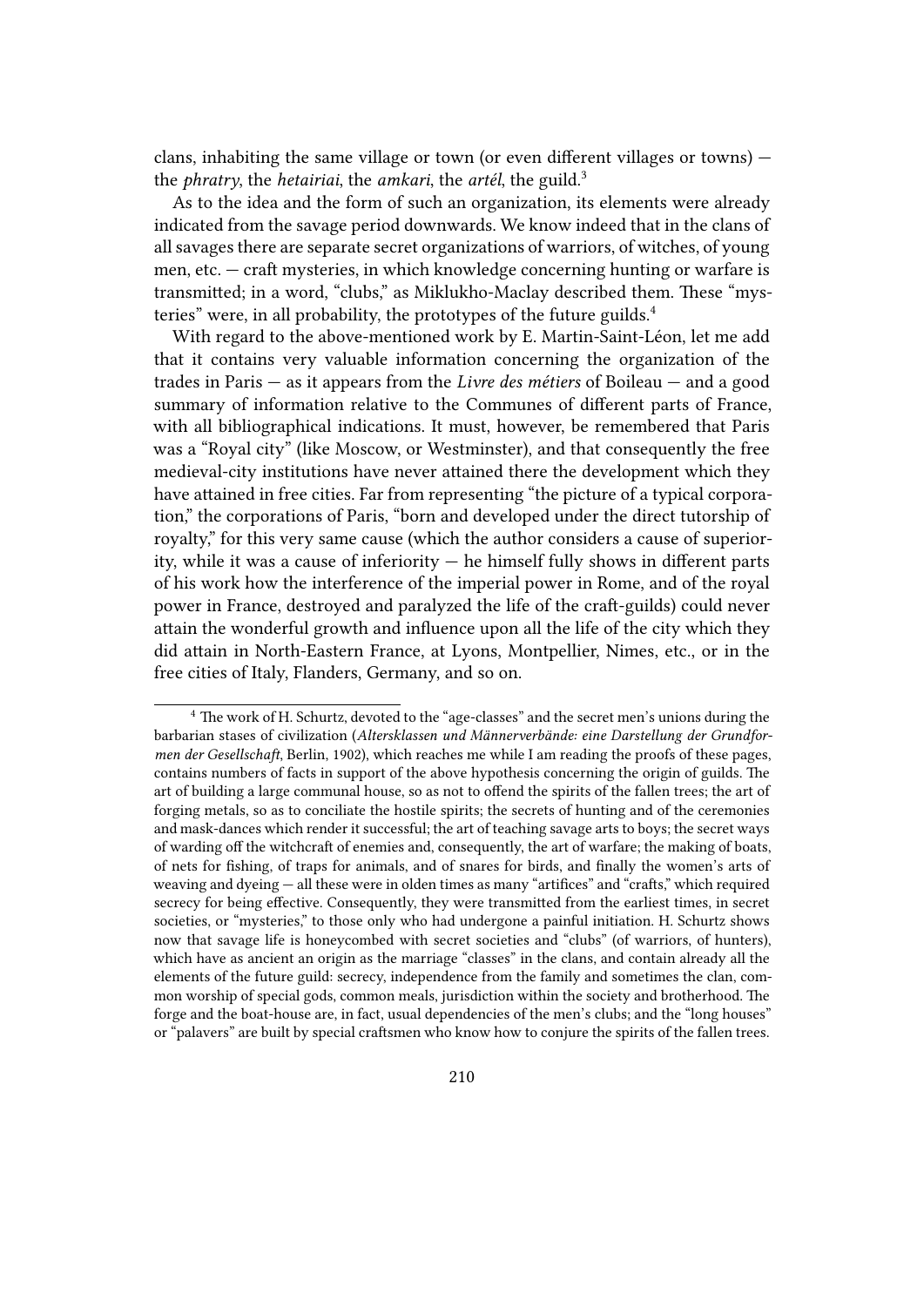clans, inhabiting the same village or town (or even different villages or towns) — the *phratry*, the *hetairiai*, the *amkari*, the *artél*, the guild.[3]

As to the idea and the form of such an organization, its elements were already indicated from the savage period downwards. We know indeed that in the clans of all savages there are separate secret organizations of warriors, of witches, of young men, etc. — craft mysteries, in which knowledge concerning hunting or warfare is transmitted; in a word, "clubs," as Miklukho-Maclay described them. These "mysteries" were, in all probability, the prototypes of the future guilds.[4]

With regard to the above-mentioned work by E. Martin-Saint-Léon, let me add that it contains very valuable information concerning the organization of the trades in Paris — as it appears from the *Livre des métiers* of Boileau — and a good summary of information relative to the Communes of different parts of France, with all bibliographical indications. It must, however, be remembered that Paris was a "Royal city" (like Moscow, or Westminster), and that consequently the free medieval-city institutions have never attained there the development which they have attained in free cities. Far from representing "the picture of a typical corporation," the corporations of Paris, "born and developed under the direct tutorship of royalty," for this very same cause (which the author considers a cause of superiority, while it was a cause of inferiority — he himself fully shows in different parts of his work how the interference of the imperial power in Rome, and of the royal power in France, destroyed and paralyzed the life of the craft-guilds) could never attain the wonderful growth and influence upon all the life of the city which they did attain in North-Eastern France, at Lyons, Montpellier, Nimes, etc., or in the free cities of Italy, Flanders, Germany, and so on.

---

[4] The work of H. Schurtz, devoted to the "age-classes" and the secret men's unions during the barbarian stases of civilization (*Altersklassen und Männerverbände: eine Darstellung der Grundformen der Gesellschaft*, Berlin, 1902), which reaches me while I am reading the proofs of these pages, contains numbers of facts in support of the above hypothesis concerning the origin of guilds. The art of building a large communal house, so as not to offend the spirits of the fallen trees; the art of forging metals, so as to conciliate the hostile spirits; the secrets of hunting and of the ceremonies and mask-dances which render it successful; the art of teaching savage arts to boys; the secret ways of warding off the witchcraft of enemies and, consequently, the art of warfare; the making of boats, of nets for fishing, of traps for animals, and of snares for birds, and finally the women's arts of weaving and dyeing — all these were in olden times as many "artifices" and "crafts," which required secrecy for being effective. Consequently, they were transmitted from the earliest times, in secret societies, or "mysteries," to those only who had undergone a painful initiation. H. Schurtz shows now that savage life is honeycombed with secret societies and "clubs" (of warriors, of hunters), which have as ancient an origin as the marriage "classes" in the clans, and contain already all the elements of the future guild: secrecy, independence from the family and sometimes the clan, common worship of special gods, common meals, jurisdiction within the society and brotherhood. The forge and the boat-house are, in fact, usual dependencies of the men's clubs; and the "long houses" or "palavers" are built by special craftsmen who know how to conjure the spirits of the fallen trees.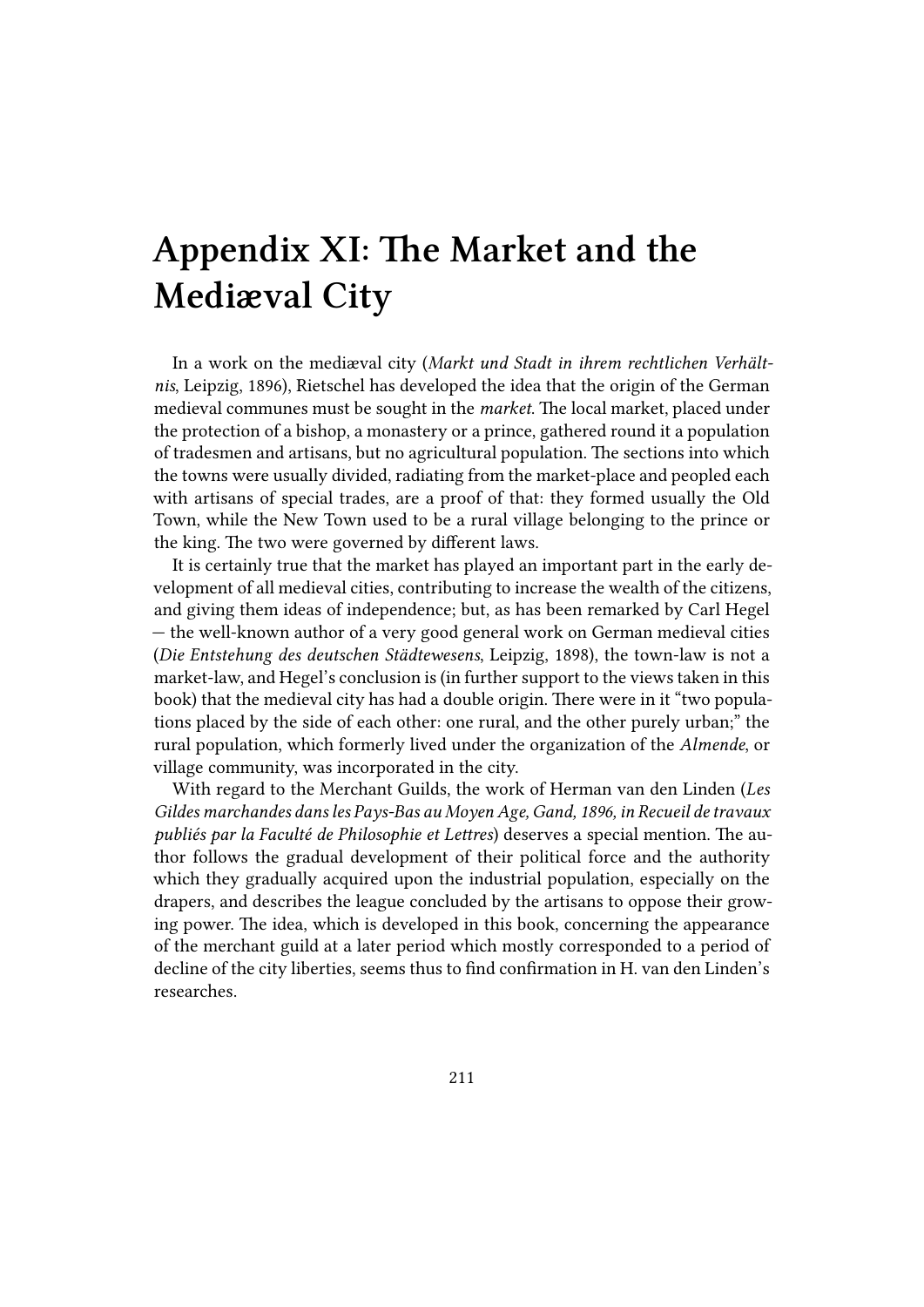# Appendix XI: The Market and the Mediæval City

In a work on the mediæval city (*Markt und Stadt in ihrem rechtlichen Verhältnis*, Leipzig, 1896), Rietschel has developed the idea that the origin of the German medieval communes must be sought in the *market*. The local market, placed under the protection of a bishop, a monastery or a prince, gathered round it a population of tradesmen and artisans, but no agricultural population. The sections into which the towns were usually divided, radiating from the market-place and peopled each with artisans of special trades, are a proof of that: they formed usually the Old Town, while the New Town used to be a rural village belonging to the prince or the king. The two were governed by different laws.

It is certainly true that the market has played an important part in the early development of all medieval cities, contributing to increase the wealth of the citizens, and giving them ideas of independence; but, as has been remarked by Carl Hegel — the well-known author of a very good general work on German medieval cities (*Die Entstehung des deutschen Städtewesens*, Leipzig, 1898), the town-law is not a market-law, and Hegel's conclusion is (in further support to the views taken in this book) that the medieval city has had a double origin. There were in it "two populations placed by the side of each other: one rural, and the other purely urban;" the rural population, which formerly lived under the organization of the *Almende*, or village community, was incorporated in the city.

With regard to the Merchant Guilds, the work of Herman van den Linden (*Les Gildes marchandes dans les Pays-Bas au Moyen Age, Gand, 1896, in Recueil de travaux publiés par la Faculté de Philosophie et Lettres*) deserves a special mention. The author follows the gradual development of their political force and the authority which they gradually acquired upon the industrial population, especially on the drapers, and describes the league concluded by the artisans to oppose their growing power. The idea, which is developed in this book, concerning the appearance of the merchant guild at a later period which mostly corresponded to a period of decline of the city liberties, seems thus to find confirmation in H. van den Linden's researches.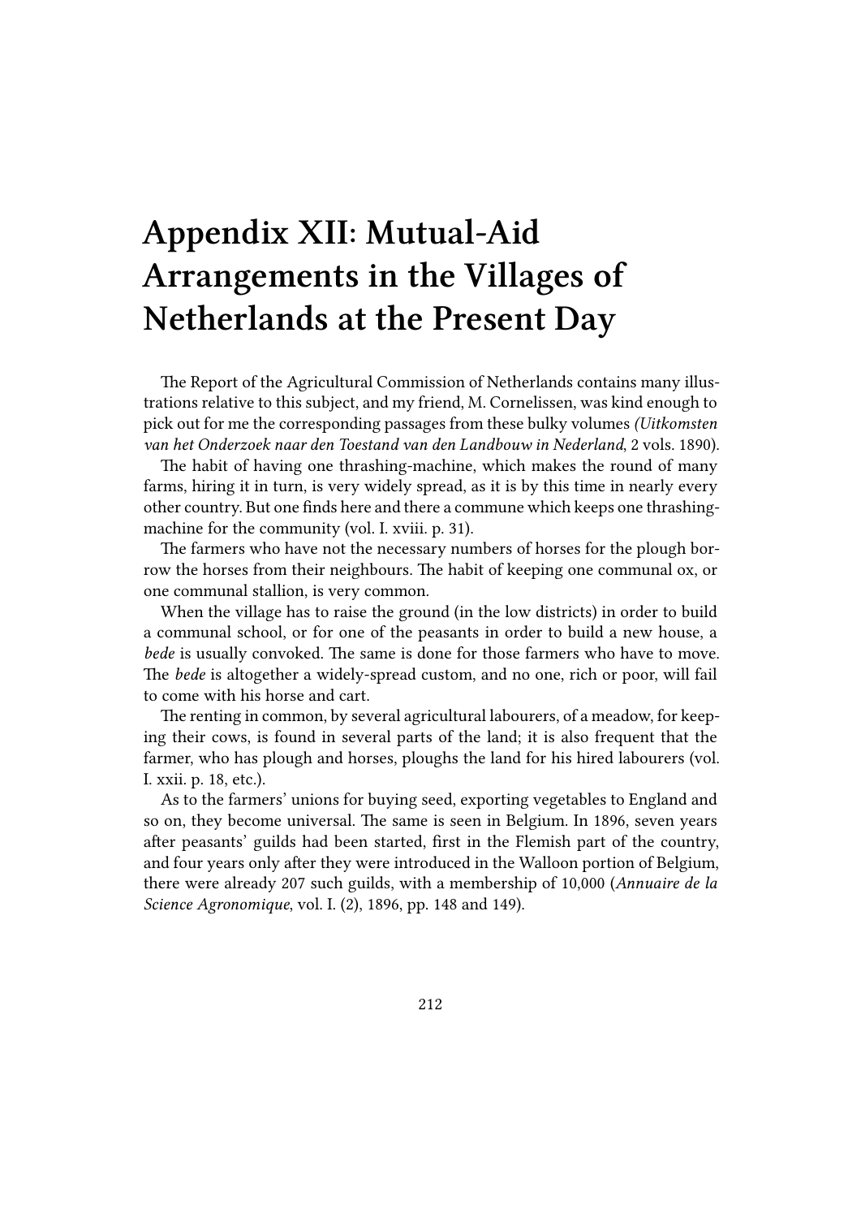# Appendix XII: Mutual-Aid Arrangements in the Villages of Netherlands at the Present Day

The Report of the Agricultural Commission of Netherlands contains many illustrations relative to this subject, and my friend, M. Cornelissen, was kind enough to pick out for me the corresponding passages from these bulky volumes *(Uitkomsten van het Onderzoek naar den Toestand van den Landbouw in Nederland,* 2 vols. 1890).

The habit of having one thrashing-machine, which makes the round of many farms, hiring it in turn, is very widely spread, as it is by this time in nearly every other country. But one finds here and there a commune which keeps one thrashing-machine for the community (vol. I. xviii. p. 31).

The farmers who have not the necessary numbers of horses for the plough borrow the horses from their neighbours. The habit of keeping one communal ox, or one communal stallion, is very common.

When the village has to raise the ground (in the low districts) in order to build a communal school, or for one of the peasants in order to build a new house, a *bede* is usually convoked. The same is done for those farmers who have to move. The *bede* is altogether a widely-spread custom, and no one, rich or poor, will fail to come with his horse and cart.

The renting in common, by several agricultural labourers, of a meadow, for keeping their cows, is found in several parts of the land; it is also frequent that the farmer, who has plough and horses, ploughs the land for his hired labourers (vol. I. xxii. p. 18, etc.).

As to the farmers' unions for buying seed, exporting vegetables to England and so on, they become universal. The same is seen in Belgium. In 1896, seven years after peasants' guilds had been started, first in the Flemish part of the country, and four years only after they were introduced in the Walloon portion of Belgium, there were already 207 such guilds, with a membership of 10,000 (*Annuaire de la Science Agronomique*, vol. I. (2), 1896, pp. 148 and 149).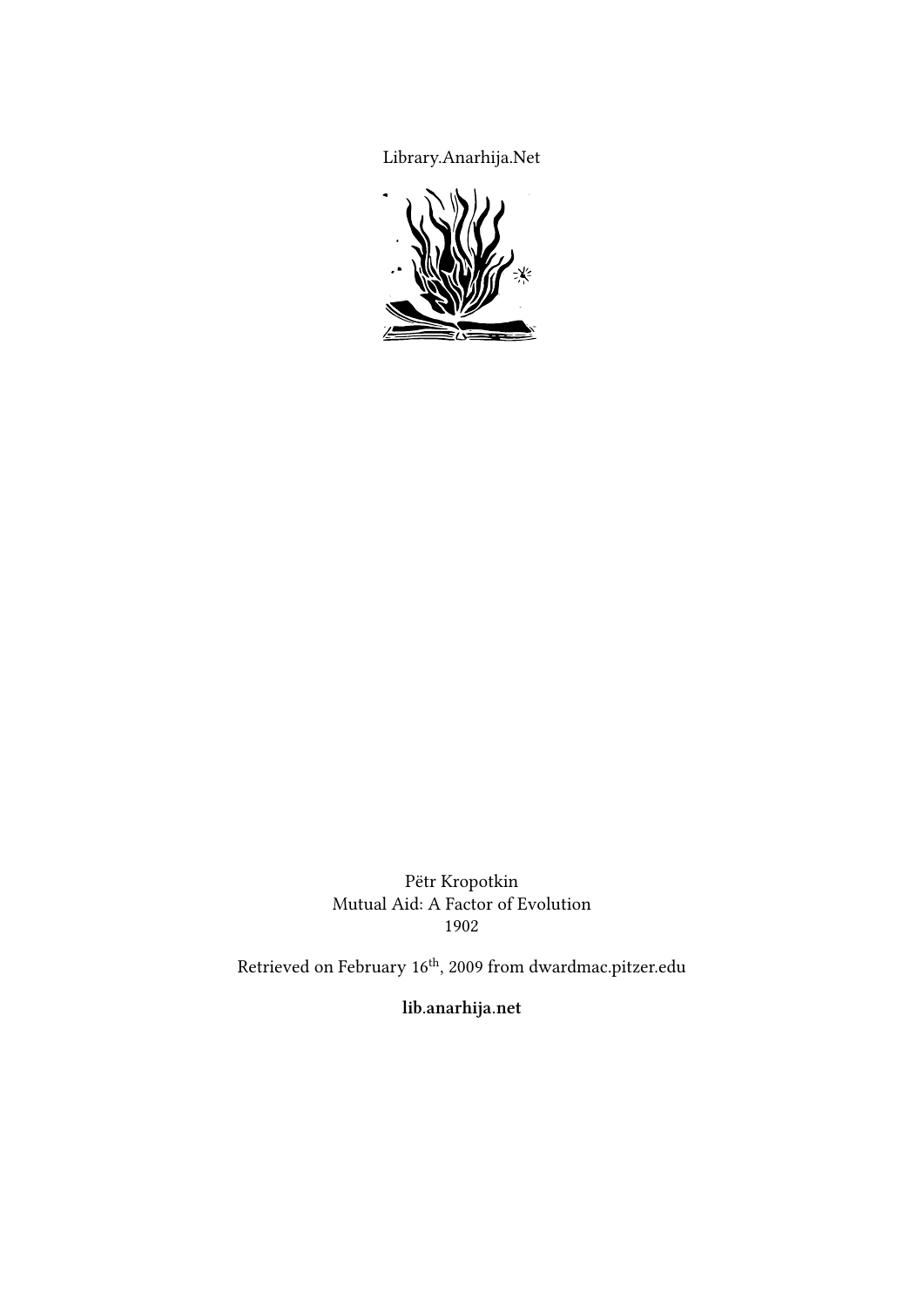Library.Anarhija.Net

Pëtr Kropotkin
Mutual Aid: A Factor of Evolution
1902

Retrieved on February 16th, 2009 from dwardmac.pitzer.edu

**lib.anarhija.net**